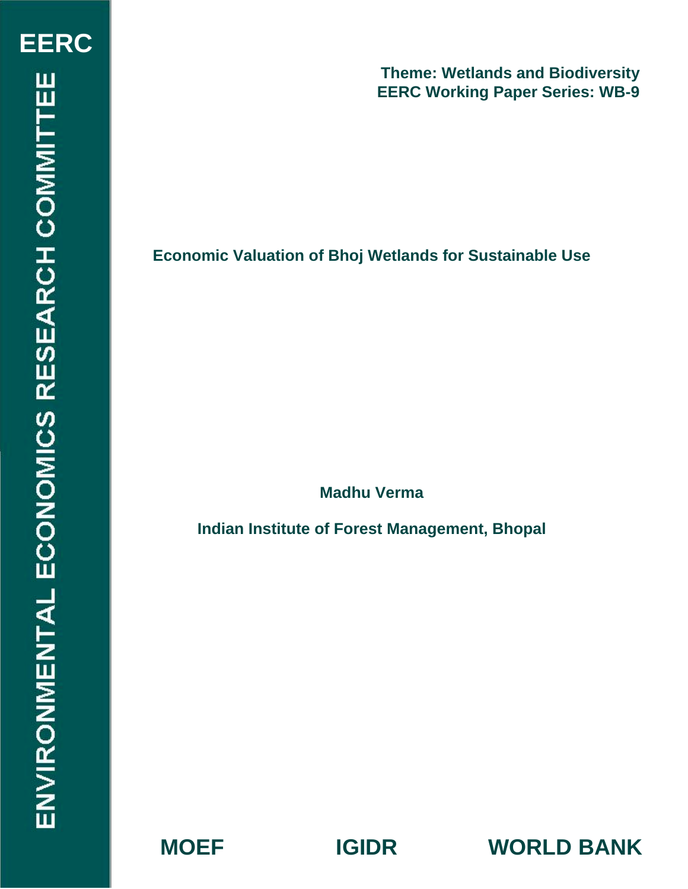EERC

ENVIRONMENTAL ECONOMICS RESEARCH COMMITTEE

**Theme: Wetlands and Biodiversity**
**EERC Working Paper Series: WB-9**

# Economic Valuation of Bhoj Wetlands for Sustainable Use

**Madhu Verma**

**Indian Institute of Forest Management, Bhopal**

**MOEF** **IGIDR** **WORLD BANK**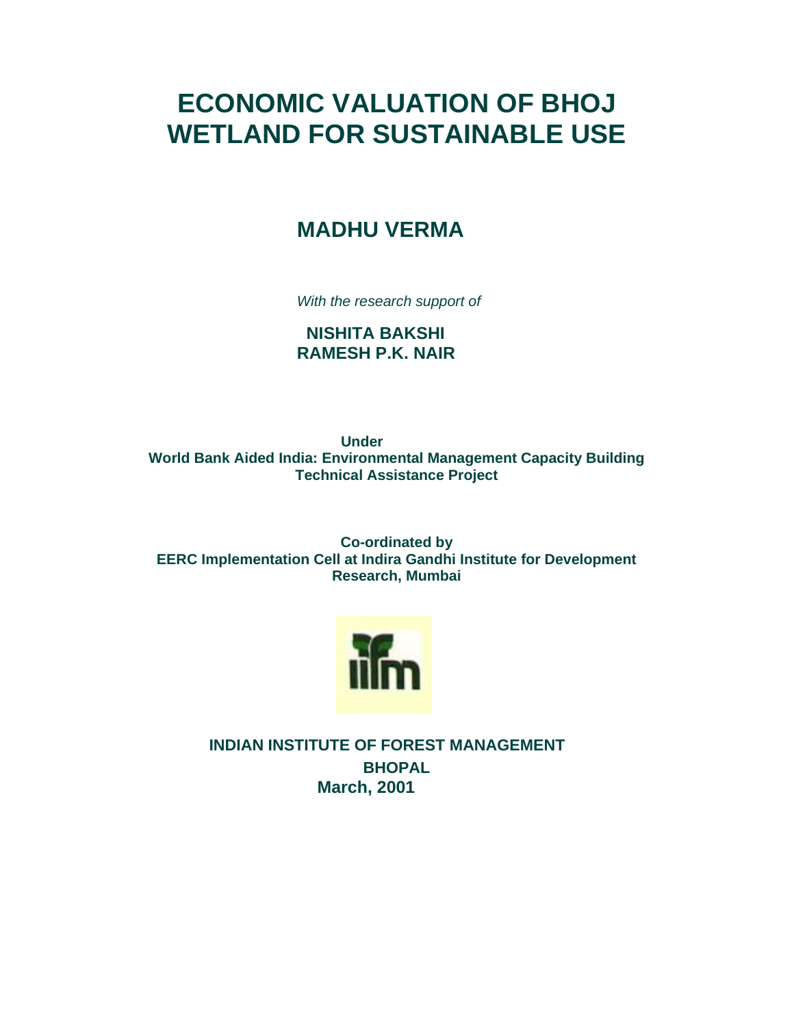# ECONOMIC VALUATION OF BHOJ WETLAND FOR SUSTAINABLE USE

## MADHU VERMA

*With the research support of*

**NISHITA BAKSHI**
**RAMESH P.K. NAIR**

**Under**
**World Bank Aided India: Environmental Management Capacity Building Technical Assistance Project**

**Co-ordinated by**
**EERC Implementation Cell at Indira Gandhi Institute for Development Research, Mumbai**

**INDIAN INSTITUTE OF FOREST MANAGEMENT**
**BHOPAL**
**March, 2001**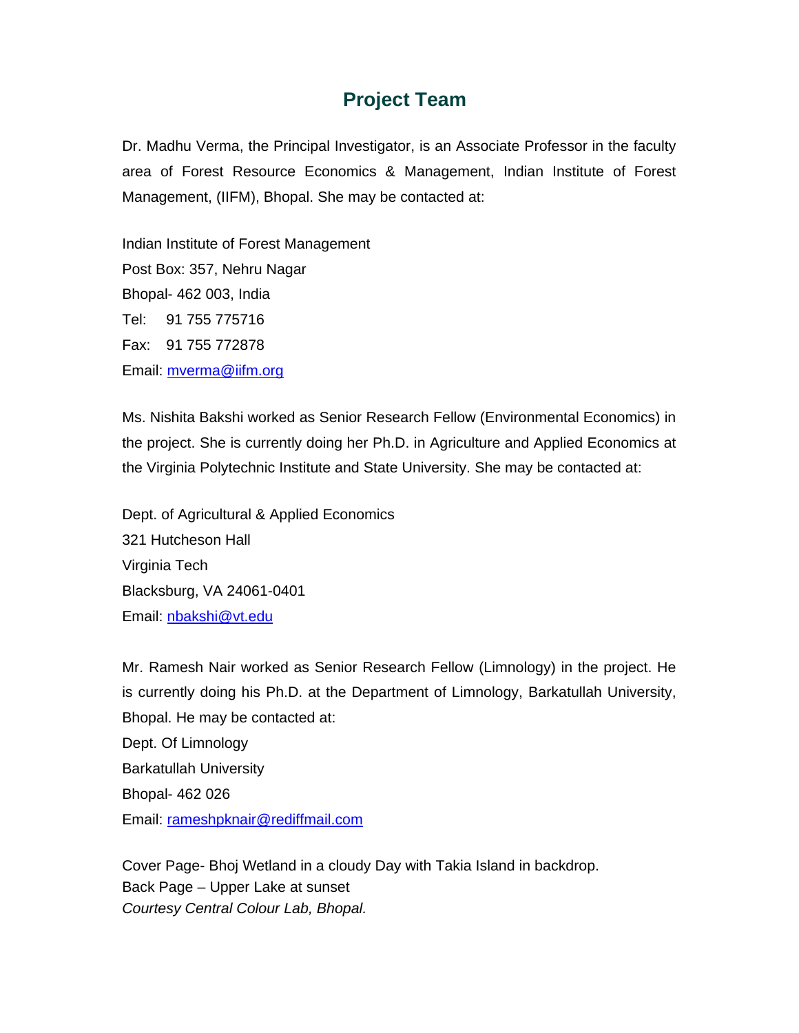# Project Team

Dr. Madhu Verma, the Principal Investigator, is an Associate Professor in the faculty area of Forest Resource Economics & Management, Indian Institute of Forest Management, (IIFM), Bhopal. She may be contacted at:

Indian Institute of Forest Management  
Post Box: 357, Nehru Nagar  
Bhopal- 462 003, India  
Tel: 91 755 775716  
Fax: 91 755 772878  
Email: mverma@iifm.org

Ms. Nishita Bakshi worked as Senior Research Fellow (Environmental Economics) in the project. She is currently doing her Ph.D. in Agriculture and Applied Economics at the Virginia Polytechnic Institute and State University. She may be contacted at:

Dept. of Agricultural & Applied Economics  
321 Hutcheson Hall  
Virginia Tech  
Blacksburg, VA 24061-0401  
Email: nbakshi@vt.edu

Mr. Ramesh Nair worked as Senior Research Fellow (Limnology) in the project. He is currently doing his Ph.D. at the Department of Limnology, Barkatullah University, Bhopal. He may be contacted at:  
Dept. Of Limnology  
Barkatullah University  
Bhopal- 462 026  
Email: rameshpknair@rediffmail.com

Cover Page- Bhoj Wetland in a cloudy Day with Takia Island in backdrop.  
Back Page – Upper Lake at sunset  
*Courtesy Central Colour Lab, Bhopal.*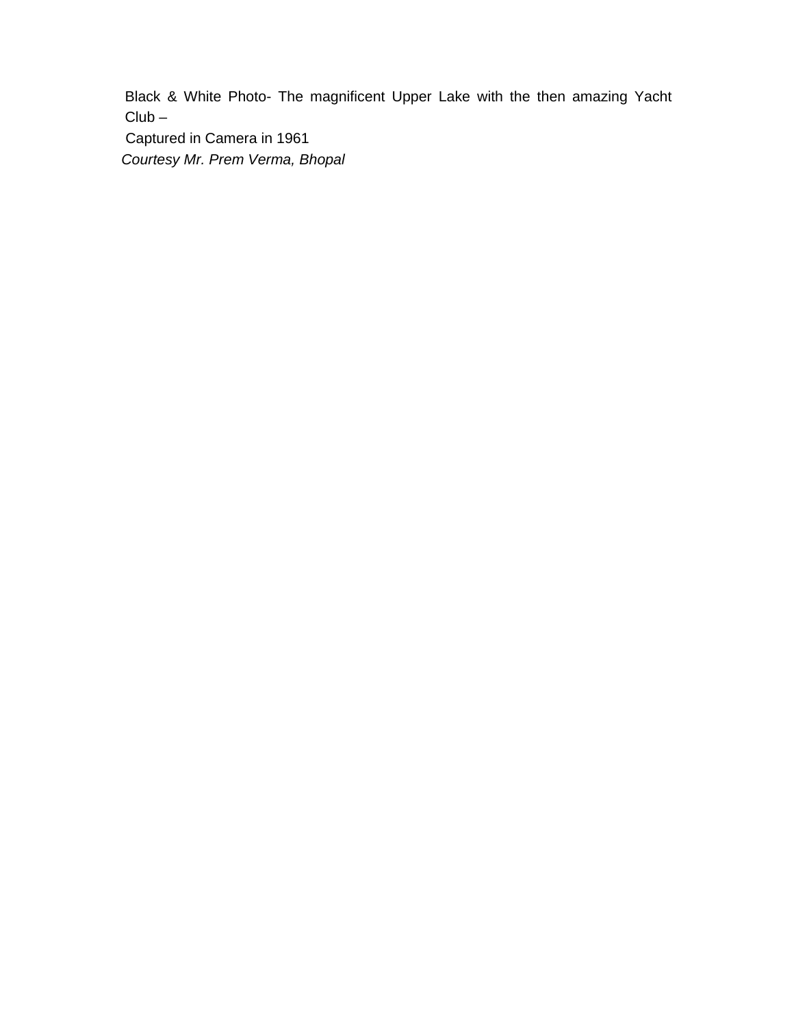Black & White Photo- The magnificent Upper Lake with the then amazing Yacht Club –

Captured in Camera in 1961

*Courtesy Mr. Prem Verma, Bhopal*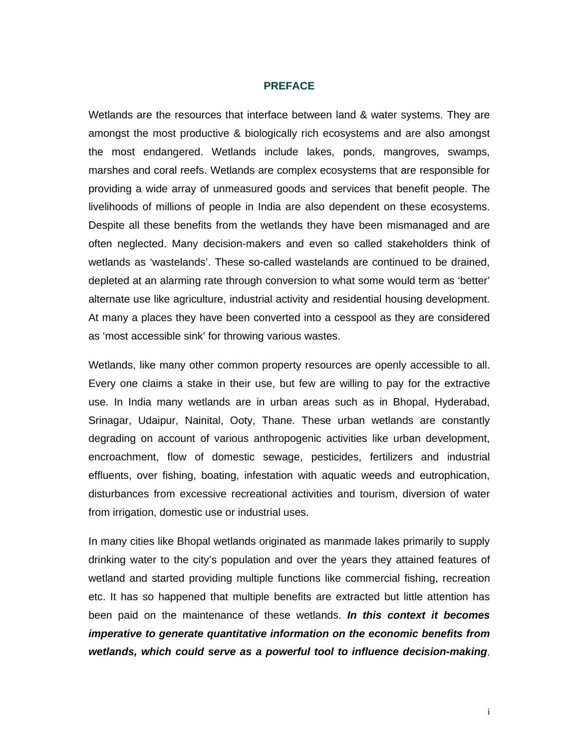# PREFACE

Wetlands are the resources that interface between land & water systems. They are amongst the most productive & biologically rich ecosystems and are also amongst the most endangered. Wetlands include lakes, ponds, mangroves, swamps, marshes and coral reefs. Wetlands are complex ecosystems that are responsible for providing a wide array of unmeasured goods and services that benefit people. The livelihoods of millions of people in India are also dependent on these ecosystems. Despite all these benefits from the wetlands they have been mismanaged and are often neglected. Many decision-makers and even so called stakeholders think of wetlands as 'wastelands'. These so-called wastelands are continued to be drained, depleted at an alarming rate through conversion to what some would term as 'better' alternate use like agriculture, industrial activity and residential housing development. At many a places they have been converted into a cesspool as they are considered as 'most accessible sink' for throwing various wastes.

Wetlands, like many other common property resources are openly accessible to all. Every one claims a stake in their use, but few are willing to pay for the extractive use. In India many wetlands are in urban areas such as in Bhopal, Hyderabad, Srinagar, Udaipur, Nainital, Ooty, Thane. These urban wetlands are constantly degrading on account of various anthropogenic activities like urban development, encroachment, flow of domestic sewage, pesticides, fertilizers and industrial effluents, over fishing, boating, infestation with aquatic weeds and eutrophication, disturbances from excessive recreational activities and tourism, diversion of water from irrigation, domestic use or industrial uses.

In many cities like Bhopal wetlands originated as manmade lakes primarily to supply drinking water to the city's population and over the years they attained features of wetland and started providing multiple functions like commercial fishing, recreation etc. It has so happened that multiple benefits are extracted but little attention has been paid on the maintenance of these wetlands. ***In this context it becomes imperative to generate quantitative information on the economic benefits from wetlands, which could serve as a powerful tool to influence decision-making***.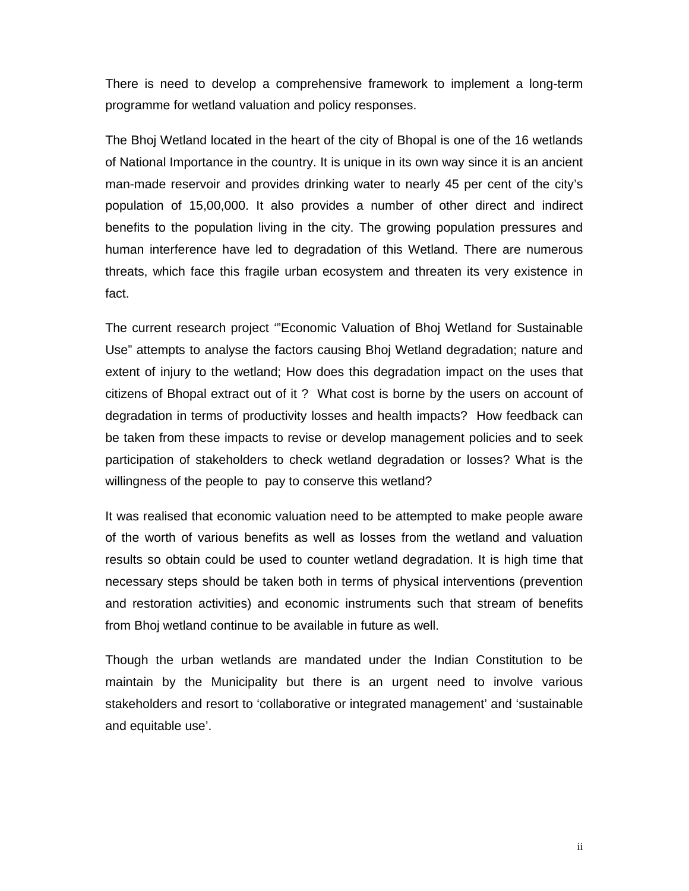There is need to develop a comprehensive framework to implement a long-term programme for wetland valuation and policy responses.

The Bhoj Wetland located in the heart of the city of Bhopal is one of the 16 wetlands of National Importance in the country. It is unique in its own way since it is an ancient man-made reservoir and provides drinking water to nearly 45 per cent of the city's population of 15,00,000. It also provides a number of other direct and indirect benefits to the population living in the city. The growing population pressures and human interference have led to degradation of this Wetland. There are numerous threats, which face this fragile urban ecosystem and threaten its very existence in fact.

The current research project '"Economic Valuation of Bhoj Wetland for Sustainable Use" attempts to analyse the factors causing Bhoj Wetland degradation; nature and extent of injury to the wetland; How does this degradation impact on the uses that citizens of Bhopal extract out of it ? What cost is borne by the users on account of degradation in terms of productivity losses and health impacts? How feedback can be taken from these impacts to revise or develop management policies and to seek participation of stakeholders to check wetland degradation or losses? What is the willingness of the people to pay to conserve this wetland?

It was realised that economic valuation need to be attempted to make people aware of the worth of various benefits as well as losses from the wetland and valuation results so obtain could be used to counter wetland degradation. It is high time that necessary steps should be taken both in terms of physical interventions (prevention and restoration activities) and economic instruments such that stream of benefits from Bhoj wetland continue to be available in future as well.

Though the urban wetlands are mandated under the Indian Constitution to be maintain by the Municipality but there is an urgent need to involve various stakeholders and resort to 'collaborative or integrated management' and 'sustainable and equitable use'.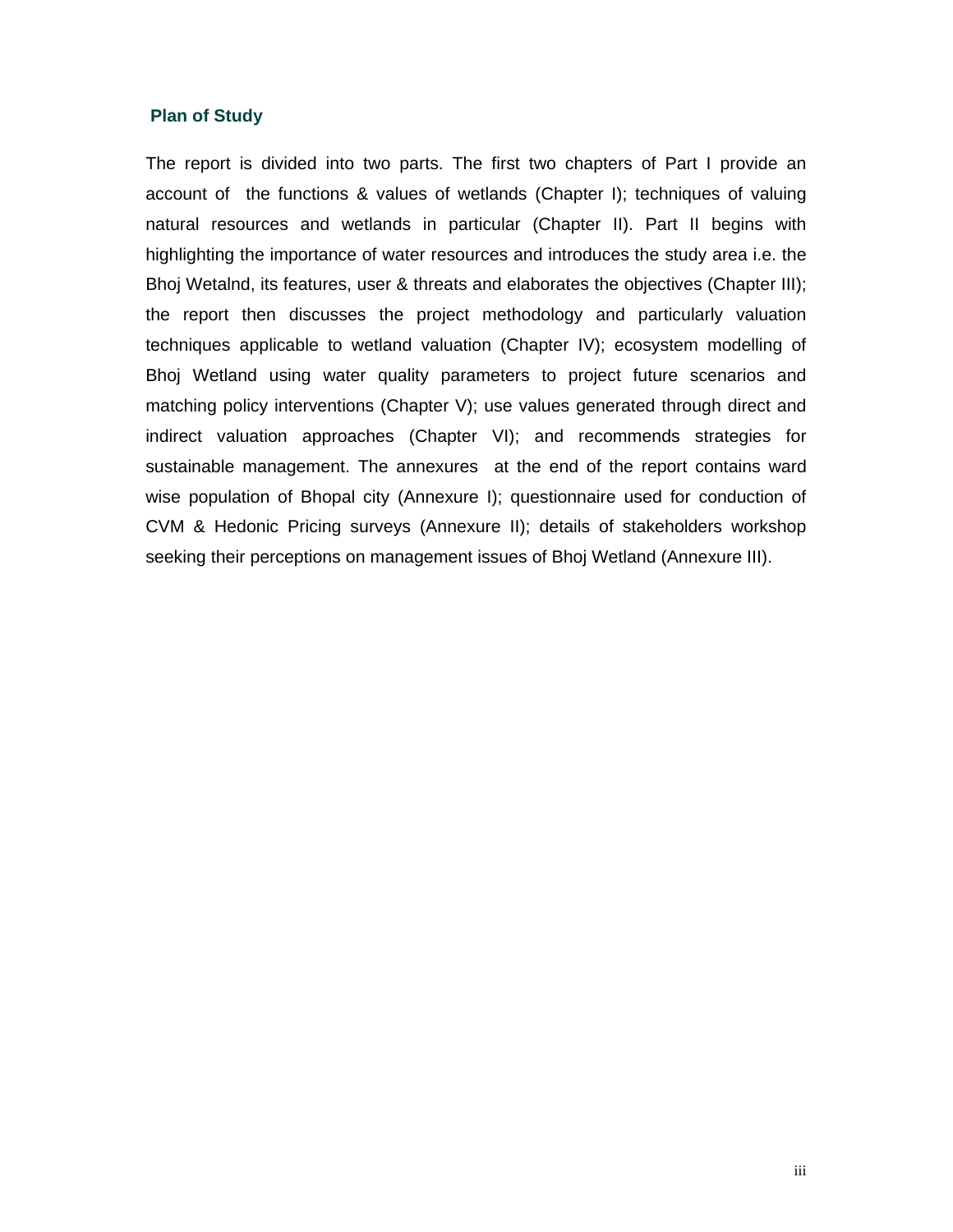## Plan of Study

The report is divided into two parts. The first two chapters of Part I provide an account of the functions & values of wetlands (Chapter I); techniques of valuing natural resources and wetlands in particular (Chapter II). Part II begins with highlighting the importance of water resources and introduces the study area i.e. the Bhoj Wetalnd, its features, user & threats and elaborates the objectives (Chapter III); the report then discusses the project methodology and particularly valuation techniques applicable to wetland valuation (Chapter IV); ecosystem modelling of Bhoj Wetland using water quality parameters to project future scenarios and matching policy interventions (Chapter V); use values generated through direct and indirect valuation approaches (Chapter VI); and recommends strategies for sustainable management. The annexures at the end of the report contains ward wise population of Bhopal city (Annexure I); questionnaire used for conduction of CVM & Hedonic Pricing surveys (Annexure II); details of stakeholders workshop seeking their perceptions on management issues of Bhoj Wetland (Annexure III).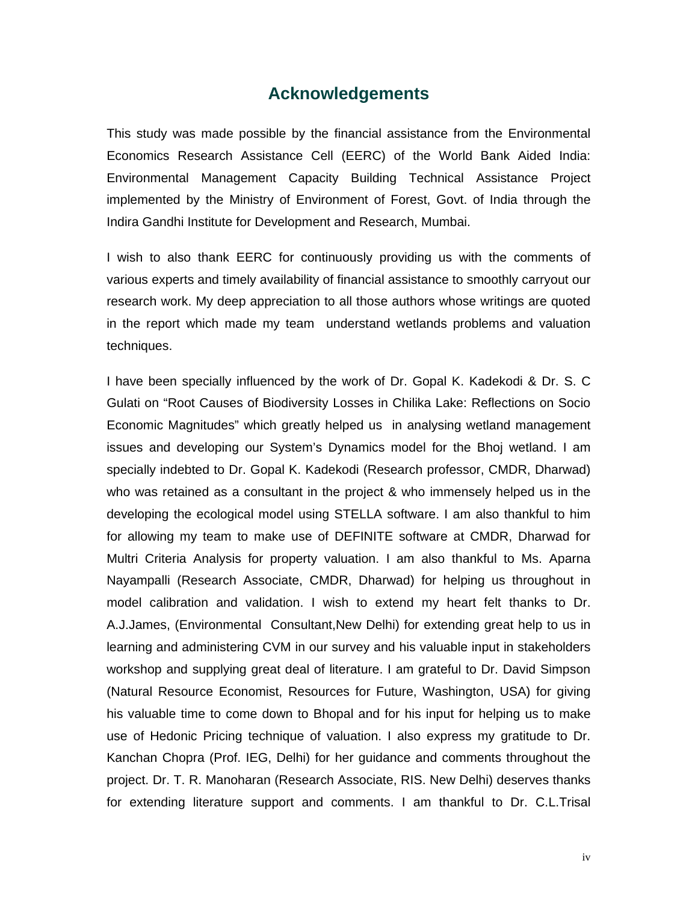# Acknowledgements

This study was made possible by the financial assistance from the Environmental Economics Research Assistance Cell (EERC) of the World Bank Aided India: Environmental Management Capacity Building Technical Assistance Project implemented by the Ministry of Environment of Forest, Govt. of India through the Indira Gandhi Institute for Development and Research, Mumbai.

I wish to also thank EERC for continuously providing us with the comments of various experts and timely availability of financial assistance to smoothly carryout our research work. My deep appreciation to all those authors whose writings are quoted in the report which made my team understand wetlands problems and valuation techniques.

I have been specially influenced by the work of Dr. Gopal K. Kadekodi & Dr. S. C Gulati on "Root Causes of Biodiversity Losses in Chilika Lake: Reflections on Socio Economic Magnitudes" which greatly helped us in analysing wetland management issues and developing our System's Dynamics model for the Bhoj wetland. I am specially indebted to Dr. Gopal K. Kadekodi (Research professor, CMDR, Dharwad) who was retained as a consultant in the project & who immensely helped us in the developing the ecological model using STELLA software. I am also thankful to him for allowing my team to make use of DEFINITE software at CMDR, Dharwad for Multri Criteria Analysis for property valuation. I am also thankful to Ms. Aparna Nayampalli (Research Associate, CMDR, Dharwad) for helping us throughout in model calibration and validation. I wish to extend my heart felt thanks to Dr. A.J.James, (Environmental Consultant,New Delhi) for extending great help to us in learning and administering CVM in our survey and his valuable input in stakeholders workshop and supplying great deal of literature. I am grateful to Dr. David Simpson (Natural Resource Economist, Resources for Future, Washington, USA) for giving his valuable time to come down to Bhopal and for his input for helping us to make use of Hedonic Pricing technique of valuation. I also express my gratitude to Dr. Kanchan Chopra (Prof. IEG, Delhi) for her guidance and comments throughout the project. Dr. T. R. Manoharan (Research Associate, RIS. New Delhi) deserves thanks for extending literature support and comments. I am thankful to Dr. C.L.Trisal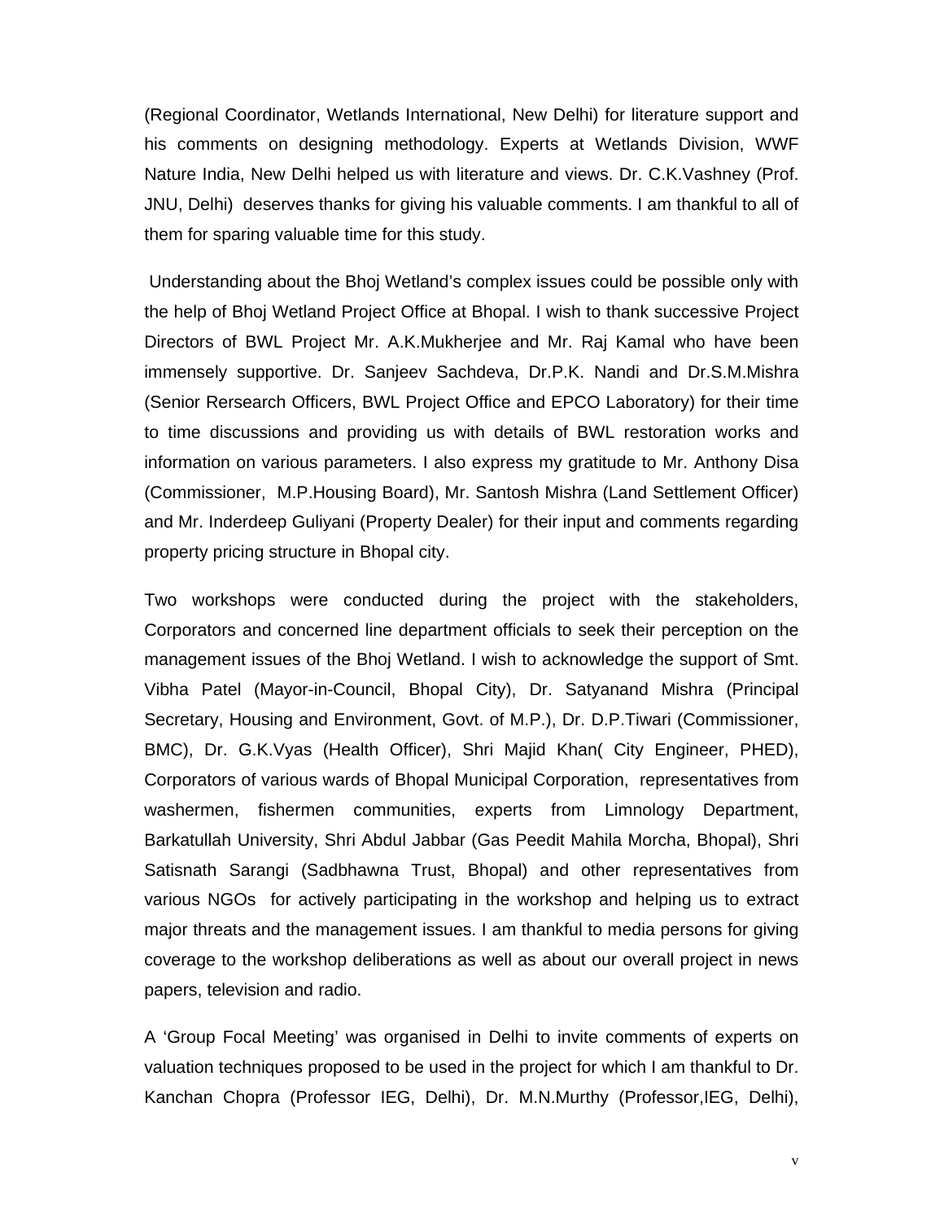(Regional Coordinator, Wetlands International, New Delhi) for literature support and his comments on designing methodology. Experts at Wetlands Division, WWF Nature India, New Delhi helped us with literature and views. Dr. C.K.Vashney (Prof. JNU, Delhi) deserves thanks for giving his valuable comments. I am thankful to all of them for sparing valuable time for this study.

Understanding about the Bhoj Wetland's complex issues could be possible only with the help of Bhoj Wetland Project Office at Bhopal. I wish to thank successive Project Directors of BWL Project Mr. A.K.Mukherjee and Mr. Raj Kamal who have been immensely supportive. Dr. Sanjeev Sachdeva, Dr.P.K. Nandi and Dr.S.M.Mishra (Senior Rersearch Officers, BWL Project Office and EPCO Laboratory) for their time to time discussions and providing us with details of BWL restoration works and information on various parameters. I also express my gratitude to Mr. Anthony Disa (Commissioner, M.P.Housing Board), Mr. Santosh Mishra (Land Settlement Officer) and Mr. Inderdeep Guliyani (Property Dealer) for their input and comments regarding property pricing structure in Bhopal city.

Two workshops were conducted during the project with the stakeholders, Corporators and concerned line department officials to seek their perception on the management issues of the Bhoj Wetland. I wish to acknowledge the support of Smt. Vibha Patel (Mayor-in-Council, Bhopal City), Dr. Satyanand Mishra (Principal Secretary, Housing and Environment, Govt. of M.P.), Dr. D.P.Tiwari (Commissioner, BMC), Dr. G.K.Vyas (Health Officer), Shri Majid Khan( City Engineer, PHED), Corporators of various wards of Bhopal Municipal Corporation, representatives from washermen, fishermen communities, experts from Limnology Department, Barkatullah University, Shri Abdul Jabbar (Gas Peedit Mahila Morcha, Bhopal), Shri Satisnath Sarangi (Sadbhawna Trust, Bhopal) and other representatives from various NGOs for actively participating in the workshop and helping us to extract major threats and the management issues. I am thankful to media persons for giving coverage to the workshop deliberations as well as about our overall project in news papers, television and radio.

A 'Group Focal Meeting' was organised in Delhi to invite comments of experts on valuation techniques proposed to be used in the project for which I am thankful to Dr. Kanchan Chopra (Professor IEG, Delhi), Dr. M.N.Murthy (Professor,IEG, Delhi),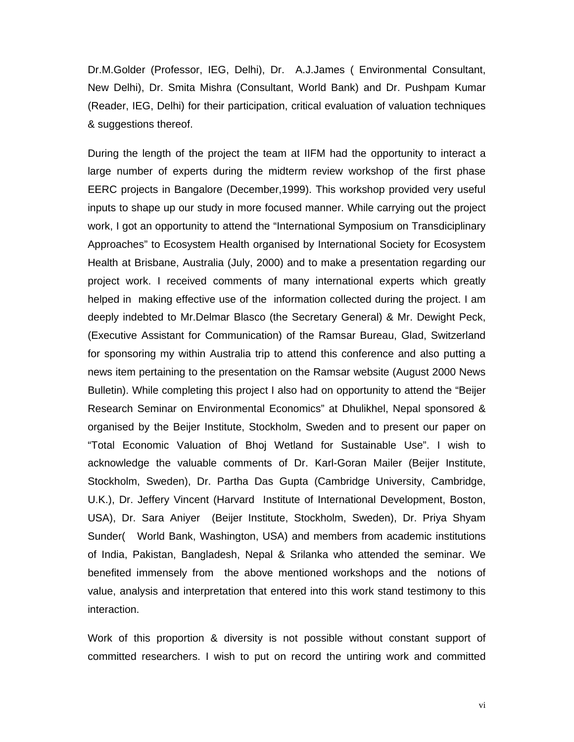Dr.M.Golder (Professor, IEG, Delhi), Dr. A.J.James ( Environmental Consultant, New Delhi), Dr. Smita Mishra (Consultant, World Bank) and Dr. Pushpam Kumar (Reader, IEG, Delhi) for their participation, critical evaluation of valuation techniques & suggestions thereof.

During the length of the project the team at IIFM had the opportunity to interact a large number of experts during the midterm review workshop of the first phase EERC projects in Bangalore (December,1999). This workshop provided very useful inputs to shape up our study in more focused manner. While carrying out the project work, I got an opportunity to attend the "International Symposium on Transdiciplinary Approaches" to Ecosystem Health organised by International Society for Ecosystem Health at Brisbane, Australia (July, 2000) and to make a presentation regarding our project work. I received comments of many international experts which greatly helped in making effective use of the information collected during the project. I am deeply indebted to Mr.Delmar Blasco (the Secretary General) & Mr. Dewight Peck, (Executive Assistant for Communication) of the Ramsar Bureau, Glad, Switzerland for sponsoring my within Australia trip to attend this conference and also putting a news item pertaining to the presentation on the Ramsar website (August 2000 News Bulletin). While completing this project I also had on opportunity to attend the "Beijer Research Seminar on Environmental Economics" at Dhulikhel, Nepal sponsored & organised by the Beijer Institute, Stockholm, Sweden and to present our paper on "Total Economic Valuation of Bhoj Wetland for Sustainable Use". I wish to acknowledge the valuable comments of Dr. Karl-Goran Mailer (Beijer Institute, Stockholm, Sweden), Dr. Partha Das Gupta (Cambridge University, Cambridge, U.K.), Dr. Jeffery Vincent (Harvard Institute of International Development, Boston, USA), Dr. Sara Aniyer (Beijer Institute, Stockholm, Sweden), Dr. Priya Shyam Sunder( World Bank, Washington, USA) and members from academic institutions of India, Pakistan, Bangladesh, Nepal & Srilanka who attended the seminar. We benefited immensely from the above mentioned workshops and the notions of value, analysis and interpretation that entered into this work stand testimony to this interaction.

Work of this proportion & diversity is not possible without constant support of committed researchers. I wish to put on record the untiring work and committed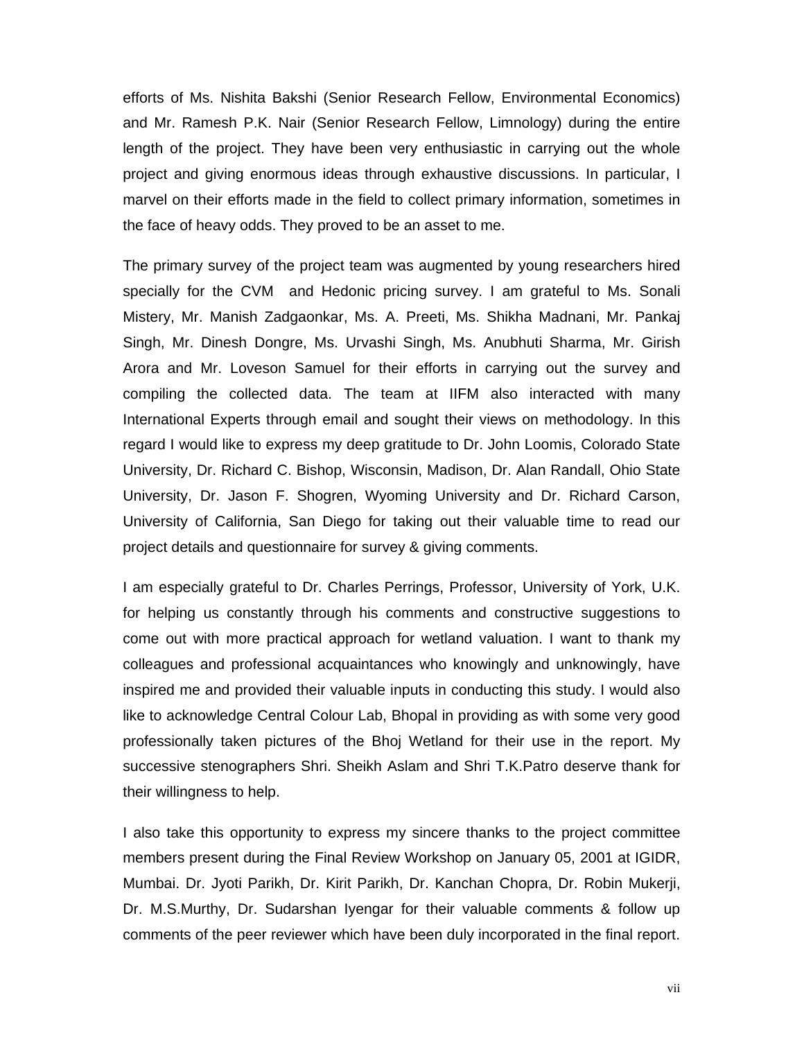efforts of Ms. Nishita Bakshi (Senior Research Fellow, Environmental Economics) and Mr. Ramesh P.K. Nair (Senior Research Fellow, Limnology) during the entire length of the project. They have been very enthusiastic in carrying out the whole project and giving enormous ideas through exhaustive discussions. In particular, I marvel on their efforts made in the field to collect primary information, sometimes in the face of heavy odds. They proved to be an asset to me.

The primary survey of the project team was augmented by young researchers hired specially for the CVM and Hedonic pricing survey. I am grateful to Ms. Sonali Mistery, Mr. Manish Zadgaonkar, Ms. A. Preeti, Ms. Shikha Madnani, Mr. Pankaj Singh, Mr. Dinesh Dongre, Ms. Urvashi Singh, Ms. Anubhuti Sharma, Mr. Girish Arora and Mr. Loveson Samuel for their efforts in carrying out the survey and compiling the collected data. The team at IIFM also interacted with many International Experts through email and sought their views on methodology. In this regard I would like to express my deep gratitude to Dr. John Loomis, Colorado State University, Dr. Richard C. Bishop, Wisconsin, Madison, Dr. Alan Randall, Ohio State University, Dr. Jason F. Shogren, Wyoming University and Dr. Richard Carson, University of California, San Diego for taking out their valuable time to read our project details and questionnaire for survey & giving comments.

I am especially grateful to Dr. Charles Perrings, Professor, University of York, U.K. for helping us constantly through his comments and constructive suggestions to come out with more practical approach for wetland valuation. I want to thank my colleagues and professional acquaintances who knowingly and unknowingly, have inspired me and provided their valuable inputs in conducting this study. I would also like to acknowledge Central Colour Lab, Bhopal in providing as with some very good professionally taken pictures of the Bhoj Wetland for their use in the report. My successive stenographers Shri. Sheikh Aslam and Shri T.K.Patro deserve thank for their willingness to help.

I also take this opportunity to express my sincere thanks to the project committee members present during the Final Review Workshop on January 05, 2001 at IGIDR, Mumbai. Dr. Jyoti Parikh, Dr. Kirit Parikh, Dr. Kanchan Chopra, Dr. Robin Mukerji, Dr. M.S.Murthy, Dr. Sudarshan Iyengar for their valuable comments & follow up comments of the peer reviewer which have been duly incorporated in the final report.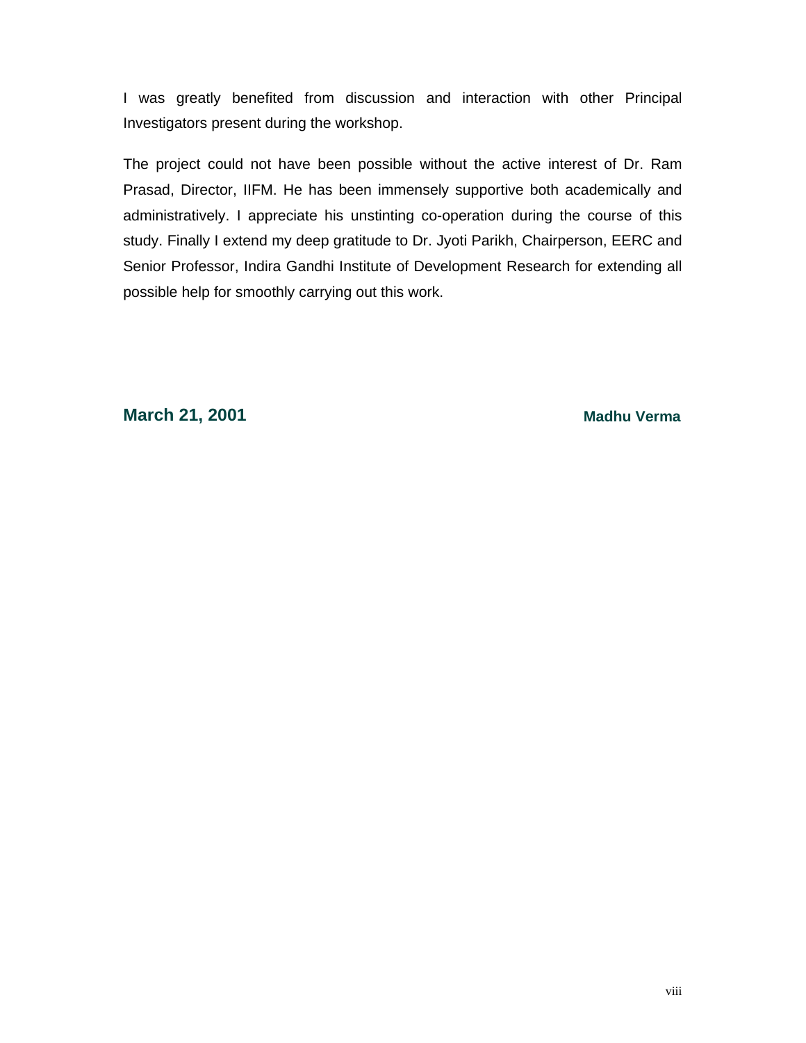I was greatly benefited from discussion and interaction with other Principal Investigators present during the workshop.

The project could not have been possible without the active interest of Dr. Ram Prasad, Director, IIFM. He has been immensely supportive both academically and administratively. I appreciate his unstinting co-operation during the course of this study. Finally I extend my deep gratitude to Dr. Jyoti Parikh, Chairperson, EERC and Senior Professor, Indira Gandhi Institute of Development Research for extending all possible help for smoothly carrying out this work.

**March 21, 2001** **Madhu Verma**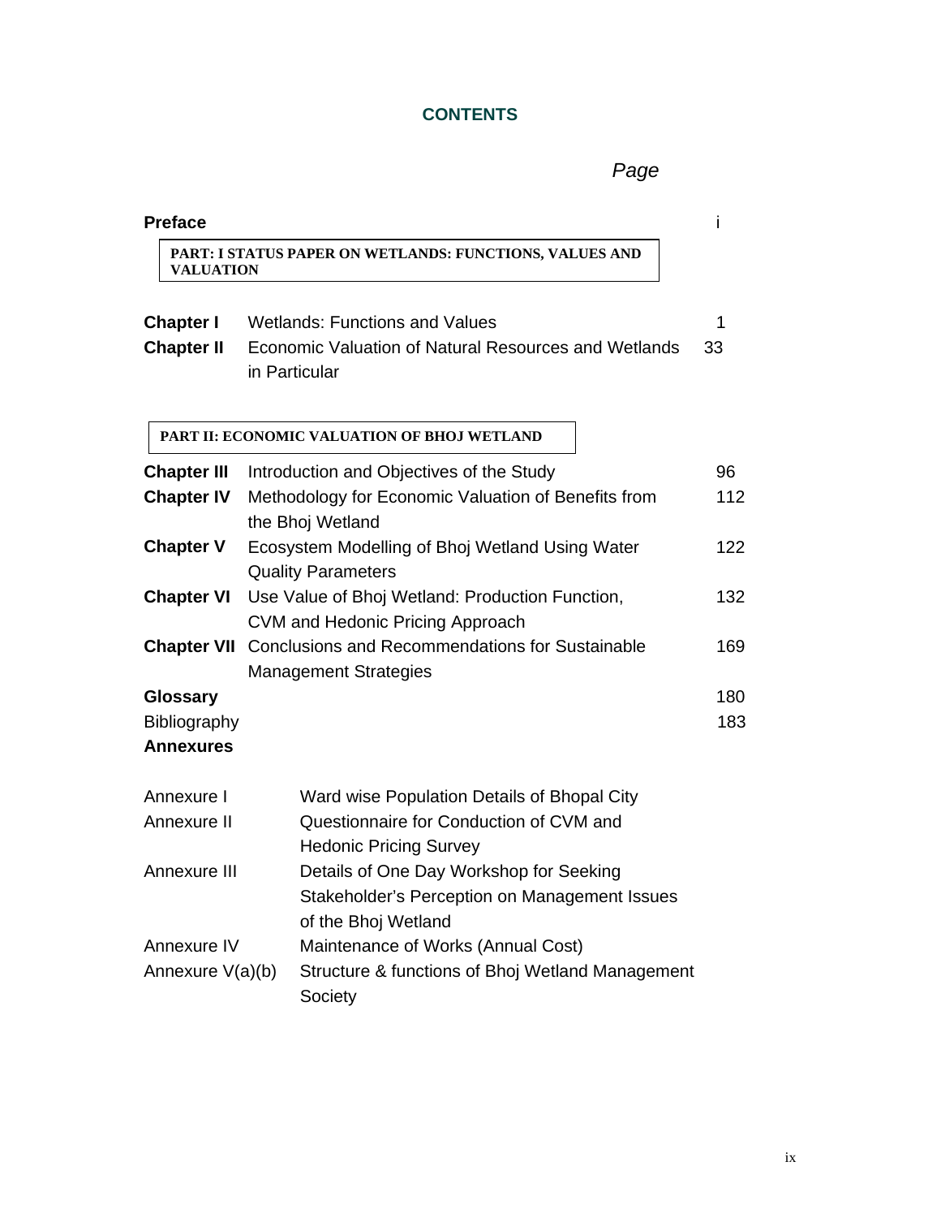# CONTENTS

| | | *Page* |
|---|---|---|
| **Preface** | | i |
| **PART: I STATUS PAPER ON WETLANDS: FUNCTIONS, VALUES AND VALUATION** | | |
| **Chapter I** | Wetlands: Functions and Values | 1 |
| **Chapter II** | Economic Valuation of Natural Resources and Wetlands in Particular | 33 |
| **PART II: ECONOMIC VALUATION OF BHOJ WETLAND** | | |
| **Chapter III** | Introduction and Objectives of the Study | 96 |
| **Chapter IV** | Methodology for Economic Valuation of Benefits from the Bhoj Wetland | 112 |
| **Chapter V** | Ecosystem Modelling of Bhoj Wetland Using Water Quality Parameters | 122 |
| **Chapter VI** | Use Value of Bhoj Wetland: Production Function, CVM and Hedonic Pricing Approach | 132 |
| **Chapter VII** | Conclusions and Recommendations for Sustainable Management Strategies | 169 |
| **Glossary** | | 180 |
| Bibliography | | 183 |
| **Annexures** | | |

| | |
|---|---|
| Annexure I | Ward wise Population Details of Bhopal City |
| Annexure II | Questionnaire for Conduction of CVM and Hedonic Pricing Survey |
| Annexure III | Details of One Day Workshop for Seeking Stakeholder's Perception on Management Issues of the Bhoj Wetland |
| Annexure IV | Maintenance of Works (Annual Cost) |
| Annexure V(a)(b) | Structure & functions of Bhoj Wetland Management Society |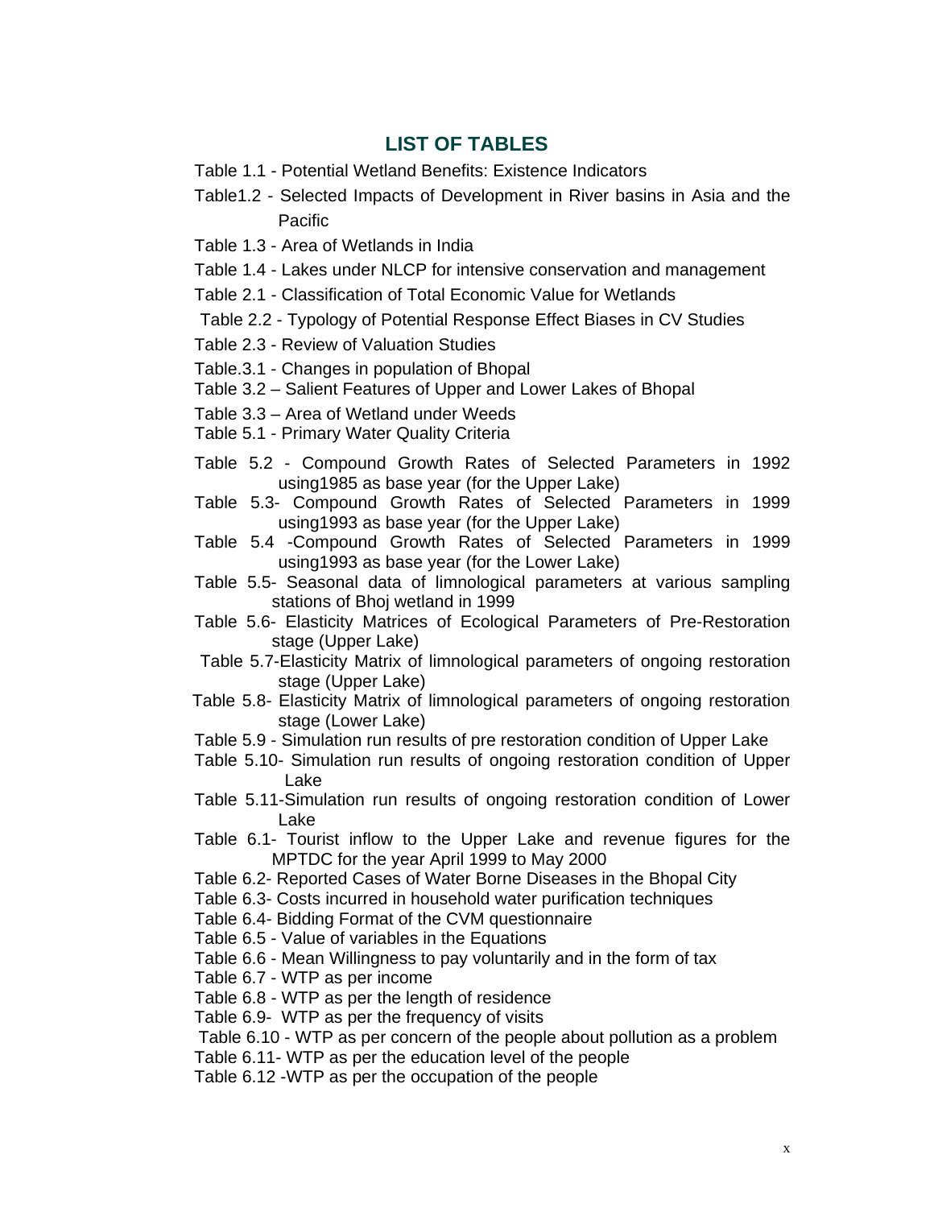## LIST OF TABLES

Table 1.1 - Potential Wetland Benefits: Existence Indicators

Table1.2 - Selected Impacts of Development in River basins in Asia and the Pacific

Table 1.3 - Area of Wetlands in India

Table 1.4 - Lakes under NLCP for intensive conservation and management

Table 2.1 - Classification of Total Economic Value for Wetlands

Table 2.2 - Typology of Potential Response Effect Biases in CV Studies

Table 2.3 - Review of Valuation Studies

Table.3.1 - Changes in population of Bhopal

Table 3.2 – Salient Features of Upper and Lower Lakes of Bhopal

Table 3.3 – Area of Wetland under Weeds

Table 5.1 - Primary Water Quality Criteria

Table 5.2 - Compound Growth Rates of Selected Parameters in 1992 using1985 as base year (for the Upper Lake)

Table 5.3- Compound Growth Rates of Selected Parameters in 1999 using1993 as base year (for the Upper Lake)

Table 5.4 -Compound Growth Rates of Selected Parameters in 1999 using1993 as base year (for the Lower Lake)

Table 5.5- Seasonal data of limnological parameters at various sampling stations of Bhoj wetland in 1999

Table 5.6- Elasticity Matrices of Ecological Parameters of Pre-Restoration stage (Upper Lake)

Table 5.7-Elasticity Matrix of limnological parameters of ongoing restoration stage (Upper Lake)

Table 5.8- Elasticity Matrix of limnological parameters of ongoing restoration stage (Lower Lake)

Table 5.9 - Simulation run results of pre restoration condition of Upper Lake

Table 5.10- Simulation run results of ongoing restoration condition of Upper Lake

Table 5.11-Simulation run results of ongoing restoration condition of Lower Lake

Table 6.1- Tourist inflow to the Upper Lake and revenue figures for the MPTDC for the year April 1999 to May 2000

Table 6.2- Reported Cases of Water Borne Diseases in the Bhopal City

Table 6.3- Costs incurred in household water purification techniques

Table 6.4- Bidding Format of the CVM questionnaire

Table 6.5 - Value of variables in the Equations

Table 6.6 - Mean Willingness to pay voluntarily and in the form of tax

Table 6.7 - WTP as per income

Table 6.8 - WTP as per the length of residence

Table 6.9- WTP as per the frequency of visits

Table 6.10 - WTP as per concern of the people about pollution as a problem

Table 6.11- WTP as per the education level of the people

Table 6.12 -WTP as per the occupation of the people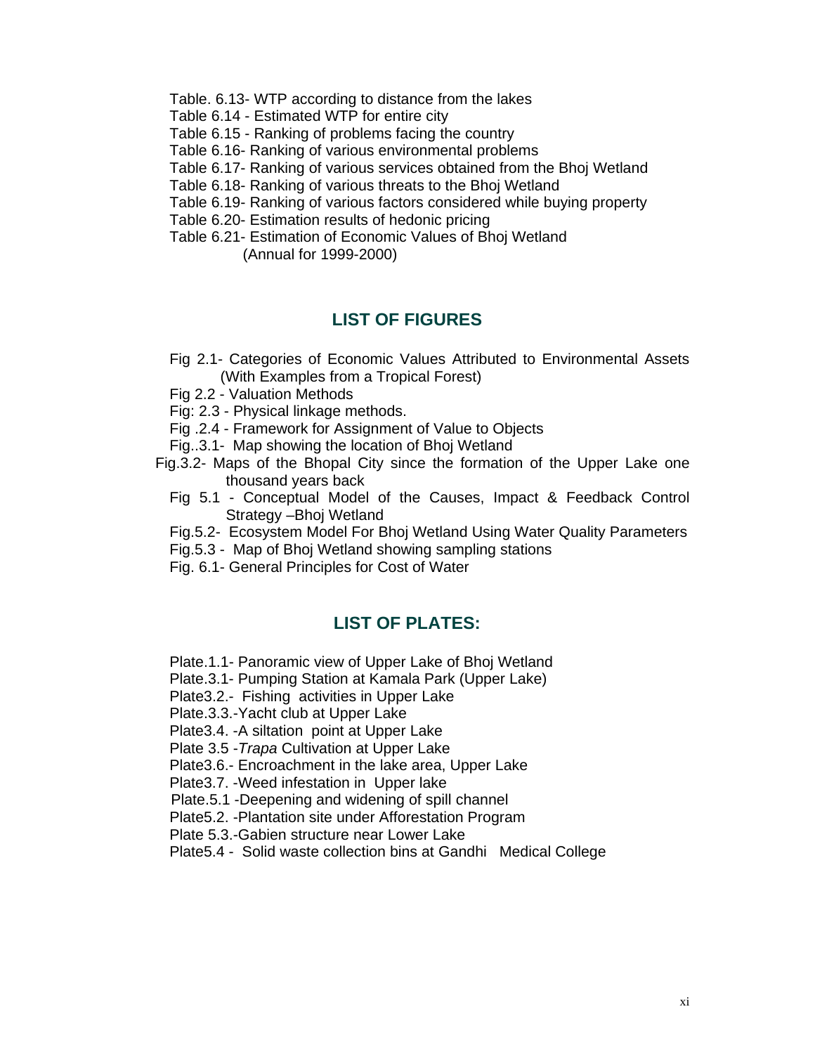Table. 6.13- WTP according to distance from the lakes

Table 6.14 - Estimated WTP for entire city

Table 6.15 - Ranking of problems facing the country

Table 6.16- Ranking of various environmental problems

Table 6.17- Ranking of various services obtained from the Bhoj Wetland

Table 6.18- Ranking of various threats to the Bhoj Wetland

Table 6.19- Ranking of various factors considered while buying property

Table 6.20- Estimation results of hedonic pricing

Table 6.21- Estimation of Economic Values of Bhoj Wetland (Annual for 1999-2000)

## LIST OF FIGURES

Fig 2.1- Categories of Economic Values Attributed to Environmental Assets (With Examples from a Tropical Forest)

Fig 2.2 - Valuation Methods

Fig: 2.3 - Physical linkage methods.

Fig .2.4 - Framework for Assignment of Value to Objects

Fig..3.1- Map showing the location of Bhoj Wetland

Fig.3.2- Maps of the Bhopal City since the formation of the Upper Lake one thousand years back

Fig 5.1 - Conceptual Model of the Causes, Impact & Feedback Control Strategy –Bhoj Wetland

Fig.5.2- Ecosystem Model For Bhoj Wetland Using Water Quality Parameters

Fig.5.3 - Map of Bhoj Wetland showing sampling stations

Fig. 6.1- General Principles for Cost of Water

## LIST OF PLATES:

Plate.1.1- Panoramic view of Upper Lake of Bhoj Wetland

Plate.3.1- Pumping Station at Kamala Park (Upper Lake)

Plate3.2.- Fishing activities in Upper Lake

Plate.3.3.-Yacht club at Upper Lake

Plate3.4. -A siltation point at Upper Lake

Plate 3.5 -*Trapa* Cultivation at Upper Lake

Plate3.6.- Encroachment in the lake area, Upper Lake

Plate3.7. -Weed infestation in Upper lake

Plate.5.1 -Deepening and widening of spill channel

Plate5.2. -Plantation site under Afforestation Program

Plate 5.3.-Gabien structure near Lower Lake

Plate5.4 - Solid waste collection bins at Gandhi Medical College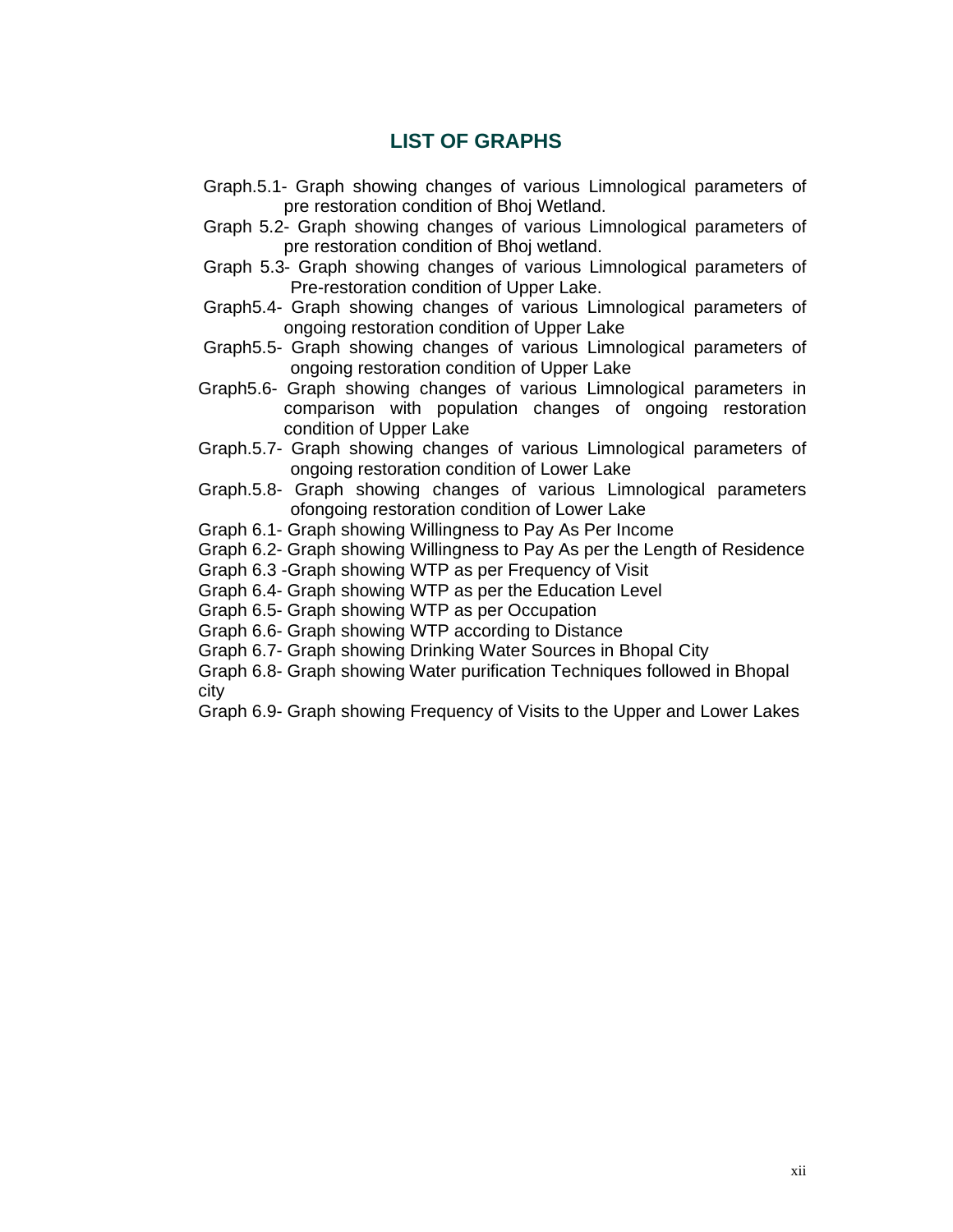## LIST OF GRAPHS

Graph.5.1- Graph showing changes of various Limnological parameters of pre restoration condition of Bhoj Wetland.

Graph 5.2- Graph showing changes of various Limnological parameters of pre restoration condition of Bhoj wetland.

Graph 5.3- Graph showing changes of various Limnological parameters of Pre-restoration condition of Upper Lake.

Graph5.4- Graph showing changes of various Limnological parameters of ongoing restoration condition of Upper Lake

Graph5.5- Graph showing changes of various Limnological parameters of ongoing restoration condition of Upper Lake

Graph5.6- Graph showing changes of various Limnological parameters in comparison with population changes of ongoing restoration condition of Upper Lake

Graph.5.7- Graph showing changes of various Limnological parameters of ongoing restoration condition of Lower Lake

Graph.5.8- Graph showing changes of various Limnological parameters ofongoing restoration condition of Lower Lake

Graph 6.1- Graph showing Willingness to Pay As Per Income

Graph 6.2- Graph showing Willingness to Pay As per the Length of Residence

Graph 6.3 -Graph showing WTP as per Frequency of Visit

Graph 6.4- Graph showing WTP as per the Education Level

Graph 6.5- Graph showing WTP as per Occupation

Graph 6.6- Graph showing WTP according to Distance

Graph 6.7- Graph showing Drinking Water Sources in Bhopal City

Graph 6.8- Graph showing Water purification Techniques followed in Bhopal city

Graph 6.9- Graph showing Frequency of Visits to the Upper and Lower Lakes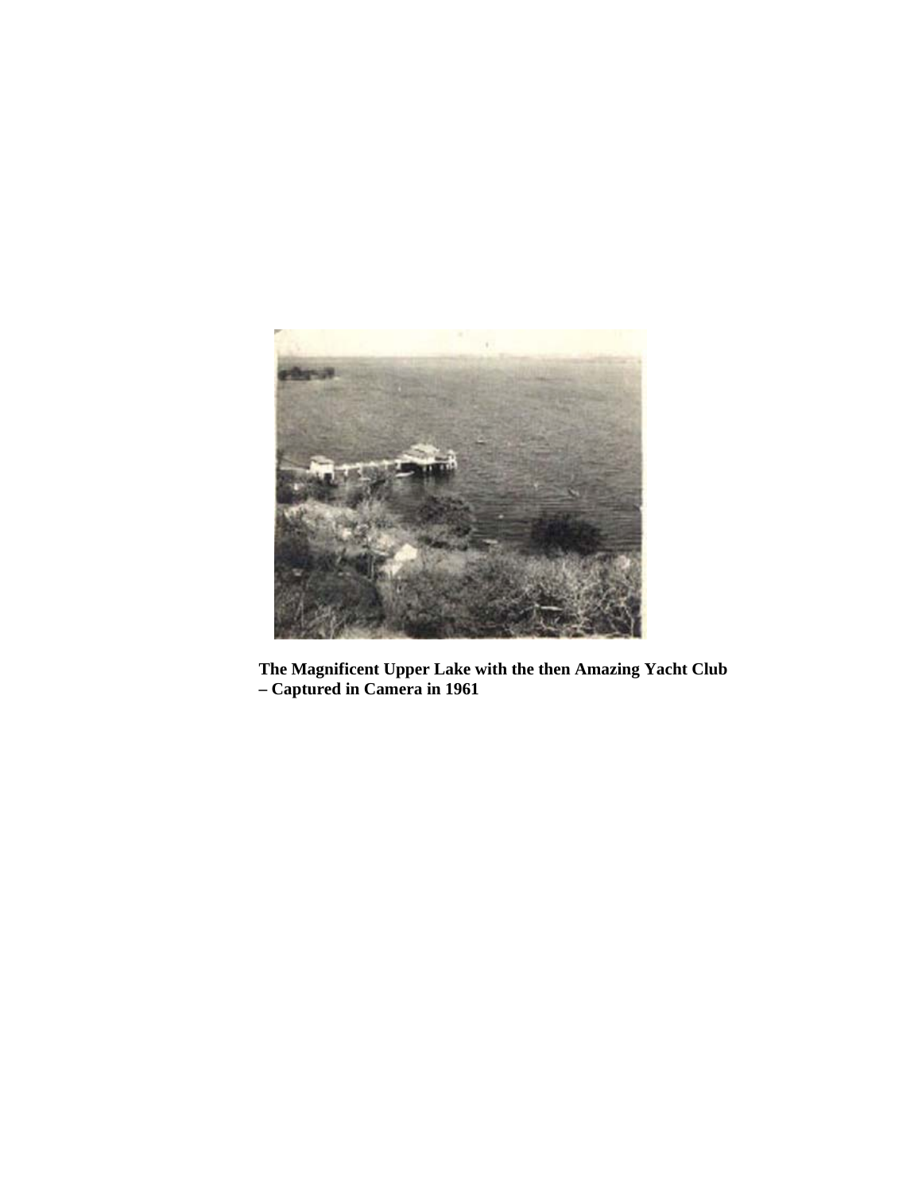**The Magnificent Upper Lake with the then Amazing Yacht Club – Captured in Camera in 1961**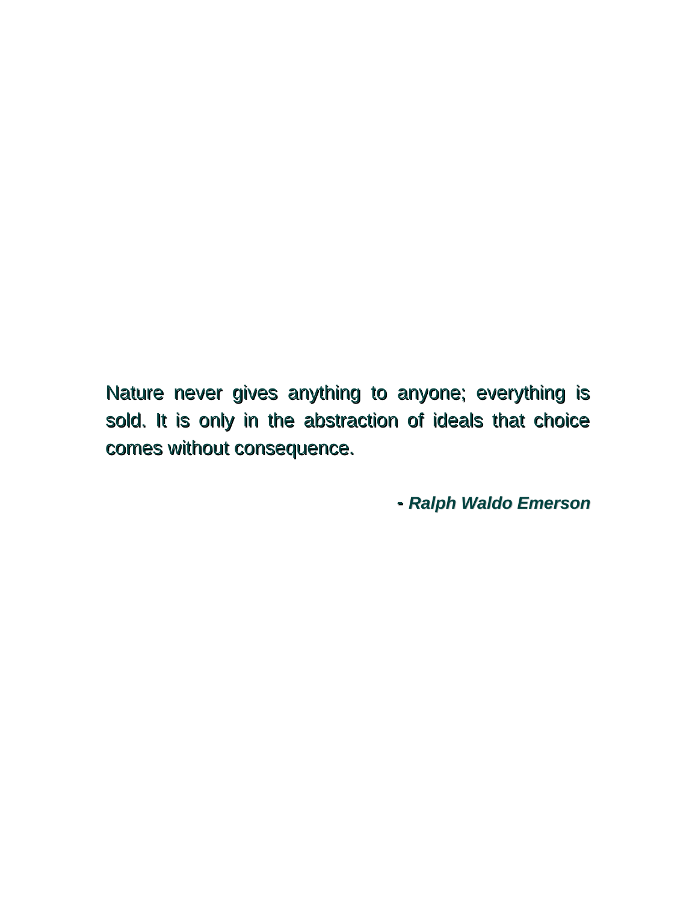Nature never gives anything to anyone; everything is sold. It is only in the abstraction of ideals that choice comes without consequence.

- *Ralph Waldo Emerson*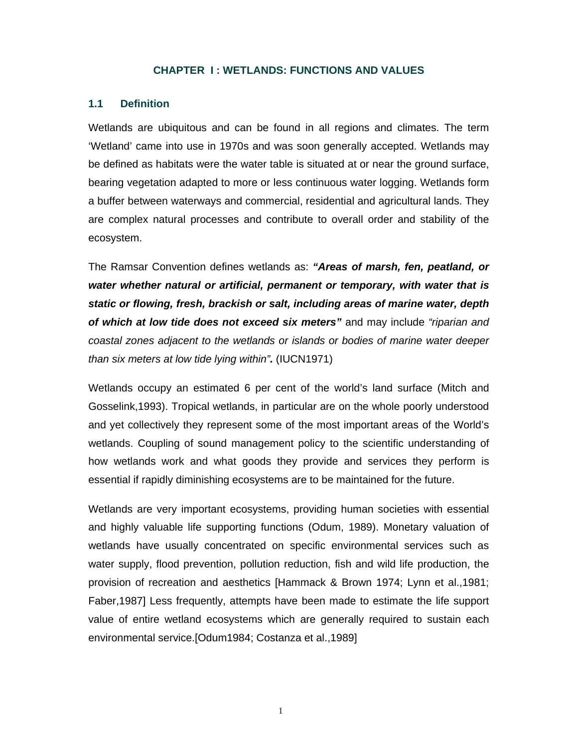# CHAPTER I : WETLANDS: FUNCTIONS AND VALUES

## 1.1 Definition

Wetlands are ubiquitous and can be found in all regions and climates. The term 'Wetland' came into use in 1970s and was soon generally accepted. Wetlands may be defined as habitats were the water table is situated at or near the ground surface, bearing vegetation adapted to more or less continuous water logging. Wetlands form a buffer between waterways and commercial, residential and agricultural lands. They are complex natural processes and contribute to overall order and stability of the ecosystem.

The Ramsar Convention defines wetlands as: ***"Areas of marsh, fen, peatland, or water whether natural or artificial, permanent or temporary, with water that is static or flowing, fresh, brackish or salt, including areas of marine water, depth of which at low tide does not exceed six meters"*** and may include *"riparian and coastal zones adjacent to the wetlands or islands or bodies of marine water deeper than six meters at low tide lying within".* (IUCN1971)

Wetlands occupy an estimated 6 per cent of the world's land surface (Mitch and Gosselink,1993). Tropical wetlands, in particular are on the whole poorly understood and yet collectively they represent some of the most important areas of the World's wetlands. Coupling of sound management policy to the scientific understanding of how wetlands work and what goods they provide and services they perform is essential if rapidly diminishing ecosystems are to be maintained for the future.

Wetlands are very important ecosystems, providing human societies with essential and highly valuable life supporting functions (Odum, 1989). Monetary valuation of wetlands have usually concentrated on specific environmental services such as water supply, flood prevention, pollution reduction, fish and wild life production, the provision of recreation and aesthetics [Hammack & Brown 1974; Lynn et al.,1981; Faber,1987] Less frequently, attempts have been made to estimate the life support value of entire wetland ecosystems which are generally required to sustain each environmental service.[Odum1984; Costanza et al.,1989]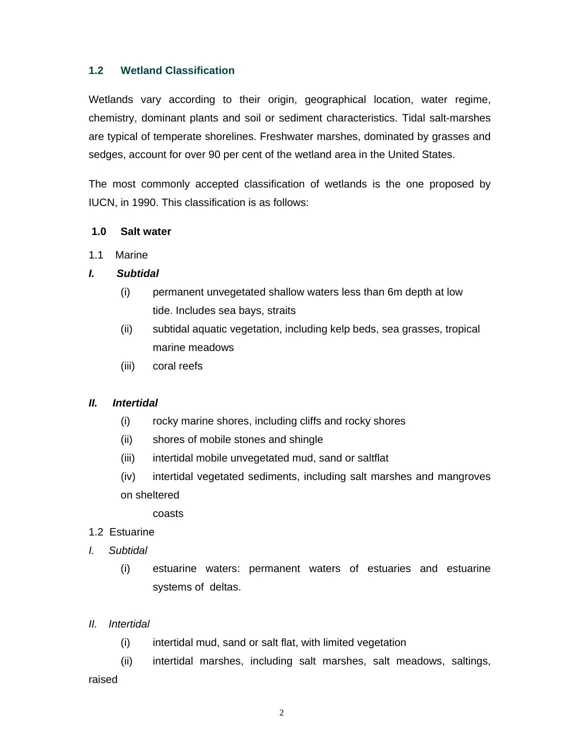## 1.2 Wetland Classification

Wetlands vary according to their origin, geographical location, water regime, chemistry, dominant plants and soil or sediment characteristics. Tidal salt-marshes are typical of temperate shorelines. Freshwater marshes, dominated by grasses and sedges, account for over 90 per cent of the wetland area in the United States.

The most commonly accepted classification of wetlands is the one proposed by IUCN, in 1990. This classification is as follows:

**1.0 Salt water**

1.1 Marine

***I. Subtidal***

- (i) permanent unvegetated shallow waters less than 6m depth at low tide. Includes sea bays, straits
- (ii) subtidal aquatic vegetation, including kelp beds, sea grasses, tropical marine meadows
- (iii) coral reefs

***II. Intertidal***

- (i) rocky marine shores, including cliffs and rocky shores
- (ii) shores of mobile stones and shingle
- (iii) intertidal mobile unvegetated mud, sand or saltflat
- (iv) intertidal vegetated sediments, including salt marshes and mangroves on sheltered coasts

1.2 Estuarine

*I. Subtidal*

- (i) estuarine waters: permanent waters of estuaries and estuarine systems of deltas.

*II. Intertidal*

- (i) intertidal mud, sand or salt flat, with limited vegetation
- (ii) intertidal marshes, including salt marshes, salt meadows, saltings, raised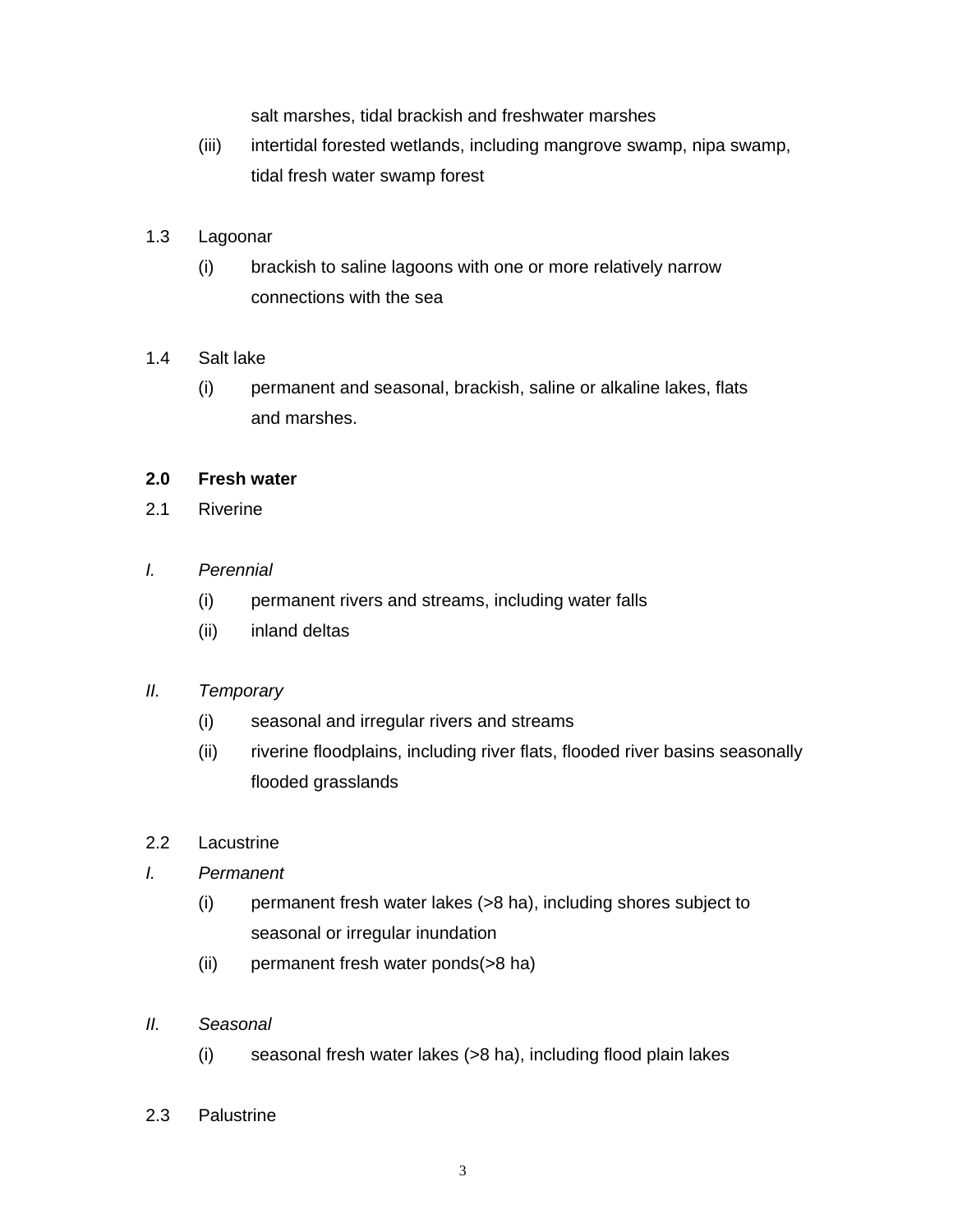salt marshes, tidal brackish and freshwater marshes

(iii) intertidal forested wetlands, including mangrove swamp, nipa swamp, tidal fresh water swamp forest

1.3 Lagoonar

(i) brackish to saline lagoons with one or more relatively narrow connections with the sea

1.4 Salt lake

(i) permanent and seasonal, brackish, saline or alkaline lakes, flats and marshes.

**2.0 Fresh water**

2.1 Riverine

*I. Perennial*

(i) permanent rivers and streams, including water falls

(ii) inland deltas

*II. Temporary*

(i) seasonal and irregular rivers and streams

(ii) riverine floodplains, including river flats, flooded river basins seasonally flooded grasslands

2.2 Lacustrine

*I. Permanent*

(i) permanent fresh water lakes (>8 ha), including shores subject to seasonal or irregular inundation

(ii) permanent fresh water ponds(>8 ha)

*II. Seasonal*

(i) seasonal fresh water lakes (>8 ha), including flood plain lakes

2.3 Palustrine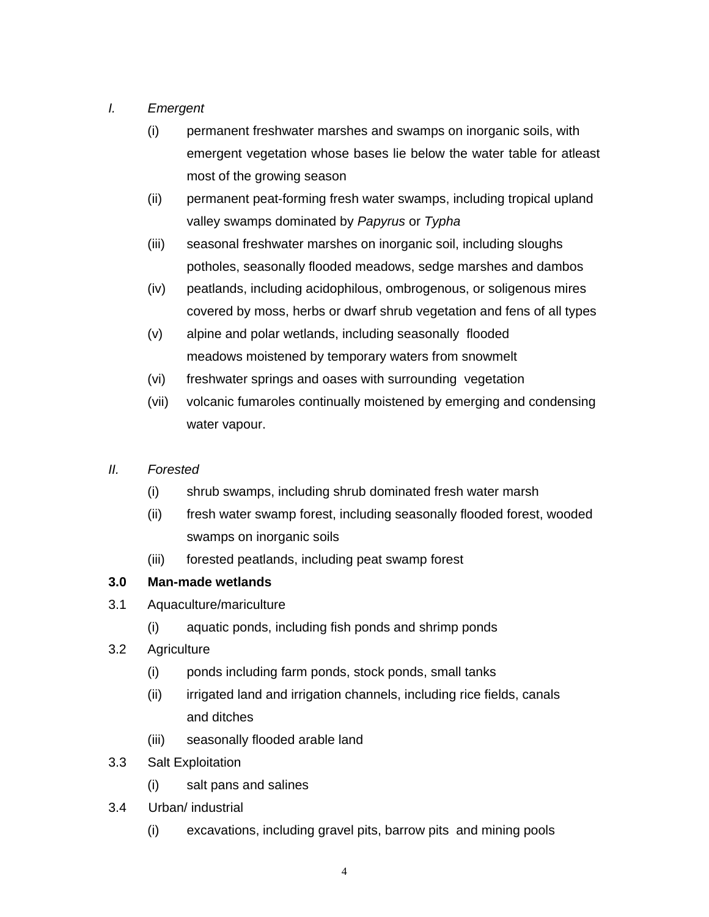I. *Emergent*

   (i) permanent freshwater marshes and swamps on inorganic soils, with emergent vegetation whose bases lie below the water table for atleast most of the growing season

   (ii) permanent peat-forming fresh water swamps, including tropical upland valley swamps dominated by *Papyrus* or *Typha*

   (iii) seasonal freshwater marshes on inorganic soil, including sloughs potholes, seasonally flooded meadows, sedge marshes and dambos

   (iv) peatlands, including acidophilous, ombrogenous, or soligenous mires covered by moss, herbs or dwarf shrub vegetation and fens of all types

   (v) alpine and polar wetlands, including seasonally flooded meadows moistened by temporary waters from snowmelt

   (vi) freshwater springs and oases with surrounding vegetation

   (vii) volcanic fumaroles continually moistened by emerging and condensing water vapour.

II. *Forested*

   (i) shrub swamps, including shrub dominated fresh water marsh

   (ii) fresh water swamp forest, including seasonally flooded forest, wooded swamps on inorganic soils

   (iii) forested peatlands, including peat swamp forest

**3.0 Man-made wetlands**

3.1 Aquaculture/mariculture

   (i) aquatic ponds, including fish ponds and shrimp ponds

3.2 Agriculture

   (i) ponds including farm ponds, stock ponds, small tanks

   (ii) irrigated land and irrigation channels, including rice fields, canals and ditches

   (iii) seasonally flooded arable land

3.3 Salt Exploitation

   (i) salt pans and salines

3.4 Urban/ industrial

   (i) excavations, including gravel pits, barrow pits and mining pools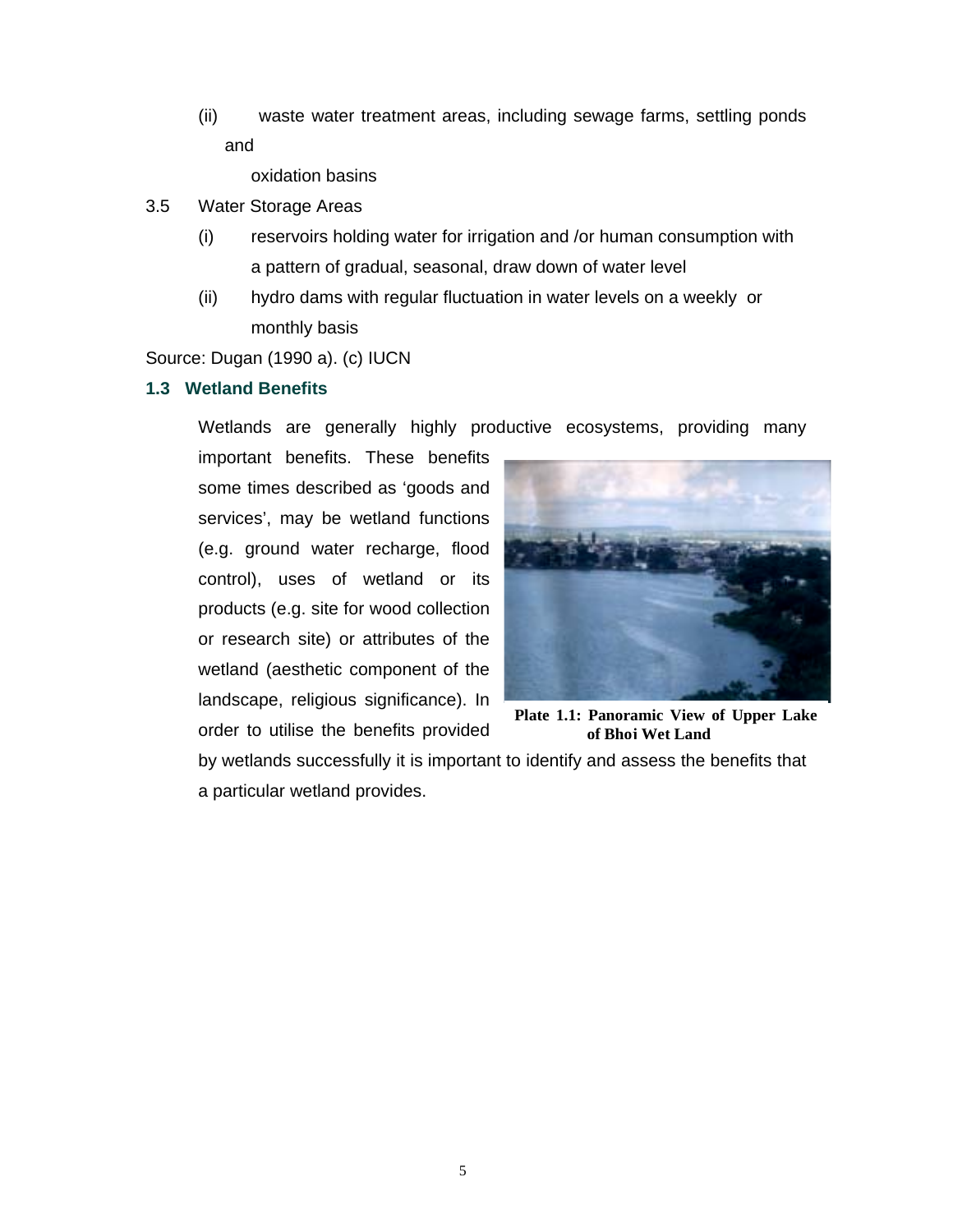(ii) waste water treatment areas, including sewage farms, settling ponds and oxidation basins

3.5 Water Storage Areas

(i) reservoirs holding water for irrigation and /or human consumption with a pattern of gradual, seasonal, draw down of water level

(ii) hydro dams with regular fluctuation in water levels on a weekly or monthly basis

Source: Dugan (1990 a). (c) IUCN

### 1.3 Wetland Benefits

Wetlands are generally highly productive ecosystems, providing many important benefits. These benefits some times described as 'goods and services', may be wetland functions (e.g. ground water recharge, flood control), uses of wetland or its products (e.g. site for wood collection or research site) or attributes of the wetland (aesthetic component of the landscape, religious significance). In order to utilise the benefits provided by wetlands successfully it is important to identify and assess the benefits that a particular wetland provides.

**Plate 1.1: Panoramic View of Upper Lake of Bhoi Wet Land**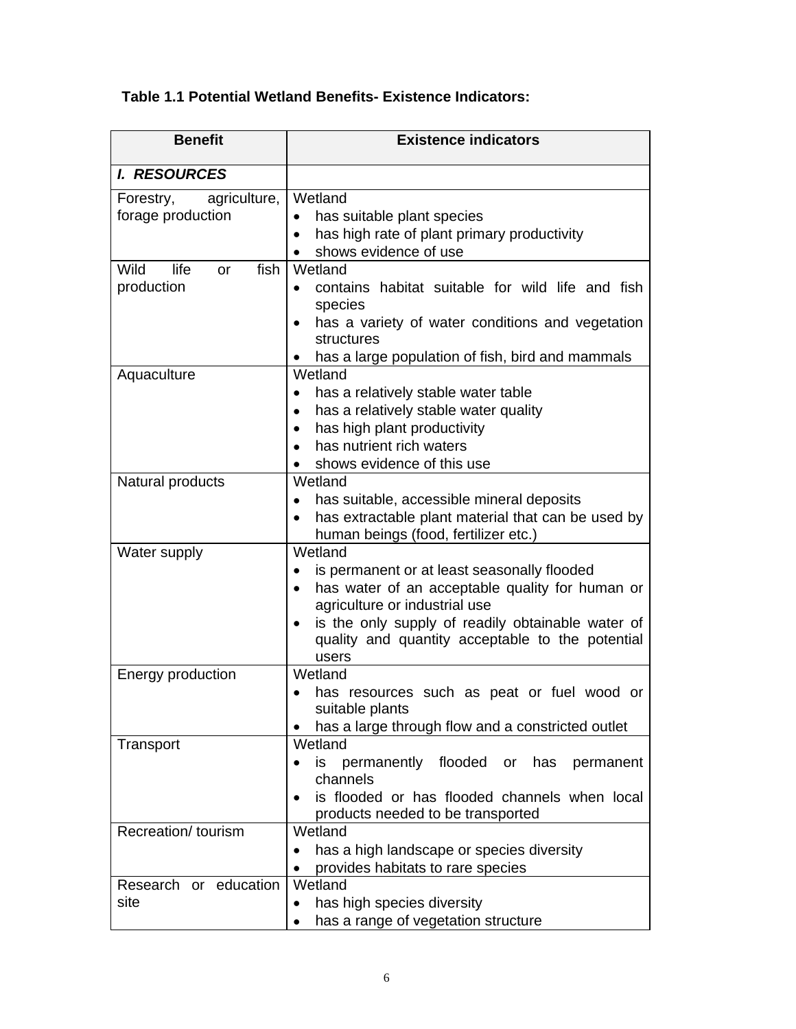**Table 1.1 Potential Wetland Benefits- Existence Indicators:**

| Benefit | Existence indicators |
|---|---|
| ***I. RESOURCES*** | |
| Forestry, agriculture, forage production | Wetland<br>• has suitable plant species<br>• has high rate of plant primary productivity<br>• shows evidence of use |
| Wild life or fish production | Wetland<br>• contains habitat suitable for wild life and fish species<br>• has a variety of water conditions and vegetation structures<br>• has a large population of fish, bird and mammals |
| Aquaculture | Wetland<br>• has a relatively stable water table<br>• has a relatively stable water quality<br>• has high plant productivity<br>• has nutrient rich waters<br>• shows evidence of this use |
| Natural products | Wetland<br>• has suitable, accessible mineral deposits<br>• has extractable plant material that can be used by human beings (food, fertilizer etc.) |
| Water supply | Wetland<br>• is permanent or at least seasonally flooded<br>• has water of an acceptable quality for human or agriculture or industrial use<br>• is the only supply of readily obtainable water of quality and quantity acceptable to the potential users |
| Energy production | Wetland<br>• has resources such as peat or fuel wood or suitable plants<br>• has a large through flow and a constricted outlet |
| Transport | Wetland<br>• is permanently flooded or has permanent channels<br>• is flooded or has flooded channels when local products needed to be transported |
| Recreation/ tourism | Wetland<br>• has a high landscape or species diversity<br>• provides habitats to rare species |
| Research or education site | Wetland<br>• has high species diversity<br>• has a range of vegetation structure |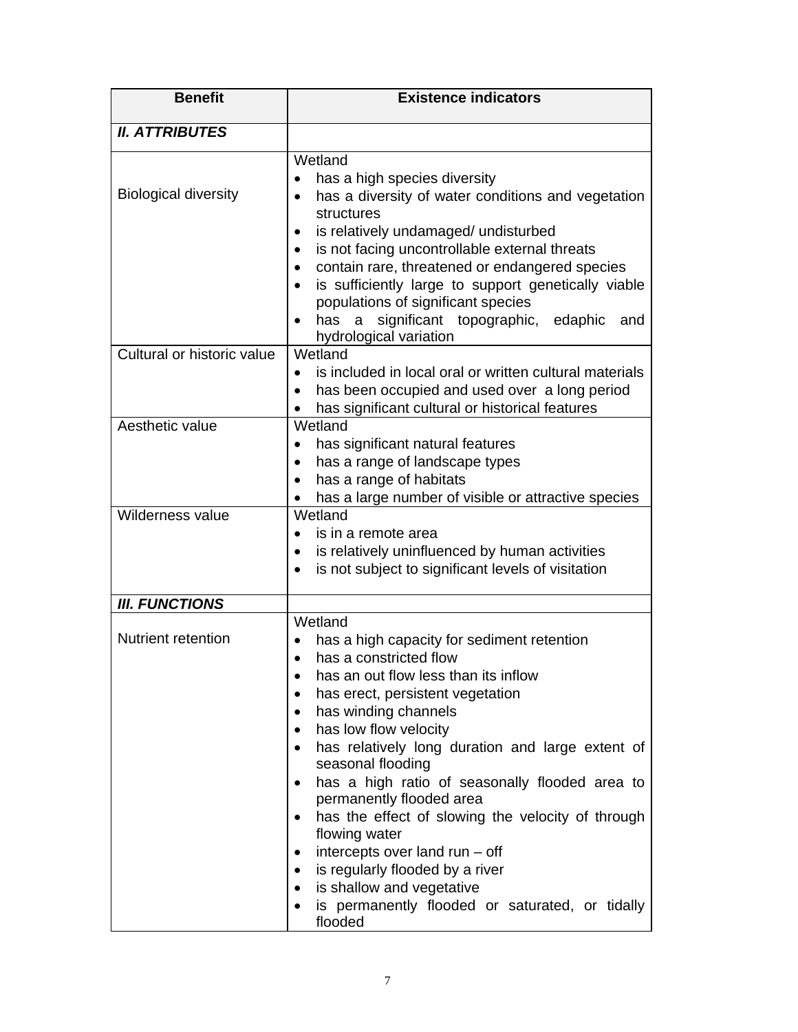| Benefit | Existence indicators |
|---|---|
| ***II. ATTRIBUTES*** | |
| Biological diversity | Wetland<br>• has a high species diversity<br>• has a diversity of water conditions and vegetation structures<br>• is relatively undamaged/ undisturbed<br>• is not facing uncontrollable external threats<br>• contain rare, threatened or endangered species<br>• is sufficiently large to support genetically viable populations of significant species<br>• has a significant topographic, edaphic and hydrological variation |
| Cultural or historic value | Wetland<br>• is included in local oral or written cultural materials<br>• has been occupied and used over a long period<br>• has significant cultural or historical features |
| Aesthetic value | Wetland<br>• has significant natural features<br>• has a range of landscape types<br>• has a range of habitats<br>• has a large number of visible or attractive species |
| Wilderness value | Wetland<br>• is in a remote area<br>• is relatively uninfluenced by human activities<br>• is not subject to significant levels of visitation |
| ***III. FUNCTIONS*** | |
| Nutrient retention | Wetland<br>• has a high capacity for sediment retention<br>• has a constricted flow<br>• has an out flow less than its inflow<br>• has erect, persistent vegetation<br>• has winding channels<br>• has low flow velocity<br>• has relatively long duration and large extent of seasonal flooding<br>• has a high ratio of seasonally flooded area to permanently flooded area<br>• has the effect of slowing the velocity of through flowing water<br>• intercepts over land run – off<br>• is regularly flooded by a river<br>• is shallow and vegetative<br>• is permanently flooded or saturated, or tidally flooded |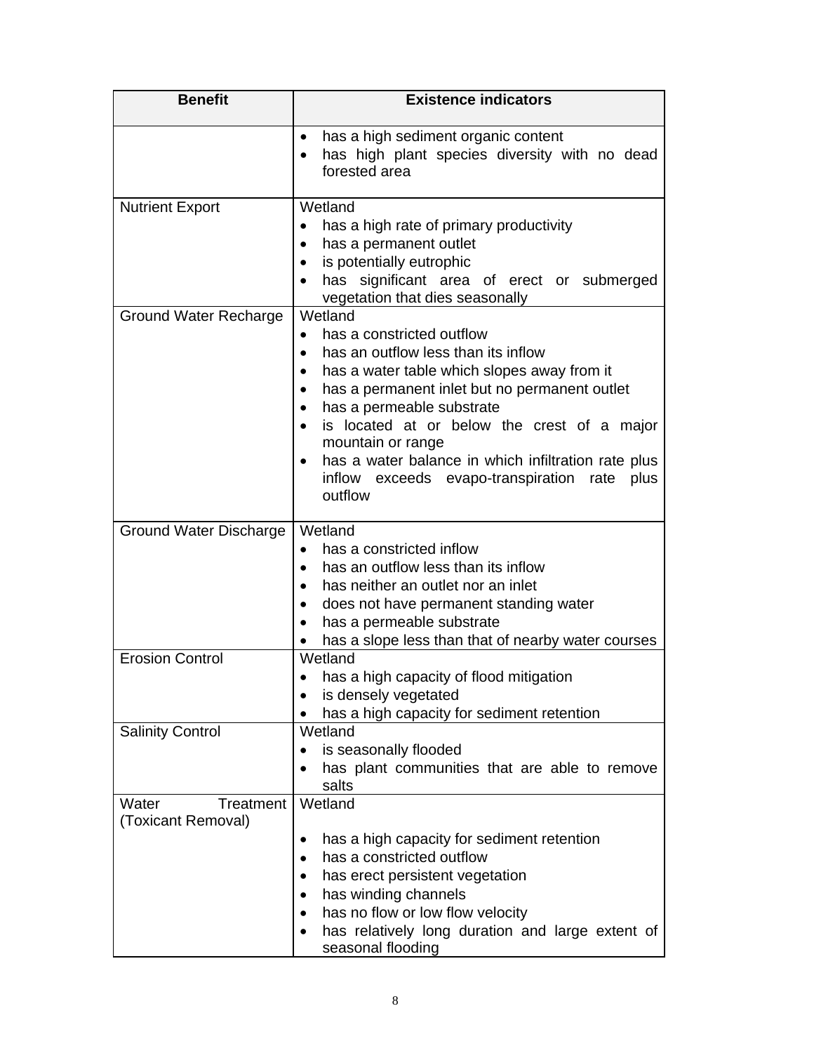| Benefit | Existence indicators |
|---|---|
| | • has a high sediment organic content<br>• has high plant species diversity with no dead forested area |
| Nutrient Export | Wetland<br>• has a high rate of primary productivity<br>• has a permanent outlet<br>• is potentially eutrophic<br>• has significant area of erect or submerged vegetation that dies seasonally |
| Ground Water Recharge | Wetland<br>• has a constricted outflow<br>• has an outflow less than its inflow<br>• has a water table which slopes away from it<br>• has a permanent inlet but no permanent outlet<br>• has a permeable substrate<br>• is located at or below the crest of a major mountain or range<br>• has a water balance in which infiltration rate plus inflow exceeds evapo-transpiration rate plus outflow |
| Ground Water Discharge | Wetland<br>• has a constricted inflow<br>• has an outflow less than its inflow<br>• has neither an outlet nor an inlet<br>• does not have permanent standing water<br>• has a permeable substrate<br>• has a slope less than that of nearby water courses |
| Erosion Control | Wetland<br>• has a high capacity of flood mitigation<br>• is densely vegetated<br>• has a high capacity for sediment retention |
| Salinity Control | Wetland<br>• is seasonally flooded<br>• has plant communities that are able to remove salts |
| Water Treatment (Toxicant Removal) | Wetland<br>• has a high capacity for sediment retention<br>• has a constricted outflow<br>• has erect persistent vegetation<br>• has winding channels<br>• has no flow or low flow velocity<br>• has relatively long duration and large extent of seasonal flooding |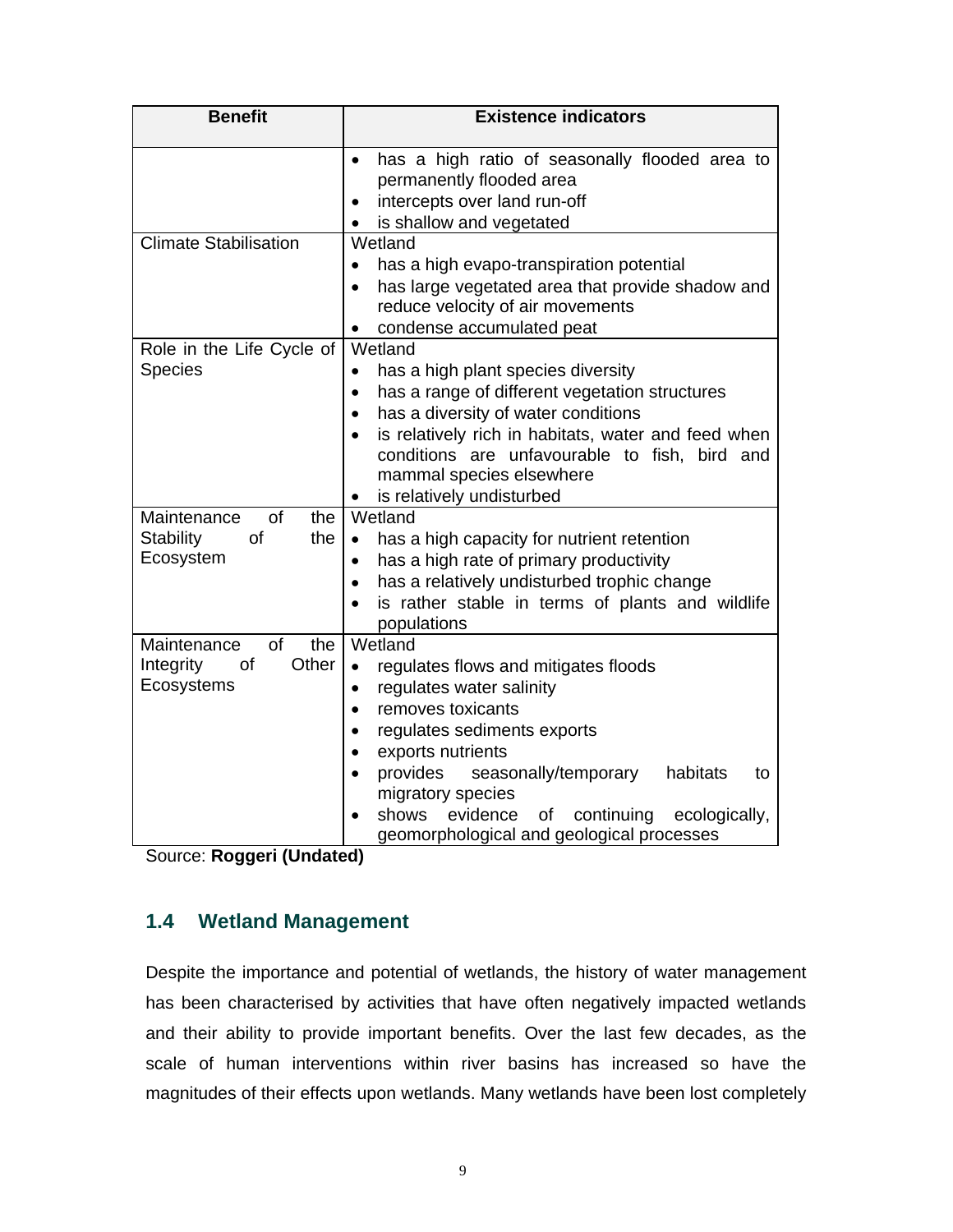| Benefit | Existence indicators |
|---|---|
| | • has a high ratio of seasonally flooded area to permanently flooded area<br>• intercepts over land run-off<br>• is shallow and vegetated |
| Climate Stabilisation | Wetland<br>• has a high evapo-transpiration potential<br>• has large vegetated area that provide shadow and reduce velocity of air movements<br>• condense accumulated peat |
| Role in the Life Cycle of Species | Wetland<br>• has a high plant species diversity<br>• has a range of different vegetation structures<br>• has a diversity of water conditions<br>• is relatively rich in habitats, water and feed when conditions are unfavourable to fish, bird and mammal species elsewhere<br>• is relatively undisturbed |
| Maintenance of the Stability of the Ecosystem | Wetland<br>• has a high capacity for nutrient retention<br>• has a high rate of primary productivity<br>• has a relatively undisturbed trophic change<br>• is rather stable in terms of plants and wildlife populations |
| Maintenance of the Integrity of Other Ecosystems | Wetland<br>• regulates flows and mitigates floods<br>• regulates water salinity<br>• removes toxicants<br>• regulates sediments exports<br>• exports nutrients<br>• provides seasonally/temporary habitats to migratory species<br>• shows evidence of continuing ecologically, geomorphological and geological processes |

Source: **Roggeri (Undated)**

## 1.4 Wetland Management

Despite the importance and potential of wetlands, the history of water management has been characterised by activities that have often negatively impacted wetlands and their ability to provide important benefits. Over the last few decades, as the scale of human interventions within river basins has increased so have the magnitudes of their effects upon wetlands. Many wetlands have been lost completely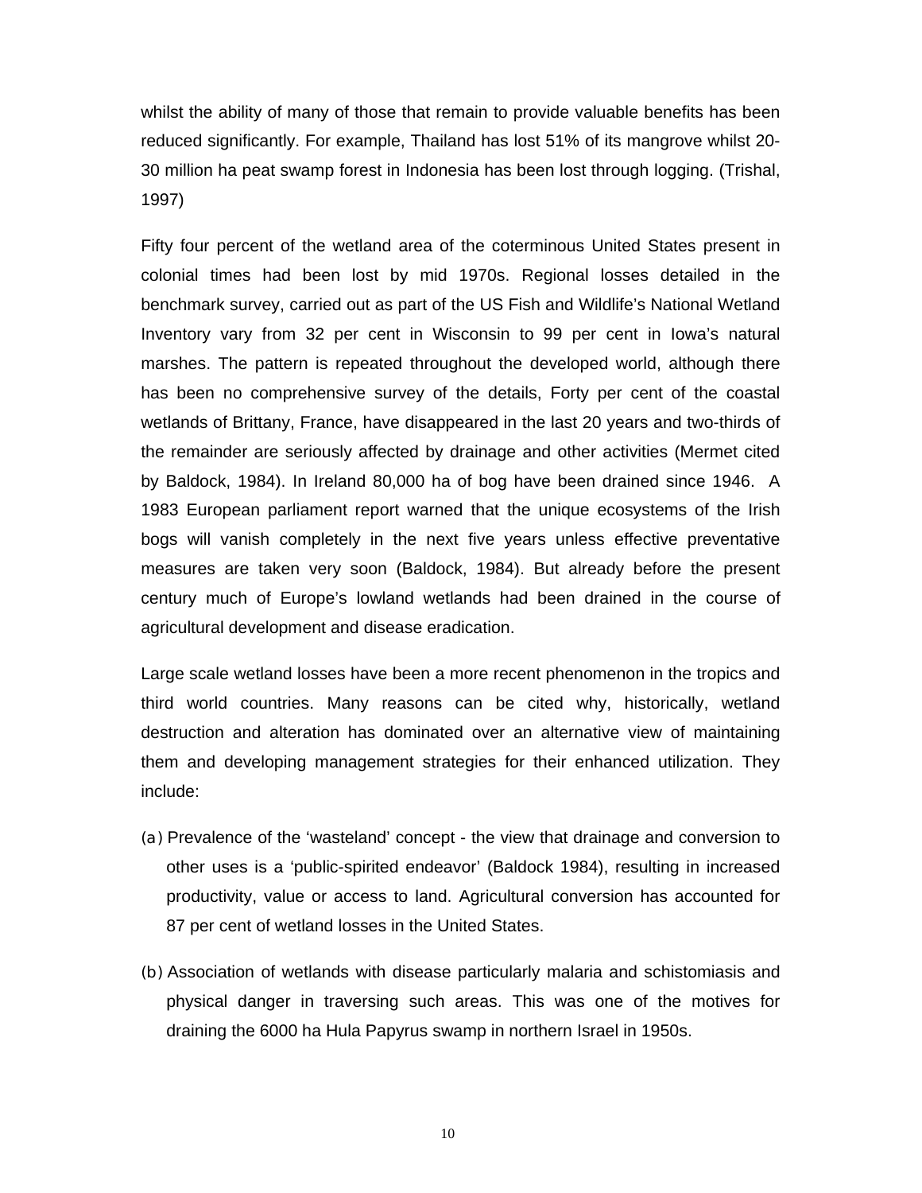whilst the ability of many of those that remain to provide valuable benefits has been reduced significantly. For example, Thailand has lost 51% of its mangrove whilst 20-30 million ha peat swamp forest in Indonesia has been lost through logging. (Trishal, 1997)

Fifty four percent of the wetland area of the coterminous United States present in colonial times had been lost by mid 1970s. Regional losses detailed in the benchmark survey, carried out as part of the US Fish and Wildlife's National Wetland Inventory vary from 32 per cent in Wisconsin to 99 per cent in Iowa's natural marshes. The pattern is repeated throughout the developed world, although there has been no comprehensive survey of the details, Forty per cent of the coastal wetlands of Brittany, France, have disappeared in the last 20 years and two-thirds of the remainder are seriously affected by drainage and other activities (Mermet cited by Baldock, 1984). In Ireland 80,000 ha of bog have been drained since 1946. A 1983 European parliament report warned that the unique ecosystems of the Irish bogs will vanish completely in the next five years unless effective preventative measures are taken very soon (Baldock, 1984). But already before the present century much of Europe's lowland wetlands had been drained in the course of agricultural development and disease eradication.

Large scale wetland losses have been a more recent phenomenon in the tropics and third world countries. Many reasons can be cited why, historically, wetland destruction and alteration has dominated over an alternative view of maintaining them and developing management strategies for their enhanced utilization. They include:

(a) Prevalence of the 'wasteland' concept - the view that drainage and conversion to other uses is a 'public-spirited endeavor' (Baldock 1984), resulting in increased productivity, value or access to land. Agricultural conversion has accounted for 87 per cent of wetland losses in the United States.

(b) Association of wetlands with disease particularly malaria and schistomiasis and physical danger in traversing such areas. This was one of the motives for draining the 6000 ha Hula Papyrus swamp in northern Israel in 1950s.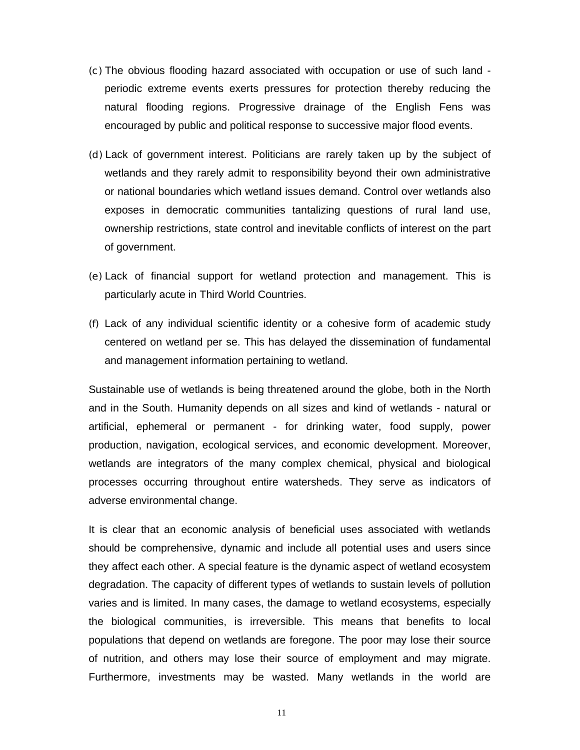(c) The obvious flooding hazard associated with occupation or use of such land - periodic extreme events exerts pressures for protection thereby reducing the natural flooding regions. Progressive drainage of the English Fens was encouraged by public and political response to successive major flood events.

(d) Lack of government interest. Politicians are rarely taken up by the subject of wetlands and they rarely admit to responsibility beyond their own administrative or national boundaries which wetland issues demand. Control over wetlands also exposes in democratic communities tantalizing questions of rural land use, ownership restrictions, state control and inevitable conflicts of interest on the part of government.

(e) Lack of financial support for wetland protection and management. This is particularly acute in Third World Countries.

(f) Lack of any individual scientific identity or a cohesive form of academic study centered on wetland per se. This has delayed the dissemination of fundamental and management information pertaining to wetland.

Sustainable use of wetlands is being threatened around the globe, both in the North and in the South. Humanity depends on all sizes and kind of wetlands - natural or artificial, ephemeral or permanent - for drinking water, food supply, power production, navigation, ecological services, and economic development. Moreover, wetlands are integrators of the many complex chemical, physical and biological processes occurring throughout entire watersheds. They serve as indicators of adverse environmental change.

It is clear that an economic analysis of beneficial uses associated with wetlands should be comprehensive, dynamic and include all potential uses and users since they affect each other. A special feature is the dynamic aspect of wetland ecosystem degradation. The capacity of different types of wetlands to sustain levels of pollution varies and is limited. In many cases, the damage to wetland ecosystems, especially the biological communities, is irreversible. This means that benefits to local populations that depend on wetlands are foregone. The poor may lose their source of nutrition, and others may lose their source of employment and may migrate. Furthermore, investments may be wasted. Many wetlands in the world are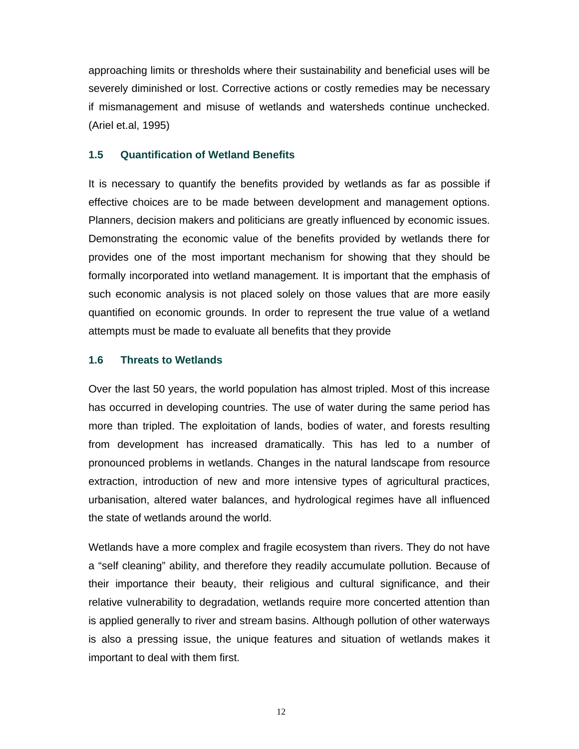approaching limits or thresholds where their sustainability and beneficial uses will be severely diminished or lost. Corrective actions or costly remedies may be necessary if mismanagement and misuse of wetlands and watersheds continue unchecked. (Ariel et.al, 1995)

### 1.5 Quantification of Wetland Benefits

It is necessary to quantify the benefits provided by wetlands as far as possible if effective choices are to be made between development and management options. Planners, decision makers and politicians are greatly influenced by economic issues. Demonstrating the economic value of the benefits provided by wetlands there for provides one of the most important mechanism for showing that they should be formally incorporated into wetland management. It is important that the emphasis of such economic analysis is not placed solely on those values that are more easily quantified on economic grounds. In order to represent the true value of a wetland attempts must be made to evaluate all benefits that they provide

### 1.6 Threats to Wetlands

Over the last 50 years, the world population has almost tripled. Most of this increase has occurred in developing countries. The use of water during the same period has more than tripled. The exploitation of lands, bodies of water, and forests resulting from development has increased dramatically. This has led to a number of pronounced problems in wetlands. Changes in the natural landscape from resource extraction, introduction of new and more intensive types of agricultural practices, urbanisation, altered water balances, and hydrological regimes have all influenced the state of wetlands around the world.

Wetlands have a more complex and fragile ecosystem than rivers. They do not have a "self cleaning" ability, and therefore they readily accumulate pollution. Because of their importance their beauty, their religious and cultural significance, and their relative vulnerability to degradation, wetlands require more concerted attention than is applied generally to river and stream basins. Although pollution of other waterways is also a pressing issue, the unique features and situation of wetlands makes it important to deal with them first.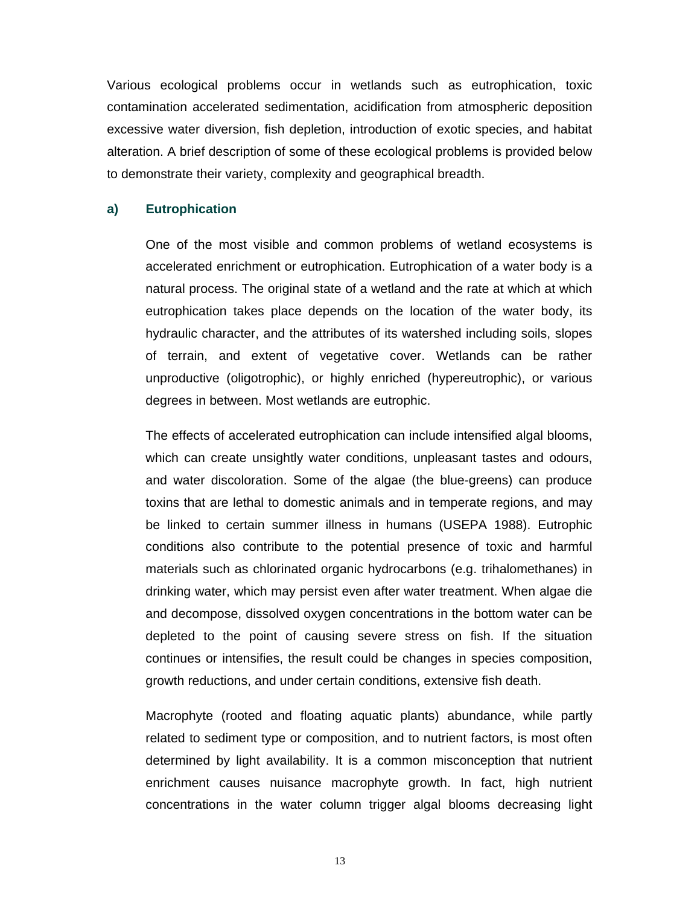Various ecological problems occur in wetlands such as eutrophication, toxic contamination accelerated sedimentation, acidification from atmospheric deposition excessive water diversion, fish depletion, introduction of exotic species, and habitat alteration. A brief description of some of these ecological problems is provided below to demonstrate their variety, complexity and geographical breadth.

### a) Eutrophication

One of the most visible and common problems of wetland ecosystems is accelerated enrichment or eutrophication. Eutrophication of a water body is a natural process. The original state of a wetland and the rate at which at which eutrophication takes place depends on the location of the water body, its hydraulic character, and the attributes of its watershed including soils, slopes of terrain, and extent of vegetative cover. Wetlands can be rather unproductive (oligotrophic), or highly enriched (hypereutrophic), or various degrees in between. Most wetlands are eutrophic.

The effects of accelerated eutrophication can include intensified algal blooms, which can create unsightly water conditions, unpleasant tastes and odours, and water discoloration. Some of the algae (the blue-greens) can produce toxins that are lethal to domestic animals and in temperate regions, and may be linked to certain summer illness in humans (USEPA 1988). Eutrophic conditions also contribute to the potential presence of toxic and harmful materials such as chlorinated organic hydrocarbons (e.g. trihalomethanes) in drinking water, which may persist even after water treatment. When algae die and decompose, dissolved oxygen concentrations in the bottom water can be depleted to the point of causing severe stress on fish. If the situation continues or intensifies, the result could be changes in species composition, growth reductions, and under certain conditions, extensive fish death.

Macrophyte (rooted and floating aquatic plants) abundance, while partly related to sediment type or composition, and to nutrient factors, is most often determined by light availability. It is a common misconception that nutrient enrichment causes nuisance macrophyte growth. In fact, high nutrient concentrations in the water column trigger algal blooms decreasing light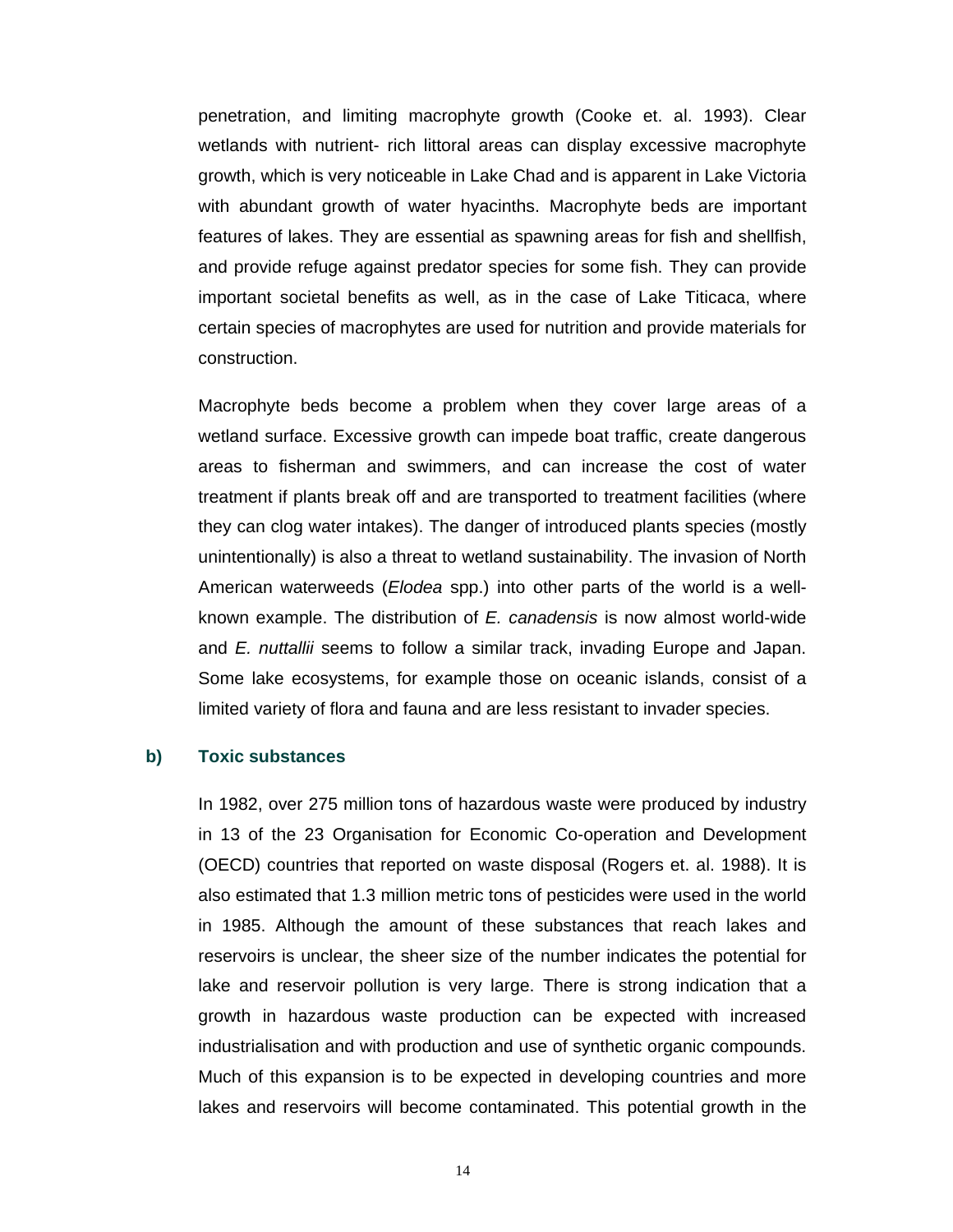penetration, and limiting macrophyte growth (Cooke et. al. 1993). Clear wetlands with nutrient- rich littoral areas can display excessive macrophyte growth, which is very noticeable in Lake Chad and is apparent in Lake Victoria with abundant growth of water hyacinths. Macrophyte beds are important features of lakes. They are essential as spawning areas for fish and shellfish, and provide refuge against predator species for some fish. They can provide important societal benefits as well, as in the case of Lake Titicaca, where certain species of macrophytes are used for nutrition and provide materials for construction.

Macrophyte beds become a problem when they cover large areas of a wetland surface. Excessive growth can impede boat traffic, create dangerous areas to fisherman and swimmers, and can increase the cost of water treatment if plants break off and are transported to treatment facilities (where they can clog water intakes). The danger of introduced plants species (mostly unintentionally) is also a threat to wetland sustainability. The invasion of North American waterweeds (*Elodea* spp.) into other parts of the world is a well-known example. The distribution of *E. canadensis* is now almost world-wide and *E. nuttallii* seems to follow a similar track, invading Europe and Japan. Some lake ecosystems, for example those on oceanic islands, consist of a limited variety of flora and fauna and are less resistant to invader species.

### b) Toxic substances

In 1982, over 275 million tons of hazardous waste were produced by industry in 13 of the 23 Organisation for Economic Co-operation and Development (OECD) countries that reported on waste disposal (Rogers et. al. 1988). It is also estimated that 1.3 million metric tons of pesticides were used in the world in 1985. Although the amount of these substances that reach lakes and reservoirs is unclear, the sheer size of the number indicates the potential for lake and reservoir pollution is very large. There is strong indication that a growth in hazardous waste production can be expected with increased industrialisation and with production and use of synthetic organic compounds. Much of this expansion is to be expected in developing countries and more lakes and reservoirs will become contaminated. This potential growth in the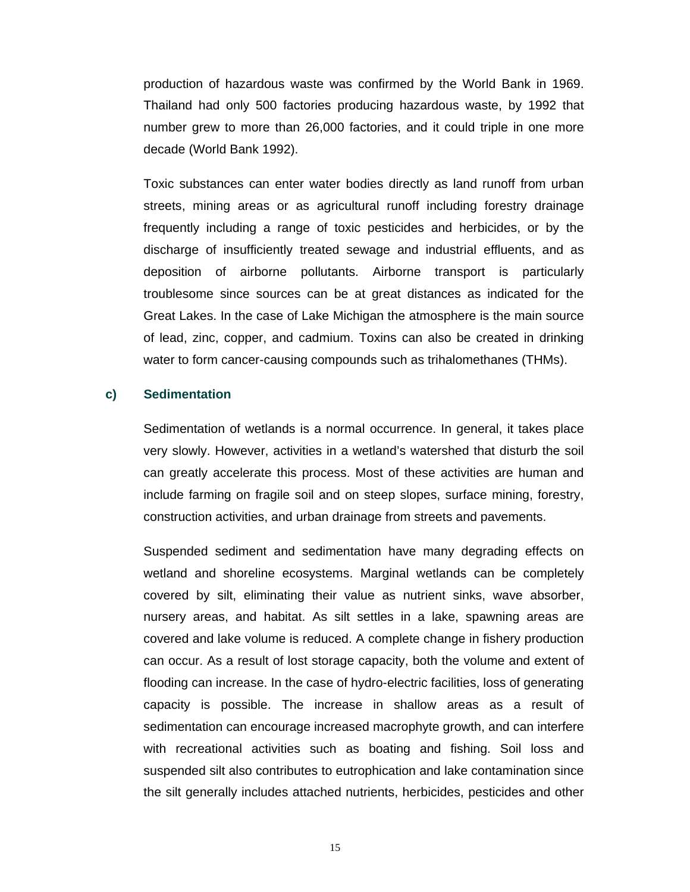production of hazardous waste was confirmed by the World Bank in 1969. Thailand had only 500 factories producing hazardous waste, by 1992 that number grew to more than 26,000 factories, and it could triple in one more decade (World Bank 1992).

Toxic substances can enter water bodies directly as land runoff from urban streets, mining areas or as agricultural runoff including forestry drainage frequently including a range of toxic pesticides and herbicides, or by the discharge of insufficiently treated sewage and industrial effluents, and as deposition of airborne pollutants. Airborne transport is particularly troublesome since sources can be at great distances as indicated for the Great Lakes. In the case of Lake Michigan the atmosphere is the main source of lead, zinc, copper, and cadmium. Toxins can also be created in drinking water to form cancer-causing compounds such as trihalomethanes (THMs).

### c) Sedimentation

Sedimentation of wetlands is a normal occurrence. In general, it takes place very slowly. However, activities in a wetland's watershed that disturb the soil can greatly accelerate this process. Most of these activities are human and include farming on fragile soil and on steep slopes, surface mining, forestry, construction activities, and urban drainage from streets and pavements.

Suspended sediment and sedimentation have many degrading effects on wetland and shoreline ecosystems. Marginal wetlands can be completely covered by silt, eliminating their value as nutrient sinks, wave absorber, nursery areas, and habitat. As silt settles in a lake, spawning areas are covered and lake volume is reduced. A complete change in fishery production can occur. As a result of lost storage capacity, both the volume and extent of flooding can increase. In the case of hydro-electric facilities, loss of generating capacity is possible. The increase in shallow areas as a result of sedimentation can encourage increased macrophyte growth, and can interfere with recreational activities such as boating and fishing. Soil loss and suspended silt also contributes to eutrophication and lake contamination since the silt generally includes attached nutrients, herbicides, pesticides and other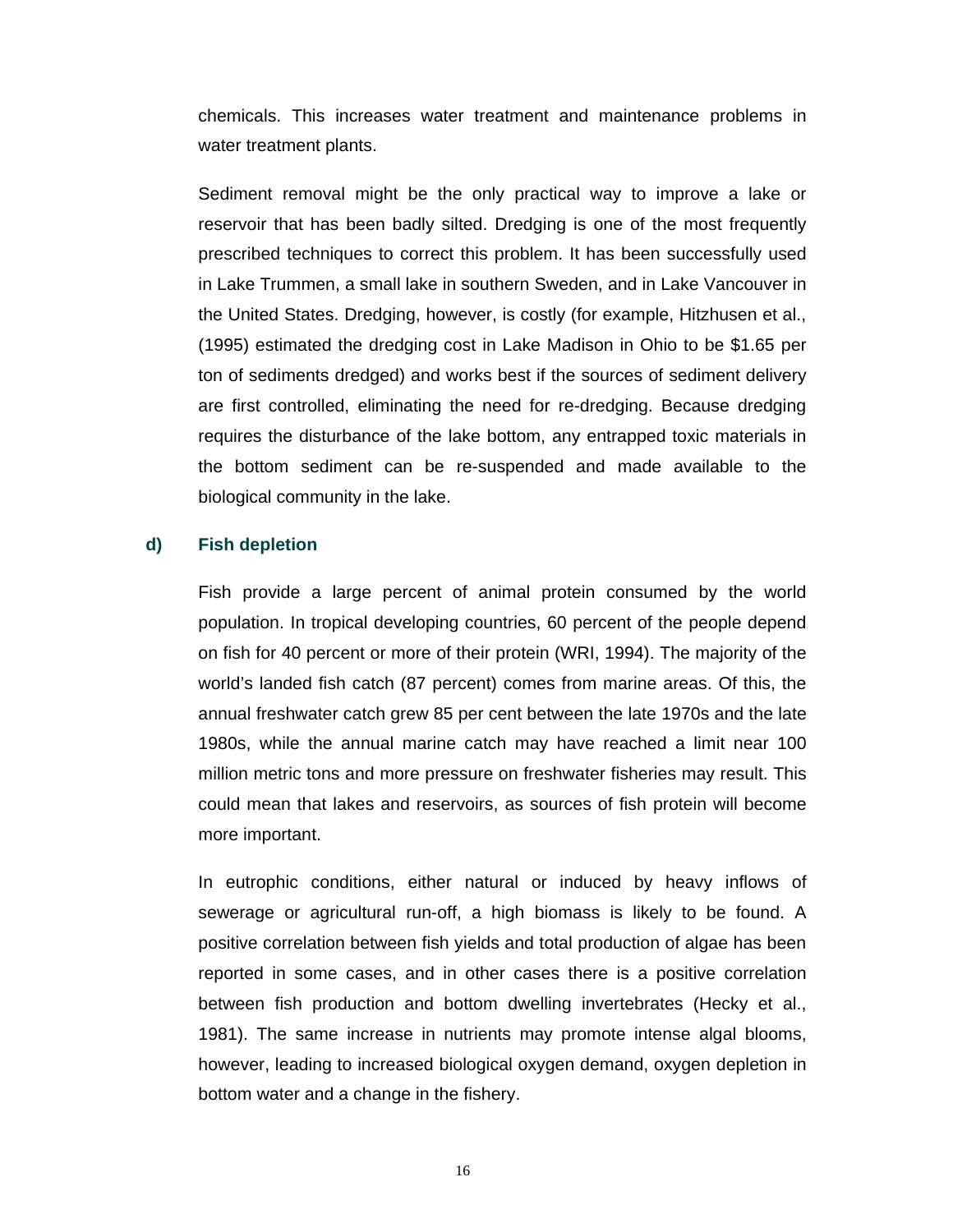chemicals. This increases water treatment and maintenance problems in water treatment plants.

Sediment removal might be the only practical way to improve a lake or reservoir that has been badly silted. Dredging is one of the most frequently prescribed techniques to correct this problem. It has been successfully used in Lake Trummen, a small lake in southern Sweden, and in Lake Vancouver in the United States. Dredging, however, is costly (for example, Hitzhusen et al., (1995) estimated the dredging cost in Lake Madison in Ohio to be $1.65 per ton of sediments dredged) and works best if the sources of sediment delivery are first controlled, eliminating the need for re-dredging. Because dredging requires the disturbance of the lake bottom, any entrapped toxic materials in the bottom sediment can be re-suspended and made available to the biological community in the lake.

### d) Fish depletion

Fish provide a large percent of animal protein consumed by the world population. In tropical developing countries, 60 percent of the people depend on fish for 40 percent or more of their protein (WRI, 1994). The majority of the world's landed fish catch (87 percent) comes from marine areas. Of this, the annual freshwater catch grew 85 per cent between the late 1970s and the late 1980s, while the annual marine catch may have reached a limit near 100 million metric tons and more pressure on freshwater fisheries may result. This could mean that lakes and reservoirs, as sources of fish protein will become more important.

In eutrophic conditions, either natural or induced by heavy inflows of sewerage or agricultural run-off, a high biomass is likely to be found. A positive correlation between fish yields and total production of algae has been reported in some cases, and in other cases there is a positive correlation between fish production and bottom dwelling invertebrates (Hecky et al., 1981). The same increase in nutrients may promote intense algal blooms, however, leading to increased biological oxygen demand, oxygen depletion in bottom water and a change in the fishery.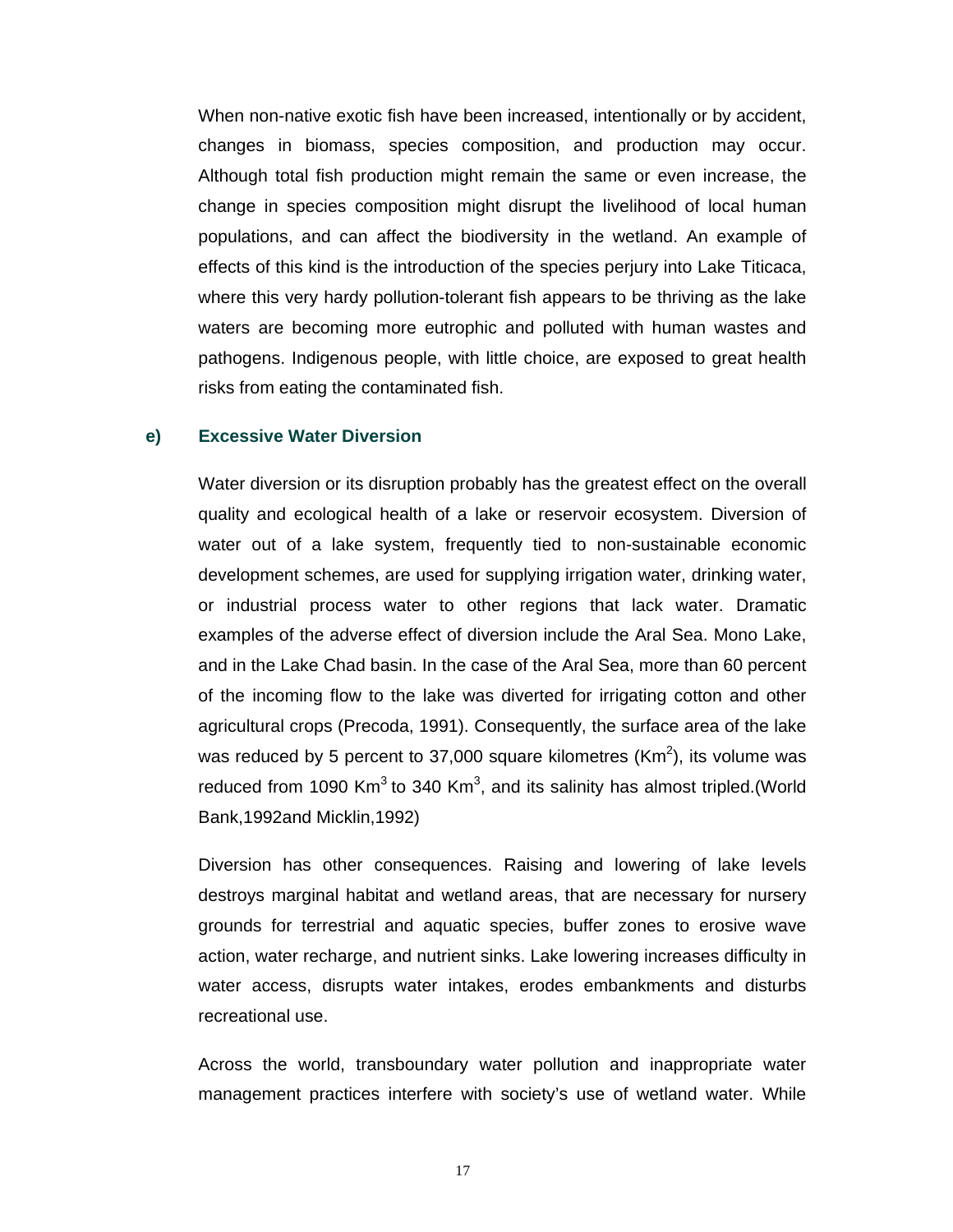When non-native exotic fish have been increased, intentionally or by accident, changes in biomass, species composition, and production may occur. Although total fish production might remain the same or even increase, the change in species composition might disrupt the livelihood of local human populations, and can affect the biodiversity in the wetland. An example of effects of this kind is the introduction of the species perjury into Lake Titicaca, where this very hardy pollution-tolerant fish appears to be thriving as the lake waters are becoming more eutrophic and polluted with human wastes and pathogens. Indigenous people, with little choice, are exposed to great health risks from eating the contaminated fish.

### e) Excessive Water Diversion

Water diversion or its disruption probably has the greatest effect on the overall quality and ecological health of a lake or reservoir ecosystem. Diversion of water out of a lake system, frequently tied to non-sustainable economic development schemes, are used for supplying irrigation water, drinking water, or industrial process water to other regions that lack water. Dramatic examples of the adverse effect of diversion include the Aral Sea. Mono Lake, and in the Lake Chad basin. In the case of the Aral Sea, more than 60 percent of the incoming flow to the lake was diverted for irrigating cotton and other agricultural crops (Precoda, 1991). Consequently, the surface area of the lake was reduced by 5 percent to 37,000 square kilometres ($Km^2$), its volume was reduced from 1090 $Km^3$ to 340 $Km^3$, and its salinity has almost tripled.(World Bank,1992and Micklin,1992)

Diversion has other consequences. Raising and lowering of lake levels destroys marginal habitat and wetland areas, that are necessary for nursery grounds for terrestrial and aquatic species, buffer zones to erosive wave action, water recharge, and nutrient sinks. Lake lowering increases difficulty in water access, disrupts water intakes, erodes embankments and disturbs recreational use.

Across the world, transboundary water pollution and inappropriate water management practices interfere with society's use of wetland water. While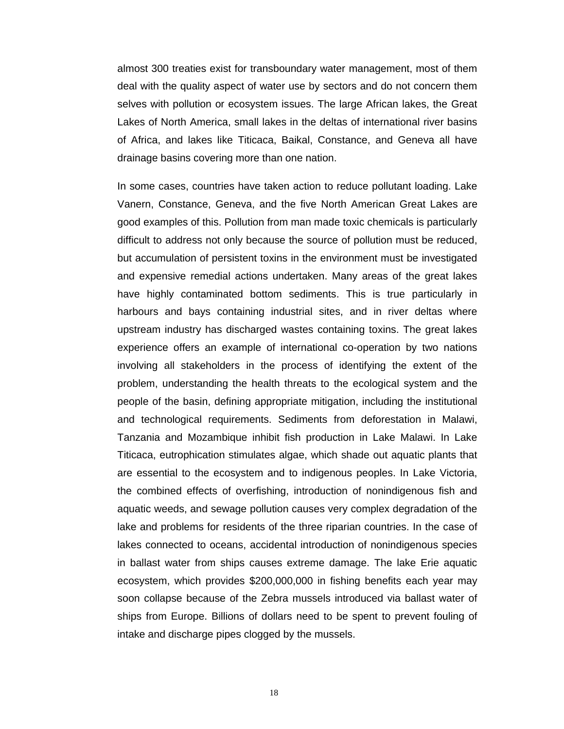almost 300 treaties exist for transboundary water management, most of them deal with the quality aspect of water use by sectors and do not concern them selves with pollution or ecosystem issues. The large African lakes, the Great Lakes of North America, small lakes in the deltas of international river basins of Africa, and lakes like Titicaca, Baikal, Constance, and Geneva all have drainage basins covering more than one nation.

In some cases, countries have taken action to reduce pollutant loading. Lake Vanern, Constance, Geneva, and the five North American Great Lakes are good examples of this. Pollution from man made toxic chemicals is particularly difficult to address not only because the source of pollution must be reduced, but accumulation of persistent toxins in the environment must be investigated and expensive remedial actions undertaken. Many areas of the great lakes have highly contaminated bottom sediments. This is true particularly in harbours and bays containing industrial sites, and in river deltas where upstream industry has discharged wastes containing toxins. The great lakes experience offers an example of international co-operation by two nations involving all stakeholders in the process of identifying the extent of the problem, understanding the health threats to the ecological system and the people of the basin, defining appropriate mitigation, including the institutional and technological requirements. Sediments from deforestation in Malawi, Tanzania and Mozambique inhibit fish production in Lake Malawi. In Lake Titicaca, eutrophication stimulates algae, which shade out aquatic plants that are essential to the ecosystem and to indigenous peoples. In Lake Victoria, the combined effects of overfishing, introduction of nonindigenous fish and aquatic weeds, and sewage pollution causes very complex degradation of the lake and problems for residents of the three riparian countries. In the case of lakes connected to oceans, accidental introduction of nonindigenous species in ballast water from ships causes extreme damage. The lake Erie aquatic ecosystem, which provides $200,000,000 in fishing benefits each year may soon collapse because of the Zebra mussels introduced via ballast water of ships from Europe. Billions of dollars need to be spent to prevent fouling of intake and discharge pipes clogged by the mussels.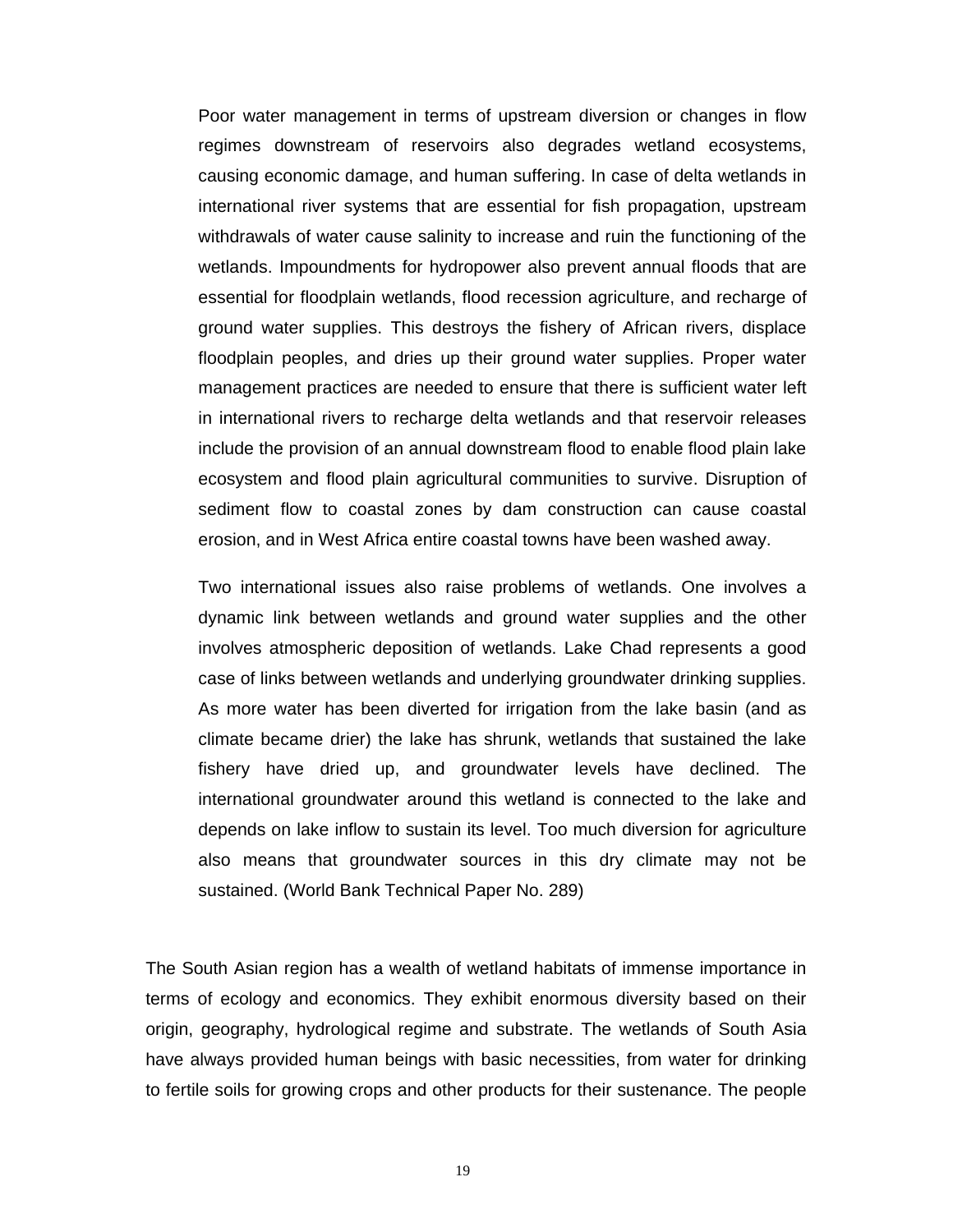> Poor water management in terms of upstream diversion or changes in flow regimes downstream of reservoirs also degrades wetland ecosystems, causing economic damage, and human suffering. In case of delta wetlands in international river systems that are essential for fish propagation, upstream withdrawals of water cause salinity to increase and ruin the functioning of the wetlands. Impoundments for hydropower also prevent annual floods that are essential for floodplain wetlands, flood recession agriculture, and recharge of ground water supplies. This destroys the fishery of African rivers, displace floodplain peoples, and dries up their ground water supplies. Proper water management practices are needed to ensure that there is sufficient water left in international rivers to recharge delta wetlands and that reservoir releases include the provision of an annual downstream flood to enable flood plain lake ecosystem and flood plain agricultural communities to survive. Disruption of sediment flow to coastal zones by dam construction can cause coastal erosion, and in West Africa entire coastal towns have been washed away.
>
> Two international issues also raise problems of wetlands. One involves a dynamic link between wetlands and ground water supplies and the other involves atmospheric deposition of wetlands. Lake Chad represents a good case of links between wetlands and underlying groundwater drinking supplies. As more water has been diverted for irrigation from the lake basin (and as climate became drier) the lake has shrunk, wetlands that sustained the lake fishery have dried up, and groundwater levels have declined. The international groundwater around this wetland is connected to the lake and depends on lake inflow to sustain its level. Too much diversion for agriculture also means that groundwater sources in this dry climate may not be sustained. (World Bank Technical Paper No. 289)

The South Asian region has a wealth of wetland habitats of immense importance in terms of ecology and economics. They exhibit enormous diversity based on their origin, geography, hydrological regime and substrate. The wetlands of South Asia have always provided human beings with basic necessities, from water for drinking to fertile soils for growing crops and other products for their sustenance. The people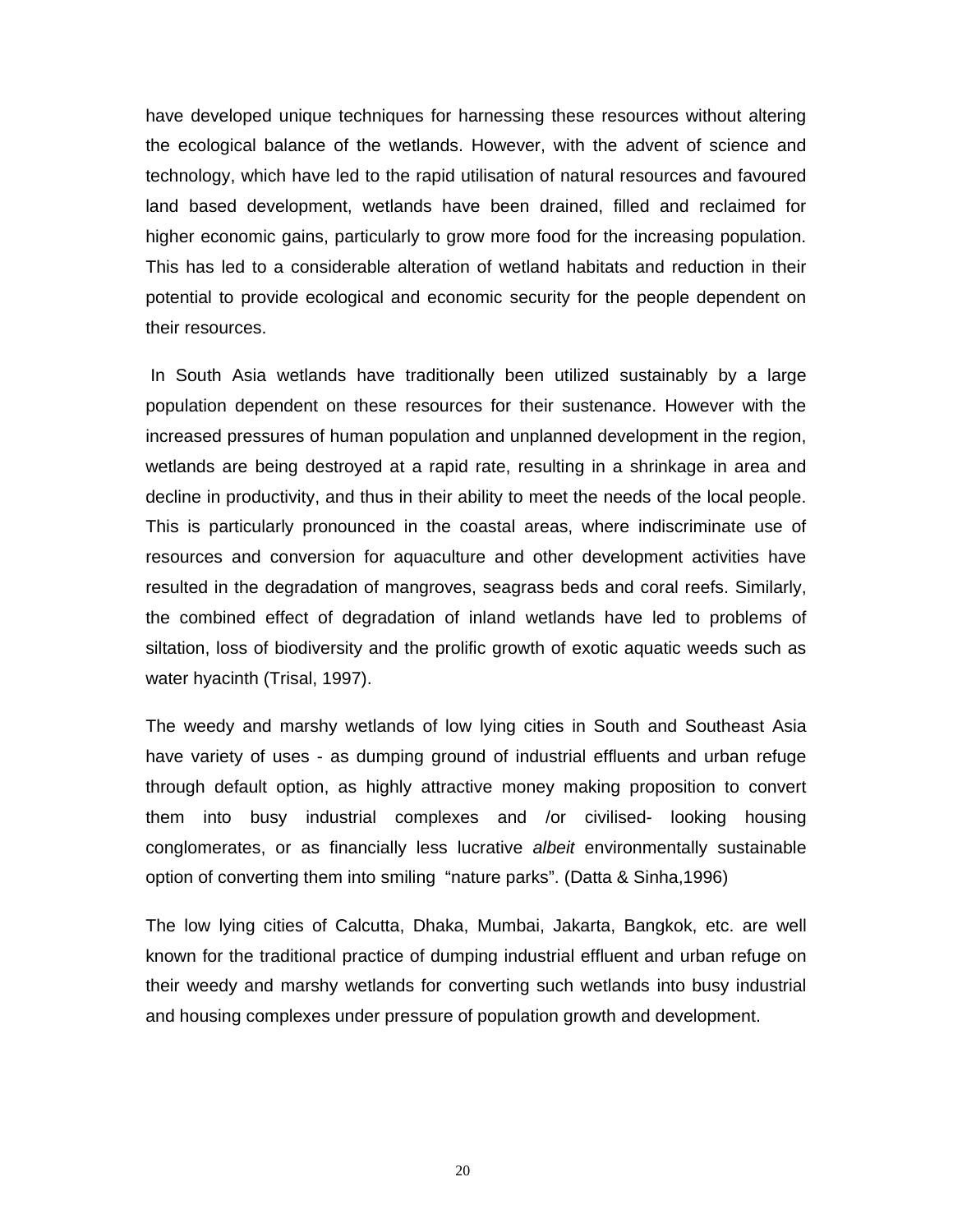have developed unique techniques for harnessing these resources without altering the ecological balance of the wetlands. However, with the advent of science and technology, which have led to the rapid utilisation of natural resources and favoured land based development, wetlands have been drained, filled and reclaimed for higher economic gains, particularly to grow more food for the increasing population. This has led to a considerable alteration of wetland habitats and reduction in their potential to provide ecological and economic security for the people dependent on their resources.

In South Asia wetlands have traditionally been utilized sustainably by a large population dependent on these resources for their sustenance. However with the increased pressures of human population and unplanned development in the region, wetlands are being destroyed at a rapid rate, resulting in a shrinkage in area and decline in productivity, and thus in their ability to meet the needs of the local people. This is particularly pronounced in the coastal areas, where indiscriminate use of resources and conversion for aquaculture and other development activities have resulted in the degradation of mangroves, seagrass beds and coral reefs. Similarly, the combined effect of degradation of inland wetlands have led to problems of siltation, loss of biodiversity and the prolific growth of exotic aquatic weeds such as water hyacinth (Trisal, 1997).

The weedy and marshy wetlands of low lying cities in South and Southeast Asia have variety of uses - as dumping ground of industrial effluents and urban refuge through default option, as highly attractive money making proposition to convert them into busy industrial complexes and /or civilised- looking housing conglomerates, or as financially less lucrative *albeit* environmentally sustainable option of converting them into smiling "nature parks". (Datta & Sinha,1996)

The low lying cities of Calcutta, Dhaka, Mumbai, Jakarta, Bangkok, etc. are well known for the traditional practice of dumping industrial effluent and urban refuge on their weedy and marshy wetlands for converting such wetlands into busy industrial and housing complexes under pressure of population growth and development.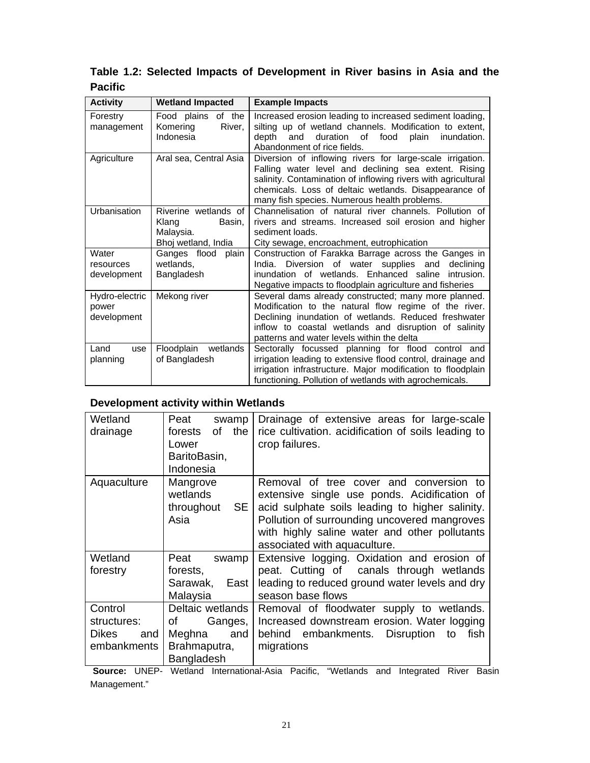**Table 1.2: Selected Impacts of Development in River basins in Asia and the Pacific**

| Activity | Wetland Impacted | Example Impacts |
| --- | --- | --- |
| Forestry management | Food plains of the Komering River, Indonesia | Increased erosion leading to increased sediment loading, silting up of wetland channels. Modification to extent, depth and duration of food plain inundation. Abandonment of rice fields. |
| Agriculture | Aral sea, Central Asia | Diversion of inflowing rivers for large-scale irrigation. Falling water level and declining sea extent. Rising salinity. Contamination of inflowing rivers with agricultural chemicals. Loss of deltaic wetlands. Disappearance of many fish species. Numerous health problems. |
| Urbanisation | Riverine wetlands of Klang Basin, Malaysia. Bhoj wetland, India | Channelisation of natural river channels. Pollution of rivers and streams. Increased soil erosion and higher sediment loads. City sewage, encroachment, eutrophication |
| Water resources development | Ganges flood plain wetlands, Bangladesh | Construction of Farakka Barrage across the Ganges in India. Diversion of water supplies and declining inundation of wetlands. Enhanced saline intrusion. Negative impacts to floodplain agriculture and fisheries |
| Hydro-electric power development | Mekong river | Several dams already constructed; many more planned. Modification to the natural flow regime of the river. Declining inundation of wetlands. Reduced freshwater inflow to coastal wetlands and disruption of salinity patterns and water levels within the delta |
| Land use planning | Floodplain wetlands of Bangladesh | Sectorally focussed planning for flood control and irrigation leading to extensive flood control, drainage and irrigation infrastructure. Major modification to floodplain functioning. Pollution of wetlands with agrochemicals. |
| **Development activity within Wetlands** | | |
| Wetland drainage | Peat swamp forests of the Lower BaritoBasin, Indonesia | Drainage of extensive areas for large-scale rice cultivation. acidification of soils leading to crop failures. |
| Aquaculture | Mangrove wetlands throughout SE Asia | Removal of tree cover and conversion to extensive single use ponds. Acidification of acid sulphate soils leading to higher salinity. Pollution of surrounding uncovered mangroves with highly saline water and other pollutants associated with aquaculture. |
| Wetland forestry | Peat swamp forests, Sarawak, East Malaysia | Extensive logging. Oxidation and erosion of peat. Cutting of canals through wetlands leading to reduced ground water levels and dry season base flows |
| Control structures: Dikes and embankments | Deltaic wetlands of Ganges, Meghna and Brahmaputra, Bangladesh | Removal of floodwater supply to wetlands. Increased downstream erosion. Water logging behind embankments. Disruption to fish migrations |

**Source:** UNEP- Wetland International-Asia Pacific, "Wetlands and Integrated River Basin Management."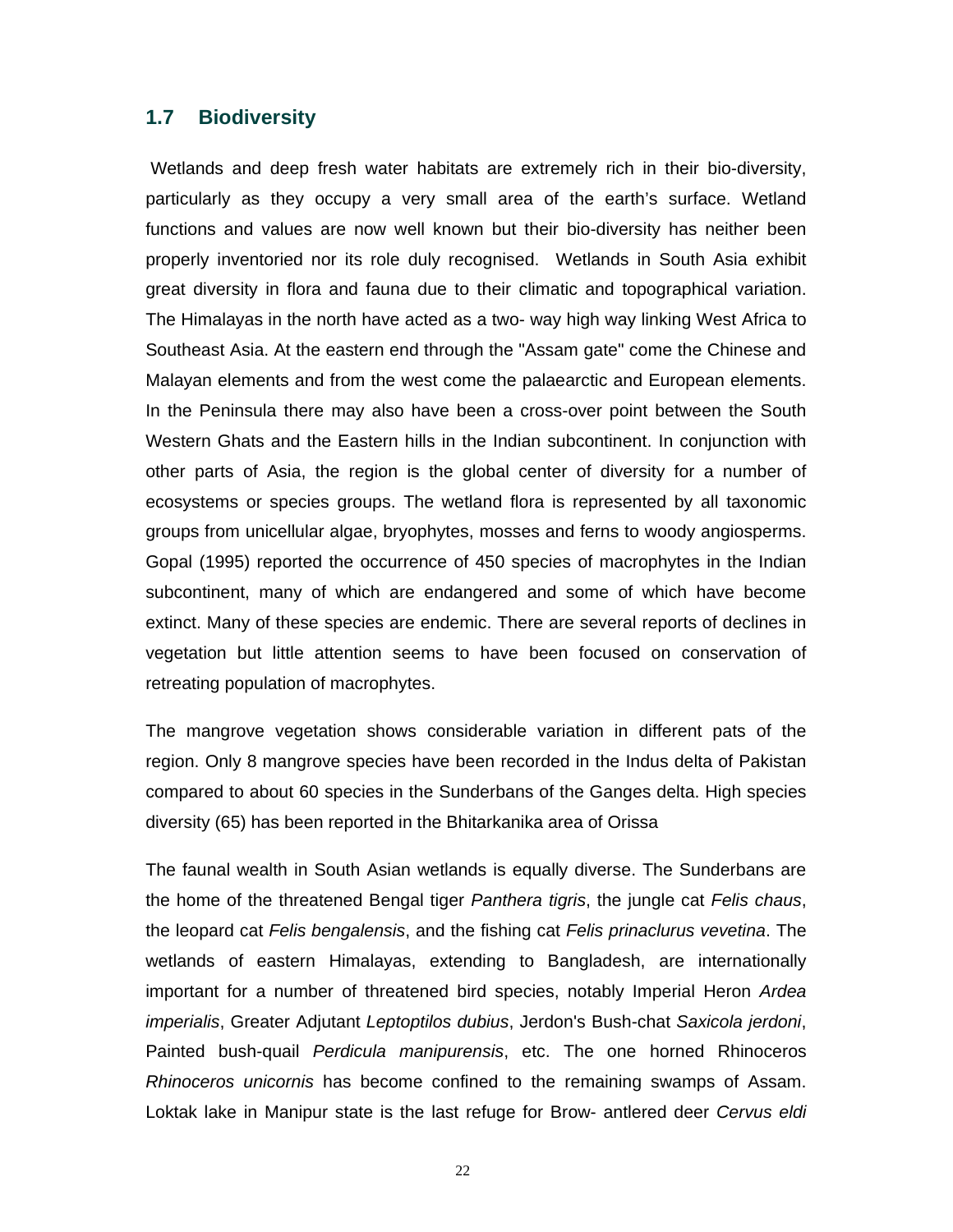## 1.7 Biodiversity

Wetlands and deep fresh water habitats are extremely rich in their bio-diversity, particularly as they occupy a very small area of the earth's surface. Wetland functions and values are now well known but their bio-diversity has neither been properly inventoried nor its role duly recognised. Wetlands in South Asia exhibit great diversity in flora and fauna due to their climatic and topographical variation. The Himalayas in the north have acted as a two- way high way linking West Africa to Southeast Asia. At the eastern end through the "Assam gate" come the Chinese and Malayan elements and from the west come the palaearctic and European elements. In the Peninsula there may also have been a cross-over point between the South Western Ghats and the Eastern hills in the Indian subcontinent. In conjunction with other parts of Asia, the region is the global center of diversity for a number of ecosystems or species groups. The wetland flora is represented by all taxonomic groups from unicellular algae, bryophytes, mosses and ferns to woody angiosperms. Gopal (1995) reported the occurrence of 450 species of macrophytes in the Indian subcontinent, many of which are endangered and some of which have become extinct. Many of these species are endemic. There are several reports of declines in vegetation but little attention seems to have been focused on conservation of retreating population of macrophytes.

The mangrove vegetation shows considerable variation in different pats of the region. Only 8 mangrove species have been recorded in the Indus delta of Pakistan compared to about 60 species in the Sunderbans of the Ganges delta. High species diversity (65) has been reported in the Bhitarkanika area of Orissa

The faunal wealth in South Asian wetlands is equally diverse. The Sunderbans are the home of the threatened Bengal tiger *Panthera tigris*, the jungle cat *Felis chaus*, the leopard cat *Felis bengalensis*, and the fishing cat *Felis prinaclurus vevetina*. The wetlands of eastern Himalayas, extending to Bangladesh, are internationally important for a number of threatened bird species, notably Imperial Heron *Ardea imperialis*, Greater Adjutant *Leptoptilos dubius*, Jerdon's Bush-chat *Saxicola jerdoni*, Painted bush-quail *Perdicula manipurensis*, etc. The one horned Rhinoceros *Rhinoceros unicornis* has become confined to the remaining swamps of Assam. Loktak lake in Manipur state is the last refuge for Brow- antlered deer *Cervus eldi*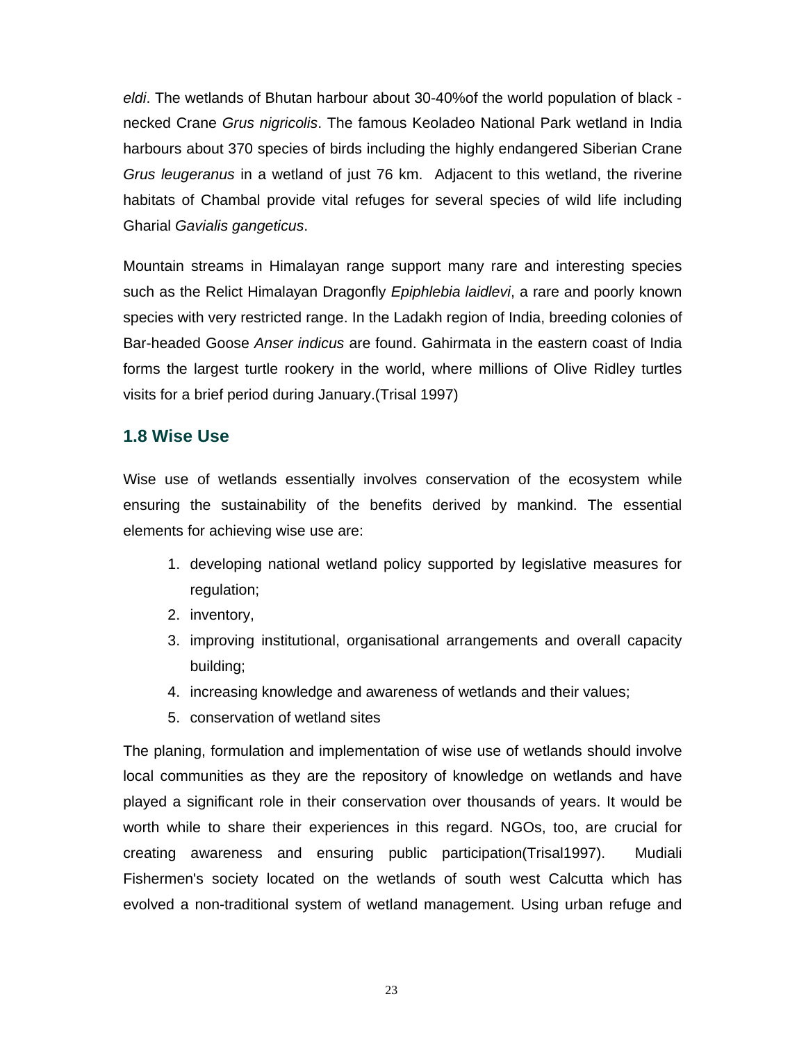*eldi*. The wetlands of Bhutan harbour about 30-40%of the world population of black - necked Crane *Grus nigricolis*. The famous Keoladeo National Park wetland in India harbours about 370 species of birds including the highly endangered Siberian Crane *Grus leugeranus* in a wetland of just 76 km.  Adjacent to this wetland, the riverine habitats of Chambal provide vital refuges for several species of wild life including Gharial *Gavialis gangeticus*.

Mountain streams in Himalayan range support many rare and interesting species such as the Relict Himalayan Dragonfly *Epiphlebia laidlevi*, a rare and poorly known species with very restricted range. In the Ladakh region of India, breeding colonies of Bar-headed Goose *Anser indicus* are found. Gahirmata in the eastern coast of India forms the largest turtle rookery in the world, where millions of Olive Ridley turtles visits for a brief period during January.(Trisal 1997)

### 1.8 Wise Use

Wise use of wetlands essentially involves conservation of the ecosystem while ensuring the sustainability of the benefits derived by mankind. The essential elements for achieving wise use are:

1. developing national wetland policy supported by legislative measures for regulation;
2. inventory,
3. improving institutional, organisational arrangements and overall capacity building;
4. increasing knowledge and awareness of wetlands and their values;
5. conservation of wetland sites

The planing, formulation and implementation of wise use of wetlands should involve local communities as they are the repository of knowledge on wetlands and have played a significant role in their conservation over thousands of years. It would be worth while to share their experiences in this regard. NGOs, too, are crucial for creating awareness and ensuring public participation(Trisal1997).   Mudiali Fishermen's society located on the wetlands of south west Calcutta which has evolved a non-traditional system of wetland management. Using urban refuge and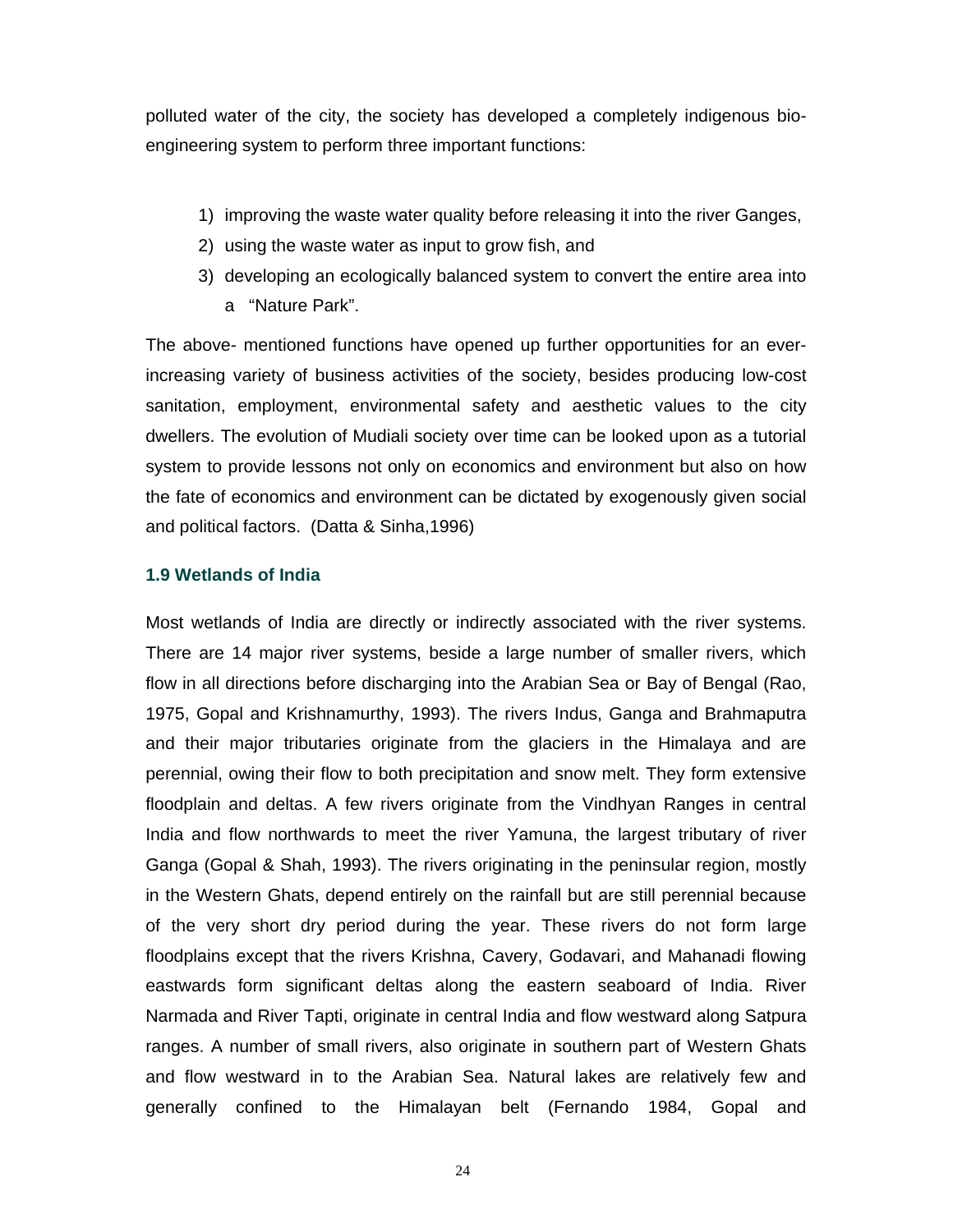polluted water of the city, the society has developed a completely indigenous bio-engineering system to perform three important functions:

1) improving the waste water quality before releasing it into the river Ganges,
2) using the waste water as input to grow fish, and
3) developing an ecologically balanced system to convert the entire area into a "Nature Park".

The above- mentioned functions have opened up further opportunities for an ever-increasing variety of business activities of the society, besides producing low-cost sanitation, employment, environmental safety and aesthetic values to the city dwellers. The evolution of Mudiali society over time can be looked upon as a tutorial system to provide lessons not only on economics and environment but also on how the fate of economics and environment can be dictated by exogenously given social and political factors. (Datta & Sinha,1996)

### 1.9 Wetlands of India

Most wetlands of India are directly or indirectly associated with the river systems. There are 14 major river systems, beside a large number of smaller rivers, which flow in all directions before discharging into the Arabian Sea or Bay of Bengal (Rao, 1975, Gopal and Krishnamurthy, 1993). The rivers Indus, Ganga and Brahmaputra and their major tributaries originate from the glaciers in the Himalaya and are perennial, owing their flow to both precipitation and snow melt. They form extensive floodplain and deltas. A few rivers originate from the Vindhyan Ranges in central India and flow northwards to meet the river Yamuna, the largest tributary of river Ganga (Gopal & Shah, 1993). The rivers originating in the peninsular region, mostly in the Western Ghats, depend entirely on the rainfall but are still perennial because of the very short dry period during the year. These rivers do not form large floodplains except that the rivers Krishna, Cavery, Godavari, and Mahanadi flowing eastwards form significant deltas along the eastern seaboard of India. River Narmada and River Tapti, originate in central India and flow westward along Satpura ranges. A number of small rivers, also originate in southern part of Western Ghats and flow westward in to the Arabian Sea. Natural lakes are relatively few and generally confined to the Himalayan belt (Fernando 1984, Gopal and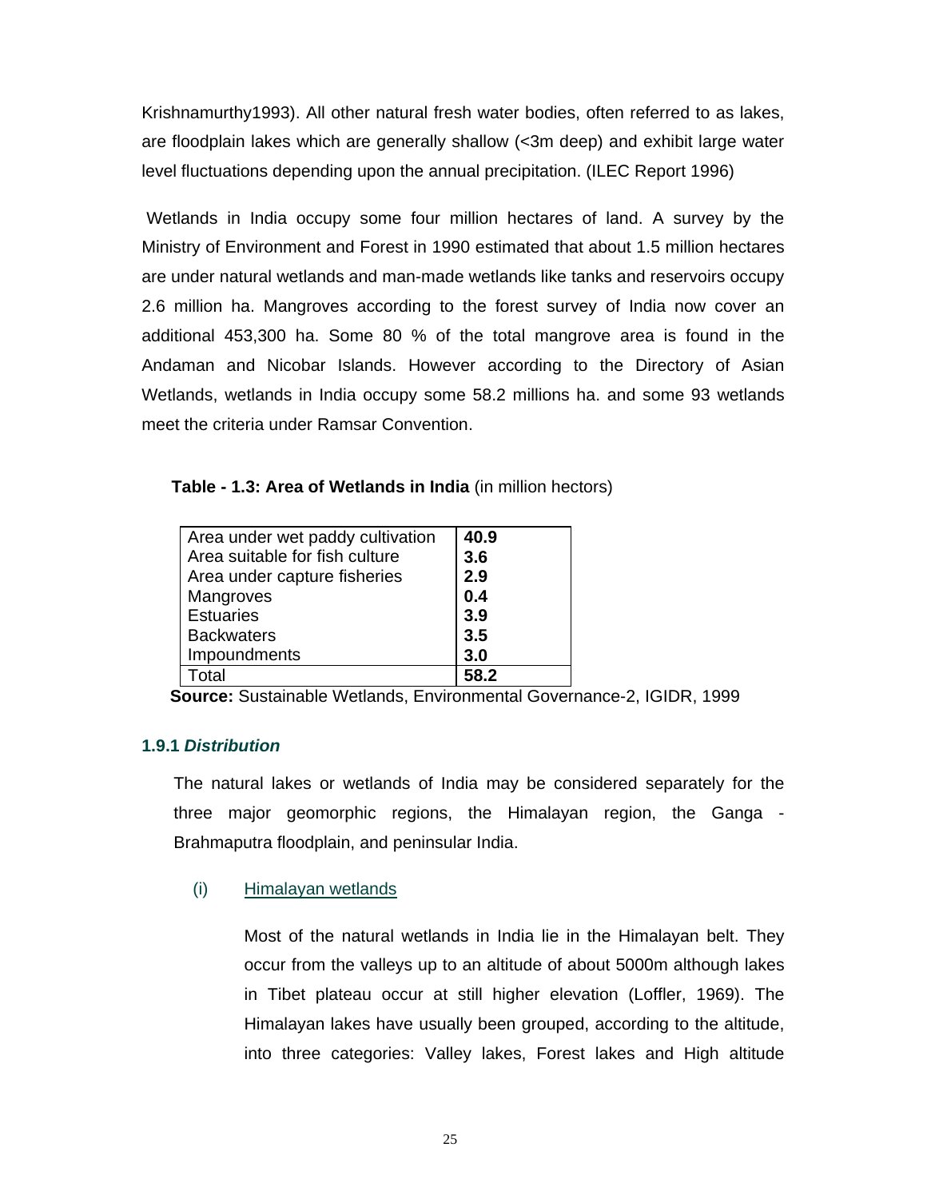Krishnamurthy1993). All other natural fresh water bodies, often referred to as lakes, are floodplain lakes which are generally shallow (<3m deep) and exhibit large water level fluctuations depending upon the annual precipitation. (ILEC Report 1996)

Wetlands in India occupy some four million hectares of land. A survey by the Ministry of Environment and Forest in 1990 estimated that about 1.5 million hectares are under natural wetlands and man-made wetlands like tanks and reservoirs occupy 2.6 million ha. Mangroves according to the forest survey of India now cover an additional 453,300 ha. Some 80 % of the total mangrove area is found in the Andaman and Nicobar Islands. However according to the Directory of Asian Wetlands, wetlands in India occupy some 58.2 millions ha. and some 93 wetlands meet the criteria under Ramsar Convention.

**Table - 1.3: Area of Wetlands in India** (in million hectors)

| Area under wet paddy cultivation | **40.9** |
|---|---|
| Area suitable for fish culture | **3.6** |
| Area under capture fisheries | **2.9** |
| Mangroves | **0.4** |
| Estuaries | **3.9** |
| Backwaters | **3.5** |
| Impoundments | **3.0** |
| Total | **58.2** |

**Source:** Sustainable Wetlands, Environmental Governance-2, IGIDR, 1999

### 1.9.1 *Distribution*

The natural lakes or wetlands of India may be considered separately for the three major geomorphic regions, the Himalayan region, the Ganga - Brahmaputra floodplain, and peninsular India.

(i) Himalayan wetlands

Most of the natural wetlands in India lie in the Himalayan belt. They occur from the valleys up to an altitude of about 5000m although lakes in Tibet plateau occur at still higher elevation (Loffler, 1969). The Himalayan lakes have usually been grouped, according to the altitude, into three categories: Valley lakes, Forest lakes and High altitude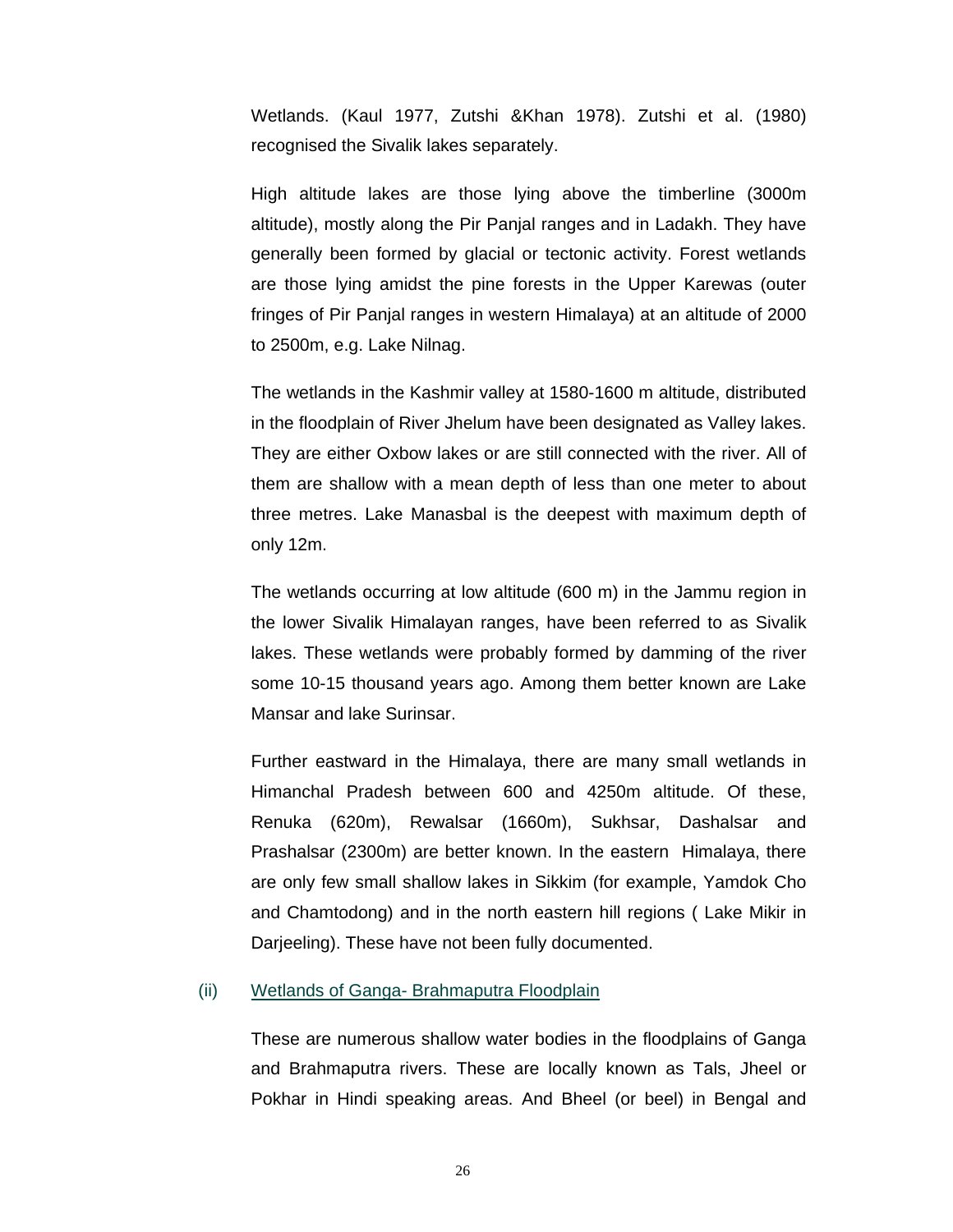Wetlands. (Kaul 1977, Zutshi &Khan 1978). Zutshi et al. (1980) recognised the Sivalik lakes separately.

High altitude lakes are those lying above the timberline (3000m altitude), mostly along the Pir Panjal ranges and in Ladakh. They have generally been formed by glacial or tectonic activity. Forest wetlands are those lying amidst the pine forests in the Upper Karewas (outer fringes of Pir Panjal ranges in western Himalaya) at an altitude of 2000 to 2500m, e.g. Lake Nilnag.

The wetlands in the Kashmir valley at 1580-1600 m altitude, distributed in the floodplain of River Jhelum have been designated as Valley lakes. They are either Oxbow lakes or are still connected with the river. All of them are shallow with a mean depth of less than one meter to about three metres. Lake Manasbal is the deepest with maximum depth of only 12m.

The wetlands occurring at low altitude (600 m) in the Jammu region in the lower Sivalik Himalayan ranges, have been referred to as Sivalik lakes. These wetlands were probably formed by damming of the river some 10-15 thousand years ago. Among them better known are Lake Mansar and lake Surinsar.

Further eastward in the Himalaya, there are many small wetlands in Himanchal Pradesh between 600 and 4250m altitude. Of these, Renuka (620m), Rewalsar (1660m), Sukhsar, Dashalsar and Prashalsar (2300m) are better known. In the eastern Himalaya, there are only few small shallow lakes in Sikkim (for example, Yamdok Cho and Chamtodong) and in the north eastern hill regions ( Lake Mikir in Darjeeling). These have not been fully documented.

(ii) Wetlands of Ganga- Brahmaputra Floodplain

These are numerous shallow water bodies in the floodplains of Ganga and Brahmaputra rivers. These are locally known as Tals, Jheel or Pokhar in Hindi speaking areas. And Bheel (or beel) in Bengal and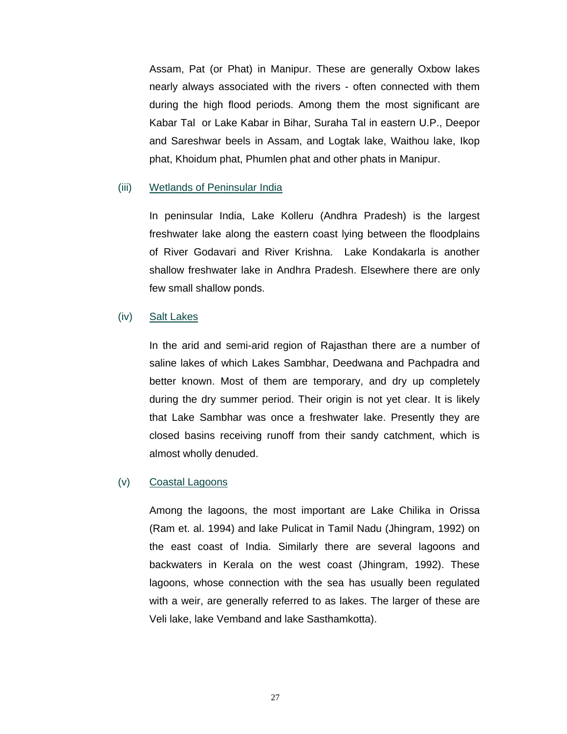Assam, Pat (or Phat) in Manipur. These are generally Oxbow lakes nearly always associated with the rivers - often connected with them during the high flood periods. Among them the most significant are Kabar Tal or Lake Kabar in Bihar, Suraha Tal in eastern U.P., Deepor and Sareshwar beels in Assam, and Logtak lake, Waithou lake, Ikop phat, Khoidum phat, Phumlen phat and other phats in Manipur.

(iii) Wetlands of Peninsular India

In peninsular India, Lake Kolleru (Andhra Pradesh) is the largest freshwater lake along the eastern coast lying between the floodplains of River Godavari and River Krishna. Lake Kondakarla is another shallow freshwater lake in Andhra Pradesh. Elsewhere there are only few small shallow ponds.

(iv) Salt Lakes

In the arid and semi-arid region of Rajasthan there are a number of saline lakes of which Lakes Sambhar, Deedwana and Pachpadra and better known. Most of them are temporary, and dry up completely during the dry summer period. Their origin is not yet clear. It is likely that Lake Sambhar was once a freshwater lake. Presently they are closed basins receiving runoff from their sandy catchment, which is almost wholly denuded.

(v) Coastal Lagoons

Among the lagoons, the most important are Lake Chilika in Orissa (Ram et. al. 1994) and lake Pulicat in Tamil Nadu (Jhingram, 1992) on the east coast of India. Similarly there are several lagoons and backwaters in Kerala on the west coast (Jhingram, 1992). These lagoons, whose connection with the sea has usually been regulated with a weir, are generally referred to as lakes. The larger of these are Veli lake, lake Vemband and lake Sasthamkotta).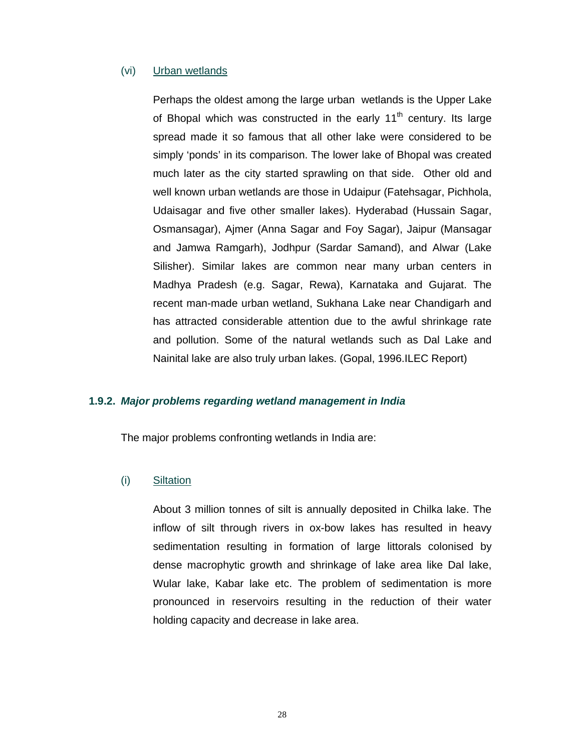(vi) Urban wetlands

Perhaps the oldest among the large urban wetlands is the Upper Lake of Bhopal which was constructed in the early $11^{th}$ century. Its large spread made it so famous that all other lake were considered to be simply 'ponds' in its comparison. The lower lake of Bhopal was created much later as the city started sprawling on that side. Other old and well known urban wetlands are those in Udaipur (Fatehsagar, Pichhola, Udaisagar and five other smaller lakes). Hyderabad (Hussain Sagar, Osmansagar), Ajmer (Anna Sagar and Foy Sagar), Jaipur (Mansagar and Jamwa Ramgarh), Jodhpur (Sardar Samand), and Alwar (Lake Silisher). Similar lakes are common near many urban centers in Madhya Pradesh (e.g. Sagar, Rewa), Karnataka and Gujarat. The recent man-made urban wetland, Sukhana Lake near Chandigarh and has attracted considerable attention due to the awful shrinkage rate and pollution. Some of the natural wetlands such as Dal Lake and Nainital lake are also truly urban lakes. (Gopal, 1996.ILEC Report)

### 1.9.2. *Major problems regarding wetland management in India*

The major problems confronting wetlands in India are:

(i) Siltation

About 3 million tonnes of silt is annually deposited in Chilka lake. The inflow of silt through rivers in ox-bow lakes has resulted in heavy sedimentation resulting in formation of large littorals colonised by dense macrophytic growth and shrinkage of lake area like Dal lake, Wular lake, Kabar lake etc. The problem of sedimentation is more pronounced in reservoirs resulting in the reduction of their water holding capacity and decrease in lake area.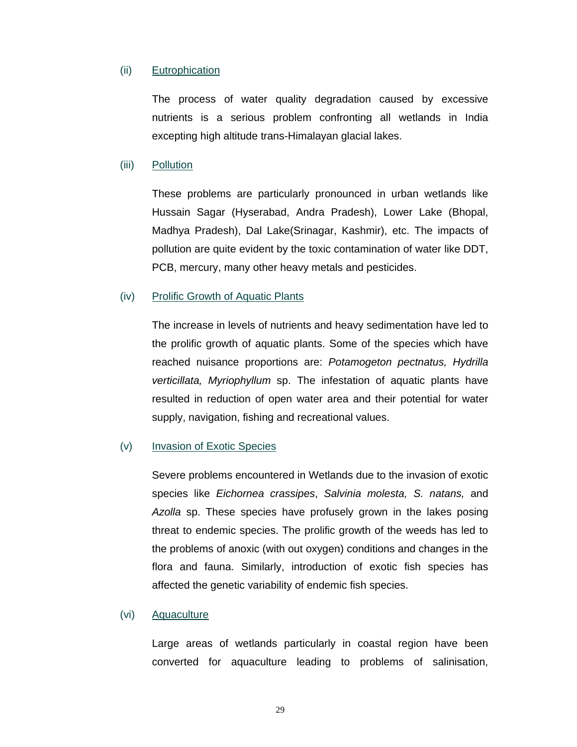(ii) <u>Eutrophication</u>

The process of water quality degradation caused by excessive nutrients is a serious problem confronting all wetlands in India excepting high altitude trans-Himalayan glacial lakes.

(iii) <u>Pollution</u>

These problems are particularly pronounced in urban wetlands like Hussain Sagar (Hyserabad, Andra Pradesh), Lower Lake (Bhopal, Madhya Pradesh), Dal Lake(Srinagar, Kashmir), etc. The impacts of pollution are quite evident by the toxic contamination of water like DDT, PCB, mercury, many other heavy metals and pesticides.

(iv) <u>Prolific Growth of Aquatic Plants</u>

The increase in levels of nutrients and heavy sedimentation have led to the prolific growth of aquatic plants. Some of the species which have reached nuisance proportions are: *Potamogeton pectnatus, Hydrilla verticillata, Myriophyllum* sp. The infestation of aquatic plants have resulted in reduction of open water area and their potential for water supply, navigation, fishing and recreational values.

(v) <u>Invasion of Exotic Species</u>

Severe problems encountered in Wetlands due to the invasion of exotic species like *Eichornea crassipes*, *Salvinia molesta, S. natans,* and *Azolla* sp. These species have profusely grown in the lakes posing threat to endemic species. The prolific growth of the weeds has led to the problems of anoxic (with out oxygen) conditions and changes in the flora and fauna. Similarly, introduction of exotic fish species has affected the genetic variability of endemic fish species.

(vi) <u>Aquaculture</u>

Large areas of wetlands particularly in coastal region have been converted for aquaculture leading to problems of salinisation,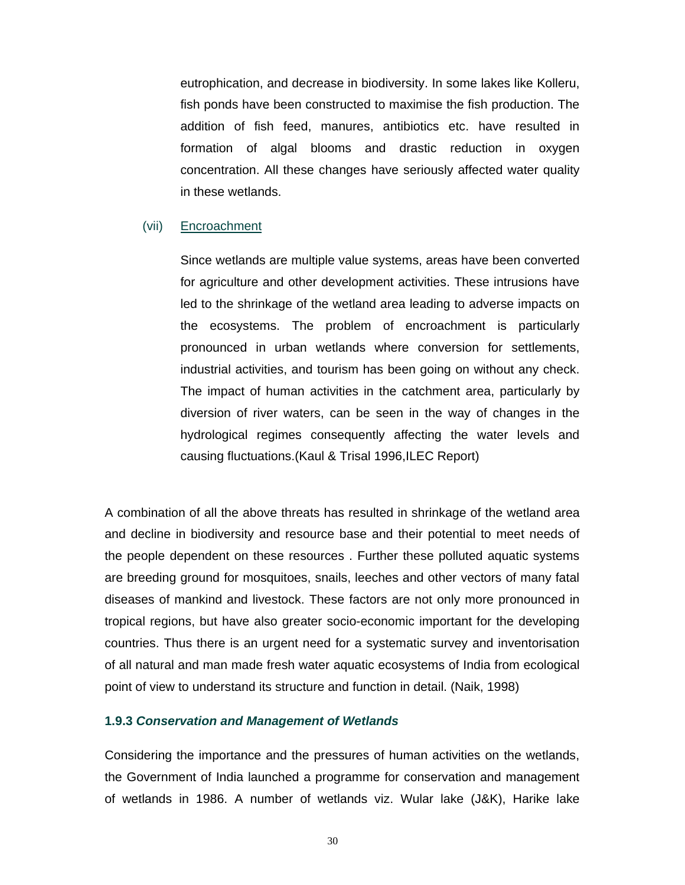eutrophication, and decrease in biodiversity. In some lakes like Kolleru, fish ponds have been constructed to maximise the fish production. The addition of fish feed, manures, antibiotics etc. have resulted in formation of algal blooms and drastic reduction in oxygen concentration. All these changes have seriously affected water quality in these wetlands.

(vii) Encroachment

Since wetlands are multiple value systems, areas have been converted for agriculture and other development activities. These intrusions have led to the shrinkage of the wetland area leading to adverse impacts on the ecosystems. The problem of encroachment is particularly pronounced in urban wetlands where conversion for settlements, industrial activities, and tourism has been going on without any check. The impact of human activities in the catchment area, particularly by diversion of river waters, can be seen in the way of changes in the hydrological regimes consequently affecting the water levels and causing fluctuations.(Kaul & Trisal 1996,ILEC Report)

A combination of all the above threats has resulted in shrinkage of the wetland area and decline in biodiversity and resource base and their potential to meet needs of the people dependent on these resources . Further these polluted aquatic systems are breeding ground for mosquitoes, snails, leeches and other vectors of many fatal diseases of mankind and livestock. These factors are not only more pronounced in tropical regions, but have also greater socio-economic important for the developing countries. Thus there is an urgent need for a systematic survey and inventorisation of all natural and man made fresh water aquatic ecosystems of India from ecological point of view to understand its structure and function in detail. (Naik, 1998)

### 1.9.3 *Conservation and Management of Wetlands*

Considering the importance and the pressures of human activities on the wetlands, the Government of India launched a programme for conservation and management of wetlands in 1986. A number of wetlands viz. Wular lake (J&K), Harike lake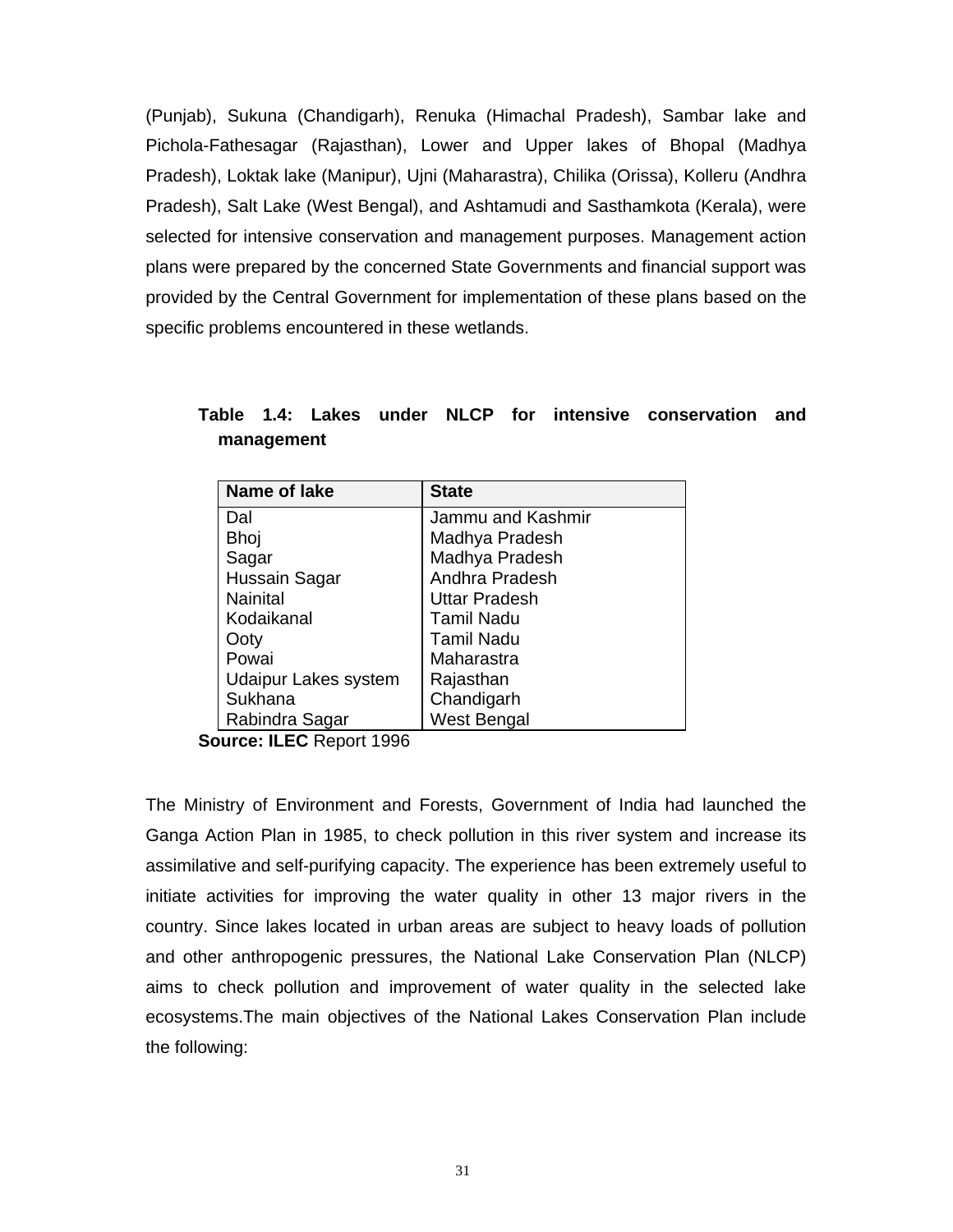(Punjab), Sukuna (Chandigarh), Renuka (Himachal Pradesh), Sambar lake and Pichola-Fathesagar (Rajasthan), Lower and Upper lakes of Bhopal (Madhya Pradesh), Loktak lake (Manipur), Ujni (Maharastra), Chilika (Orissa), Kolleru (Andhra Pradesh), Salt Lake (West Bengal), and Ashtamudi and Sasthamkota (Kerala), were selected for intensive conservation and management purposes. Management action plans were prepared by the concerned State Governments and financial support was provided by the Central Government for implementation of these plans based on the specific problems encountered in these wetlands.

**Table 1.4: Lakes under NLCP for intensive conservation and management**

| Name of lake | State |
|---|---|
| Dal | Jammu and Kashmir |
| Bhoj | Madhya Pradesh |
| Sagar | Madhya Pradesh |
| Hussain Sagar | Andhra Pradesh |
| Nainital | Uttar Pradesh |
| Kodaikanal | Tamil Nadu |
| Ooty | Tamil Nadu |
| Powai | Maharastra |
| Udaipur Lakes system | Rajasthan |
| Sukhana | Chandigarh |
| Rabindra Sagar | West Bengal |

**Source: ILEC** Report 1996

The Ministry of Environment and Forests, Government of India had launched the Ganga Action Plan in 1985, to check pollution in this river system and increase its assimilative and self-purifying capacity. The experience has been extremely useful to initiate activities for improving the water quality in other 13 major rivers in the country. Since lakes located in urban areas are subject to heavy loads of pollution and other anthropogenic pressures, the National Lake Conservation Plan (NLCP) aims to check pollution and improvement of water quality in the selected lake ecosystems.The main objectives of the National Lakes Conservation Plan include the following: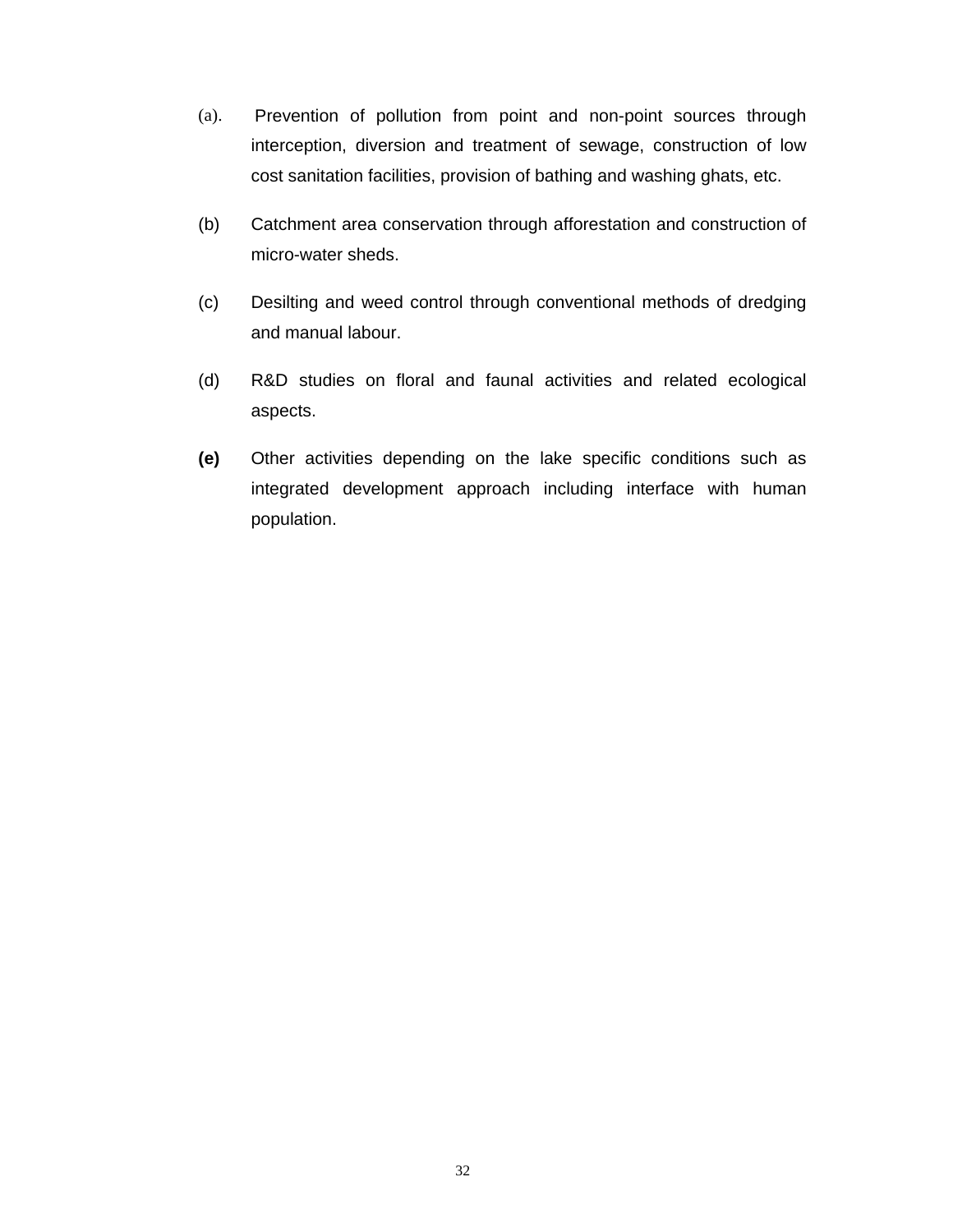(a). Prevention of pollution from point and non-point sources through interception, diversion and treatment of sewage, construction of low cost sanitation facilities, provision of bathing and washing ghats, etc.

(b) Catchment area conservation through afforestation and construction of micro-water sheds.

(c) Desilting and weed control through conventional methods of dredging and manual labour.

(d) R&D studies on floral and faunal activities and related ecological aspects.

**(e)** Other activities depending on the lake specific conditions such as integrated development approach including interface with human population.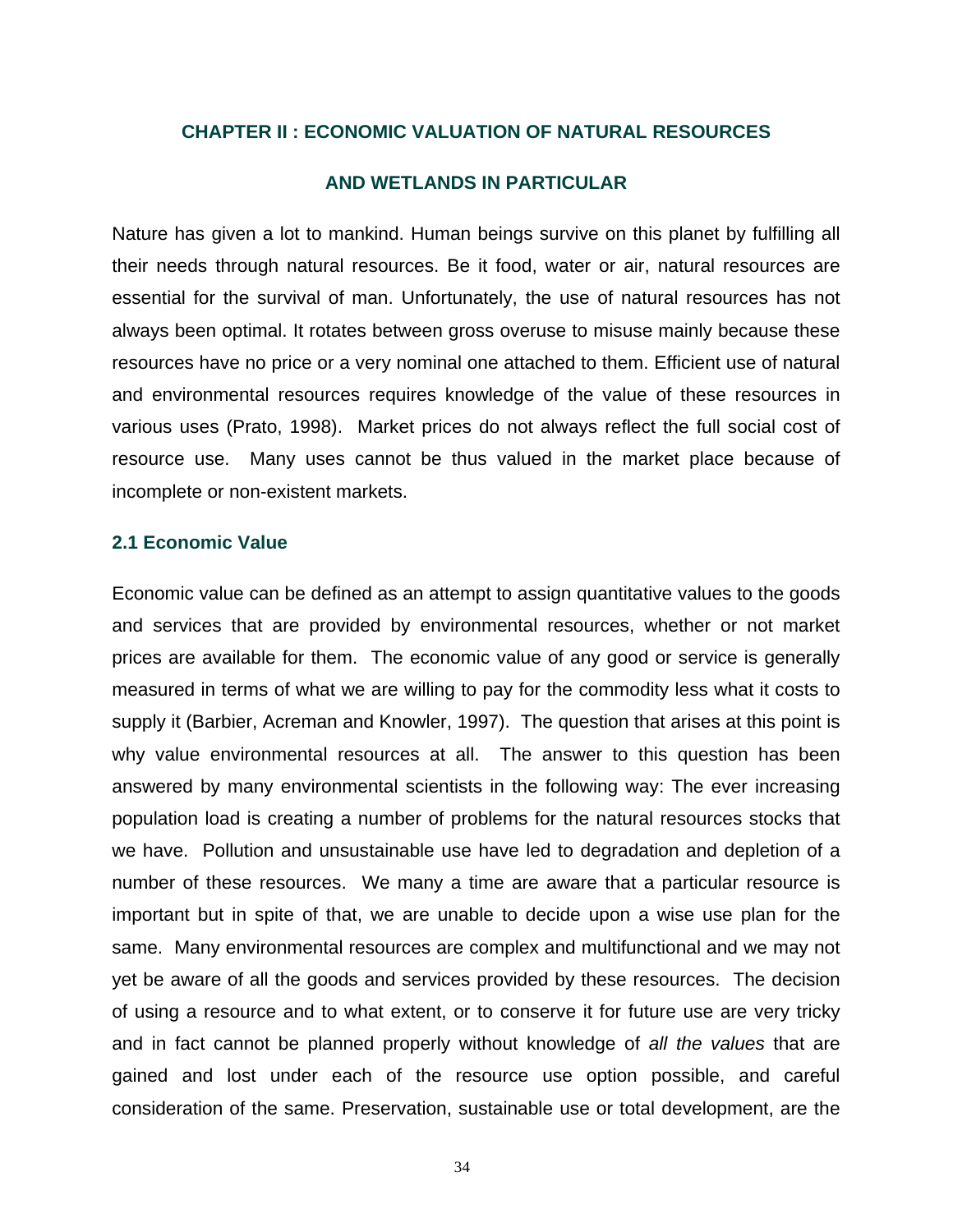# CHAPTER II : ECONOMIC VALUATION OF NATURAL RESOURCES AND WETLANDS IN PARTICULAR

Nature has given a lot to mankind. Human beings survive on this planet by fulfilling all their needs through natural resources. Be it food, water or air, natural resources are essential for the survival of man. Unfortunately, the use of natural resources has not always been optimal. It rotates between gross overuse to misuse mainly because these resources have no price or a very nominal one attached to them. Efficient use of natural and environmental resources requires knowledge of the value of these resources in various uses (Prato, 1998). Market prices do not always reflect the full social cost of resource use. Many uses cannot be thus valued in the market place because of incomplete or non-existent markets.

## 2.1 Economic Value

Economic value can be defined as an attempt to assign quantitative values to the goods and services that are provided by environmental resources, whether or not market prices are available for them. The economic value of any good or service is generally measured in terms of what we are willing to pay for the commodity less what it costs to supply it (Barbier, Acreman and Knowler, 1997). The question that arises at this point is why value environmental resources at all. The answer to this question has been answered by many environmental scientists in the following way: The ever increasing population load is creating a number of problems for the natural resources stocks that we have. Pollution and unsustainable use have led to degradation and depletion of a number of these resources. We many a time are aware that a particular resource is important but in spite of that, we are unable to decide upon a wise use plan for the same. Many environmental resources are complex and multifunctional and we may not yet be aware of all the goods and services provided by these resources. The decision of using a resource and to what extent, or to conserve it for future use are very tricky and in fact cannot be planned properly without knowledge of *all the values* that are gained and lost under each of the resource use option possible, and careful consideration of the same. Preservation, sustainable use or total development, are the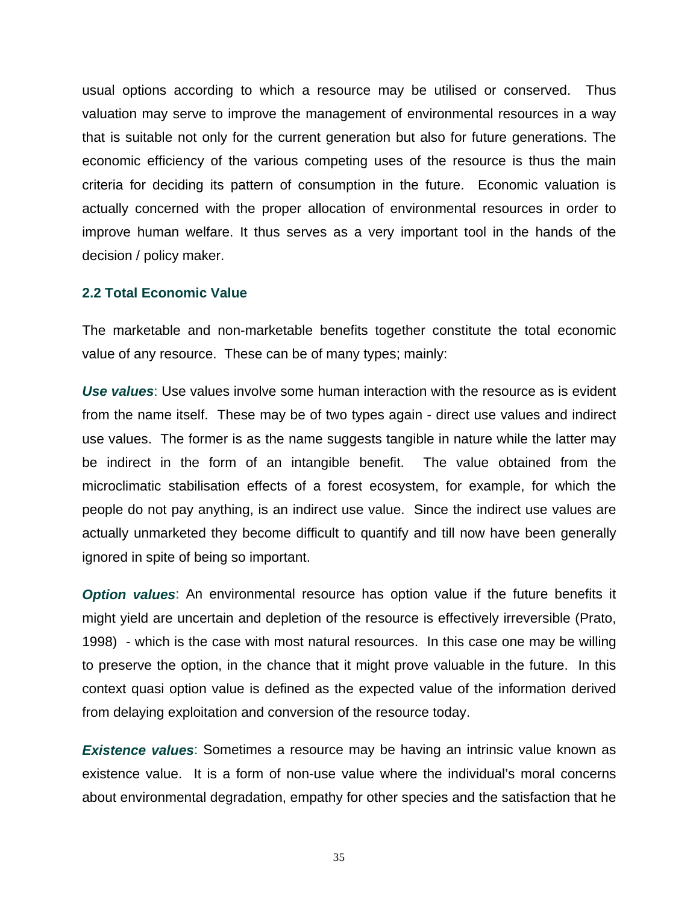usual options according to which a resource may be utilised or conserved. Thus valuation may serve to improve the management of environmental resources in a way that is suitable not only for the current generation but also for future generations. The economic efficiency of the various competing uses of the resource is thus the main criteria for deciding its pattern of consumption in the future. Economic valuation is actually concerned with the proper allocation of environmental resources in order to improve human welfare. It thus serves as a very important tool in the hands of the decision / policy maker.

### 2.2 Total Economic Value

The marketable and non-marketable benefits together constitute the total economic value of any resource. These can be of many types; mainly:

***Use values***: Use values involve some human interaction with the resource as is evident from the name itself. These may be of two types again - direct use values and indirect use values. The former is as the name suggests tangible in nature while the latter may be indirect in the form of an intangible benefit. The value obtained from the microclimatic stabilisation effects of a forest ecosystem, for example, for which the people do not pay anything, is an indirect use value. Since the indirect use values are actually unmarketed they become difficult to quantify and till now have been generally ignored in spite of being so important.

***Option values***: An environmental resource has option value if the future benefits it might yield are uncertain and depletion of the resource is effectively irreversible (Prato, 1998) - which is the case with most natural resources. In this case one may be willing to preserve the option, in the chance that it might prove valuable in the future. In this context quasi option value is defined as the expected value of the information derived from delaying exploitation and conversion of the resource today.

***Existence values***: Sometimes a resource may be having an intrinsic value known as existence value. It is a form of non-use value where the individual's moral concerns about environmental degradation, empathy for other species and the satisfaction that he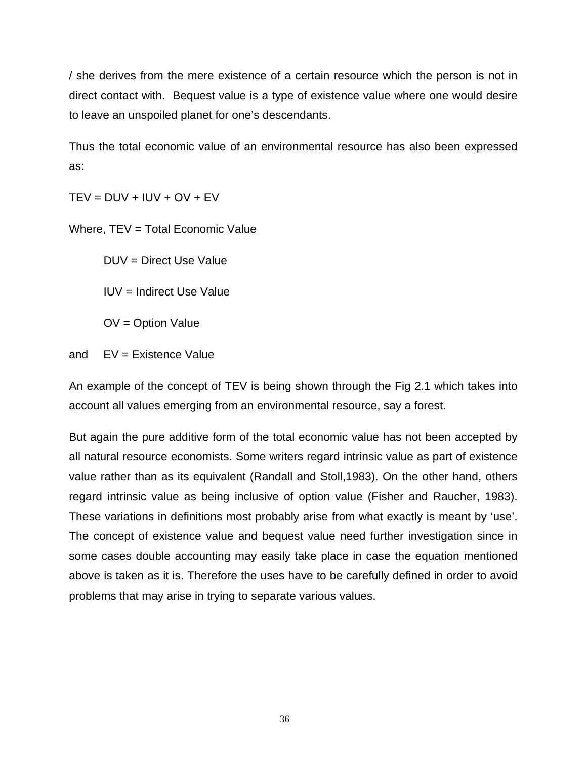/ she derives from the mere existence of a certain resource which the person is not in direct contact with. Bequest value is a type of existence value where one would desire to leave an unspoiled planet for one's descendants.

Thus the total economic value of an environmental resource has also been expressed as:

$$TEV = DUV + IUV + OV + EV$$

Where, TEV = Total Economic Value

DUV = Direct Use Value

IUV = Indirect Use Value

OV = Option Value

and EV = Existence Value

An example of the concept of TEV is being shown through the Fig 2.1 which takes into account all values emerging from an environmental resource, say a forest.

But again the pure additive form of the total economic value has not been accepted by all natural resource economists. Some writers regard intrinsic value as part of existence value rather than as its equivalent (Randall and Stoll,1983). On the other hand, others regard intrinsic value as being inclusive of option value (Fisher and Raucher, 1983). These variations in definitions most probably arise from what exactly is meant by 'use'. The concept of existence value and bequest value need further investigation since in some cases double accounting may easily take place in case the equation mentioned above is taken as it is. Therefore the uses have to be carefully defined in order to avoid problems that may arise in trying to separate various values.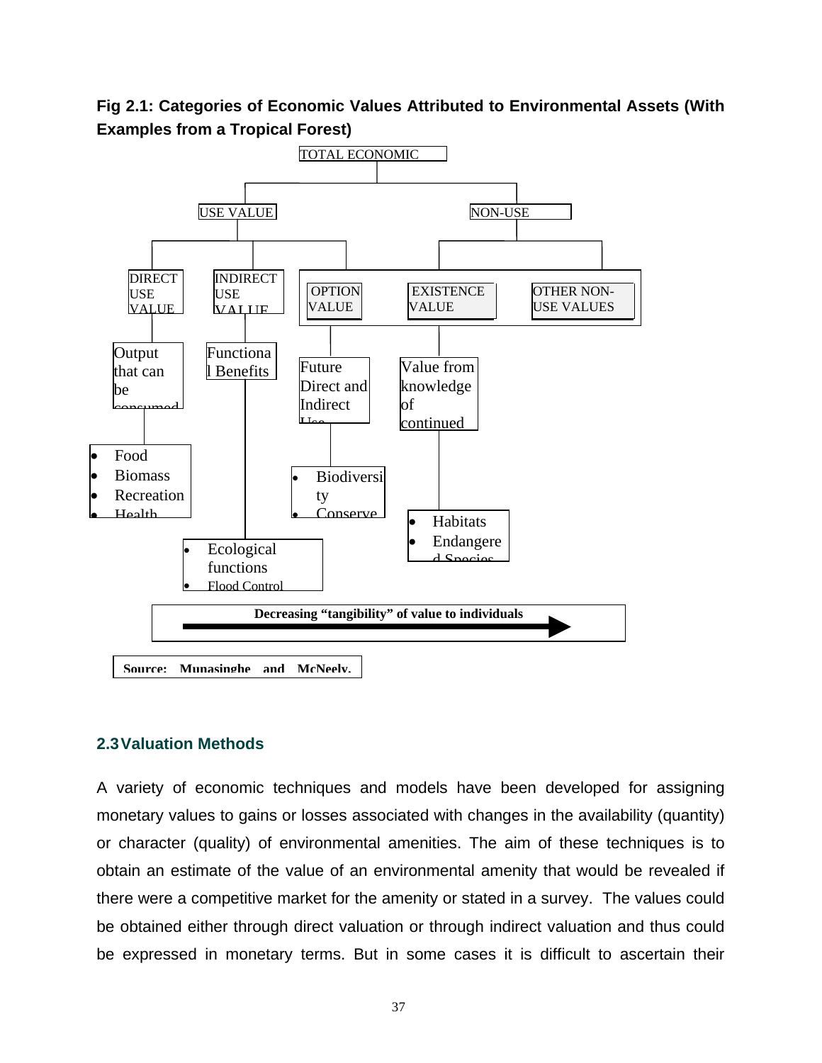**Fig 2.1: Categories of Economic Values Attributed to Environmental Assets (With Examples from a Tropical Forest)**

TOTAL ECONOMIC

USE VALUE

NON-USE

DIRECT USE VALUE

INDIRECT USE VALUE

OPTION VALUE

EXISTENCE VALUE

OTHER NON-USE VALUES

Output that can be consumed

Functional Benefits

Future Direct and Indirect Use

Value from knowledge of continued

- Food
- Biomass
- Recreation
- Health

- Biodiversity
- Conserve

- Habitats
- Endangered Species

- Ecological functions
- Flood Control

**Decreasing "tangibility" of value to individuals**

**Source: Munasinghe and McNeely.**

## 2.3 Valuation Methods

A variety of economic techniques and models have been developed for assigning monetary values to gains or losses associated with changes in the availability (quantity) or character (quality) of environmental amenities. The aim of these techniques is to obtain an estimate of the value of an environmental amenity that would be revealed if there were a competitive market for the amenity or stated in a survey. The values could be obtained either through direct valuation or through indirect valuation and thus could be expressed in monetary terms. But in some cases it is difficult to ascertain their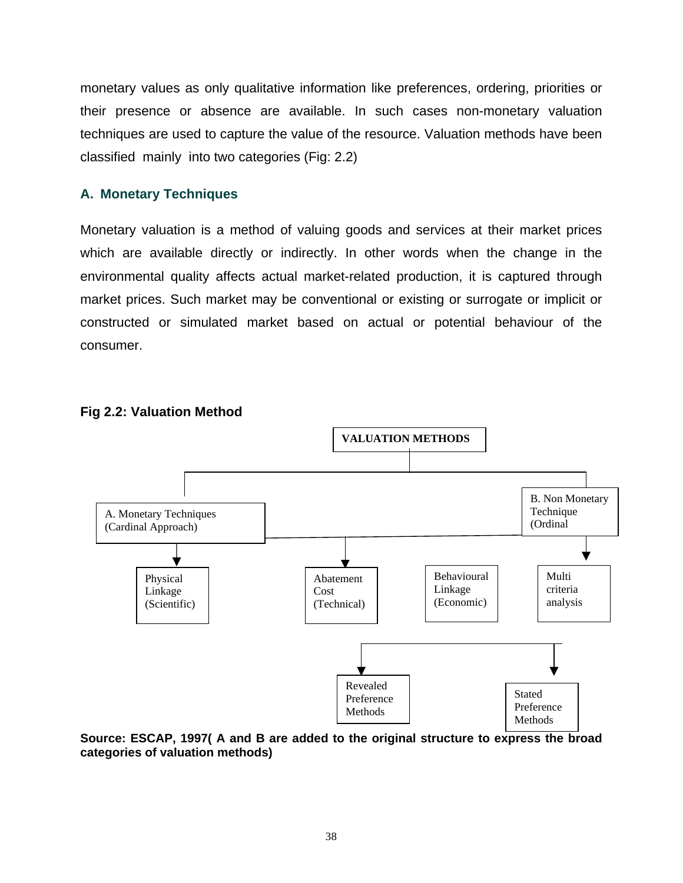monetary values as only qualitative information like preferences, ordering, priorities or their presence or absence are available. In such cases non-monetary valuation techniques are used to capture the value of the resource. Valuation methods have been classified mainly into two categories (Fig: 2.2)

### A. Monetary Techniques

Monetary valuation is a method of valuing goods and services at their market prices which are available directly or indirectly. In other words when the change in the environmental quality affects actual market-related production, it is captured through market prices. Such market may be conventional or existing or surrogate or implicit or constructed or simulated market based on actual or potential behaviour of the consumer.

**Fig 2.2: Valuation Method**

VALUATION METHODS

A. Monetary Techniques (Cardinal Approach)

B. Non Monetary Technique (Ordinal

Physical Linkage (Scientific)

Abatement Cost (Technical)

Behavioural Linkage (Economic)

Multi criteria analysis

Revealed Preference Methods

Stated Preference Methods

**Source: ESCAP, 1997( A and B are added to the original structure to express the broad categories of valuation methods)**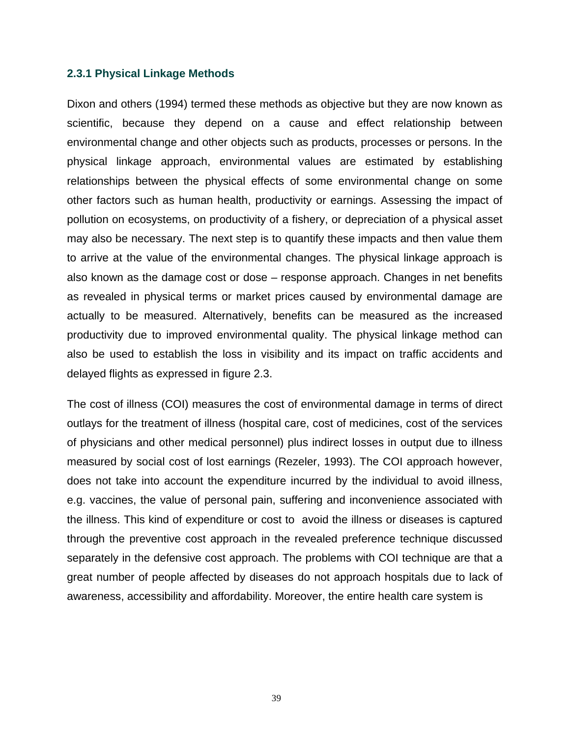### 2.3.1 Physical Linkage Methods

Dixon and others (1994) termed these methods as objective but they are now known as scientific, because they depend on a cause and effect relationship between environmental change and other objects such as products, processes or persons. In the physical linkage approach, environmental values are estimated by establishing relationships between the physical effects of some environmental change on some other factors such as human health, productivity or earnings. Assessing the impact of pollution on ecosystems, on productivity of a fishery, or depreciation of a physical asset may also be necessary. The next step is to quantify these impacts and then value them to arrive at the value of the environmental changes. The physical linkage approach is also known as the damage cost or dose – response approach. Changes in net benefits as revealed in physical terms or market prices caused by environmental damage are actually to be measured. Alternatively, benefits can be measured as the increased productivity due to improved environmental quality. The physical linkage method can also be used to establish the loss in visibility and its impact on traffic accidents and delayed flights as expressed in figure 2.3.

The cost of illness (COI) measures the cost of environmental damage in terms of direct outlays for the treatment of illness (hospital care, cost of medicines, cost of the services of physicians and other medical personnel) plus indirect losses in output due to illness measured by social cost of lost earnings (Rezeler, 1993). The COI approach however, does not take into account the expenditure incurred by the individual to avoid illness, e.g. vaccines, the value of personal pain, suffering and inconvenience associated with the illness. This kind of expenditure or cost to avoid the illness or diseases is captured through the preventive cost approach in the revealed preference technique discussed separately in the defensive cost approach. The problems with COI technique are that a great number of people affected by diseases do not approach hospitals due to lack of awareness, accessibility and affordability. Moreover, the entire health care system is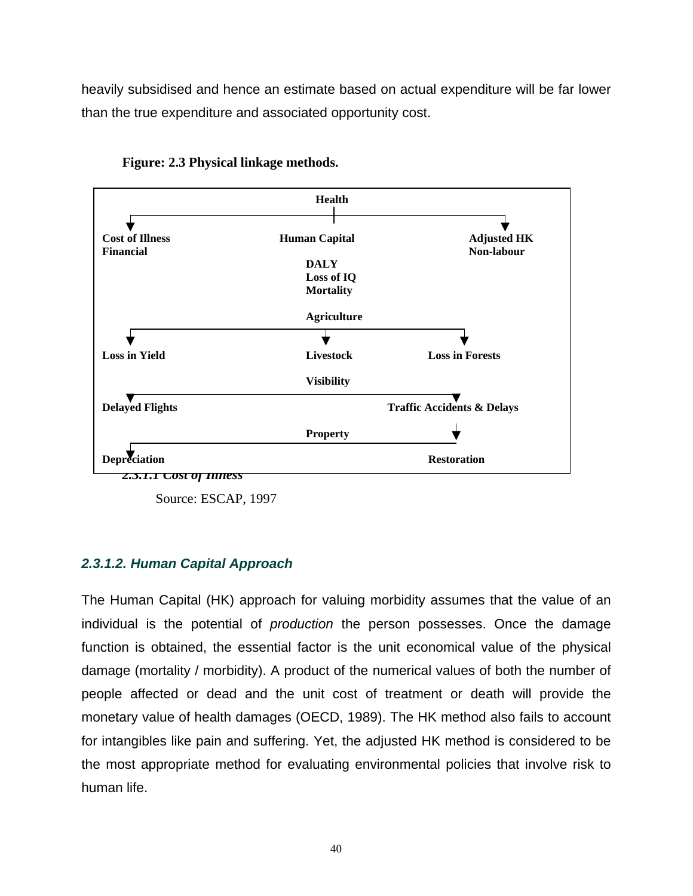heavily subsidised and hence an estimate based on actual expenditure will be far lower than the true expenditure and associated opportunity cost.

**Figure: 2.3 Physical linkage methods.**

**Health**

- **Cost of Illness** — **Financial**
- **Human Capital** — **DALY**, **Loss of IQ**, **Mortality**
- **Adjusted HK** — **Non-labour**

**Agriculture**

- **Loss in Yield**
- **Livestock**
- **Loss in Forests**

**Visibility**

- **Delayed Flights**
- **Traffic Accidents & Delays**

**Property**

- **Depreciation**
- **Restoration**

*2.3.1.1 Cost of Illness*

Source: ESCAP, 1997

### *2.3.1.2. Human Capital Approach*

The Human Capital (HK) approach for valuing morbidity assumes that the value of an individual is the potential of *production* the person possesses. Once the damage function is obtained, the essential factor is the unit economical value of the physical damage (mortality / morbidity). A product of the numerical values of both the number of people affected or dead and the unit cost of treatment or death will provide the monetary value of health damages (OECD, 1989). The HK method also fails to account for intangibles like pain and suffering. Yet, the adjusted HK method is considered to be the most appropriate method for evaluating environmental policies that involve risk to human life.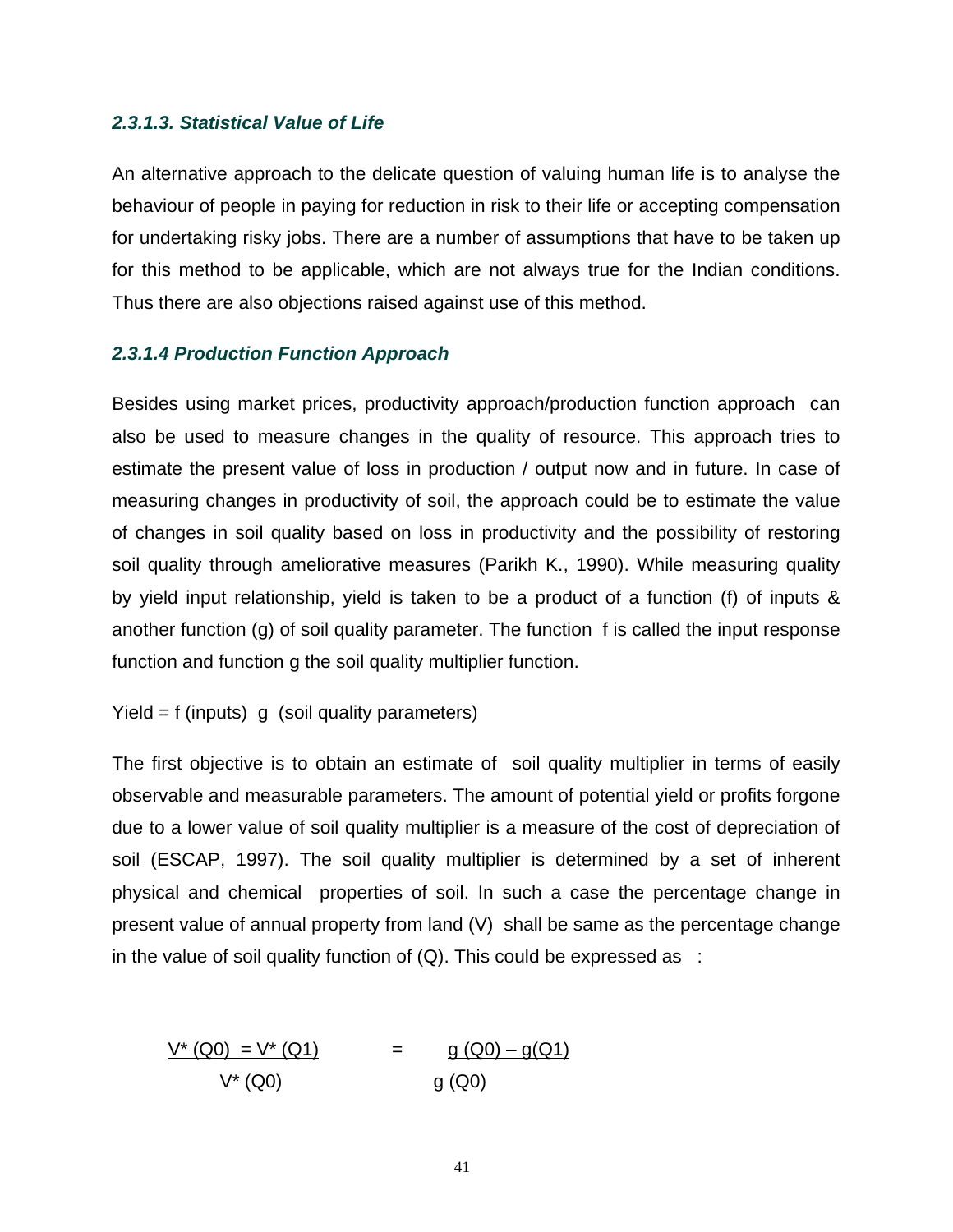### *2.3.1.3. Statistical Value of Life*

An alternative approach to the delicate question of valuing human life is to analyse the behaviour of people in paying for reduction in risk to their life or accepting compensation for undertaking risky jobs. There are a number of assumptions that have to be taken up for this method to be applicable, which are not always true for the Indian conditions. Thus there are also objections raised against use of this method.

### *2.3.1.4 Production Function Approach*

Besides using market prices, productivity approach/production function approach can also be used to measure changes in the quality of resource. This approach tries to estimate the present value of loss in production / output now and in future. In case of measuring changes in productivity of soil, the approach could be to estimate the value of changes in soil quality based on loss in productivity and the possibility of restoring soil quality through ameliorative measures (Parikh K., 1990). While measuring quality by yield input relationship, yield is taken to be a product of a function (f) of inputs & another function (g) of soil quality parameter. The function f is called the input response function and function g the soil quality multiplier function.

Yield = f (inputs) g (soil quality parameters)

The first objective is to obtain an estimate of soil quality multiplier in terms of easily observable and measurable parameters. The amount of potential yield or profits forgone due to a lower value of soil quality multiplier is a measure of the cost of depreciation of soil (ESCAP, 1997). The soil quality multiplier is determined by a set of inherent physical and chemical properties of soil. In such a case the percentage change in present value of annual property from land (V) shall be same as the percentage change in the value of soil quality function of (Q). This could be expressed as :

$$\frac{V^*(Q0) = V^*(Q1)}{V^*(Q0)} = \frac{g(Q0) - g(Q1)}{g(Q0)}$$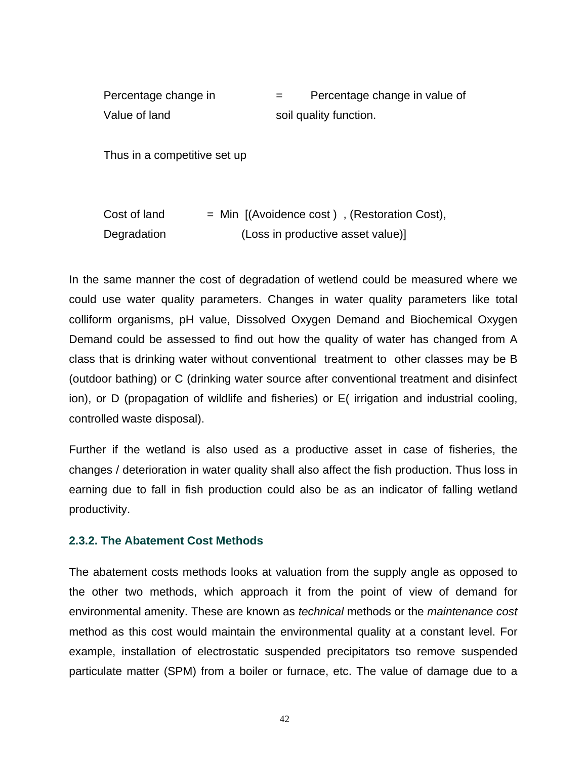Percentage change in Value of land = Percentage change in value of soil quality function.

Thus in a competitive set up

Cost of land Degradation = Min [(Avoidence cost ) , (Restoration Cost), (Loss in productive asset value)]

In the same manner the cost of degradation of wetlend could be measured where we could use water quality parameters. Changes in water quality parameters like total colliform organisms, pH value, Dissolved Oxygen Demand and Biochemical Oxygen Demand could be assessed to find out how the quality of water has changed from A class that is drinking water without conventional treatment to other classes may be B (outdoor bathing) or C (drinking water source after conventional treatment and disinfect ion), or D (propagation of wildlife and fisheries) or E( irrigation and industrial cooling, controlled waste disposal).

Further if the wetland is also used as a productive asset in case of fisheries, the changes / deterioration in water quality shall also affect the fish production. Thus loss in earning due to fall in fish production could also be as an indicator of falling wetland productivity.

### 2.3.2. The Abatement Cost Methods

The abatement costs methods looks at valuation from the supply angle as opposed to the other two methods, which approach it from the point of view of demand for environmental amenity. These are known as *technical* methods or the *maintenance cost* method as this cost would maintain the environmental quality at a constant level. For example, installation of electrostatic suspended precipitators tso remove suspended particulate matter (SPM) from a boiler or furnace, etc. The value of damage due to a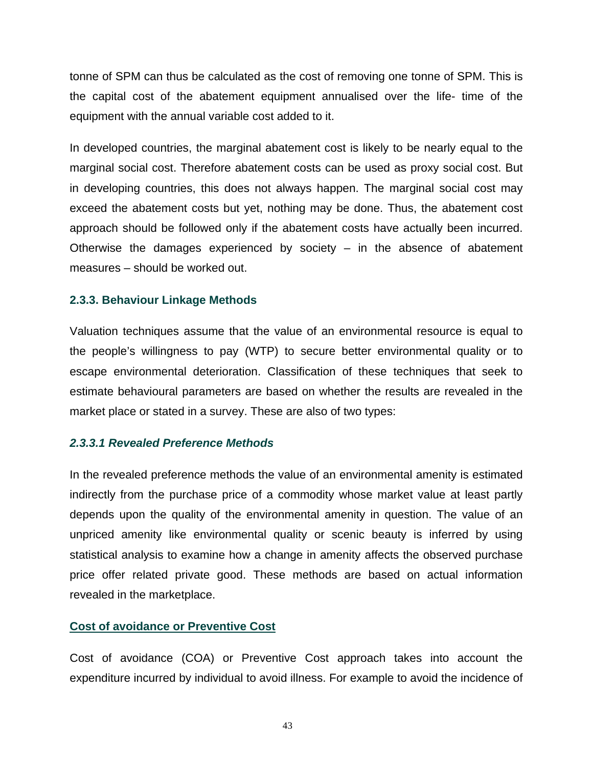tonne of SPM can thus be calculated as the cost of removing one tonne of SPM. This is the capital cost of the abatement equipment annualised over the life- time of the equipment with the annual variable cost added to it.

In developed countries, the marginal abatement cost is likely to be nearly equal to the marginal social cost. Therefore abatement costs can be used as proxy social cost. But in developing countries, this does not always happen. The marginal social cost may exceed the abatement costs but yet, nothing may be done. Thus, the abatement cost approach should be followed only if the abatement costs have actually been incurred. Otherwise the damages experienced by society – in the absence of abatement measures – should be worked out.

### 2.3.3. Behaviour Linkage Methods

Valuation techniques assume that the value of an environmental resource is equal to the people's willingness to pay (WTP) to secure better environmental quality or to escape environmental deterioration. Classification of these techniques that seek to estimate behavioural parameters are based on whether the results are revealed in the market place or stated in a survey. These are also of two types:

#### *2.3.3.1 Revealed Preference Methods*

In the revealed preference methods the value of an environmental amenity is estimated indirectly from the purchase price of a commodity whose market value at least partly depends upon the quality of the environmental amenity in question. The value of an unpriced amenity like environmental quality or scenic beauty is inferred by using statistical analysis to examine how a change in amenity affects the observed purchase price offer related private good. These methods are based on actual information revealed in the marketplace.

**Cost of avoidance or Preventive Cost**

Cost of avoidance (COA) or Preventive Cost approach takes into account the expenditure incurred by individual to avoid illness. For example to avoid the incidence of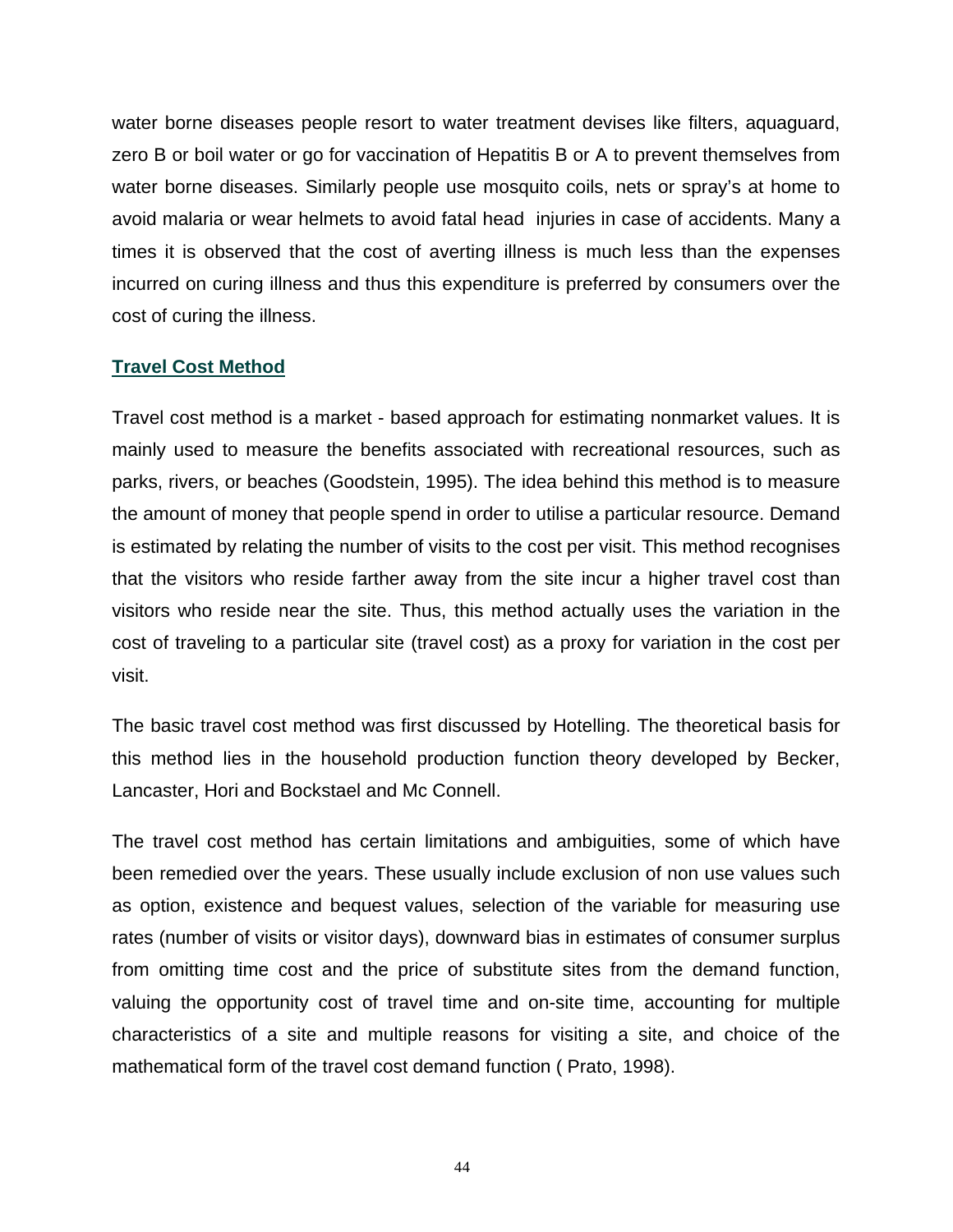water borne diseases people resort to water treatment devises like filters, aquaguard, zero B or boil water or go for vaccination of Hepatitis B or A to prevent themselves from water borne diseases. Similarly people use mosquito coils, nets or spray's at home to avoid malaria or wear helmets to avoid fatal head injuries in case of accidents. Many a times it is observed that the cost of averting illness is much less than the expenses incurred on curing illness and thus this expenditure is preferred by consumers over the cost of curing the illness.

## Travel Cost Method

Travel cost method is a market - based approach for estimating nonmarket values. It is mainly used to measure the benefits associated with recreational resources, such as parks, rivers, or beaches (Goodstein, 1995). The idea behind this method is to measure the amount of money that people spend in order to utilise a particular resource. Demand is estimated by relating the number of visits to the cost per visit. This method recognises that the visitors who reside farther away from the site incur a higher travel cost than visitors who reside near the site. Thus, this method actually uses the variation in the cost of traveling to a particular site (travel cost) as a proxy for variation in the cost per visit.

The basic travel cost method was first discussed by Hotelling. The theoretical basis for this method lies in the household production function theory developed by Becker, Lancaster, Hori and Bockstael and Mc Connell.

The travel cost method has certain limitations and ambiguities, some of which have been remedied over the years. These usually include exclusion of non use values such as option, existence and bequest values, selection of the variable for measuring use rates (number of visits or visitor days), downward bias in estimates of consumer surplus from omitting time cost and the price of substitute sites from the demand function, valuing the opportunity cost of travel time and on-site time, accounting for multiple characteristics of a site and multiple reasons for visiting a site, and choice of the mathematical form of the travel cost demand function ( Prato, 1998).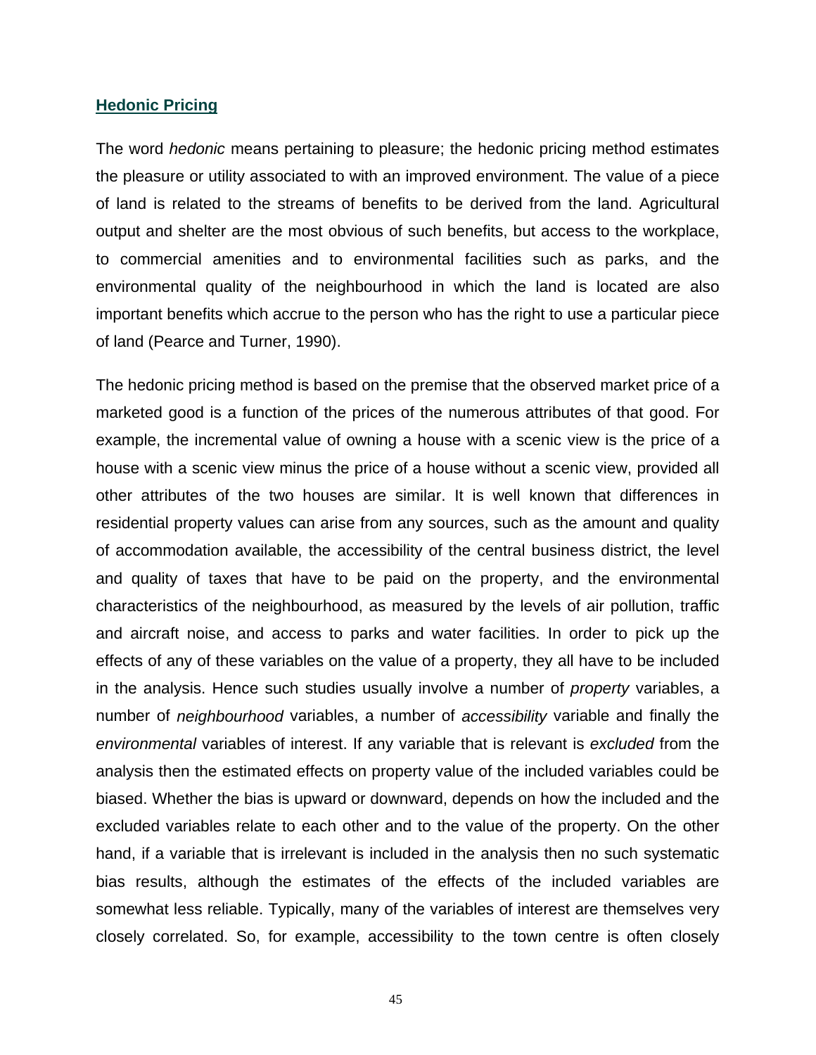**Hedonic Pricing**

The word *hedonic* means pertaining to pleasure; the hedonic pricing method estimates the pleasure or utility associated to with an improved environment. The value of a piece of land is related to the streams of benefits to be derived from the land. Agricultural output and shelter are the most obvious of such benefits, but access to the workplace, to commercial amenities and to environmental facilities such as parks, and the environmental quality of the neighbourhood in which the land is located are also important benefits which accrue to the person who has the right to use a particular piece of land (Pearce and Turner, 1990).

The hedonic pricing method is based on the premise that the observed market price of a marketed good is a function of the prices of the numerous attributes of that good. For example, the incremental value of owning a house with a scenic view is the price of a house with a scenic view minus the price of a house without a scenic view, provided all other attributes of the two houses are similar. It is well known that differences in residential property values can arise from any sources, such as the amount and quality of accommodation available, the accessibility of the central business district, the level and quality of taxes that have to be paid on the property, and the environmental characteristics of the neighbourhood, as measured by the levels of air pollution, traffic and aircraft noise, and access to parks and water facilities. In order to pick up the effects of any of these variables on the value of a property, they all have to be included in the analysis. Hence such studies usually involve a number of *property* variables, a number of *neighbourhood* variables, a number of *accessibility* variable and finally the *environmental* variables of interest. If any variable that is relevant is *excluded* from the analysis then the estimated effects on property value of the included variables could be biased. Whether the bias is upward or downward, depends on how the included and the excluded variables relate to each other and to the value of the property. On the other hand, if a variable that is irrelevant is included in the analysis then no such systematic bias results, although the estimates of the effects of the included variables are somewhat less reliable. Typically, many of the variables of interest are themselves very closely correlated. So, for example, accessibility to the town centre is often closely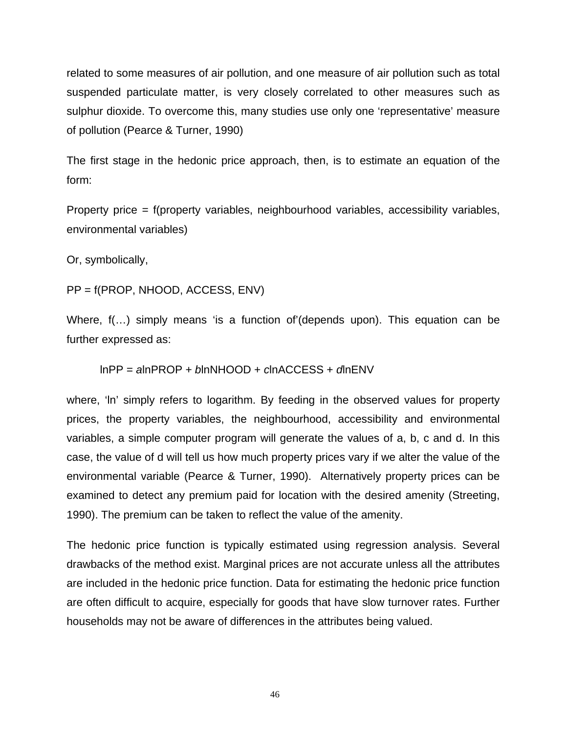related to some measures of air pollution, and one measure of air pollution such as total suspended particulate matter, is very closely correlated to other measures such as sulphur dioxide. To overcome this, many studies use only one 'representative' measure of pollution (Pearce & Turner, 1990)

The first stage in the hedonic price approach, then, is to estimate an equation of the form:

Property price = f(property variables, neighbourhood variables, accessibility variables, environmental variables)

Or, symbolically,

PP = f(PROP, NHOOD, ACCESS, ENV)

Where, f(…) simply means 'is a function of'(depends upon). This equation can be further expressed as:

$$\ln PP = a\ln PROP + b\ln NHOOD + c\ln ACCESS + d\ln ENV$$

where, 'ln' simply refers to logarithm. By feeding in the observed values for property prices, the property variables, the neighbourhood, accessibility and environmental variables, a simple computer program will generate the values of a, b, c and d. In this case, the value of d will tell us how much property prices vary if we alter the value of the environmental variable (Pearce & Turner, 1990). Alternatively property prices can be examined to detect any premium paid for location with the desired amenity (Streeting, 1990). The premium can be taken to reflect the value of the amenity.

The hedonic price function is typically estimated using regression analysis. Several drawbacks of the method exist. Marginal prices are not accurate unless all the attributes are included in the hedonic price function. Data for estimating the hedonic price function are often difficult to acquire, especially for goods that have slow turnover rates. Further households may not be aware of differences in the attributes being valued.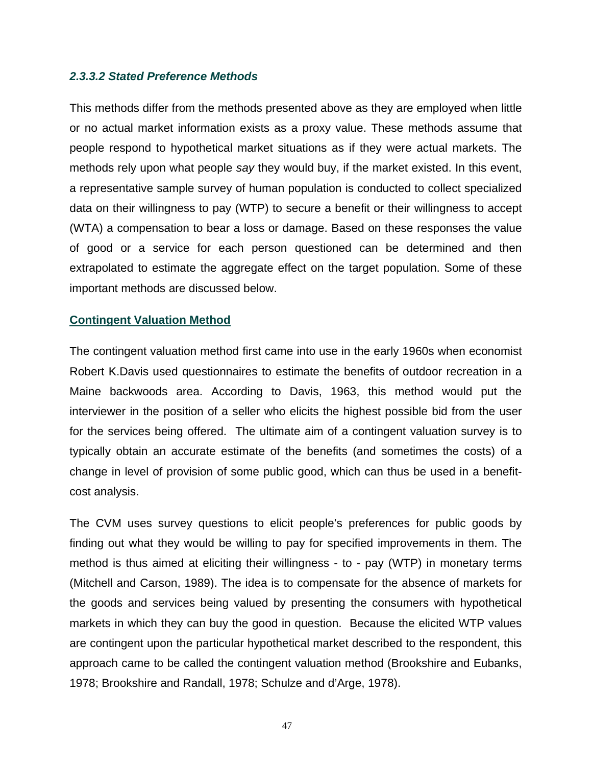#### *2.3.3.2 Stated Preference Methods*

This methods differ from the methods presented above as they are employed when little or no actual market information exists as a proxy value. These methods assume that people respond to hypothetical market situations as if they were actual markets. The methods rely upon what people *say* they would buy, if the market existed. In this event, a representative sample survey of human population is conducted to collect specialized data on their willingness to pay (WTP) to secure a benefit or their willingness to accept (WTA) a compensation to bear a loss or damage. Based on these responses the value of good or a service for each person questioned can be determined and then extrapolated to estimate the aggregate effect on the target population. Some of these important methods are discussed below.

**Contingent Valuation Method**

The contingent valuation method first came into use in the early 1960s when economist Robert K.Davis used questionnaires to estimate the benefits of outdoor recreation in a Maine backwoods area. According to Davis, 1963, this method would put the interviewer in the position of a seller who elicits the highest possible bid from the user for the services being offered. The ultimate aim of a contingent valuation survey is to typically obtain an accurate estimate of the benefits (and sometimes the costs) of a change in level of provision of some public good, which can thus be used in a benefit-cost analysis.

The CVM uses survey questions to elicit people's preferences for public goods by finding out what they would be willing to pay for specified improvements in them. The method is thus aimed at eliciting their willingness - to - pay (WTP) in monetary terms (Mitchell and Carson, 1989). The idea is to compensate for the absence of markets for the goods and services being valued by presenting the consumers with hypothetical markets in which they can buy the good in question. Because the elicited WTP values are contingent upon the particular hypothetical market described to the respondent, this approach came to be called the contingent valuation method (Brookshire and Eubanks, 1978; Brookshire and Randall, 1978; Schulze and d'Arge, 1978).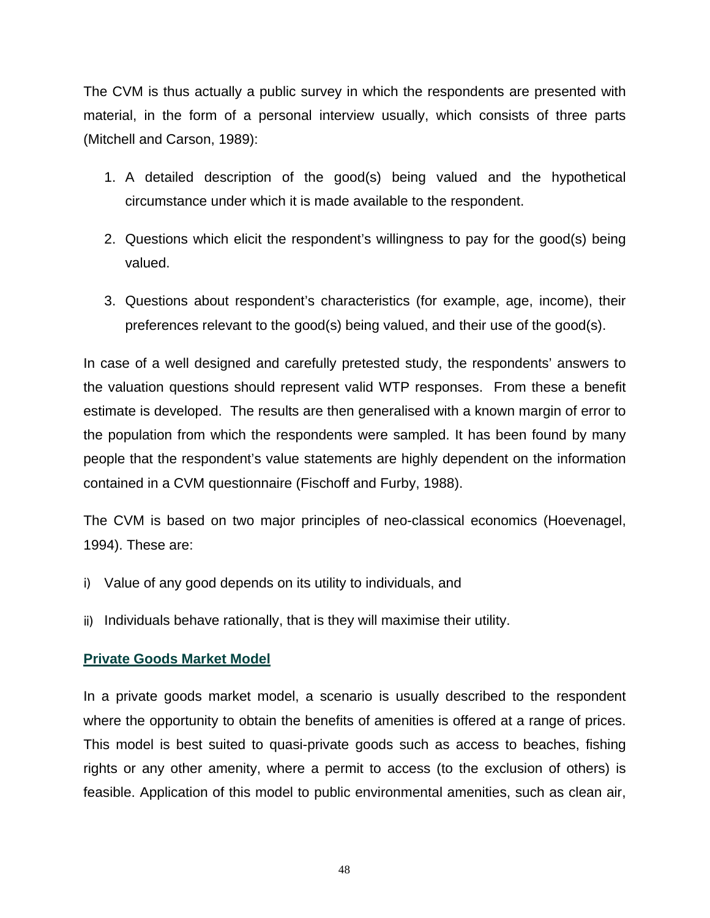The CVM is thus actually a public survey in which the respondents are presented with material, in the form of a personal interview usually, which consists of three parts (Mitchell and Carson, 1989):

1. A detailed description of the good(s) being valued and the hypothetical circumstance under which it is made available to the respondent.

2. Questions which elicit the respondent's willingness to pay for the good(s) being valued.

3. Questions about respondent's characteristics (for example, age, income), their preferences relevant to the good(s) being valued, and their use of the good(s).

In case of a well designed and carefully pretested study, the respondents' answers to the valuation questions should represent valid WTP responses. From these a benefit estimate is developed. The results are then generalised with a known margin of error to the population from which the respondents were sampled. It has been found by many people that the respondent's value statements are highly dependent on the information contained in a CVM questionnaire (Fischoff and Furby, 1988).

The CVM is based on two major principles of neo-classical economics (Hoevenagel, 1994). These are:

i) Value of any good depends on its utility to individuals, and

ii) Individuals behave rationally, that is they will maximise their utility.

**Private Goods Market Model**

In a private goods market model, a scenario is usually described to the respondent where the opportunity to obtain the benefits of amenities is offered at a range of prices. This model is best suited to quasi-private goods such as access to beaches, fishing rights or any other amenity, where a permit to access (to the exclusion of others) is feasible. Application of this model to public environmental amenities, such as clean air,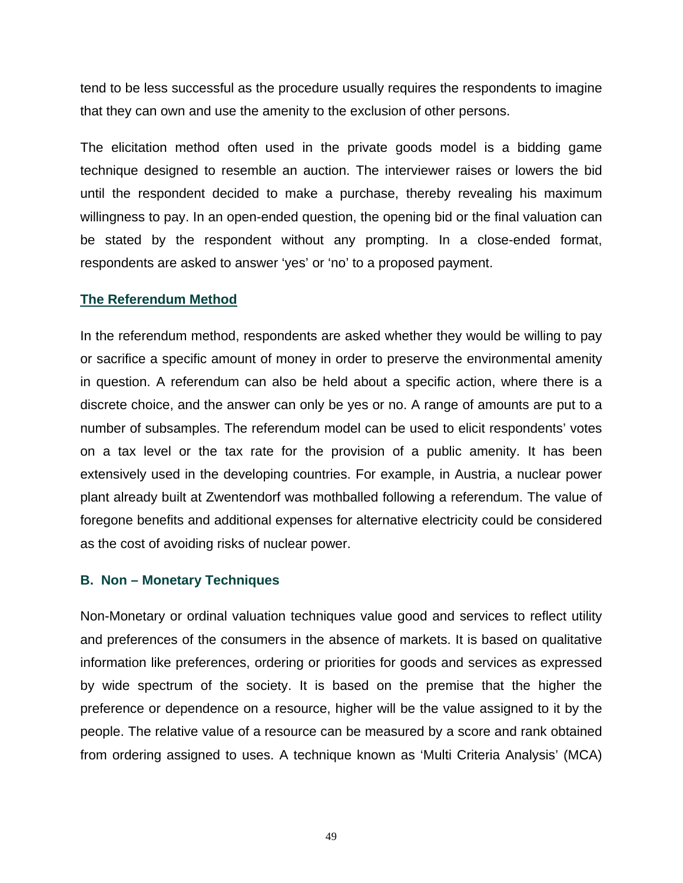tend to be less successful as the procedure usually requires the respondents to imagine that they can own and use the amenity to the exclusion of other persons.

The elicitation method often used in the private goods model is a bidding game technique designed to resemble an auction. The interviewer raises or lowers the bid until the respondent decided to make a purchase, thereby revealing his maximum willingness to pay. In an open-ended question, the opening bid or the final valuation can be stated by the respondent without any prompting. In a close-ended format, respondents are asked to answer 'yes' or 'no' to a proposed payment.

### The Referendum Method

In the referendum method, respondents are asked whether they would be willing to pay or sacrifice a specific amount of money in order to preserve the environmental amenity in question. A referendum can also be held about a specific action, where there is a discrete choice, and the answer can only be yes or no. A range of amounts are put to a number of subsamples. The referendum model can be used to elicit respondents' votes on a tax level or the tax rate for the provision of a public amenity. It has been extensively used in the developing countries. For example, in Austria, a nuclear power plant already built at Zwentendorf was mothballed following a referendum. The value of foregone benefits and additional expenses for alternative electricity could be considered as the cost of avoiding risks of nuclear power.

### B. Non – Monetary Techniques

Non-Monetary or ordinal valuation techniques value good and services to reflect utility and preferences of the consumers in the absence of markets. It is based on qualitative information like preferences, ordering or priorities for goods and services as expressed by wide spectrum of the society. It is based on the premise that the higher the preference or dependence on a resource, higher will be the value assigned to it by the people. The relative value of a resource can be measured by a score and rank obtained from ordering assigned to uses. A technique known as 'Multi Criteria Analysis' (MCA)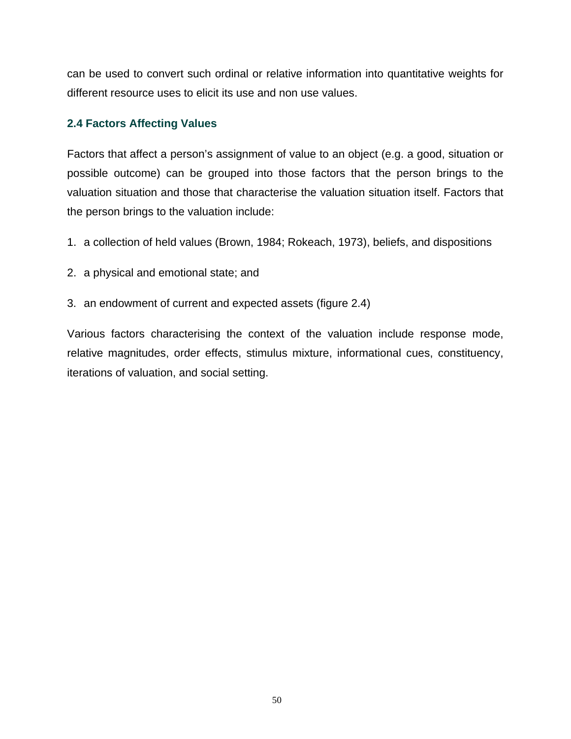can be used to convert such ordinal or relative information into quantitative weights for different resource uses to elicit its use and non use values.

## 2.4 Factors Affecting Values

Factors that affect a person's assignment of value to an object (e.g. a good, situation or possible outcome) can be grouped into those factors that the person brings to the valuation situation and those that characterise the valuation situation itself. Factors that the person brings to the valuation include:

1. a collection of held values (Brown, 1984; Rokeach, 1973), beliefs, and dispositions

2. a physical and emotional state; and

3. an endowment of current and expected assets (figure 2.4)

Various factors characterising the context of the valuation include response mode, relative magnitudes, order effects, stimulus mixture, informational cues, constituency, iterations of valuation, and social setting.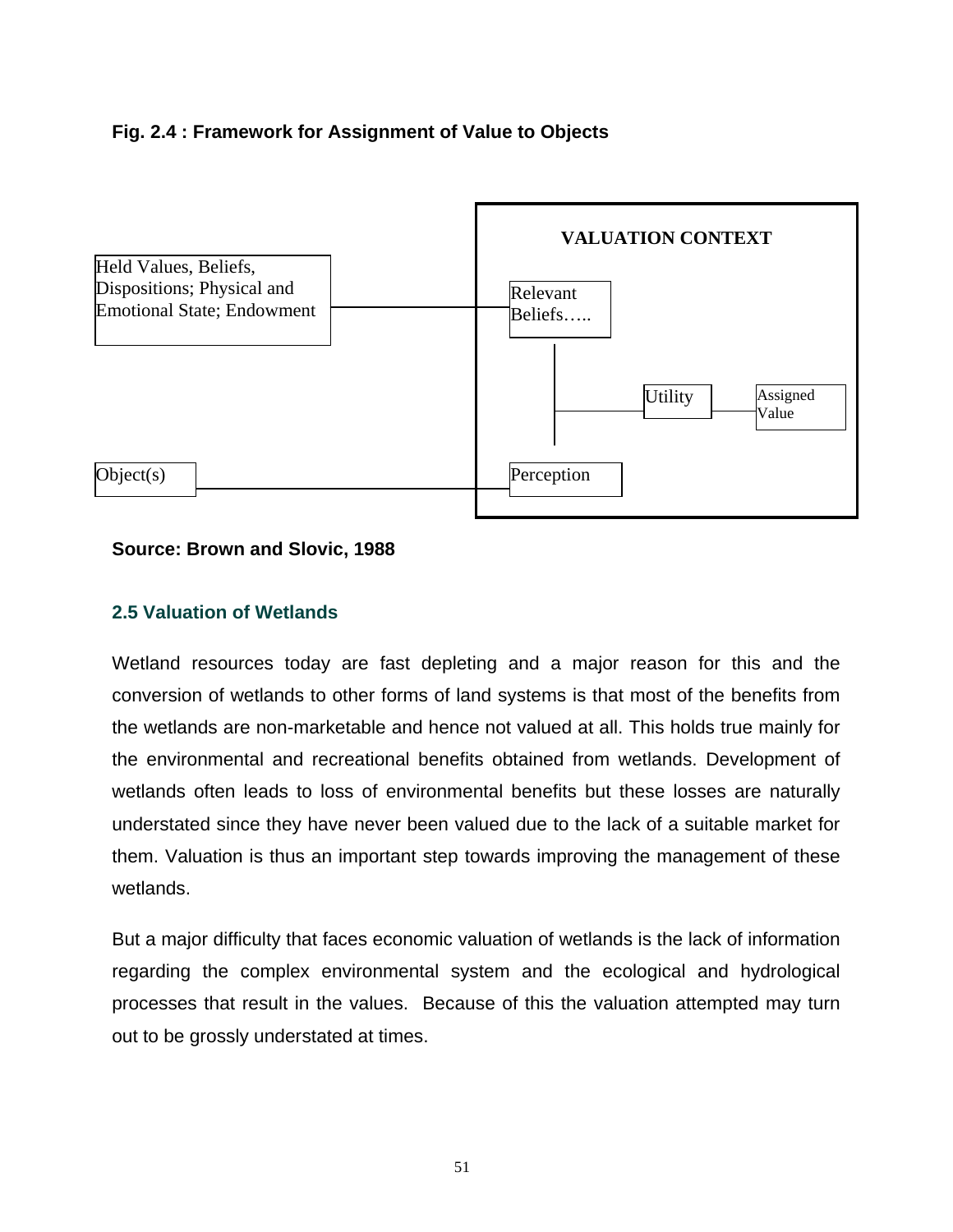**Fig. 2.4 : Framework for Assignment of Value to Objects**

VALUATION CONTEXT

Held Values, Beliefs, Dispositions; Physical and Emotional State; Endowment

Relevant Beliefs…..

Utility

Assigned Value

Object(s)

Perception

**Source: Brown and Slovic, 1988**

## 2.5 Valuation of Wetlands

Wetland resources today are fast depleting and a major reason for this and the conversion of wetlands to other forms of land systems is that most of the benefits from the wetlands are non-marketable and hence not valued at all. This holds true mainly for the environmental and recreational benefits obtained from wetlands. Development of wetlands often leads to loss of environmental benefits but these losses are naturally understated since they have never been valued due to the lack of a suitable market for them. Valuation is thus an important step towards improving the management of these wetlands.

But a major difficulty that faces economic valuation of wetlands is the lack of information regarding the complex environmental system and the ecological and hydrological processes that result in the values. Because of this the valuation attempted may turn out to be grossly understated at times.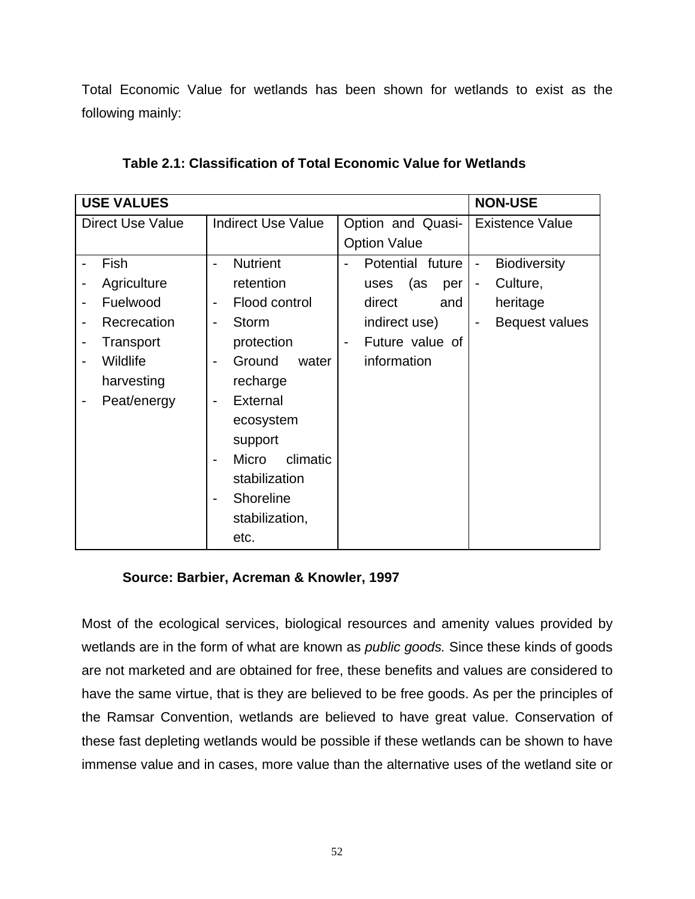Total Economic Value for wetlands has been shown for wetlands to exist as the following mainly:

**Table 2.1: Classification of Total Economic Value for Wetlands**

| **USE VALUES** | | | **NON-USE** |
|---|---|---|---|
| Direct Use Value | Indirect Use Value | Option and Quasi-Option Value | Existence Value |
| - Fish<br>- Agriculture<br>- Fuelwood<br>- Recrecation<br>- Transport<br>- Wildlife harvesting<br>- Peat/energy | - Nutrient retention<br>- Flood control<br>- Storm protection<br>- Ground water recharge<br>- External ecosystem support<br>- Micro climatic stabilization<br>- Shoreline stabilization, etc. | - Potential future uses (as per direct and indirect use)<br>- Future value of information | - Biodiversity<br>- Culture, heritage<br>- Bequest values |

**Source: Barbier, Acreman & Knowler, 1997**

Most of the ecological services, biological resources and amenity values provided by wetlands are in the form of what are known as *public goods.* Since these kinds of goods are not marketed and are obtained for free, these benefits and values are considered to have the same virtue, that is they are believed to be free goods. As per the principles of the Ramsar Convention, wetlands are believed to have great value. Conservation of these fast depleting wetlands would be possible if these wetlands can be shown to have immense value and in cases, more value than the alternative uses of the wetland site or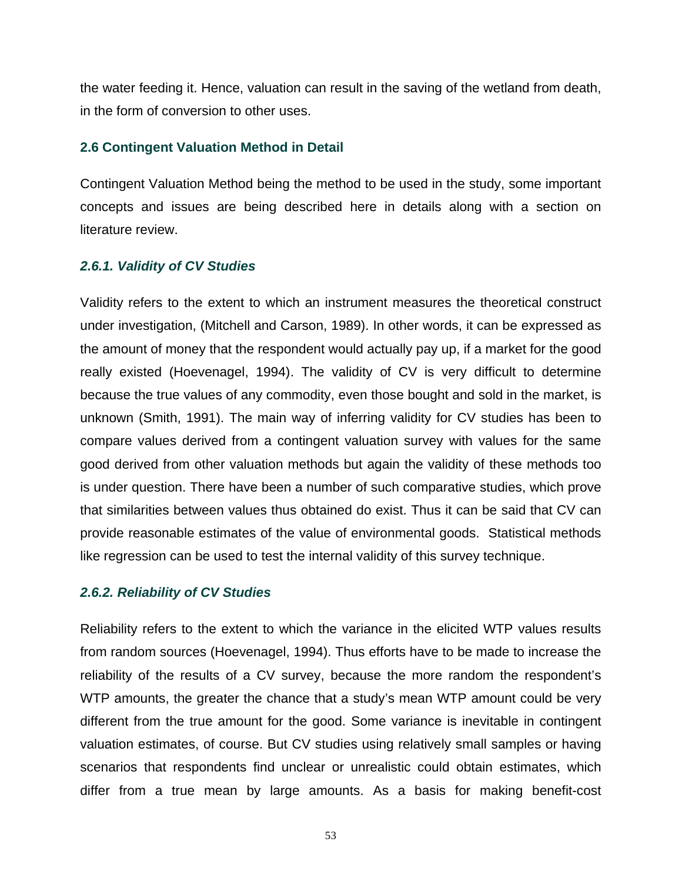the water feeding it. Hence, valuation can result in the saving of the wetland from death, in the form of conversion to other uses.

## 2.6 Contingent Valuation Method in Detail

Contingent Valuation Method being the method to be used in the study, some important concepts and issues are being described here in details along with a section on literature review.

### *2.6.1. Validity of CV Studies*

Validity refers to the extent to which an instrument measures the theoretical construct under investigation, (Mitchell and Carson, 1989). In other words, it can be expressed as the amount of money that the respondent would actually pay up, if a market for the good really existed (Hoevenagel, 1994). The validity of CV is very difficult to determine because the true values of any commodity, even those bought and sold in the market, is unknown (Smith, 1991). The main way of inferring validity for CV studies has been to compare values derived from a contingent valuation survey with values for the same good derived from other valuation methods but again the validity of these methods too is under question. There have been a number of such comparative studies, which prove that similarities between values thus obtained do exist. Thus it can be said that CV can provide reasonable estimates of the value of environmental goods. Statistical methods like regression can be used to test the internal validity of this survey technique.

### *2.6.2. Reliability of CV Studies*

Reliability refers to the extent to which the variance in the elicited WTP values results from random sources (Hoevenagel, 1994). Thus efforts have to be made to increase the reliability of the results of a CV survey, because the more random the respondent's WTP amounts, the greater the chance that a study's mean WTP amount could be very different from the true amount for the good. Some variance is inevitable in contingent valuation estimates, of course. But CV studies using relatively small samples or having scenarios that respondents find unclear or unrealistic could obtain estimates, which differ from a true mean by large amounts. As a basis for making benefit-cost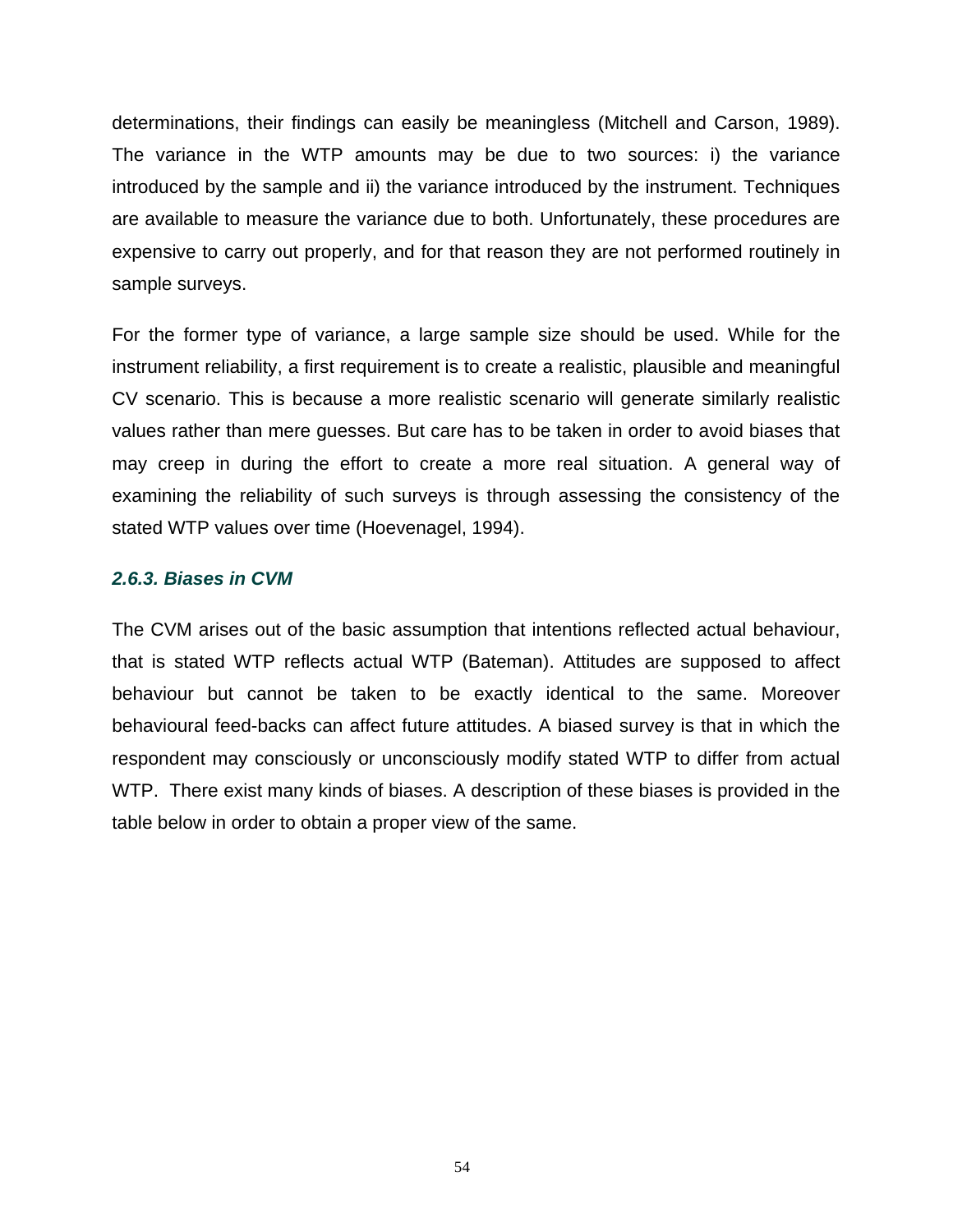determinations, their findings can easily be meaningless (Mitchell and Carson, 1989). The variance in the WTP amounts may be due to two sources: i) the variance introduced by the sample and ii) the variance introduced by the instrument. Techniques are available to measure the variance due to both. Unfortunately, these procedures are expensive to carry out properly, and for that reason they are not performed routinely in sample surveys.

For the former type of variance, a large sample size should be used. While for the instrument reliability, a first requirement is to create a realistic, plausible and meaningful CV scenario. This is because a more realistic scenario will generate similarly realistic values rather than mere guesses. But care has to be taken in order to avoid biases that may creep in during the effort to create a more real situation. A general way of examining the reliability of such surveys is through assessing the consistency of the stated WTP values over time (Hoevenagel, 1994).

### *2.6.3. Biases in CVM*

The CVM arises out of the basic assumption that intentions reflected actual behaviour, that is stated WTP reflects actual WTP (Bateman). Attitudes are supposed to affect behaviour but cannot be taken to be exactly identical to the same. Moreover behavioural feed-backs can affect future attitudes. A biased survey is that in which the respondent may consciously or unconsciously modify stated WTP to differ from actual WTP. There exist many kinds of biases. A description of these biases is provided in the table below in order to obtain a proper view of the same.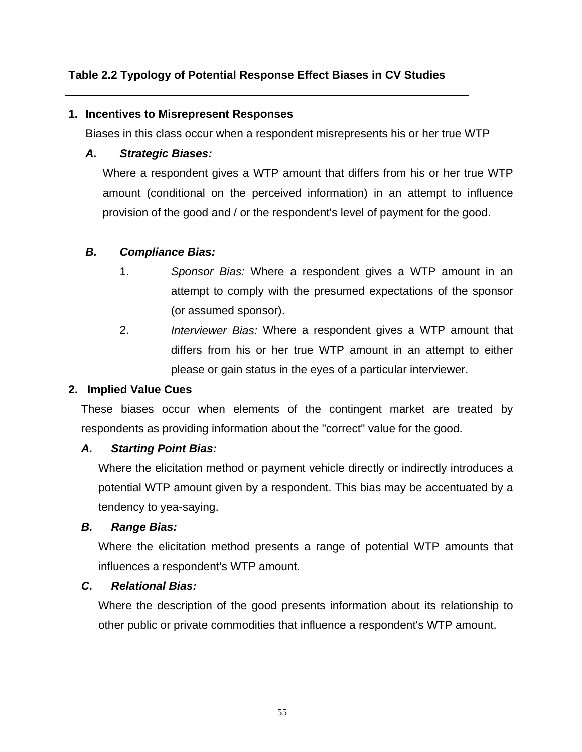**Table 2.2 Typology of Potential Response Effect Biases in CV Studies**

---

1. **Incentives to Misrepresent Responses**

   Biases in this class occur when a respondent misrepresents his or her true WTP

   ***A. Strategic Biases:***

   Where a respondent gives a WTP amount that differs from his or her true WTP amount (conditional on the perceived information) in an attempt to influence provision of the good and / or the respondent's level of payment for the good.

   ***B. Compliance Bias:***

   1. *Sponsor Bias:* Where a respondent gives a WTP amount in an attempt to comply with the presumed expectations of the sponsor (or assumed sponsor).
   2. *Interviewer Bias:* Where a respondent gives a WTP amount that differs from his or her true WTP amount in an attempt to either please or gain status in the eyes of a particular interviewer.

2. **Implied Value Cues**

   These biases occur when elements of the contingent market are treated by respondents as providing information about the "correct" value for the good.

   ***A. Starting Point Bias:***

   Where the elicitation method or payment vehicle directly or indirectly introduces a potential WTP amount given by a respondent. This bias may be accentuated by a tendency to yea-saying.

   ***B. Range Bias:***

   Where the elicitation method presents a range of potential WTP amounts that influences a respondent's WTP amount.

   ***C. Relational Bias:***

   Where the description of the good presents information about its relationship to other public or private commodities that influence a respondent's WTP amount.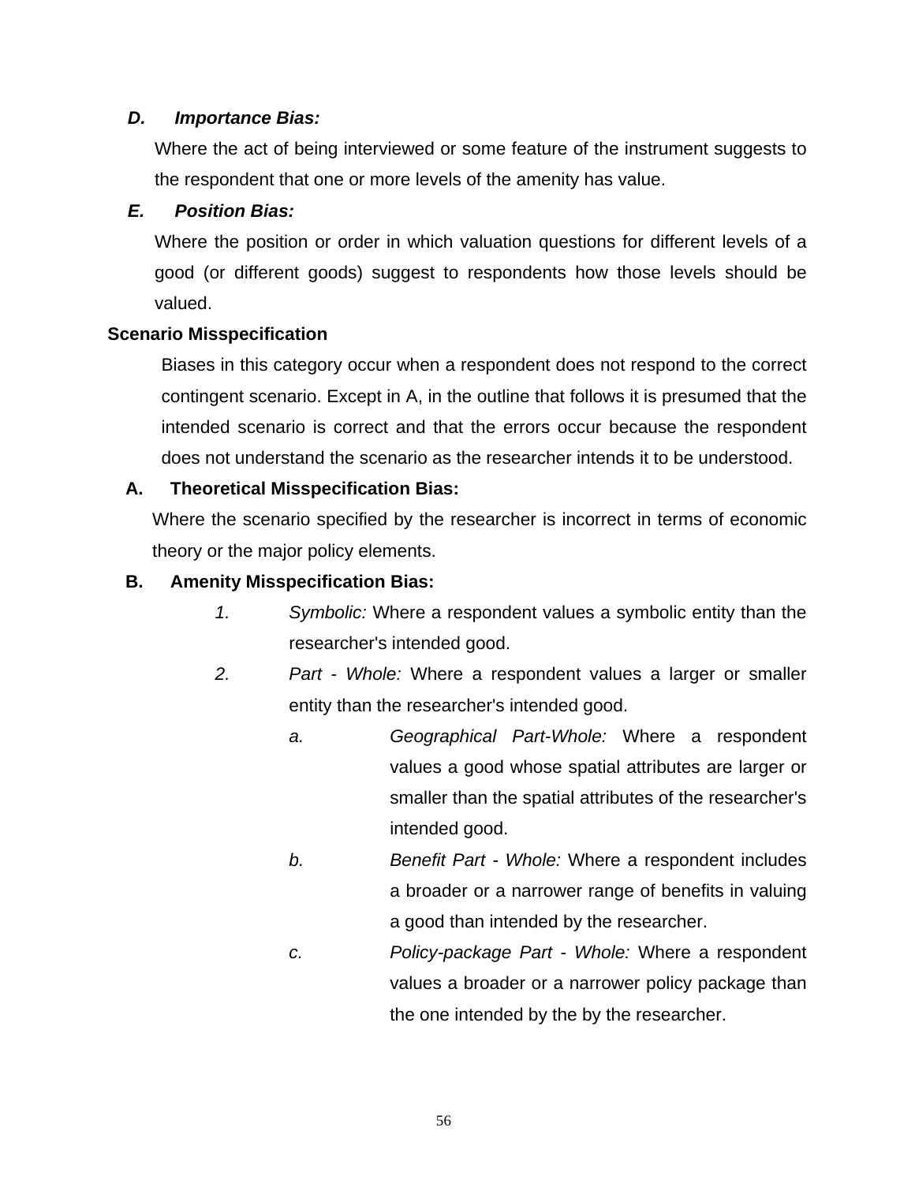*D. Importance Bias:*

Where the act of being interviewed or some feature of the instrument suggests to the respondent that one or more levels of the amenity has value.

*E. Position Bias:*

Where the position or order in which valuation questions for different levels of a good (or different goods) suggest to respondents how those levels should be valued.

**Scenario Misspecification**

Biases in this category occur when a respondent does not respond to the correct contingent scenario. Except in A, in the outline that follows it is presumed that the intended scenario is correct and that the errors occur because the respondent does not understand the scenario as the researcher intends it to be understood.

**A. Theoretical Misspecification Bias:**

Where the scenario specified by the researcher is incorrect in terms of economic theory or the major policy elements.

**B. Amenity Misspecification Bias:**

*1.* *Symbolic:* Where a respondent values a symbolic entity than the researcher's intended good.

*2.* *Part - Whole:* Where a respondent values a larger or smaller entity than the researcher's intended good.

*a.* *Geographical Part-Whole:* Where a respondent values a good whose spatial attributes are larger or smaller than the spatial attributes of the researcher's intended good.

*b.* *Benefit Part - Whole:* Where a respondent includes a broader or a narrower range of benefits in valuing a good than intended by the researcher.

*c.* *Policy-package Part - Whole:* Where a respondent values a broader or a narrower policy package than the one intended by the by the researcher.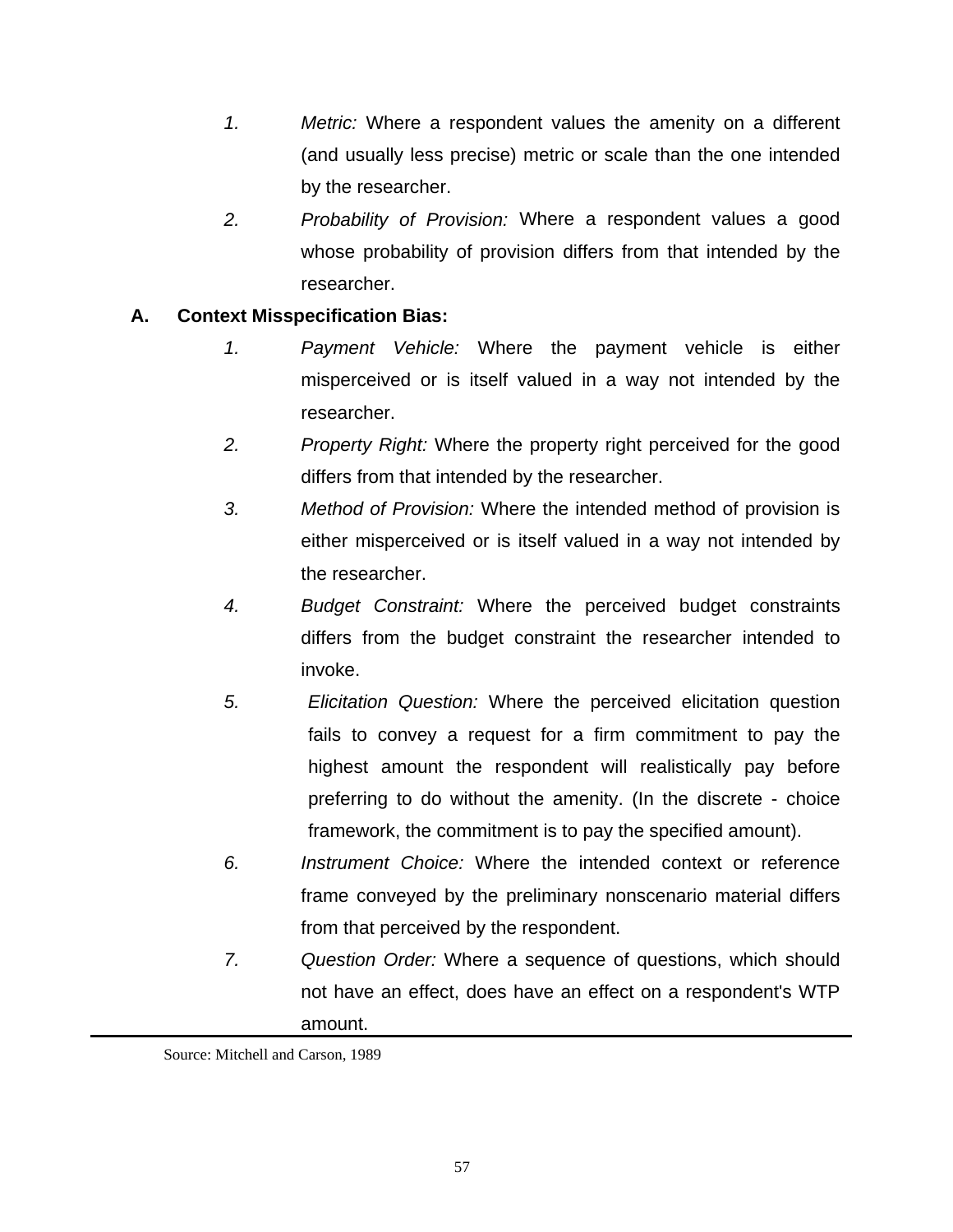1. *Metric:* Where a respondent values the amenity on a different (and usually less precise) metric or scale than the one intended by the researcher.
2. *Probability of Provision:* Where a respondent values a good whose probability of provision differs from that intended by the researcher.

**A. Context Misspecification Bias:**

1. *Payment Vehicle:* Where the payment vehicle is either misperceived or is itself valued in a way not intended by the researcher.
2. *Property Right:* Where the property right perceived for the good differs from that intended by the researcher.
3. *Method of Provision:* Where the intended method of provision is either misperceived or is itself valued in a way not intended by the researcher.
4. *Budget Constraint:* Where the perceived budget constraints differs from the budget constraint the researcher intended to invoke.
5. *Elicitation Question:* Where the perceived elicitation question fails to convey a request for a firm commitment to pay the highest amount the respondent will realistically pay before preferring to do without the amenity. (In the discrete - choice framework, the commitment is to pay the specified amount).
6. *Instrument Choice:* Where the intended context or reference frame conveyed by the preliminary nonscenario material differs from that perceived by the respondent.
7. *Question Order:* Where a sequence of questions, which should not have an effect, does have an effect on a respondent's WTP amount.

Source: Mitchell and Carson, 1989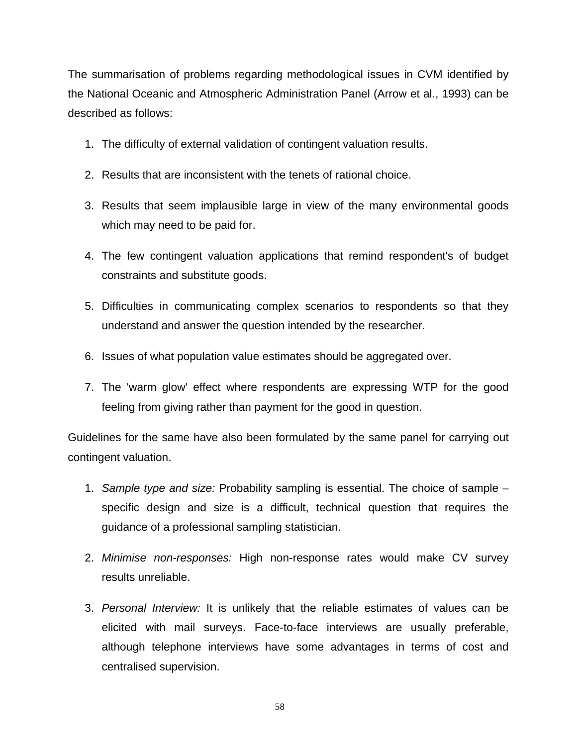The summarisation of problems regarding methodological issues in CVM identified by the National Oceanic and Atmospheric Administration Panel (Arrow et al., 1993) can be described as follows:

1. The difficulty of external validation of contingent valuation results.
2. Results that are inconsistent with the tenets of rational choice.
3. Results that seem implausible large in view of the many environmental goods which may need to be paid for.
4. The few contingent valuation applications that remind respondent's of budget constraints and substitute goods.
5. Difficulties in communicating complex scenarios to respondents so that they understand and answer the question intended by the researcher.
6. Issues of what population value estimates should be aggregated over.
7. The 'warm glow' effect where respondents are expressing WTP for the good feeling from giving rather than payment for the good in question.

Guidelines for the same have also been formulated by the same panel for carrying out contingent valuation.

1. *Sample type and size:* Probability sampling is essential. The choice of sample – specific design and size is a difficult, technical question that requires the guidance of a professional sampling statistician.
2. *Minimise non-responses:* High non-response rates would make CV survey results unreliable.
3. *Personal Interview:* It is unlikely that the reliable estimates of values can be elicited with mail surveys. Face-to-face interviews are usually preferable, although telephone interviews have some advantages in terms of cost and centralised supervision.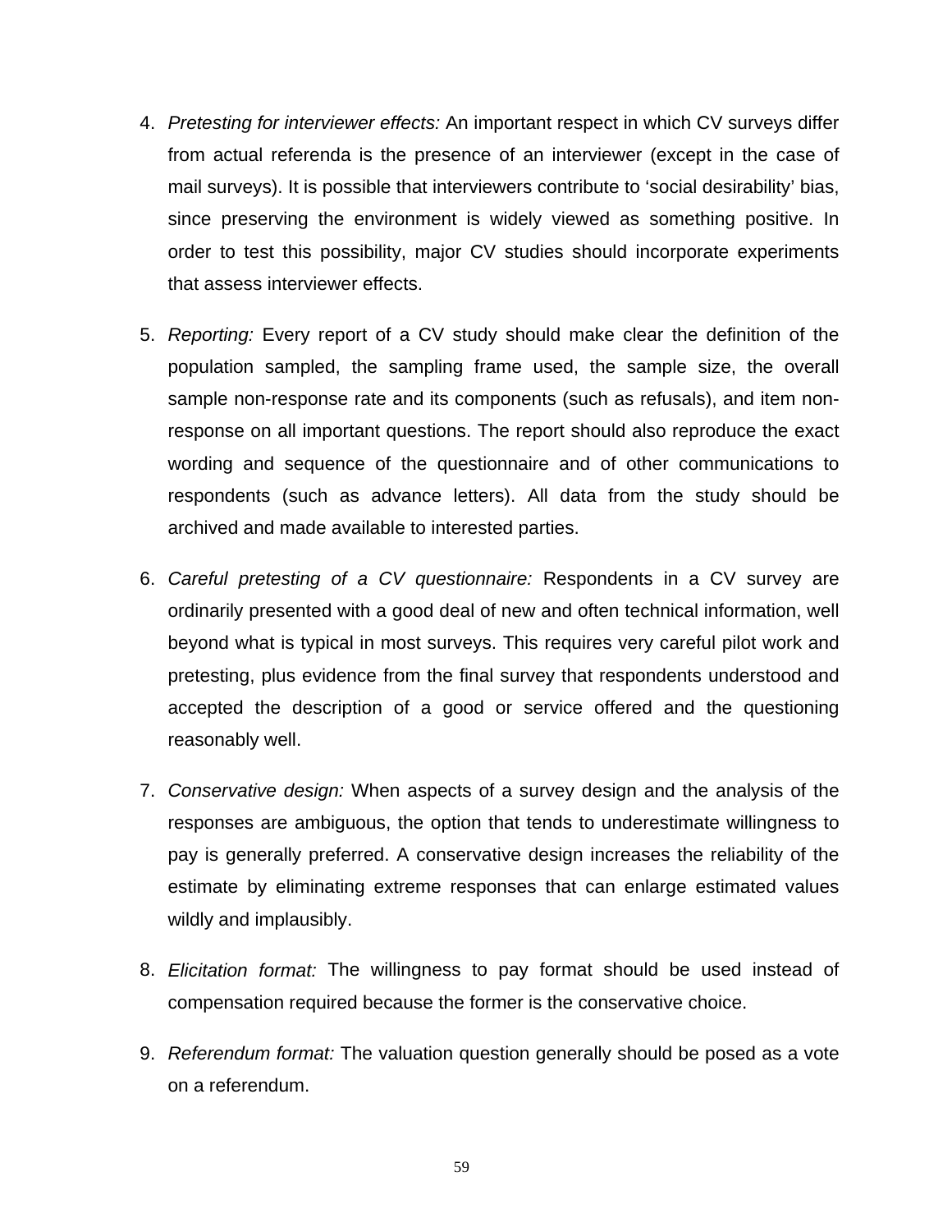4. *Pretesting for interviewer effects:* An important respect in which CV surveys differ from actual referenda is the presence of an interviewer (except in the case of mail surveys). It is possible that interviewers contribute to 'social desirability' bias, since preserving the environment is widely viewed as something positive. In order to test this possibility, major CV studies should incorporate experiments that assess interviewer effects.

5. *Reporting:* Every report of a CV study should make clear the definition of the population sampled, the sampling frame used, the sample size, the overall sample non-response rate and its components (such as refusals), and item non-response on all important questions. The report should also reproduce the exact wording and sequence of the questionnaire and of other communications to respondents (such as advance letters). All data from the study should be archived and made available to interested parties.

6. *Careful pretesting of a CV questionnaire:* Respondents in a CV survey are ordinarily presented with a good deal of new and often technical information, well beyond what is typical in most surveys. This requires very careful pilot work and pretesting, plus evidence from the final survey that respondents understood and accepted the description of a good or service offered and the questioning reasonably well.

7. *Conservative design:* When aspects of a survey design and the analysis of the responses are ambiguous, the option that tends to underestimate willingness to pay is generally preferred. A conservative design increases the reliability of the estimate by eliminating extreme responses that can enlarge estimated values wildly and implausibly.

8. *Elicitation format:* The willingness to pay format should be used instead of compensation required because the former is the conservative choice.

9. *Referendum format:* The valuation question generally should be posed as a vote on a referendum.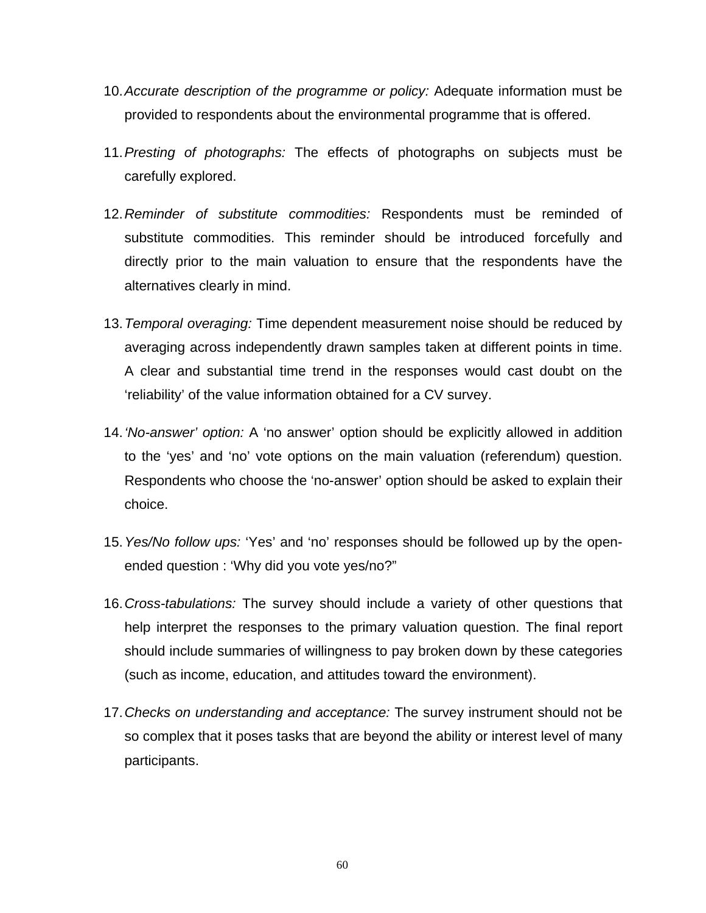10. *Accurate description of the programme or policy:* Adequate information must be provided to respondents about the environmental programme that is offered.

11. *Presting of photographs:* The effects of photographs on subjects must be carefully explored.

12. *Reminder of substitute commodities:* Respondents must be reminded of substitute commodities. This reminder should be introduced forcefully and directly prior to the main valuation to ensure that the respondents have the alternatives clearly in mind.

13. *Temporal overaging:* Time dependent measurement noise should be reduced by averaging across independently drawn samples taken at different points in time. A clear and substantial time trend in the responses would cast doubt on the 'reliability' of the value information obtained for a CV survey.

14. *'No-answer' option:* A 'no answer' option should be explicitly allowed in addition to the 'yes' and 'no' vote options on the main valuation (referendum) question. Respondents who choose the 'no-answer' option should be asked to explain their choice.

15. *Yes/No follow ups:* 'Yes' and 'no' responses should be followed up by the open-ended question : 'Why did you vote yes/no?"

16. *Cross-tabulations:* The survey should include a variety of other questions that help interpret the responses to the primary valuation question. The final report should include summaries of willingness to pay broken down by these categories (such as income, education, and attitudes toward the environment).

17. *Checks on understanding and acceptance:* The survey instrument should not be so complex that it poses tasks that are beyond the ability or interest level of many participants.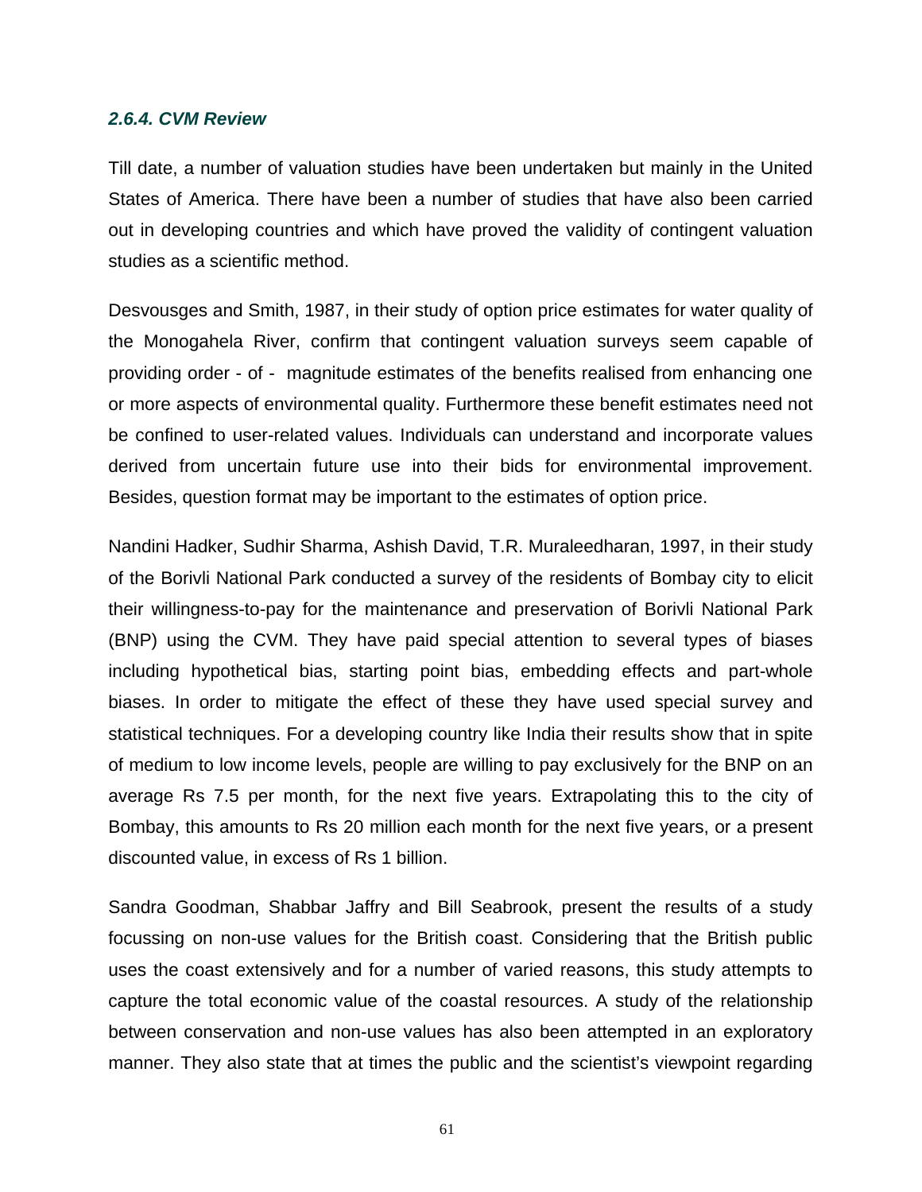#### *2.6.4. CVM Review*

Till date, a number of valuation studies have been undertaken but mainly in the United States of America. There have been a number of studies that have also been carried out in developing countries and which have proved the validity of contingent valuation studies as a scientific method.

Desvousges and Smith, 1987, in their study of option price estimates for water quality of the Monogahela River, confirm that contingent valuation surveys seem capable of providing order - of - magnitude estimates of the benefits realised from enhancing one or more aspects of environmental quality. Furthermore these benefit estimates need not be confined to user-related values. Individuals can understand and incorporate values derived from uncertain future use into their bids for environmental improvement. Besides, question format may be important to the estimates of option price.

Nandini Hadker, Sudhir Sharma, Ashish David, T.R. Muraleedharan, 1997, in their study of the Borivli National Park conducted a survey of the residents of Bombay city to elicit their willingness-to-pay for the maintenance and preservation of Borivli National Park (BNP) using the CVM. They have paid special attention to several types of biases including hypothetical bias, starting point bias, embedding effects and part-whole biases. In order to mitigate the effect of these they have used special survey and statistical techniques. For a developing country like India their results show that in spite of medium to low income levels, people are willing to pay exclusively for the BNP on an average Rs 7.5 per month, for the next five years. Extrapolating this to the city of Bombay, this amounts to Rs 20 million each month for the next five years, or a present discounted value, in excess of Rs 1 billion.

Sandra Goodman, Shabbar Jaffry and Bill Seabrook, present the results of a study focussing on non-use values for the British coast. Considering that the British public uses the coast extensively and for a number of varied reasons, this study attempts to capture the total economic value of the coastal resources. A study of the relationship between conservation and non-use values has also been attempted in an exploratory manner. They also state that at times the public and the scientist's viewpoint regarding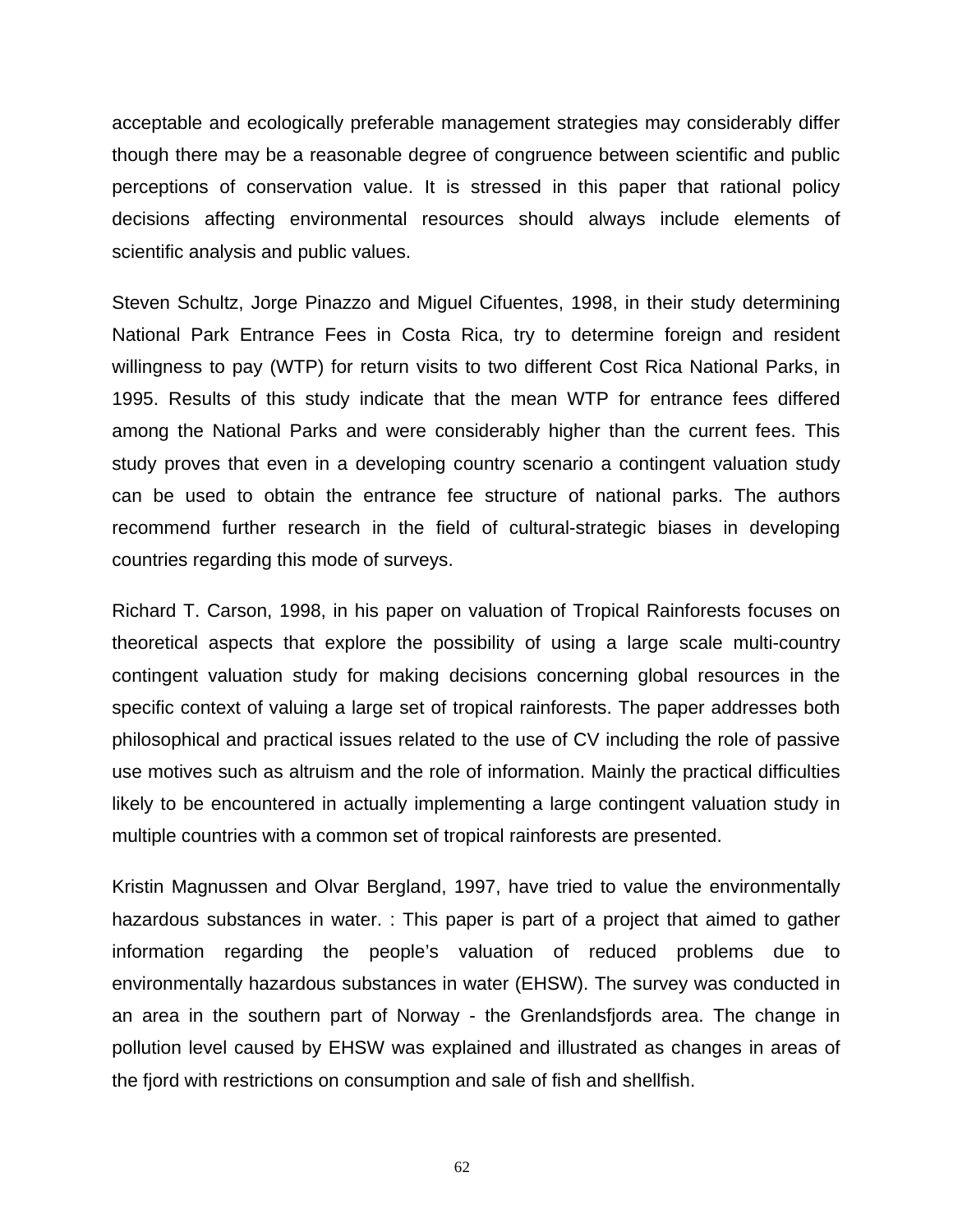acceptable and ecologically preferable management strategies may considerably differ though there may be a reasonable degree of congruence between scientific and public perceptions of conservation value. It is stressed in this paper that rational policy decisions affecting environmental resources should always include elements of scientific analysis and public values.

Steven Schultz, Jorge Pinazzo and Miguel Cifuentes, 1998, in their study determining National Park Entrance Fees in Costa Rica, try to determine foreign and resident willingness to pay (WTP) for return visits to two different Cost Rica National Parks, in 1995. Results of this study indicate that the mean WTP for entrance fees differed among the National Parks and were considerably higher than the current fees. This study proves that even in a developing country scenario a contingent valuation study can be used to obtain the entrance fee structure of national parks. The authors recommend further research in the field of cultural-strategic biases in developing countries regarding this mode of surveys.

Richard T. Carson, 1998, in his paper on valuation of Tropical Rainforests focuses on theoretical aspects that explore the possibility of using a large scale multi-country contingent valuation study for making decisions concerning global resources in the specific context of valuing a large set of tropical rainforests. The paper addresses both philosophical and practical issues related to the use of CV including the role of passive use motives such as altruism and the role of information. Mainly the practical difficulties likely to be encountered in actually implementing a large contingent valuation study in multiple countries with a common set of tropical rainforests are presented.

Kristin Magnussen and Olvar Bergland, 1997, have tried to value the environmentally hazardous substances in water. : This paper is part of a project that aimed to gather information regarding the people's valuation of reduced problems due to environmentally hazardous substances in water (EHSW). The survey was conducted in an area in the southern part of Norway - the Grenlandsfjords area. The change in pollution level caused by EHSW was explained and illustrated as changes in areas of the fjord with restrictions on consumption and sale of fish and shellfish.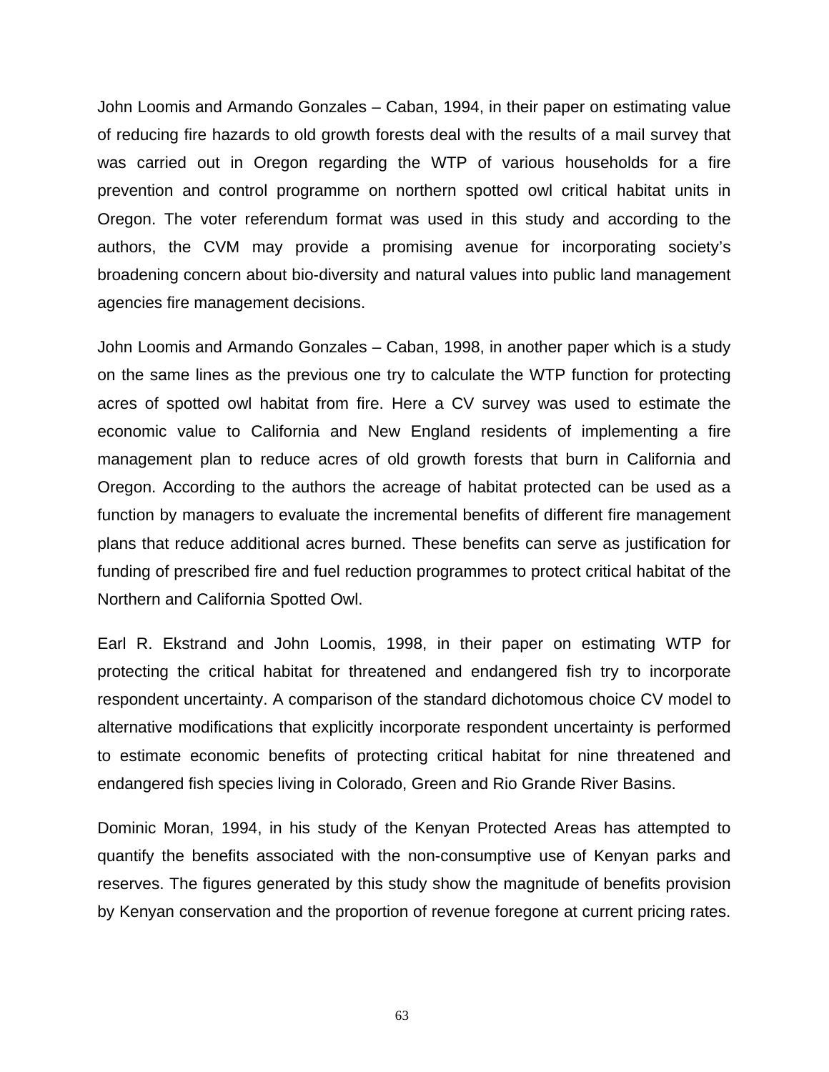John Loomis and Armando Gonzales – Caban, 1994, in their paper on estimating value of reducing fire hazards to old growth forests deal with the results of a mail survey that was carried out in Oregon regarding the WTP of various households for a fire prevention and control programme on northern spotted owl critical habitat units in Oregon. The voter referendum format was used in this study and according to the authors, the CVM may provide a promising avenue for incorporating society's broadening concern about bio-diversity and natural values into public land management agencies fire management decisions.

John Loomis and Armando Gonzales – Caban, 1998, in another paper which is a study on the same lines as the previous one try to calculate the WTP function for protecting acres of spotted owl habitat from fire. Here a CV survey was used to estimate the economic value to California and New England residents of implementing a fire management plan to reduce acres of old growth forests that burn in California and Oregon. According to the authors the acreage of habitat protected can be used as a function by managers to evaluate the incremental benefits of different fire management plans that reduce additional acres burned. These benefits can serve as justification for funding of prescribed fire and fuel reduction programmes to protect critical habitat of the Northern and California Spotted Owl.

Earl R. Ekstrand and John Loomis, 1998, in their paper on estimating WTP for protecting the critical habitat for threatened and endangered fish try to incorporate respondent uncertainty. A comparison of the standard dichotomous choice CV model to alternative modifications that explicitly incorporate respondent uncertainty is performed to estimate economic benefits of protecting critical habitat for nine threatened and endangered fish species living in Colorado, Green and Rio Grande River Basins.

Dominic Moran, 1994, in his study of the Kenyan Protected Areas has attempted to quantify the benefits associated with the non-consumptive use of Kenyan parks and reserves. The figures generated by this study show the magnitude of benefits provision by Kenyan conservation and the proportion of revenue foregone at current pricing rates.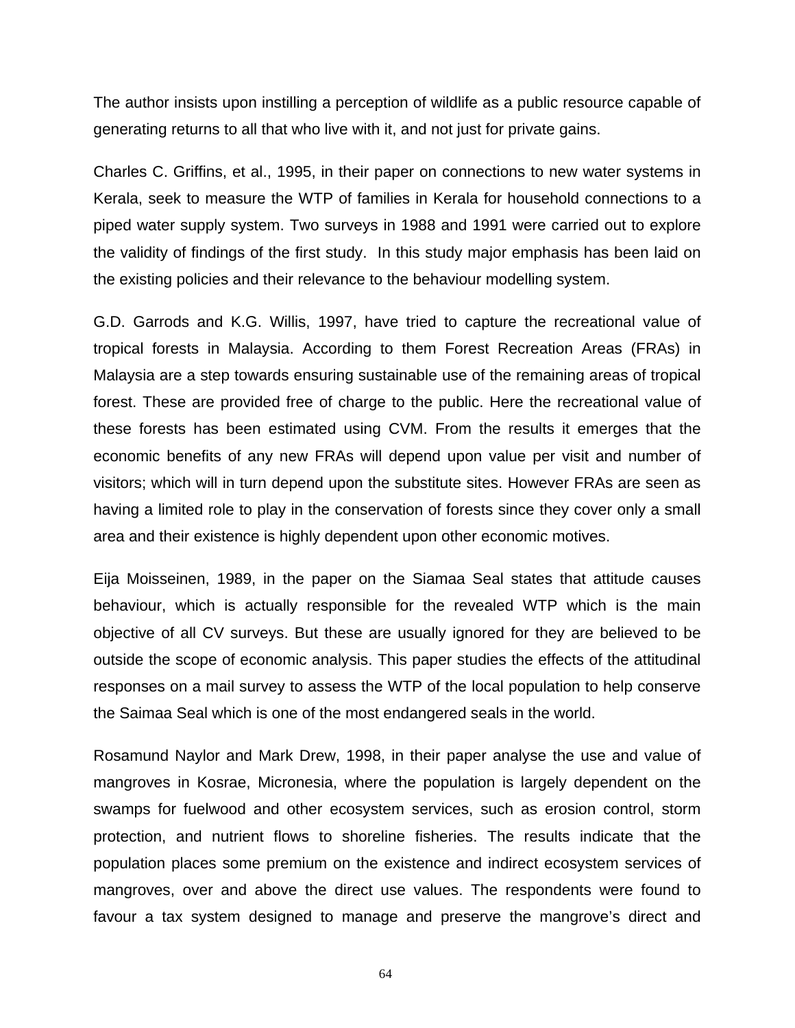The author insists upon instilling a perception of wildlife as a public resource capable of generating returns to all that who live with it, and not just for private gains.

Charles C. Griffins, et al., 1995, in their paper on connections to new water systems in Kerala, seek to measure the WTP of families in Kerala for household connections to a piped water supply system. Two surveys in 1988 and 1991 were carried out to explore the validity of findings of the first study. In this study major emphasis has been laid on the existing policies and their relevance to the behaviour modelling system.

G.D. Garrods and K.G. Willis, 1997, have tried to capture the recreational value of tropical forests in Malaysia. According to them Forest Recreation Areas (FRAs) in Malaysia are a step towards ensuring sustainable use of the remaining areas of tropical forest. These are provided free of charge to the public. Here the recreational value of these forests has been estimated using CVM. From the results it emerges that the economic benefits of any new FRAs will depend upon value per visit and number of visitors; which will in turn depend upon the substitute sites. However FRAs are seen as having a limited role to play in the conservation of forests since they cover only a small area and their existence is highly dependent upon other economic motives.

Eija Moisseinen, 1989, in the paper on the Siamaa Seal states that attitude causes behaviour, which is actually responsible for the revealed WTP which is the main objective of all CV surveys. But these are usually ignored for they are believed to be outside the scope of economic analysis. This paper studies the effects of the attitudinal responses on a mail survey to assess the WTP of the local population to help conserve the Saimaa Seal which is one of the most endangered seals in the world.

Rosamund Naylor and Mark Drew, 1998, in their paper analyse the use and value of mangroves in Kosrae, Micronesia, where the population is largely dependent on the swamps for fuelwood and other ecosystem services, such as erosion control, storm protection, and nutrient flows to shoreline fisheries. The results indicate that the population places some premium on the existence and indirect ecosystem services of mangroves, over and above the direct use values. The respondents were found to favour a tax system designed to manage and preserve the mangrove's direct and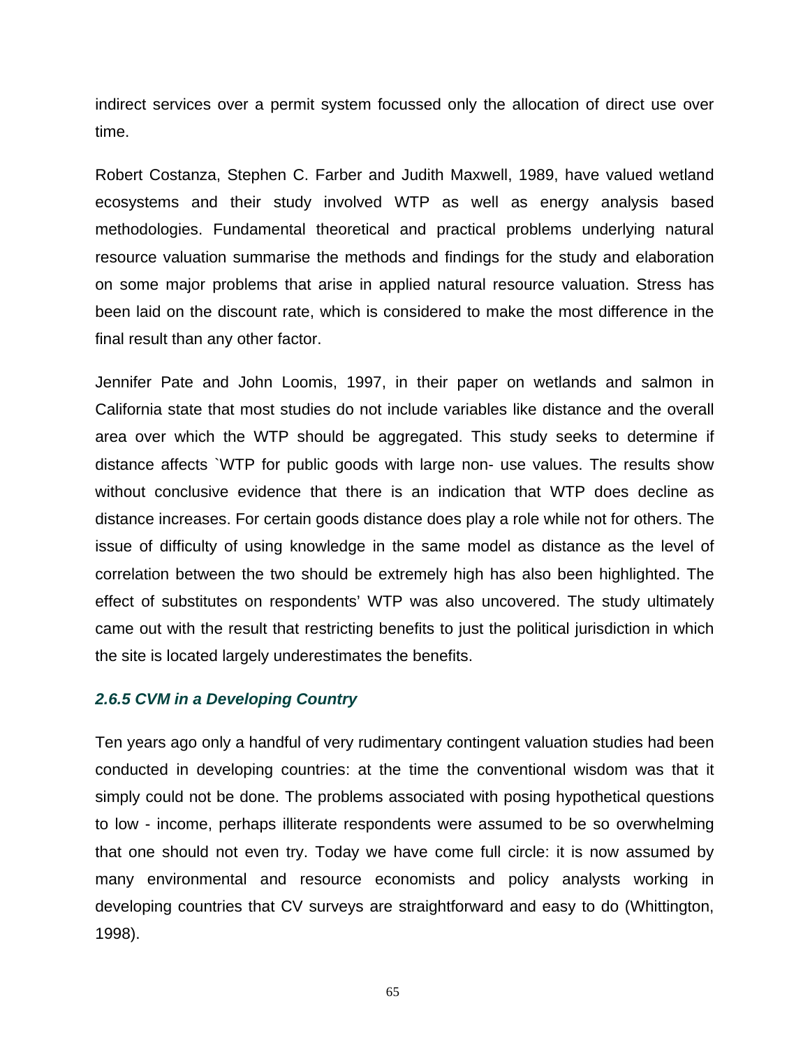indirect services over a permit system focussed only the allocation of direct use over time.

Robert Costanza, Stephen C. Farber and Judith Maxwell, 1989, have valued wetland ecosystems and their study involved WTP as well as energy analysis based methodologies. Fundamental theoretical and practical problems underlying natural resource valuation summarise the methods and findings for the study and elaboration on some major problems that arise in applied natural resource valuation. Stress has been laid on the discount rate, which is considered to make the most difference in the final result than any other factor.

Jennifer Pate and John Loomis, 1997, in their paper on wetlands and salmon in California state that most studies do not include variables like distance and the overall area over which the WTP should be aggregated. This study seeks to determine if distance affects `WTP for public goods with large non- use values. The results show without conclusive evidence that there is an indication that WTP does decline as distance increases. For certain goods distance does play a role while not for others. The issue of difficulty of using knowledge in the same model as distance as the level of correlation between the two should be extremely high has also been highlighted. The effect of substitutes on respondents' WTP was also uncovered. The study ultimately came out with the result that restricting benefits to just the political jurisdiction in which the site is located largely underestimates the benefits.

### *2.6.5 CVM in a Developing Country*

Ten years ago only a handful of very rudimentary contingent valuation studies had been conducted in developing countries: at the time the conventional wisdom was that it simply could not be done. The problems associated with posing hypothetical questions to low - income, perhaps illiterate respondents were assumed to be so overwhelming that one should not even try. Today we have come full circle: it is now assumed by many environmental and resource economists and policy analysts working in developing countries that CV surveys are straightforward and easy to do (Whittington, 1998).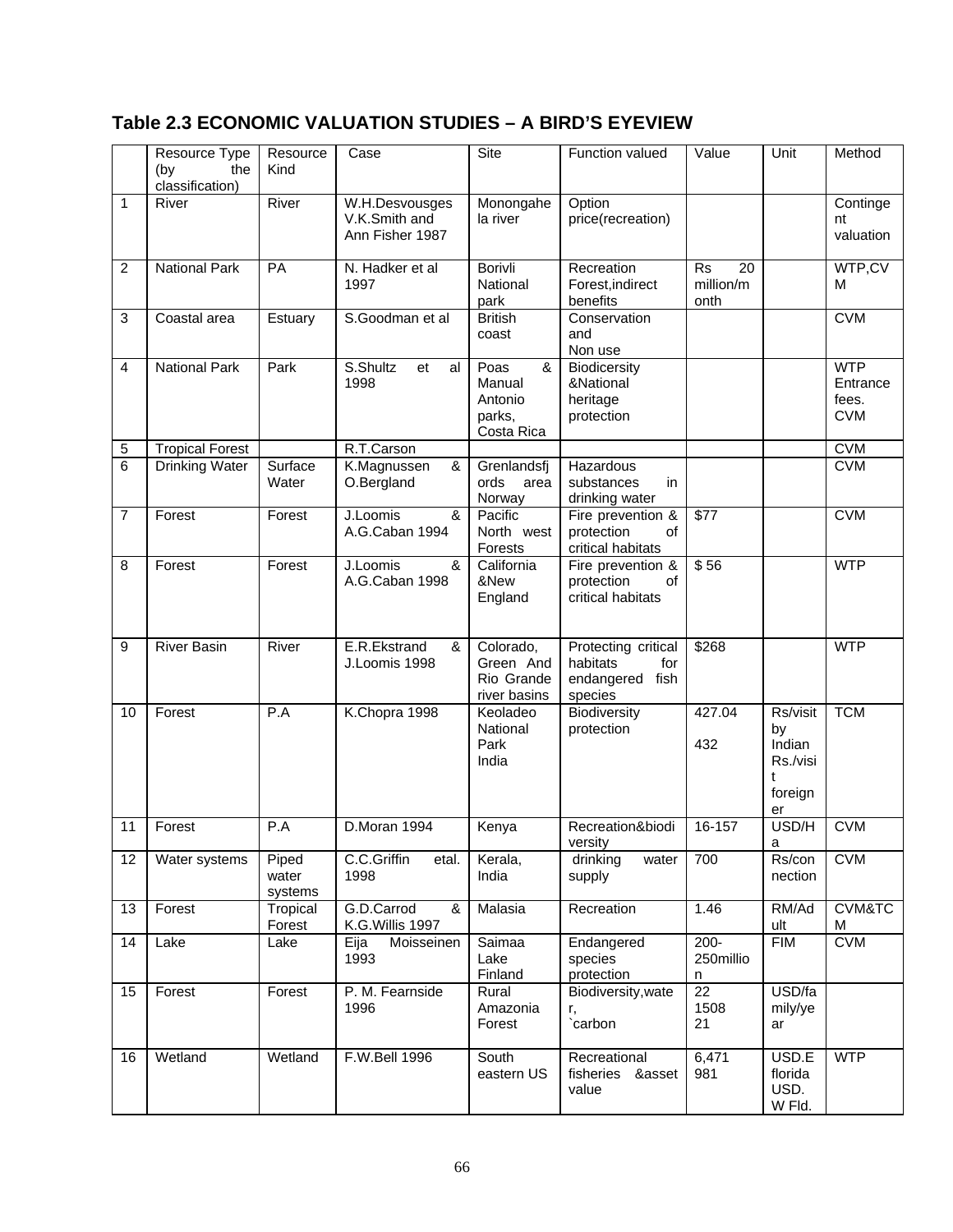## Table 2.3 ECONOMIC VALUATION STUDIES – A BIRD'S EYEVIEW

| | Resource Type (by the classification) | Resource Kind | Case | Site | Function valued | Value | Unit | Method |
|---|---|---|---|---|---|---|---|---|
| 1 | River | River | W.H.Desvousges V.K.Smith and Ann Fisher 1987 | Monongahela river | Option price(recreation) | | | Contingent valuation |
| 2 | National Park | PA | N. Hadker et al 1997 | Borivli National park | Recreation Forest,indirect benefits | Rs 20 million/month | | WTP,CVM |
| 3 | Coastal area | Estuary | S.Goodman et al | British coast | Conservation and Non use | | | CVM |
| 4 | National Park | Park | S.Shultz et al 1998 | Poas & Manual Antonio parks, Costa Rica | Biodicersity &National heritage protection | | | WTP Entrance fees. CVM |
| 5 | Tropical Forest | | R.T.Carson | | | | | CVM |
| 6 | Drinking Water | Surface Water | K.Magnussen & O.Bergland | Grenlandsfjords area Norway | Hazardous substances in drinking water | | | CVM |
| 7 | Forest | Forest | J.Loomis & A.G.Caban 1994 | Pacific North west Forests | Fire prevention & protection of critical habitats | $77 | | CVM |
| 8 | Forest | Forest | J.Loomis & A.G.Caban 1998 | California &New England | Fire prevention & protection of critical habitats | $ 56 | | WTP |
| 9 | River Basin | River | E.R.Ekstrand & J.Loomis 1998 | Colorado, Green And Rio Grande river basins | Protecting critical habitats for endangered fish species | $268 | | WTP |
| 10 | Forest | P.A | K.Chopra 1998 | Keoladeo National Park India | Biodiversity protection | 427.04<br>432 | Rs/visit by Indian Rs./visit foreigner | TCM |
| 11 | Forest | P.A | D.Moran 1994 | Kenya | Recreation&biodiversity | 16-157 | USD/Ha | CVM |
| 12 | Water systems | Piped water systems | C.C.Griffin etal. 1998 | Kerala, India | drinking water supply | 700 | Rs/connection | CVM |
| 13 | Forest | Tropical Forest | G.D.Carrod & K.G.Willis 1997 | Malasia | Recreation | 1.46 | RM/Adult | CVM&TCM |
| 14 | Lake | Lake | Eija Moisseinen 1993 | Saimaa Lake Finland | Endangered species protection | 200-250million | FIM | CVM |
| 15 | Forest | Forest | P. M. Fearnside 1996 | Rural Amazonia Forest | Biodiversity,water, `carbon | 22<br>1508<br>21 | USD/family/year | |
| 16 | Wetland | Wetland | F.W.Bell 1996 | South eastern US | Recreational fisheries &asset value | 6,471<br>981 | USD.E florida USD. W Fld. | WTP |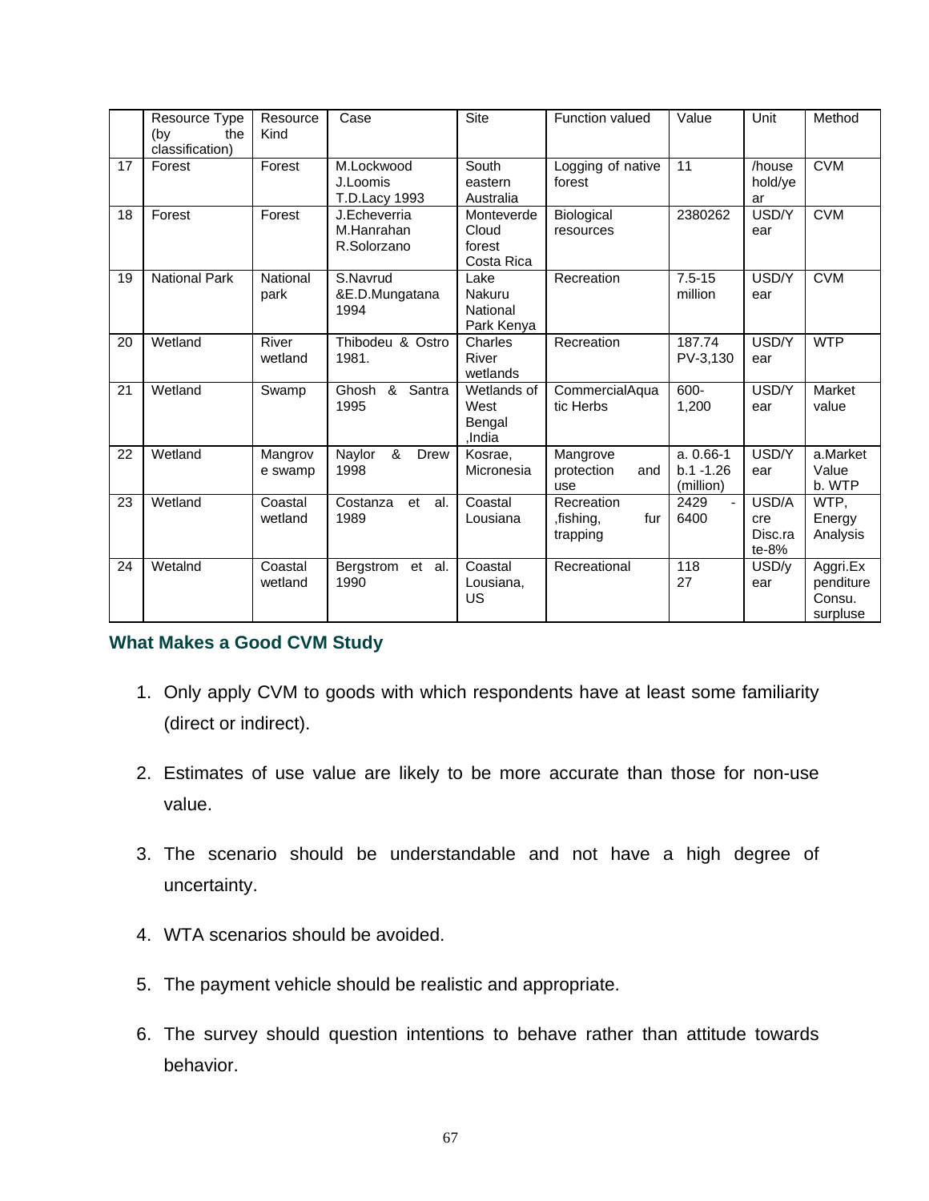|  | Resource Type (by the classification) | Resource Kind | Case | Site | Function valued | Value | Unit | Method |
|---|---|---|---|---|---|---|---|---|
| 17 | Forest | Forest | M.Lockwood J.Loomis T.D.Lacy 1993 | South eastern Australia | Logging of native forest | 11 | /house hold/year | CVM |
| 18 | Forest | Forest | J.Echeverria M.Hanrahan R.Solorzano | Monteverde Cloud forest Costa Rica | Biological resources | 2380262 | USD/Year | CVM |
| 19 | National Park | National park | S.Navrud &E.D.Mungatana 1994 | Lake Nakuru National Park Kenya | Recreation | 7.5-15 million | USD/Year | CVM |
| 20 | Wetland | River wetland | Thibodeu & Ostro 1981. | Charles River wetlands | Recreation | 187.74 PV-3,130 | USD/Year | WTP |
| 21 | Wetland | Swamp | Ghosh & Santra 1995 | Wetlands of West Bengal ,India | CommercialAquatic Herbs | 600-1,200 | USD/Year | Market value |
| 22 | Wetland | Mangrove swamp | Naylor & Drew 1998 | Kosrae, Micronesia | Mangrove protection and use | a. 0.66-1 b.1 -1.26 (million) | USD/Year | a.Market Value b. WTP |
| 23 | Wetland | Coastal wetland | Costanza et al. 1989 | Coastal Lousiana | Recreation ,fishing, fur trapping | 2429 - 6400 | USD/Acre Disc.rate-8% | WTP, Energy Analysis |
| 24 | Wetalnd | Coastal wetland | Bergstrom et al. 1990 | Coastal Lousiana, US | Recreational | 118 27 | USD/year | Aggri.Expenditure Consu. surpluse |

### What Makes a Good CVM Study

1. Only apply CVM to goods with which respondents have at least some familiarity (direct or indirect).
2. Estimates of use value are likely to be more accurate than those for non-use value.
3. The scenario should be understandable and not have a high degree of uncertainty.
4. WTA scenarios should be avoided.
5. The payment vehicle should be realistic and appropriate.
6. The survey should question intentions to behave rather than attitude towards behavior.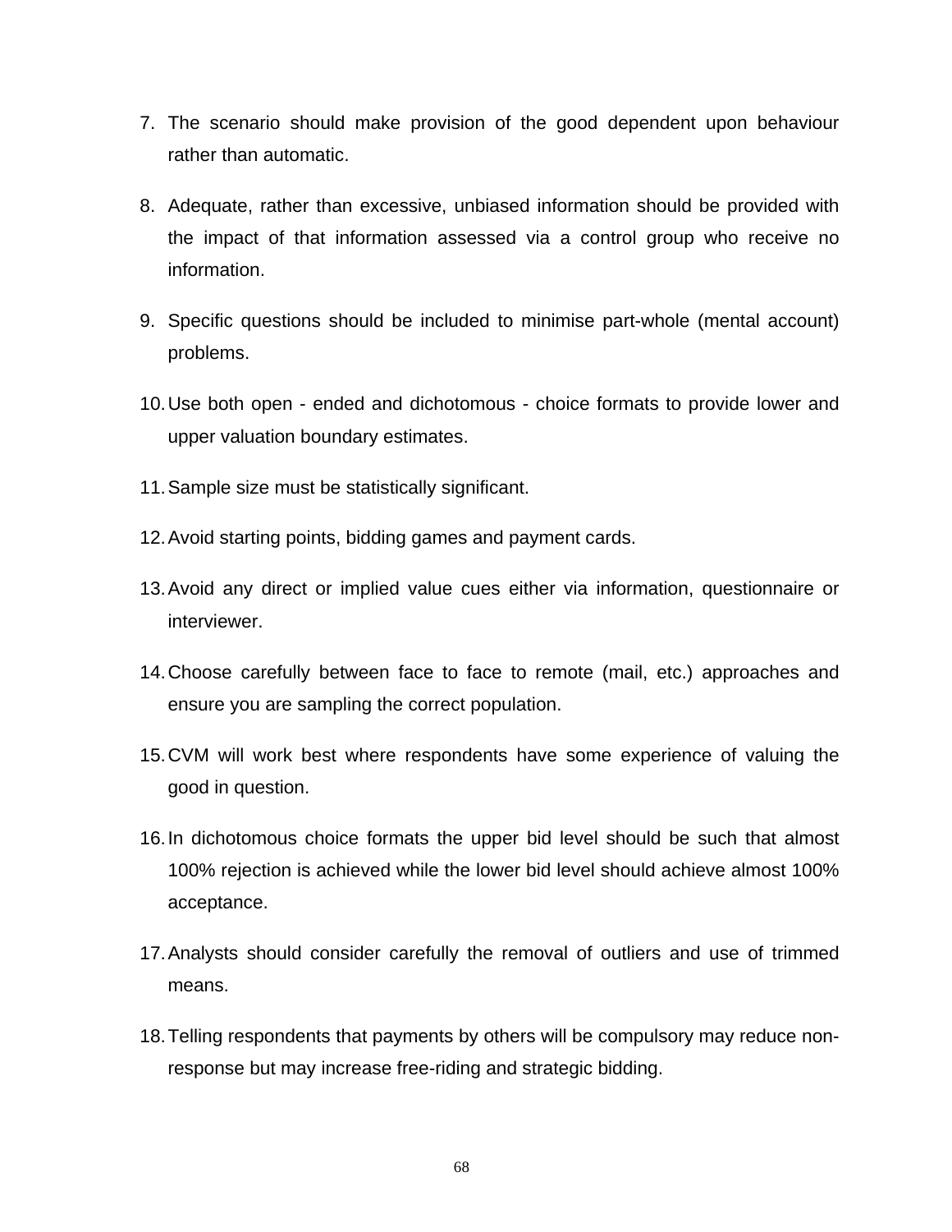7. The scenario should make provision of the good dependent upon behaviour rather than automatic.

8. Adequate, rather than excessive, unbiased information should be provided with the impact of that information assessed via a control group who receive no information.

9. Specific questions should be included to minimise part-whole (mental account) problems.

10. Use both open - ended and dichotomous - choice formats to provide lower and upper valuation boundary estimates.

11. Sample size must be statistically significant.

12. Avoid starting points, bidding games and payment cards.

13. Avoid any direct or implied value cues either via information, questionnaire or interviewer.

14. Choose carefully between face to face to remote (mail, etc.) approaches and ensure you are sampling the correct population.

15. CVM will work best where respondents have some experience of valuing the good in question.

16. In dichotomous choice formats the upper bid level should be such that almost 100% rejection is achieved while the lower bid level should achieve almost 100% acceptance.

17. Analysts should consider carefully the removal of outliers and use of trimmed means.

18. Telling respondents that payments by others will be compulsory may reduce non-response but may increase free-riding and strategic bidding.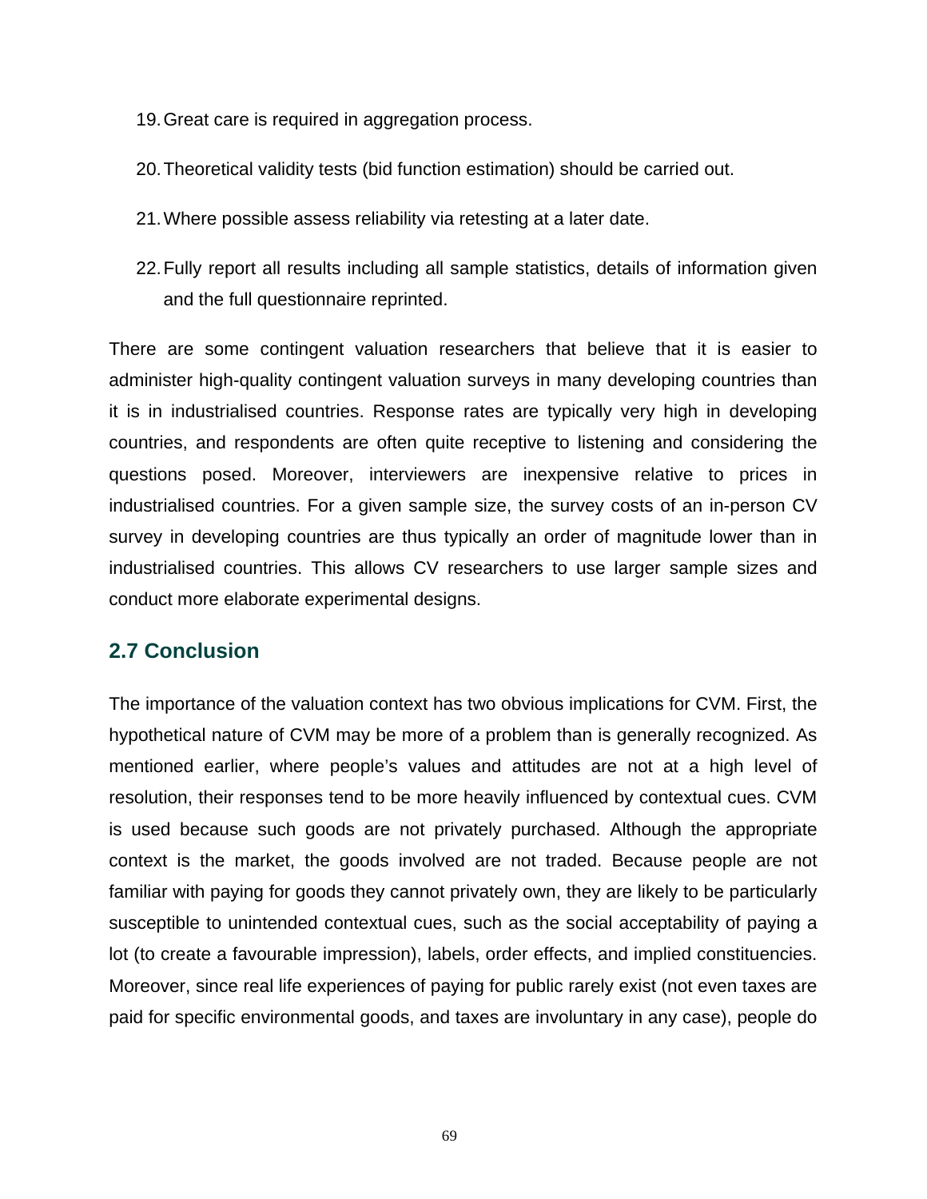19. Great care is required in aggregation process.

20. Theoretical validity tests (bid function estimation) should be carried out.

21. Where possible assess reliability via retesting at a later date.

22. Fully report all results including all sample statistics, details of information given and the full questionnaire reprinted.

There are some contingent valuation researchers that believe that it is easier to administer high-quality contingent valuation surveys in many developing countries than it is in industrialised countries. Response rates are typically very high in developing countries, and respondents are often quite receptive to listening and considering the questions posed. Moreover, interviewers are inexpensive relative to prices in industrialised countries. For a given sample size, the survey costs of an in-person CV survey in developing countries are thus typically an order of magnitude lower than in industrialised countries. This allows CV researchers to use larger sample sizes and conduct more elaborate experimental designs.

## 2.7 Conclusion

The importance of the valuation context has two obvious implications for CVM. First, the hypothetical nature of CVM may be more of a problem than is generally recognized. As mentioned earlier, where people's values and attitudes are not at a high level of resolution, their responses tend to be more heavily influenced by contextual cues. CVM is used because such goods are not privately purchased. Although the appropriate context is the market, the goods involved are not traded. Because people are not familiar with paying for goods they cannot privately own, they are likely to be particularly susceptible to unintended contextual cues, such as the social acceptability of paying a lot (to create a favourable impression), labels, order effects, and implied constituencies. Moreover, since real life experiences of paying for public rarely exist (not even taxes are paid for specific environmental goods, and taxes are involuntary in any case), people do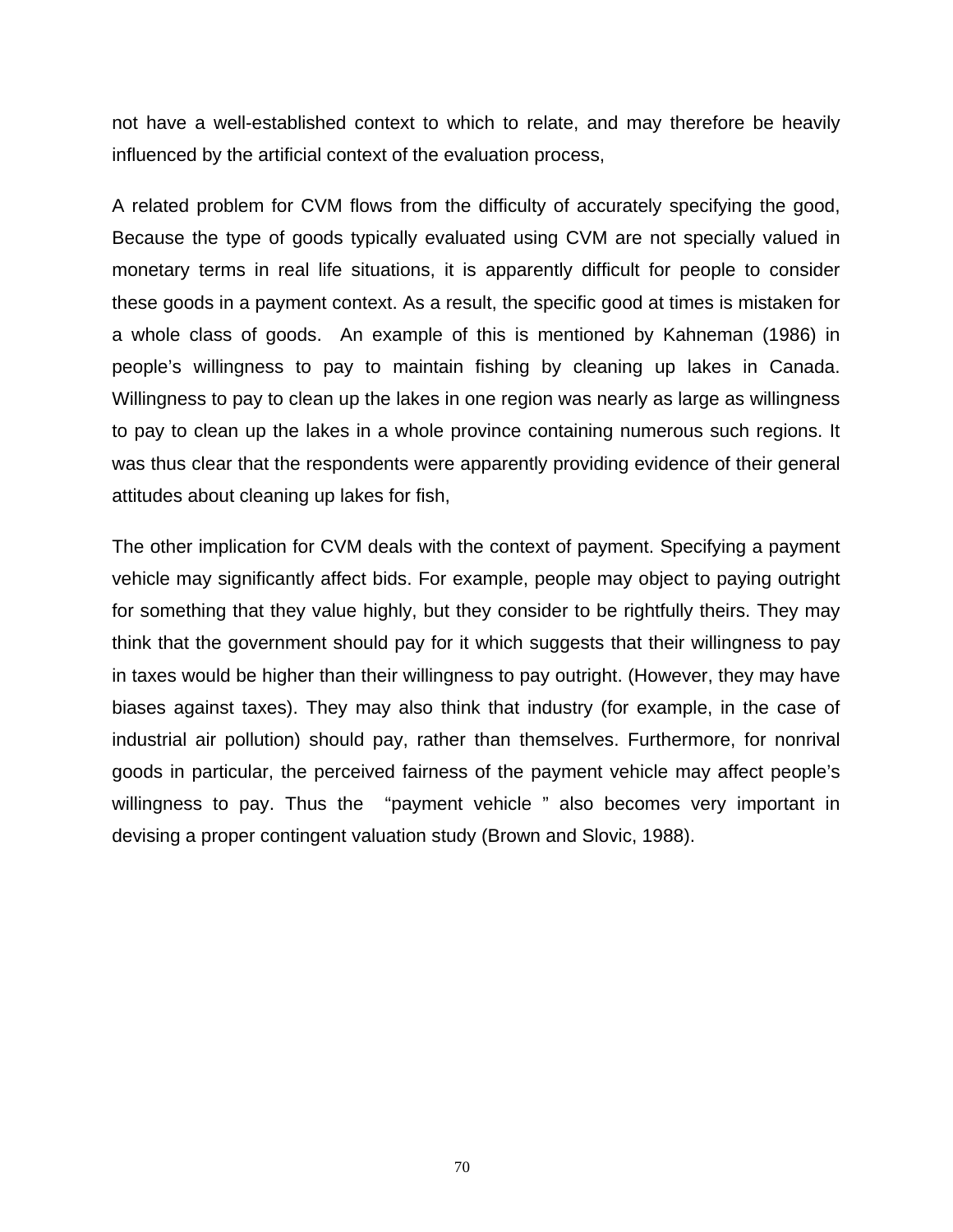not have a well-established context to which to relate, and may therefore be heavily influenced by the artificial context of the evaluation process,

A related problem for CVM flows from the difficulty of accurately specifying the good, Because the type of goods typically evaluated using CVM are not specially valued in monetary terms in real life situations, it is apparently difficult for people to consider these goods in a payment context. As a result, the specific good at times is mistaken for a whole class of goods. An example of this is mentioned by Kahneman (1986) in people's willingness to pay to maintain fishing by cleaning up lakes in Canada. Willingness to pay to clean up the lakes in one region was nearly as large as willingness to pay to clean up the lakes in a whole province containing numerous such regions. It was thus clear that the respondents were apparently providing evidence of their general attitudes about cleaning up lakes for fish,

The other implication for CVM deals with the context of payment. Specifying a payment vehicle may significantly affect bids. For example, people may object to paying outright for something that they value highly, but they consider to be rightfully theirs. They may think that the government should pay for it which suggests that their willingness to pay in taxes would be higher than their willingness to pay outright. (However, they may have biases against taxes). They may also think that industry (for example, in the case of industrial air pollution) should pay, rather than themselves. Furthermore, for nonrival goods in particular, the perceived fairness of the payment vehicle may affect people's willingness to pay. Thus the "payment vehicle " also becomes very important in devising a proper contingent valuation study (Brown and Slovic, 1988).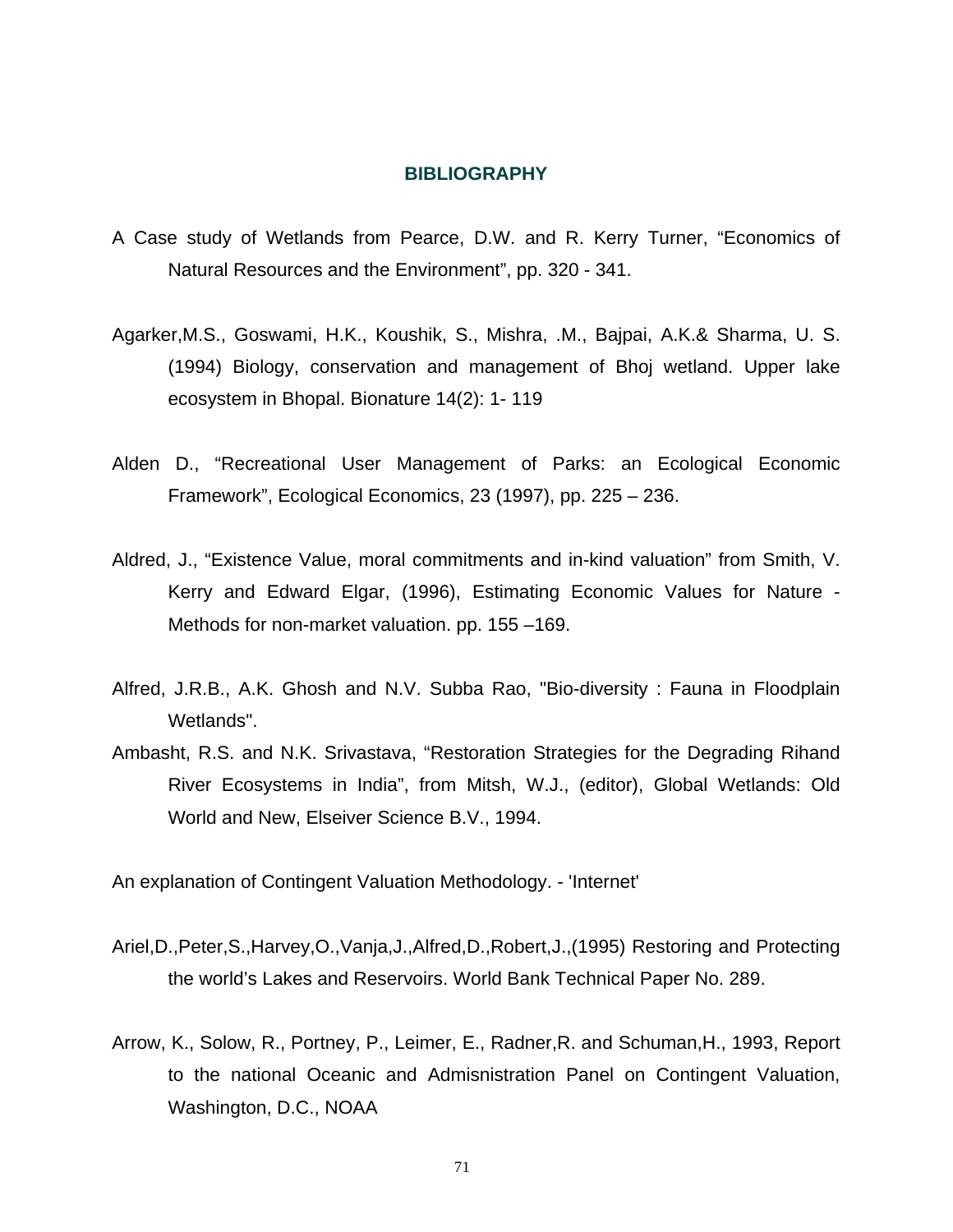## BIBLIOGRAPHY

A Case study of Wetlands from Pearce, D.W. and R. Kerry Turner, “Economics of Natural Resources and the Environment”, pp. 320 - 341.

Agarker,M.S., Goswami, H.K., Koushik, S., Mishra, .M., Bajpai, A.K.& Sharma, U. S. (1994) Biology, conservation and management of Bhoj wetland. Upper lake ecosystem in Bhopal. Bionature 14(2): 1- 119

Alden D., “Recreational User Management of Parks: an Ecological Economic Framework”, Ecological Economics, 23 (1997), pp. 225 – 236.

Aldred, J., “Existence Value, moral commitments and in-kind valuation” from Smith, V. Kerry and Edward Elgar, (1996), Estimating Economic Values for Nature - Methods for non-market valuation. pp. 155 –169.

Alfred, J.R.B., A.K. Ghosh and N.V. Subba Rao, "Bio-diversity : Fauna in Floodplain Wetlands".

Ambasht, R.S. and N.K. Srivastava, “Restoration Strategies for the Degrading Rihand River Ecosystems in India”, from Mitsh, W.J., (editor), Global Wetlands: Old World and New, Elseiver Science B.V., 1994.

An explanation of Contingent Valuation Methodology. - 'Internet'

Ariel,D.,Peter,S.,Harvey,O.,Vanja,J.,Alfred,D.,Robert,J.,(1995) Restoring and Protecting the world’s Lakes and Reservoirs. World Bank Technical Paper No. 289.

Arrow, K., Solow, R., Portney, P., Leimer, E., Radner,R. and Schuman,H., 1993, Report to the national Oceanic and Admisnistration Panel on Contingent Valuation, Washington, D.C., NOAA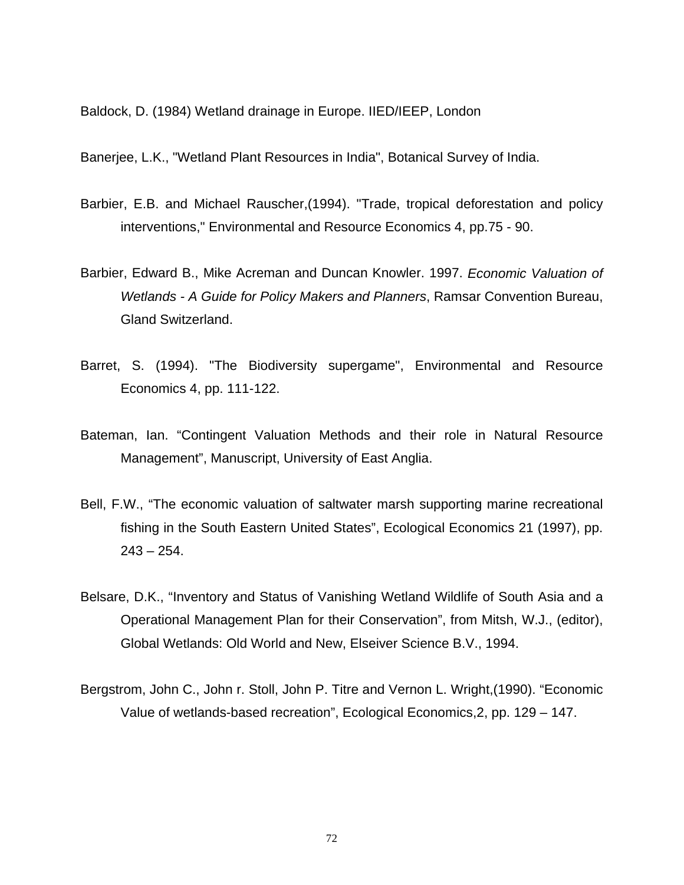Baldock, D. (1984) Wetland drainage in Europe. IIED/IEEP, London

Banerjee, L.K., "Wetland Plant Resources in India", Botanical Survey of India.

Barbier, E.B. and Michael Rauscher,(1994). "Trade, tropical deforestation and policy interventions," Environmental and Resource Economics 4, pp.75 - 90.

Barbier, Edward B., Mike Acreman and Duncan Knowler. 1997. *Economic Valuation of Wetlands - A Guide for Policy Makers and Planners*, Ramsar Convention Bureau, Gland Switzerland.

Barret, S. (1994). "The Biodiversity supergame", Environmental and Resource Economics 4, pp. 111-122.

Bateman, Ian. “Contingent Valuation Methods and their role in Natural Resource Management”, Manuscript, University of East Anglia.

Bell, F.W., “The economic valuation of saltwater marsh supporting marine recreational fishing in the South Eastern United States”, Ecological Economics 21 (1997), pp. 243 – 254.

Belsare, D.K., “Inventory and Status of Vanishing Wetland Wildlife of South Asia and a Operational Management Plan for their Conservation”, from Mitsh, W.J., (editor), Global Wetlands: Old World and New, Elseiver Science B.V., 1994.

Bergstrom, John C., John r. Stoll, John P. Titre and Vernon L. Wright,(1990). “Economic Value of wetlands-based recreation”, Ecological Economics,2, pp. 129 – 147.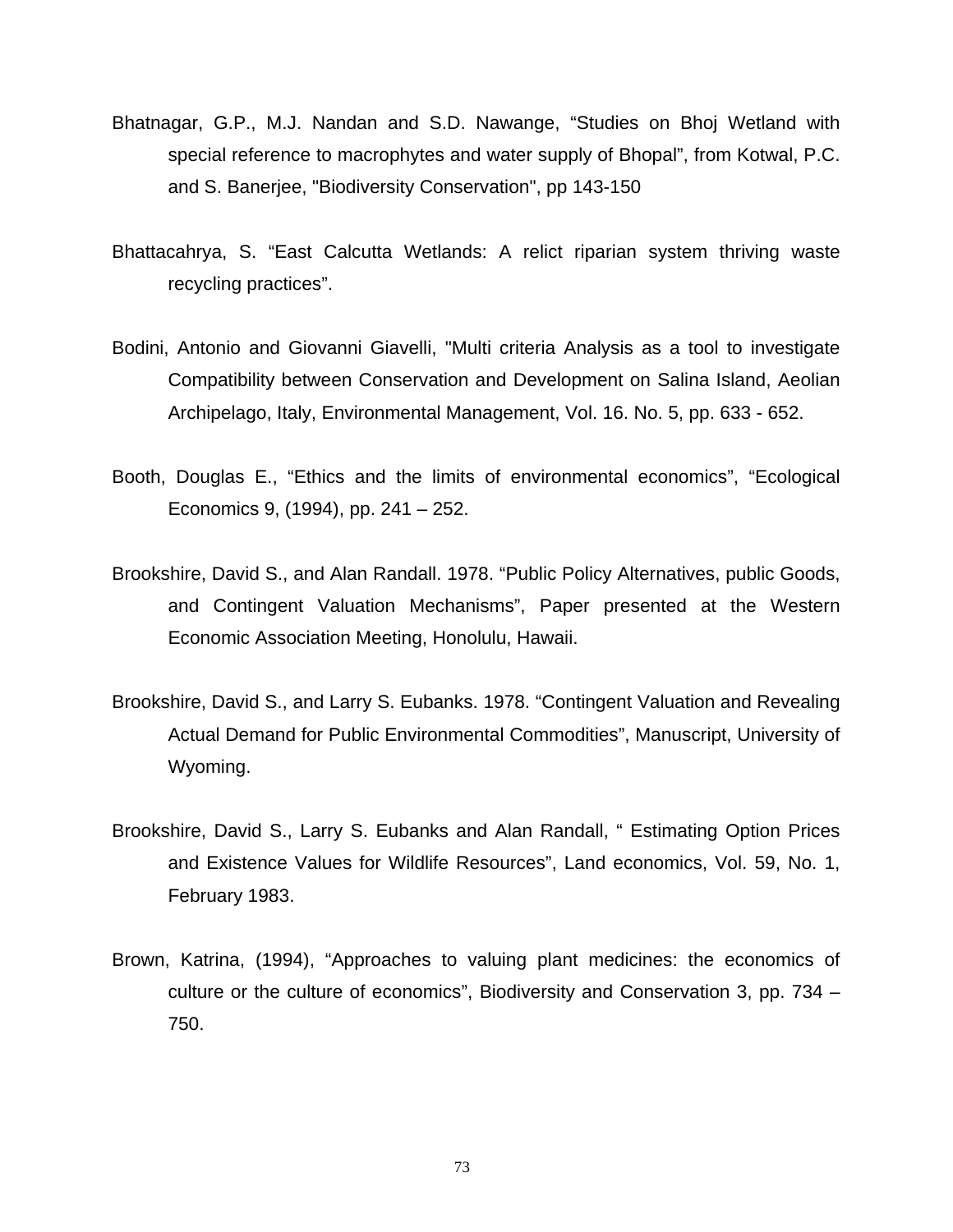Bhatnagar, G.P., M.J. Nandan and S.D. Nawange, “Studies on Bhoj Wetland with special reference to macrophytes and water supply of Bhopal”, from Kotwal, P.C. and S. Banerjee, "Biodiversity Conservation", pp 143-150

Bhattacahrya, S. “East Calcutta Wetlands: A relict riparian system thriving waste recycling practices”.

Bodini, Antonio and Giovanni Giavelli, "Multi criteria Analysis as a tool to investigate Compatibility between Conservation and Development on Salina Island, Aeolian Archipelago, Italy, Environmental Management, Vol. 16. No. 5, pp. 633 - 652.

Booth, Douglas E., “Ethics and the limits of environmental economics”, “Ecological Economics 9, (1994), pp. 241 – 252.

Brookshire, David S., and Alan Randall. 1978. “Public Policy Alternatives, public Goods, and Contingent Valuation Mechanisms”, Paper presented at the Western Economic Association Meeting, Honolulu, Hawaii.

Brookshire, David S., and Larry S. Eubanks. 1978. “Contingent Valuation and Revealing Actual Demand for Public Environmental Commodities”, Manuscript, University of Wyoming.

Brookshire, David S., Larry S. Eubanks and Alan Randall, “ Estimating Option Prices and Existence Values for Wildlife Resources”, Land economics, Vol. 59, No. 1, February 1983.

Brown, Katrina, (1994), “Approaches to valuing plant medicines: the economics of culture or the culture of economics”, Biodiversity and Conservation 3, pp. 734 – 750.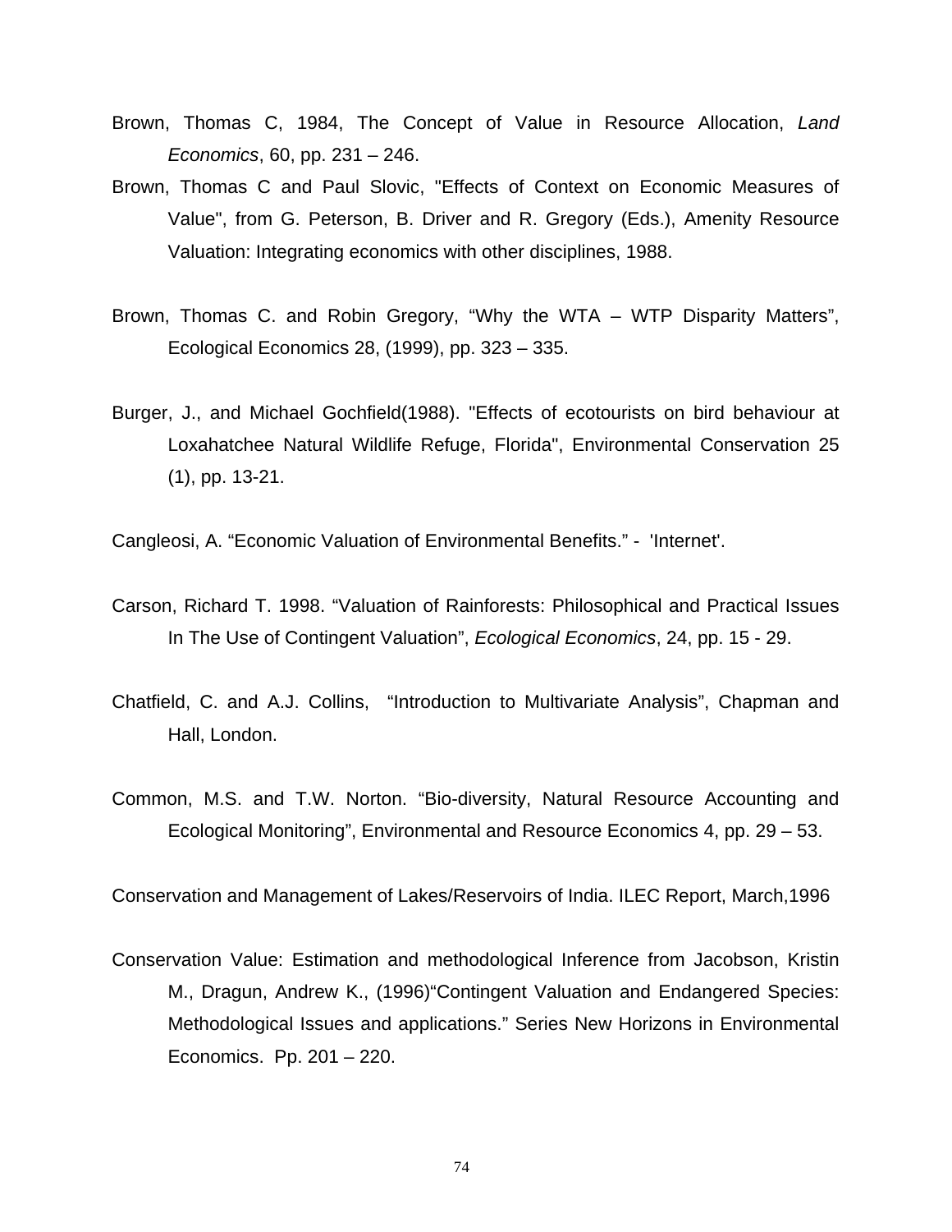Brown, Thomas C, 1984, The Concept of Value in Resource Allocation, *Land Economics*, 60, pp. 231 – 246.

Brown, Thomas C and Paul Slovic, "Effects of Context on Economic Measures of Value", from G. Peterson, B. Driver and R. Gregory (Eds.), Amenity Resource Valuation: Integrating economics with other disciplines, 1988.

Brown, Thomas C. and Robin Gregory, "Why the WTA – WTP Disparity Matters", Ecological Economics 28, (1999), pp. 323 – 335.

Burger, J., and Michael Gochfield(1988). "Effects of ecotourists on bird behaviour at Loxahatchee Natural Wildlife Refuge, Florida", Environmental Conservation 25 (1), pp. 13-21.

Cangleosi, A. "Economic Valuation of Environmental Benefits." - 'Internet'.

Carson, Richard T. 1998. "Valuation of Rainforests: Philosophical and Practical Issues In The Use of Contingent Valuation", *Ecological Economics*, 24, pp. 15 - 29.

Chatfield, C. and A.J. Collins, "Introduction to Multivariate Analysis", Chapman and Hall, London.

Common, M.S. and T.W. Norton. "Bio-diversity, Natural Resource Accounting and Ecological Monitoring", Environmental and Resource Economics 4, pp. 29 – 53.

Conservation and Management of Lakes/Reservoirs of India. ILEC Report, March,1996

Conservation Value: Estimation and methodological Inference from Jacobson, Kristin M., Dragun, Andrew K., (1996)"Contingent Valuation and Endangered Species: Methodological Issues and applications." Series New Horizons in Environmental Economics. Pp. 201 – 220.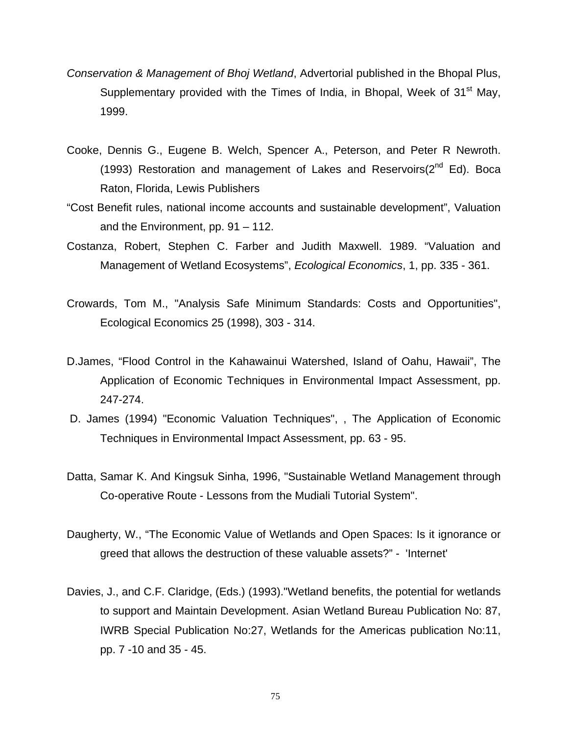*Conservation & Management of Bhoj Wetland*, Advertorial published in the Bhopal Plus, Supplementary provided with the Times of India, in Bhopal, Week of 31st May, 1999.

Cooke, Dennis G., Eugene B. Welch, Spencer A., Peterson, and Peter R Newroth. (1993) Restoration and management of Lakes and Reservoirs(2nd Ed). Boca Raton, Florida, Lewis Publishers

"Cost Benefit rules, national income accounts and sustainable development", Valuation and the Environment, pp. 91 – 112.

Costanza, Robert, Stephen C. Farber and Judith Maxwell. 1989. "Valuation and Management of Wetland Ecosystems", *Ecological Economics*, 1, pp. 335 - 361.

Crowards, Tom M., "Analysis Safe Minimum Standards: Costs and Opportunities", Ecological Economics 25 (1998), 303 - 314.

D.James, "Flood Control in the Kahawainui Watershed, Island of Oahu, Hawaii", The Application of Economic Techniques in Environmental Impact Assessment, pp. 247-274.

D. James (1994) "Economic Valuation Techniques", , The Application of Economic Techniques in Environmental Impact Assessment, pp. 63 - 95.

Datta, Samar K. And Kingsuk Sinha, 1996, "Sustainable Wetland Management through Co-operative Route - Lessons from the Mudiali Tutorial System".

Daugherty, W., "The Economic Value of Wetlands and Open Spaces: Is it ignorance or greed that allows the destruction of these valuable assets?" - 'Internet'

Davies, J., and C.F. Claridge, (Eds.) (1993)."Wetland benefits, the potential for wetlands to support and Maintain Development. Asian Wetland Bureau Publication No: 87, IWRB Special Publication No:27, Wetlands for the Americas publication No:11, pp. 7 -10 and 35 - 45.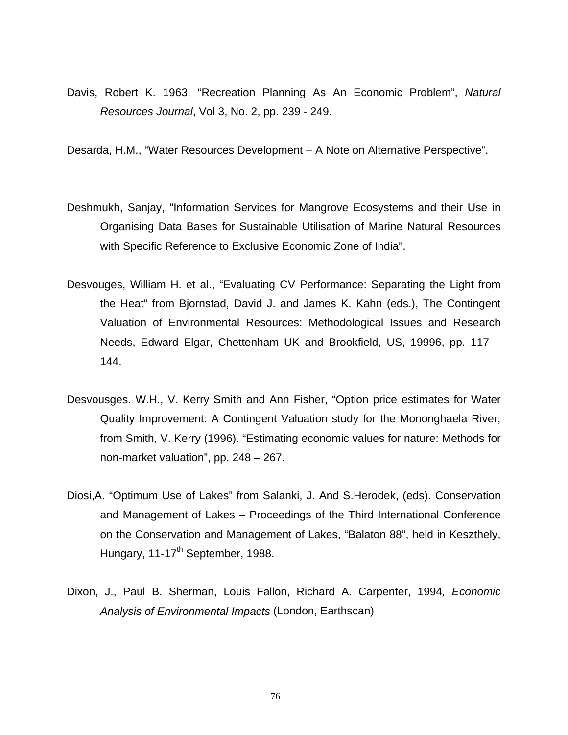Davis, Robert K. 1963. “Recreation Planning As An Economic Problem”, *Natural Resources Journal*, Vol 3, No. 2, pp. 239 - 249.

Desarda, H.M., “Water Resources Development – A Note on Alternative Perspective”.

Deshmukh, Sanjay, "Information Services for Mangrove Ecosystems and their Use in Organising Data Bases for Sustainable Utilisation of Marine Natural Resources with Specific Reference to Exclusive Economic Zone of India".

Desvouges, William H. et al., “Evaluating CV Performance: Separating the Light from the Heat” from Bjornstad, David J. and James K. Kahn (eds.), The Contingent Valuation of Environmental Resources: Methodological Issues and Research Needs, Edward Elgar, Chettenham UK and Brookfield, US, 19996, pp. 117 – 144.

Desvousges. W.H., V. Kerry Smith and Ann Fisher, “Option price estimates for Water Quality Improvement: A Contingent Valuation study for the Mononghaela River, from Smith, V. Kerry (1996). “Estimating economic values for nature: Methods for non-market valuation”, pp. 248 – 267.

Diosi,A. “Optimum Use of Lakes” from Salanki, J. And S.Herodek, (eds). Conservation and Management of Lakes – Proceedings of the Third International Conference on the Conservation and Management of Lakes, “Balaton 88”, held in Keszthely, Hungary, 11-17th September, 1988.

Dixon, J., Paul B. Sherman, Louis Fallon, Richard A. Carpenter, 1994*, Economic Analysis of Environmental Impacts* (London, Earthscan)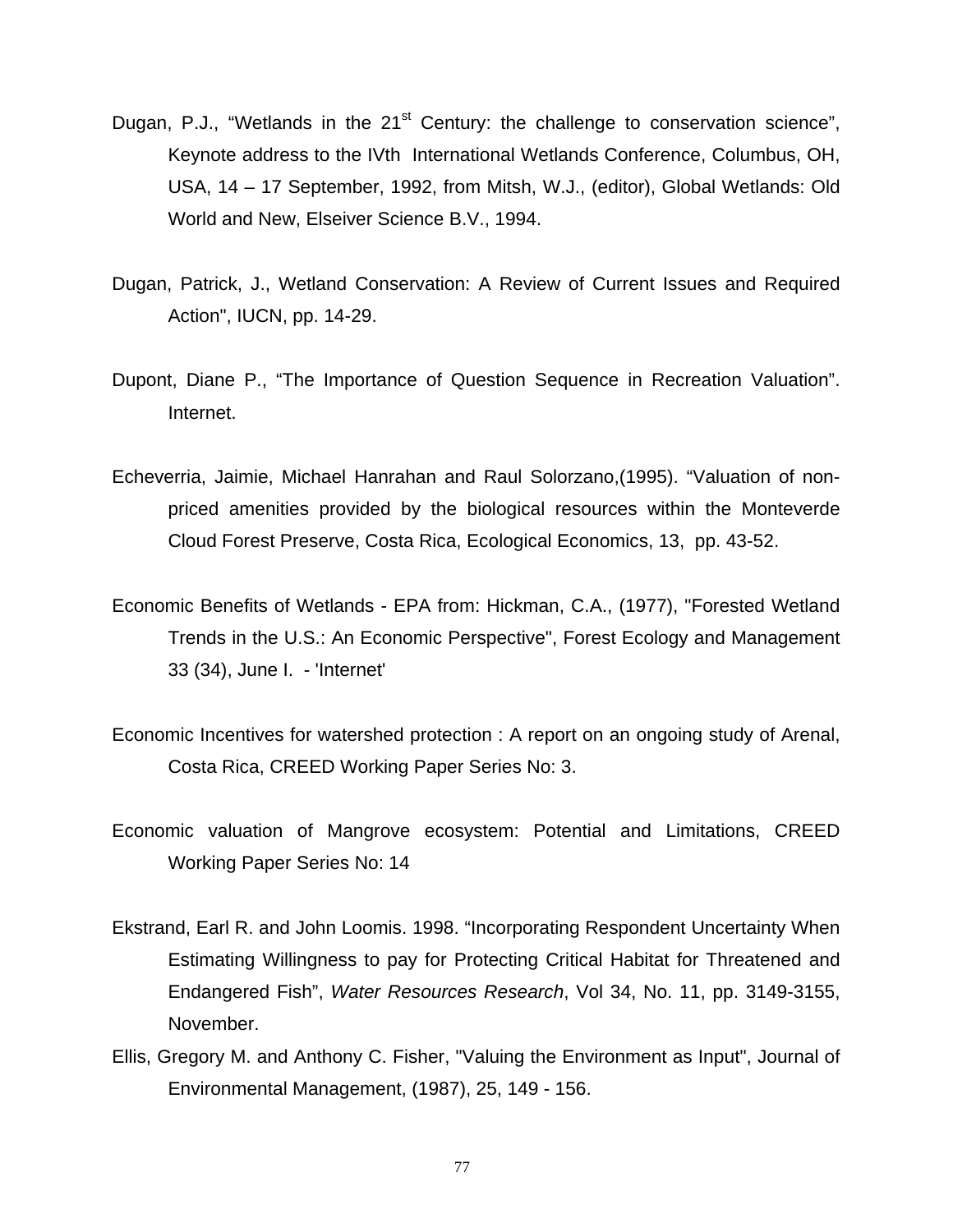Dugan, P.J., "Wetlands in the 21st Century: the challenge to conservation science", Keynote address to the IVth International Wetlands Conference, Columbus, OH, USA, 14 – 17 September, 1992, from Mitsh, W.J., (editor), Global Wetlands: Old World and New, Elseiver Science B.V., 1994.

Dugan, Patrick, J., Wetland Conservation: A Review of Current Issues and Required Action", IUCN, pp. 14-29.

Dupont, Diane P., "The Importance of Question Sequence in Recreation Valuation". Internet.

Echeverria, Jaimie, Michael Hanrahan and Raul Solorzano,(1995). "Valuation of non-priced amenities provided by the biological resources within the Monteverde Cloud Forest Preserve, Costa Rica, Ecological Economics, 13, pp. 43-52.

Economic Benefits of Wetlands - EPA from: Hickman, C.A., (1977), "Forested Wetland Trends in the U.S.: An Economic Perspective", Forest Ecology and Management 33 (34), June I. - 'Internet'

Economic Incentives for watershed protection : A report on an ongoing study of Arenal, Costa Rica, CREED Working Paper Series No: 3.

Economic valuation of Mangrove ecosystem: Potential and Limitations, CREED Working Paper Series No: 14

Ekstrand, Earl R. and John Loomis. 1998. "Incorporating Respondent Uncertainty When Estimating Willingness to pay for Protecting Critical Habitat for Threatened and Endangered Fish", *Water Resources Research*, Vol 34, No. 11, pp. 3149-3155, November.

Ellis, Gregory M. and Anthony C. Fisher, "Valuing the Environment as Input", Journal of Environmental Management, (1987), 25, 149 - 156.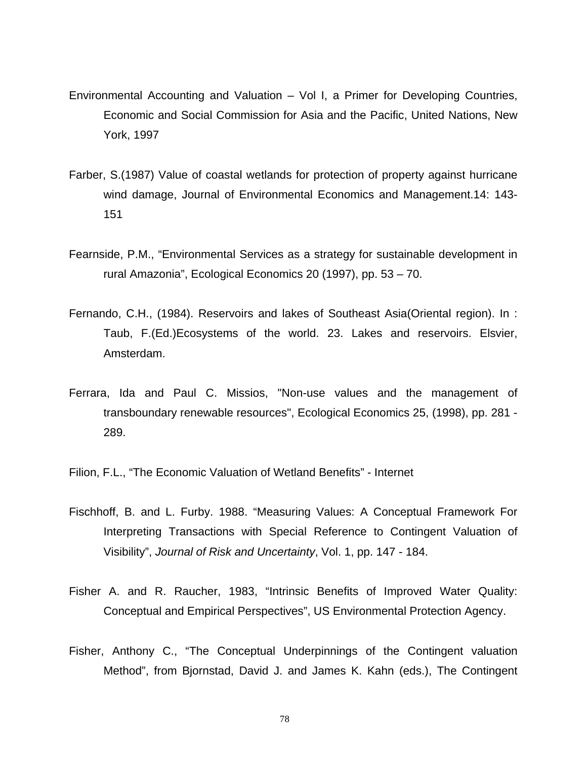Environmental Accounting and Valuation – Vol I, a Primer for Developing Countries, Economic and Social Commission for Asia and the Pacific, United Nations, New York, 1997

Farber, S.(1987) Value of coastal wetlands for protection of property against hurricane wind damage, Journal of Environmental Economics and Management.14: 143-151

Fearnside, P.M., "Environmental Services as a strategy for sustainable development in rural Amazonia", Ecological Economics 20 (1997), pp. 53 – 70.

Fernando, C.H., (1984). Reservoirs and lakes of Southeast Asia(Oriental region). In : Taub, F.(Ed.)Ecosystems of the world. 23. Lakes and reservoirs. Elsvier, Amsterdam.

Ferrara, Ida and Paul C. Missios, "Non-use values and the management of transboundary renewable resources", Ecological Economics 25, (1998), pp. 281 - 289.

Filion, F.L., "The Economic Valuation of Wetland Benefits" - Internet

Fischhoff, B. and L. Furby. 1988. "Measuring Values: A Conceptual Framework For Interpreting Transactions with Special Reference to Contingent Valuation of Visibility", *Journal of Risk and Uncertainty*, Vol. 1, pp. 147 - 184.

Fisher A. and R. Raucher, 1983, "Intrinsic Benefits of Improved Water Quality: Conceptual and Empirical Perspectives", US Environmental Protection Agency.

Fisher, Anthony C., "The Conceptual Underpinnings of the Contingent valuation Method", from Bjornstad, David J. and James K. Kahn (eds.), The Contingent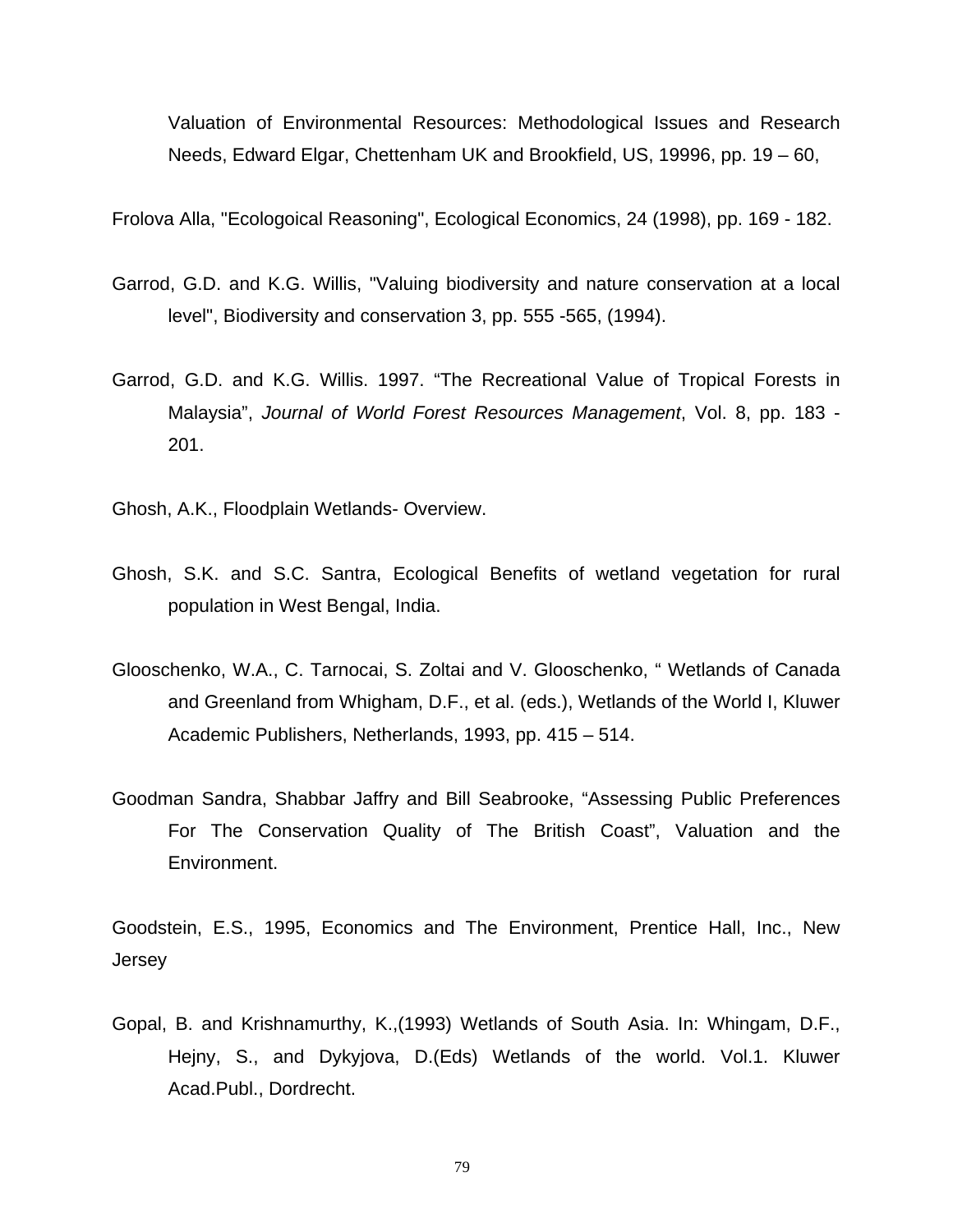Valuation of Environmental Resources: Methodological Issues and Research Needs, Edward Elgar, Chettenham UK and Brookfield, US, 19996, pp. 19 – 60,

Frolova Alla, "Ecologoical Reasoning", Ecological Economics, 24 (1998), pp. 169 - 182.

Garrod, G.D. and K.G. Willis, "Valuing biodiversity and nature conservation at a local level", Biodiversity and conservation 3, pp. 555 -565, (1994).

Garrod, G.D. and K.G. Willis. 1997. "The Recreational Value of Tropical Forests in Malaysia", *Journal of World Forest Resources Management*, Vol. 8, pp. 183 - 201.

Ghosh, A.K., Floodplain Wetlands- Overview.

Ghosh, S.K. and S.C. Santra, Ecological Benefits of wetland vegetation for rural population in West Bengal, India.

Glooschenko, W.A., C. Tarnocai, S. Zoltai and V. Glooschenko, " Wetlands of Canada and Greenland from Whigham, D.F., et al. (eds.), Wetlands of the World I, Kluwer Academic Publishers, Netherlands, 1993, pp. 415 – 514.

Goodman Sandra, Shabbar Jaffry and Bill Seabrooke, "Assessing Public Preferences For The Conservation Quality of The British Coast", Valuation and the Environment.

Goodstein, E.S., 1995, Economics and The Environment, Prentice Hall, Inc., New Jersey

Gopal, B. and Krishnamurthy, K.,(1993) Wetlands of South Asia. In: Whingam, D.F., Hejny, S., and Dykyjova, D.(Eds) Wetlands of the world. Vol.1. Kluwer Acad.Publ., Dordrecht.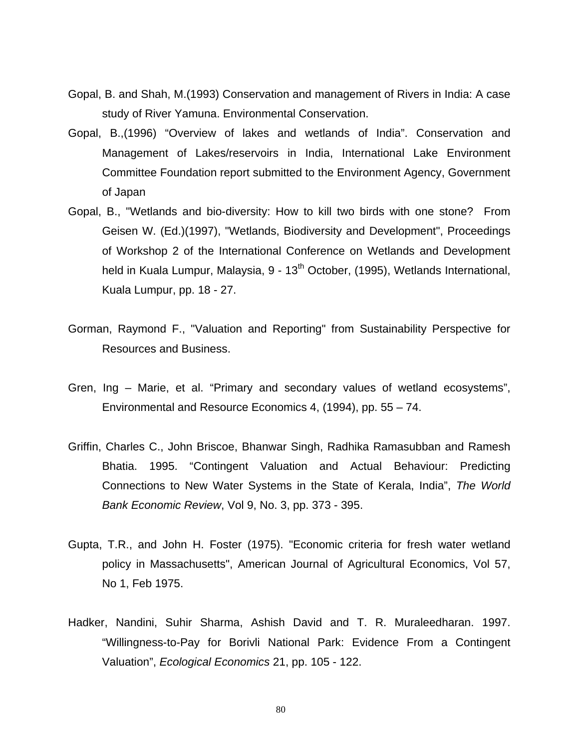Gopal, B. and Shah, M.(1993) Conservation and management of Rivers in India: A case study of River Yamuna. Environmental Conservation.

Gopal, B.,(1996) "Overview of lakes and wetlands of India". Conservation and Management of Lakes/reservoirs in India, International Lake Environment Committee Foundation report submitted to the Environment Agency, Government of Japan

Gopal, B., "Wetlands and bio-diversity: How to kill two birds with one stone? From Geisen W. (Ed.)(1997), "Wetlands, Biodiversity and Development", Proceedings of Workshop 2 of the International Conference on Wetlands and Development held in Kuala Lumpur, Malaysia, 9 - 13th October, (1995), Wetlands International, Kuala Lumpur, pp. 18 - 27.

Gorman, Raymond F., "Valuation and Reporting" from Sustainability Perspective for Resources and Business.

Gren, Ing – Marie, et al. "Primary and secondary values of wetland ecosystems", Environmental and Resource Economics 4, (1994), pp. 55 – 74.

Griffin, Charles C., John Briscoe, Bhanwar Singh, Radhika Ramasubban and Ramesh Bhatia. 1995. "Contingent Valuation and Actual Behaviour: Predicting Connections to New Water Systems in the State of Kerala, India", *The World Bank Economic Review*, Vol 9, No. 3, pp. 373 - 395.

Gupta, T.R., and John H. Foster (1975). "Economic criteria for fresh water wetland policy in Massachusetts", American Journal of Agricultural Economics, Vol 57, No 1, Feb 1975.

Hadker, Nandini, Suhir Sharma, Ashish David and T. R. Muraleedharan. 1997. "Willingness-to-Pay for Borivli National Park: Evidence From a Contingent Valuation", *Ecological Economics* 21, pp. 105 - 122.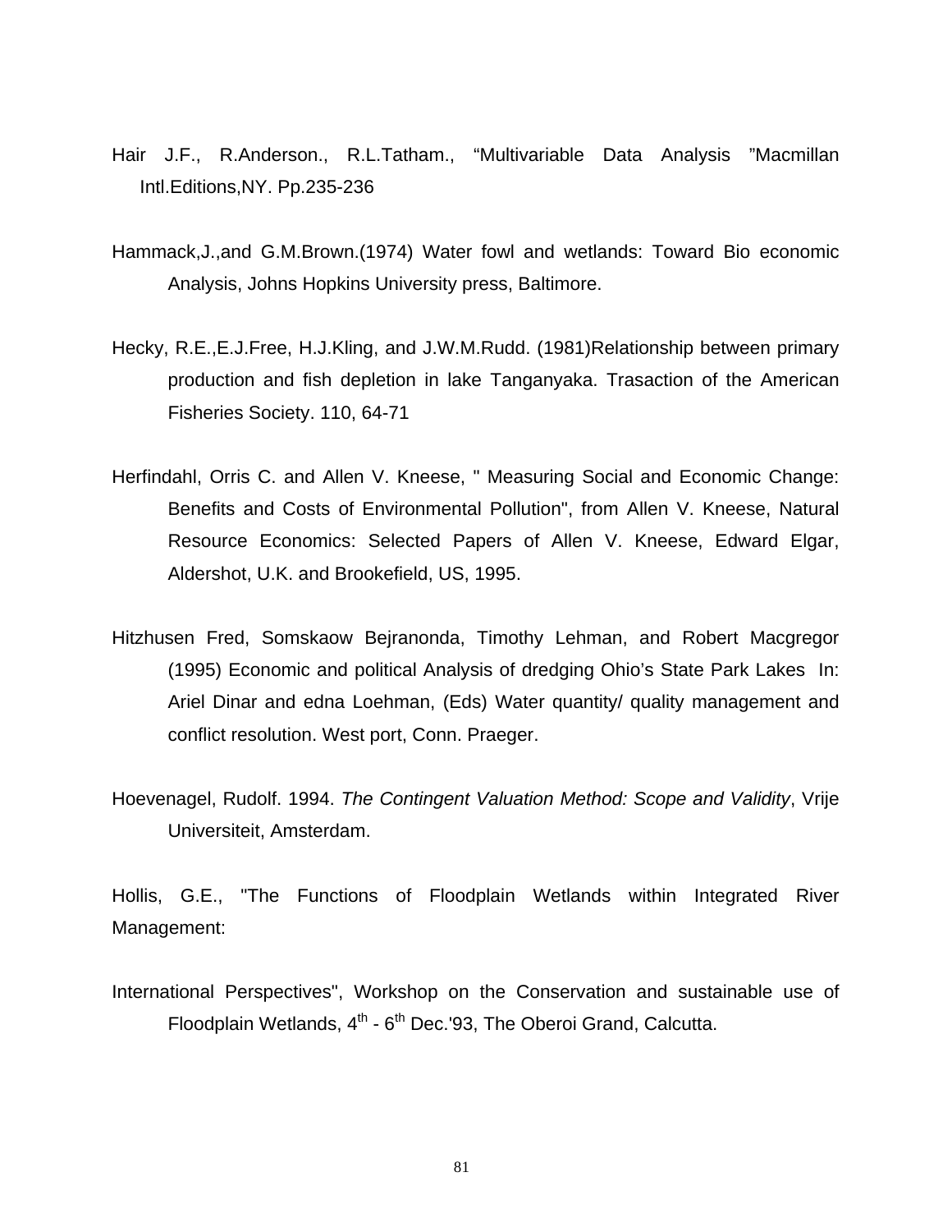Hair J.F., R.Anderson., R.L.Tatham., “Multivariable Data Analysis ”Macmillan Intl.Editions,NY. Pp.235-236

Hammack,J.,and G.M.Brown.(1974) Water fowl and wetlands: Toward Bio economic Analysis, Johns Hopkins University press, Baltimore.

Hecky, R.E.,E.J.Free, H.J.Kling, and J.W.M.Rudd. (1981)Relationship between primary production and fish depletion in lake Tanganyaka. Trasaction of the American Fisheries Society. 110, 64-71

Herfindahl, Orris C. and Allen V. Kneese, " Measuring Social and Economic Change: Benefits and Costs of Environmental Pollution", from Allen V. Kneese, Natural Resource Economics: Selected Papers of Allen V. Kneese, Edward Elgar, Aldershot, U.K. and Brookefield, US, 1995.

Hitzhusen Fred, Somskaow Bejranonda, Timothy Lehman, and Robert Macgregor (1995) Economic and political Analysis of dredging Ohio’s State Park Lakes In: Ariel Dinar and edna Loehman, (Eds) Water quantity/ quality management and conflict resolution. West port, Conn. Praeger.

Hoevenagel, Rudolf. 1994. *The Contingent Valuation Method: Scope and Validity*, Vrije Universiteit, Amsterdam.

Hollis, G.E., "The Functions of Floodplain Wetlands within Integrated River Management:

International Perspectives", Workshop on the Conservation and sustainable use of Floodplain Wetlands, 4th - 6th Dec.'93, The Oberoi Grand, Calcutta.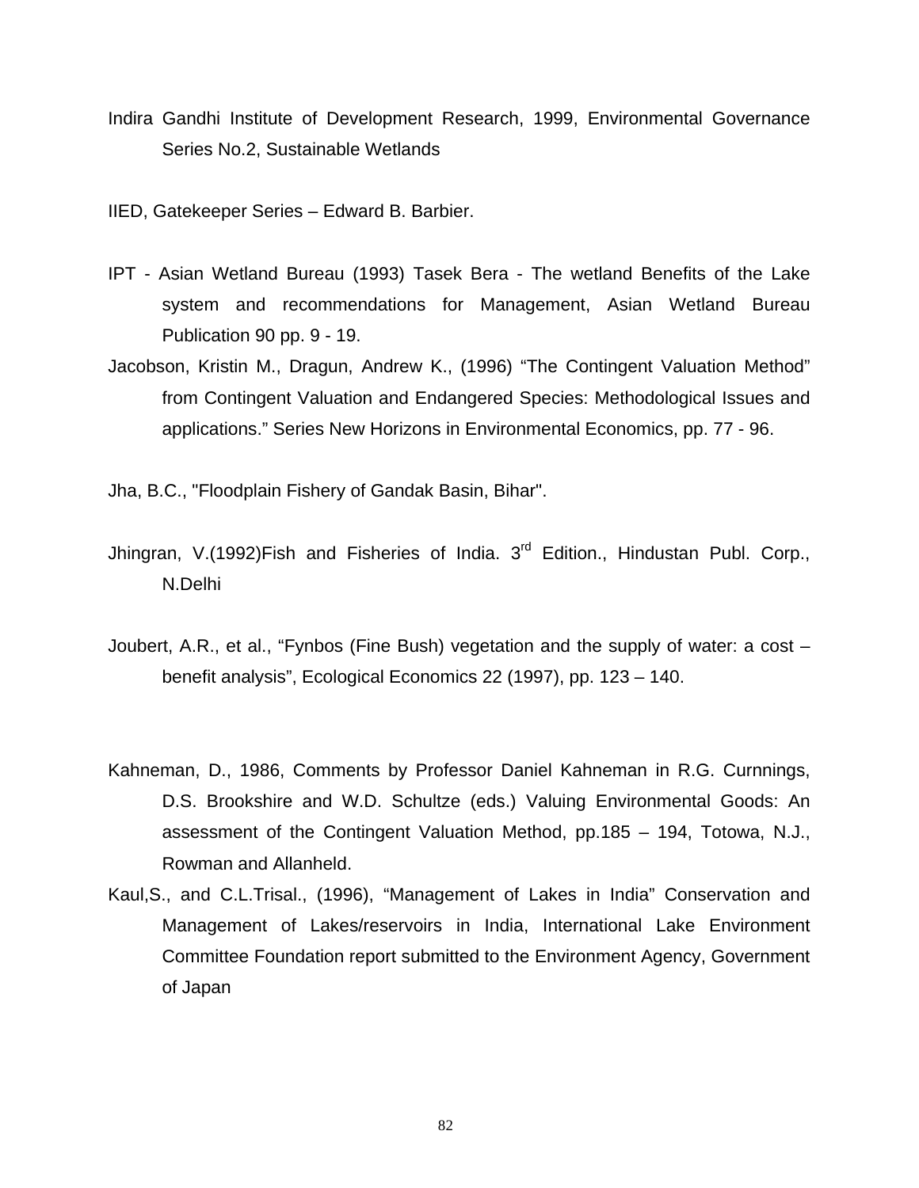Indira Gandhi Institute of Development Research, 1999, Environmental Governance Series No.2, Sustainable Wetlands

IIED, Gatekeeper Series – Edward B. Barbier.

IPT - Asian Wetland Bureau (1993) Tasek Bera - The wetland Benefits of the Lake system and recommendations for Management, Asian Wetland Bureau Publication 90 pp. 9 - 19.

Jacobson, Kristin M., Dragun, Andrew K., (1996) "The Contingent Valuation Method" from Contingent Valuation and Endangered Species: Methodological Issues and applications." Series New Horizons in Environmental Economics, pp. 77 - 96.

Jha, B.C., "Floodplain Fishery of Gandak Basin, Bihar".

Jhingran, V.(1992)Fish and Fisheries of India. 3rd Edition., Hindustan Publ. Corp., N.Delhi

Joubert, A.R., et al., "Fynbos (Fine Bush) vegetation and the supply of water: a cost – benefit analysis", Ecological Economics 22 (1997), pp. 123 – 140.

Kahneman, D., 1986, Comments by Professor Daniel Kahneman in R.G. Curnnings, D.S. Brookshire and W.D. Schultze (eds.) Valuing Environmental Goods: An assessment of the Contingent Valuation Method, pp.185 – 194, Totowa, N.J., Rowman and Allanheld.

Kaul,S., and C.L.Trisal., (1996), "Management of Lakes in India" Conservation and Management of Lakes/reservoirs in India, International Lake Environment Committee Foundation report submitted to the Environment Agency, Government of Japan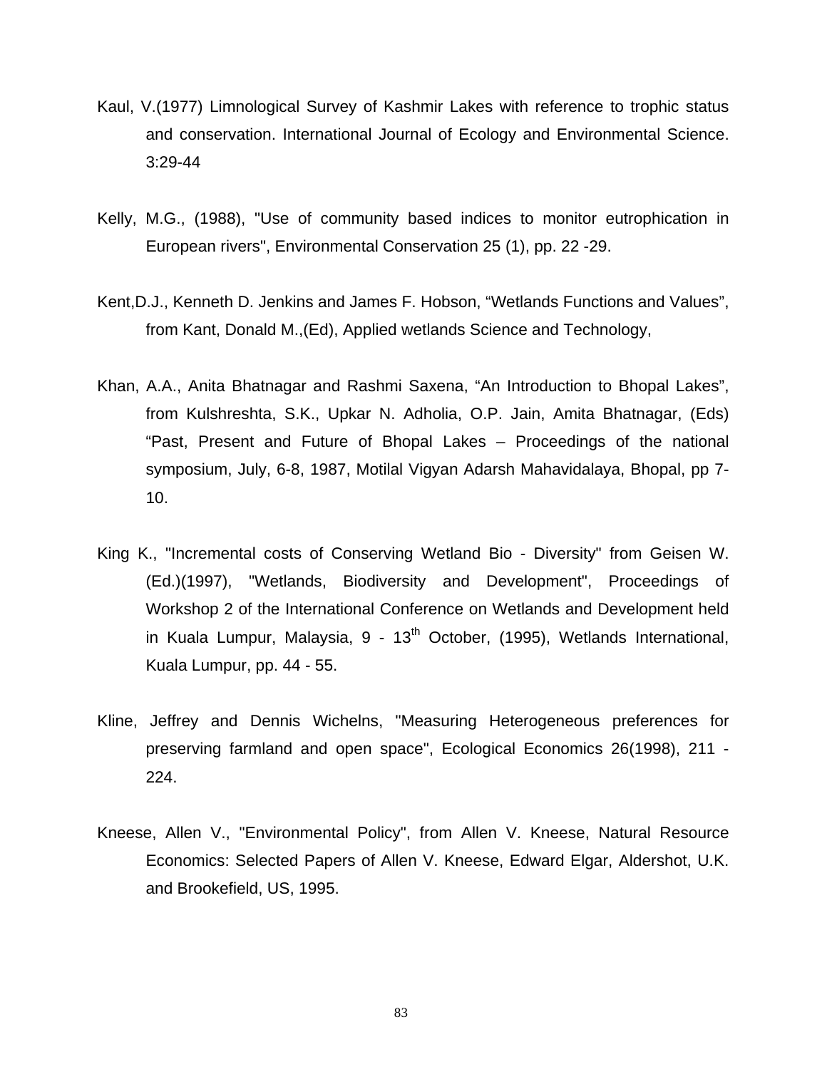Kaul, V.(1977) Limnological Survey of Kashmir Lakes with reference to trophic status and conservation. International Journal of Ecology and Environmental Science. 3:29-44

Kelly, M.G., (1988), "Use of community based indices to monitor eutrophication in European rivers", Environmental Conservation 25 (1), pp. 22 -29.

Kent,D.J., Kenneth D. Jenkins and James F. Hobson, “Wetlands Functions and Values”, from Kant, Donald M.,(Ed), Applied wetlands Science and Technology,

Khan, A.A., Anita Bhatnagar and Rashmi Saxena, “An Introduction to Bhopal Lakes”, from Kulshreshta, S.K., Upkar N. Adholia, O.P. Jain, Amita Bhatnagar, (Eds) “Past, Present and Future of Bhopal Lakes – Proceedings of the national symposium, July, 6-8, 1987, Motilal Vigyan Adarsh Mahavidalaya, Bhopal, pp 7-10.

King K., "Incremental costs of Conserving Wetland Bio - Diversity" from Geisen W. (Ed.)(1997), "Wetlands, Biodiversity and Development", Proceedings of Workshop 2 of the International Conference on Wetlands and Development held in Kuala Lumpur, Malaysia, 9 - 13th October, (1995), Wetlands International, Kuala Lumpur, pp. 44 - 55.

Kline, Jeffrey and Dennis Wichelns, "Measuring Heterogeneous preferences for preserving farmland and open space", Ecological Economics 26(1998), 211 - 224.

Kneese, Allen V., "Environmental Policy", from Allen V. Kneese, Natural Resource Economics: Selected Papers of Allen V. Kneese, Edward Elgar, Aldershot, U.K. and Brookefield, US, 1995.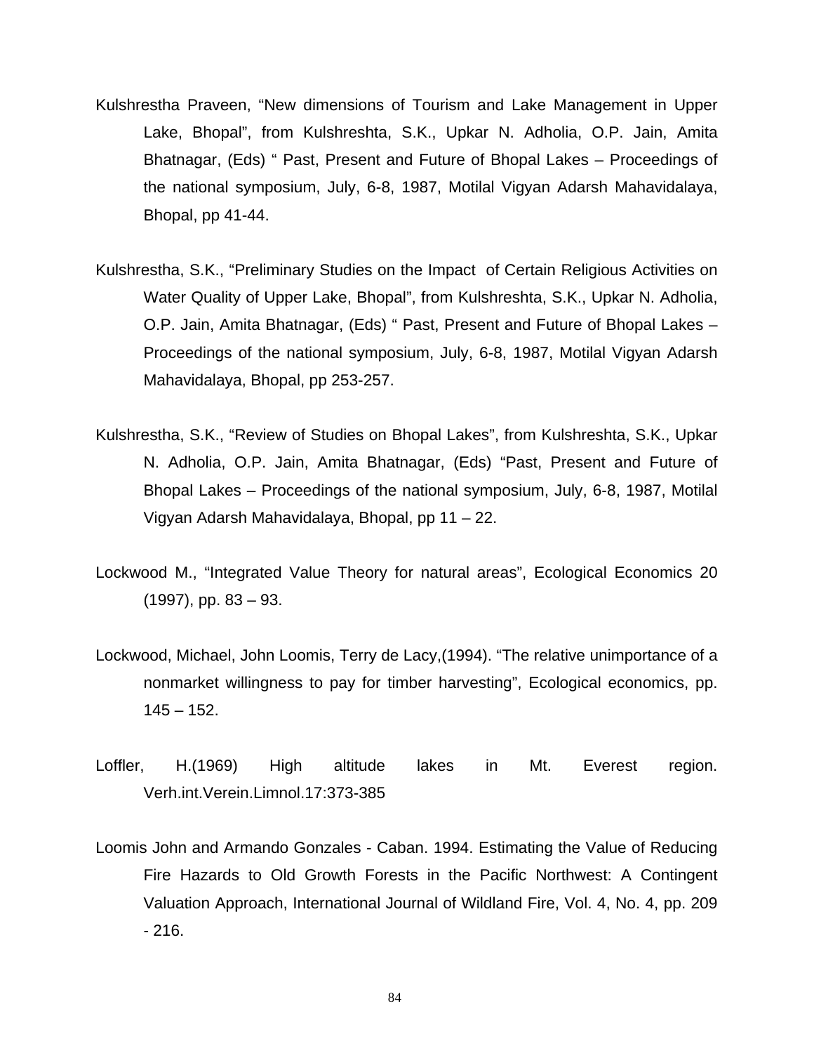Kulshrestha Praveen, “New dimensions of Tourism and Lake Management in Upper Lake, Bhopal”, from Kulshreshta, S.K., Upkar N. Adholia, O.P. Jain, Amita Bhatnagar, (Eds) “ Past, Present and Future of Bhopal Lakes – Proceedings of the national symposium, July, 6-8, 1987, Motilal Vigyan Adarsh Mahavidalaya, Bhopal, pp 41-44.

Kulshrestha, S.K., “Preliminary Studies on the Impact of Certain Religious Activities on Water Quality of Upper Lake, Bhopal”, from Kulshreshta, S.K., Upkar N. Adholia, O.P. Jain, Amita Bhatnagar, (Eds) “ Past, Present and Future of Bhopal Lakes – Proceedings of the national symposium, July, 6-8, 1987, Motilal Vigyan Adarsh Mahavidalaya, Bhopal, pp 253-257.

Kulshrestha, S.K., “Review of Studies on Bhopal Lakes”, from Kulshreshta, S.K., Upkar N. Adholia, O.P. Jain, Amita Bhatnagar, (Eds) “Past, Present and Future of Bhopal Lakes – Proceedings of the national symposium, July, 6-8, 1987, Motilal Vigyan Adarsh Mahavidalaya, Bhopal, pp 11 – 22.

Lockwood M., “Integrated Value Theory for natural areas”, Ecological Economics 20 (1997), pp. 83 – 93.

Lockwood, Michael, John Loomis, Terry de Lacy,(1994). “The relative unimportance of a nonmarket willingness to pay for timber harvesting”, Ecological economics, pp. 145 – 152.

Loffler, H.(1969) High altitude lakes in Mt. Everest region. Verh.int.Verein.Limnol.17:373-385

Loomis John and Armando Gonzales - Caban. 1994. Estimating the Value of Reducing Fire Hazards to Old Growth Forests in the Pacific Northwest: A Contingent Valuation Approach, International Journal of Wildland Fire, Vol. 4, No. 4, pp. 209 - 216.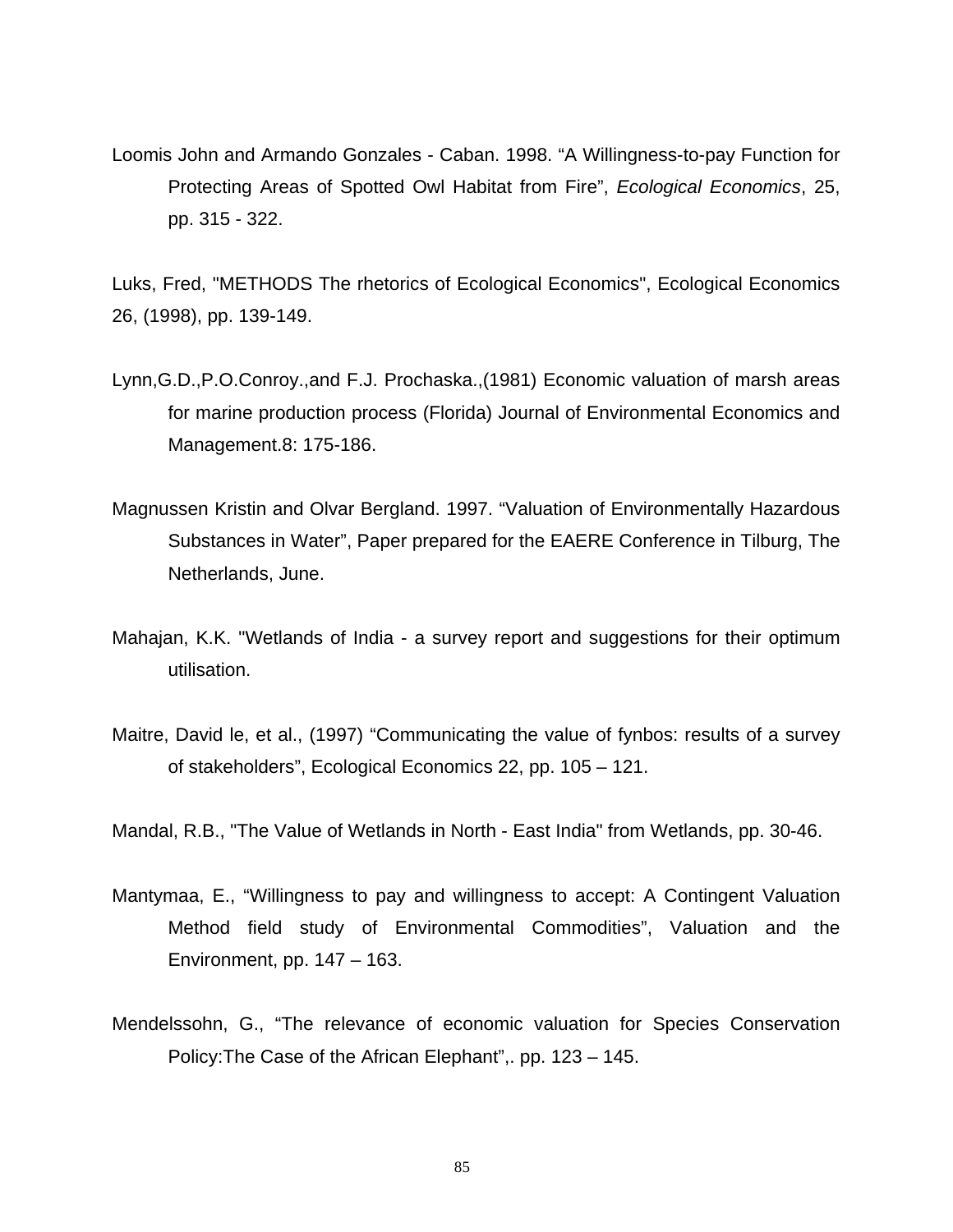Loomis John and Armando Gonzales - Caban. 1998. “A Willingness-to-pay Function for Protecting Areas of Spotted Owl Habitat from Fire”, *Ecological Economics*, 25, pp. 315 - 322.

Luks, Fred, "METHODS The rhetorics of Ecological Economics", Ecological Economics 26, (1998), pp. 139-149.

Lynn,G.D.,P.O.Conroy.,and F.J. Prochaska.,(1981) Economic valuation of marsh areas for marine production process (Florida) Journal of Environmental Economics and Management.8: 175-186.

Magnussen Kristin and Olvar Bergland. 1997. “Valuation of Environmentally Hazardous Substances in Water”, Paper prepared for the EAERE Conference in Tilburg, The Netherlands, June.

Mahajan, K.K. "Wetlands of India - a survey report and suggestions for their optimum utilisation.

Maitre, David le, et al., (1997) “Communicating the value of fynbos: results of a survey of stakeholders”, Ecological Economics 22, pp. 105 – 121.

Mandal, R.B., "The Value of Wetlands in North - East India" from Wetlands, pp. 30-46.

Mantymaa, E., “Willingness to pay and willingness to accept: A Contingent Valuation Method field study of Environmental Commodities”, Valuation and the Environment, pp. 147 – 163.

Mendelssohn, G., “The relevance of economic valuation for Species Conservation Policy:The Case of the African Elephant”,. pp. 123 – 145.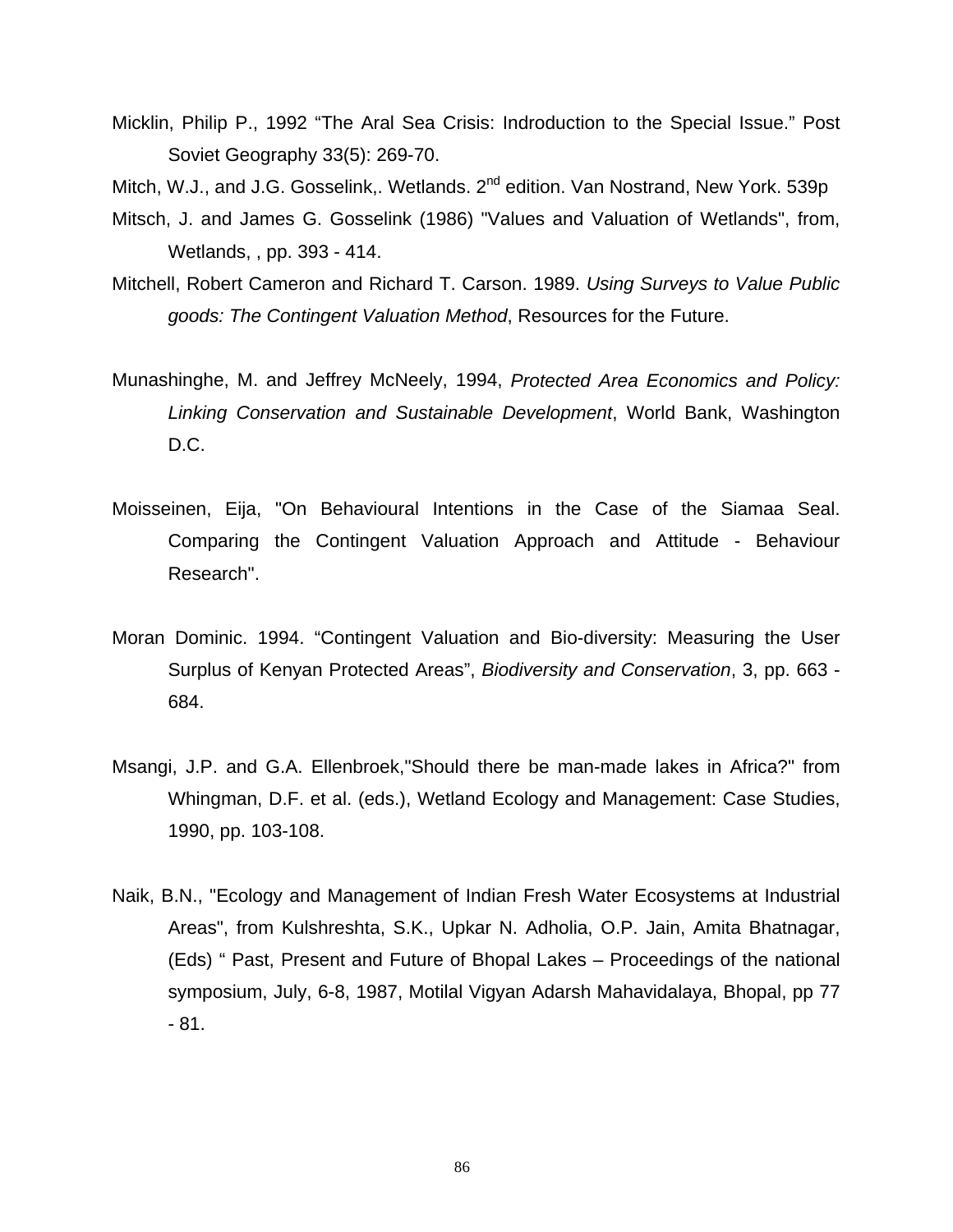Micklin, Philip P., 1992 “The Aral Sea Crisis: Indroduction to the Special Issue.” Post Soviet Geography 33(5): 269-70.

Mitch, W.J., and J.G. Gosselink,. Wetlands. 2nd edition. Van Nostrand, New York. 539p

Mitsch, J. and James G. Gosselink (1986) "Values and Valuation of Wetlands", from, Wetlands, , pp. 393 - 414.

Mitchell, Robert Cameron and Richard T. Carson. 1989. *Using Surveys to Value Public goods: The Contingent Valuation Method*, Resources for the Future.

Munashinghe, M. and Jeffrey McNeely, 1994, *Protected Area Economics and Policy: Linking Conservation and Sustainable Development*, World Bank, Washington D.C.

Moisseinen, Eija, "On Behavioural Intentions in the Case of the Siamaa Seal. Comparing the Contingent Valuation Approach and Attitude - Behaviour Research".

Moran Dominic. 1994. “Contingent Valuation and Bio-diversity: Measuring the User Surplus of Kenyan Protected Areas”, *Biodiversity and Conservation*, 3, pp. 663 - 684.

Msangi, J.P. and G.A. Ellenbroek,"Should there be man-made lakes in Africa?" from Whingman, D.F. et al. (eds.), Wetland Ecology and Management: Case Studies, 1990, pp. 103-108.

Naik, B.N., "Ecology and Management of Indian Fresh Water Ecosystems at Industrial Areas", from Kulshreshta, S.K., Upkar N. Adholia, O.P. Jain, Amita Bhatnagar, (Eds) “ Past, Present and Future of Bhopal Lakes – Proceedings of the national symposium, July, 6-8, 1987, Motilal Vigyan Adarsh Mahavidalaya, Bhopal, pp 77 - 81.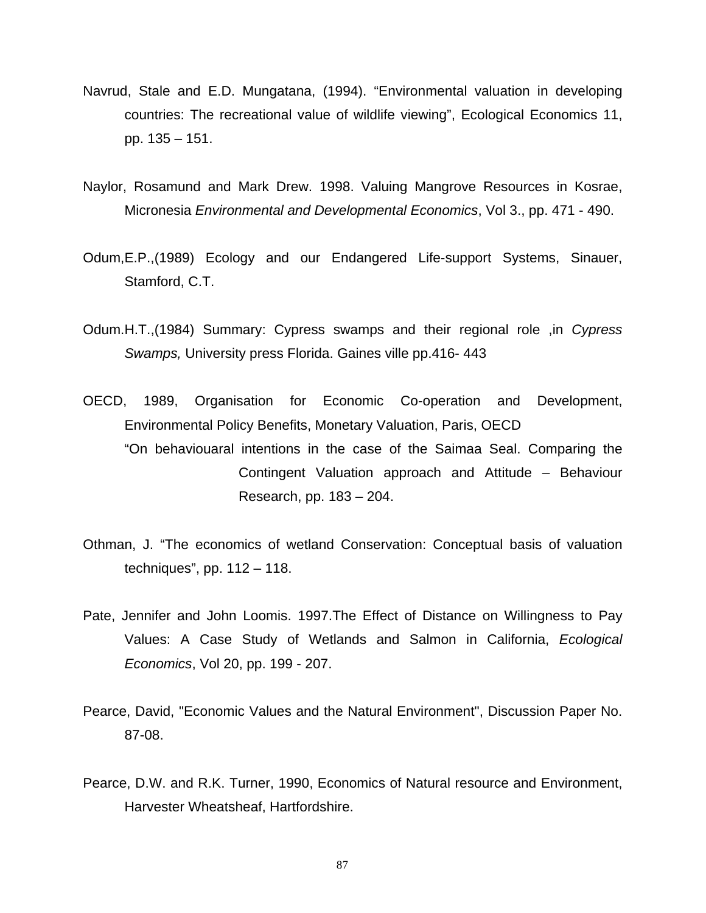Navrud, Stale and E.D. Mungatana, (1994). “Environmental valuation in developing countries: The recreational value of wildlife viewing”, Ecological Economics 11, pp. 135 – 151.

Naylor, Rosamund and Mark Drew. 1998. Valuing Mangrove Resources in Kosrae, Micronesia *Environmental and Developmental Economics*, Vol 3., pp. 471 - 490.

Odum,E.P.,(1989) Ecology and our Endangered Life-support Systems, Sinauer, Stamford, C.T.

Odum.H.T.,(1984) Summary: Cypress swamps and their regional role ,in *Cypress Swamps,* University press Florida. Gaines ville pp.416- 443

OECD, 1989, Organisation for Economic Co-operation and Development, Environmental Policy Benefits, Monetary Valuation, Paris, OECD
“On behaviouaral intentions in the case of the Saimaa Seal. Comparing the Contingent Valuation approach and Attitude – Behaviour Research, pp. 183 – 204.

Othman, J. “The economics of wetland Conservation: Conceptual basis of valuation techniques”, pp. 112 – 118.

Pate, Jennifer and John Loomis. 1997.The Effect of Distance on Willingness to Pay Values: A Case Study of Wetlands and Salmon in California, *Ecological Economics*, Vol 20, pp. 199 - 207.

Pearce, David, "Economic Values and the Natural Environment", Discussion Paper No. 87-08.

Pearce, D.W. and R.K. Turner, 1990, Economics of Natural resource and Environment, Harvester Wheatsheaf, Hartfordshire.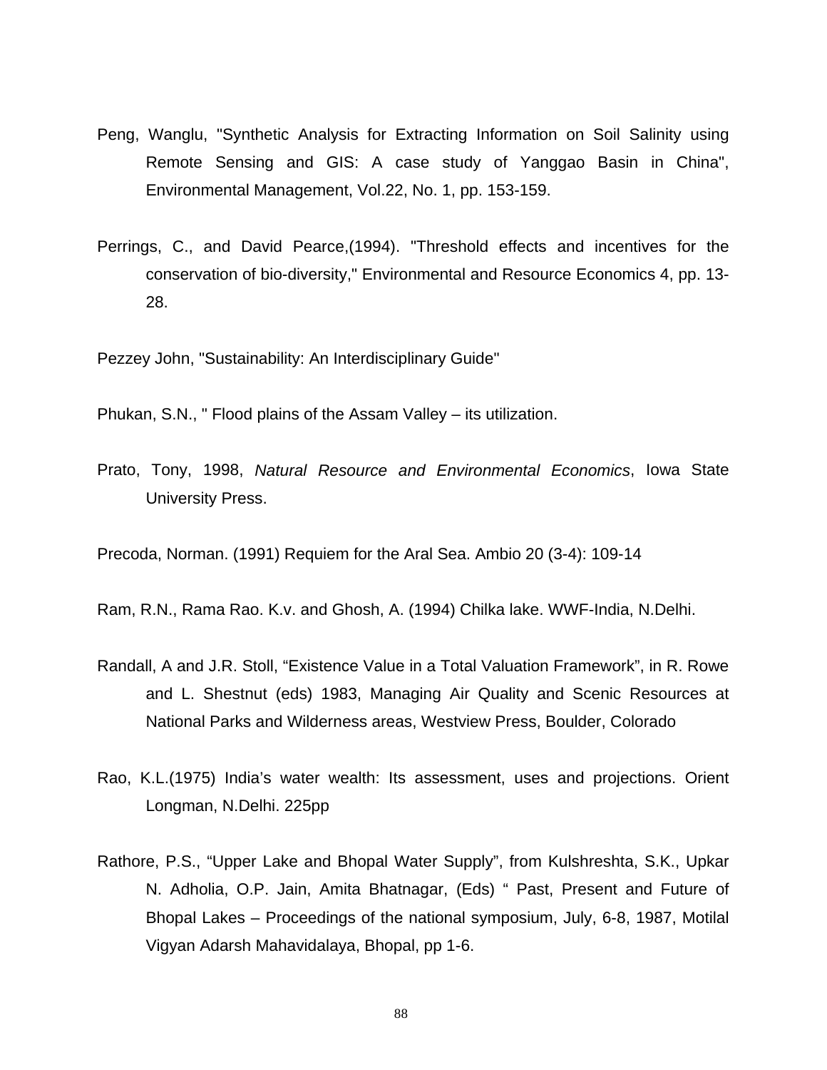Peng, Wanglu, "Synthetic Analysis for Extracting Information on Soil Salinity using Remote Sensing and GIS: A case study of Yanggao Basin in China", Environmental Management, Vol.22, No. 1, pp. 153-159.

Perrings, C., and David Pearce,(1994). "Threshold effects and incentives for the conservation of bio-diversity," Environmental and Resource Economics 4, pp. 13-28.

Pezzey John, "Sustainability: An Interdisciplinary Guide"

Phukan, S.N., " Flood plains of the Assam Valley – its utilization.

Prato, Tony, 1998, *Natural Resource and Environmental Economics*, Iowa State University Press.

Precoda, Norman. (1991) Requiem for the Aral Sea. Ambio 20 (3-4): 109-14

Ram, R.N., Rama Rao. K.v. and Ghosh, A. (1994) Chilka lake. WWF-India, N.Delhi.

Randall, A and J.R. Stoll, “Existence Value in a Total Valuation Framework”, in R. Rowe and L. Shestnut (eds) 1983, Managing Air Quality and Scenic Resources at National Parks and Wilderness areas, Westview Press, Boulder, Colorado

Rao, K.L.(1975) India’s water wealth: Its assessment, uses and projections. Orient Longman, N.Delhi. 225pp

Rathore, P.S., “Upper Lake and Bhopal Water Supply”, from Kulshreshta, S.K., Upkar N. Adholia, O.P. Jain, Amita Bhatnagar, (Eds) “ Past, Present and Future of Bhopal Lakes – Proceedings of the national symposium, July, 6-8, 1987, Motilal Vigyan Adarsh Mahavidalaya, Bhopal, pp 1-6.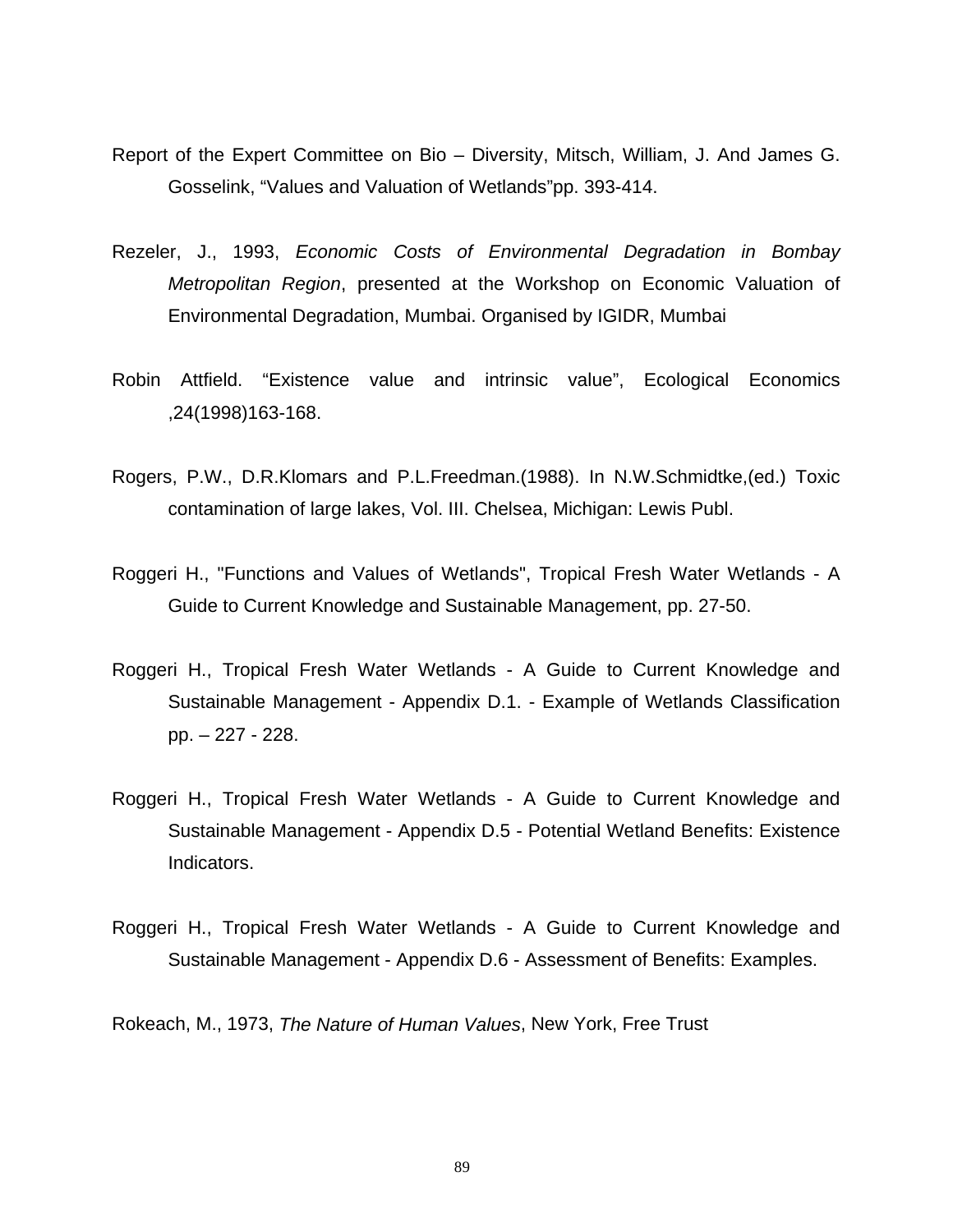Report of the Expert Committee on Bio – Diversity, Mitsch, William, J. And James G. Gosselink, “Values and Valuation of Wetlands”pp. 393-414.

Rezeler, J., 1993, *Economic Costs of Environmental Degradation in Bombay Metropolitan Region*, presented at the Workshop on Economic Valuation of Environmental Degradation, Mumbai. Organised by IGIDR, Mumbai

Robin Attfield. “Existence value and intrinsic value”, Ecological Economics ,24(1998)163-168.

Rogers, P.W., D.R.Klomars and P.L.Freedman.(1988). In N.W.Schmidtke,(ed.) Toxic contamination of large lakes, Vol. III. Chelsea, Michigan: Lewis Publ.

Roggeri H., "Functions and Values of Wetlands", Tropical Fresh Water Wetlands - A Guide to Current Knowledge and Sustainable Management, pp. 27-50.

Roggeri H., Tropical Fresh Water Wetlands - A Guide to Current Knowledge and Sustainable Management - Appendix D.1. - Example of Wetlands Classification pp. – 227 - 228.

Roggeri H., Tropical Fresh Water Wetlands - A Guide to Current Knowledge and Sustainable Management - Appendix D.5 - Potential Wetland Benefits: Existence Indicators.

Roggeri H., Tropical Fresh Water Wetlands - A Guide to Current Knowledge and Sustainable Management - Appendix D.6 - Assessment of Benefits: Examples.

Rokeach, M., 1973, *The Nature of Human Values*, New York, Free Trust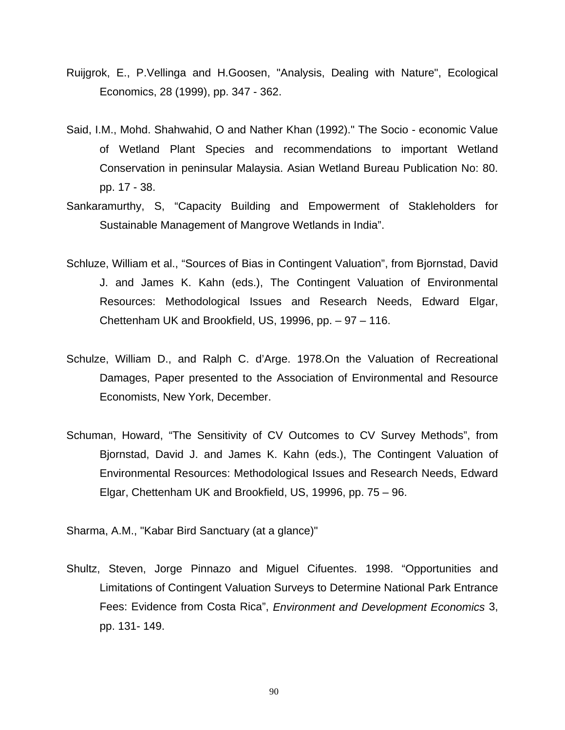Ruijgrok, E., P.Vellinga and H.Goosen, "Analysis, Dealing with Nature", Ecological Economics, 28 (1999), pp. 347 - 362.

Said, I.M., Mohd. Shahwahid, O and Nather Khan (1992)." The Socio - economic Value of Wetland Plant Species and recommendations to important Wetland Conservation in peninsular Malaysia. Asian Wetland Bureau Publication No: 80. pp. 17 - 38.

Sankaramurthy, S, "Capacity Building and Empowerment of Stakleholders for Sustainable Management of Mangrove Wetlands in India".

Schluze, William et al., "Sources of Bias in Contingent Valuation", from Bjornstad, David J. and James K. Kahn (eds.), The Contingent Valuation of Environmental Resources: Methodological Issues and Research Needs, Edward Elgar, Chettenham UK and Brookfield, US, 19996, pp. – 97 – 116.

Schulze, William D., and Ralph C. d'Arge. 1978.On the Valuation of Recreational Damages, Paper presented to the Association of Environmental and Resource Economists, New York, December.

Schuman, Howard, "The Sensitivity of CV Outcomes to CV Survey Methods", from Bjornstad, David J. and James K. Kahn (eds.), The Contingent Valuation of Environmental Resources: Methodological Issues and Research Needs, Edward Elgar, Chettenham UK and Brookfield, US, 19996, pp. 75 – 96.

Sharma, A.M., "Kabar Bird Sanctuary (at a glance)"

Shultz, Steven, Jorge Pinnazo and Miguel Cifuentes. 1998. "Opportunities and Limitations of Contingent Valuation Surveys to Determine National Park Entrance Fees: Evidence from Costa Rica", *Environment and Development Economics* 3, pp. 131- 149.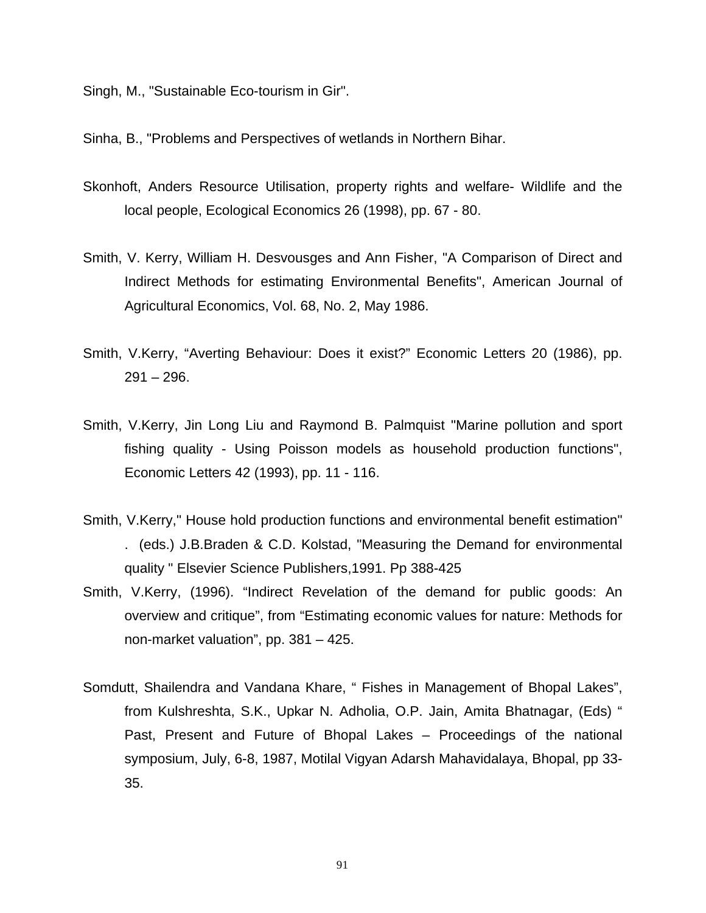Singh, M., "Sustainable Eco-tourism in Gir".

Sinha, B., "Problems and Perspectives of wetlands in Northern Bihar.

Skonhoft, Anders Resource Utilisation, property rights and welfare- Wildlife and the local people, Ecological Economics 26 (1998), pp. 67 - 80.

Smith, V. Kerry, William H. Desvousges and Ann Fisher, "A Comparison of Direct and Indirect Methods for estimating Environmental Benefits", American Journal of Agricultural Economics, Vol. 68, No. 2, May 1986.

Smith, V.Kerry, "Averting Behaviour: Does it exist?" Economic Letters 20 (1986), pp. 291 – 296.

Smith, V.Kerry, Jin Long Liu and Raymond B. Palmquist "Marine pollution and sport fishing quality - Using Poisson models as household production functions", Economic Letters 42 (1993), pp. 11 - 116.

Smith, V.Kerry," House hold production functions and environmental benefit estimation" . (eds.) J.B.Braden & C.D. Kolstad, "Measuring the Demand for environmental quality " Elsevier Science Publishers,1991. Pp 388-425

Smith, V.Kerry, (1996). "Indirect Revelation of the demand for public goods: An overview and critique", from "Estimating economic values for nature: Methods for non-market valuation", pp. 381 – 425.

Somdutt, Shailendra and Vandana Khare, " Fishes in Management of Bhopal Lakes", from Kulshreshta, S.K., Upkar N. Adholia, O.P. Jain, Amita Bhatnagar, (Eds) " Past, Present and Future of Bhopal Lakes – Proceedings of the national symposium, July, 6-8, 1987, Motilal Vigyan Adarsh Mahavidalaya, Bhopal, pp 33-35.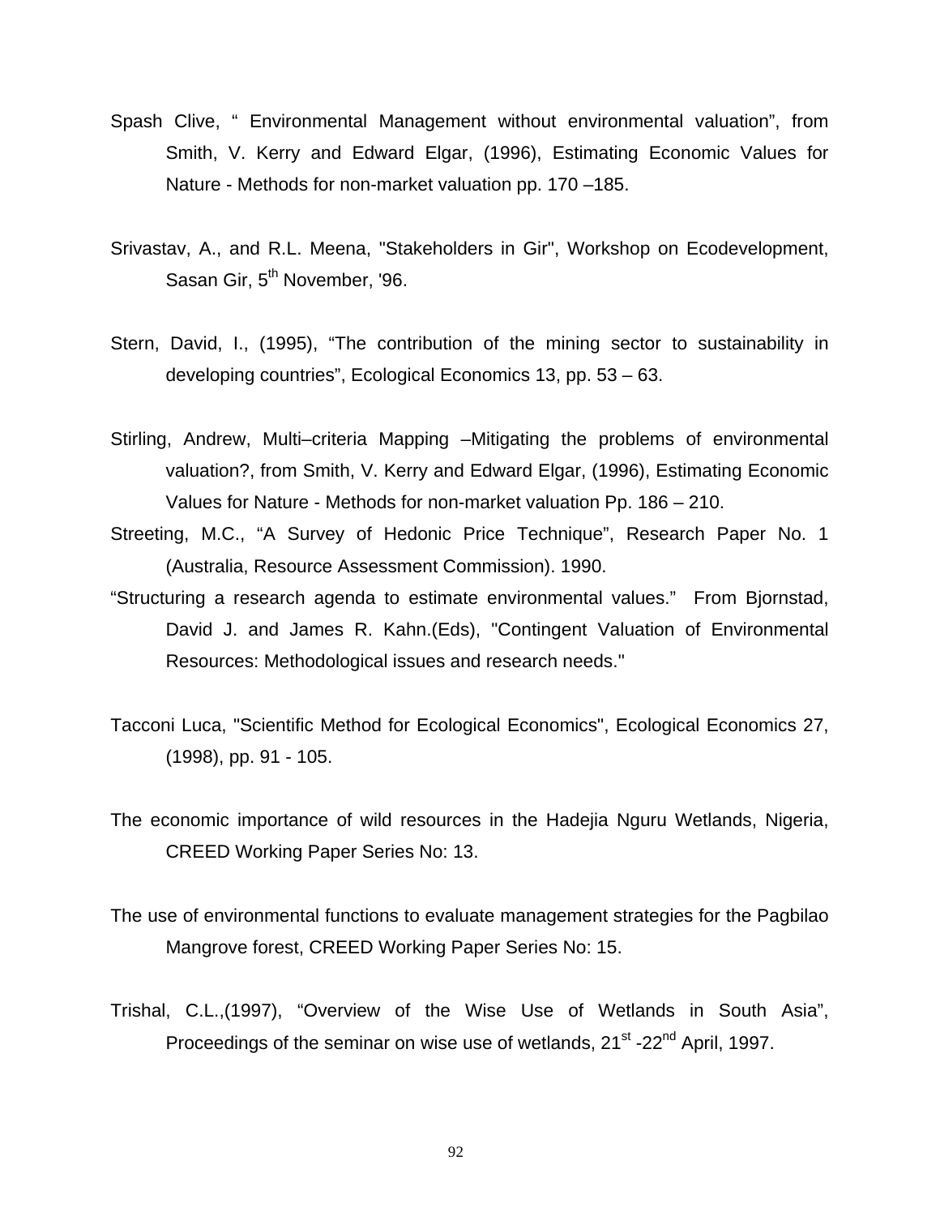Spash Clive, " Environmental Management without environmental valuation", from Smith, V. Kerry and Edward Elgar, (1996), Estimating Economic Values for Nature - Methods for non-market valuation pp. 170 –185.

Srivastav, A., and R.L. Meena, "Stakeholders in Gir", Workshop on Ecodevelopment, Sasan Gir, 5th November, '96.

Stern, David, I., (1995), "The contribution of the mining sector to sustainability in developing countries", Ecological Economics 13, pp. 53 – 63.

Stirling, Andrew, Multi–criteria Mapping –Mitigating the problems of environmental valuation?, from Smith, V. Kerry and Edward Elgar, (1996), Estimating Economic Values for Nature - Methods for non-market valuation Pp. 186 – 210.

Streeting, M.C., "A Survey of Hedonic Price Technique", Research Paper No. 1 (Australia, Resource Assessment Commission). 1990.

"Structuring a research agenda to estimate environmental values." From Bjornstad, David J. and James R. Kahn.(Eds), "Contingent Valuation of Environmental Resources: Methodological issues and research needs."

Tacconi Luca, "Scientific Method for Ecological Economics", Ecological Economics 27, (1998), pp. 91 - 105.

The economic importance of wild resources in the Hadejia Nguru Wetlands, Nigeria, CREED Working Paper Series No: 13.

The use of environmental functions to evaluate management strategies for the Pagbilao Mangrove forest, CREED Working Paper Series No: 15.

Trishal, C.L.,(1997), "Overview of the Wise Use of Wetlands in South Asia", Proceedings of the seminar on wise use of wetlands, 21st -22nd April, 1997.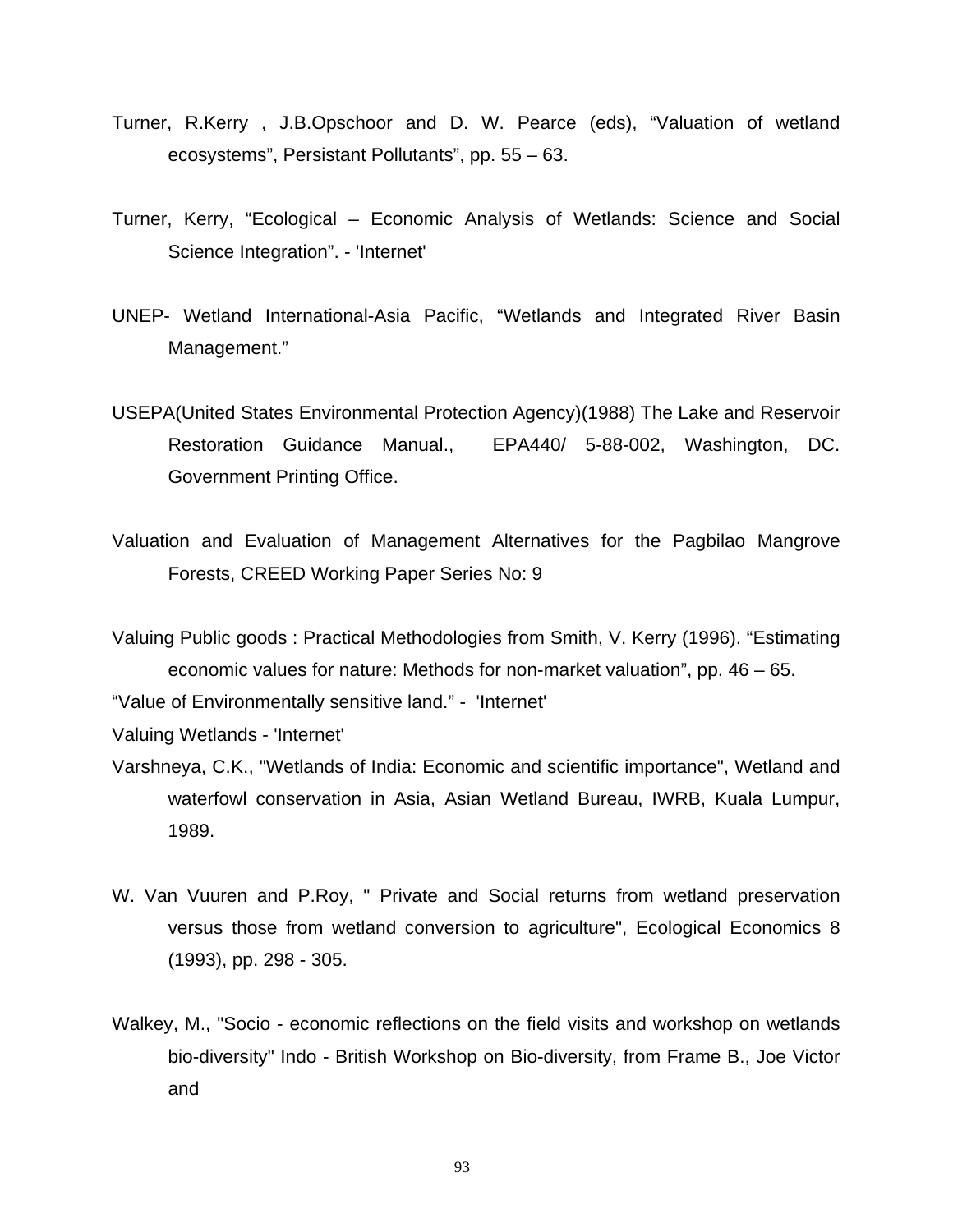Turner, R.Kerry , J.B.Opschoor and D. W. Pearce (eds), “Valuation of wetland ecosystems”, Persistant Pollutants”, pp. 55 – 63.

Turner, Kerry, “Ecological – Economic Analysis of Wetlands: Science and Social Science Integration”. - 'Internet'

UNEP- Wetland International-Asia Pacific, “Wetlands and Integrated River Basin Management.”

USEPA(United States Environmental Protection Agency)(1988) The Lake and Reservoir Restoration Guidance Manual., EPA440/ 5-88-002, Washington, DC. Government Printing Office.

Valuation and Evaluation of Management Alternatives for the Pagbilao Mangrove Forests, CREED Working Paper Series No: 9

Valuing Public goods : Practical Methodologies from Smith, V. Kerry (1996). “Estimating economic values for nature: Methods for non-market valuation”, pp. 46 – 65.

“Value of Environmentally sensitive land.” - 'Internet'

Valuing Wetlands - 'Internet'

Varshneya, C.K., "Wetlands of India: Economic and scientific importance", Wetland and waterfowl conservation in Asia, Asian Wetland Bureau, IWRB, Kuala Lumpur, 1989.

W. Van Vuuren and P.Roy, " Private and Social returns from wetland preservation versus those from wetland conversion to agriculture", Ecological Economics 8 (1993), pp. 298 - 305.

Walkey, M., "Socio - economic reflections on the field visits and workshop on wetlands bio-diversity" Indo - British Workshop on Bio-diversity, from Frame B., Joe Victor and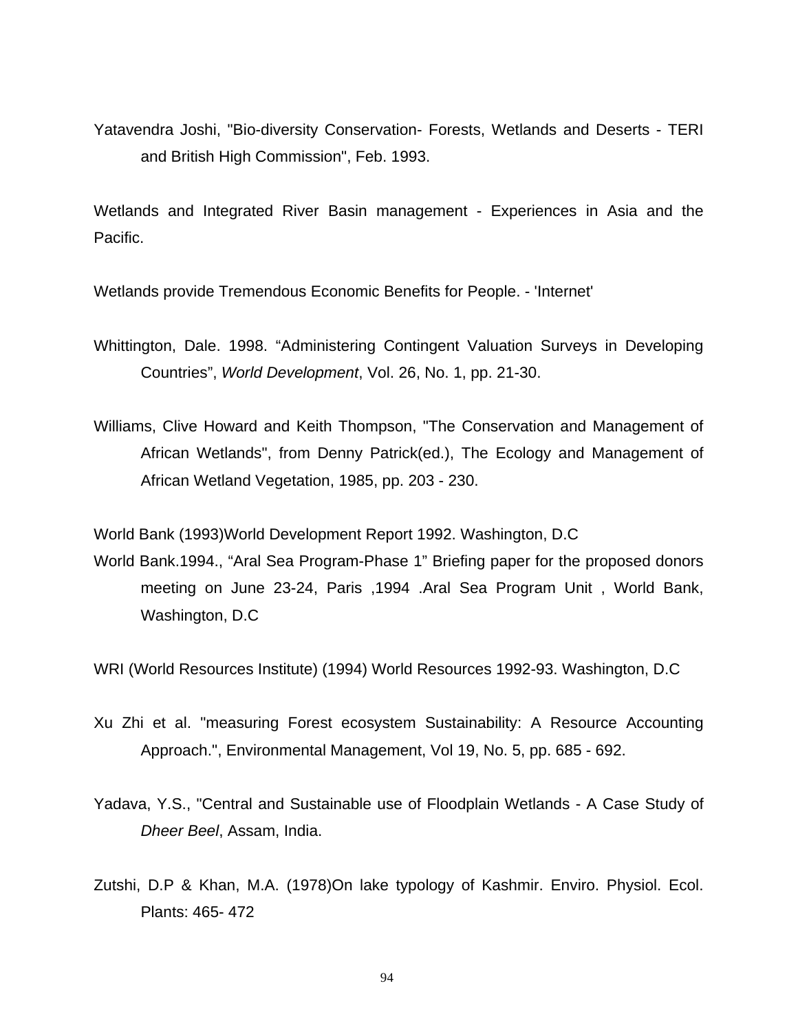Yatavendra Joshi, "Bio-diversity Conservation- Forests, Wetlands and Deserts - TERI and British High Commission", Feb. 1993.

Wetlands and Integrated River Basin management - Experiences in Asia and the Pacific.

Wetlands provide Tremendous Economic Benefits for People. - 'Internet'

Whittington, Dale. 1998. "Administering Contingent Valuation Surveys in Developing Countries", *World Development*, Vol. 26, No. 1, pp. 21-30.

Williams, Clive Howard and Keith Thompson, "The Conservation and Management of African Wetlands", from Denny Patrick(ed.), The Ecology and Management of African Wetland Vegetation, 1985, pp. 203 - 230.

World Bank (1993)World Development Report 1992. Washington, D.C

World Bank.1994., "Aral Sea Program-Phase 1" Briefing paper for the proposed donors meeting on June 23-24, Paris ,1994 .Aral Sea Program Unit , World Bank, Washington, D.C

WRI (World Resources Institute) (1994) World Resources 1992-93. Washington, D.C

Xu Zhi et al. "measuring Forest ecosystem Sustainability: A Resource Accounting Approach.", Environmental Management, Vol 19, No. 5, pp. 685 - 692.

Yadava, Y.S., "Central and Sustainable use of Floodplain Wetlands - A Case Study of *Dheer Beel*, Assam, India.

Zutshi, D.P & Khan, M.A. (1978)On lake typology of Kashmir. Enviro. Physiol. Ecol. Plants: 465- 472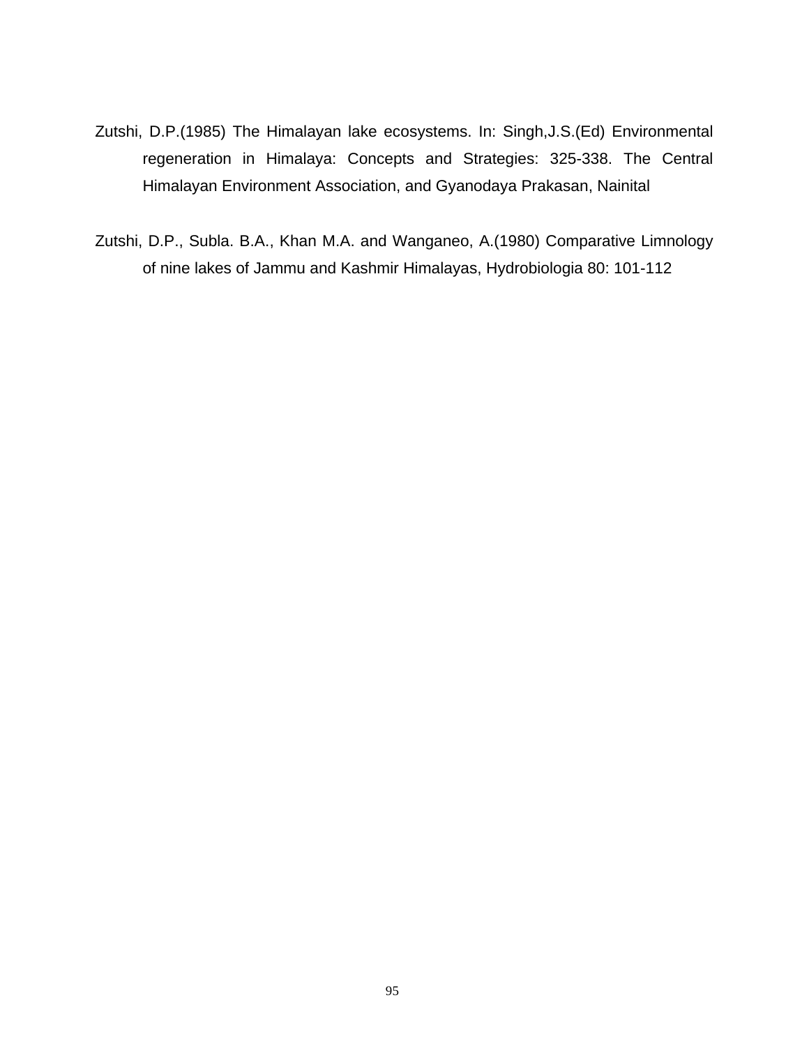Zutshi, D.P.(1985) The Himalayan lake ecosystems. In: Singh,J.S.(Ed) Environmental regeneration in Himalaya: Concepts and Strategies: 325-338. The Central Himalayan Environment Association, and Gyanodaya Prakasan, Nainital

Zutshi, D.P., Subla. B.A., Khan M.A. and Wanganeo, A.(1980) Comparative Limnology of nine lakes of Jammu and Kashmir Himalayas, Hydrobiologia 80: 101-112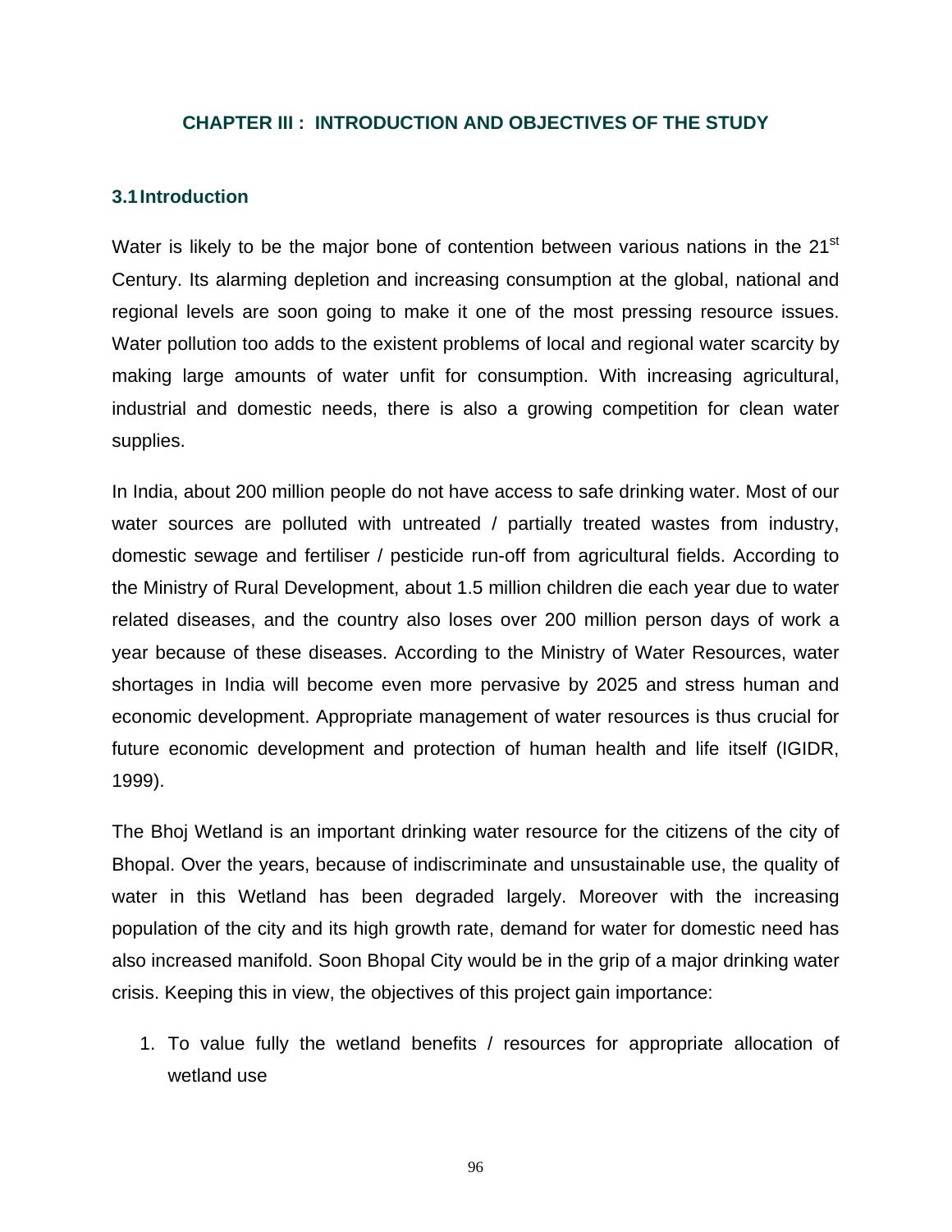# CHAPTER III : INTRODUCTION AND OBJECTIVES OF THE STUDY

## 3.1 Introduction

Water is likely to be the major bone of contention between various nations in the 21st Century. Its alarming depletion and increasing consumption at the global, national and regional levels are soon going to make it one of the most pressing resource issues. Water pollution too adds to the existent problems of local and regional water scarcity by making large amounts of water unfit for consumption. With increasing agricultural, industrial and domestic needs, there is also a growing competition for clean water supplies.

In India, about 200 million people do not have access to safe drinking water. Most of our water sources are polluted with untreated / partially treated wastes from industry, domestic sewage and fertiliser / pesticide run-off from agricultural fields. According to the Ministry of Rural Development, about 1.5 million children die each year due to water related diseases, and the country also loses over 200 million person days of work a year because of these diseases. According to the Ministry of Water Resources, water shortages in India will become even more pervasive by 2025 and stress human and economic development. Appropriate management of water resources is thus crucial for future economic development and protection of human health and life itself (IGIDR, 1999).

The Bhoj Wetland is an important drinking water resource for the citizens of the city of Bhopal. Over the years, because of indiscriminate and unsustainable use, the quality of water in this Wetland has been degraded largely. Moreover with the increasing population of the city and its high growth rate, demand for water for domestic need has also increased manifold. Soon Bhopal City would be in the grip of a major drinking water crisis. Keeping this in view, the objectives of this project gain importance:

1. To value fully the wetland benefits / resources for appropriate allocation of wetland use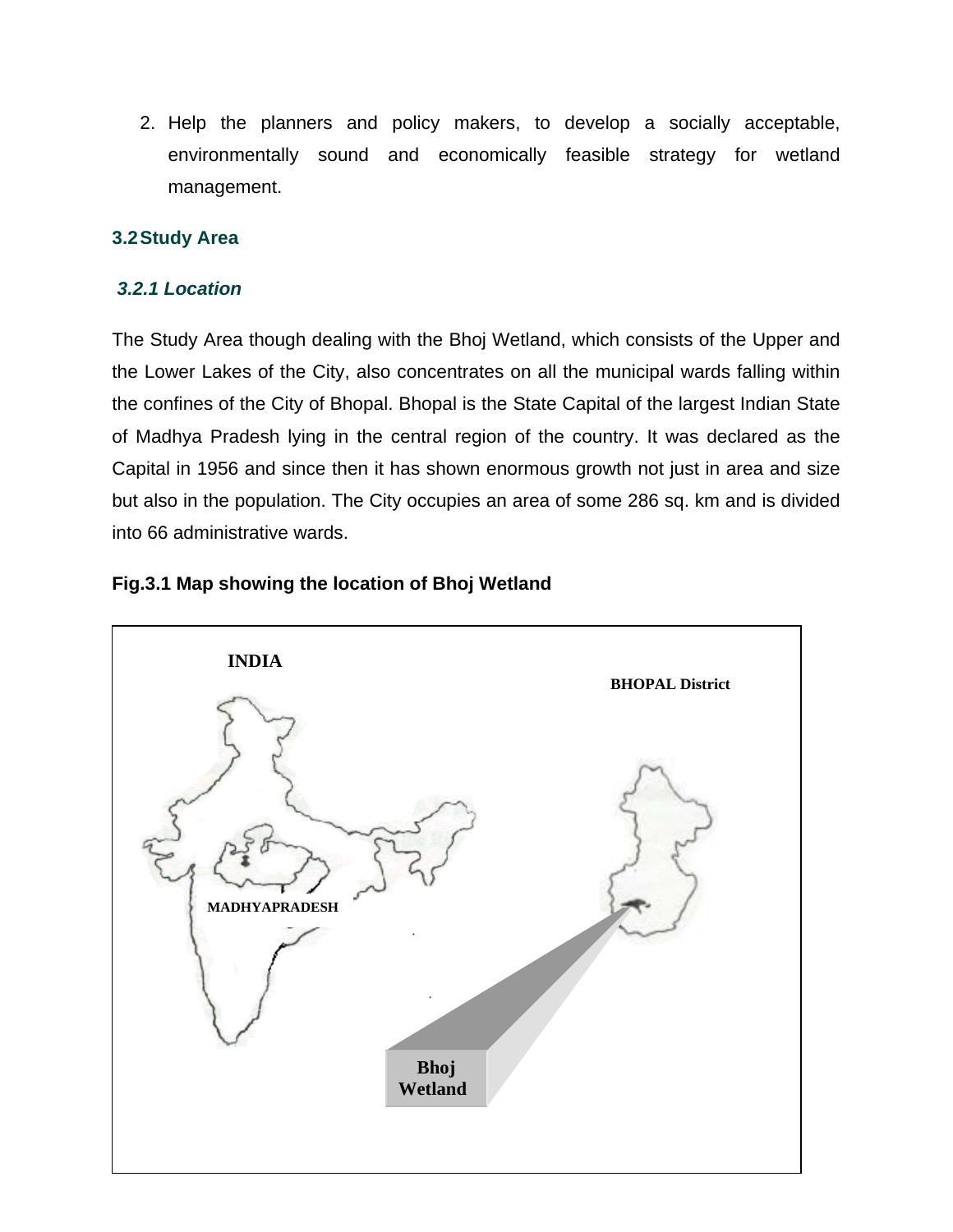2. Help the planners and policy makers, to develop a socially acceptable, environmentally sound and economically feasible strategy for wetland management.

## 3.2 Study Area

### *3.2.1 Location*

The Study Area though dealing with the Bhoj Wetland, which consists of the Upper and the Lower Lakes of the City, also concentrates on all the municipal wards falling within the confines of the City of Bhopal. Bhopal is the State Capital of the largest Indian State of Madhya Pradesh lying in the central region of the country. It was declared as the Capital in 1956 and since then it has shown enormous growth not just in area and size but also in the population. The City occupies an area of some 286 sq. km and is divided into 66 administrative wards.

**Fig.3.1 Map showing the location of Bhoj Wetland**

INDIA

BHOPAL District

MADHYAPRADESH

Bhoj Wetland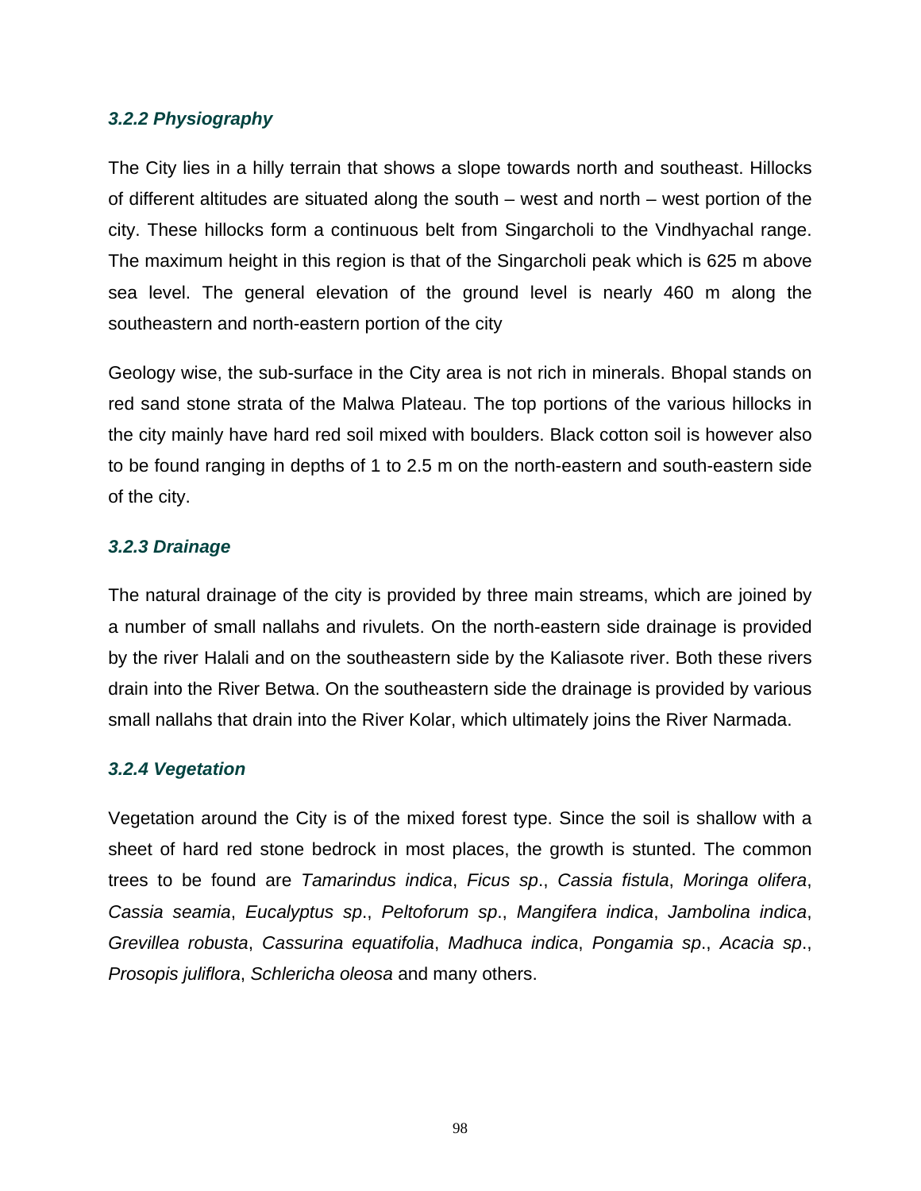### *3.2.2 Physiography*

The City lies in a hilly terrain that shows a slope towards north and southeast. Hillocks of different altitudes are situated along the south – west and north – west portion of the city. These hillocks form a continuous belt from Singarcholi to the Vindhyachal range. The maximum height in this region is that of the Singarcholi peak which is 625 m above sea level. The general elevation of the ground level is nearly 460 m along the southeastern and north-eastern portion of the city

Geology wise, the sub-surface in the City area is not rich in minerals. Bhopal stands on red sand stone strata of the Malwa Plateau. The top portions of the various hillocks in the city mainly have hard red soil mixed with boulders. Black cotton soil is however also to be found ranging in depths of 1 to 2.5 m on the north-eastern and south-eastern side of the city.

### *3.2.3 Drainage*

The natural drainage of the city is provided by three main streams, which are joined by a number of small nallahs and rivulets. On the north-eastern side drainage is provided by the river Halali and on the southeastern side by the Kaliasote river. Both these rivers drain into the River Betwa. On the southeastern side the drainage is provided by various small nallahs that drain into the River Kolar, which ultimately joins the River Narmada.

### *3.2.4 Vegetation*

Vegetation around the City is of the mixed forest type. Since the soil is shallow with a sheet of hard red stone bedrock in most places, the growth is stunted. The common trees to be found are *Tamarindus indica*, *Ficus sp*., *Cassia fistula*, *Moringa olifera*, *Cassia seamia*, *Eucalyptus sp*., *Peltoforum sp*., *Mangifera indica*, *Jambolina indica*, *Grevillea robusta*, *Cassurina equatifolia*, *Madhuca indica*, *Pongamia sp*., *Acacia sp*., *Prosopis juliflora*, *Schlericha oleosa* and many others.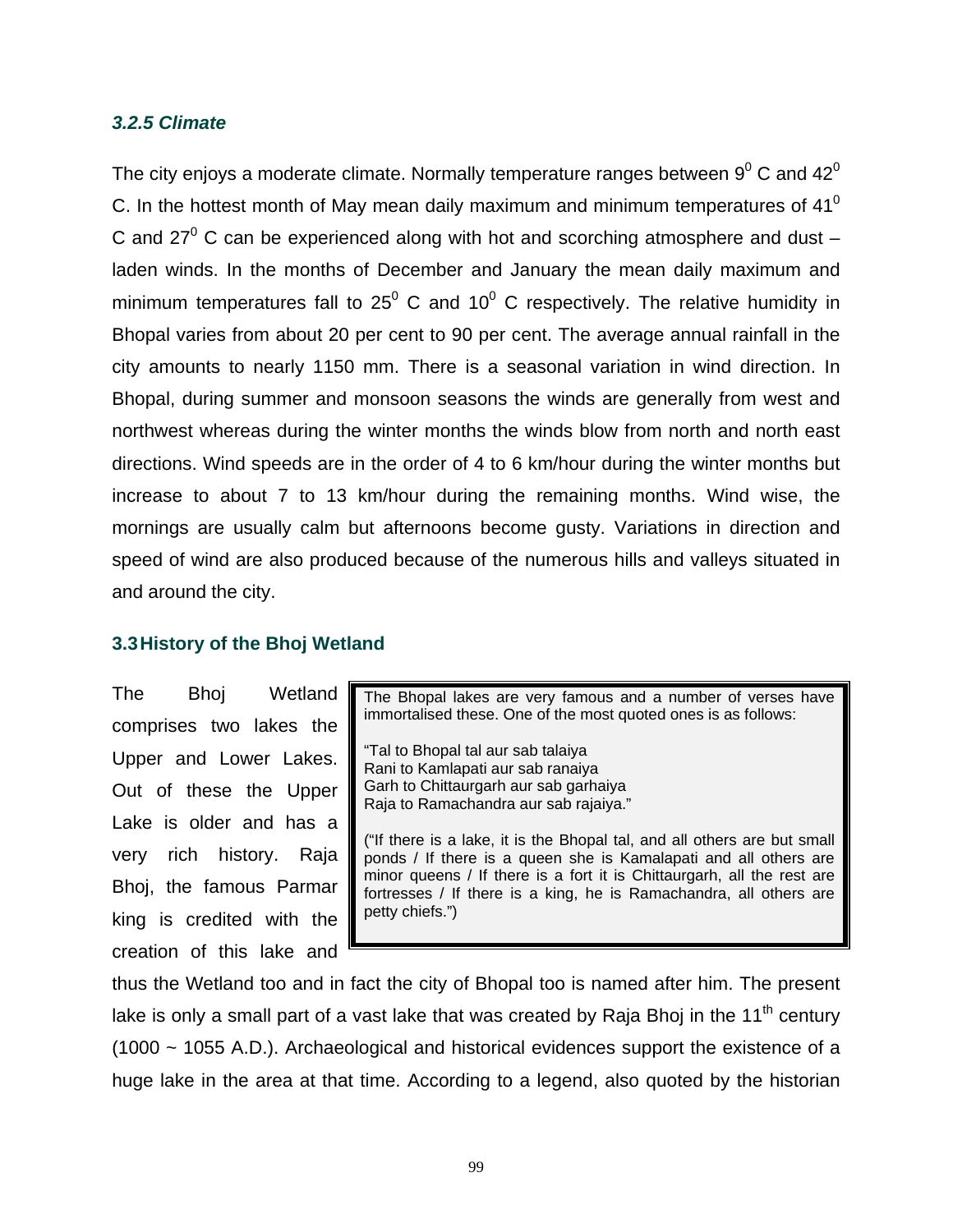### *3.2.5 Climate*

The city enjoys a moderate climate. Normally temperature ranges between $9^0$ C and $42^0$ C. In the hottest month of May mean daily maximum and minimum temperatures of $41^0$ C and $27^0$ C can be experienced along with hot and scorching atmosphere and dust – laden winds. In the months of December and January the mean daily maximum and minimum temperatures fall to $25^0$ C and $10^0$ C respectively. The relative humidity in Bhopal varies from about 20 per cent to 90 per cent. The average annual rainfall in the city amounts to nearly 1150 mm. There is a seasonal variation in wind direction. In Bhopal, during summer and monsoon seasons the winds are generally from west and northwest whereas during the winter months the winds blow from north and north east directions. Wind speeds are in the order of 4 to 6 km/hour during the winter months but increase to about 7 to 13 km/hour during the remaining months. Wind wise, the mornings are usually calm but afternoons become gusty. Variations in direction and speed of wind are also produced because of the numerous hills and valleys situated in and around the city.

### 3.3 History of the Bhoj Wetland

> The Bhopal lakes are very famous and a number of verses have immortalised these. One of the most quoted ones is as follows:
>
> "Tal to Bhopal tal aur sab talaiya
> Rani to Kamlapati aur sab ranaiya
> Garh to Chittaurgarh aur sab garhaiya
> Raja to Ramachandra aur sab rajaiya."
>
> ("If there is a lake, it is the Bhopal tal, and all others are but small ponds / If there is a queen she is Kamalapati and all others are minor queens / If there is a fort it is Chittaurgarh, all the rest are fortresses / If there is a king, he is Ramachandra, all others are petty chiefs.")

The Bhoj Wetland comprises two lakes the Upper and Lower Lakes. Out of these the Upper Lake is older and has a very rich history. Raja Bhoj, the famous Parmar king is credited with the creation of this lake and thus the Wetland too and in fact the city of Bhopal too is named after him. The present lake is only a small part of a vast lake that was created by Raja Bhoj in the 11th century (1000 ~ 1055 A.D.). Archaeological and historical evidences support the existence of a huge lake in the area at that time. According to a legend, also quoted by the historian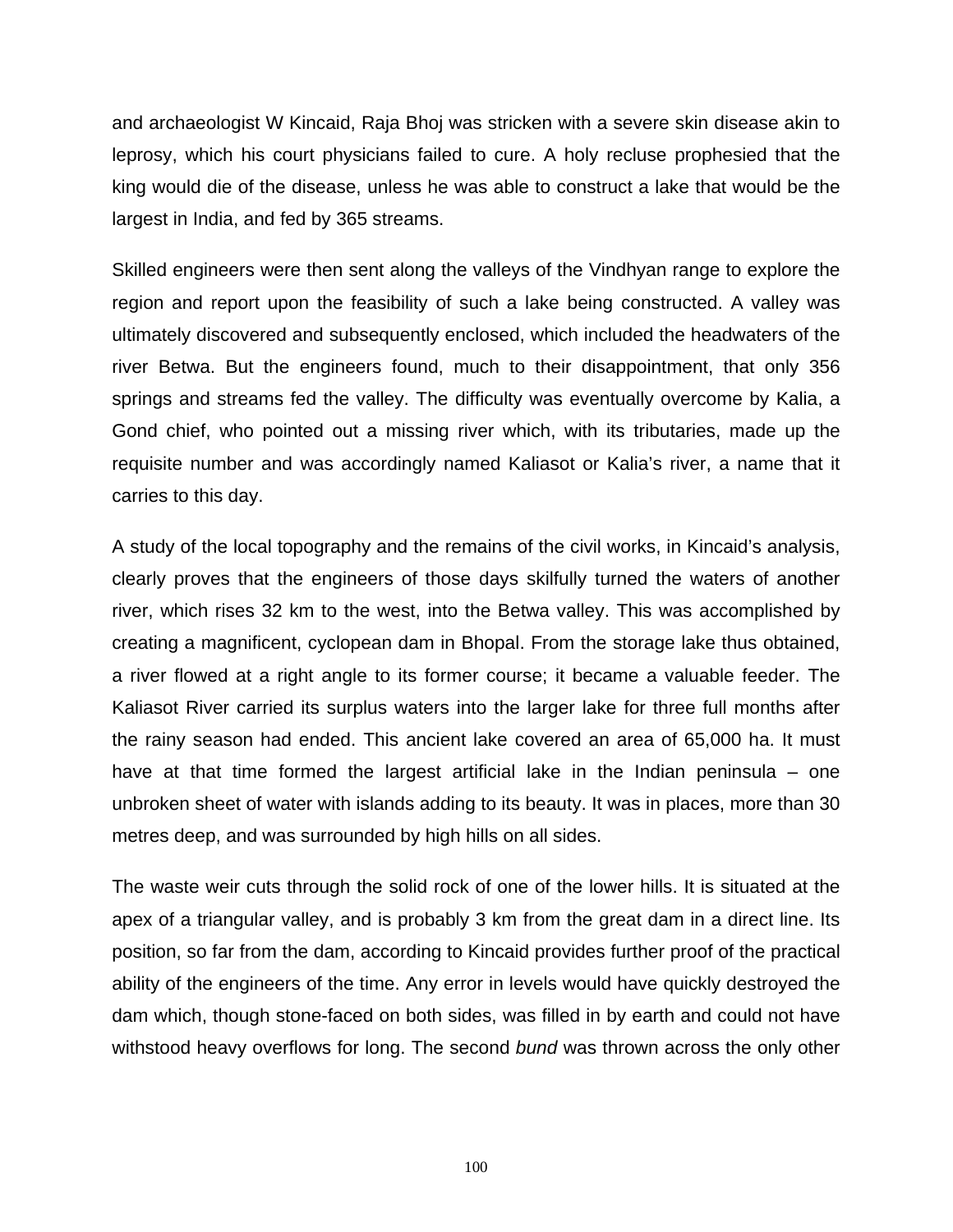and archaeologist W Kincaid, Raja Bhoj was stricken with a severe skin disease akin to leprosy, which his court physicians failed to cure. A holy recluse prophesied that the king would die of the disease, unless he was able to construct a lake that would be the largest in India, and fed by 365 streams.

Skilled engineers were then sent along the valleys of the Vindhyan range to explore the region and report upon the feasibility of such a lake being constructed. A valley was ultimately discovered and subsequently enclosed, which included the headwaters of the river Betwa. But the engineers found, much to their disappointment, that only 356 springs and streams fed the valley. The difficulty was eventually overcome by Kalia, a Gond chief, who pointed out a missing river which, with its tributaries, made up the requisite number and was accordingly named Kaliasot or Kalia's river, a name that it carries to this day.

A study of the local topography and the remains of the civil works, in Kincaid's analysis, clearly proves that the engineers of those days skilfully turned the waters of another river, which rises 32 km to the west, into the Betwa valley. This was accomplished by creating a magnificent, cyclopean dam in Bhopal. From the storage lake thus obtained, a river flowed at a right angle to its former course; it became a valuable feeder. The Kaliasot River carried its surplus waters into the larger lake for three full months after the rainy season had ended. This ancient lake covered an area of 65,000 ha. It must have at that time formed the largest artificial lake in the Indian peninsula – one unbroken sheet of water with islands adding to its beauty. It was in places, more than 30 metres deep, and was surrounded by high hills on all sides.

The waste weir cuts through the solid rock of one of the lower hills. It is situated at the apex of a triangular valley, and is probably 3 km from the great dam in a direct line. Its position, so far from the dam, according to Kincaid provides further proof of the practical ability of the engineers of the time. Any error in levels would have quickly destroyed the dam which, though stone-faced on both sides, was filled in by earth and could not have withstood heavy overflows for long. The second *bund* was thrown across the only other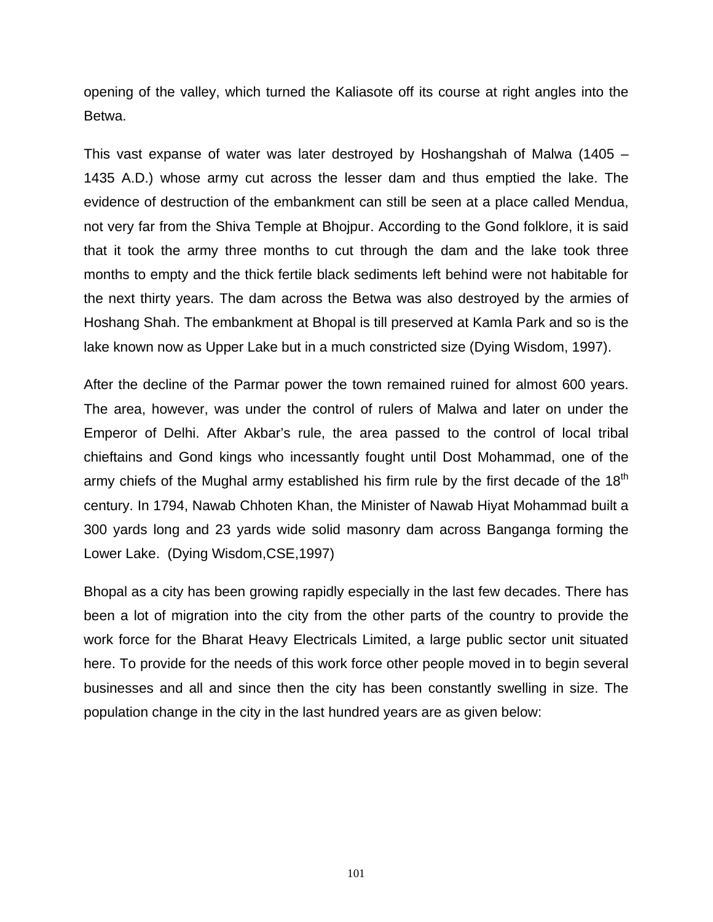opening of the valley, which turned the Kaliasote off its course at right angles into the Betwa.

This vast expanse of water was later destroyed by Hoshangshah of Malwa (1405 – 1435 A.D.) whose army cut across the lesser dam and thus emptied the lake. The evidence of destruction of the embankment can still be seen at a place called Mendua, not very far from the Shiva Temple at Bhojpur. According to the Gond folklore, it is said that it took the army three months to cut through the dam and the lake took three months to empty and the thick fertile black sediments left behind were not habitable for the next thirty years. The dam across the Betwa was also destroyed by the armies of Hoshang Shah. The embankment at Bhopal is till preserved at Kamla Park and so is the lake known now as Upper Lake but in a much constricted size (Dying Wisdom, 1997).

After the decline of the Parmar power the town remained ruined for almost 600 years. The area, however, was under the control of rulers of Malwa and later on under the Emperor of Delhi. After Akbar's rule, the area passed to the control of local tribal chieftains and Gond kings who incessantly fought until Dost Mohammad, one of the army chiefs of the Mughal army established his firm rule by the first decade of the 18th century. In 1794, Nawab Chhoten Khan, the Minister of Nawab Hiyat Mohammad built a 300 yards long and 23 yards wide solid masonry dam across Banganga forming the Lower Lake. (Dying Wisdom,CSE,1997)

Bhopal as a city has been growing rapidly especially in the last few decades. There has been a lot of migration into the city from the other parts of the country to provide the work force for the Bharat Heavy Electricals Limited, a large public sector unit situated here. To provide for the needs of this work force other people moved in to begin several businesses and all and since then the city has been constantly swelling in size. The population change in the city in the last hundred years are as given below: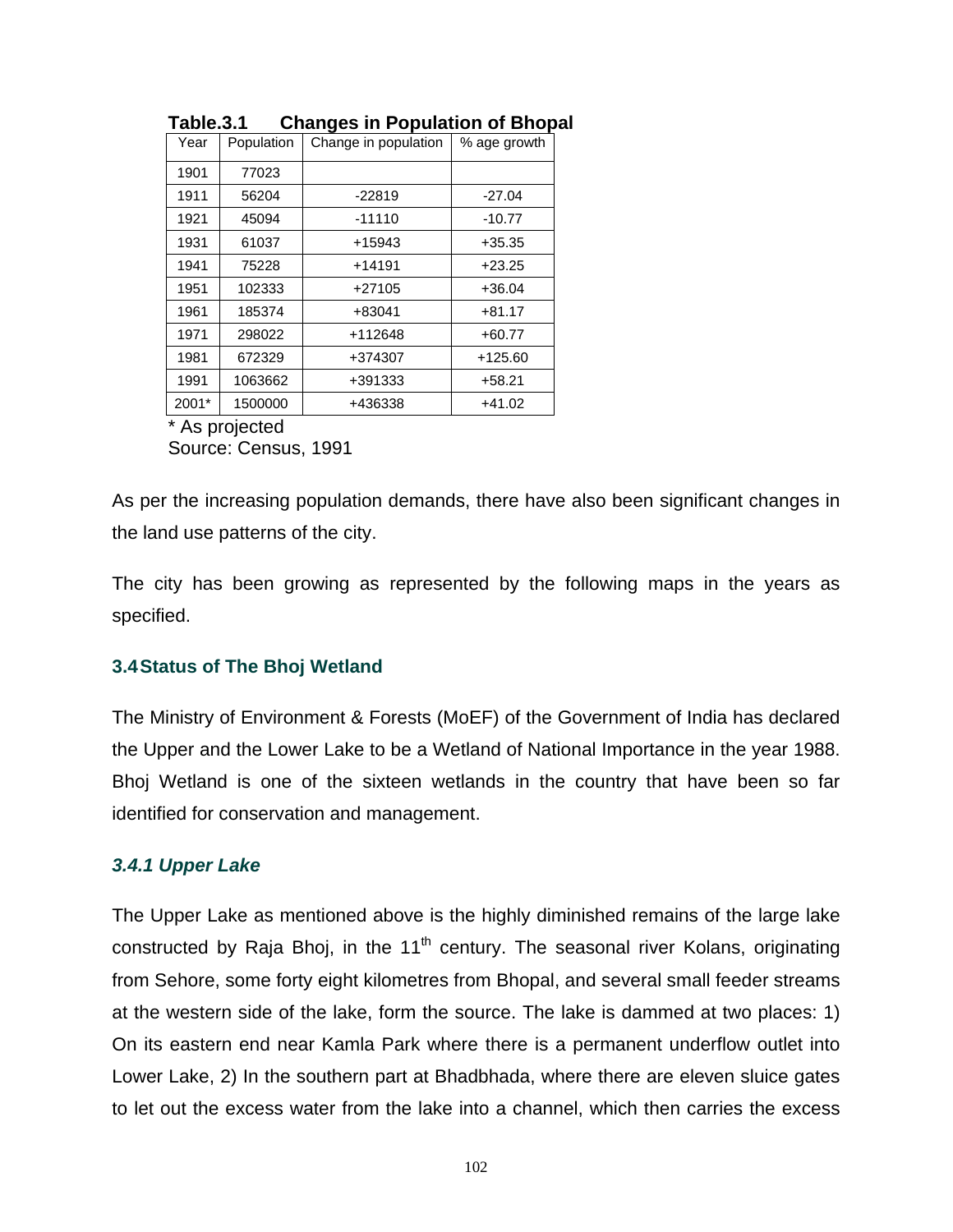**Table.3.1 Changes in Population of Bhopal**

| Year | Population | Change in population | % age growth |
|---|---|---|---|
| 1901 | 77023 | | |
| 1911 | 56204 | -22819 | -27.04 |
| 1921 | 45094 | -11110 | -10.77 |
| 1931 | 61037 | +15943 | +35.35 |
| 1941 | 75228 | +14191 | +23.25 |
| 1951 | 102333 | +27105 | +36.04 |
| 1961 | 185374 | +83041 | +81.17 |
| 1971 | 298022 | +112648 | +60.77 |
| 1981 | 672329 | +374307 | +125.60 |
| 1991 | 1063662 | +391333 | +58.21 |
| 2001* | 1500000 | +436338 | +41.02 |

\* As projected
Source: Census, 1991

As per the increasing population demands, there have also been significant changes in the land use patterns of the city.

The city has been growing as represented by the following maps in the years as specified.

## 3.4 Status of The Bhoj Wetland

The Ministry of Environment & Forests (MoEF) of the Government of India has declared the Upper and the Lower Lake to be a Wetland of National Importance in the year 1988. Bhoj Wetland is one of the sixteen wetlands in the country that have been so far identified for conservation and management.

### *3.4.1 Upper Lake*

The Upper Lake as mentioned above is the highly diminished remains of the large lake constructed by Raja Bhoj, in the 11th century. The seasonal river Kolans, originating from Sehore, some forty eight kilometres from Bhopal, and several small feeder streams at the western side of the lake, form the source. The lake is dammed at two places: 1) On its eastern end near Kamla Park where there is a permanent underflow outlet into Lower Lake, 2) In the southern part at Bhadbhada, where there are eleven sluice gates to let out the excess water from the lake into a channel, which then carries the excess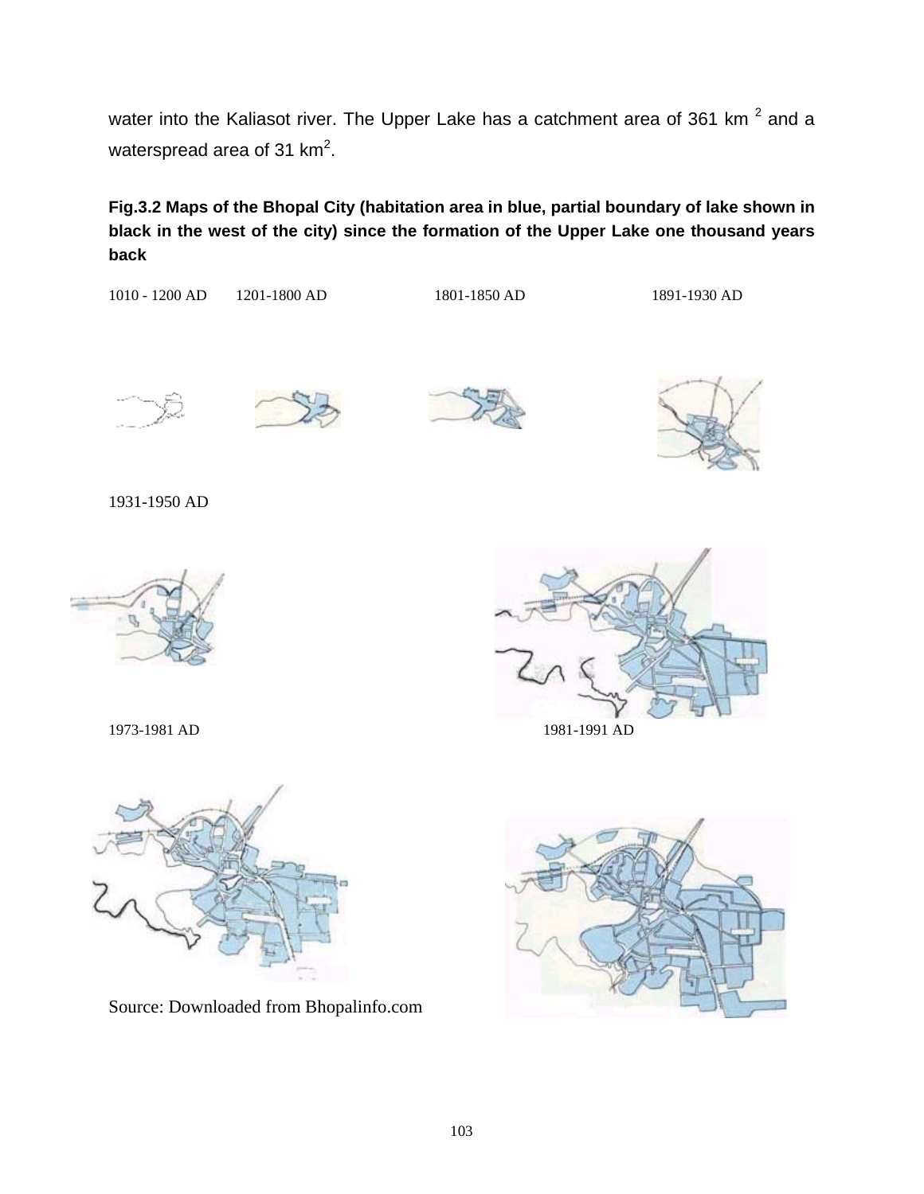water into the Kaliasot river. The Upper Lake has a catchment area of 361 km $^2$ and a waterspread area of 31 km$^2$.

**Fig.3.2 Maps of the Bhopal City (habitation area in blue, partial boundary of lake shown in black in the west of the city) since the formation of the Upper Lake one thousand years back**

1010 - 1200 AD 1201-1800 AD 1801-1850 AD 1891-1930 AD

1931-1950 AD

1973-1981 AD 1981-1991 AD

Source: Downloaded from Bhopalinfo.com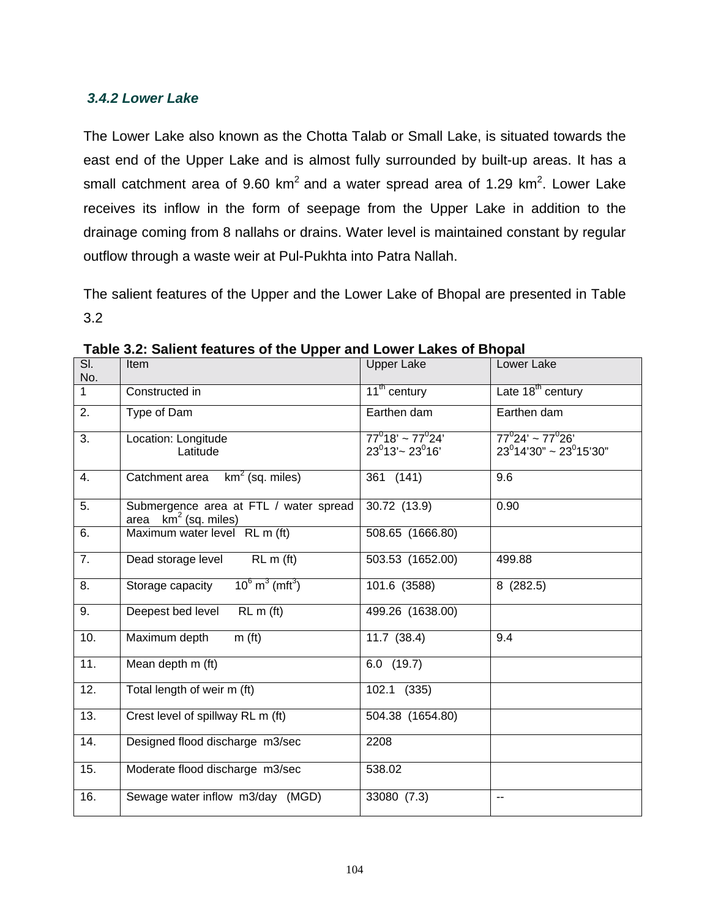### *3.4.2 Lower Lake*

The Lower Lake also known as the Chotta Talab or Small Lake, is situated towards the east end of the Upper Lake and is almost fully surrounded by built-up areas. It has a small catchment area of 9.60 $km^2$ and a water spread area of 1.29 $km^2$. Lower Lake receives its inflow in the form of seepage from the Upper Lake in addition to the drainage coming from 8 nallahs or drains. Water level is maintained constant by regular outflow through a waste weir at Pul-Pukhta into Patra Nallah.

The salient features of the Upper and the Lower Lake of Bhopal are presented in Table 3.2

**Table 3.2: Salient features of the Upper and Lower Lakes of Bhopal**

| Sl. No. | Item | Upper Lake | Lower Lake |
|---|---|---|---|
| 1 | Constructed in | $11^{th}$ century | Late $18^{th}$ century |
| 2. | Type of Dam | Earthen dam | Earthen dam |
| 3. | Location: Longitude<br>Latitude | $77^0 18' \sim 77^0 24'$<br>$23^0 13' \sim 23^0 16'$ | $77^0 24' \sim 77^0 26'$<br>$23^0 14'30" \sim 23^0 15'30"$ |
| 4. | Catchment area $km^2$ (sq. miles) | 361 (141) | 9.6 |
| 5. | Submergence area at FTL / water spread area $km^2$ (sq. miles) | 30.72 (13.9) | 0.90 |
| 6. | Maximum water level RL m (ft) | 508.65 (1666.80) | |
| 7. | Dead storage level RL m (ft) | 503.53 (1652.00) | 499.88 |
| 8. | Storage capacity $10^6$ $m^3$ ($mft^3$) | 101.6 (3588) | 8 (282.5) |
| 9. | Deepest bed level RL m (ft) | 499.26 (1638.00) | |
| 10. | Maximum depth m (ft) | 11.7 (38.4) | 9.4 |
| 11. | Mean depth m (ft) | 6.0 (19.7) | |
| 12. | Total length of weir m (ft) | 102.1 (335) | |
| 13. | Crest level of spillway RL m (ft) | 504.38 (1654.80) | |
| 14. | Designed flood discharge m3/sec | 2208 | |
| 15. | Moderate flood discharge m3/sec | 538.02 | |
| 16. | Sewage water inflow m3/day (MGD) | 33080 (7.3) | -- |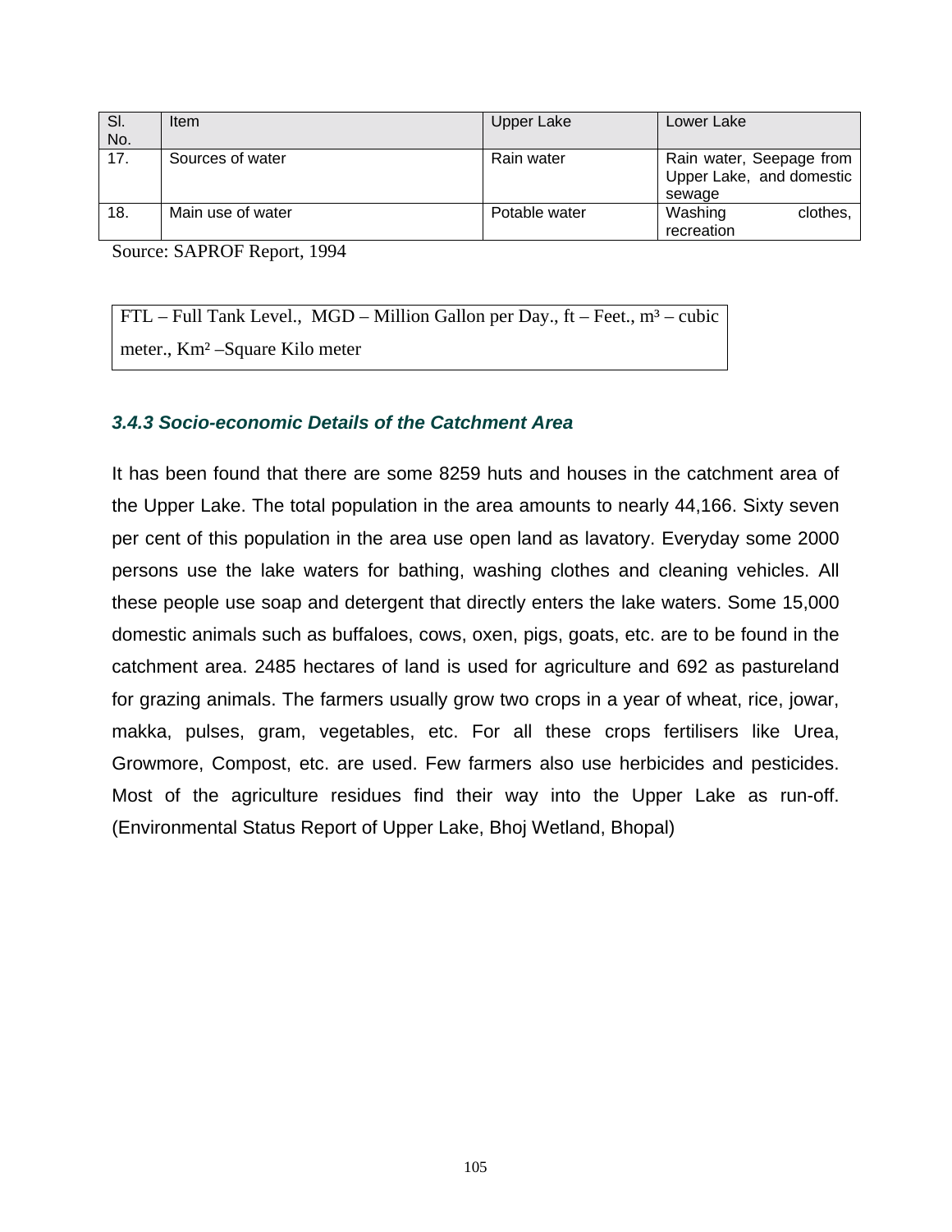| Sl. No. | Item | Upper Lake | Lower Lake |
|---|---|---|---|
| 17. | Sources of water | Rain water | Rain water, Seepage from Upper Lake, and domestic sewage |
| 18. | Main use of water | Potable water | Washing clothes, recreation |

Source: SAPROF Report, 1994

FTL – Full Tank Level., MGD – Million Gallon per Day., ft – Feet., $m^3$ – cubic meter., $Km^2$ –Square Kilo meter

### *3.4.3 Socio-economic Details of the Catchment Area*

It has been found that there are some 8259 huts and houses in the catchment area of the Upper Lake. The total population in the area amounts to nearly 44,166. Sixty seven per cent of this population in the area use open land as lavatory. Everyday some 2000 persons use the lake waters for bathing, washing clothes and cleaning vehicles. All these people use soap and detergent that directly enters the lake waters. Some 15,000 domestic animals such as buffaloes, cows, oxen, pigs, goats, etc. are to be found in the catchment area. 2485 hectares of land is used for agriculture and 692 as pastureland for grazing animals. The farmers usually grow two crops in a year of wheat, rice, jowar, makka, pulses, gram, vegetables, etc. For all these crops fertilisers like Urea, Growmore, Compost, etc. are used. Few farmers also use herbicides and pesticides. Most of the agriculture residues find their way into the Upper Lake as run-off. (Environmental Status Report of Upper Lake, Bhoj Wetland, Bhopal)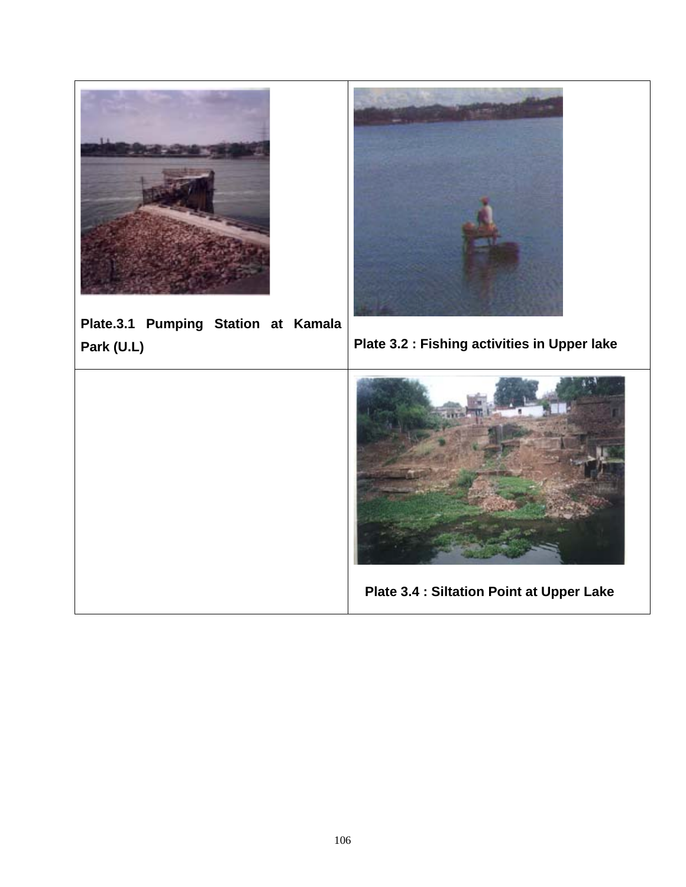| | |
|---|---|
| Plate.3.1 Pumping Station at Kamala Park (U.L) | Plate 3.2 : Fishing activities in Upper lake |
| | Plate 3.4 : Siltation Point at Upper Lake |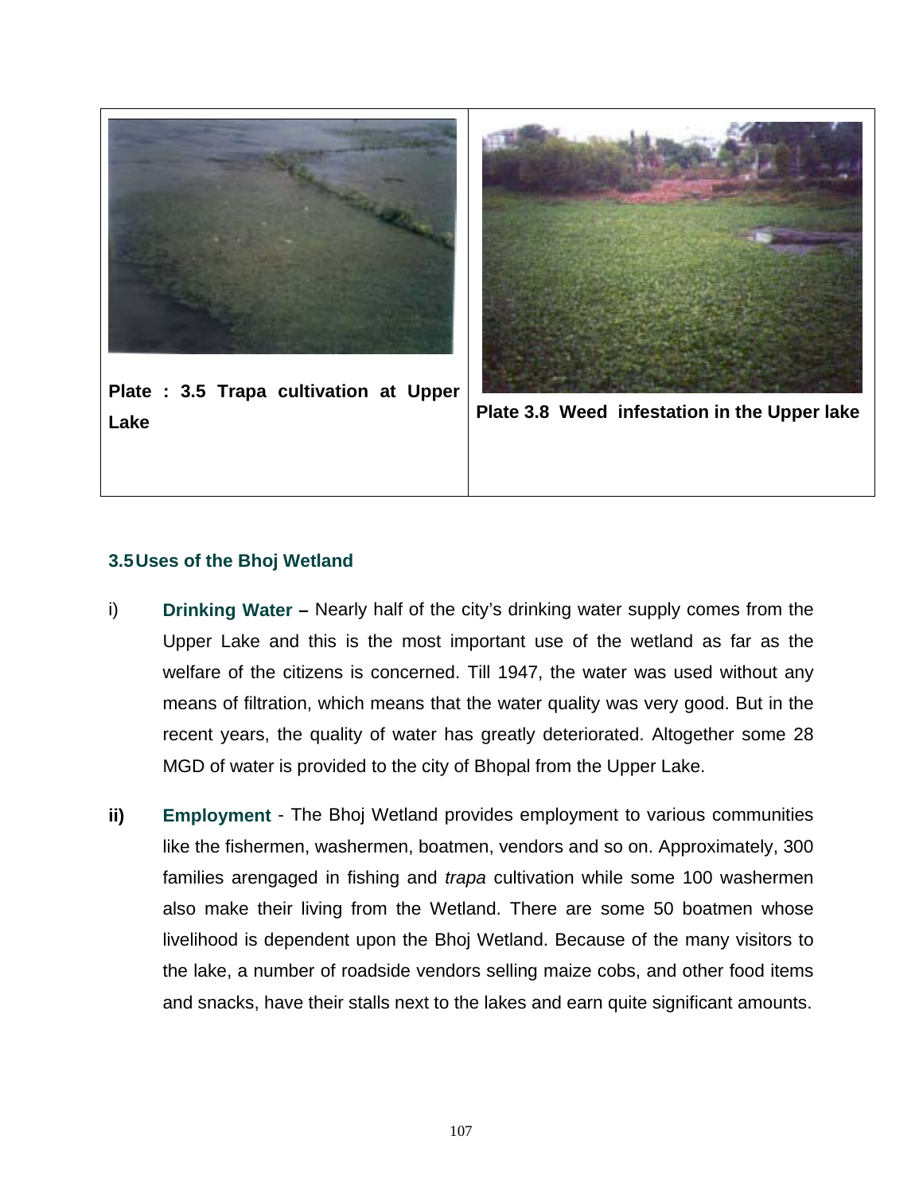Plate : 3.5 Trapa cultivation at Upper Lake

Plate 3.8 Weed infestation in the Upper lake

### 3.5 Uses of the Bhoj Wetland

i) **Drinking Water –** Nearly half of the city's drinking water supply comes from the Upper Lake and this is the most important use of the wetland as far as the welfare of the citizens is concerned. Till 1947, the water was used without any means of filtration, which means that the water quality was very good. But in the recent years, the quality of water has greatly deteriorated. Altogether some 28 MGD of water is provided to the city of Bhopal from the Upper Lake.

**ii)** **Employment** - The Bhoj Wetland provides employment to various communities like the fishermen, washermen, boatmen, vendors and so on. Approximately, 300 families arengaged in fishing and *trapa* cultivation while some 100 washermen also make their living from the Wetland. There are some 50 boatmen whose livelihood is dependent upon the Bhoj Wetland. Because of the many visitors to the lake, a number of roadside vendors selling maize cobs, and other food items and snacks, have their stalls next to the lakes and earn quite significant amounts.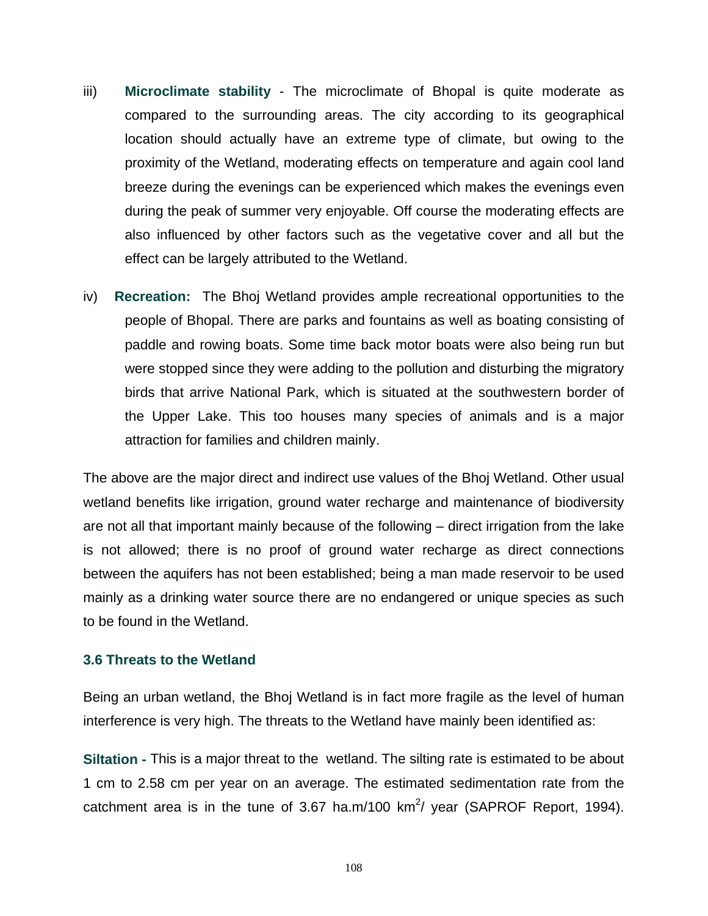iii) **Microclimate stability** - The microclimate of Bhopal is quite moderate as compared to the surrounding areas. The city according to its geographical location should actually have an extreme type of climate, but owing to the proximity of the Wetland, moderating effects on temperature and again cool land breeze during the evenings can be experienced which makes the evenings even during the peak of summer very enjoyable. Off course the moderating effects are also influenced by other factors such as the vegetative cover and all but the effect can be largely attributed to the Wetland.

iv) **Recreation:** The Bhoj Wetland provides ample recreational opportunities to the people of Bhopal. There are parks and fountains as well as boating consisting of paddle and rowing boats. Some time back motor boats were also being run but were stopped since they were adding to the pollution and disturbing the migratory birds that arrive National Park, which is situated at the southwestern border of the Upper Lake. This too houses many species of animals and is a major attraction for families and children mainly.

The above are the major direct and indirect use values of the Bhoj Wetland. Other usual wetland benefits like irrigation, ground water recharge and maintenance of biodiversity are not all that important mainly because of the following – direct irrigation from the lake is not allowed; there is no proof of ground water recharge as direct connections between the aquifers has not been established; being a man made reservoir to be used mainly as a drinking water source there are no endangered or unique species as such to be found in the Wetland.

### 3.6 Threats to the Wetland

Being an urban wetland, the Bhoj Wetland is in fact more fragile as the level of human interference is very high. The threats to the Wetland have mainly been identified as:

**Siltation -** This is a major threat to the wetland. The silting rate is estimated to be about 1 cm to 2.58 cm per year on an average. The estimated sedimentation rate from the catchment area is in the tune of 3.67 ha.m/100 $km^2$/ year (SAPROF Report, 1994).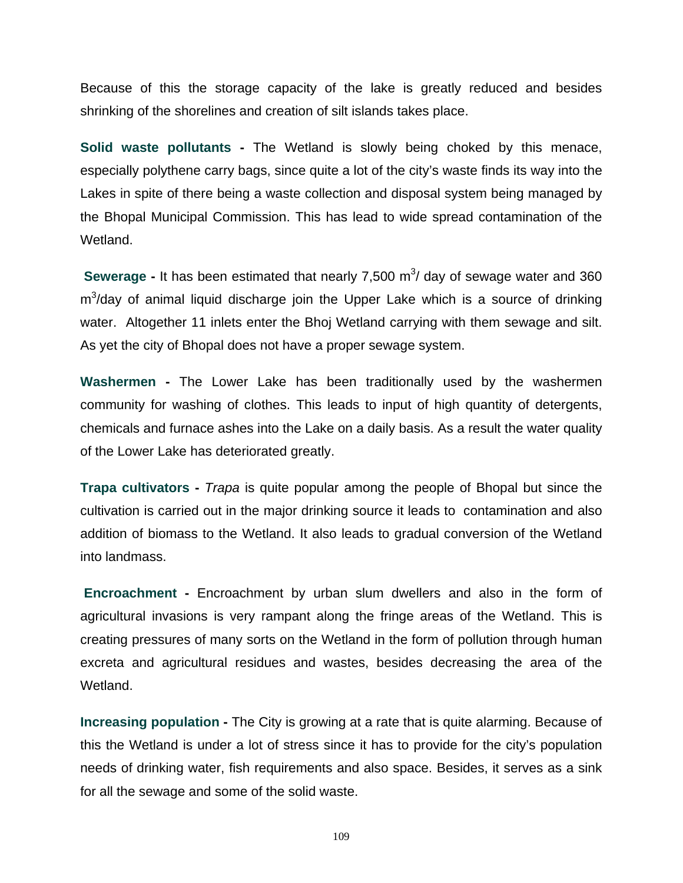Because of this the storage capacity of the lake is greatly reduced and besides shrinking of the shorelines and creation of silt islands takes place.

**Solid waste pollutants -** The Wetland is slowly being choked by this menace, especially polythene carry bags, since quite a lot of the city's waste finds its way into the Lakes in spite of there being a waste collection and disposal system being managed by the Bhopal Municipal Commission. This has lead to wide spread contamination of the Wetland.

**Sewerage -** It has been estimated that nearly 7,500 $m^3$/ day of sewage water and 360 $m^3$/day of animal liquid discharge join the Upper Lake which is a source of drinking water. Altogether 11 inlets enter the Bhoj Wetland carrying with them sewage and silt. As yet the city of Bhopal does not have a proper sewage system.

**Washermen -** The Lower Lake has been traditionally used by the washermen community for washing of clothes. This leads to input of high quantity of detergents, chemicals and furnace ashes into the Lake on a daily basis. As a result the water quality of the Lower Lake has deteriorated greatly.

**Trapa cultivators -** *Trapa* is quite popular among the people of Bhopal but since the cultivation is carried out in the major drinking source it leads to contamination and also addition of biomass to the Wetland. It also leads to gradual conversion of the Wetland into landmass.

**Encroachment -** Encroachment by urban slum dwellers and also in the form of agricultural invasions is very rampant along the fringe areas of the Wetland. This is creating pressures of many sorts on the Wetland in the form of pollution through human excreta and agricultural residues and wastes, besides decreasing the area of the Wetland.

**Increasing population -** The City is growing at a rate that is quite alarming. Because of this the Wetland is under a lot of stress since it has to provide for the city's population needs of drinking water, fish requirements and also space. Besides, it serves as a sink for all the sewage and some of the solid waste.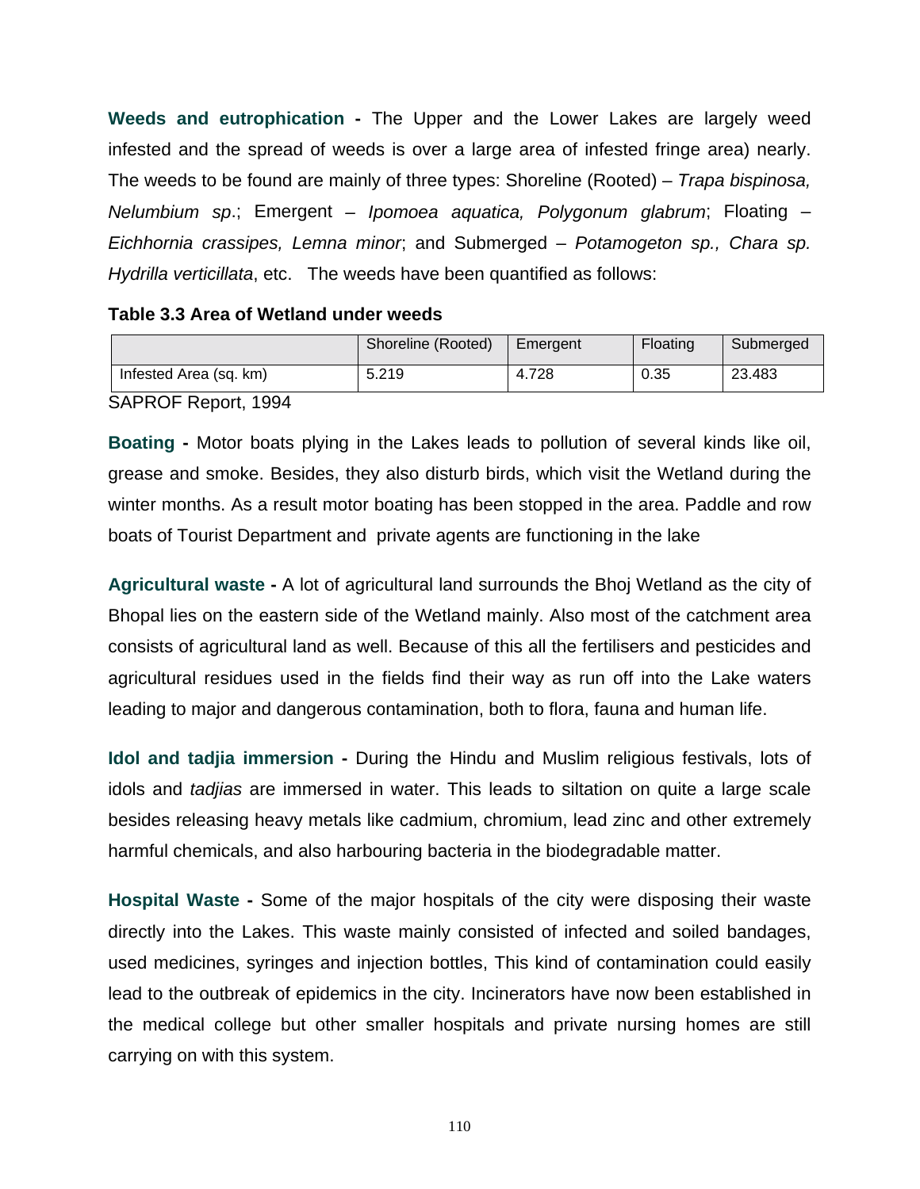**Weeds and eutrophication -** The Upper and the Lower Lakes are largely weed infested and the spread of weeds is over a large area of infested fringe area) nearly. The weeds to be found are mainly of three types: Shoreline (Rooted) – *Trapa bispinosa, Nelumbium sp*.; Emergent – *Ipomoea aquatica, Polygonum glabrum*; Floating – *Eichhornia crassipes, Lemna minor*; and Submerged – *Potamogeton sp., Chara sp. Hydrilla verticillata*, etc. The weeds have been quantified as follows:

**Table 3.3 Area of Wetland under weeds**

| | Shoreline (Rooted) | Emergent | Floating | Submerged |
|---|---|---|---|---|
| Infested Area (sq. km) | 5.219 | 4.728 | 0.35 | 23.483 |

SAPROF Report, 1994

**Boating -** Motor boats plying in the Lakes leads to pollution of several kinds like oil, grease and smoke. Besides, they also disturb birds, which visit the Wetland during the winter months. As a result motor boating has been stopped in the area. Paddle and row boats of Tourist Department and private agents are functioning in the lake

**Agricultural waste -** A lot of agricultural land surrounds the Bhoj Wetland as the city of Bhopal lies on the eastern side of the Wetland mainly. Also most of the catchment area consists of agricultural land as well. Because of this all the fertilisers and pesticides and agricultural residues used in the fields find their way as run off into the Lake waters leading to major and dangerous contamination, both to flora, fauna and human life.

**Idol and tadjia immersion -** During the Hindu and Muslim religious festivals, lots of idols and *tadjias* are immersed in water. This leads to siltation on quite a large scale besides releasing heavy metals like cadmium, chromium, lead zinc and other extremely harmful chemicals, and also harbouring bacteria in the biodegradable matter.

**Hospital Waste -** Some of the major hospitals of the city were disposing their waste directly into the Lakes. This waste mainly consisted of infected and soiled bandages, used medicines, syringes and injection bottles, This kind of contamination could easily lead to the outbreak of epidemics in the city. Incinerators have now been established in the medical college but other smaller hospitals and private nursing homes are still carrying on with this system.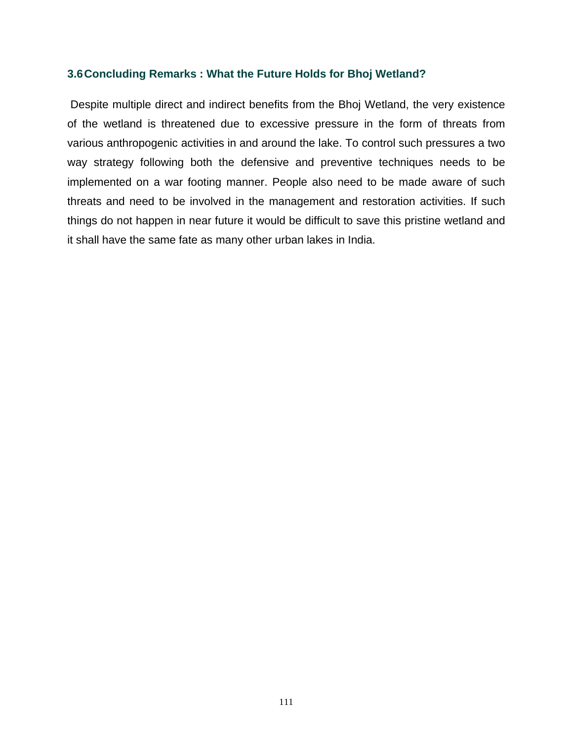### 3.6 Concluding Remarks : What the Future Holds for Bhoj Wetland?

Despite multiple direct and indirect benefits from the Bhoj Wetland, the very existence of the wetland is threatened due to excessive pressure in the form of threats from various anthropogenic activities in and around the lake. To control such pressures a two way strategy following both the defensive and preventive techniques needs to be implemented on a war footing manner. People also need to be made aware of such threats and need to be involved in the management and restoration activities. If such things do not happen in near future it would be difficult to save this pristine wetland and it shall have the same fate as many other urban lakes in India.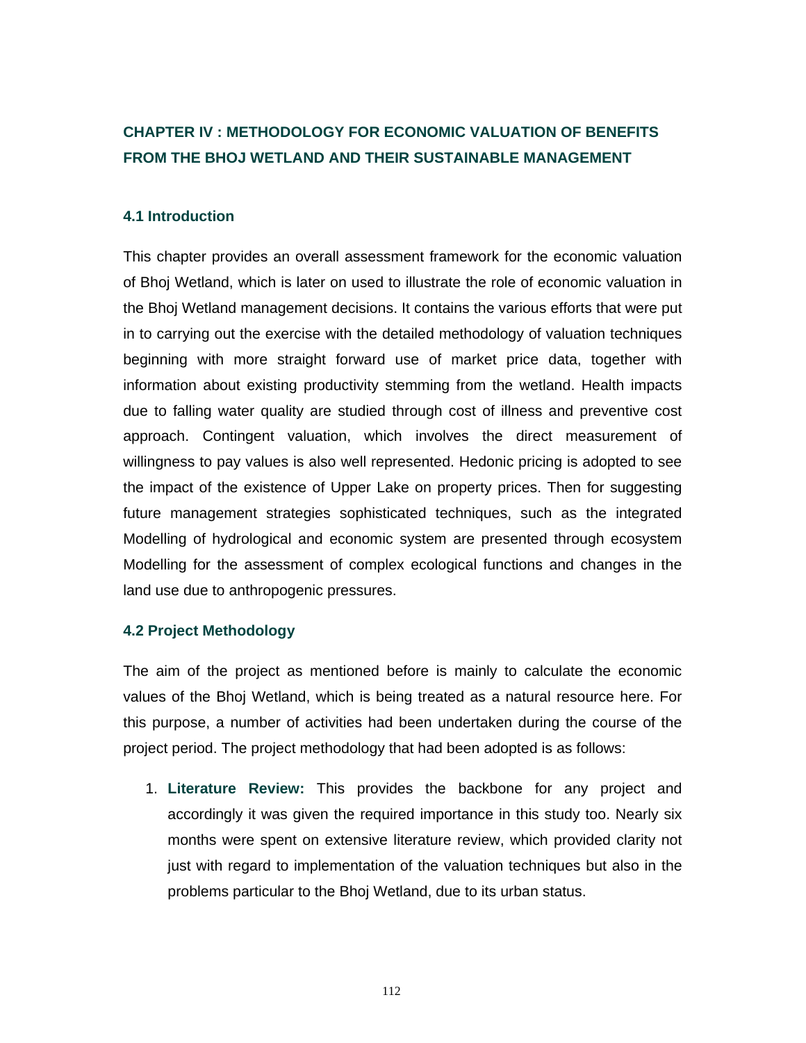# CHAPTER IV : METHODOLOGY FOR ECONOMIC VALUATION OF BENEFITS FROM THE BHOJ WETLAND AND THEIR SUSTAINABLE MANAGEMENT

## 4.1 Introduction

This chapter provides an overall assessment framework for the economic valuation of Bhoj Wetland, which is later on used to illustrate the role of economic valuation in the Bhoj Wetland management decisions. It contains the various efforts that were put in to carrying out the exercise with the detailed methodology of valuation techniques beginning with more straight forward use of market price data, together with information about existing productivity stemming from the wetland. Health impacts due to falling water quality are studied through cost of illness and preventive cost approach. Contingent valuation, which involves the direct measurement of willingness to pay values is also well represented. Hedonic pricing is adopted to see the impact of the existence of Upper Lake on property prices. Then for suggesting future management strategies sophisticated techniques, such as the integrated Modelling of hydrological and economic system are presented through ecosystem Modelling for the assessment of complex ecological functions and changes in the land use due to anthropogenic pressures.

## 4.2 Project Methodology

The aim of the project as mentioned before is mainly to calculate the economic values of the Bhoj Wetland, which is being treated as a natural resource here. For this purpose, a number of activities had been undertaken during the course of the project period. The project methodology that had been adopted is as follows:

1. **Literature Review:** This provides the backbone for any project and accordingly it was given the required importance in this study too. Nearly six months were spent on extensive literature review, which provided clarity not just with regard to implementation of the valuation techniques but also in the problems particular to the Bhoj Wetland, due to its urban status.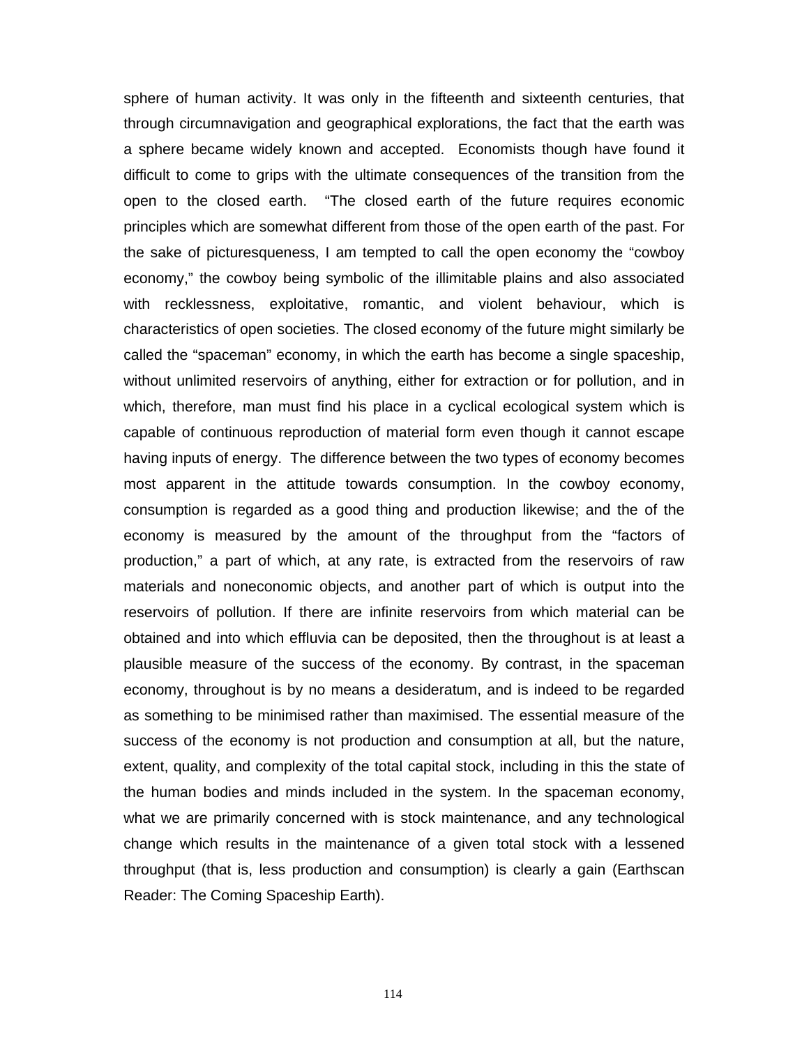sphere of human activity. It was only in the fifteenth and sixteenth centuries, that through circumnavigation and geographical explorations, the fact that the earth was a sphere became widely known and accepted. Economists though have found it difficult to come to grips with the ultimate consequences of the transition from the open to the closed earth. "The closed earth of the future requires economic principles which are somewhat different from those of the open earth of the past. For the sake of picturesqueness, I am tempted to call the open economy the "cowboy economy," the cowboy being symbolic of the illimitable plains and also associated with recklessness, exploitative, romantic, and violent behaviour, which is characteristics of open societies. The closed economy of the future might similarly be called the "spaceman" economy, in which the earth has become a single spaceship, without unlimited reservoirs of anything, either for extraction or for pollution, and in which, therefore, man must find his place in a cyclical ecological system which is capable of continuous reproduction of material form even though it cannot escape having inputs of energy. The difference between the two types of economy becomes most apparent in the attitude towards consumption. In the cowboy economy, consumption is regarded as a good thing and production likewise; and the of the economy is measured by the amount of the throughput from the "factors of production," a part of which, at any rate, is extracted from the reservoirs of raw materials and noneconomic objects, and another part of which is output into the reservoirs of pollution. If there are infinite reservoirs from which material can be obtained and into which effluvia can be deposited, then the throughout is at least a plausible measure of the success of the economy. By contrast, in the spaceman economy, throughout is by no means a desideratum, and is indeed to be regarded as something to be minimised rather than maximised. The essential measure of the success of the economy is not production and consumption at all, but the nature, extent, quality, and complexity of the total capital stock, including in this the state of the human bodies and minds included in the system. In the spaceman economy, what we are primarily concerned with is stock maintenance, and any technological change which results in the maintenance of a given total stock with a lessened throughput (that is, less production and consumption) is clearly a gain (Earthscan Reader: The Coming Spaceship Earth).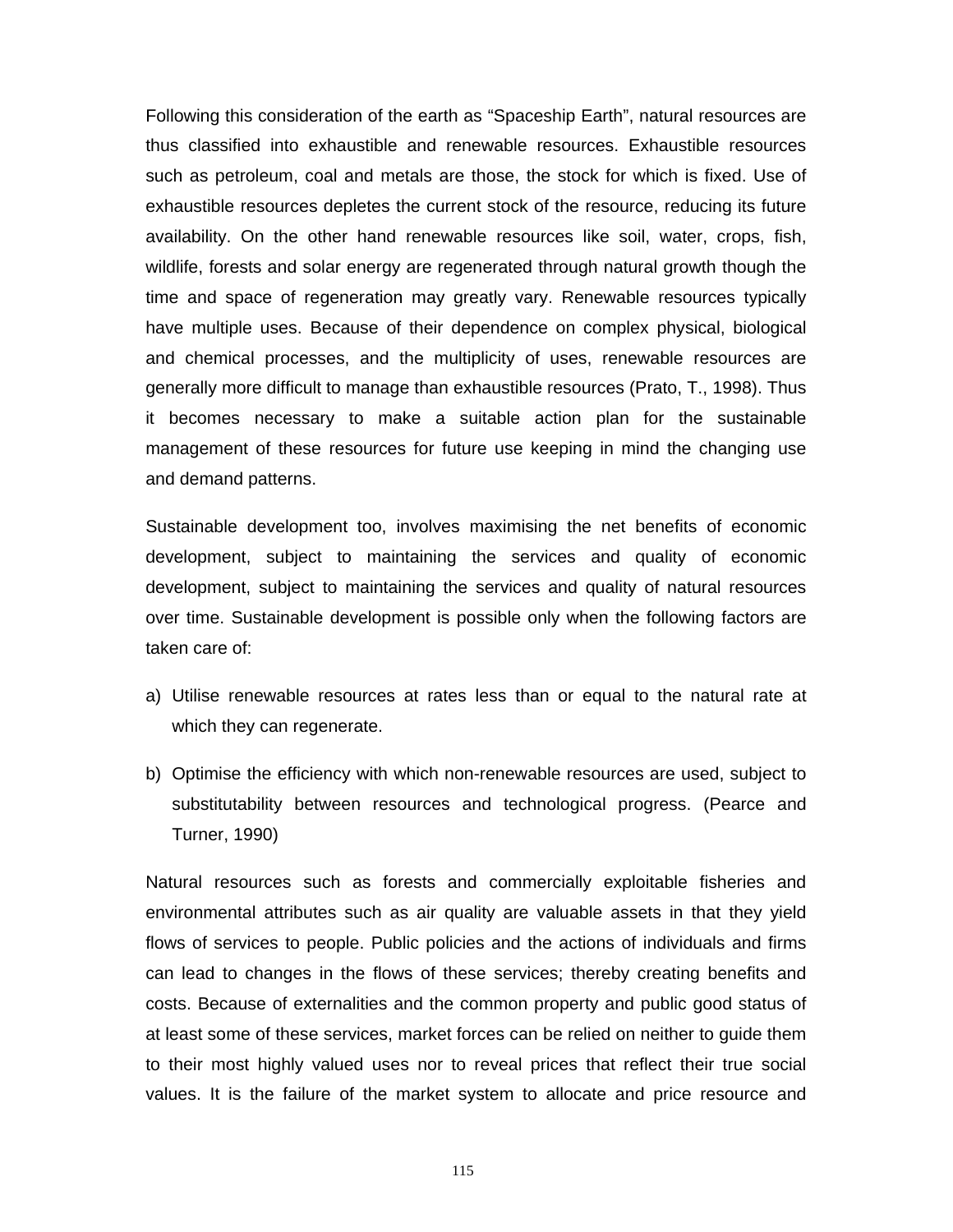Following this consideration of the earth as "Spaceship Earth", natural resources are thus classified into exhaustible and renewable resources. Exhaustible resources such as petroleum, coal and metals are those, the stock for which is fixed. Use of exhaustible resources depletes the current stock of the resource, reducing its future availability. On the other hand renewable resources like soil, water, crops, fish, wildlife, forests and solar energy are regenerated through natural growth though the time and space of regeneration may greatly vary. Renewable resources typically have multiple uses. Because of their dependence on complex physical, biological and chemical processes, and the multiplicity of uses, renewable resources are generally more difficult to manage than exhaustible resources (Prato, T., 1998). Thus it becomes necessary to make a suitable action plan for the sustainable management of these resources for future use keeping in mind the changing use and demand patterns.

Sustainable development too, involves maximising the net benefits of economic development, subject to maintaining the services and quality of economic development, subject to maintaining the services and quality of natural resources over time. Sustainable development is possible only when the following factors are taken care of:

a) Utilise renewable resources at rates less than or equal to the natural rate at which they can regenerate.

b) Optimise the efficiency with which non-renewable resources are used, subject to substitutability between resources and technological progress. (Pearce and Turner, 1990)

Natural resources such as forests and commercially exploitable fisheries and environmental attributes such as air quality are valuable assets in that they yield flows of services to people. Public policies and the actions of individuals and firms can lead to changes in the flows of these services; thereby creating benefits and costs. Because of externalities and the common property and public good status of at least some of these services, market forces can be relied on neither to guide them to their most highly valued uses nor to reveal prices that reflect their true social values. It is the failure of the market system to allocate and price resource and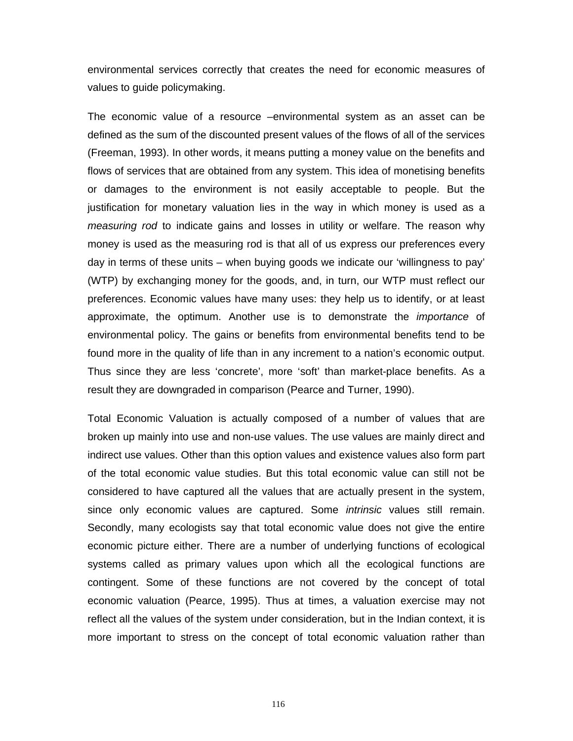environmental services correctly that creates the need for economic measures of values to guide policymaking.

The economic value of a resource –environmental system as an asset can be defined as the sum of the discounted present values of the flows of all of the services (Freeman, 1993). In other words, it means putting a money value on the benefits and flows of services that are obtained from any system. This idea of monetising benefits or damages to the environment is not easily acceptable to people. But the justification for monetary valuation lies in the way in which money is used as a *measuring rod* to indicate gains and losses in utility or welfare. The reason why money is used as the measuring rod is that all of us express our preferences every day in terms of these units – when buying goods we indicate our 'willingness to pay' (WTP) by exchanging money for the goods, and, in turn, our WTP must reflect our preferences. Economic values have many uses: they help us to identify, or at least approximate, the optimum. Another use is to demonstrate the *importance* of environmental policy. The gains or benefits from environmental benefits tend to be found more in the quality of life than in any increment to a nation's economic output. Thus since they are less 'concrete', more 'soft' than market-place benefits. As a result they are downgraded in comparison (Pearce and Turner, 1990).

Total Economic Valuation is actually composed of a number of values that are broken up mainly into use and non-use values. The use values are mainly direct and indirect use values. Other than this option values and existence values also form part of the total economic value studies. But this total economic value can still not be considered to have captured all the values that are actually present in the system, since only economic values are captured. Some *intrinsic* values still remain. Secondly, many ecologists say that total economic value does not give the entire economic picture either. There are a number of underlying functions of ecological systems called as primary values upon which all the ecological functions are contingent. Some of these functions are not covered by the concept of total economic valuation (Pearce, 1995). Thus at times, a valuation exercise may not reflect all the values of the system under consideration, but in the Indian context, it is more important to stress on the concept of total economic valuation rather than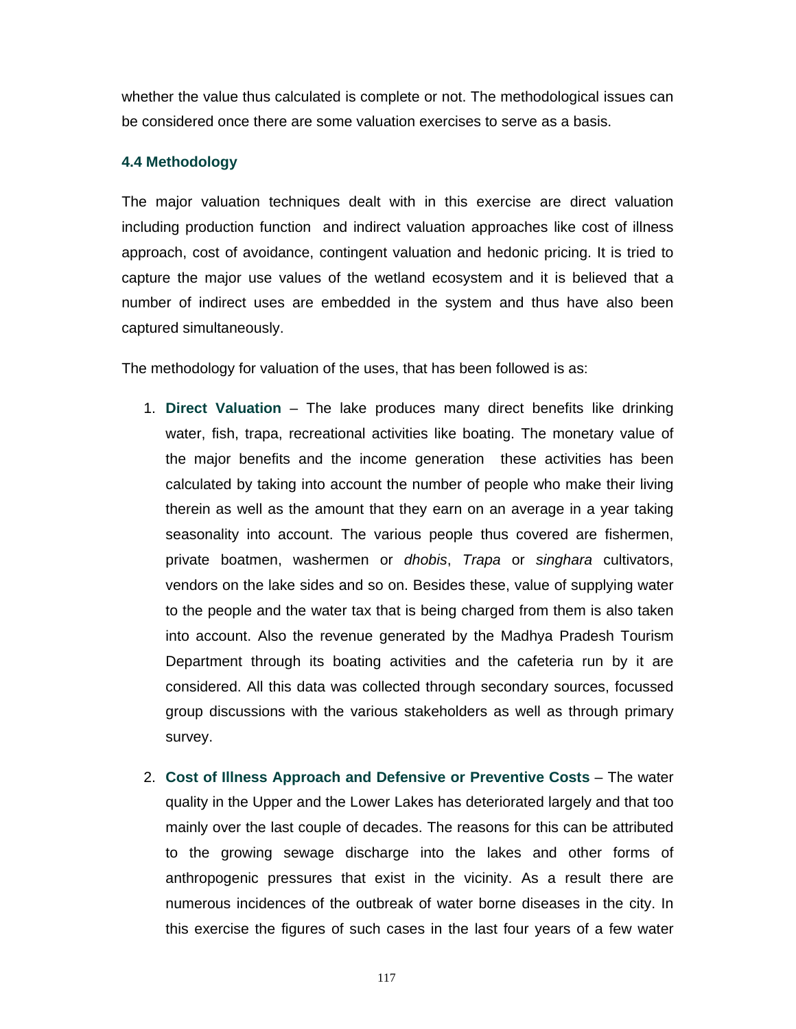whether the value thus calculated is complete or not. The methodological issues can be considered once there are some valuation exercises to serve as a basis.

### 4.4 Methodology

The major valuation techniques dealt with in this exercise are direct valuation including production function and indirect valuation approaches like cost of illness approach, cost of avoidance, contingent valuation and hedonic pricing. It is tried to capture the major use values of the wetland ecosystem and it is believed that a number of indirect uses are embedded in the system and thus have also been captured simultaneously.

The methodology for valuation of the uses, that has been followed is as:

1. **Direct Valuation** – The lake produces many direct benefits like drinking water, fish, trapa, recreational activities like boating. The monetary value of the major benefits and the income generation these activities has been calculated by taking into account the number of people who make their living therein as well as the amount that they earn on an average in a year taking seasonality into account. The various people thus covered are fishermen, private boatmen, washermen or *dhobis*, *Trapa* or *singhara* cultivators, vendors on the lake sides and so on. Besides these, value of supplying water to the people and the water tax that is being charged from them is also taken into account. Also the revenue generated by the Madhya Pradesh Tourism Department through its boating activities and the cafeteria run by it are considered. All this data was collected through secondary sources, focussed group discussions with the various stakeholders as well as through primary survey.

2. **Cost of Illness Approach and Defensive or Preventive Costs** – The water quality in the Upper and the Lower Lakes has deteriorated largely and that too mainly over the last couple of decades. The reasons for this can be attributed to the growing sewage discharge into the lakes and other forms of anthropogenic pressures that exist in the vicinity. As a result there are numerous incidences of the outbreak of water borne diseases in the city. In this exercise the figures of such cases in the last four years of a few water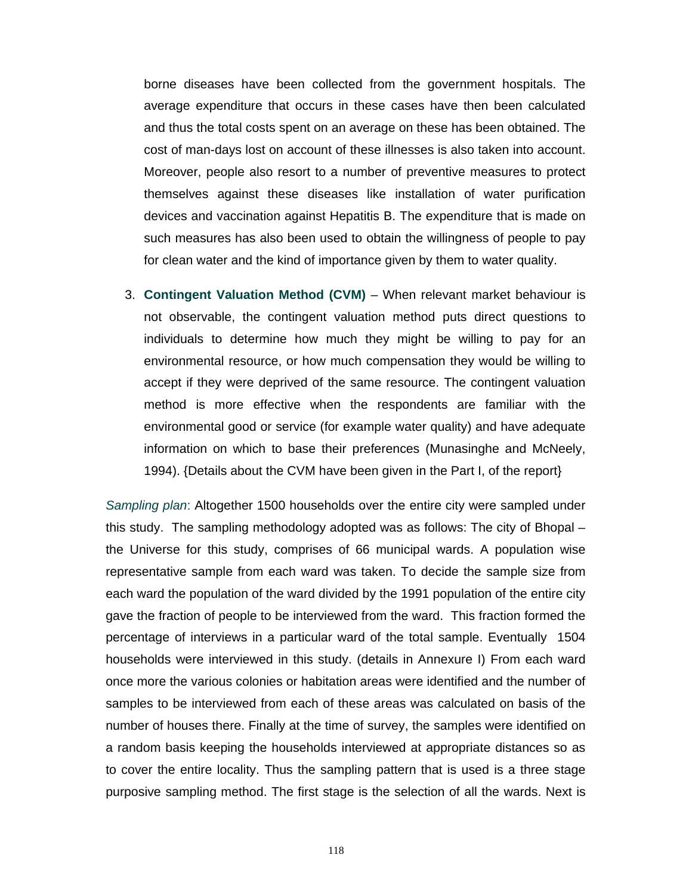borne diseases have been collected from the government hospitals. The average expenditure that occurs in these cases have then been calculated and thus the total costs spent on an average on these has been obtained. The cost of man-days lost on account of these illnesses is also taken into account. Moreover, people also resort to a number of preventive measures to protect themselves against these diseases like installation of water purification devices and vaccination against Hepatitis B. The expenditure that is made on such measures has also been used to obtain the willingness of people to pay for clean water and the kind of importance given by them to water quality.

3. **Contingent Valuation Method (CVM)** – When relevant market behaviour is not observable, the contingent valuation method puts direct questions to individuals to determine how much they might be willing to pay for an environmental resource, or how much compensation they would be willing to accept if they were deprived of the same resource. The contingent valuation method is more effective when the respondents are familiar with the environmental good or service (for example water quality) and have adequate information on which to base their preferences (Munasinghe and McNeely, 1994). {Details about the CVM have been given in the Part I, of the report}

*Sampling plan*: Altogether 1500 households over the entire city were sampled under this study. The sampling methodology adopted was as follows: The city of Bhopal – the Universe for this study, comprises of 66 municipal wards. A population wise representative sample from each ward was taken. To decide the sample size from each ward the population of the ward divided by the 1991 population of the entire city gave the fraction of people to be interviewed from the ward. This fraction formed the percentage of interviews in a particular ward of the total sample. Eventually 1504 households were interviewed in this study. (details in Annexure I) From each ward once more the various colonies or habitation areas were identified and the number of samples to be interviewed from each of these areas was calculated on basis of the number of houses there. Finally at the time of survey, the samples were identified on a random basis keeping the households interviewed at appropriate distances so as to cover the entire locality. Thus the sampling pattern that is used is a three stage purposive sampling method. The first stage is the selection of all the wards. Next is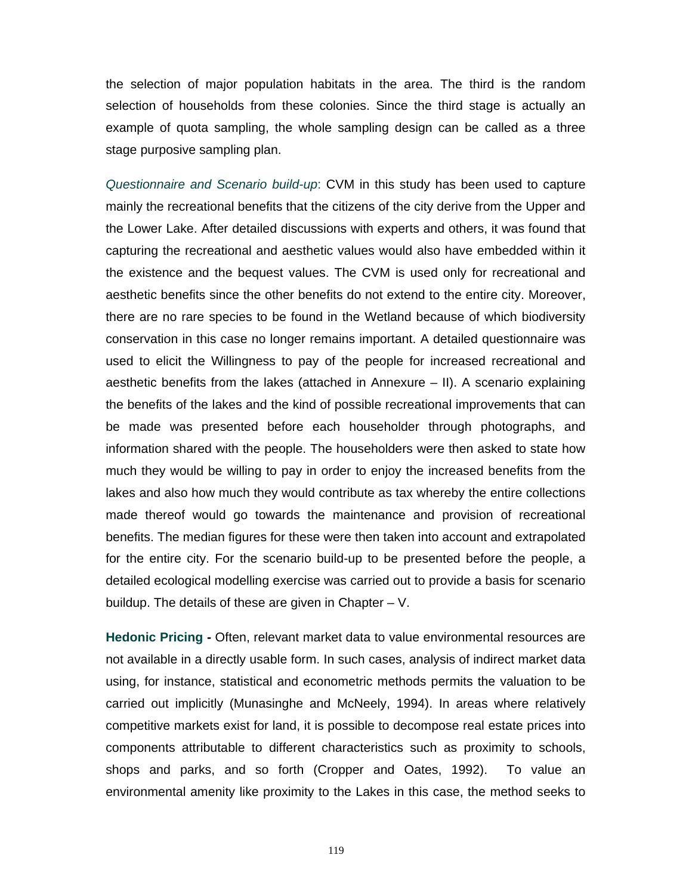the selection of major population habitats in the area. The third is the random selection of households from these colonies. Since the third stage is actually an example of quota sampling, the whole sampling design can be called as a three stage purposive sampling plan.

*Questionnaire and Scenario build-up*: CVM in this study has been used to capture mainly the recreational benefits that the citizens of the city derive from the Upper and the Lower Lake. After detailed discussions with experts and others, it was found that capturing the recreational and aesthetic values would also have embedded within it the existence and the bequest values. The CVM is used only for recreational and aesthetic benefits since the other benefits do not extend to the entire city. Moreover, there are no rare species to be found in the Wetland because of which biodiversity conservation in this case no longer remains important. A detailed questionnaire was used to elicit the Willingness to pay of the people for increased recreational and aesthetic benefits from the lakes (attached in Annexure – II). A scenario explaining the benefits of the lakes and the kind of possible recreational improvements that can be made was presented before each householder through photographs, and information shared with the people. The householders were then asked to state how much they would be willing to pay in order to enjoy the increased benefits from the lakes and also how much they would contribute as tax whereby the entire collections made thereof would go towards the maintenance and provision of recreational benefits. The median figures for these were then taken into account and extrapolated for the entire city. For the scenario build-up to be presented before the people, a detailed ecological modelling exercise was carried out to provide a basis for scenario buildup. The details of these are given in Chapter – V.

**Hedonic Pricing -** Often, relevant market data to value environmental resources are not available in a directly usable form. In such cases, analysis of indirect market data using, for instance, statistical and econometric methods permits the valuation to be carried out implicitly (Munasinghe and McNeely, 1994). In areas where relatively competitive markets exist for land, it is possible to decompose real estate prices into components attributable to different characteristics such as proximity to schools, shops and parks, and so forth (Cropper and Oates, 1992). To value an environmental amenity like proximity to the Lakes in this case, the method seeks to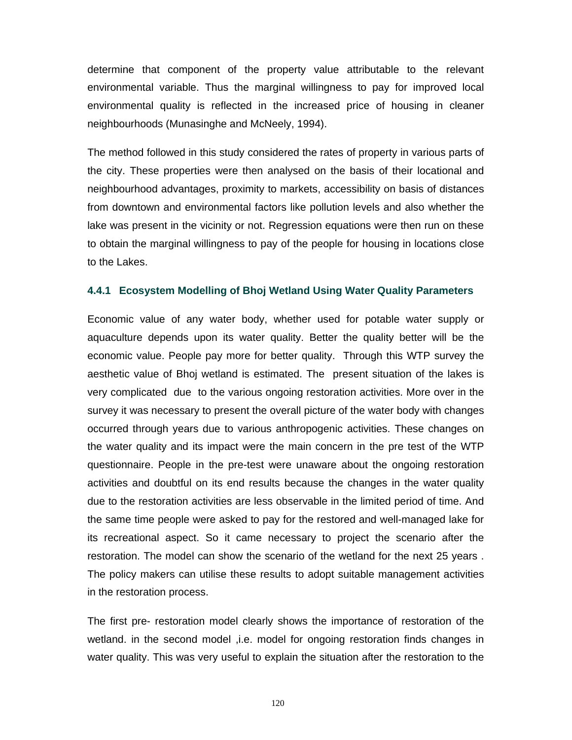determine that component of the property value attributable to the relevant environmental variable. Thus the marginal willingness to pay for improved local environmental quality is reflected in the increased price of housing in cleaner neighbourhoods (Munasinghe and McNeely, 1994).

The method followed in this study considered the rates of property in various parts of the city. These properties were then analysed on the basis of their locational and neighbourhood advantages, proximity to markets, accessibility on basis of distances from downtown and environmental factors like pollution levels and also whether the lake was present in the vicinity or not. Regression equations were then run on these to obtain the marginal willingness to pay of the people for housing in locations close to the Lakes.

### 4.4.1 Ecosystem Modelling of Bhoj Wetland Using Water Quality Parameters

Economic value of any water body, whether used for potable water supply or aquaculture depends upon its water quality. Better the quality better will be the economic value. People pay more for better quality. Through this WTP survey the aesthetic value of Bhoj wetland is estimated. The present situation of the lakes is very complicated due to the various ongoing restoration activities. More over in the survey it was necessary to present the overall picture of the water body with changes occurred through years due to various anthropogenic activities. These changes on the water quality and its impact were the main concern in the pre test of the WTP questionnaire. People in the pre-test were unaware about the ongoing restoration activities and doubtful on its end results because the changes in the water quality due to the restoration activities are less observable in the limited period of time. And the same time people were asked to pay for the restored and well-managed lake for its recreational aspect. So it came necessary to project the scenario after the restoration. The model can show the scenario of the wetland for the next 25 years . The policy makers can utilise these results to adopt suitable management activities in the restoration process.

The first pre- restoration model clearly shows the importance of restoration of the wetland. in the second model ,i.e. model for ongoing restoration finds changes in water quality. This was very useful to explain the situation after the restoration to the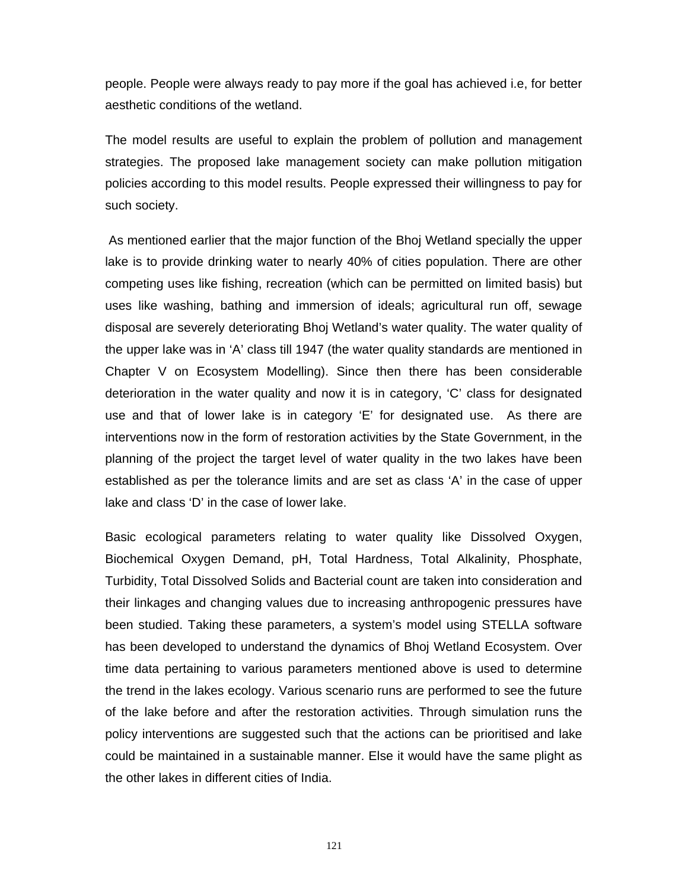people. People were always ready to pay more if the goal has achieved i.e, for better aesthetic conditions of the wetland.

The model results are useful to explain the problem of pollution and management strategies. The proposed lake management society can make pollution mitigation policies according to this model results. People expressed their willingness to pay for such society.

As mentioned earlier that the major function of the Bhoj Wetland specially the upper lake is to provide drinking water to nearly 40% of cities population. There are other competing uses like fishing, recreation (which can be permitted on limited basis) but uses like washing, bathing and immersion of ideals; agricultural run off, sewage disposal are severely deteriorating Bhoj Wetland's water quality. The water quality of the upper lake was in 'A' class till 1947 (the water quality standards are mentioned in Chapter V on Ecosystem Modelling). Since then there has been considerable deterioration in the water quality and now it is in category, 'C' class for designated use and that of lower lake is in category 'E' for designated use. As there are interventions now in the form of restoration activities by the State Government, in the planning of the project the target level of water quality in the two lakes have been established as per the tolerance limits and are set as class 'A' in the case of upper lake and class 'D' in the case of lower lake.

Basic ecological parameters relating to water quality like Dissolved Oxygen, Biochemical Oxygen Demand, pH, Total Hardness, Total Alkalinity, Phosphate, Turbidity, Total Dissolved Solids and Bacterial count are taken into consideration and their linkages and changing values due to increasing anthropogenic pressures have been studied. Taking these parameters, a system's model using STELLA software has been developed to understand the dynamics of Bhoj Wetland Ecosystem. Over time data pertaining to various parameters mentioned above is used to determine the trend in the lakes ecology. Various scenario runs are performed to see the future of the lake before and after the restoration activities. Through simulation runs the policy interventions are suggested such that the actions can be prioritised and lake could be maintained in a sustainable manner. Else it would have the same plight as the other lakes in different cities of India.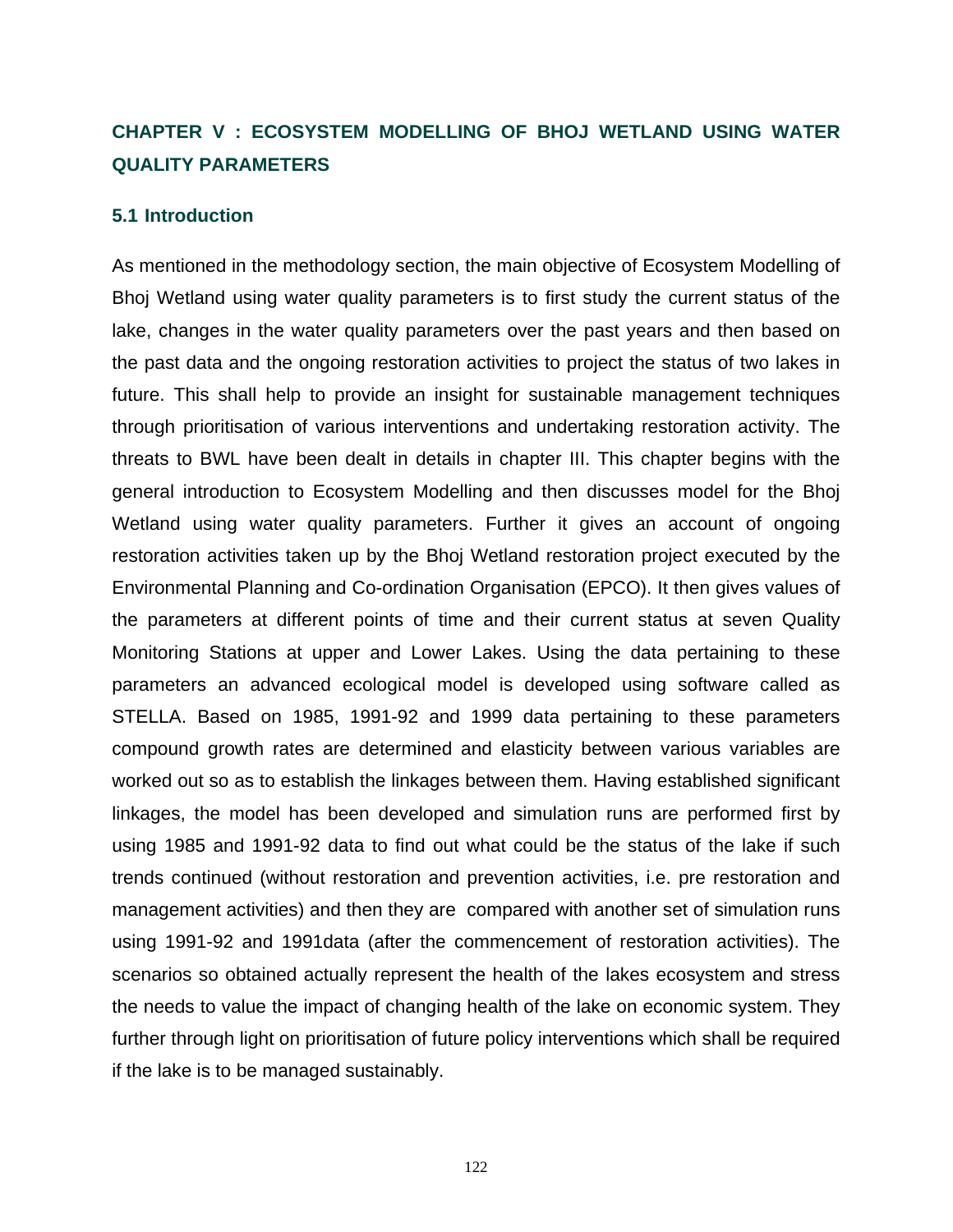# CHAPTER V : ECOSYSTEM MODELLING OF BHOJ WETLAND USING WATER QUALITY PARAMETERS

## 5.1 Introduction

As mentioned in the methodology section, the main objective of Ecosystem Modelling of Bhoj Wetland using water quality parameters is to first study the current status of the lake, changes in the water quality parameters over the past years and then based on the past data and the ongoing restoration activities to project the status of two lakes in future. This shall help to provide an insight for sustainable management techniques through prioritisation of various interventions and undertaking restoration activity. The threats to BWL have been dealt in details in chapter III. This chapter begins with the general introduction to Ecosystem Modelling and then discusses model for the Bhoj Wetland using water quality parameters. Further it gives an account of ongoing restoration activities taken up by the Bhoj Wetland restoration project executed by the Environmental Planning and Co-ordination Organisation (EPCO). It then gives values of the parameters at different points of time and their current status at seven Quality Monitoring Stations at upper and Lower Lakes. Using the data pertaining to these parameters an advanced ecological model is developed using software called as STELLA. Based on 1985, 1991-92 and 1999 data pertaining to these parameters compound growth rates are determined and elasticity between various variables are worked out so as to establish the linkages between them. Having established significant linkages, the model has been developed and simulation runs are performed first by using 1985 and 1991-92 data to find out what could be the status of the lake if such trends continued (without restoration and prevention activities, i.e. pre restoration and management activities) and then they are compared with another set of simulation runs using 1991-92 and 1991data (after the commencement of restoration activities). The scenarios so obtained actually represent the health of the lakes ecosystem and stress the needs to value the impact of changing health of the lake on economic system. They further through light on prioritisation of future policy interventions which shall be required if the lake is to be managed sustainably.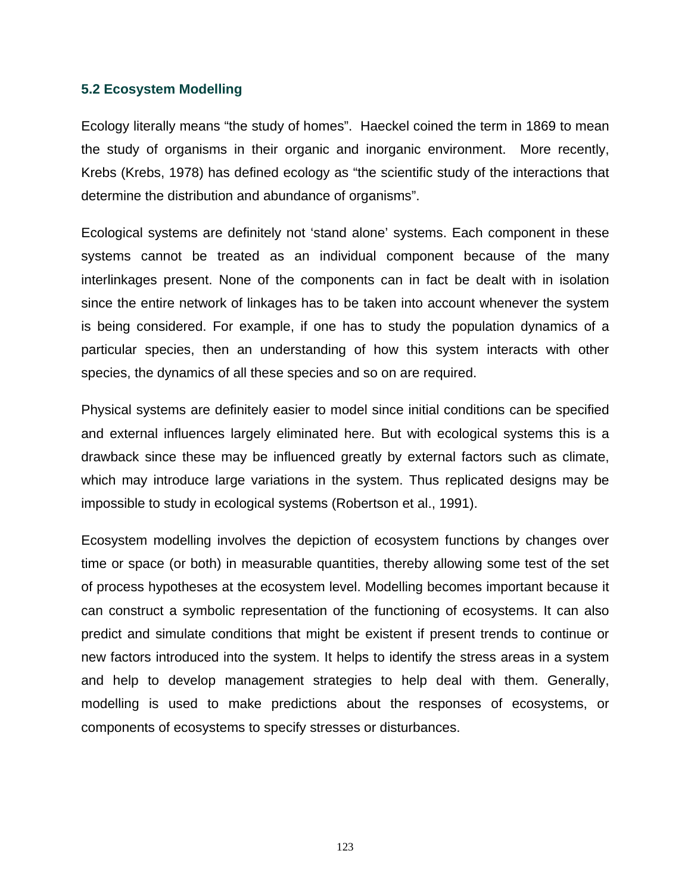## 5.2 Ecosystem Modelling

Ecology literally means “the study of homes”. Haeckel coined the term in 1869 to mean the study of organisms in their organic and inorganic environment. More recently, Krebs (Krebs, 1978) has defined ecology as “the scientific study of the interactions that determine the distribution and abundance of organisms”.

Ecological systems are definitely not ‘stand alone’ systems. Each component in these systems cannot be treated as an individual component because of the many interlinkages present. None of the components can in fact be dealt with in isolation since the entire network of linkages has to be taken into account whenever the system is being considered. For example, if one has to study the population dynamics of a particular species, then an understanding of how this system interacts with other species, the dynamics of all these species and so on are required.

Physical systems are definitely easier to model since initial conditions can be specified and external influences largely eliminated here. But with ecological systems this is a drawback since these may be influenced greatly by external factors such as climate, which may introduce large variations in the system. Thus replicated designs may be impossible to study in ecological systems (Robertson et al., 1991).

Ecosystem modelling involves the depiction of ecosystem functions by changes over time or space (or both) in measurable quantities, thereby allowing some test of the set of process hypotheses at the ecosystem level. Modelling becomes important because it can construct a symbolic representation of the functioning of ecosystems. It can also predict and simulate conditions that might be existent if present trends to continue or new factors introduced into the system. It helps to identify the stress areas in a system and help to develop management strategies to help deal with them. Generally, modelling is used to make predictions about the responses of ecosystems, or components of ecosystems to specify stresses or disturbances.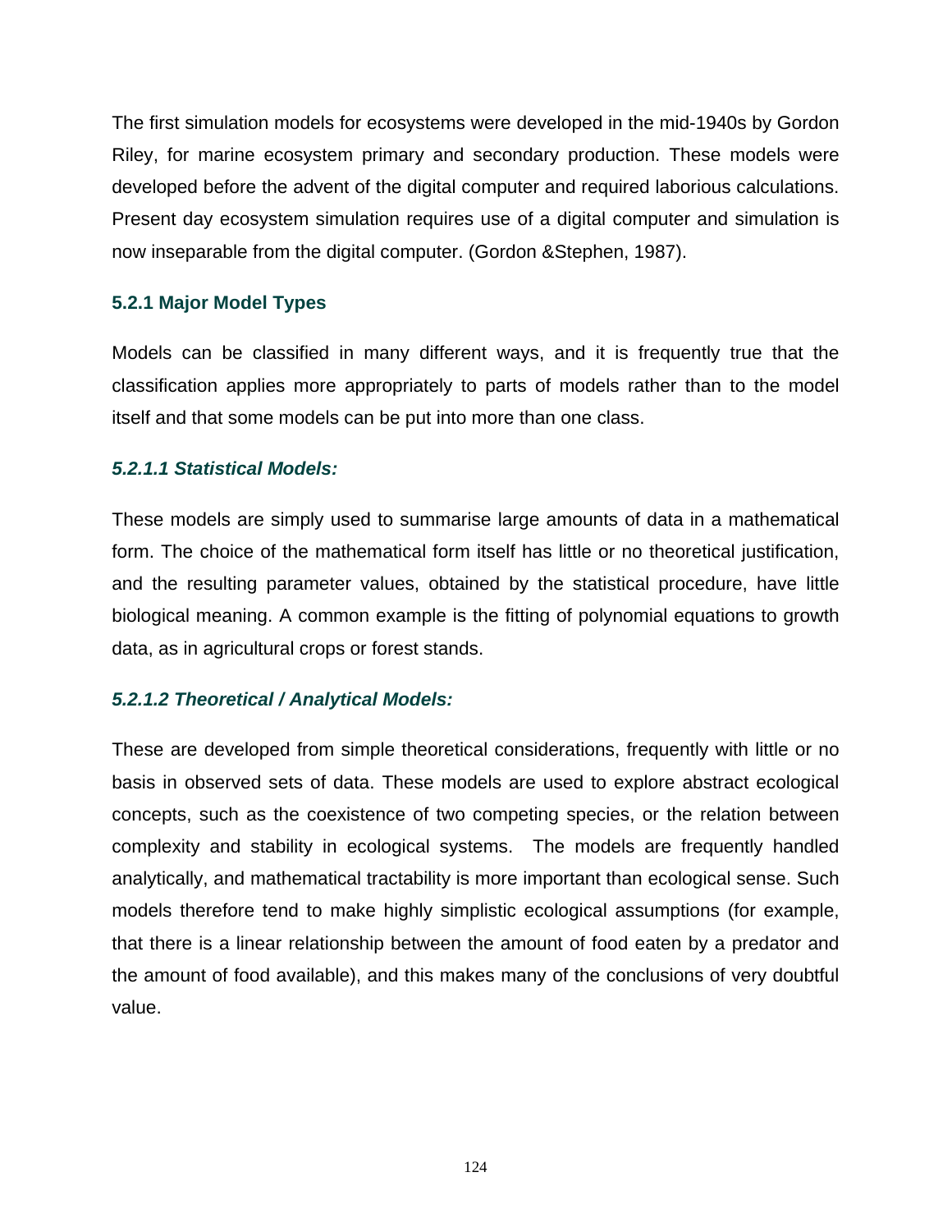The first simulation models for ecosystems were developed in the mid-1940s by Gordon Riley, for marine ecosystem primary and secondary production. These models were developed before the advent of the digital computer and required laborious calculations. Present day ecosystem simulation requires use of a digital computer and simulation is now inseparable from the digital computer. (Gordon &Stephen, 1987).

### 5.2.1 Major Model Types

Models can be classified in many different ways, and it is frequently true that the classification applies more appropriately to parts of models rather than to the model itself and that some models can be put into more than one class.

#### *5.2.1.1 Statistical Models:*

These models are simply used to summarise large amounts of data in a mathematical form. The choice of the mathematical form itself has little or no theoretical justification, and the resulting parameter values, obtained by the statistical procedure, have little biological meaning. A common example is the fitting of polynomial equations to growth data, as in agricultural crops or forest stands.

#### *5.2.1.2 Theoretical / Analytical Models:*

These are developed from simple theoretical considerations, frequently with little or no basis in observed sets of data. These models are used to explore abstract ecological concepts, such as the coexistence of two competing species, or the relation between complexity and stability in ecological systems. The models are frequently handled analytically, and mathematical tractability is more important than ecological sense. Such models therefore tend to make highly simplistic ecological assumptions (for example, that there is a linear relationship between the amount of food eaten by a predator and the amount of food available), and this makes many of the conclusions of very doubtful value.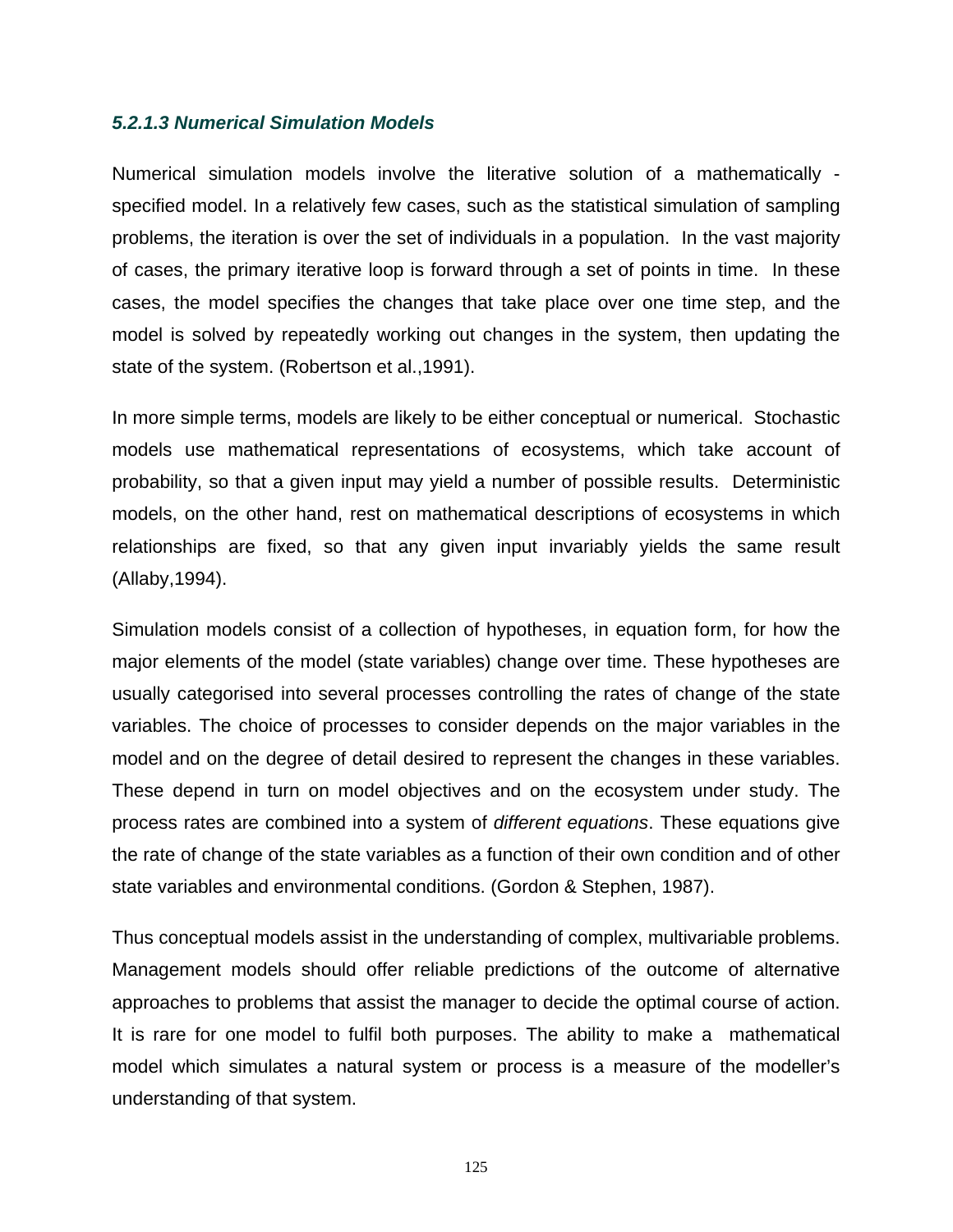### *5.2.1.3 Numerical Simulation Models*

Numerical simulation models involve the literative solution of a mathematically - specified model. In a relatively few cases, such as the statistical simulation of sampling problems, the iteration is over the set of individuals in a population. In the vast majority of cases, the primary iterative loop is forward through a set of points in time. In these cases, the model specifies the changes that take place over one time step, and the model is solved by repeatedly working out changes in the system, then updating the state of the system. (Robertson et al.,1991).

In more simple terms, models are likely to be either conceptual or numerical. Stochastic models use mathematical representations of ecosystems, which take account of probability, so that a given input may yield a number of possible results. Deterministic models, on the other hand, rest on mathematical descriptions of ecosystems in which relationships are fixed, so that any given input invariably yields the same result (Allaby,1994).

Simulation models consist of a collection of hypotheses, in equation form, for how the major elements of the model (state variables) change over time. These hypotheses are usually categorised into several processes controlling the rates of change of the state variables. The choice of processes to consider depends on the major variables in the model and on the degree of detail desired to represent the changes in these variables. These depend in turn on model objectives and on the ecosystem under study. The process rates are combined into a system of *different equations*. These equations give the rate of change of the state variables as a function of their own condition and of other state variables and environmental conditions. (Gordon & Stephen, 1987).

Thus conceptual models assist in the understanding of complex, multivariable problems. Management models should offer reliable predictions of the outcome of alternative approaches to problems that assist the manager to decide the optimal course of action. It is rare for one model to fulfil both purposes. The ability to make a mathematical model which simulates a natural system or process is a measure of the modeller's understanding of that system.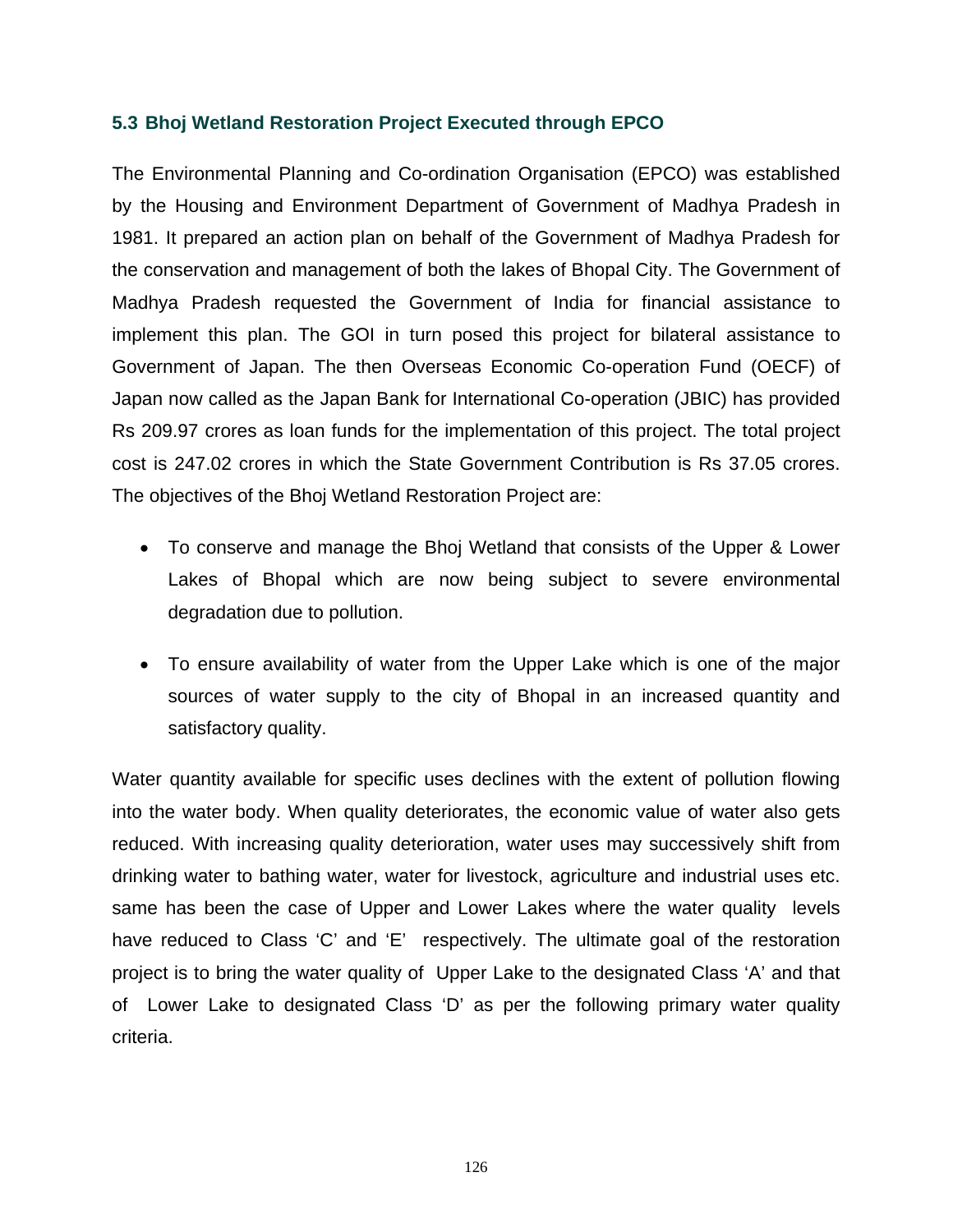### 5.3 Bhoj Wetland Restoration Project Executed through EPCO

The Environmental Planning and Co-ordination Organisation (EPCO) was established by the Housing and Environment Department of Government of Madhya Pradesh in 1981. It prepared an action plan on behalf of the Government of Madhya Pradesh for the conservation and management of both the lakes of Bhopal City. The Government of Madhya Pradesh requested the Government of India for financial assistance to implement this plan. The GOI in turn posed this project for bilateral assistance to Government of Japan. The then Overseas Economic Co-operation Fund (OECF) of Japan now called as the Japan Bank for International Co-operation (JBIC) has provided Rs 209.97 crores as loan funds for the implementation of this project. The total project cost is 247.02 crores in which the State Government Contribution is Rs 37.05 crores. The objectives of the Bhoj Wetland Restoration Project are:

- To conserve and manage the Bhoj Wetland that consists of the Upper & Lower Lakes of Bhopal which are now being subject to severe environmental degradation due to pollution.
- To ensure availability of water from the Upper Lake which is one of the major sources of water supply to the city of Bhopal in an increased quantity and satisfactory quality.

Water quantity available for specific uses declines with the extent of pollution flowing into the water body. When quality deteriorates, the economic value of water also gets reduced. With increasing quality deterioration, water uses may successively shift from drinking water to bathing water, water for livestock, agriculture and industrial uses etc. same has been the case of Upper and Lower Lakes where the water quality levels have reduced to Class 'C' and 'E' respectively. The ultimate goal of the restoration project is to bring the water quality of Upper Lake to the designated Class 'A' and that of Lower Lake to designated Class 'D' as per the following primary water quality criteria.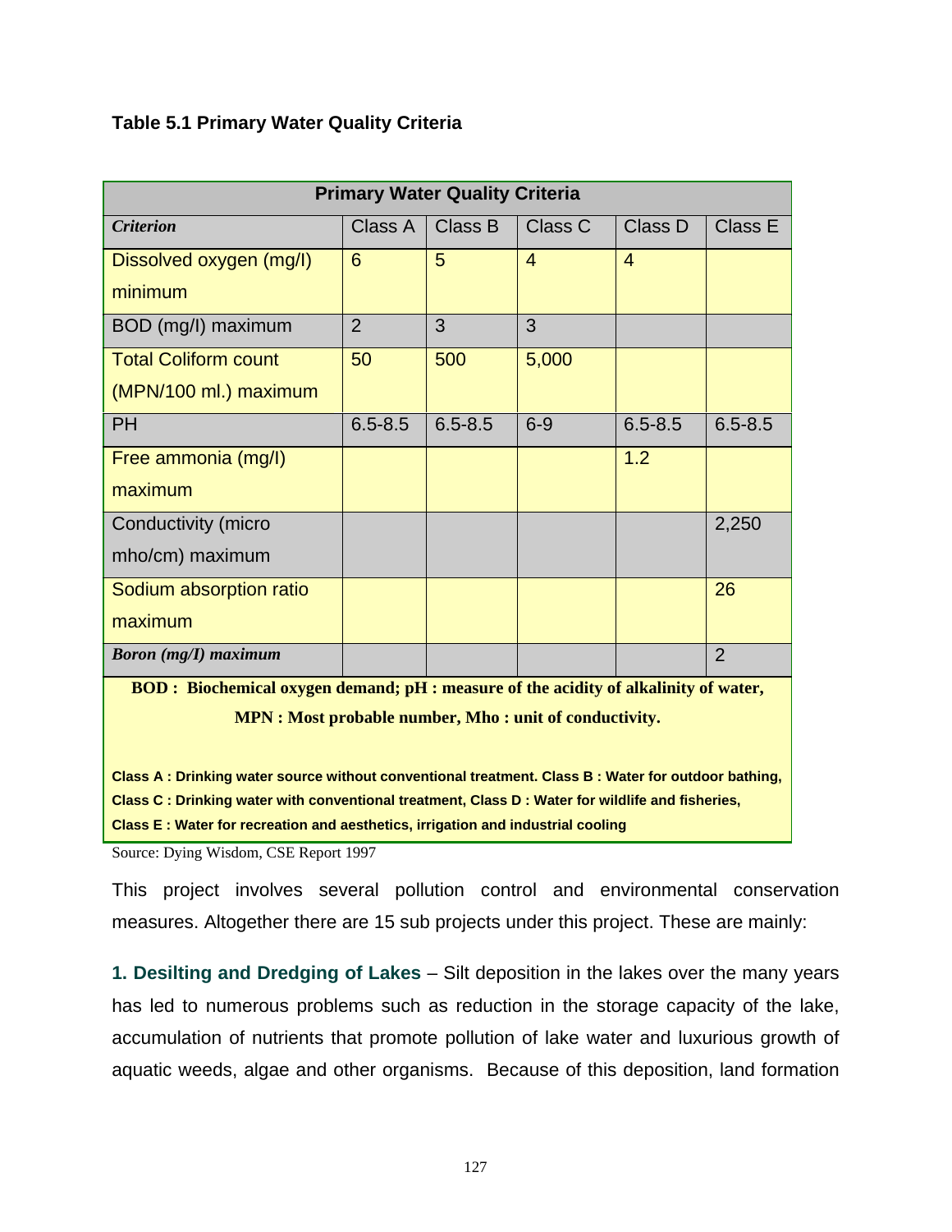**Table 5.1 Primary Water Quality Criteria**

| Primary Water Quality Criteria | | | | | |
|---|---|---|---|---|---|
| ***Criterion*** | Class A | Class B | Class C | Class D | Class E |
| Dissolved oxygen (mg/l) minimum | 6 | 5 | 4 | 4 | |
| BOD (mg/l) maximum | 2 | 3 | 3 | | |
| Total Coliform count (MPN/100 ml.) maximum | 50 | 500 | 5,000 | | |
| PH | 6.5-8.5 | 6.5-8.5 | 6-9 | 6.5-8.5 | 6.5-8.5 |
| Free ammonia (mg/l) maximum | | | | 1.2 | |
| Conductivity (micro mho/cm) maximum | | | | | 2,250 |
| Sodium absorption ratio maximum | | | | | 26 |
| ***Boron (mg/I) maximum*** | | | | | 2 |

**BOD : Biochemical oxygen demand; pH : measure of the acidity of alkalinity of water, MPN : Most probable number, Mho : unit of conductivity.**

**Class A : Drinking water source without conventional treatment. Class B : Water for outdoor bathing, Class C : Drinking water with conventional treatment, Class D : Water for wildlife and fisheries, Class E : Water for recreation and aesthetics, irrigation and industrial cooling**

Source: Dying Wisdom, CSE Report 1997

This project involves several pollution control and environmental conservation measures. Altogether there are 15 sub projects under this project. These are mainly:

**1. Desilting and Dredging of Lakes** – Silt deposition in the lakes over the many years has led to numerous problems such as reduction in the storage capacity of the lake, accumulation of nutrients that promote pollution of lake water and luxurious growth of aquatic weeds, algae and other organisms. Because of this deposition, land formation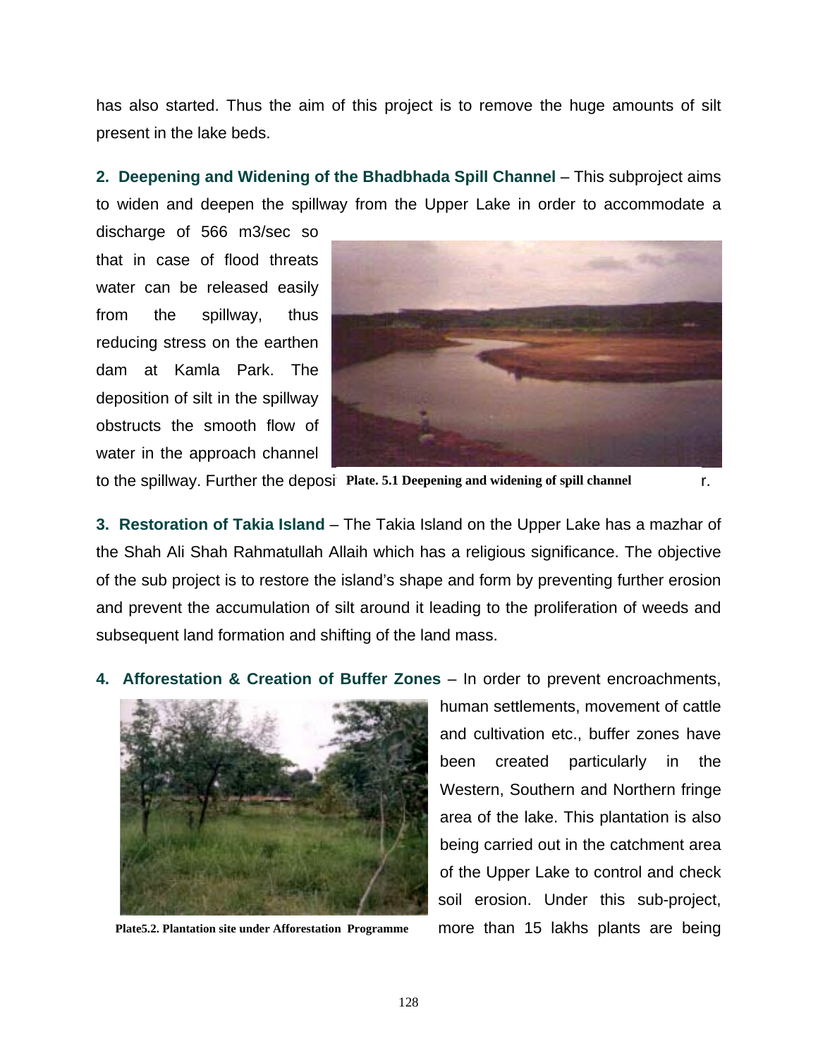has also started. Thus the aim of this project is to remove the huge amounts of silt present in the lake beds.

**2. Deepening and Widening of the Bhadbhada Spill Channel** – This subproject aims to widen and deepen the spillway from the Upper Lake in order to accommodate a discharge of 566 m3/sec so that in case of flood threats water can be released easily from the spillway, thus reducing stress on the earthen dam at Kamla Park. The deposition of silt in the spillway obstructs the smooth flow of water in the approach channel to the spillway. Further the deposi r.

**Plate. 5.1 Deepening and widening of spill channel**

**3. Restoration of Takia Island** – The Takia Island on the Upper Lake has a mazhar of the Shah Ali Shah Rahmatullah Allaih which has a religious significance. The objective of the sub project is to restore the island's shape and form by preventing further erosion and prevent the accumulation of silt around it leading to the proliferation of weeds and subsequent land formation and shifting of the land mass.

**4. Afforestation & Creation of Buffer Zones** – In order to prevent encroachments, human settlements, movement of cattle and cultivation etc., buffer zones have been created particularly in the Western, Southern and Northern fringe area of the lake. This plantation is also being carried out in the catchment area of the Upper Lake to control and check soil erosion. Under this sub-project, more than 15 lakhs plants are being

**Plate5.2. Plantation site under Afforestation Programme**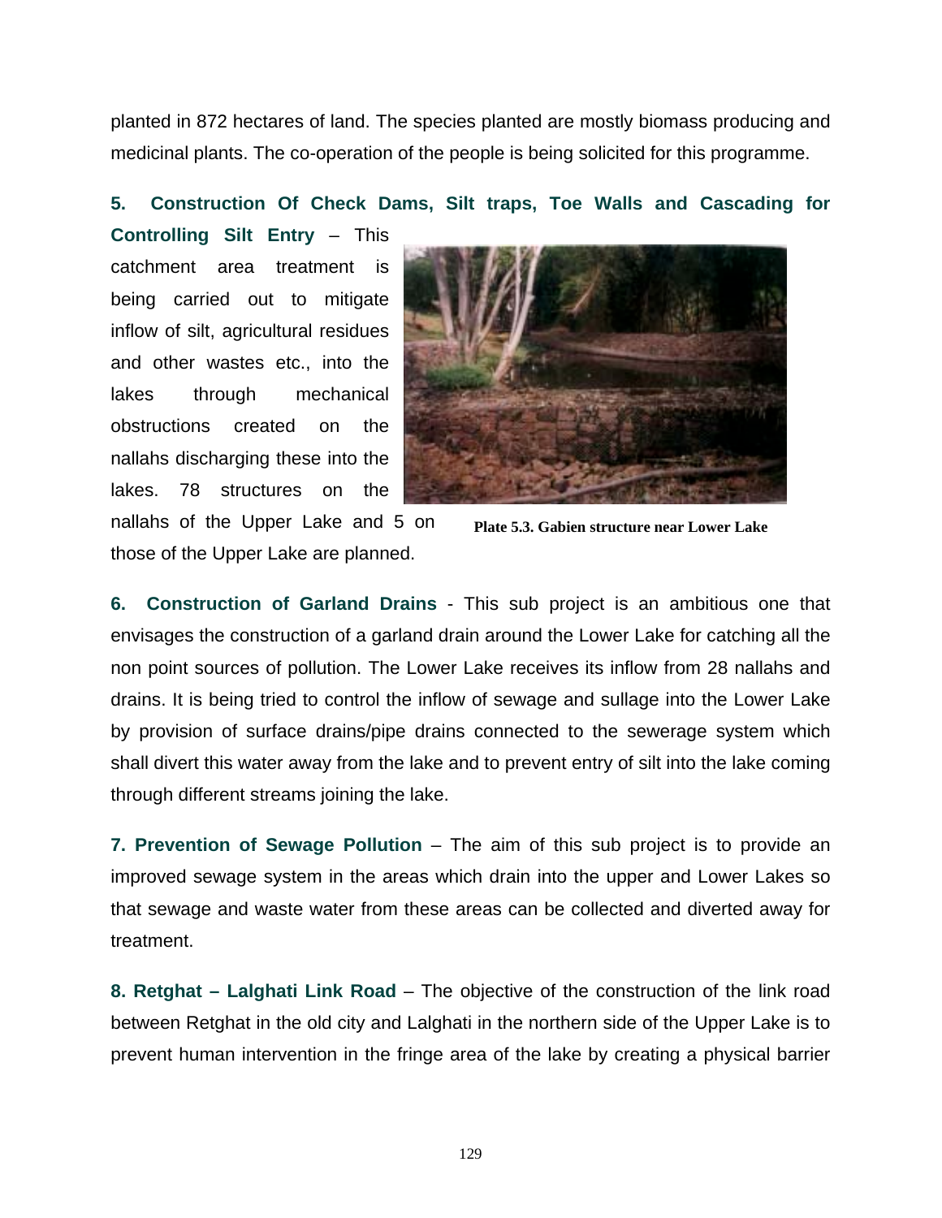planted in 872 hectares of land. The species planted are mostly biomass producing and medicinal plants. The co-operation of the people is being solicited for this programme.

**5. Construction Of Check Dams, Silt traps, Toe Walls and Cascading for Controlling Silt Entry** – This catchment area treatment is being carried out to mitigate inflow of silt, agricultural residues and other wastes etc., into the lakes through mechanical obstructions created on the nallahs discharging these into the lakes. 78 structures on the nallahs of the Upper Lake and 5 on those of the Upper Lake are planned.

**Plate 5.3. Gabien structure near Lower Lake**

**6. Construction of Garland Drains** - This sub project is an ambitious one that envisages the construction of a garland drain around the Lower Lake for catching all the non point sources of pollution. The Lower Lake receives its inflow from 28 nallahs and drains. It is being tried to control the inflow of sewage and sullage into the Lower Lake by provision of surface drains/pipe drains connected to the sewerage system which shall divert this water away from the lake and to prevent entry of silt into the lake coming through different streams joining the lake.

**7. Prevention of Sewage Pollution** – The aim of this sub project is to provide an improved sewage system in the areas which drain into the upper and Lower Lakes so that sewage and waste water from these areas can be collected and diverted away for treatment.

**8. Retghat – Lalghati Link Road** – The objective of the construction of the link road between Retghat in the old city and Lalghati in the northern side of the Upper Lake is to prevent human intervention in the fringe area of the lake by creating a physical barrier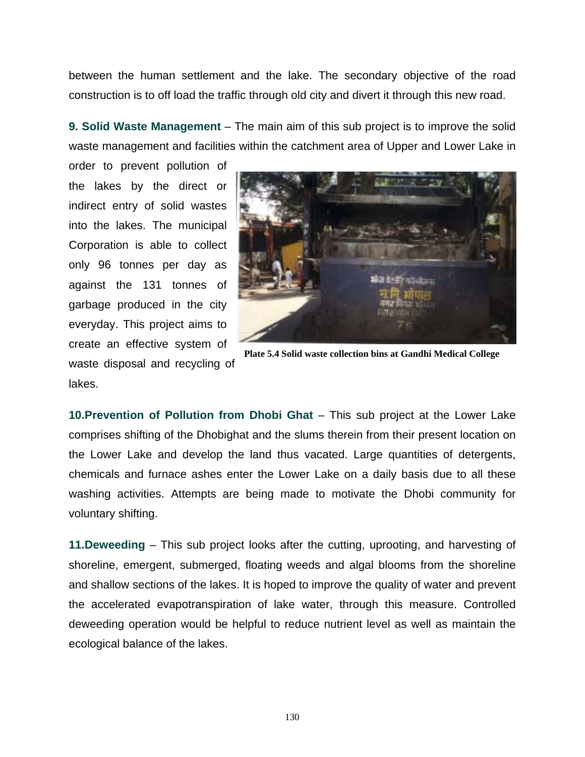between the human settlement and the lake. The secondary objective of the road construction is to off load the traffic through old city and divert it through this new road.

**9. Solid Waste Management** – The main aim of this sub project is to improve the solid waste management and facilities within the catchment area of Upper and Lower Lake in order to prevent pollution of the lakes by the direct or indirect entry of solid wastes into the lakes. The municipal Corporation is able to collect only 96 tonnes per day as against the 131 tonnes of garbage produced in the city everyday. This project aims to create an effective system of waste disposal and recycling of lakes.

**Plate 5.4 Solid waste collection bins at Gandhi Medical College**

**10.Prevention of Pollution from Dhobi Ghat** – This sub project at the Lower Lake comprises shifting of the Dhobighat and the slums therein from their present location on the Lower Lake and develop the land thus vacated. Large quantities of detergents, chemicals and furnace ashes enter the Lower Lake on a daily basis due to all these washing activities. Attempts are being made to motivate the Dhobi community for voluntary shifting.

**11.Deweeding** – This sub project looks after the cutting, uprooting, and harvesting of shoreline, emergent, submerged, floating weeds and algal blooms from the shoreline and shallow sections of the lakes. It is hoped to improve the quality of water and prevent the accelerated evapotranspiration of lake water, through this measure. Controlled deweeding operation would be helpful to reduce nutrient level as well as maintain the ecological balance of the lakes.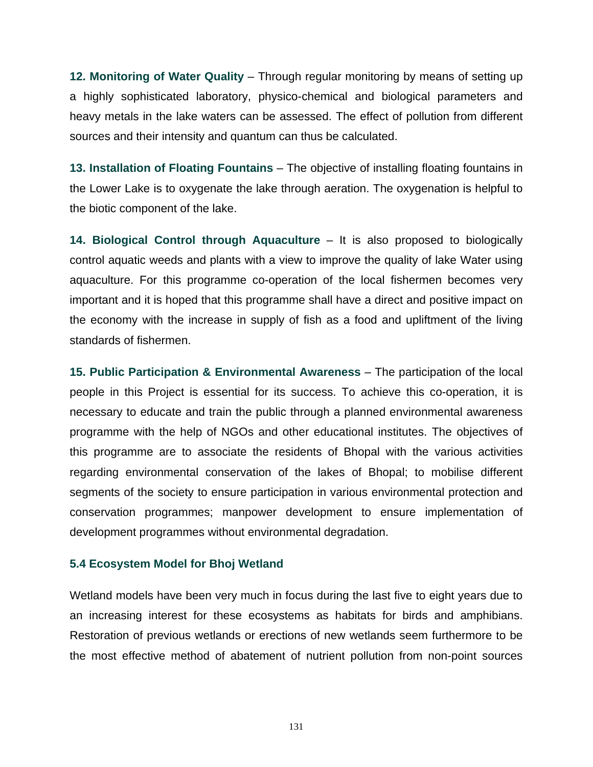**12. Monitoring of Water Quality** – Through regular monitoring by means of setting up a highly sophisticated laboratory, physico-chemical and biological parameters and heavy metals in the lake waters can be assessed. The effect of pollution from different sources and their intensity and quantum can thus be calculated.

**13. Installation of Floating Fountains** – The objective of installing floating fountains in the Lower Lake is to oxygenate the lake through aeration. The oxygenation is helpful to the biotic component of the lake.

**14. Biological Control through Aquaculture** – It is also proposed to biologically control aquatic weeds and plants with a view to improve the quality of lake Water using aquaculture. For this programme co-operation of the local fishermen becomes very important and it is hoped that this programme shall have a direct and positive impact on the economy with the increase in supply of fish as a food and upliftment of the living standards of fishermen.

**15. Public Participation & Environmental Awareness** – The participation of the local people in this Project is essential for its success. To achieve this co-operation, it is necessary to educate and train the public through a planned environmental awareness programme with the help of NGOs and other educational institutes. The objectives of this programme are to associate the residents of Bhopal with the various activities regarding environmental conservation of the lakes of Bhopal; to mobilise different segments of the society to ensure participation in various environmental protection and conservation programmes; manpower development to ensure implementation of development programmes without environmental degradation.

### 5.4 Ecosystem Model for Bhoj Wetland

Wetland models have been very much in focus during the last five to eight years due to an increasing interest for these ecosystems as habitats for birds and amphibians. Restoration of previous wetlands or erections of new wetlands seem furthermore to be the most effective method of abatement of nutrient pollution from non-point sources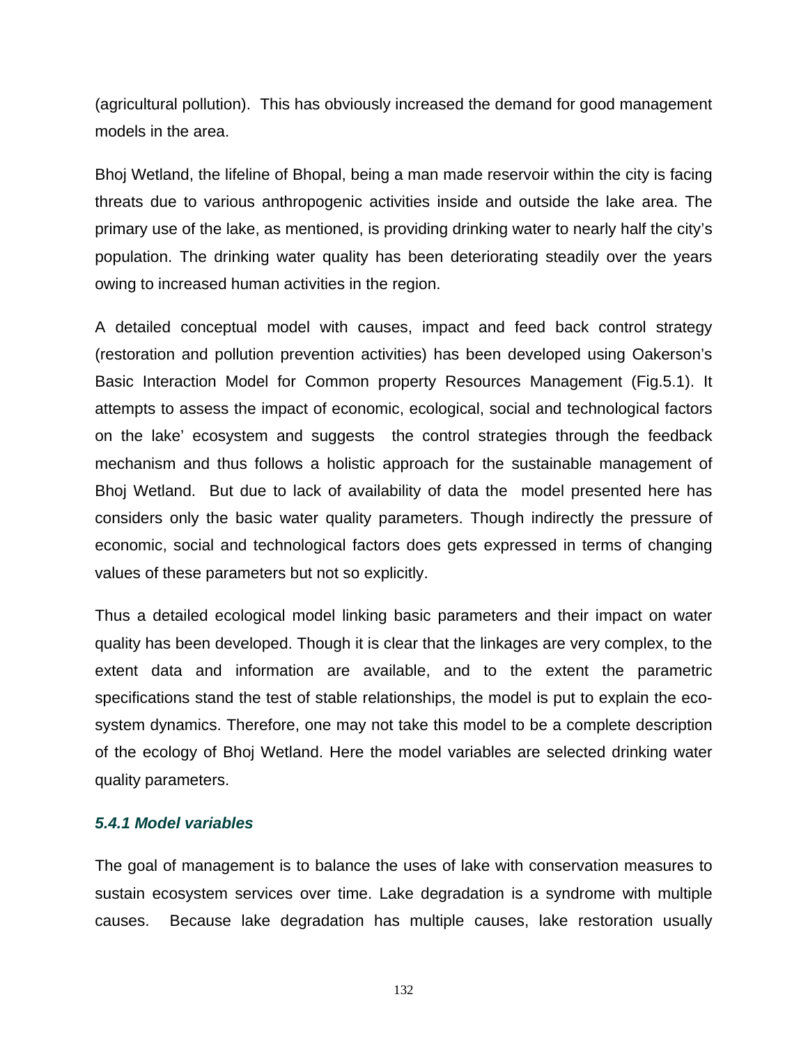(agricultural pollution). This has obviously increased the demand for good management models in the area.

Bhoj Wetland, the lifeline of Bhopal, being a man made reservoir within the city is facing threats due to various anthropogenic activities inside and outside the lake area. The primary use of the lake, as mentioned, is providing drinking water to nearly half the city's population. The drinking water quality has been deteriorating steadily over the years owing to increased human activities in the region.

A detailed conceptual model with causes, impact and feed back control strategy (restoration and pollution prevention activities) has been developed using Oakerson's Basic Interaction Model for Common property Resources Management (Fig.5.1). It attempts to assess the impact of economic, ecological, social and technological factors on the lake' ecosystem and suggests the control strategies through the feedback mechanism and thus follows a holistic approach for the sustainable management of Bhoj Wetland. But due to lack of availability of data the model presented here has considers only the basic water quality parameters. Though indirectly the pressure of economic, social and technological factors does gets expressed in terms of changing values of these parameters but not so explicitly.

Thus a detailed ecological model linking basic parameters and their impact on water quality has been developed. Though it is clear that the linkages are very complex, to the extent data and information are available, and to the extent the parametric specifications stand the test of stable relationships, the model is put to explain the eco-system dynamics. Therefore, one may not take this model to be a complete description of the ecology of Bhoj Wetland. Here the model variables are selected drinking water quality parameters.

### *5.4.1 Model variables*

The goal of management is to balance the uses of lake with conservation measures to sustain ecosystem services over time. Lake degradation is a syndrome with multiple causes. Because lake degradation has multiple causes, lake restoration usually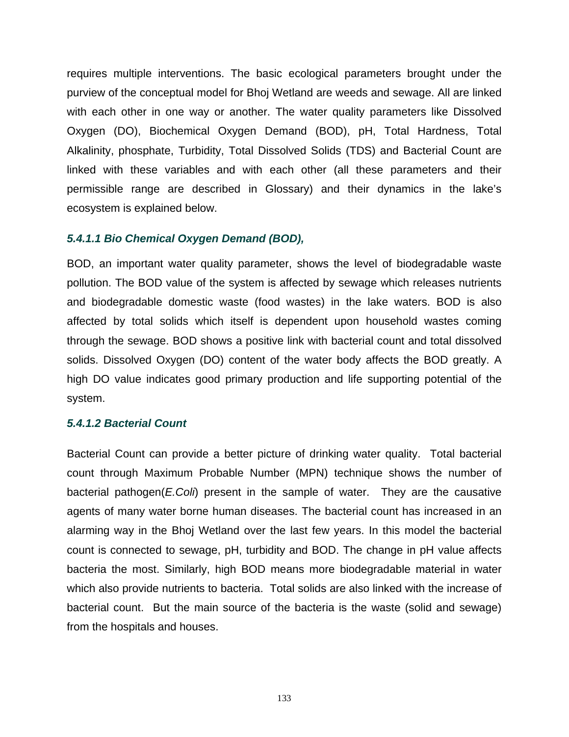requires multiple interventions. The basic ecological parameters brought under the purview of the conceptual model for Bhoj Wetland are weeds and sewage. All are linked with each other in one way or another. The water quality parameters like Dissolved Oxygen (DO), Biochemical Oxygen Demand (BOD), pH, Total Hardness, Total Alkalinity, phosphate, Turbidity, Total Dissolved Solids (TDS) and Bacterial Count are linked with these variables and with each other (all these parameters and their permissible range are described in Glossary) and their dynamics in the lake's ecosystem is explained below.

#### *5.4.1.1 Bio Chemical Oxygen Demand (BOD),*

BOD, an important water quality parameter, shows the level of biodegradable waste pollution. The BOD value of the system is affected by sewage which releases nutrients and biodegradable domestic waste (food wastes) in the lake waters. BOD is also affected by total solids which itself is dependent upon household wastes coming through the sewage. BOD shows a positive link with bacterial count and total dissolved solids. Dissolved Oxygen (DO) content of the water body affects the BOD greatly. A high DO value indicates good primary production and life supporting potential of the system.

#### *5.4.1.2 Bacterial Count*

Bacterial Count can provide a better picture of drinking water quality. Total bacterial count through Maximum Probable Number (MPN) technique shows the number of bacterial pathogen(*E.Coli*) present in the sample of water. They are the causative agents of many water borne human diseases. The bacterial count has increased in an alarming way in the Bhoj Wetland over the last few years. In this model the bacterial count is connected to sewage, pH, turbidity and BOD. The change in pH value affects bacteria the most. Similarly, high BOD means more biodegradable material in water which also provide nutrients to bacteria. Total solids are also linked with the increase of bacterial count. But the main source of the bacteria is the waste (solid and sewage) from the hospitals and houses.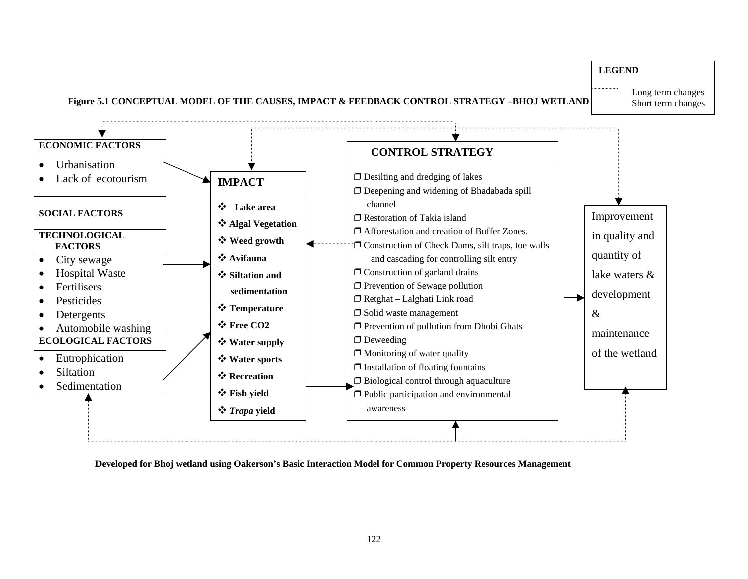**Figure 5.1 CONCEPTUAL MODEL OF THE CAUSES, IMPACT & FEEDBACK CONTROL STRATEGY –BHOJ WETLAND**

**LEGEND**

- Long term changes (dotted line)
- Short term changes (solid line)

**ECONOMIC FACTORS**

- Urbanisation
- Lack of ecotourism

**SOCIAL FACTORS**

**TECHNOLOGICAL FACTORS**

- City sewage
- Hospital Waste
- Fertilisers
- Pesticides
- Detergents
- Automobile washing

**ECOLOGICAL FACTORS**

- Eutrophication
- Siltation
- Sedimentation

**IMPACT**

- **Lake area**
- **Algal Vegetation**
- **Weed growth**
- **Avifauna**
- **Siltation and sedimentation**
- **Temperature**
- **Free $CO_2$**
- **Water supply**
- **Water sports**
- **Recreation**
- **Fish yield**
- ***Trapa* yield**

**CONTROL STRATEGY**

- Desilting and dredging of lakes
- Deepening and widening of Bhadabada spill channel
- Restoration of Takia island
- Afforestation and creation of Buffer Zones.
- Construction of Check Dams, silt traps, toe walls and cascading for controlling silt entry
- Construction of garland drains
- Prevention of Sewage pollution
- Retghat – Lalghati Link road
- Solid waste management
- Prevention of pollution from Dhobi Ghats
- Deweeding
- Monitoring of water quality
- Installation of floating fountains
- Biological control through aquaculture
- Public participation and environmental awareness

Improvement in quality and quantity of lake waters & development & maintenance of the wetland

**Developed for Bhoj wetland using Oakerson's Basic Interaction Model for Common Property Resources Management**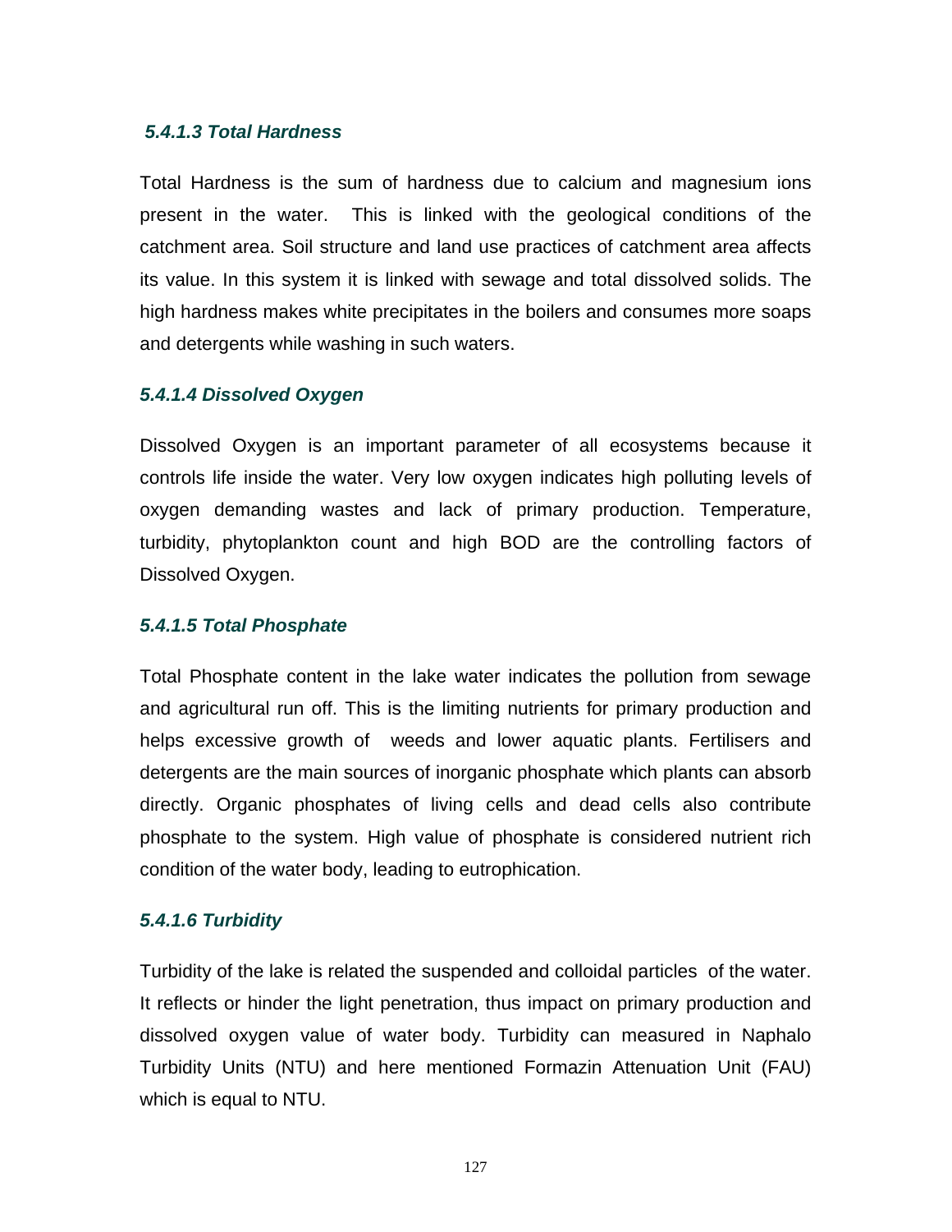#### *5.4.1.3 Total Hardness*

Total Hardness is the sum of hardness due to calcium and magnesium ions present in the water. This is linked with the geological conditions of the catchment area. Soil structure and land use practices of catchment area affects its value. In this system it is linked with sewage and total dissolved solids. The high hardness makes white precipitates in the boilers and consumes more soaps and detergents while washing in such waters.

#### *5.4.1.4 Dissolved Oxygen*

Dissolved Oxygen is an important parameter of all ecosystems because it controls life inside the water. Very low oxygen indicates high polluting levels of oxygen demanding wastes and lack of primary production. Temperature, turbidity, phytoplankton count and high BOD are the controlling factors of Dissolved Oxygen.

#### *5.4.1.5 Total Phosphate*

Total Phosphate content in the lake water indicates the pollution from sewage and agricultural run off. This is the limiting nutrients for primary production and helps excessive growth of weeds and lower aquatic plants. Fertilisers and detergents are the main sources of inorganic phosphate which plants can absorb directly. Organic phosphates of living cells and dead cells also contribute phosphate to the system. High value of phosphate is considered nutrient rich condition of the water body, leading to eutrophication.

#### *5.4.1.6 Turbidity*

Turbidity of the lake is related the suspended and colloidal particles of the water. It reflects or hinder the light penetration, thus impact on primary production and dissolved oxygen value of water body. Turbidity can measured in Naphalo Turbidity Units (NTU) and here mentioned Formazin Attenuation Unit (FAU) which is equal to NTU.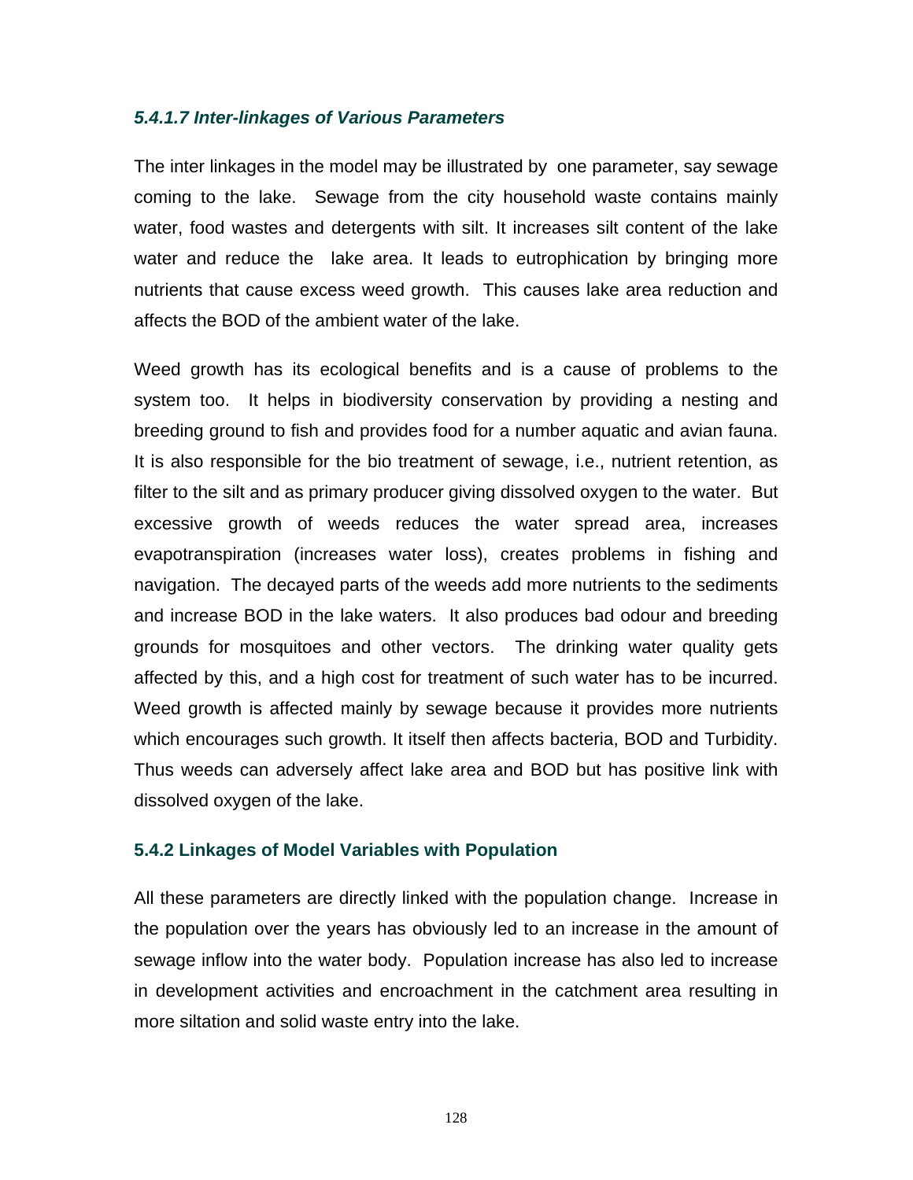#### *5.4.1.7 Inter-linkages of Various Parameters*

The inter linkages in the model may be illustrated by one parameter, say sewage coming to the lake. Sewage from the city household waste contains mainly water, food wastes and detergents with silt. It increases silt content of the lake water and reduce the lake area. It leads to eutrophication by bringing more nutrients that cause excess weed growth. This causes lake area reduction and affects the BOD of the ambient water of the lake.

Weed growth has its ecological benefits and is a cause of problems to the system too. It helps in biodiversity conservation by providing a nesting and breeding ground to fish and provides food for a number aquatic and avian fauna. It is also responsible for the bio treatment of sewage, i.e., nutrient retention, as filter to the silt and as primary producer giving dissolved oxygen to the water. But excessive growth of weeds reduces the water spread area, increases evapotranspiration (increases water loss), creates problems in fishing and navigation. The decayed parts of the weeds add more nutrients to the sediments and increase BOD in the lake waters. It also produces bad odour and breeding grounds for mosquitoes and other vectors. The drinking water quality gets affected by this, and a high cost for treatment of such water has to be incurred. Weed growth is affected mainly by sewage because it provides more nutrients which encourages such growth. It itself then affects bacteria, BOD and Turbidity. Thus weeds can adversely affect lake area and BOD but has positive link with dissolved oxygen of the lake.

### 5.4.2 Linkages of Model Variables with Population

All these parameters are directly linked with the population change. Increase in the population over the years has obviously led to an increase in the amount of sewage inflow into the water body. Population increase has also led to increase in development activities and encroachment in the catchment area resulting in more siltation and solid waste entry into the lake.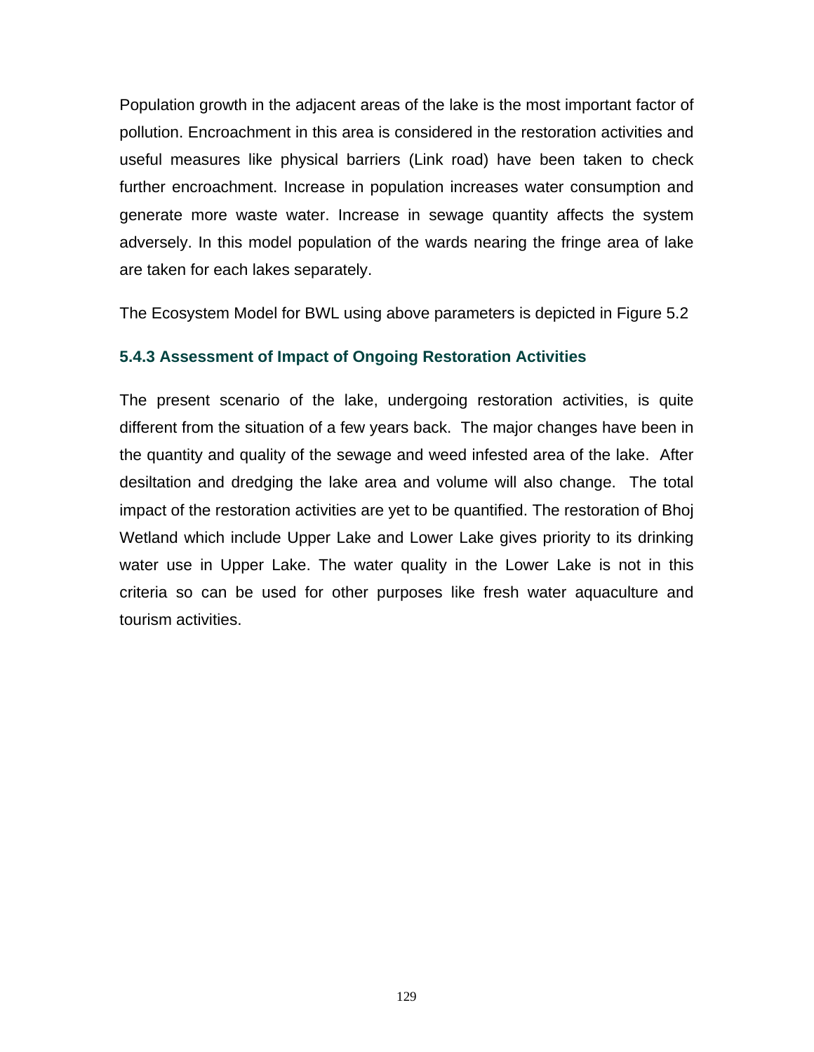Population growth in the adjacent areas of the lake is the most important factor of pollution. Encroachment in this area is considered in the restoration activities and useful measures like physical barriers (Link road) have been taken to check further encroachment. Increase in population increases water consumption and generate more waste water. Increase in sewage quantity affects the system adversely. In this model population of the wards nearing the fringe area of lake are taken for each lakes separately.

The Ecosystem Model for BWL using above parameters is depicted in Figure 5.2

### 5.4.3 Assessment of Impact of Ongoing Restoration Activities

The present scenario of the lake, undergoing restoration activities, is quite different from the situation of a few years back. The major changes have been in the quantity and quality of the sewage and weed infested area of the lake. After desiltation and dredging the lake area and volume will also change. The total impact of the restoration activities are yet to be quantified. The restoration of Bhoj Wetland which include Upper Lake and Lower Lake gives priority to its drinking water use in Upper Lake. The water quality in the Lower Lake is not in this criteria so can be used for other purposes like fresh water aquaculture and tourism activities.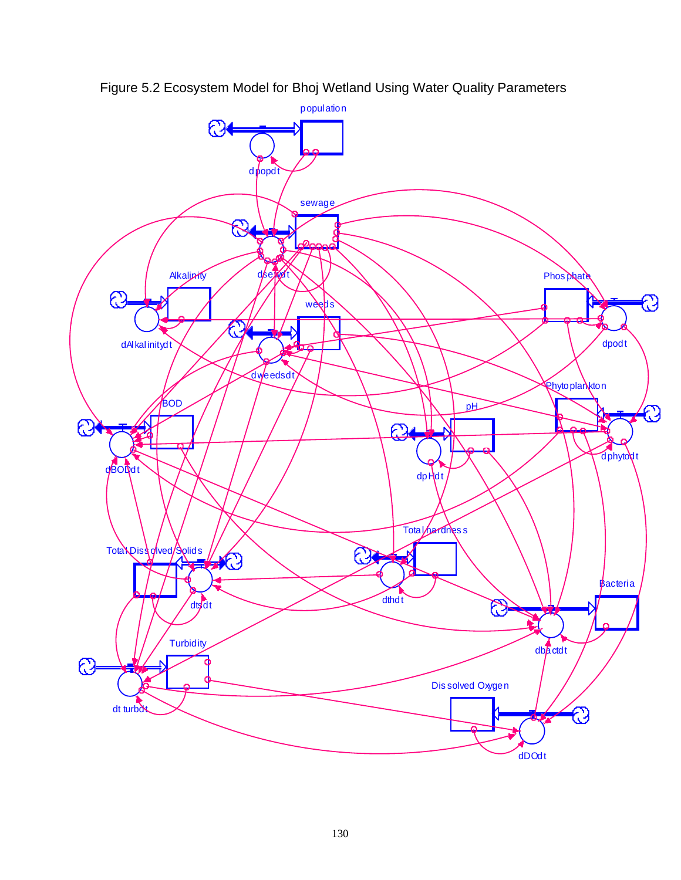Figure 5.2 Ecosystem Model for Bhoj Wetland Using Water Quality Parameters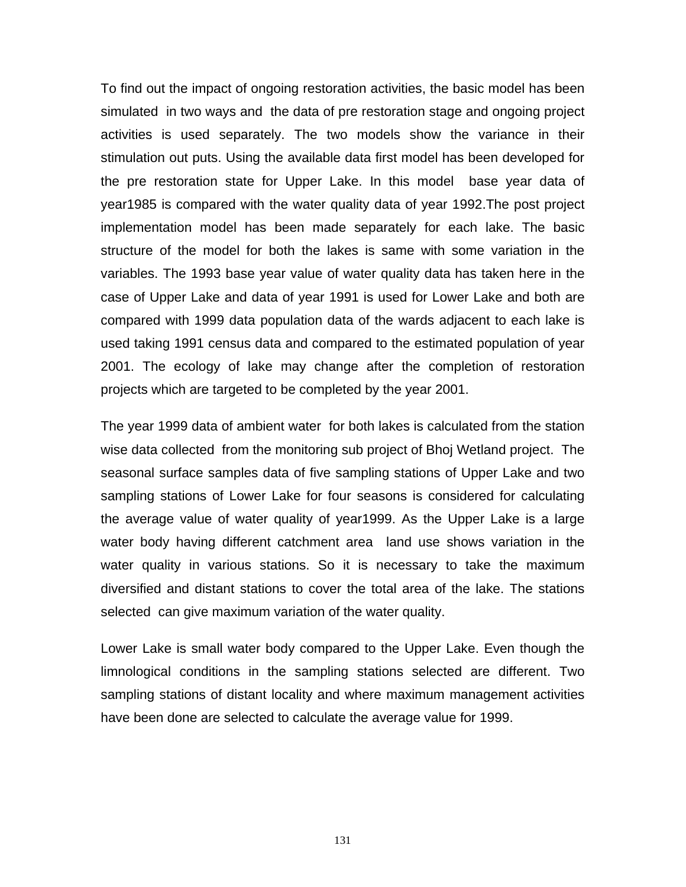To find out the impact of ongoing restoration activities, the basic model has been simulated in two ways and the data of pre restoration stage and ongoing project activities is used separately. The two models show the variance in their stimulation out puts. Using the available data first model has been developed for the pre restoration state for Upper Lake. In this model base year data of year1985 is compared with the water quality data of year 1992.The post project implementation model has been made separately for each lake. The basic structure of the model for both the lakes is same with some variation in the variables. The 1993 base year value of water quality data has taken here in the case of Upper Lake and data of year 1991 is used for Lower Lake and both are compared with 1999 data population data of the wards adjacent to each lake is used taking 1991 census data and compared to the estimated population of year 2001. The ecology of lake may change after the completion of restoration projects which are targeted to be completed by the year 2001.

The year 1999 data of ambient water for both lakes is calculated from the station wise data collected from the monitoring sub project of Bhoj Wetland project. The seasonal surface samples data of five sampling stations of Upper Lake and two sampling stations of Lower Lake for four seasons is considered for calculating the average value of water quality of year1999. As the Upper Lake is a large water body having different catchment area land use shows variation in the water quality in various stations. So it is necessary to take the maximum diversified and distant stations to cover the total area of the lake. The stations selected can give maximum variation of the water quality.

Lower Lake is small water body compared to the Upper Lake. Even though the limnological conditions in the sampling stations selected are different. Two sampling stations of distant locality and where maximum management activities have been done are selected to calculate the average value for 1999.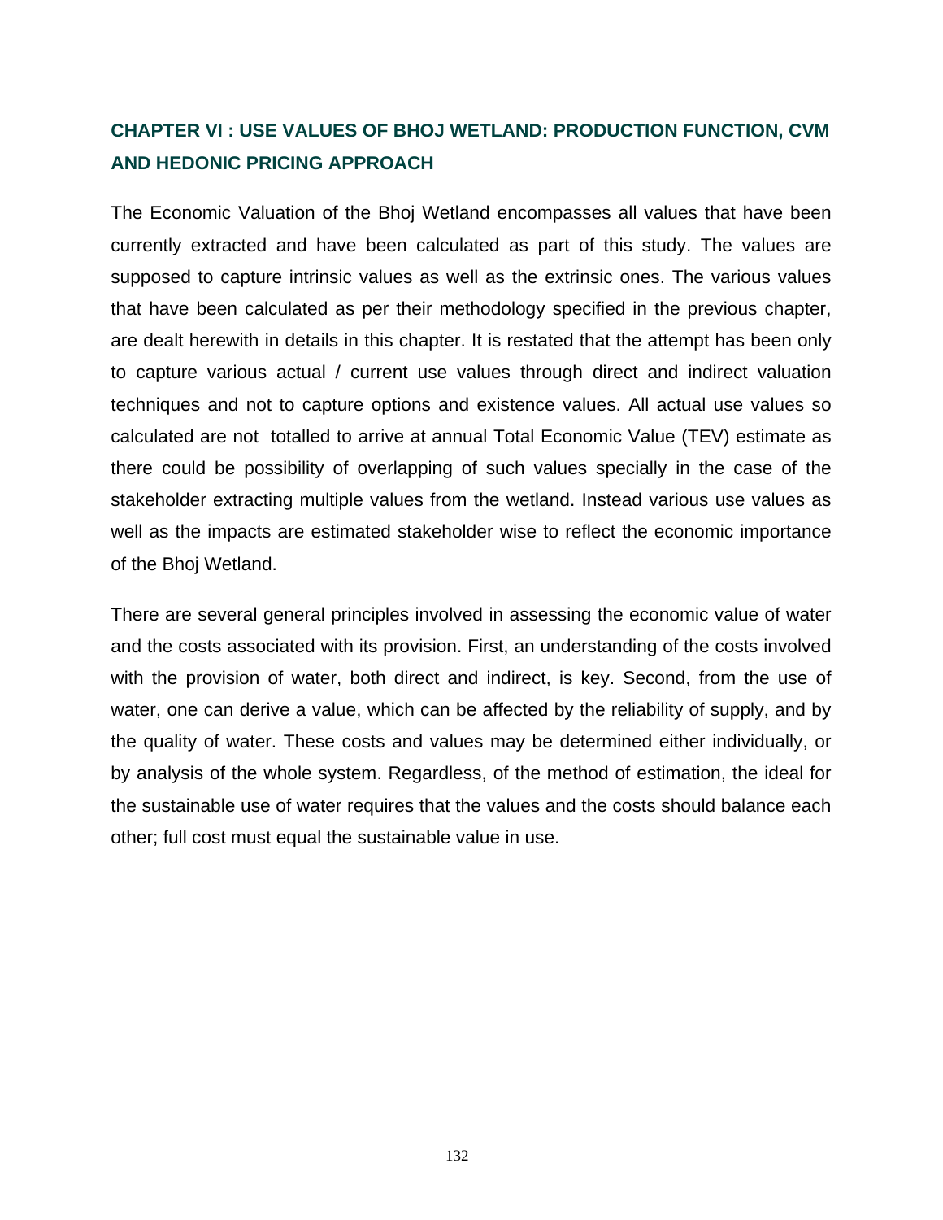## CHAPTER VI : USE VALUES OF BHOJ WETLAND: PRODUCTION FUNCTION, CVM AND HEDONIC PRICING APPROACH

The Economic Valuation of the Bhoj Wetland encompasses all values that have been currently extracted and have been calculated as part of this study. The values are supposed to capture intrinsic values as well as the extrinsic ones. The various values that have been calculated as per their methodology specified in the previous chapter, are dealt herewith in details in this chapter. It is restated that the attempt has been only to capture various actual / current use values through direct and indirect valuation techniques and not to capture options and existence values. All actual use values so calculated are not totalled to arrive at annual Total Economic Value (TEV) estimate as there could be possibility of overlapping of such values specially in the case of the stakeholder extracting multiple values from the wetland. Instead various use values as well as the impacts are estimated stakeholder wise to reflect the economic importance of the Bhoj Wetland.

There are several general principles involved in assessing the economic value of water and the costs associated with its provision. First, an understanding of the costs involved with the provision of water, both direct and indirect, is key. Second, from the use of water, one can derive a value, which can be affected by the reliability of supply, and by the quality of water. These costs and values may be determined either individually, or by analysis of the whole system. Regardless, of the method of estimation, the ideal for the sustainable use of water requires that the values and the costs should balance each other; full cost must equal the sustainable value in use.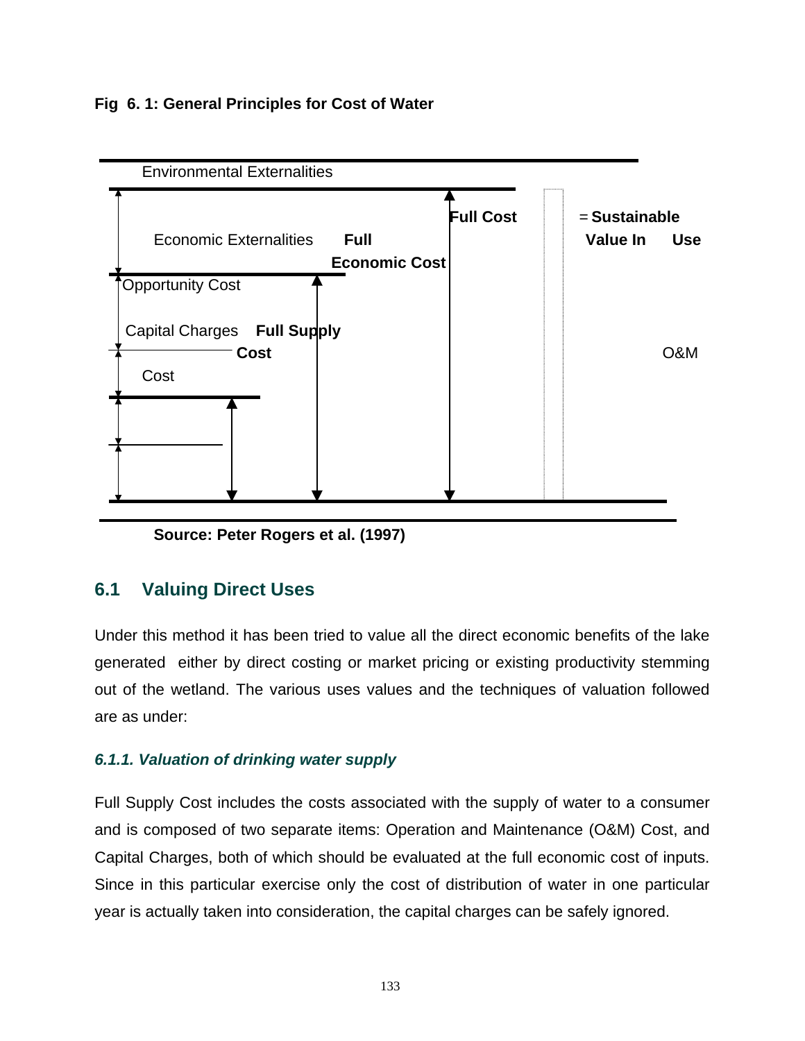**Fig 6. 1: General Principles for Cost of Water**

Environmental Externalities

Economic Externalities **Full Economic Cost**

**Full Cost** = **Sustainable Value In Use**

Opportunity Cost

Capital Charges **Full Supply Cost**

Cost

O&M

**Source: Peter Rogers et al. (1997)**

## 6.1 Valuing Direct Uses

Under this method it has been tried to value all the direct economic benefits of the lake generated either by direct costing or market pricing or existing productivity stemming out of the wetland. The various uses values and the techniques of valuation followed are as under:

### *6.1.1. Valuation of drinking water supply*

Full Supply Cost includes the costs associated with the supply of water to a consumer and is composed of two separate items: Operation and Maintenance (O&M) Cost, and Capital Charges, both of which should be evaluated at the full economic cost of inputs. Since in this particular exercise only the cost of distribution of water in one particular year is actually taken into consideration, the capital charges can be safely ignored.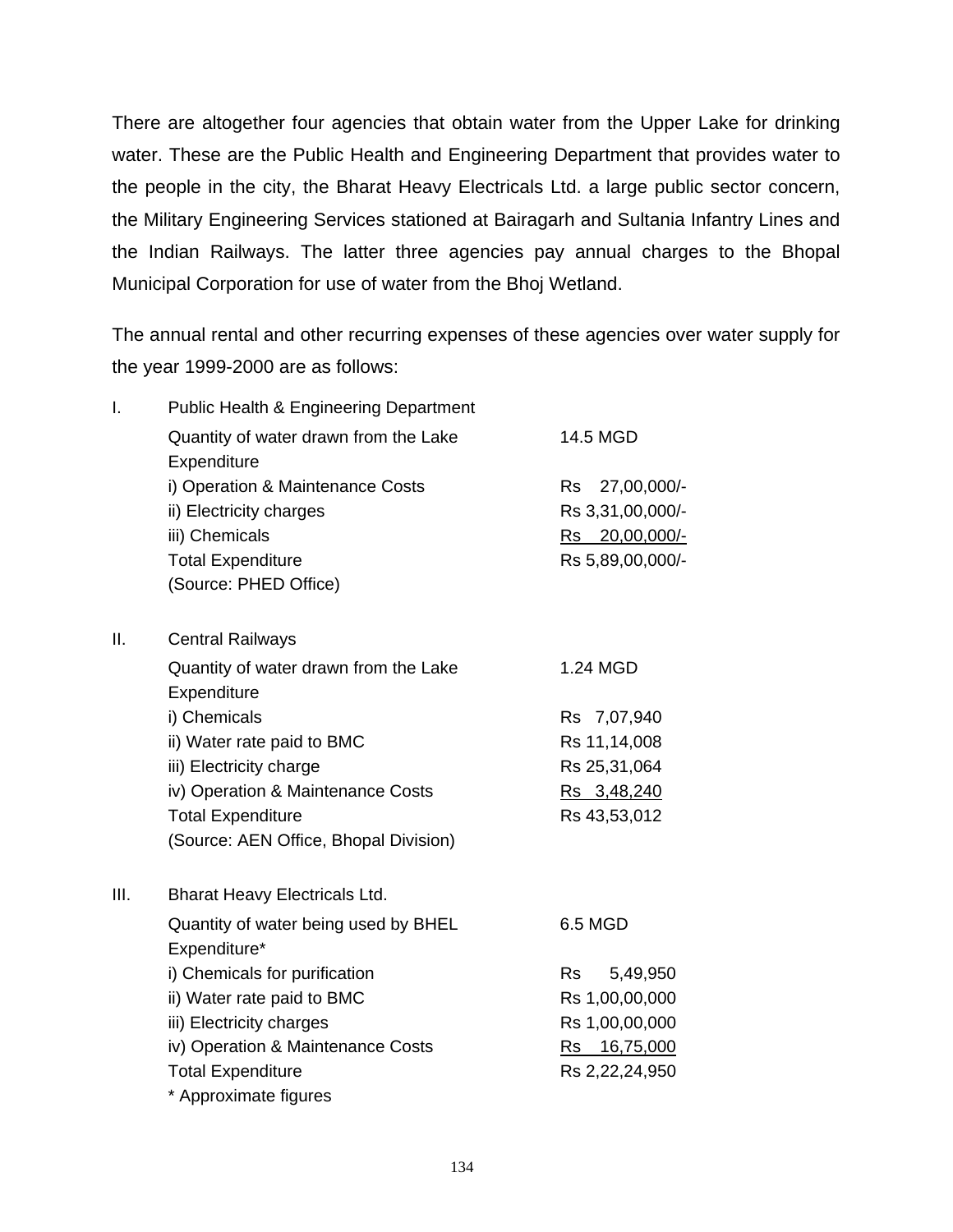There are altogether four agencies that obtain water from the Upper Lake for drinking water. These are the Public Health and Engineering Department that provides water to the people in the city, the Bharat Heavy Electricals Ltd. a large public sector concern, the Military Engineering Services stationed at Bairagarh and Sultania Infantry Lines and the Indian Railways. The latter three agencies pay annual charges to the Bhopal Municipal Corporation for use of water from the Bhoj Wetland.

The annual rental and other recurring expenses of these agencies over water supply for the year 1999-2000 are as follows:

I. Public Health & Engineering Department

| | |
|---|---|
| Quantity of water drawn from the Lake | 14.5 MGD |
| Expenditure | |
| i) Operation & Maintenance Costs | Rs 27,00,000/- |
| ii) Electricity charges | Rs 3,31,00,000/- |
| iii) Chemicals | Rs 20,00,000/- |
| Total Expenditure | Rs 5,89,00,000/- |
| (Source: PHED Office) | |

II. Central Railways

| | |
|---|---|
| Quantity of water drawn from the Lake | 1.24 MGD |
| Expenditure | |
| i) Chemicals | Rs 7,07,940 |
| ii) Water rate paid to BMC | Rs 11,14,008 |
| iii) Electricity charge | Rs 25,31,064 |
| iv) Operation & Maintenance Costs | Rs 3,48,240 |
| Total Expenditure | Rs 43,53,012 |
| (Source: AEN Office, Bhopal Division) | |

III. Bharat Heavy Electricals Ltd.

| | |
|---|---|
| Quantity of water being used by BHEL | 6.5 MGD |
| Expenditure* | |
| i) Chemicals for purification | Rs 5,49,950 |
| ii) Water rate paid to BMC | Rs 1,00,00,000 |
| iii) Electricity charges | Rs 1,00,00,000 |
| iv) Operation & Maintenance Costs | Rs 16,75,000 |
| Total Expenditure | Rs 2,22,24,950 |

* Approximate figures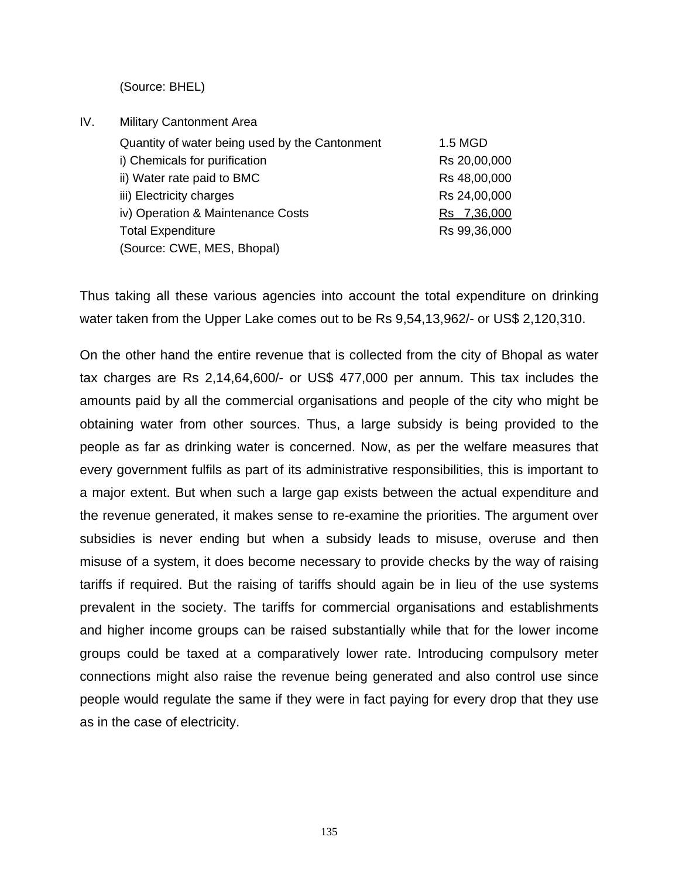(Source: BHEL)

IV. Military Cantonment Area

| | |
|---|---|
| Quantity of water being used by the Cantonment | 1.5 MGD |
| i) Chemicals for purification | Rs 20,00,000 |
| ii) Water rate paid to BMC | Rs 48,00,000 |
| iii) Electricity charges | Rs 24,00,000 |
| iv) Operation & Maintenance Costs | Rs 7,36,000 |
| Total Expenditure | Rs 99,36,000 |

(Source: CWE, MES, Bhopal)

Thus taking all these various agencies into account the total expenditure on drinking water taken from the Upper Lake comes out to be Rs 9,54,13,962/- or US$ 2,120,310.

On the other hand the entire revenue that is collected from the city of Bhopal as water tax charges are Rs 2,14,64,600/- or US$ 477,000 per annum. This tax includes the amounts paid by all the commercial organisations and people of the city who might be obtaining water from other sources. Thus, a large subsidy is being provided to the people as far as drinking water is concerned. Now, as per the welfare measures that every government fulfils as part of its administrative responsibilities, this is important to a major extent. But when such a large gap exists between the actual expenditure and the revenue generated, it makes sense to re-examine the priorities. The argument over subsidies is never ending but when a subsidy leads to misuse, overuse and then misuse of a system, it does become necessary to provide checks by the way of raising tariffs if required. But the raising of tariffs should again be in lieu of the use systems prevalent in the society. The tariffs for commercial organisations and establishments and higher income groups can be raised substantially while that for the lower income groups could be taxed at a comparatively lower rate. Introducing compulsory meter connections might also raise the revenue being generated and also control use since people would regulate the same if they were in fact paying for every drop that they use as in the case of electricity.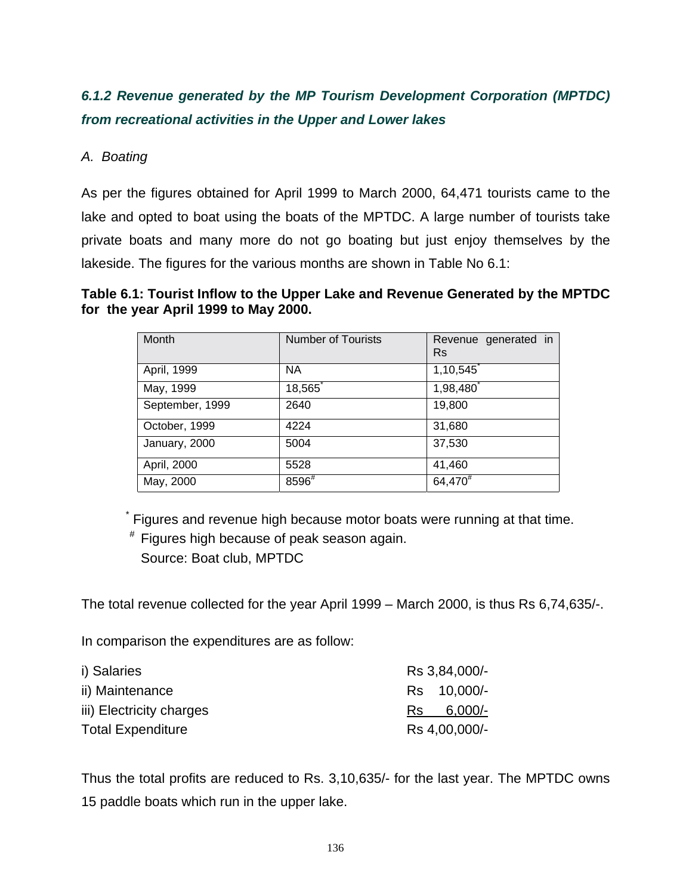### *6.1.2 Revenue generated by the MP Tourism Development Corporation (MPTDC) from recreational activities in the Upper and Lower lakes*

*A. Boating*

As per the figures obtained for April 1999 to March 2000, 64,471 tourists came to the lake and opted to boat using the boats of the MPTDC. A large number of tourists take private boats and many more do not go boating but just enjoy themselves by the lakeside. The figures for the various months are shown in Table No 6.1:

**Table 6.1: Tourist Inflow to the Upper Lake and Revenue Generated by the MPTDC for the year April 1999 to May 2000.**

| Month | Number of Tourists | Revenue generated in Rs |
|---|---|---|
| April, 1999 | NA | 1,10,545* |
| May, 1999 | 18,565* | 1,98,480* |
| September, 1999 | 2640 | 19,800 |
| October, 1999 | 4224 | 31,680 |
| January, 2000 | 5004 | 37,530 |
| April, 2000 | 5528 | 41,460 |
| May, 2000 | 8596# | 64,470# |

* Figures and revenue high because motor boats were running at that time.
# Figures high because of peak season again.
Source: Boat club, MPTDC

The total revenue collected for the year April 1999 – March 2000, is thus Rs 6,74,635/-.

In comparison the expenditures are as follow:

| | |
|---|---|
| i) Salaries | Rs 3,84,000/- |
| ii) Maintenance | Rs 10,000/- |
| iii) Electricity charges | Rs 6,000/- |
| Total Expenditure | Rs 4,00,000/- |

Thus the total profits are reduced to Rs. 3,10,635/- for the last year. The MPTDC owns 15 paddle boats which run in the upper lake.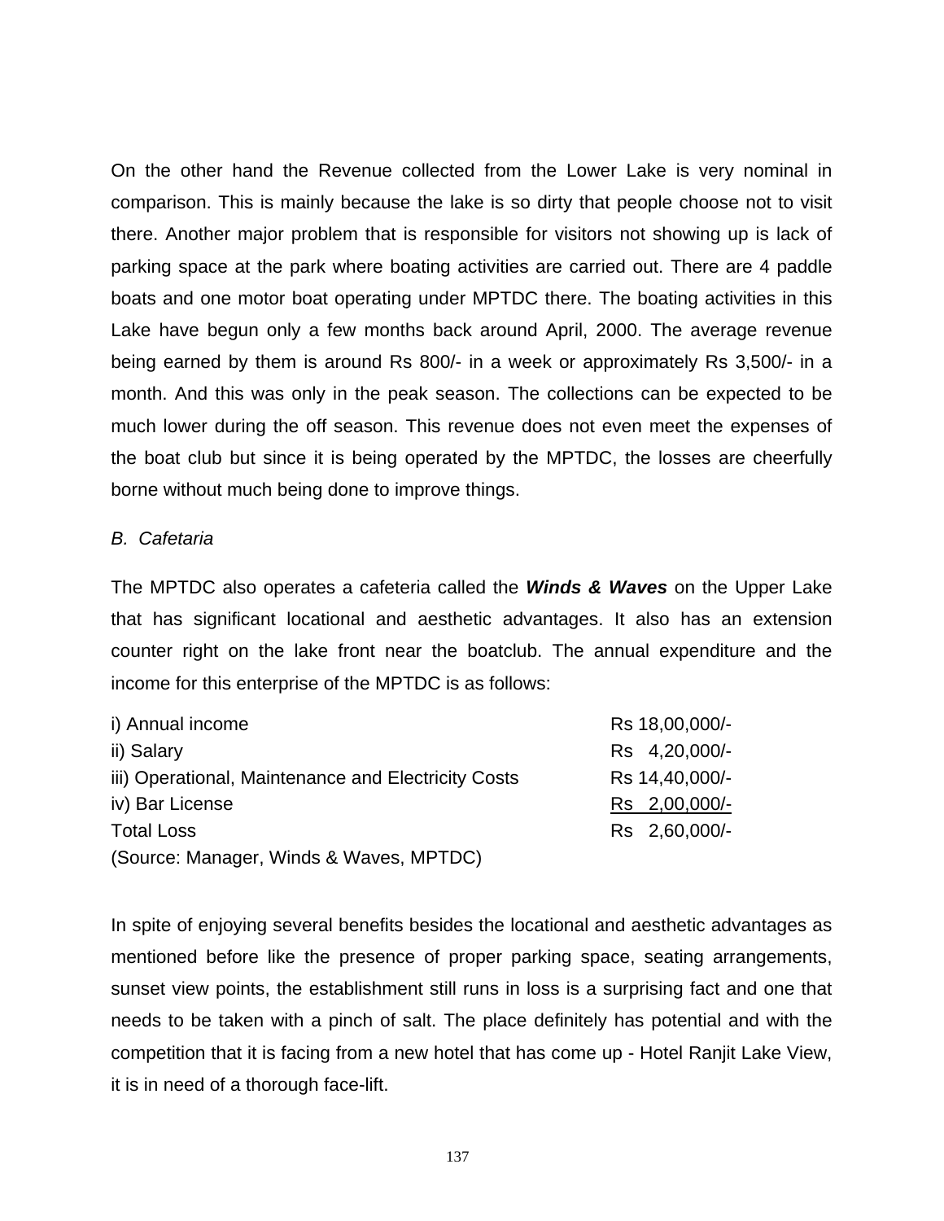On the other hand the Revenue collected from the Lower Lake is very nominal in comparison. This is mainly because the lake is so dirty that people choose not to visit there. Another major problem that is responsible for visitors not showing up is lack of parking space at the park where boating activities are carried out. There are 4 paddle boats and one motor boat operating under MPTDC there. The boating activities in this Lake have begun only a few months back around April, 2000. The average revenue being earned by them is around Rs 800/- in a week or approximately Rs 3,500/- in a month. And this was only in the peak season. The collections can be expected to be much lower during the off season. This revenue does not even meet the expenses of the boat club but since it is being operated by the MPTDC, the losses are cheerfully borne without much being done to improve things.

*B. Cafetaria*

The MPTDC also operates a cafeteria called the ***Winds & Waves*** on the Upper Lake that has significant locational and aesthetic advantages. It also has an extension counter right on the lake front near the boatclub. The annual expenditure and the income for this enterprise of the MPTDC is as follows:

| | |
|---|---|
| i) Annual income | Rs 18,00,000/- |
| ii) Salary | Rs 4,20,000/- |
| iii) Operational, Maintenance and Electricity Costs | Rs 14,40,000/- |
| iv) Bar License | Rs 2,00,000/- |
| Total Loss | Rs 2,60,000/- |

(Source: Manager, Winds & Waves, MPTDC)

In spite of enjoying several benefits besides the locational and aesthetic advantages as mentioned before like the presence of proper parking space, seating arrangements, sunset view points, the establishment still runs in loss is a surprising fact and one that needs to be taken with a pinch of salt. The place definitely has potential and with the competition that it is facing from a new hotel that has come up - Hotel Ranjit Lake View, it is in need of a thorough face-lift.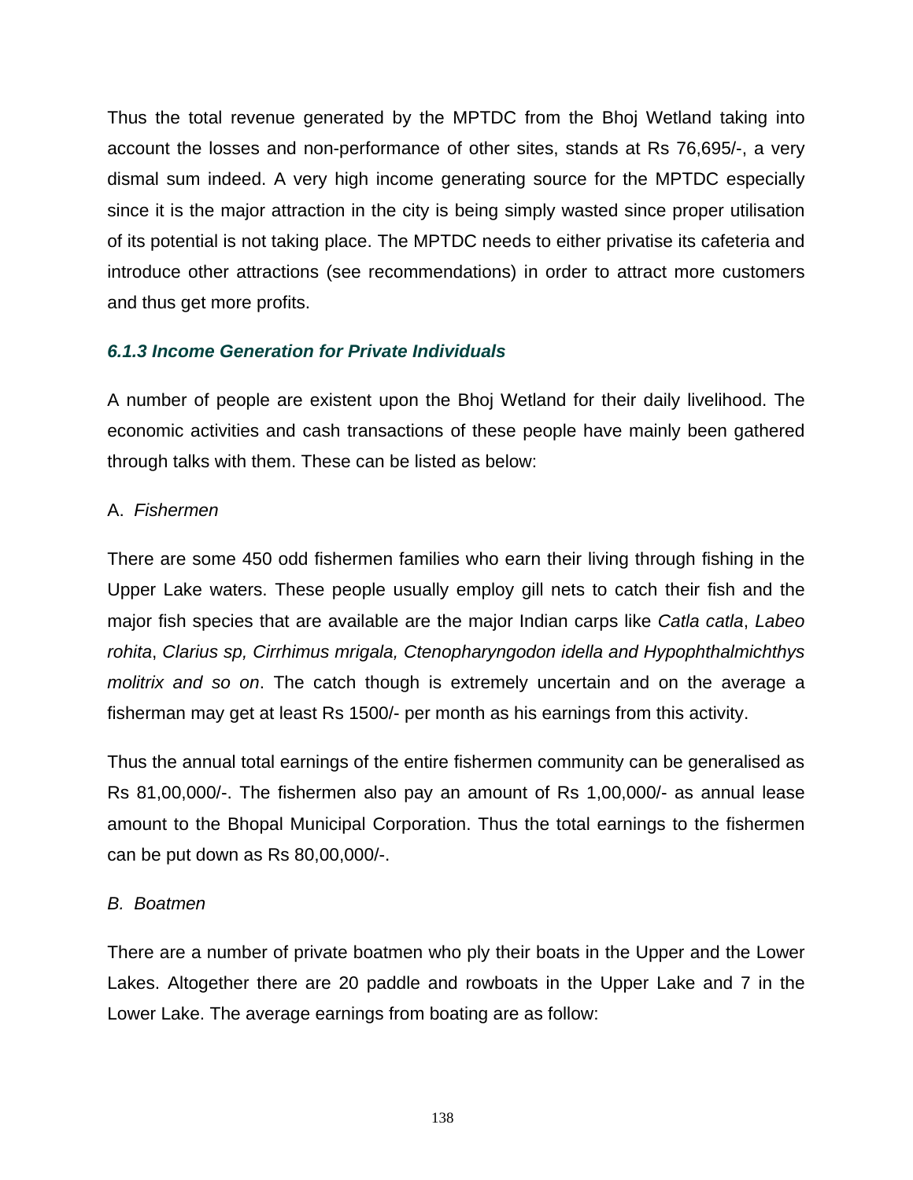Thus the total revenue generated by the MPTDC from the Bhoj Wetland taking into account the losses and non-performance of other sites, stands at Rs 76,695/-, a very dismal sum indeed. A very high income generating source for the MPTDC especially since it is the major attraction in the city is being simply wasted since proper utilisation of its potential is not taking place. The MPTDC needs to either privatise its cafeteria and introduce other attractions (see recommendations) in order to attract more customers and thus get more profits.

### *6.1.3 Income Generation for Private Individuals*

A number of people are existent upon the Bhoj Wetland for their daily livelihood. The economic activities and cash transactions of these people have mainly been gathered through talks with them. These can be listed as below:

A. *Fishermen*

There are some 450 odd fishermen families who earn their living through fishing in the Upper Lake waters. These people usually employ gill nets to catch their fish and the major fish species that are available are the major Indian carps like *Catla catla*, *Labeo rohita*, *Clarius sp, Cirrhimus mrigala, Ctenopharyngodon idella and Hypophthalmichthys molitrix and so on*. The catch though is extremely uncertain and on the average a fisherman may get at least Rs 1500/- per month as his earnings from this activity.

Thus the annual total earnings of the entire fishermen community can be generalised as Rs 81,00,000/-. The fishermen also pay an amount of Rs 1,00,000/- as annual lease amount to the Bhopal Municipal Corporation. Thus the total earnings to the fishermen can be put down as Rs 80,00,000/-.

*B. Boatmen*

There are a number of private boatmen who ply their boats in the Upper and the Lower Lakes. Altogether there are 20 paddle and rowboats in the Upper Lake and 7 in the Lower Lake. The average earnings from boating are as follow: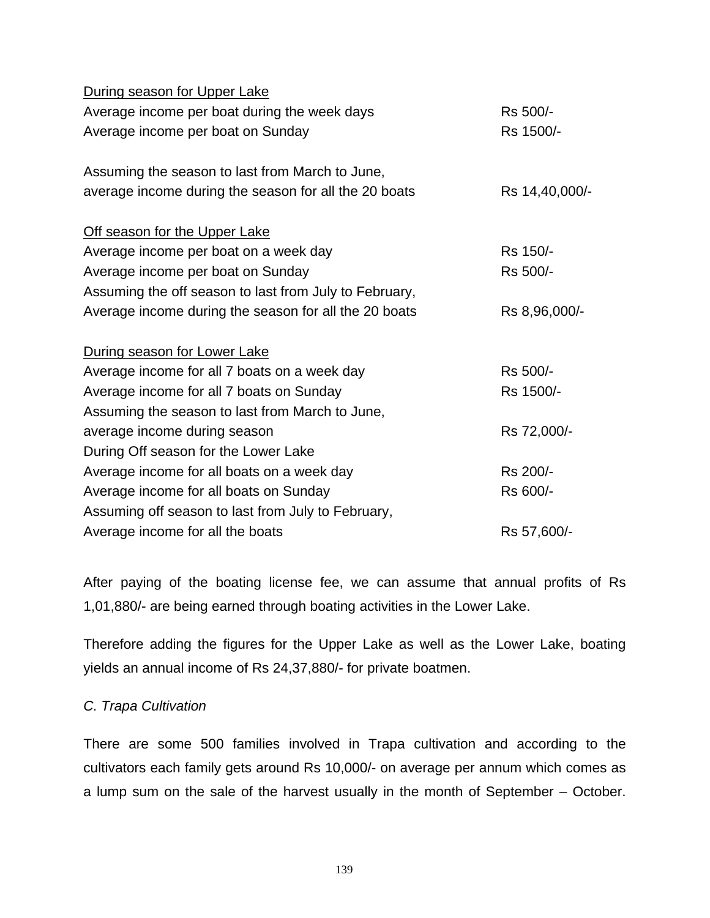<u>During season for Upper Lake</u>

| | |
|---|---|
| Average income per boat during the week days | Rs 500/- |
| Average income per boat on Sunday | Rs 1500/- |
| Assuming the season to last from March to June, average income during the season for all the 20 boats | Rs 14,40,000/- |

<u>Off season for the Upper Lake</u>

| | |
|---|---|
| Average income per boat on a week day | Rs 150/- |
| Average income per boat on Sunday | Rs 500/- |
| Assuming the off season to last from July to February, Average income during the season for all the 20 boats | Rs 8,96,000/- |

<u>During season for Lower Lake</u>

| | |
|---|---|
| Average income for all 7 boats on a week day | Rs 500/- |
| Average income for all 7 boats on Sunday | Rs 1500/- |
| Assuming the season to last from March to June, average income during season | Rs 72,000/- |
| During Off season for the Lower Lake | |
| Average income for all boats on a week day | Rs 200/- |
| Average income for all boats on Sunday | Rs 600/- |
| Assuming off season to last from July to February, Average income for all the boats | Rs 57,600/- |

After paying of the boating license fee, we can assume that annual profits of Rs 1,01,880/- are being earned through boating activities in the Lower Lake.

Therefore adding the figures for the Upper Lake as well as the Lower Lake, boating yields an annual income of Rs 24,37,880/- for private boatmen.

*C. Trapa Cultivation*

There are some 500 families involved in Trapa cultivation and according to the cultivators each family gets around Rs 10,000/- on average per annum which comes as a lump sum on the sale of the harvest usually in the month of September – October.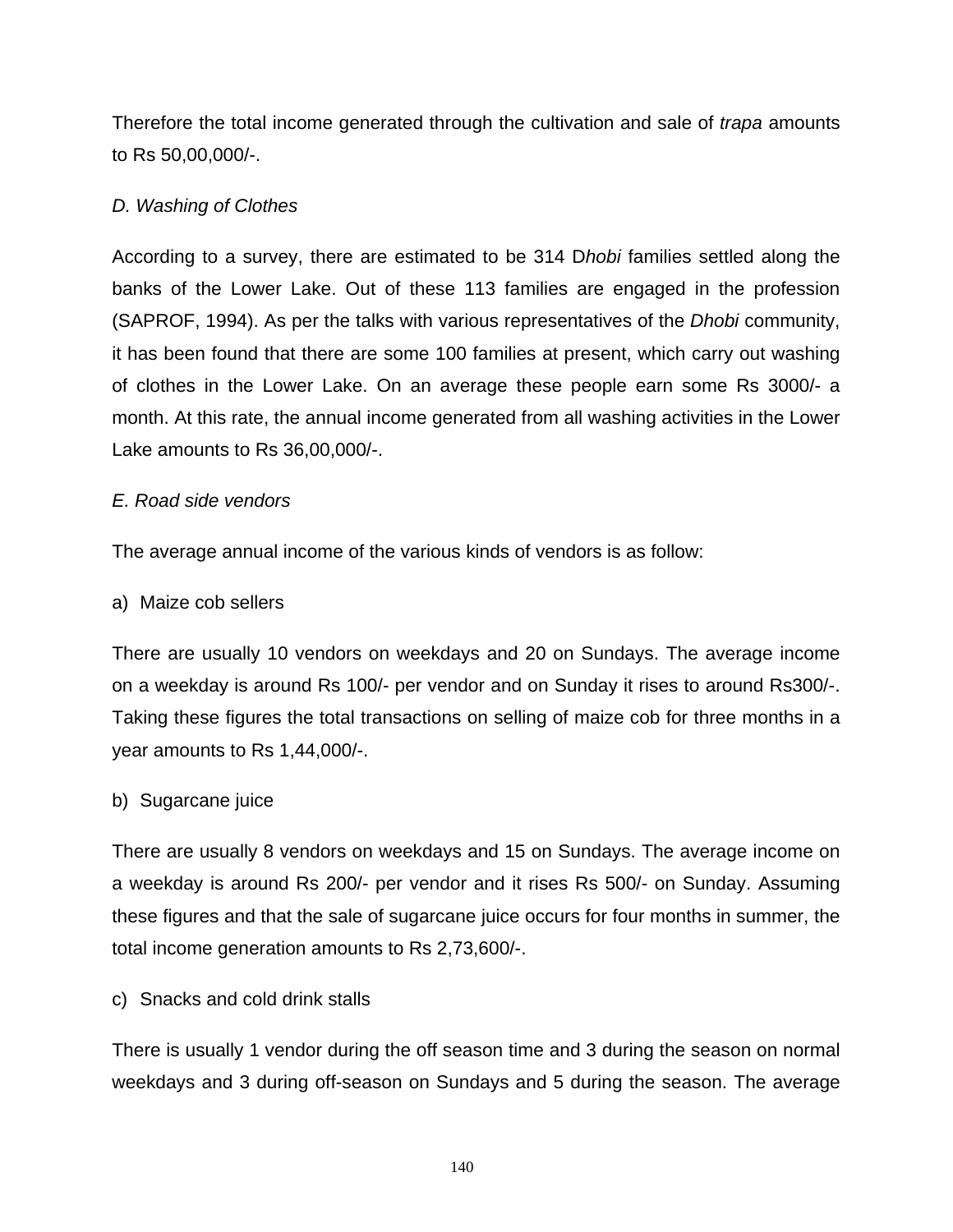Therefore the total income generated through the cultivation and sale of *trapa* amounts to Rs 50,00,000/-.

*D. Washing of Clothes*

According to a survey, there are estimated to be 314 D*hobi* families settled along the banks of the Lower Lake. Out of these 113 families are engaged in the profession (SAPROF, 1994). As per the talks with various representatives of the *Dhobi* community, it has been found that there are some 100 families at present, which carry out washing of clothes in the Lower Lake. On an average these people earn some Rs 3000/- a month. At this rate, the annual income generated from all washing activities in the Lower Lake amounts to Rs 36,00,000/-.

*E. Road side vendors*

The average annual income of the various kinds of vendors is as follow:

a) Maize cob sellers

There are usually 10 vendors on weekdays and 20 on Sundays. The average income on a weekday is around Rs 100/- per vendor and on Sunday it rises to around Rs300/-. Taking these figures the total transactions on selling of maize cob for three months in a year amounts to Rs 1,44,000/-.

b) Sugarcane juice

There are usually 8 vendors on weekdays and 15 on Sundays. The average income on a weekday is around Rs 200/- per vendor and it rises Rs 500/- on Sunday. Assuming these figures and that the sale of sugarcane juice occurs for four months in summer, the total income generation amounts to Rs 2,73,600/-.

c) Snacks and cold drink stalls

There is usually 1 vendor during the off season time and 3 during the season on normal weekdays and 3 during off-season on Sundays and 5 during the season. The average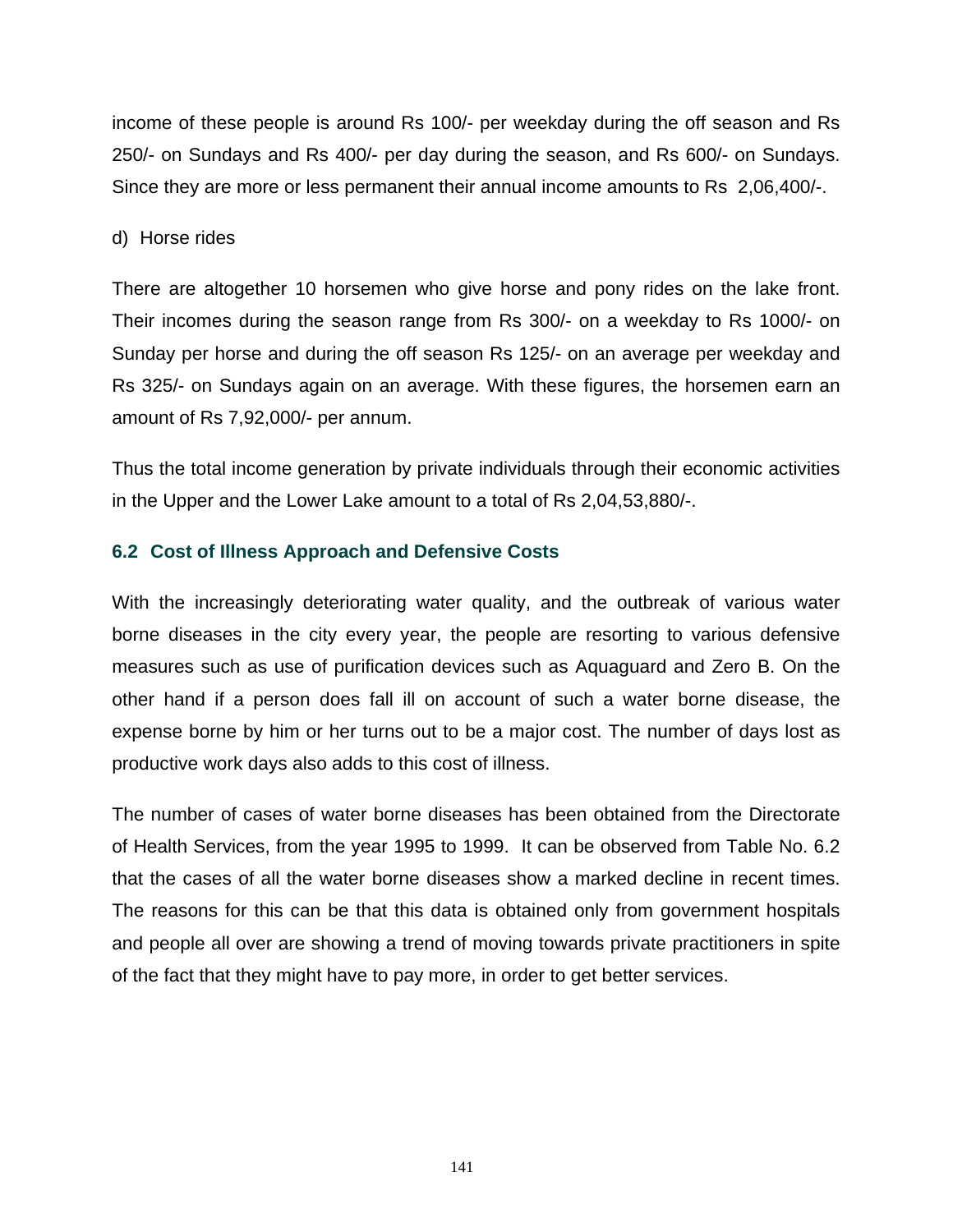income of these people is around Rs 100/- per weekday during the off season and Rs 250/- on Sundays and Rs 400/- per day during the season, and Rs 600/- on Sundays. Since they are more or less permanent their annual income amounts to Rs 2,06,400/-.

d) Horse rides

There are altogether 10 horsemen who give horse and pony rides on the lake front. Their incomes during the season range from Rs 300/- on a weekday to Rs 1000/- on Sunday per horse and during the off season Rs 125/- on an average per weekday and Rs 325/- on Sundays again on an average. With these figures, the horsemen earn an amount of Rs 7,92,000/- per annum.

Thus the total income generation by private individuals through their economic activities in the Upper and the Lower Lake amount to a total of Rs 2,04,53,880/-.

### 6.2 Cost of Illness Approach and Defensive Costs

With the increasingly deteriorating water quality, and the outbreak of various water borne diseases in the city every year, the people are resorting to various defensive measures such as use of purification devices such as Aquaguard and Zero B. On the other hand if a person does fall ill on account of such a water borne disease, the expense borne by him or her turns out to be a major cost. The number of days lost as productive work days also adds to this cost of illness.

The number of cases of water borne diseases has been obtained from the Directorate of Health Services, from the year 1995 to 1999. It can be observed from Table No. 6.2 that the cases of all the water borne diseases show a marked decline in recent times. The reasons for this can be that this data is obtained only from government hospitals and people all over are showing a trend of moving towards private practitioners in spite of the fact that they might have to pay more, in order to get better services.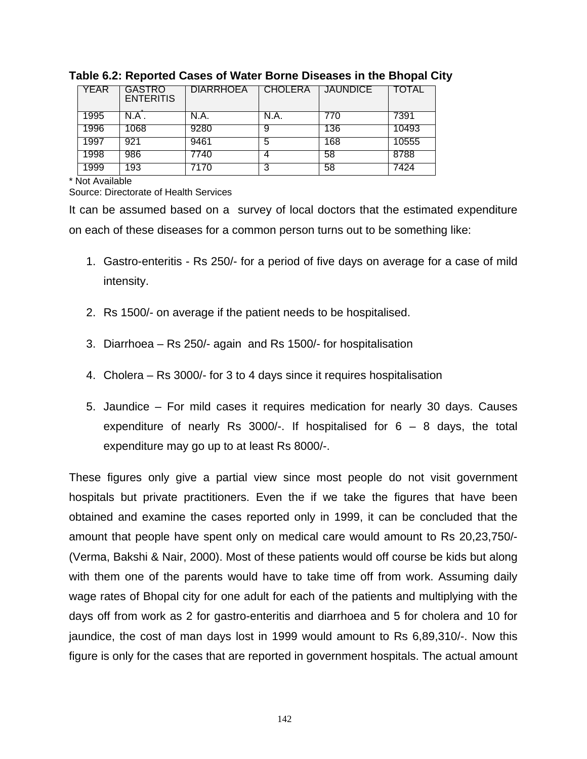**Table 6.2: Reported Cases of Water Borne Diseases in the Bhopal City**

| YEAR | GASTRO ENTERITIS | DIARRHOEA | CHOLERA | JAUNDICE | TOTAL |
|---|---|---|---|---|---|
| 1995 | N.A*. | N.A. | N.A. | 770 | 7391 |
| 1996 | 1068 | 9280 | 9 | 136 | 10493 |
| 1997 | 921 | 9461 | 5 | 168 | 10555 |
| 1998 | 986 | 7740 | 4 | 58 | 8788 |
| 1999 | 193 | 7170 | 3 | 58 | 7424 |

\* Not Available

Source: Directorate of Health Services

It can be assumed based on a survey of local doctors that the estimated expenditure on each of these diseases for a common person turns out to be something like:

1. Gastro-enteritis - Rs 250/- for a period of five days on average for a case of mild intensity.
2. Rs 1500/- on average if the patient needs to be hospitalised.
3. Diarrhoea – Rs 250/- again and Rs 1500/- for hospitalisation
4. Cholera – Rs 3000/- for 3 to 4 days since it requires hospitalisation
5. Jaundice – For mild cases it requires medication for nearly 30 days. Causes expenditure of nearly Rs 3000/-. If hospitalised for 6 – 8 days, the total expenditure may go up to at least Rs 8000/-.

These figures only give a partial view since most people do not visit government hospitals but private practitioners. Even the if we take the figures that have been obtained and examine the cases reported only in 1999, it can be concluded that the amount that people have spent only on medical care would amount to Rs 20,23,750/- (Verma, Bakshi & Nair, 2000). Most of these patients would off course be kids but along with them one of the parents would have to take time off from work. Assuming daily wage rates of Bhopal city for one adult for each of the patients and multiplying with the days off from work as 2 for gastro-enteritis and diarrhoea and 5 for cholera and 10 for jaundice, the cost of man days lost in 1999 would amount to Rs 6,89,310/-. Now this figure is only for the cases that are reported in government hospitals. The actual amount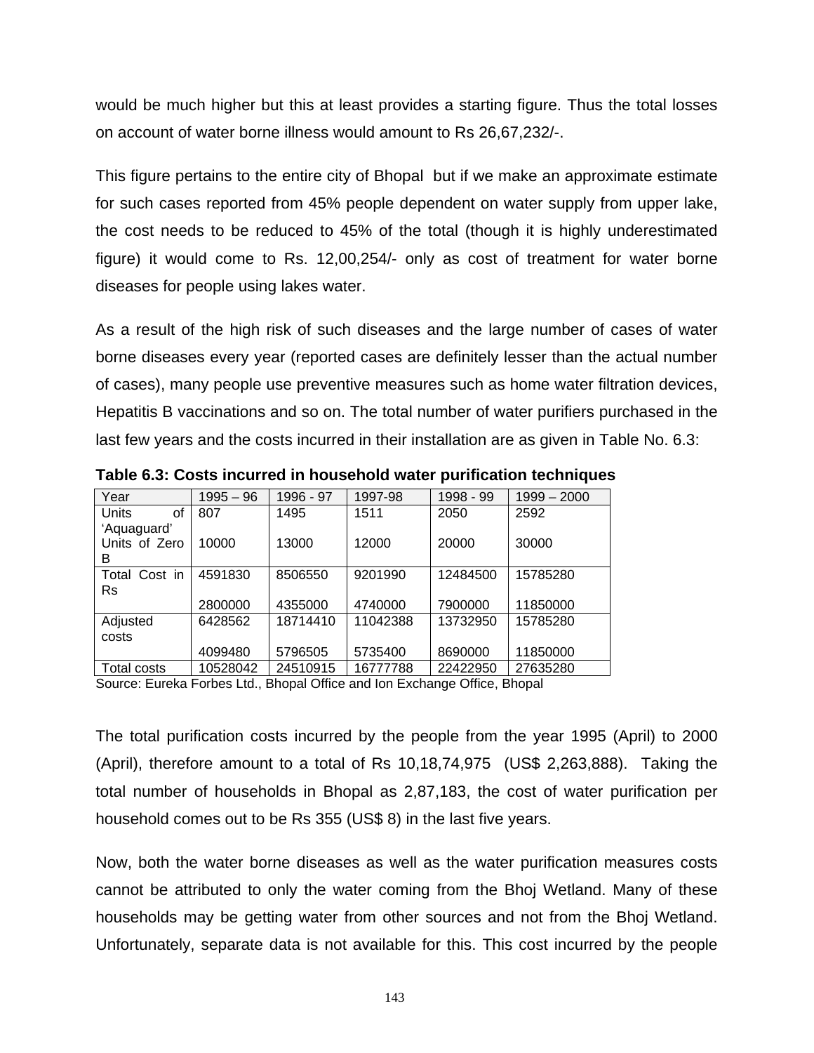would be much higher but this at least provides a starting figure. Thus the total losses on account of water borne illness would amount to Rs 26,67,232/-.

This figure pertains to the entire city of Bhopal but if we make an approximate estimate for such cases reported from 45% people dependent on water supply from upper lake, the cost needs to be reduced to 45% of the total (though it is highly underestimated figure) it would come to Rs. 12,00,254/- only as cost of treatment for water borne diseases for people using lakes water.

As a result of the high risk of such diseases and the large number of cases of water borne diseases every year (reported cases are definitely lesser than the actual number of cases), many people use preventive measures such as home water filtration devices, Hepatitis B vaccinations and so on. The total number of water purifiers purchased in the last few years and the costs incurred in their installation are as given in Table No. 6.3:

**Table 6.3: Costs incurred in household water purification techniques**

| Year | 1995 – 96 | 1996 - 97 | 1997-98 | 1998 - 99 | 1999 – 2000 |
|---|---|---|---|---|---|
| Units of 'Aquaguard' | 807 | 1495 | 1511 | 2050 | 2592 |
| Units of Zero B | 10000 | 13000 | 12000 | 20000 | 30000 |
| Total Cost in Rs | 4591830 | 8506550 | 9201990 | 12484500 | 15785280 |
| | 2800000 | 4355000 | 4740000 | 7900000 | 11850000 |
| Adjusted costs | 6428562 | 18714410 | 11042388 | 13732950 | 15785280 |
| | 4099480 | 5796505 | 5735400 | 8690000 | 11850000 |
| Total costs | 10528042 | 24510915 | 16777788 | 22422950 | 27635280 |

Source: Eureka Forbes Ltd., Bhopal Office and Ion Exchange Office, Bhopal

The total purification costs incurred by the people from the year 1995 (April) to 2000 (April), therefore amount to a total of Rs 10,18,74,975 (US$ 2,263,888). Taking the total number of households in Bhopal as 2,87,183, the cost of water purification per household comes out to be Rs 355 (US$ 8) in the last five years.

Now, both the water borne diseases as well as the water purification measures costs cannot be attributed to only the water coming from the Bhoj Wetland. Many of these households may be getting water from other sources and not from the Bhoj Wetland. Unfortunately, separate data is not available for this. This cost incurred by the people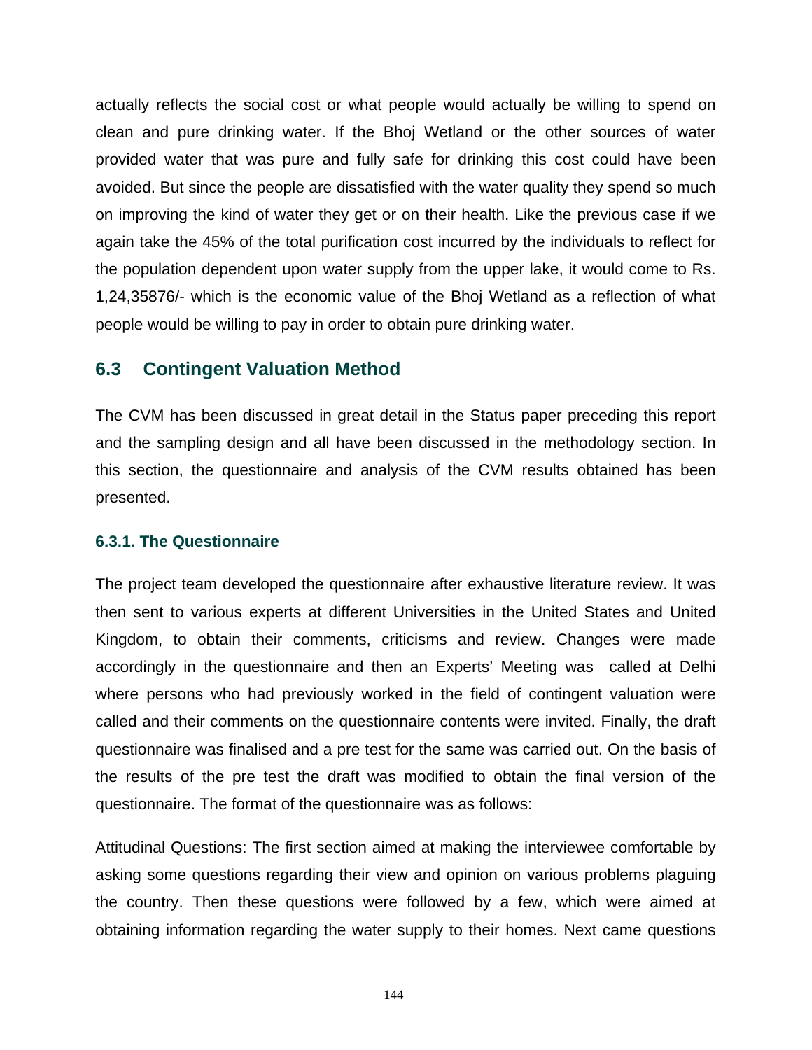actually reflects the social cost or what people would actually be willing to spend on clean and pure drinking water. If the Bhoj Wetland or the other sources of water provided water that was pure and fully safe for drinking this cost could have been avoided. But since the people are dissatisfied with the water quality they spend so much on improving the kind of water they get or on their health. Like the previous case if we again take the 45% of the total purification cost incurred by the individuals to reflect for the population dependent upon water supply from the upper lake, it would come to Rs. 1,24,35876/- which is the economic value of the Bhoj Wetland as a reflection of what people would be willing to pay in order to obtain pure drinking water.

## 6.3 Contingent Valuation Method

The CVM has been discussed in great detail in the Status paper preceding this report and the sampling design and all have been discussed in the methodology section. In this section, the questionnaire and analysis of the CVM results obtained has been presented.

### 6.3.1. The Questionnaire

The project team developed the questionnaire after exhaustive literature review. It was then sent to various experts at different Universities in the United States and United Kingdom, to obtain their comments, criticisms and review. Changes were made accordingly in the questionnaire and then an Experts' Meeting was called at Delhi where persons who had previously worked in the field of contingent valuation were called and their comments on the questionnaire contents were invited. Finally, the draft questionnaire was finalised and a pre test for the same was carried out. On the basis of the results of the pre test the draft was modified to obtain the final version of the questionnaire. The format of the questionnaire was as follows:

Attitudinal Questions: The first section aimed at making the interviewee comfortable by asking some questions regarding their view and opinion on various problems plaguing the country. Then these questions were followed by a few, which were aimed at obtaining information regarding the water supply to their homes. Next came questions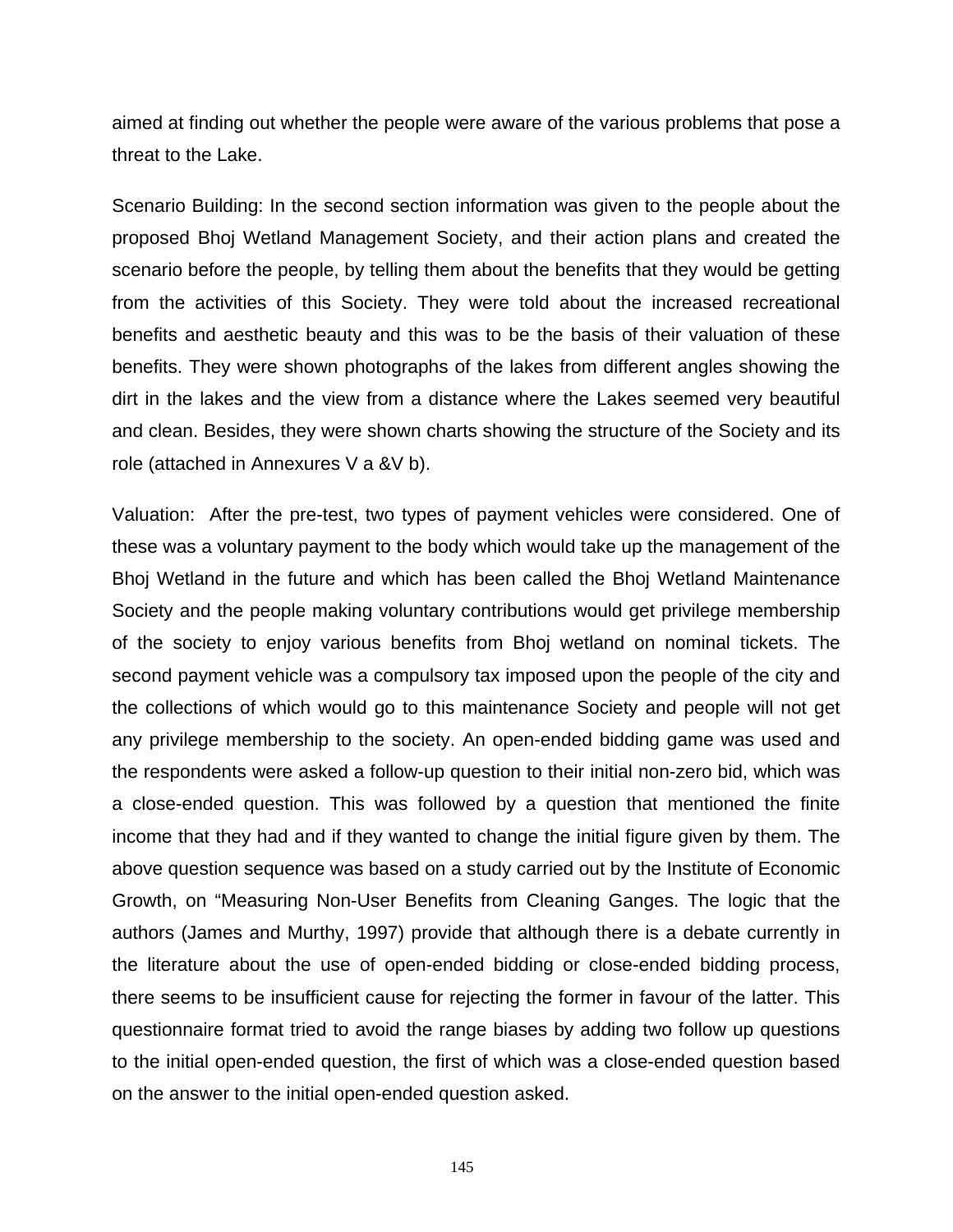aimed at finding out whether the people were aware of the various problems that pose a threat to the Lake.

Scenario Building: In the second section information was given to the people about the proposed Bhoj Wetland Management Society, and their action plans and created the scenario before the people, by telling them about the benefits that they would be getting from the activities of this Society. They were told about the increased recreational benefits and aesthetic beauty and this was to be the basis of their valuation of these benefits. They were shown photographs of the lakes from different angles showing the dirt in the lakes and the view from a distance where the Lakes seemed very beautiful and clean. Besides, they were shown charts showing the structure of the Society and its role (attached in Annexures V a &V b).

Valuation: After the pre-test, two types of payment vehicles were considered. One of these was a voluntary payment to the body which would take up the management of the Bhoj Wetland in the future and which has been called the Bhoj Wetland Maintenance Society and the people making voluntary contributions would get privilege membership of the society to enjoy various benefits from Bhoj wetland on nominal tickets. The second payment vehicle was a compulsory tax imposed upon the people of the city and the collections of which would go to this maintenance Society and people will not get any privilege membership to the society. An open-ended bidding game was used and the respondents were asked a follow-up question to their initial non-zero bid, which was a close-ended question. This was followed by a question that mentioned the finite income that they had and if they wanted to change the initial figure given by them. The above question sequence was based on a study carried out by the Institute of Economic Growth, on "Measuring Non-User Benefits from Cleaning Ganges. The logic that the authors (James and Murthy, 1997) provide that although there is a debate currently in the literature about the use of open-ended bidding or close-ended bidding process, there seems to be insufficient cause for rejecting the former in favour of the latter. This questionnaire format tried to avoid the range biases by adding two follow up questions to the initial open-ended question, the first of which was a close-ended question based on the answer to the initial open-ended question asked.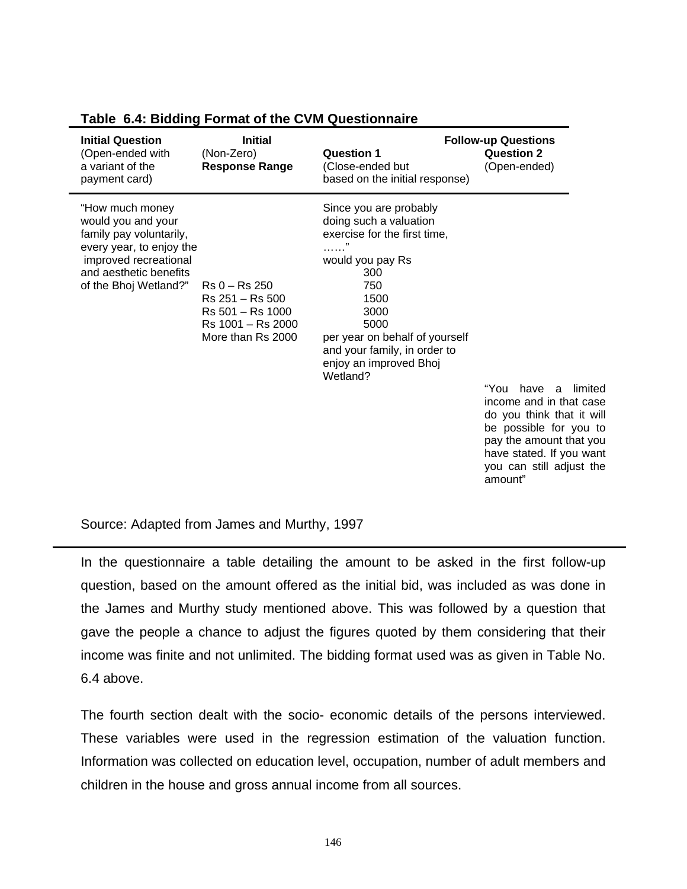**Table 6.4: Bidding Format of the CVM Questionnaire**

| Initial Question (Open-ended with a variant of the payment card) | Initial (Non-Zero) **Response Range** | Follow-up Questions: **Question 1** (Close-ended but based on the initial response) | Follow-up Questions: **Question 2** (Open-ended) |
|---|---|---|---|
| "How much money would you and your family pay voluntarily, every year, to enjoy the improved recreational and aesthetic benefits of the Bhoj Wetland?" | | Since you are probably doing such a valuation exercise for the first time, ……" would you pay Rs | |
| | Rs 0 – Rs 250 | 300 | |
| | Rs 251 – Rs 500 | 750 | |
| | Rs 501 – Rs 1000 | 1500 | |
| | Rs 1001 – Rs 2000 | 3000 | |
| | More than Rs 2000 | 5000 | |
| | | per year on behalf of yourself and your family, in order to enjoy an improved Bhoj Wetland? | |
| | | | "You have a limited income and in that case do you think that it will be possible for you to pay the amount that you have stated. If you want you can still adjust the amount" |

Source: Adapted from James and Murthy, 1997

In the questionnaire a table detailing the amount to be asked in the first follow-up question, based on the amount offered as the initial bid, was included as was done in the James and Murthy study mentioned above. This was followed by a question that gave the people a chance to adjust the figures quoted by them considering that their income was finite and not unlimited. The bidding format used was as given in Table No. 6.4 above.

The fourth section dealt with the socio- economic details of the persons interviewed. These variables were used in the regression estimation of the valuation function. Information was collected on education level, occupation, number of adult members and children in the house and gross annual income from all sources.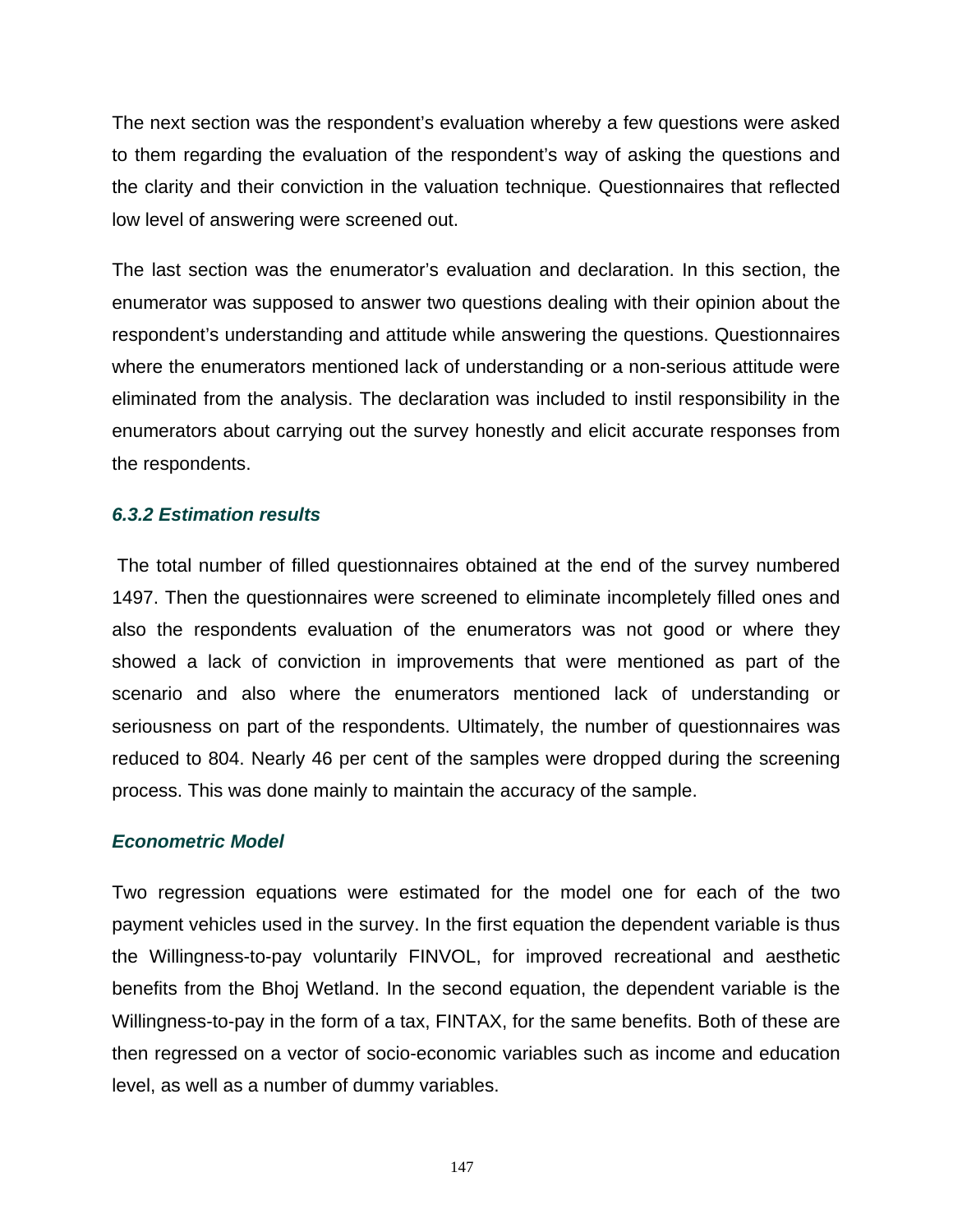The next section was the respondent's evaluation whereby a few questions were asked to them regarding the evaluation of the respondent's way of asking the questions and the clarity and their conviction in the valuation technique. Questionnaires that reflected low level of answering were screened out.

The last section was the enumerator's evaluation and declaration. In this section, the enumerator was supposed to answer two questions dealing with their opinion about the respondent's understanding and attitude while answering the questions. Questionnaires where the enumerators mentioned lack of understanding or a non-serious attitude were eliminated from the analysis. The declaration was included to instil responsibility in the enumerators about carrying out the survey honestly and elicit accurate responses from the respondents.

### *6.3.2 Estimation results*

The total number of filled questionnaires obtained at the end of the survey numbered 1497. Then the questionnaires were screened to eliminate incompletely filled ones and also the respondents evaluation of the enumerators was not good or where they showed a lack of conviction in improvements that were mentioned as part of the scenario and also where the enumerators mentioned lack of understanding or seriousness on part of the respondents. Ultimately, the number of questionnaires was reduced to 804. Nearly 46 per cent of the samples were dropped during the screening process. This was done mainly to maintain the accuracy of the sample.

### *Econometric Model*

Two regression equations were estimated for the model one for each of the two payment vehicles used in the survey. In the first equation the dependent variable is thus the Willingness-to-pay voluntarily FINVOL, for improved recreational and aesthetic benefits from the Bhoj Wetland. In the second equation, the dependent variable is the Willingness-to-pay in the form of a tax, FINTAX, for the same benefits. Both of these are then regressed on a vector of socio-economic variables such as income and education level, as well as a number of dummy variables.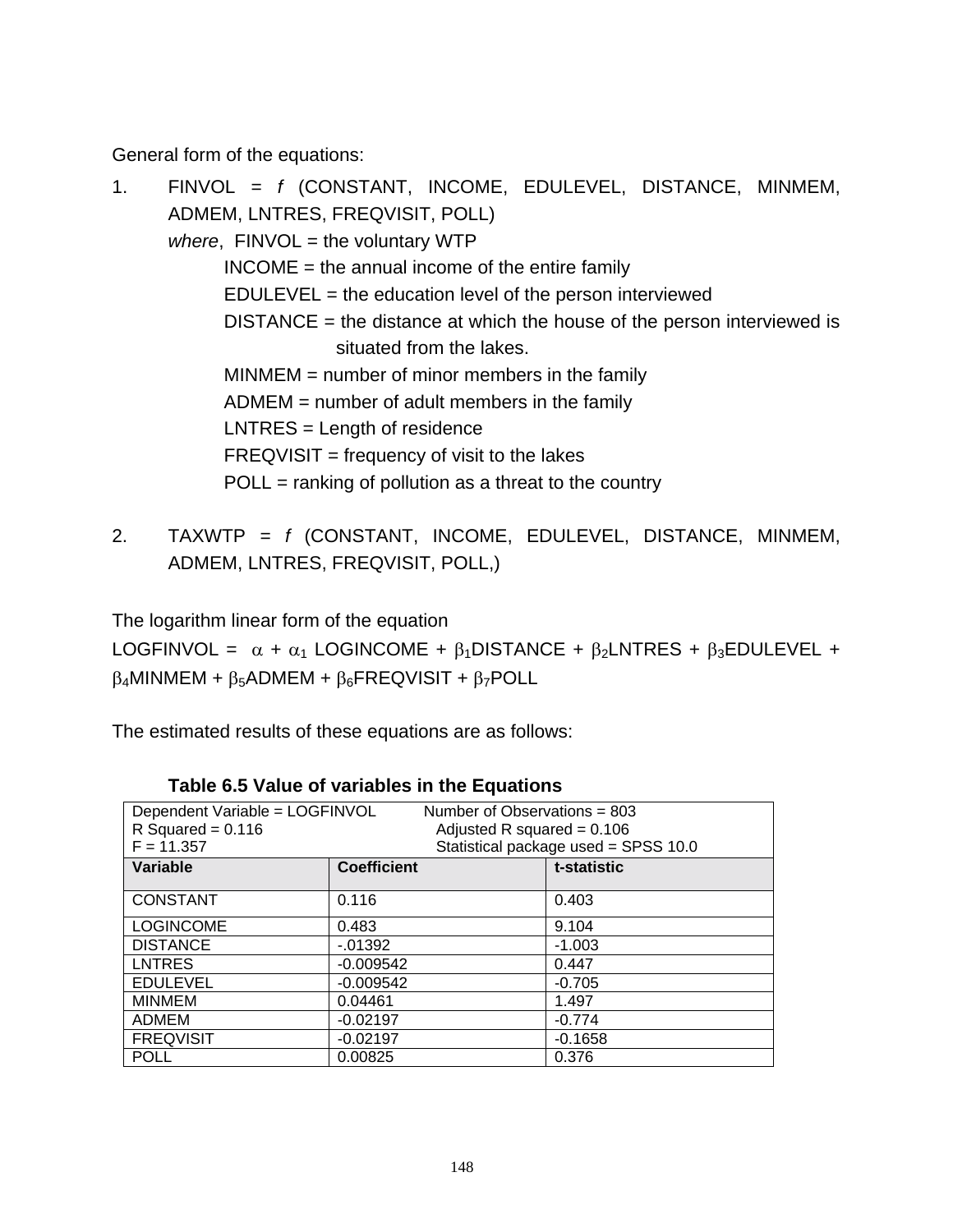General form of the equations:

1. FINVOL = *f* (CONSTANT, INCOME, EDULEVEL, DISTANCE, MINMEM, ADMEM, LNTRES, FREQVISIT, POLL)

   *where*, FINVOL = the voluntary WTP

   INCOME = the annual income of the entire family

   EDULEVEL = the education level of the person interviewed

   DISTANCE = the distance at which the house of the person interviewed is situated from the lakes.

   MINMEM = number of minor members in the family

   ADMEM = number of adult members in the family

   LNTRES = Length of residence

   FREQVISIT = frequency of visit to the lakes

   POLL = ranking of pollution as a threat to the country

2. TAXWTP = *f* (CONSTANT, INCOME, EDULEVEL, DISTANCE, MINMEM, ADMEM, LNTRES, FREQVISIT, POLL,)

The logarithm linear form of the equation

LOGFINVOL = $\alpha + \alpha_1$ LOGINCOME + $\beta_1$DISTANCE + $\beta_2$LNTRES + $\beta_3$EDULEVEL + $\beta_4$MINMEM + $\beta_5$ADMEM + $\beta_6$FREQVISIT + $\beta_7$POLL

The estimated results of these equations are as follows:

**Table 6.5 Value of variables in the Equations**

| Dependent Variable = LOGFINVOL<br>R Squared = 0.116<br>F = 11.357 | Number of Observations = 803<br>Adjusted R squared = 0.106<br>Statistical package used = SPSS 10.0 | |
|---|---|---|
| **Variable** | **Coefficient** | **t-statistic** |
| CONSTANT | 0.116 | 0.403 |
| LOGINCOME | 0.483 | 9.104 |
| DISTANCE | -.01392 | -1.003 |
| LNTRES | -0.009542 | 0.447 |
| EDULEVEL | -0.009542 | -0.705 |
| MINMEM | 0.04461 | 1.497 |
| ADMEM | -0.02197 | -0.774 |
| FREQVISIT | -0.02197 | -0.1658 |
| POLL | 0.00825 | 0.376 |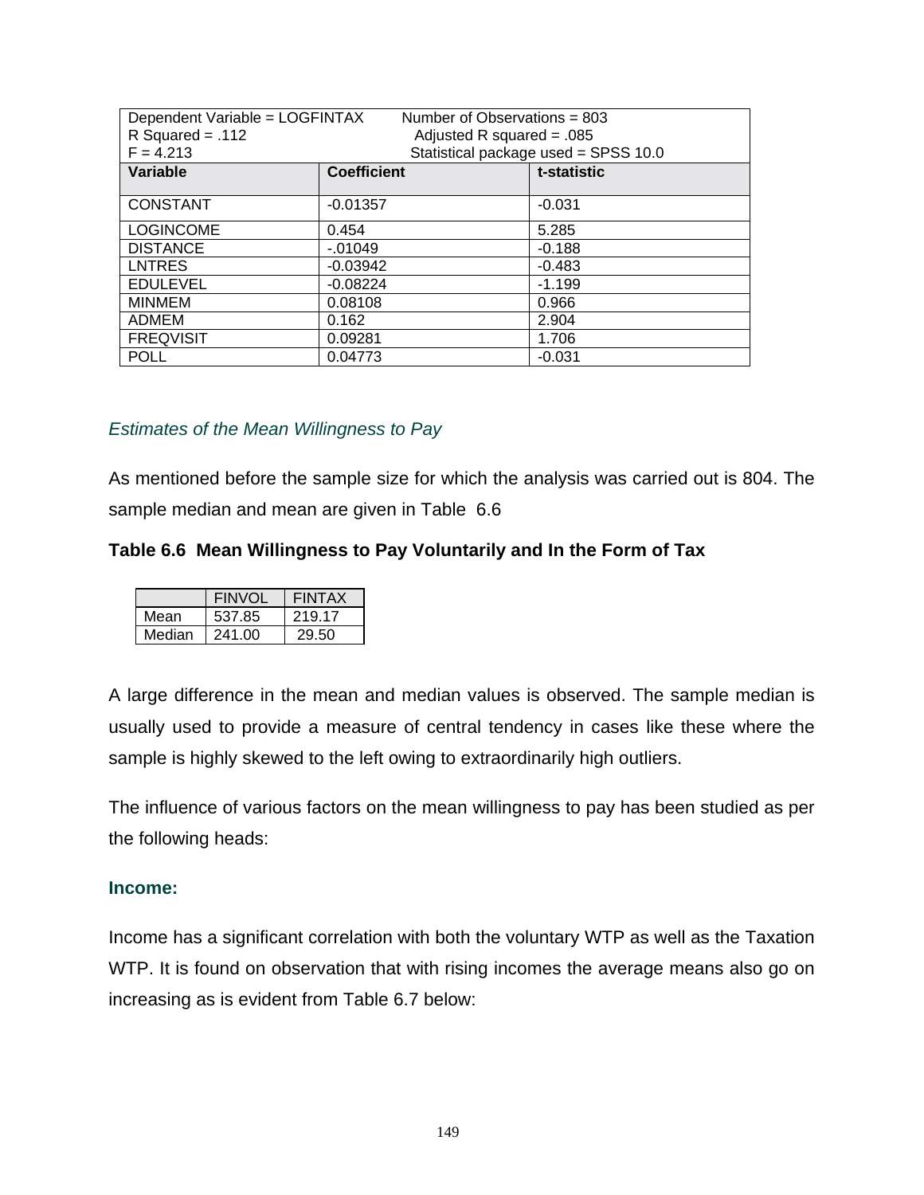| Dependent Variable = LOGFINTAX | Number of Observations = 803 | |
|---|---|---|
| R Squared = .112 | Adjusted R squared = .085 | |
| F = 4.213 | Statistical package used = SPSS 10.0 | |
| **Variable** | **Coefficient** | **t-statistic** |
| CONSTANT | -0.01357 | -0.031 |
| LOGINCOME | 0.454 | 5.285 |
| DISTANCE | -.01049 | -0.188 |
| LNTRES | -0.03942 | -0.483 |
| EDULEVEL | -0.08224 | -1.199 |
| MINMEM | 0.08108 | 0.966 |
| ADMEM | 0.162 | 2.904 |
| FREQVISIT | 0.09281 | 1.706 |
| POLL | 0.04773 | -0.031 |

*Estimates of the Mean Willingness to Pay*

As mentioned before the sample size for which the analysis was carried out is 804. The sample median and mean are given in Table 6.6

**Table 6.6 Mean Willingness to Pay Voluntarily and In the Form of Tax**

| | FINVOL | FINTAX |
|---|---|---|
| Mean | 537.85 | 219.17 |
| Median | 241.00 | 29.50 |

A large difference in the mean and median values is observed. The sample median is usually used to provide a measure of central tendency in cases like these where the sample is highly skewed to the left owing to extraordinarily high outliers.

The influence of various factors on the mean willingness to pay has been studied as per the following heads:

**Income:**

Income has a significant correlation with both the voluntary WTP as well as the Taxation WTP. It is found on observation that with rising incomes the average means also go on increasing as is evident from Table 6.7 below: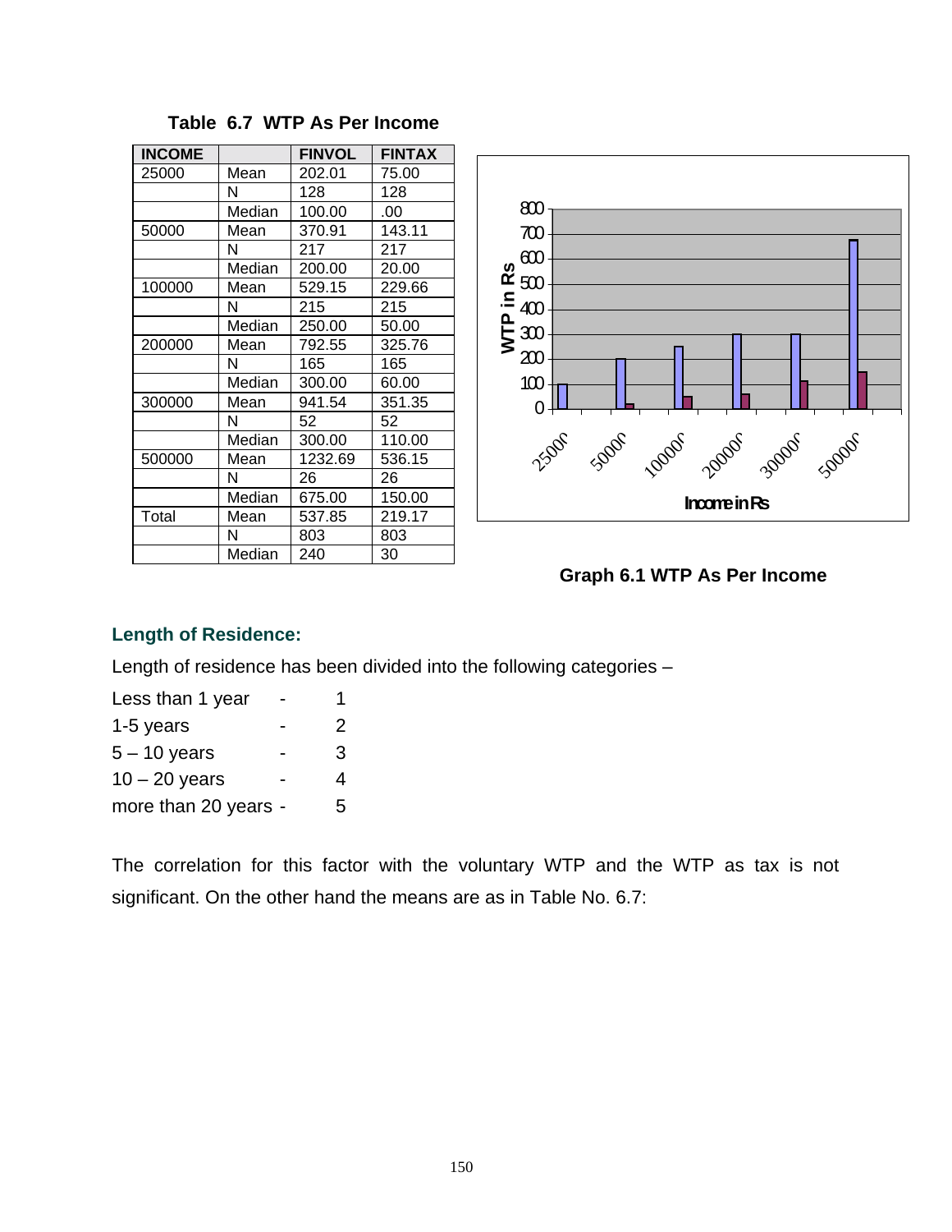**Table 6.7 WTP As Per Income**

| INCOME | | FINVOL | FINTAX |
|---|---|---|---|
| 25000 | Mean | 202.01 | 75.00 |
| | N | 128 | 128 |
| | Median | 100.00 | .00 |
| 50000 | Mean | 370.91 | 143.11 |
| | N | 217 | 217 |
| | Median | 200.00 | 20.00 |
| 100000 | Mean | 529.15 | 229.66 |
| | N | 215 | 215 |
| | Median | 250.00 | 50.00 |
| 200000 | Mean | 792.55 | 325.76 |
| | N | 165 | 165 |
| | Median | 300.00 | 60.00 |
| 300000 | Mean | 941.54 | 351.35 |
| | N | 52 | 52 |
| | Median | 300.00 | 110.00 |
| 500000 | Mean | 1232.69 | 536.15 |
| | N | 26 | 26 |
| | Median | 675.00 | 150.00 |
| Total | Mean | 537.85 | 219.17 |
| | N | 803 | 803 |
| | Median | 240 | 30 |

**Graph 6.1 WTP As Per Income**

### Length of Residence:

Length of residence has been divided into the following categories –

Less than 1 year - 1
1-5 years - 2
5 – 10 years - 3
10 – 20 years - 4
more than 20 years - 5

The correlation for this factor with the voluntary WTP and the WTP as tax is not significant. On the other hand the means are as in Table No. 6.7: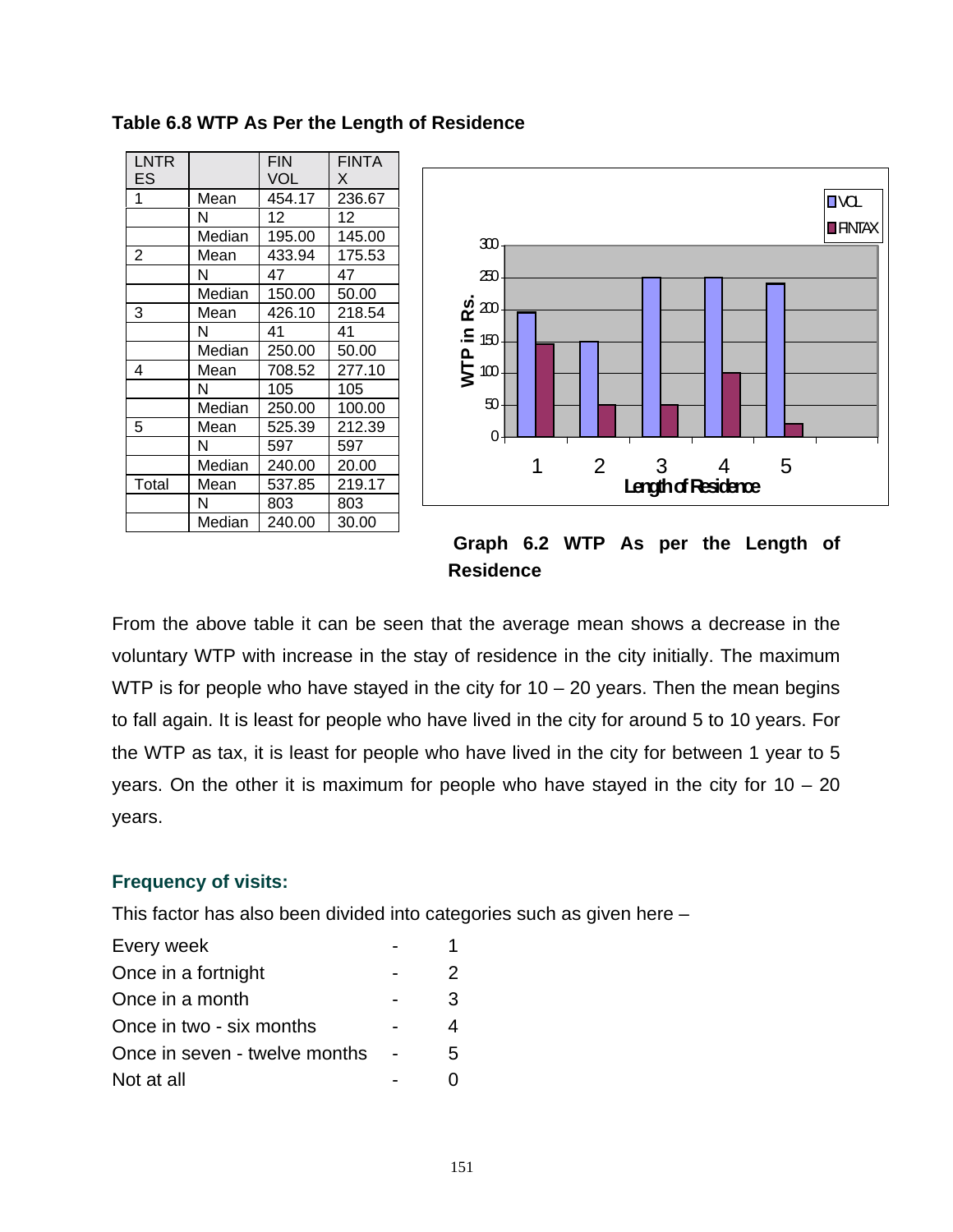**Table 6.8 WTP As Per the Length of Residence**

| LNTRES | | FIN VOL | FINTAX |
|---|---|---|---|
| 1 | Mean | 454.17 | 236.67 |
| | N | 12 | 12 |
| | Median | 195.00 | 145.00 |
| 2 | Mean | 433.94 | 175.53 |
| | N | 47 | 47 |
| | Median | 150.00 | 50.00 |
| 3 | Mean | 426.10 | 218.54 |
| | N | 41 | 41 |
| | Median | 250.00 | 50.00 |
| 4 | Mean | 708.52 | 277.10 |
| | N | 105 | 105 |
| | Median | 250.00 | 100.00 |
| 5 | Mean | 525.39 | 212.39 |
| | N | 597 | 597 |
| | Median | 240.00 | 20.00 |
| Total | Mean | 537.85 | 219.17 |
| | N | 803 | 803 |
| | Median | 240.00 | 30.00 |

**Graph 6.2 WTP As per the Length of Residence**

From the above table it can be seen that the average mean shows a decrease in the voluntary WTP with increase in the stay of residence in the city initially. The maximum WTP is for people who have stayed in the city for 10 – 20 years. Then the mean begins to fall again. It is least for people who have lived in the city for around 5 to 10 years. For the WTP as tax, it is least for people who have lived in the city for between 1 year to 5 years. On the other it is maximum for people who have stayed in the city for 10 – 20 years.

### Frequency of visits:

This factor has also been divided into categories such as given here –

| | | |
|---|---|---|
| Every week | - | 1 |
| Once in a fortnight | - | 2 |
| Once in a month | - | 3 |
| Once in two - six months | - | 4 |
| Once in seven - twelve months | - | 5 |
| Not at all | - | 0 |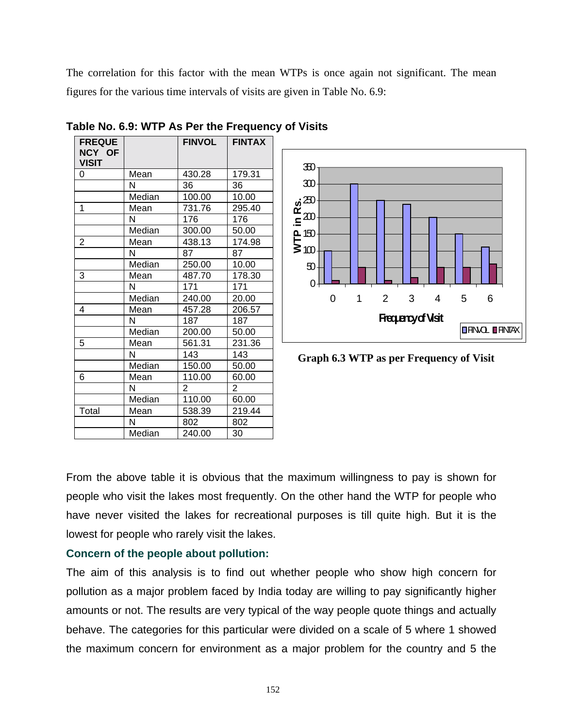The correlation for this factor with the mean WTPs is once again not significant. The mean figures for the various time intervals of visits are given in Table No. 6.9:

**Table No. 6.9: WTP As Per the Frequency of Visits**

| FREQUENCY OF VISIT | | FINVOL | FINTAX |
|---|---|---|---|
| 0 | Mean | 430.28 | 179.31 |
| | N | 36 | 36 |
| | Median | 100.00 | 10.00 |
| 1 | Mean | 731.76 | 295.40 |
| | N | 176 | 176 |
| | Median | 300.00 | 50.00 |
| 2 | Mean | 438.13 | 174.98 |
| | N | 87 | 87 |
| | Median | 250.00 | 10.00 |
| 3 | Mean | 487.70 | 178.30 |
| | N | 171 | 171 |
| | Median | 240.00 | 20.00 |
| 4 | Mean | 457.28 | 206.57 |
| | N | 187 | 187 |
| | Median | 200.00 | 50.00 |
| 5 | Mean | 561.31 | 231.36 |
| | N | 143 | 143 |
| | Median | 150.00 | 50.00 |
| 6 | Mean | 110.00 | 60.00 |
| | N | 2 | 2 |
| | Median | 110.00 | 60.00 |
| Total | Mean | 538.39 | 219.44 |
| | N | 802 | 802 |
| | Median | 240.00 | 30 |

**Graph 6.3 WTP as per Frequency of Visit**

From the above table it is obvious that the maximum willingness to pay is shown for people who visit the lakes most frequently. On the other hand the WTP for people who have never visited the lakes for recreational purposes is till quite high. But it is the lowest for people who rarely visit the lakes.

### Concern of the people about pollution:

The aim of this analysis is to find out whether people who show high concern for pollution as a major problem faced by India today are willing to pay significantly higher amounts or not. The results are very typical of the way people quote things and actually behave. The categories for this particular were divided on a scale of 5 where 1 showed the maximum concern for environment as a major problem for the country and 5 the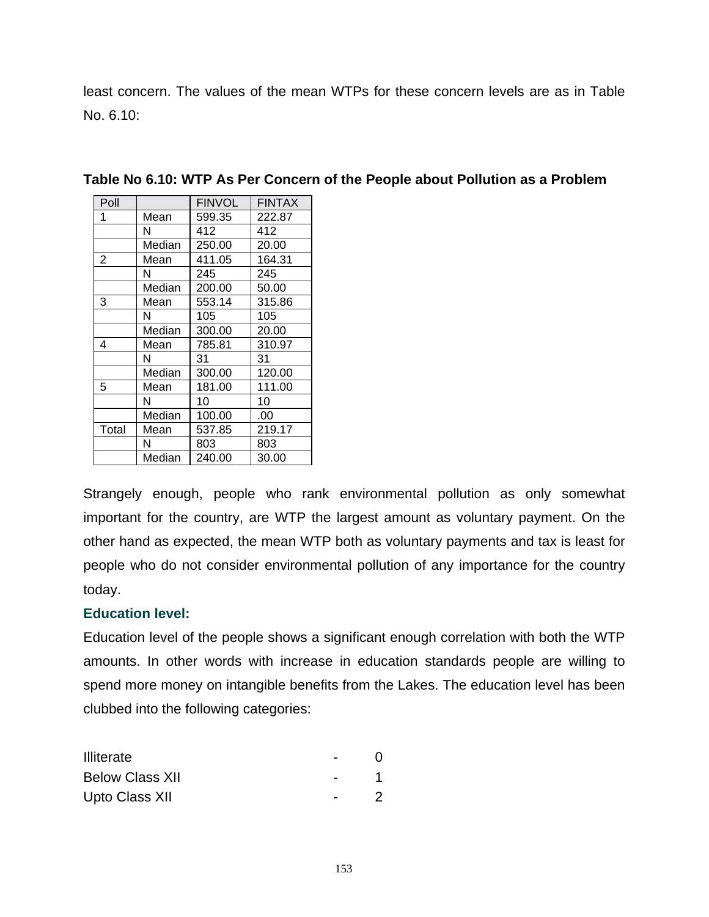least concern. The values of the mean WTPs for these concern levels are as in Table No. 6.10:

**Table No 6.10: WTP As Per Concern of the People about Pollution as a Problem**

| Poll | | FINVOL | FINTAX |
|---|---|---|---|
| 1 | Mean | 599.35 | 222.87 |
| | N | 412 | 412 |
| | Median | 250.00 | 20.00 |
| 2 | Mean | 411.05 | 164.31 |
| | N | 245 | 245 |
| | Median | 200.00 | 50.00 |
| 3 | Mean | 553.14 | 315.86 |
| | N | 105 | 105 |
| | Median | 300.00 | 20.00 |
| 4 | Mean | 785.81 | 310.97 |
| | N | 31 | 31 |
| | Median | 300.00 | 120.00 |
| 5 | Mean | 181.00 | 111.00 |
| | N | 10 | 10 |
| | Median | 100.00 | .00 |
| Total | Mean | 537.85 | 219.17 |
| | N | 803 | 803 |
| | Median | 240.00 | 30.00 |

Strangely enough, people who rank environmental pollution as only somewhat important for the country, are WTP the largest amount as voluntary payment. On the other hand as expected, the mean WTP both as voluntary payments and tax is least for people who do not consider environmental pollution of any importance for the country today.

**Education level:**

Education level of the people shows a significant enough correlation with both the WTP amounts. In other words with increase in education standards people are willing to spend more money on intangible benefits from the Lakes. The education level has been clubbed into the following categories:

Illiterate - 0
Below Class XII - 1
Upto Class XII - 2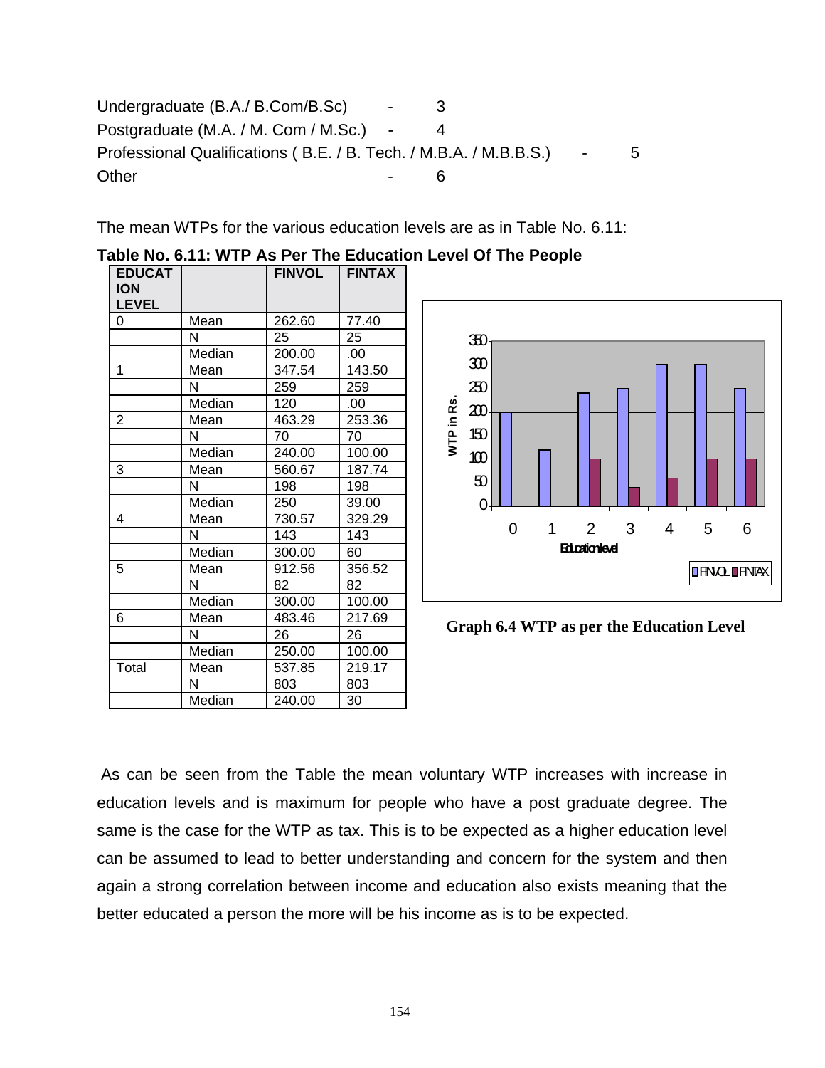Undergraduate (B.A./ B.Com/B.Sc) - 3

Postgraduate (M.A. / M. Com / M.Sc.) - 4

Professional Qualifications ( B.E. / B. Tech. / M.B.A. / M.B.B.S.) - 5

Other - 6

The mean WTPs for the various education levels are as in Table No. 6.11:

**Table No. 6.11: WTP As Per The Education Level Of The People**

| EDUCATION LEVEL | | FINVOL | FINTAX |
|---|---|---|---|
| 0 | Mean | 262.60 | 77.40 |
| | N | 25 | 25 |
| | Median | 200.00 | .00 |
| 1 | Mean | 347.54 | 143.50 |
| | N | 259 | 259 |
| | Median | 120 | .00 |
| 2 | Mean | 463.29 | 253.36 |
| | N | 70 | 70 |
| | Median | 240.00 | 100.00 |
| 3 | Mean | 560.67 | 187.74 |
| | N | 198 | 198 |
| | Median | 250 | 39.00 |
| 4 | Mean | 730.57 | 329.29 |
| | N | 143 | 143 |
| | Median | 300.00 | 60 |
| 5 | Mean | 912.56 | 356.52 |
| | N | 82 | 82 |
| | Median | 300.00 | 100.00 |
| 6 | Mean | 483.46 | 217.69 |
| | N | 26 | 26 |
| | Median | 250.00 | 100.00 |
| Total | Mean | 537.85 | 219.17 |
| | N | 803 | 803 |
| | Median | 240.00 | 30 |

**Graph 6.4 WTP as per the Education Level**

As can be seen from the Table the mean voluntary WTP increases with increase in education levels and is maximum for people who have a post graduate degree. The same is the case for the WTP as tax. This is to be expected as a higher education level can be assumed to lead to better understanding and concern for the system and then again a strong correlation between income and education also exists meaning that the better educated a person the more will be his income as is to be expected.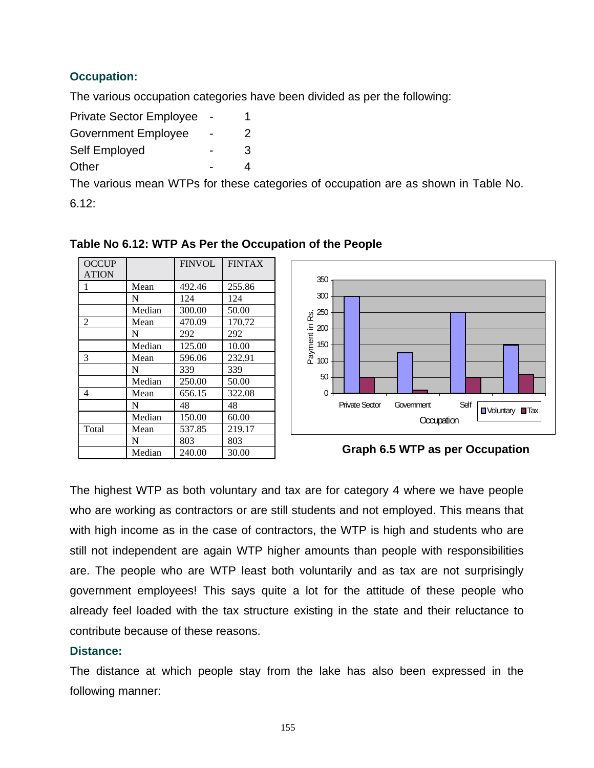### Occupation:

The various occupation categories have been divided as per the following:

Private Sector Employee - 1
Government Employee - 2
Self Employed - 3
Other - 4

The various mean WTPs for these categories of occupation are as shown in Table No. 6.12:

**Table No 6.12: WTP As Per the Occupation of the People**

| OCCUPATION | | FINVOL | FINTAX |
|---|---|---|---|
| 1 | Mean | 492.46 | 255.86 |
| | N | 124 | 124 |
| | Median | 300.00 | 50.00 |
| 2 | Mean | 470.09 | 170.72 |
| | N | 292 | 292 |
| | Median | 125.00 | 10.00 |
| 3 | Mean | 596.06 | 232.91 |
| | N | 339 | 339 |
| | Median | 250.00 | 50.00 |
| 4 | Mean | 656.15 | 322.08 |
| | N | 48 | 48 |
| | Median | 150.00 | 60.00 |
| Total | Mean | 537.85 | 219.17 |
| | N | 803 | 803 |
| | Median | 240.00 | 30.00 |

**Graph 6.5 WTP as per Occupation**

The highest WTP as both voluntary and tax are for category 4 where we have people who are working as contractors or are still students and not employed. This means that with high income as in the case of contractors, the WTP is high and students who are still not independent are again WTP higher amounts than people with responsibilities are. The people who are WTP least both voluntarily and as tax are not surprisingly government employees! This says quite a lot for the attitude of these people who already feel loaded with the tax structure existing in the state and their reluctance to contribute because of these reasons.

### Distance:

The distance at which people stay from the lake has also been expressed in the following manner: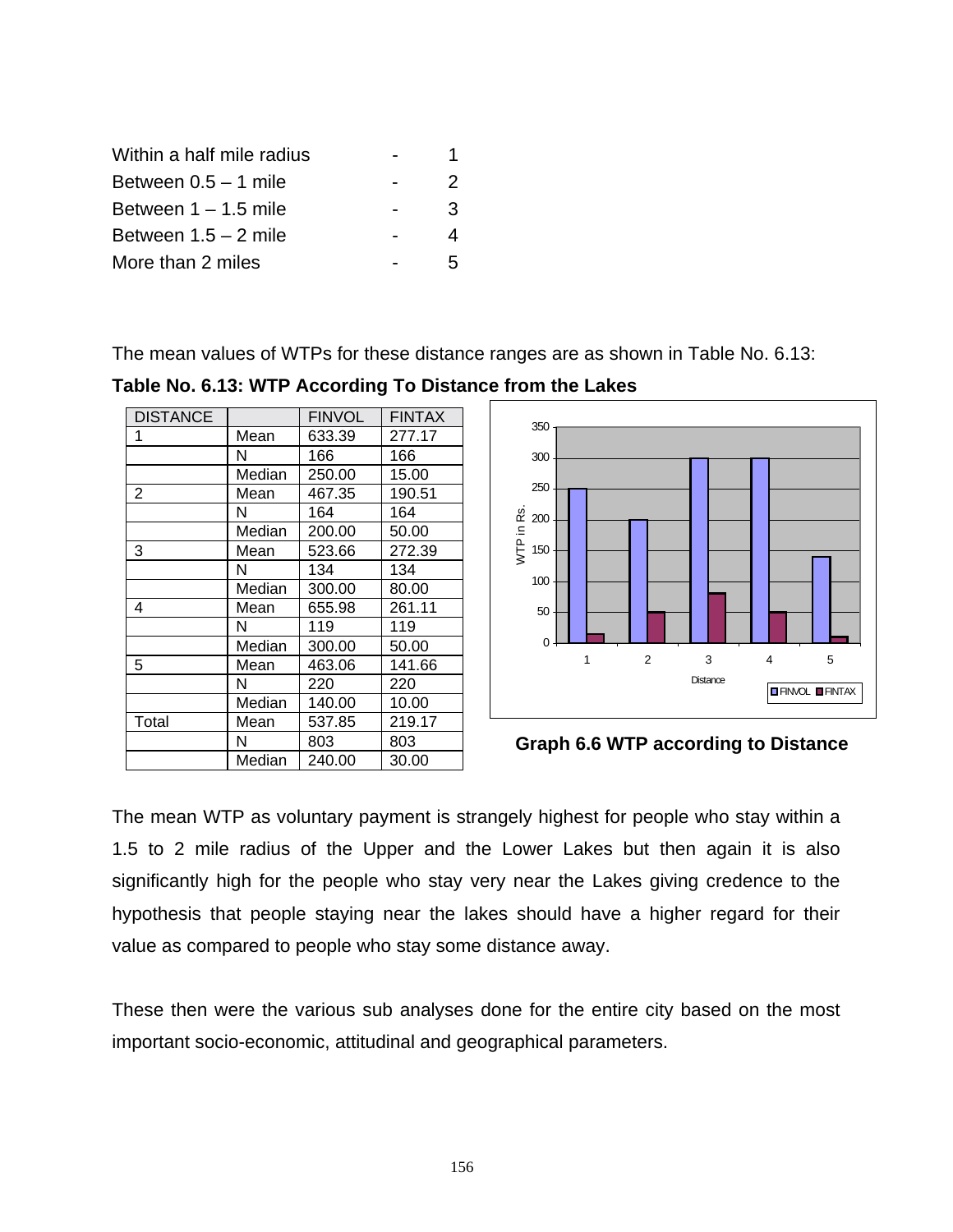| | | |
|---|---|---|
| Within a half mile radius | - | 1 |
| Between 0.5 – 1 mile | - | 2 |
| Between 1 – 1.5 mile | - | 3 |
| Between 1.5 – 2 mile | - | 4 |
| More than 2 miles | - | 5 |

The mean values of WTPs for these distance ranges are as shown in Table No. 6.13:

**Table No. 6.13: WTP According To Distance from the Lakes**

| DISTANCE | | FINVOL | FINTAX |
|---|---|---|---|
| 1 | Mean | 633.39 | 277.17 |
| | N | 166 | 166 |
| | Median | 250.00 | 15.00 |
| 2 | Mean | 467.35 | 190.51 |
| | N | 164 | 164 |
| | Median | 200.00 | 50.00 |
| 3 | Mean | 523.66 | 272.39 |
| | N | 134 | 134 |
| | Median | 300.00 | 80.00 |
| 4 | Mean | 655.98 | 261.11 |
| | N | 119 | 119 |
| | Median | 300.00 | 50.00 |
| 5 | Mean | 463.06 | 141.66 |
| | N | 220 | 220 |
| | Median | 140.00 | 10.00 |
| Total | Mean | 537.85 | 219.17 |
| | N | 803 | 803 |
| | Median | 240.00 | 30.00 |

**Graph 6.6 WTP according to Distance**

The mean WTP as voluntary payment is strangely highest for people who stay within a 1.5 to 2 mile radius of the Upper and the Lower Lakes but then again it is also significantly high for the people who stay very near the Lakes giving credence to the hypothesis that people staying near the lakes should have a higher regard for their value as compared to people who stay some distance away.

These then were the various sub analyses done for the entire city based on the most important socio-economic, attitudinal and geographical parameters.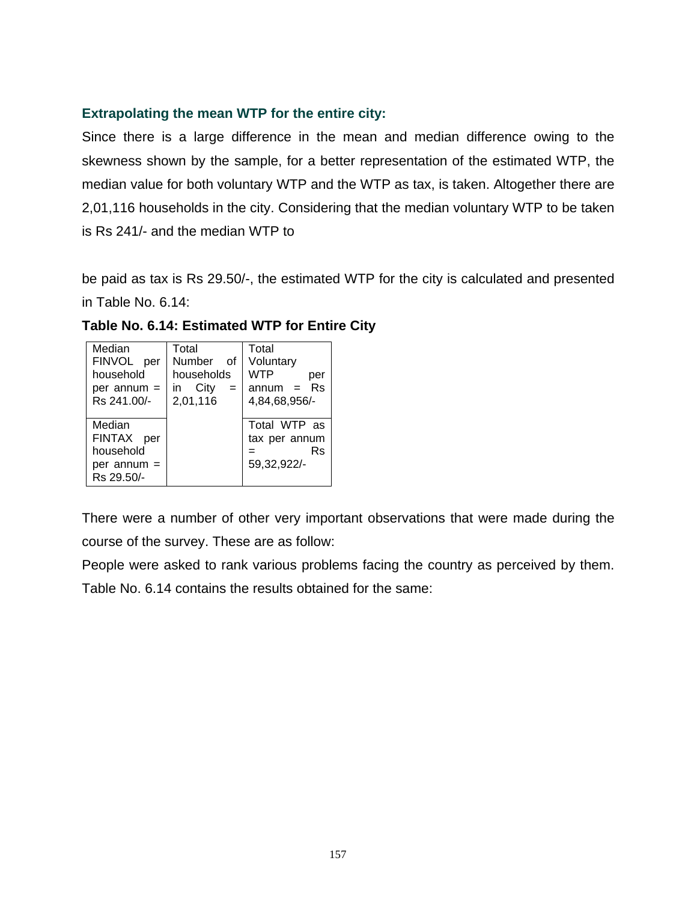### Extrapolating the mean WTP for the entire city:

Since there is a large difference in the mean and median difference owing to the skewness shown by the sample, for a better representation of the estimated WTP, the median value for both voluntary WTP and the WTP as tax, is taken. Altogether there are 2,01,116 households in the city. Considering that the median voluntary WTP to be taken is Rs 241/- and the median WTP to

be paid as tax is Rs 29.50/-, the estimated WTP for the city is calculated and presented in Table No. 6.14:

**Table No. 6.14: Estimated WTP for Entire City**

| Median FINVOL per household per annum = Rs 241.00/- | Total Number of households in City = 2,01,116 | Total Voluntary WTP per annum = Rs 4,84,68,956/- |
|---|---|---|
| Median FINTAX per household per annum = Rs 29.50/- | | Total WTP as tax per annum = Rs 59,32,922/- |

There were a number of other very important observations that were made during the course of the survey. These are as follow:

People were asked to rank various problems facing the country as perceived by them. Table No. 6.14 contains the results obtained for the same: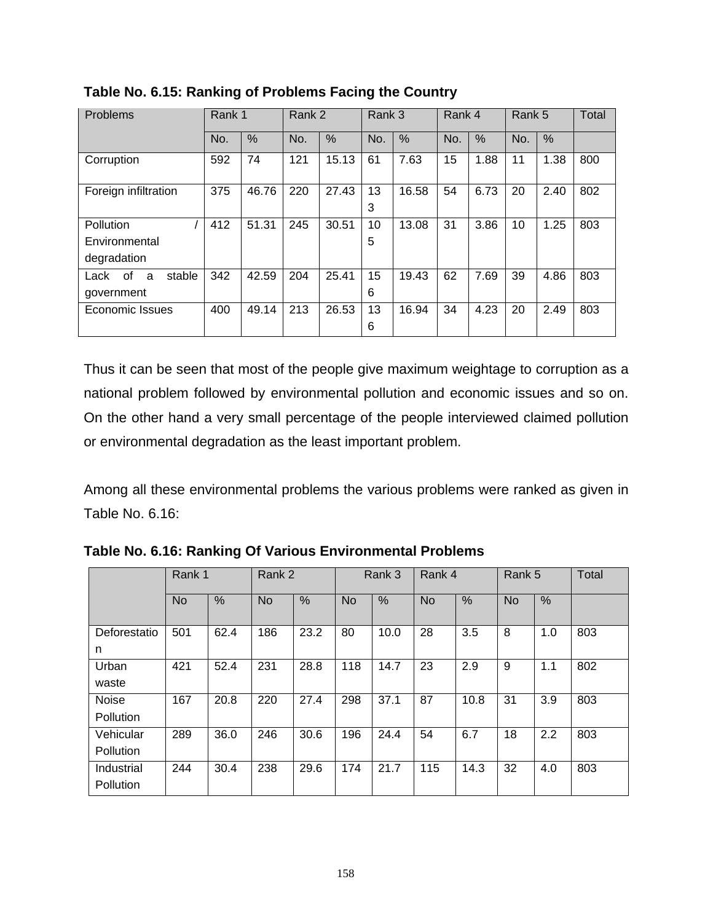**Table No. 6.15: Ranking of Problems Facing the Country**

| Problems | Rank 1 | | Rank 2 | | Rank 3 | | Rank 4 | | Rank 5 | | Total |
|---|---|---|---|---|---|---|---|---|---|---|---|
| | No. | % | No. | % | No. | % | No. | % | No. | % | |
| Corruption | 592 | 74 | 121 | 15.13 | 61 | 7.63 | 15 | 1.88 | 11 | 1.38 | 800 |
| Foreign infiltration | 375 | 46.76 | 220 | 27.43 | 133 | 16.58 | 54 | 6.73 | 20 | 2.40 | 802 |
| Pollution / Environmental degradation | 412 | 51.31 | 245 | 30.51 | 105 | 13.08 | 31 | 3.86 | 10 | 1.25 | 803 |
| Lack of a stable government | 342 | 42.59 | 204 | 25.41 | 156 | 19.43 | 62 | 7.69 | 39 | 4.86 | 803 |
| Economic Issues | 400 | 49.14 | 213 | 26.53 | 136 | 16.94 | 34 | 4.23 | 20 | 2.49 | 803 |

Thus it can be seen that most of the people give maximum weightage to corruption as a national problem followed by environmental pollution and economic issues and so on. On the other hand a very small percentage of the people interviewed claimed pollution or environmental degradation as the least important problem.

Among all these environmental problems the various problems were ranked as given in Table No. 6.16:

**Table No. 6.16: Ranking Of Various Environmental Problems**

| | Rank 1 | | Rank 2 | | Rank 3 | | Rank 4 | | Rank 5 | | Total |
|---|---|---|---|---|---|---|---|---|---|---|---|
| | No | % | No | % | No | % | No | % | No | % | |
| Deforestation | 501 | 62.4 | 186 | 23.2 | 80 | 10.0 | 28 | 3.5 | 8 | 1.0 | 803 |
| Urban waste | 421 | 52.4 | 231 | 28.8 | 118 | 14.7 | 23 | 2.9 | 9 | 1.1 | 802 |
| Noise Pollution | 167 | 20.8 | 220 | 27.4 | 298 | 37.1 | 87 | 10.8 | 31 | 3.9 | 803 |
| Vehicular Pollution | 289 | 36.0 | 246 | 30.6 | 196 | 24.4 | 54 | 6.7 | 18 | 2.2 | 803 |
| Industrial Pollution | 244 | 30.4 | 238 | 29.6 | 174 | 21.7 | 115 | 14.3 | 32 | 4.0 | 803 |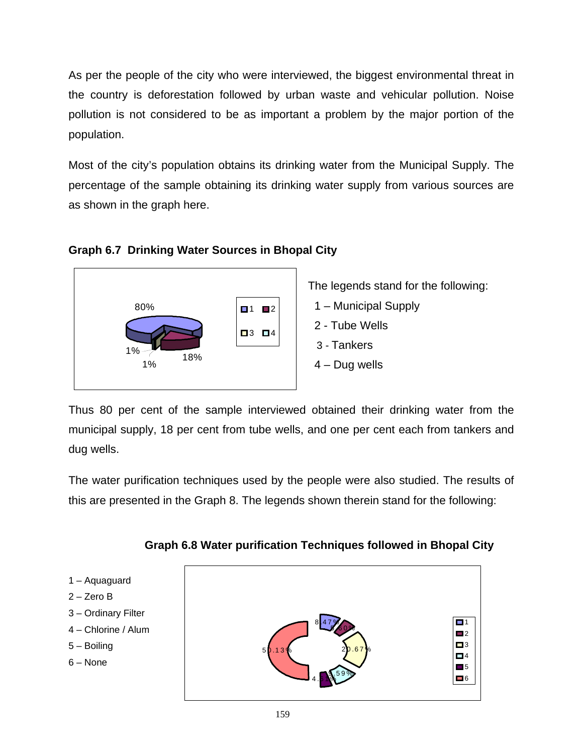As per the people of the city who were interviewed, the biggest environmental threat in the country is deforestation followed by urban waste and vehicular pollution. Noise pollution is not considered to be as important a problem by the major portion of the population.

Most of the city's population obtains its drinking water from the Municipal Supply. The percentage of the sample obtaining its drinking water supply from various sources are as shown in the graph here.

**Graph 6.7 Drinking Water Sources in Bhopal City**

The legends stand for the following:

1 – Municipal Supply
2 - Tube Wells
3 - Tankers
4 – Dug wells

Thus 80 per cent of the sample interviewed obtained their drinking water from the municipal supply, 18 per cent from tube wells, and one per cent each from tankers and dug wells.

The water purification techniques used by the people were also studied. The results of this are presented in the Graph 8. The legends shown therein stand for the following:

**Graph 6.8 Water purification Techniques followed in Bhopal City**

1 – Aquaguard
2 – Zero B
3 – Ordinary Filter
4 – Chlorine / Alum
5 – Boiling
6 – None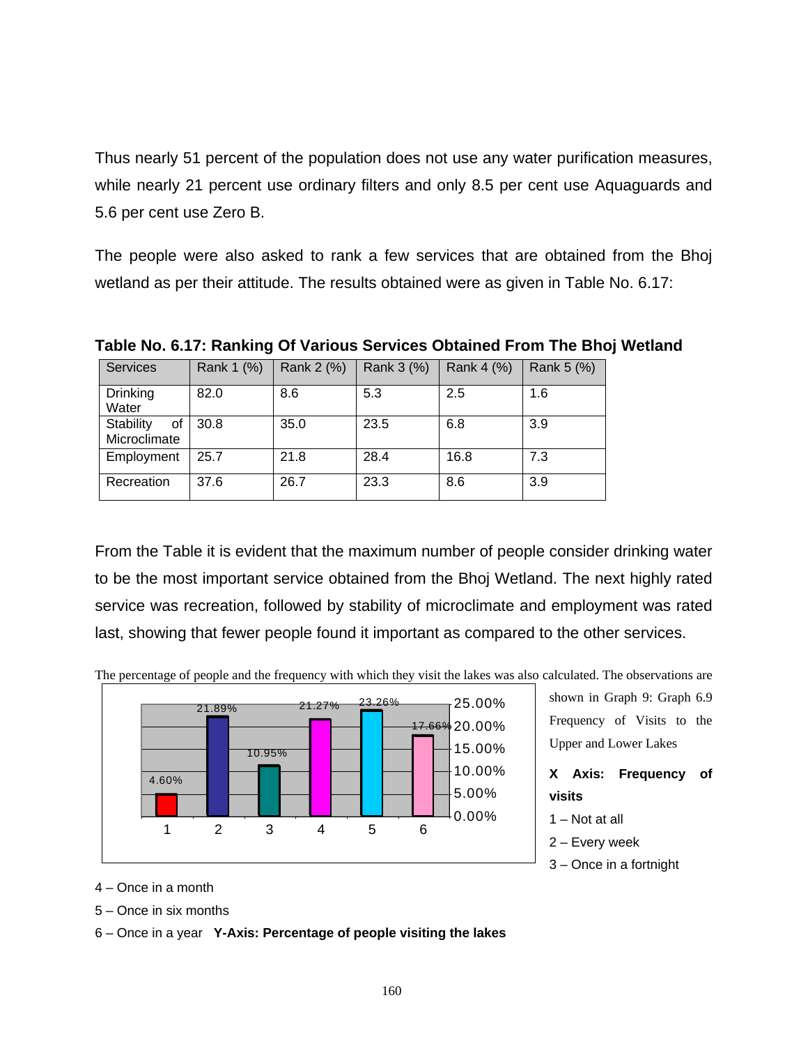Thus nearly 51 percent of the population does not use any water purification measures, while nearly 21 percent use ordinary filters and only 8.5 per cent use Aquaguards and 5.6 per cent use Zero B.

The people were also asked to rank a few services that are obtained from the Bhoj wetland as per their attitude. The results obtained were as given in Table No. 6.17:

**Table No. 6.17: Ranking Of Various Services Obtained From The Bhoj Wetland**

| Services | Rank 1 (%) | Rank 2 (%) | Rank 3 (%) | Rank 4 (%) | Rank 5 (%) |
|---|---|---|---|---|---|
| Drinking Water | 82.0 | 8.6 | 5.3 | 2.5 | 1.6 |
| Stability of Microclimate | 30.8 | 35.0 | 23.5 | 6.8 | 3.9 |
| Employment | 25.7 | 21.8 | 28.4 | 16.8 | 7.3 |
| Recreation | 37.6 | 26.7 | 23.3 | 8.6 | 3.9 |

From the Table it is evident that the maximum number of people consider drinking water to be the most important service obtained from the Bhoj Wetland. The next highly rated service was recreation, followed by stability of microclimate and employment was rated last, showing that fewer people found it important as compared to the other services.

The percentage of people and the frequency with which they visit the lakes was also calculated. The observations are shown in Graph 9: Graph 6.9 Frequency of Visits to the Upper and Lower Lakes

| Frequency of visits | 1 | 2 | 3 | 4 | 5 | 6 |
|---|---|---|---|---|---|---|
| Percentage of people | 4.60% | 21.89% | 10.95% | 21.27% | 23.26% | 17.66% |

**X Axis: Frequency of visits**

1 – Not at all

2 – Every week

3 – Once in a fortnight

4 – Once in a month

5 – Once in six months

6 – Once in a year **Y-Axis: Percentage of people visiting the lakes**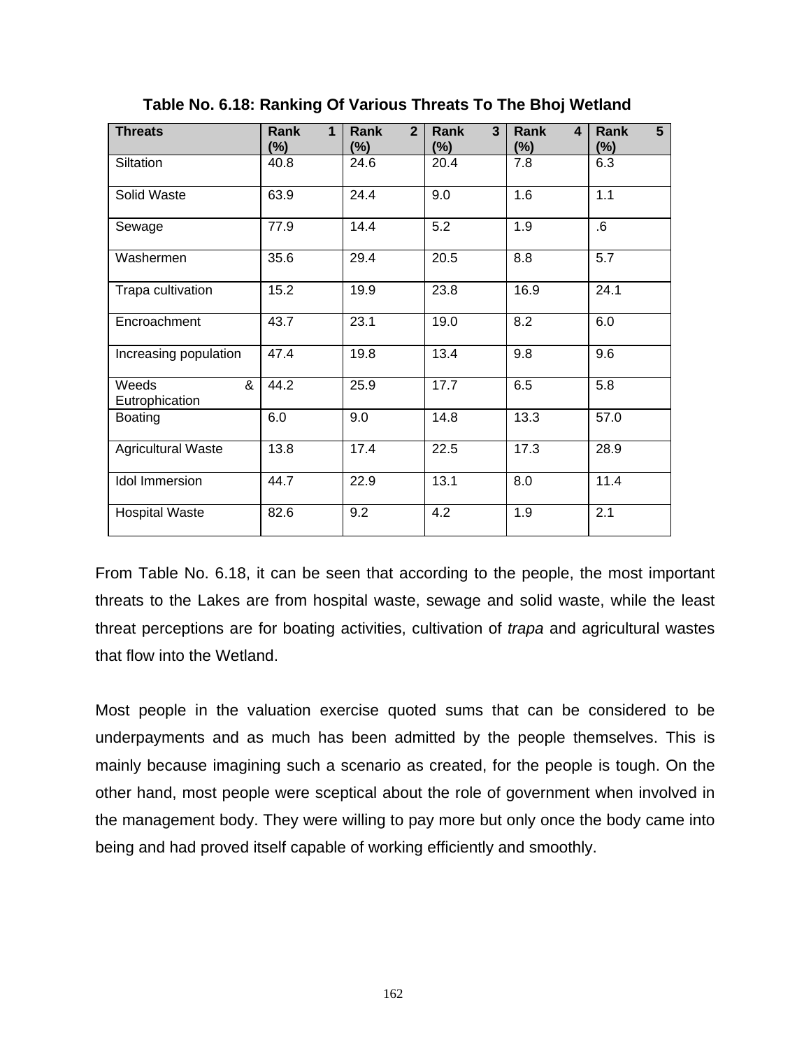**Table No. 6.18: Ranking Of Various Threats To The Bhoj Wetland**

| Threats | Rank 1 (%) | Rank 2 (%) | Rank 3 (%) | Rank 4 (%) | Rank 5 (%) |
|---|---|---|---|---|---|
| Siltation | 40.8 | 24.6 | 20.4 | 7.8 | 6.3 |
| Solid Waste | 63.9 | 24.4 | 9.0 | 1.6 | 1.1 |
| Sewage | 77.9 | 14.4 | 5.2 | 1.9 | .6 |
| Washermen | 35.6 | 29.4 | 20.5 | 8.8 | 5.7 |
| Trapa cultivation | 15.2 | 19.9 | 23.8 | 16.9 | 24.1 |
| Encroachment | 43.7 | 23.1 | 19.0 | 8.2 | 6.0 |
| Increasing population | 47.4 | 19.8 | 13.4 | 9.8 | 9.6 |
| Weeds & Eutrophication | 44.2 | 25.9 | 17.7 | 6.5 | 5.8 |
| Boating | 6.0 | 9.0 | 14.8 | 13.3 | 57.0 |
| Agricultural Waste | 13.8 | 17.4 | 22.5 | 17.3 | 28.9 |
| Idol Immersion | 44.7 | 22.9 | 13.1 | 8.0 | 11.4 |
| Hospital Waste | 82.6 | 9.2 | 4.2 | 1.9 | 2.1 |

From Table No. 6.18, it can be seen that according to the people, the most important threats to the Lakes are from hospital waste, sewage and solid waste, while the least threat perceptions are for boating activities, cultivation of *trapa* and agricultural wastes that flow into the Wetland.

Most people in the valuation exercise quoted sums that can be considered to be underpayments and as much has been admitted by the people themselves. This is mainly because imagining such a scenario as created, for the people is tough. On the other hand, most people were sceptical about the role of government when involved in the management body. They were willing to pay more but only once the body came into being and had proved itself capable of working efficiently and smoothly.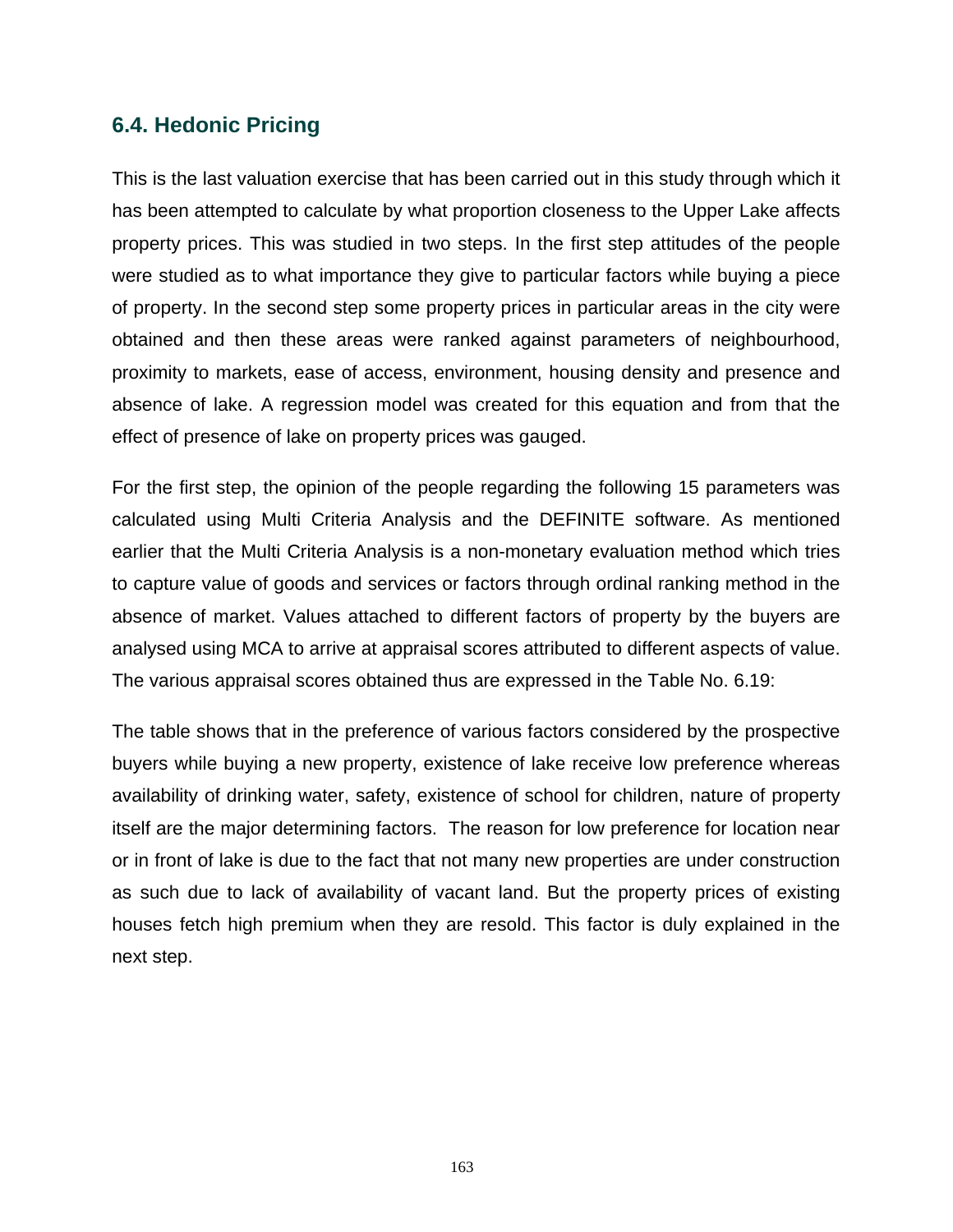## 6.4. Hedonic Pricing

This is the last valuation exercise that has been carried out in this study through which it has been attempted to calculate by what proportion closeness to the Upper Lake affects property prices. This was studied in two steps. In the first step attitudes of the people were studied as to what importance they give to particular factors while buying a piece of property. In the second step some property prices in particular areas in the city were obtained and then these areas were ranked against parameters of neighbourhood, proximity to markets, ease of access, environment, housing density and presence and absence of lake. A regression model was created for this equation and from that the effect of presence of lake on property prices was gauged.

For the first step, the opinion of the people regarding the following 15 parameters was calculated using Multi Criteria Analysis and the DEFINITE software. As mentioned earlier that the Multi Criteria Analysis is a non-monetary evaluation method which tries to capture value of goods and services or factors through ordinal ranking method in the absence of market. Values attached to different factors of property by the buyers are analysed using MCA to arrive at appraisal scores attributed to different aspects of value. The various appraisal scores obtained thus are expressed in the Table No. 6.19:

The table shows that in the preference of various factors considered by the prospective buyers while buying a new property, existence of lake receive low preference whereas availability of drinking water, safety, existence of school for children, nature of property itself are the major determining factors. The reason for low preference for location near or in front of lake is due to the fact that not many new properties are under construction as such due to lack of availability of vacant land. But the property prices of existing houses fetch high premium when they are resold. This factor is duly explained in the next step.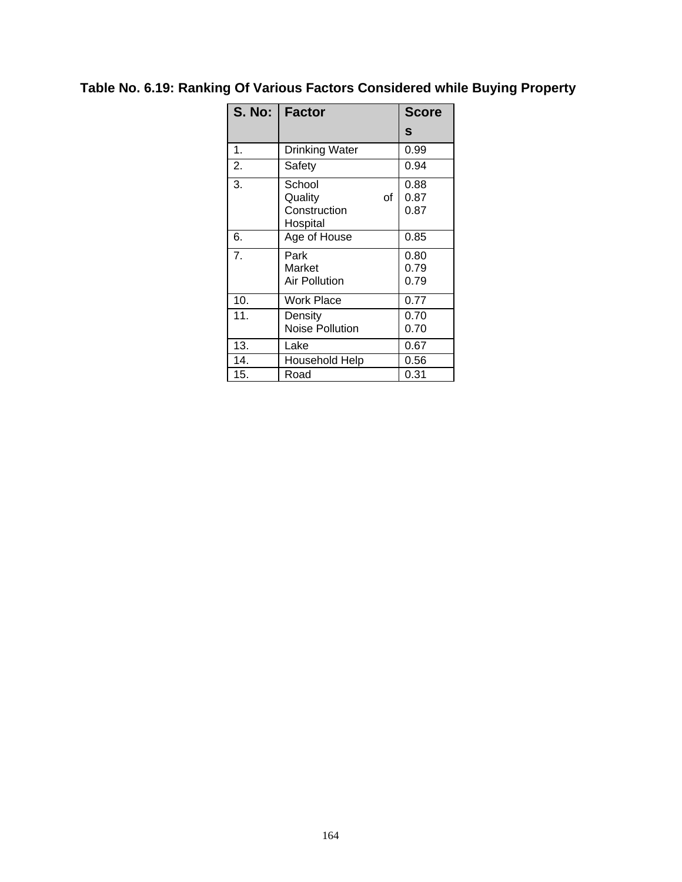**Table No. 6.19: Ranking Of Various Factors Considered while Buying Property**

| S. No: | Factor | Scores |
|---|---|---|
| 1. | Drinking Water | 0.99 |
| 2. | Safety | 0.94 |
| 3. | School<br>Quality of Construction<br>Hospital | 0.88<br>0.87<br>0.87 |
| 6. | Age of House | 0.85 |
| 7. | Park<br>Market<br>Air Pollution | 0.80<br>0.79<br>0.79 |
| 10. | Work Place | 0.77 |
| 11. | Density<br>Noise Pollution | 0.70<br>0.70 |
| 13. | Lake | 0.67 |
| 14. | Household Help | 0.56 |
| 15. | Road | 0.31 |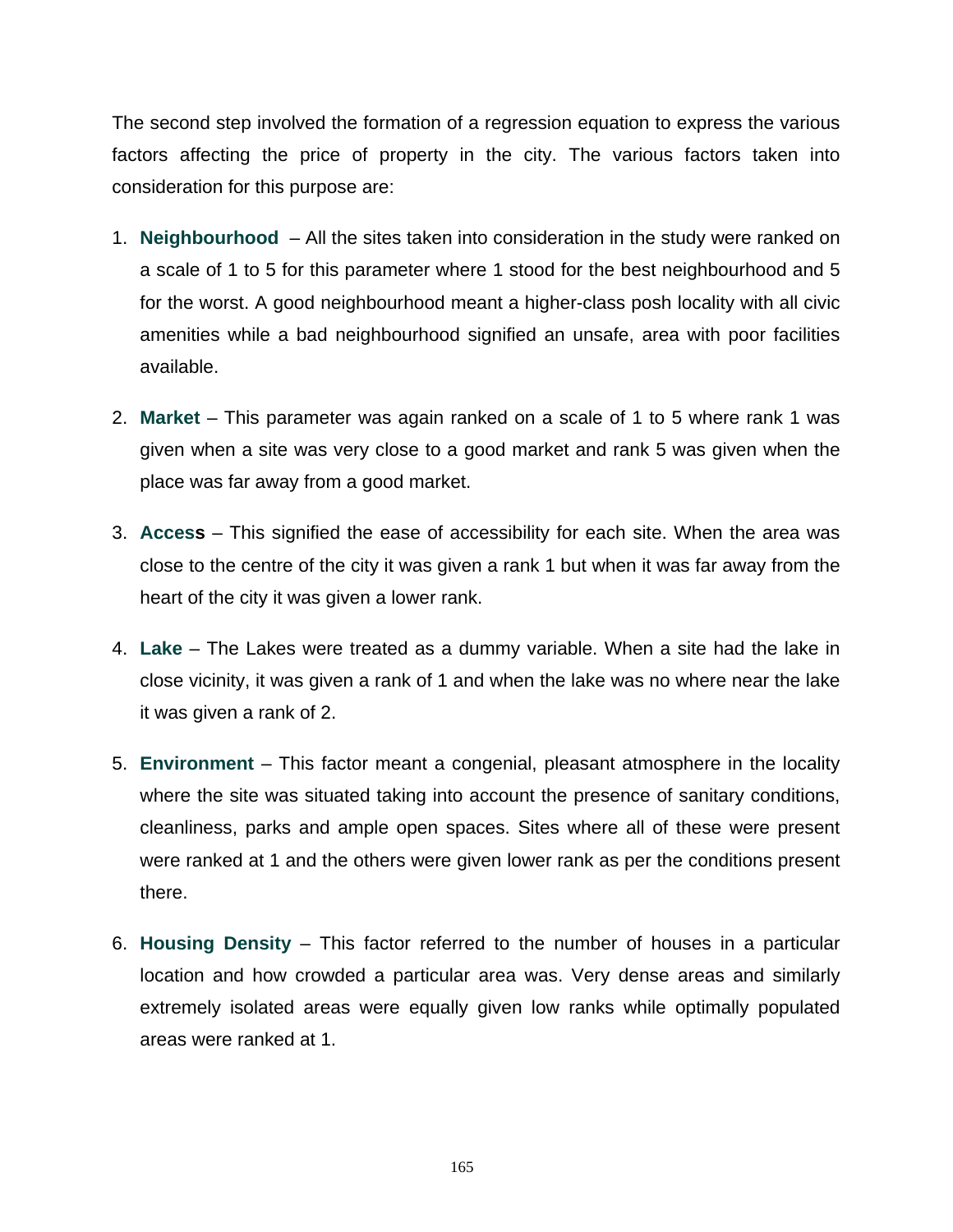The second step involved the formation of a regression equation to express the various factors affecting the price of property in the city. The various factors taken into consideration for this purpose are:

1. **Neighbourhood** – All the sites taken into consideration in the study were ranked on a scale of 1 to 5 for this parameter where 1 stood for the best neighbourhood and 5 for the worst. A good neighbourhood meant a higher-class posh locality with all civic amenities while a bad neighbourhood signified an unsafe, area with poor facilities available.

2. **Market** – This parameter was again ranked on a scale of 1 to 5 where rank 1 was given when a site was very close to a good market and rank 5 was given when the place was far away from a good market.

3. **Access** – This signified the ease of accessibility for each site. When the area was close to the centre of the city it was given a rank 1 but when it was far away from the heart of the city it was given a lower rank.

4. **Lake** – The Lakes were treated as a dummy variable. When a site had the lake in close vicinity, it was given a rank of 1 and when the lake was no where near the lake it was given a rank of 2.

5. **Environment** – This factor meant a congenial, pleasant atmosphere in the locality where the site was situated taking into account the presence of sanitary conditions, cleanliness, parks and ample open spaces. Sites where all of these were present were ranked at 1 and the others were given lower rank as per the conditions present there.

6. **Housing Density** – This factor referred to the number of houses in a particular location and how crowded a particular area was. Very dense areas and similarly extremely isolated areas were equally given low ranks while optimally populated areas were ranked at 1.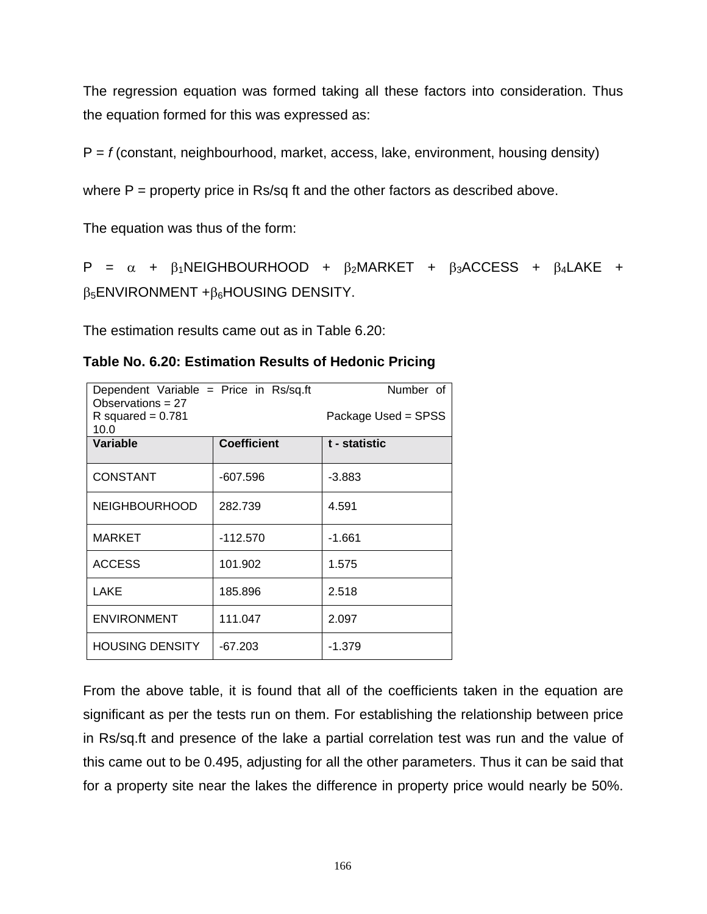The regression equation was formed taking all these factors into consideration. Thus the equation formed for this was expressed as:

P = *f* (constant, neighbourhood, market, access, lake, environment, housing density)

where P = property price in Rs/sq ft and the other factors as described above.

The equation was thus of the form:

$P = \alpha + \beta_1$NEIGHBOURHOOD $+ \beta_2$MARKET $+ \beta_3$ACCESS $+ \beta_4$LAKE $+ \beta_5$ENVIRONMENT $+ \beta_6$HOUSING DENSITY.

The estimation results came out as in Table 6.20:

**Table No. 6.20: Estimation Results of Hedonic Pricing**

| Dependent Variable = Price in Rs/sq.ft Number of Observations = 27 R squared = 0.781 Package Used = SPSS 10.0 | | |
|---|---|---|
| **Variable** | **Coefficient** | **t - statistic** |
| CONSTANT | -607.596 | -3.883 |
| NEIGHBOURHOOD | 282.739 | 4.591 |
| MARKET | -112.570 | -1.661 |
| ACCESS | 101.902 | 1.575 |
| LAKE | 185.896 | 2.518 |
| ENVIRONMENT | 111.047 | 2.097 |
| HOUSING DENSITY | -67.203 | -1.379 |

From the above table, it is found that all of the coefficients taken in the equation are significant as per the tests run on them. For establishing the relationship between price in Rs/sq.ft and presence of the lake a partial correlation test was run and the value of this came out to be 0.495, adjusting for all the other parameters. Thus it can be said that for a property site near the lakes the difference in property price would nearly be 50%.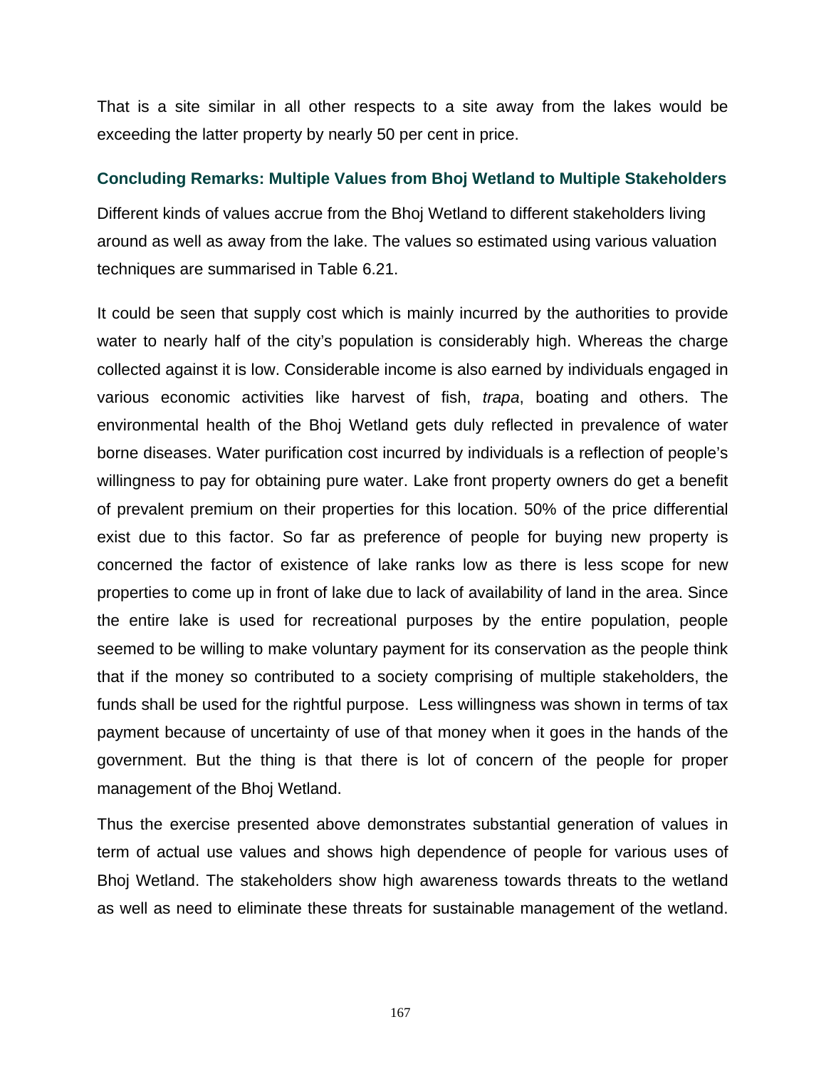That is a site similar in all other respects to a site away from the lakes would be exceeding the latter property by nearly 50 per cent in price.

### Concluding Remarks: Multiple Values from Bhoj Wetland to Multiple Stakeholders

Different kinds of values accrue from the Bhoj Wetland to different stakeholders living around as well as away from the lake. The values so estimated using various valuation techniques are summarised in Table 6.21.

It could be seen that supply cost which is mainly incurred by the authorities to provide water to nearly half of the city's population is considerably high. Whereas the charge collected against it is low. Considerable income is also earned by individuals engaged in various economic activities like harvest of fish, *trapa*, boating and others. The environmental health of the Bhoj Wetland gets duly reflected in prevalence of water borne diseases. Water purification cost incurred by individuals is a reflection of people's willingness to pay for obtaining pure water. Lake front property owners do get a benefit of prevalent premium on their properties for this location. 50% of the price differential exist due to this factor. So far as preference of people for buying new property is concerned the factor of existence of lake ranks low as there is less scope for new properties to come up in front of lake due to lack of availability of land in the area. Since the entire lake is used for recreational purposes by the entire population, people seemed to be willing to make voluntary payment for its conservation as the people think that if the money so contributed to a society comprising of multiple stakeholders, the funds shall be used for the rightful purpose. Less willingness was shown in terms of tax payment because of uncertainty of use of that money when it goes in the hands of the government. But the thing is that there is lot of concern of the people for proper management of the Bhoj Wetland.

Thus the exercise presented above demonstrates substantial generation of values in term of actual use values and shows high dependence of people for various uses of Bhoj Wetland. The stakeholders show high awareness towards threats to the wetland as well as need to eliminate these threats for sustainable management of the wetland.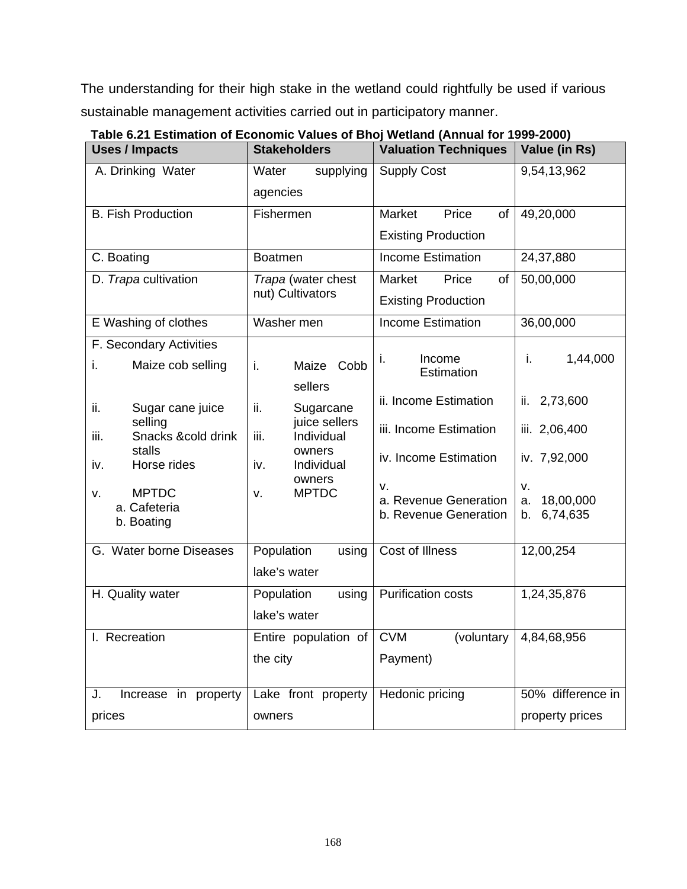The understanding for their high stake in the wetland could rightfully be used if various sustainable management activities carried out in participatory manner.

**Table 6.21 Estimation of Economic Values of Bhoj Wetland (Annual for 1999-2000)**

| Uses / Impacts | Stakeholders | Valuation Techniques | Value (in Rs) |
|---|---|---|---|
| A. Drinking Water | Water supplying agencies | Supply Cost | 9,54,13,962 |
| B. Fish Production | Fishermen | Market Price of Existing Production | 49,20,000 |
| C. Boating | Boatmen | Income Estimation | 24,37,880 |
| D. *Trapa* cultivation | *Trapa* (water chest nut) Cultivators | Market Price of Existing Production | 50,00,000 |
| E Washing of clothes | Washer men | Income Estimation | 36,00,000 |
| F. Secondary Activities<br>i. Maize cob selling<br>ii. Sugar cane juice selling<br>iii. Snacks &cold drink stalls<br>iv. Horse rides<br>v. MPTDC<br>a. Cafeteria<br>b. Boating | i. Maize Cobb sellers<br>ii. Sugarcane juice sellers<br>iii. Individual owners<br>iv. Individual owners<br>v. MPTDC | i. Income Estimation<br>ii. Income Estimation<br>iii. Income Estimation<br>iv. Income Estimation<br>v.<br>a. Revenue Generation<br>b. Revenue Generation | i. 1,44,000<br>ii. 2,73,600<br>iii. 2,06,400<br>iv. 7,92,000<br>v.<br>a. 18,00,000<br>b. 6,74,635 |
| G. Water borne Diseases | Population using lake's water | Cost of Illness | 12,00,254 |
| H. Quality water | Population using lake's water | Purification costs | 1,24,35,876 |
| I. Recreation | Entire population of the city | CVM (voluntary Payment) | 4,84,68,956 |
| J. Increase in property prices | Lake front property owners | Hedonic pricing | 50% difference in property prices |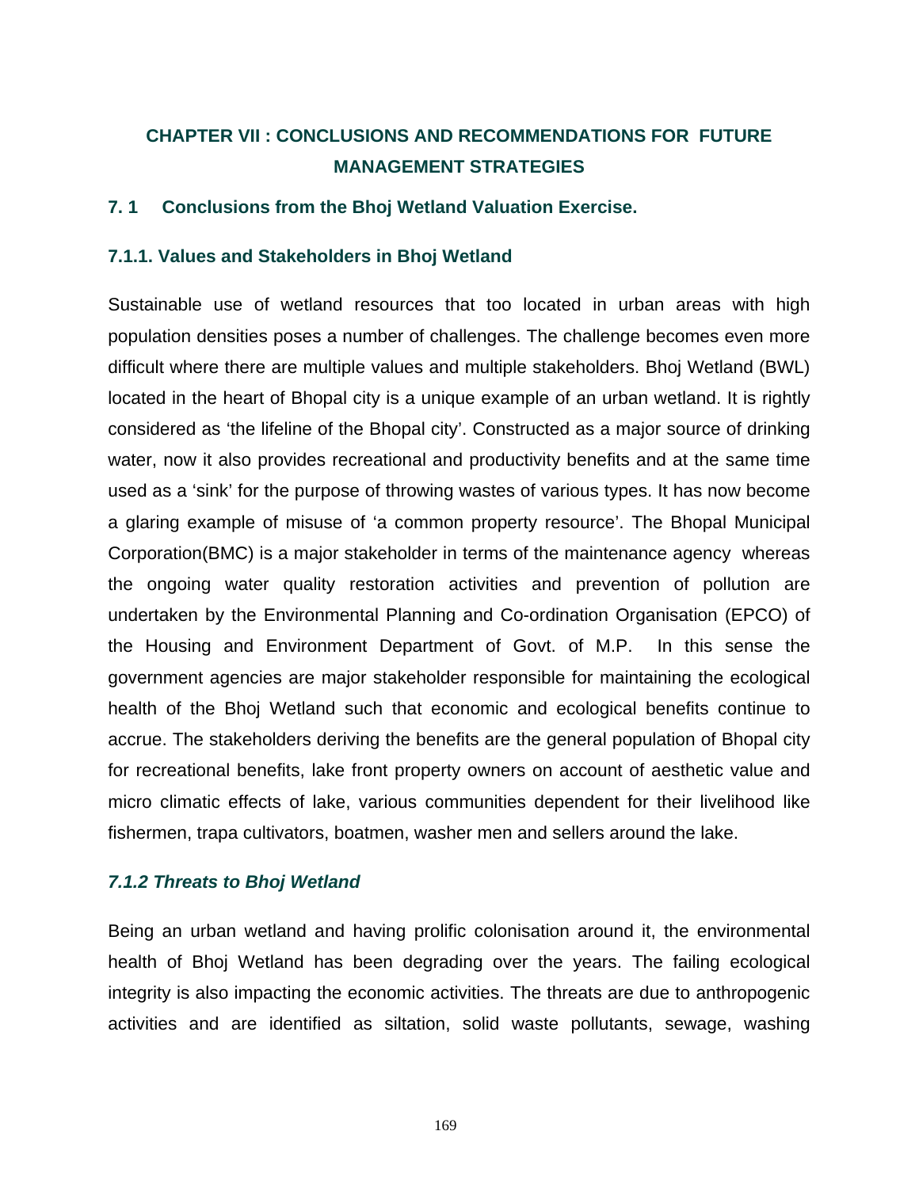# CHAPTER VII : CONCLUSIONS AND RECOMMENDATIONS FOR FUTURE MANAGEMENT STRATEGIES

## 7. 1 Conclusions from the Bhoj Wetland Valuation Exercise.

### 7.1.1. Values and Stakeholders in Bhoj Wetland

Sustainable use of wetland resources that too located in urban areas with high population densities poses a number of challenges. The challenge becomes even more difficult where there are multiple values and multiple stakeholders. Bhoj Wetland (BWL) located in the heart of Bhopal city is a unique example of an urban wetland. It is rightly considered as 'the lifeline of the Bhopal city'. Constructed as a major source of drinking water, now it also provides recreational and productivity benefits and at the same time used as a 'sink' for the purpose of throwing wastes of various types. It has now become a glaring example of misuse of 'a common property resource'. The Bhopal Municipal Corporation(BMC) is a major stakeholder in terms of the maintenance agency whereas the ongoing water quality restoration activities and prevention of pollution are undertaken by the Environmental Planning and Co-ordination Organisation (EPCO) of the Housing and Environment Department of Govt. of M.P. In this sense the government agencies are major stakeholder responsible for maintaining the ecological health of the Bhoj Wetland such that economic and ecological benefits continue to accrue. The stakeholders deriving the benefits are the general population of Bhopal city for recreational benefits, lake front property owners on account of aesthetic value and micro climatic effects of lake, various communities dependent for their livelihood like fishermen, trapa cultivators, boatmen, washer men and sellers around the lake.

### *7.1.2 Threats to Bhoj Wetland*

Being an urban wetland and having prolific colonisation around it, the environmental health of Bhoj Wetland has been degrading over the years. The failing ecological integrity is also impacting the economic activities. The threats are due to anthropogenic activities and are identified as siltation, solid waste pollutants, sewage, washing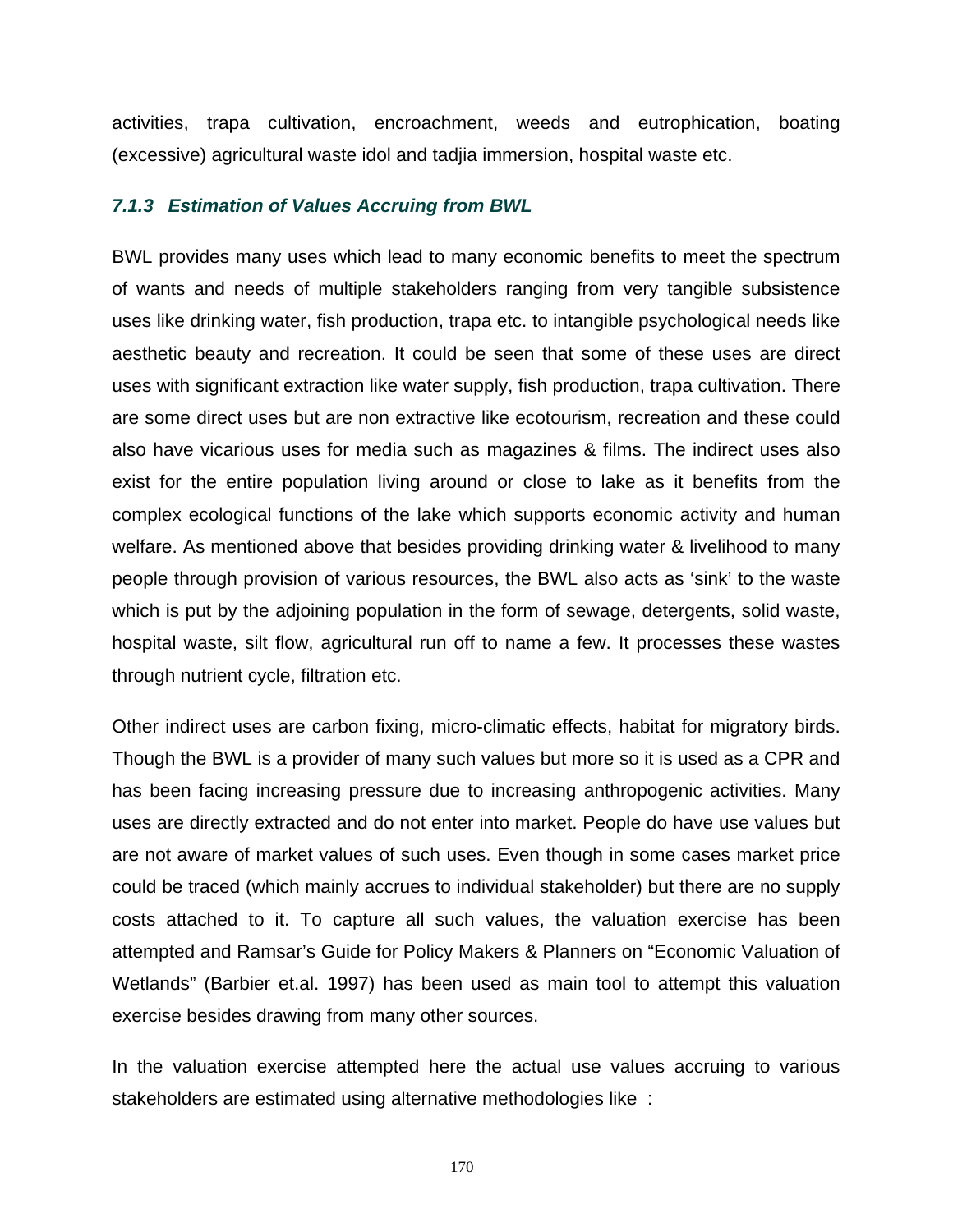activities, trapa cultivation, encroachment, weeds and eutrophication, boating (excessive) agricultural waste idol and tadjia immersion, hospital waste etc.

### *7.1.3 Estimation of Values Accruing from BWL*

BWL provides many uses which lead to many economic benefits to meet the spectrum of wants and needs of multiple stakeholders ranging from very tangible subsistence uses like drinking water, fish production, trapa etc. to intangible psychological needs like aesthetic beauty and recreation. It could be seen that some of these uses are direct uses with significant extraction like water supply, fish production, trapa cultivation. There are some direct uses but are non extractive like ecotourism, recreation and these could also have vicarious uses for media such as magazines & films. The indirect uses also exist for the entire population living around or close to lake as it benefits from the complex ecological functions of the lake which supports economic activity and human welfare. As mentioned above that besides providing drinking water & livelihood to many people through provision of various resources, the BWL also acts as 'sink' to the waste which is put by the adjoining population in the form of sewage, detergents, solid waste, hospital waste, silt flow, agricultural run off to name a few. It processes these wastes through nutrient cycle, filtration etc.

Other indirect uses are carbon fixing, micro-climatic effects, habitat for migratory birds. Though the BWL is a provider of many such values but more so it is used as a CPR and has been facing increasing pressure due to increasing anthropogenic activities. Many uses are directly extracted and do not enter into market. People do have use values but are not aware of market values of such uses. Even though in some cases market price could be traced (which mainly accrues to individual stakeholder) but there are no supply costs attached to it. To capture all such values, the valuation exercise has been attempted and Ramsar's Guide for Policy Makers & Planners on "Economic Valuation of Wetlands" (Barbier et.al. 1997) has been used as main tool to attempt this valuation exercise besides drawing from many other sources.

In the valuation exercise attempted here the actual use values accruing to various stakeholders are estimated using alternative methodologies like :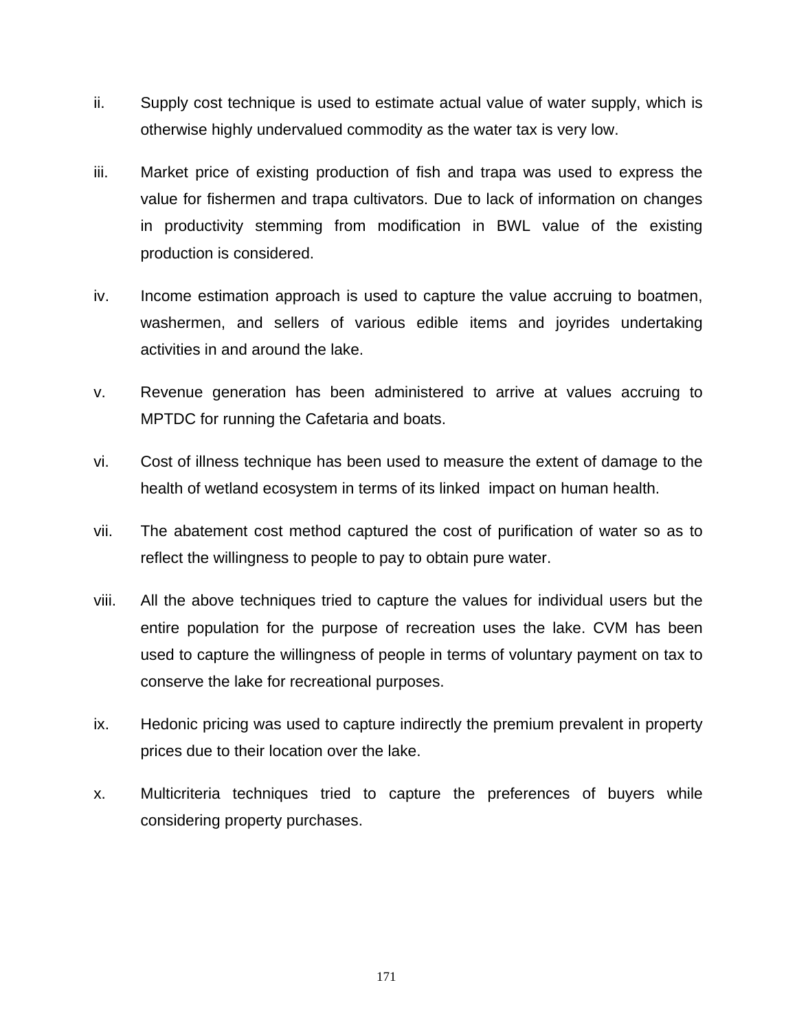ii. Supply cost technique is used to estimate actual value of water supply, which is otherwise highly undervalued commodity as the water tax is very low.

iii. Market price of existing production of fish and trapa was used to express the value for fishermen and trapa cultivators. Due to lack of information on changes in productivity stemming from modification in BWL value of the existing production is considered.

iv. Income estimation approach is used to capture the value accruing to boatmen, washermen, and sellers of various edible items and joyrides undertaking activities in and around the lake.

v. Revenue generation has been administered to arrive at values accruing to MPTDC for running the Cafetaria and boats.

vi. Cost of illness technique has been used to measure the extent of damage to the health of wetland ecosystem in terms of its linked impact on human health.

vii. The abatement cost method captured the cost of purification of water so as to reflect the willingness to people to pay to obtain pure water.

viii. All the above techniques tried to capture the values for individual users but the entire population for the purpose of recreation uses the lake. CVM has been used to capture the willingness of people in terms of voluntary payment on tax to conserve the lake for recreational purposes.

ix. Hedonic pricing was used to capture indirectly the premium prevalent in property prices due to their location over the lake.

x. Multicriteria techniques tried to capture the preferences of buyers while considering property purchases.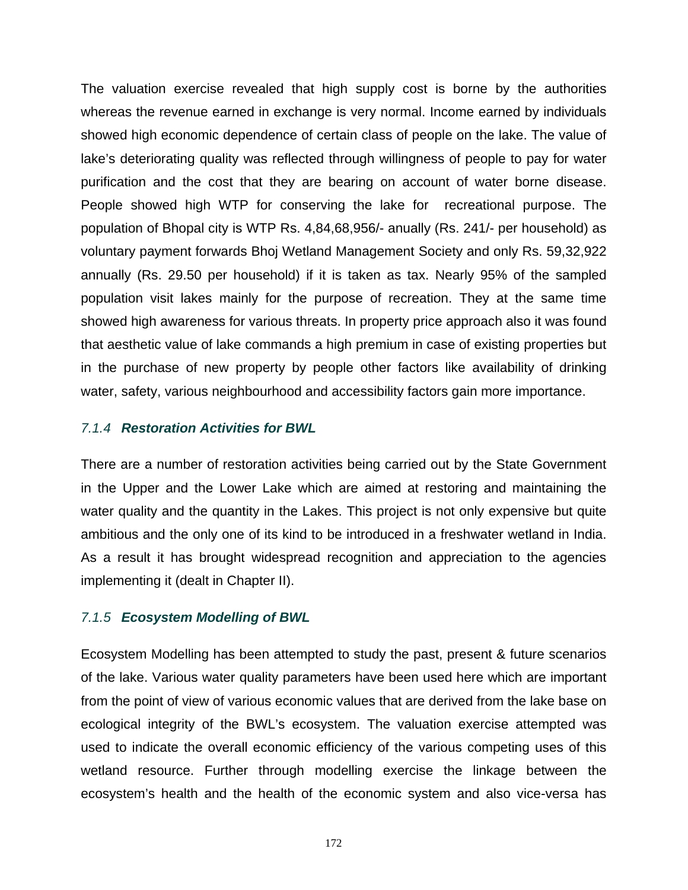The valuation exercise revealed that high supply cost is borne by the authorities whereas the revenue earned in exchange is very normal. Income earned by individuals showed high economic dependence of certain class of people on the lake. The value of lake's deteriorating quality was reflected through willingness of people to pay for water purification and the cost that they are bearing on account of water borne disease. People showed high WTP for conserving the lake for recreational purpose. The population of Bhopal city is WTP Rs. 4,84,68,956/- anually (Rs. 241/- per household) as voluntary payment forwards Bhoj Wetland Management Society and only Rs. 59,32,922 annually (Rs. 29.50 per household) if it is taken as tax. Nearly 95% of the sampled population visit lakes mainly for the purpose of recreation. They at the same time showed high awareness for various threats. In property price approach also it was found that aesthetic value of lake commands a high premium in case of existing properties but in the purchase of new property by people other factors like availability of drinking water, safety, various neighbourhood and accessibility factors gain more importance.

### *7.1.4* ***Restoration Activities for BWL***

There are a number of restoration activities being carried out by the State Government in the Upper and the Lower Lake which are aimed at restoring and maintaining the water quality and the quantity in the Lakes. This project is not only expensive but quite ambitious and the only one of its kind to be introduced in a freshwater wetland in India. As a result it has brought widespread recognition and appreciation to the agencies implementing it (dealt in Chapter II).

### *7.1.5* ***Ecosystem Modelling of BWL***

Ecosystem Modelling has been attempted to study the past, present & future scenarios of the lake. Various water quality parameters have been used here which are important from the point of view of various economic values that are derived from the lake base on ecological integrity of the BWL's ecosystem. The valuation exercise attempted was used to indicate the overall economic efficiency of the various competing uses of this wetland resource. Further through modelling exercise the linkage between the ecosystem's health and the health of the economic system and also vice-versa has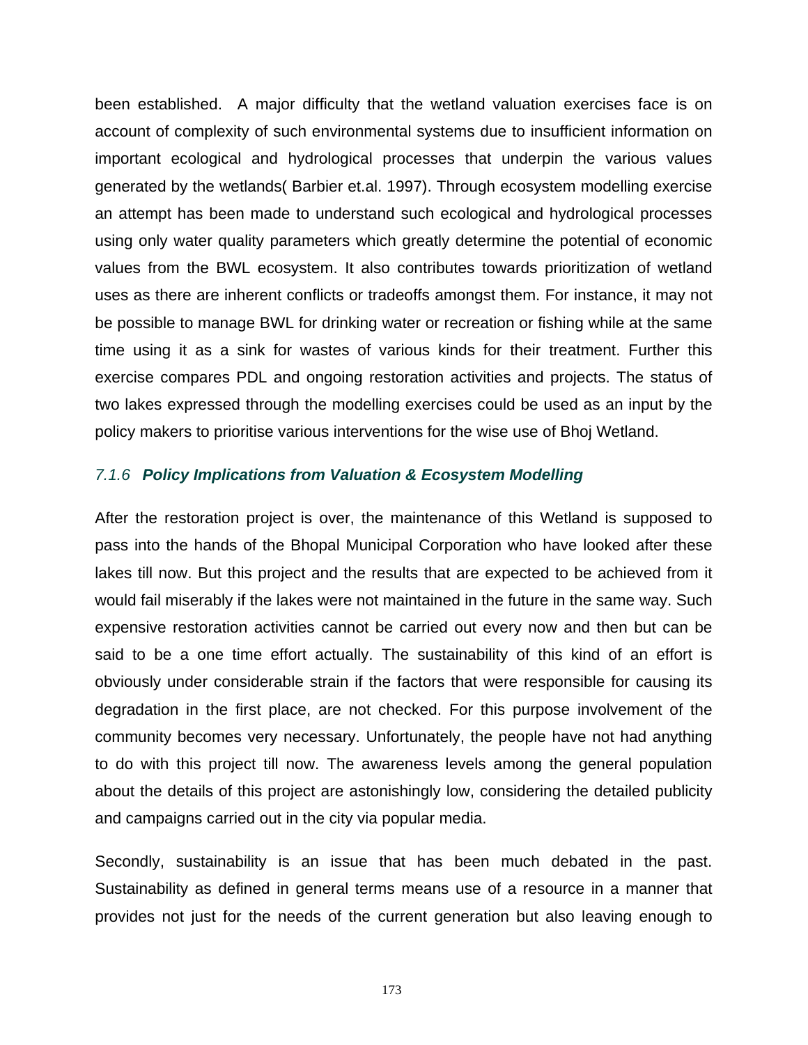been established. A major difficulty that the wetland valuation exercises face is on account of complexity of such environmental systems due to insufficient information on important ecological and hydrological processes that underpin the various values generated by the wetlands( Barbier et.al. 1997). Through ecosystem modelling exercise an attempt has been made to understand such ecological and hydrological processes using only water quality parameters which greatly determine the potential of economic values from the BWL ecosystem. It also contributes towards prioritization of wetland uses as there are inherent conflicts or tradeoffs amongst them. For instance, it may not be possible to manage BWL for drinking water or recreation or fishing while at the same time using it as a sink for wastes of various kinds for their treatment. Further this exercise compares PDL and ongoing restoration activities and projects. The status of two lakes expressed through the modelling exercises could be used as an input by the policy makers to prioritise various interventions for the wise use of Bhoj Wetland.

### *7.1.6* ***Policy Implications from Valuation & Ecosystem Modelling***

After the restoration project is over, the maintenance of this Wetland is supposed to pass into the hands of the Bhopal Municipal Corporation who have looked after these lakes till now. But this project and the results that are expected to be achieved from it would fail miserably if the lakes were not maintained in the future in the same way. Such expensive restoration activities cannot be carried out every now and then but can be said to be a one time effort actually. The sustainability of this kind of an effort is obviously under considerable strain if the factors that were responsible for causing its degradation in the first place, are not checked. For this purpose involvement of the community becomes very necessary. Unfortunately, the people have not had anything to do with this project till now. The awareness levels among the general population about the details of this project are astonishingly low, considering the detailed publicity and campaigns carried out in the city via popular media.

Secondly, sustainability is an issue that has been much debated in the past. Sustainability as defined in general terms means use of a resource in a manner that provides not just for the needs of the current generation but also leaving enough to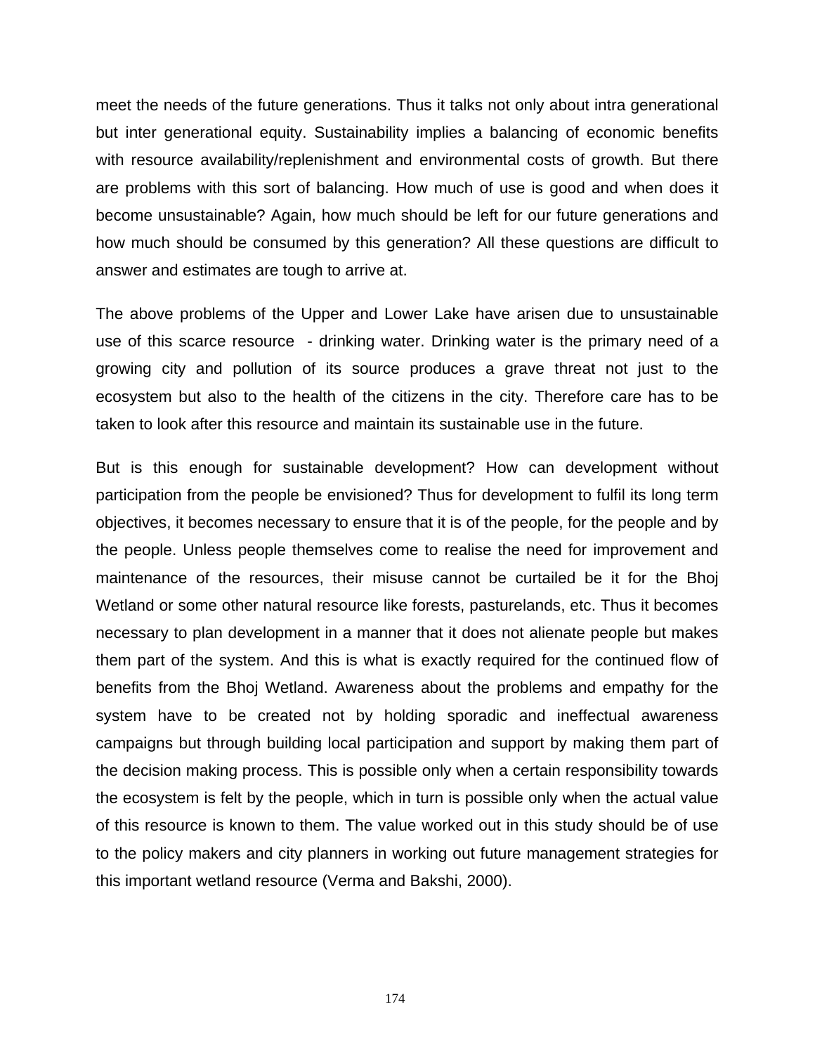meet the needs of the future generations. Thus it talks not only about intra generational but inter generational equity. Sustainability implies a balancing of economic benefits with resource availability/replenishment and environmental costs of growth. But there are problems with this sort of balancing. How much of use is good and when does it become unsustainable? Again, how much should be left for our future generations and how much should be consumed by this generation? All these questions are difficult to answer and estimates are tough to arrive at.

The above problems of the Upper and Lower Lake have arisen due to unsustainable use of this scarce resource - drinking water. Drinking water is the primary need of a growing city and pollution of its source produces a grave threat not just to the ecosystem but also to the health of the citizens in the city. Therefore care has to be taken to look after this resource and maintain its sustainable use in the future.

But is this enough for sustainable development? How can development without participation from the people be envisioned? Thus for development to fulfil its long term objectives, it becomes necessary to ensure that it is of the people, for the people and by the people. Unless people themselves come to realise the need for improvement and maintenance of the resources, their misuse cannot be curtailed be it for the Bhoj Wetland or some other natural resource like forests, pasturelands, etc. Thus it becomes necessary to plan development in a manner that it does not alienate people but makes them part of the system. And this is what is exactly required for the continued flow of benefits from the Bhoj Wetland. Awareness about the problems and empathy for the system have to be created not by holding sporadic and ineffectual awareness campaigns but through building local participation and support by making them part of the decision making process. This is possible only when a certain responsibility towards the ecosystem is felt by the people, which in turn is possible only when the actual value of this resource is known to them. The value worked out in this study should be of use to the policy makers and city planners in working out future management strategies for this important wetland resource (Verma and Bakshi, 2000).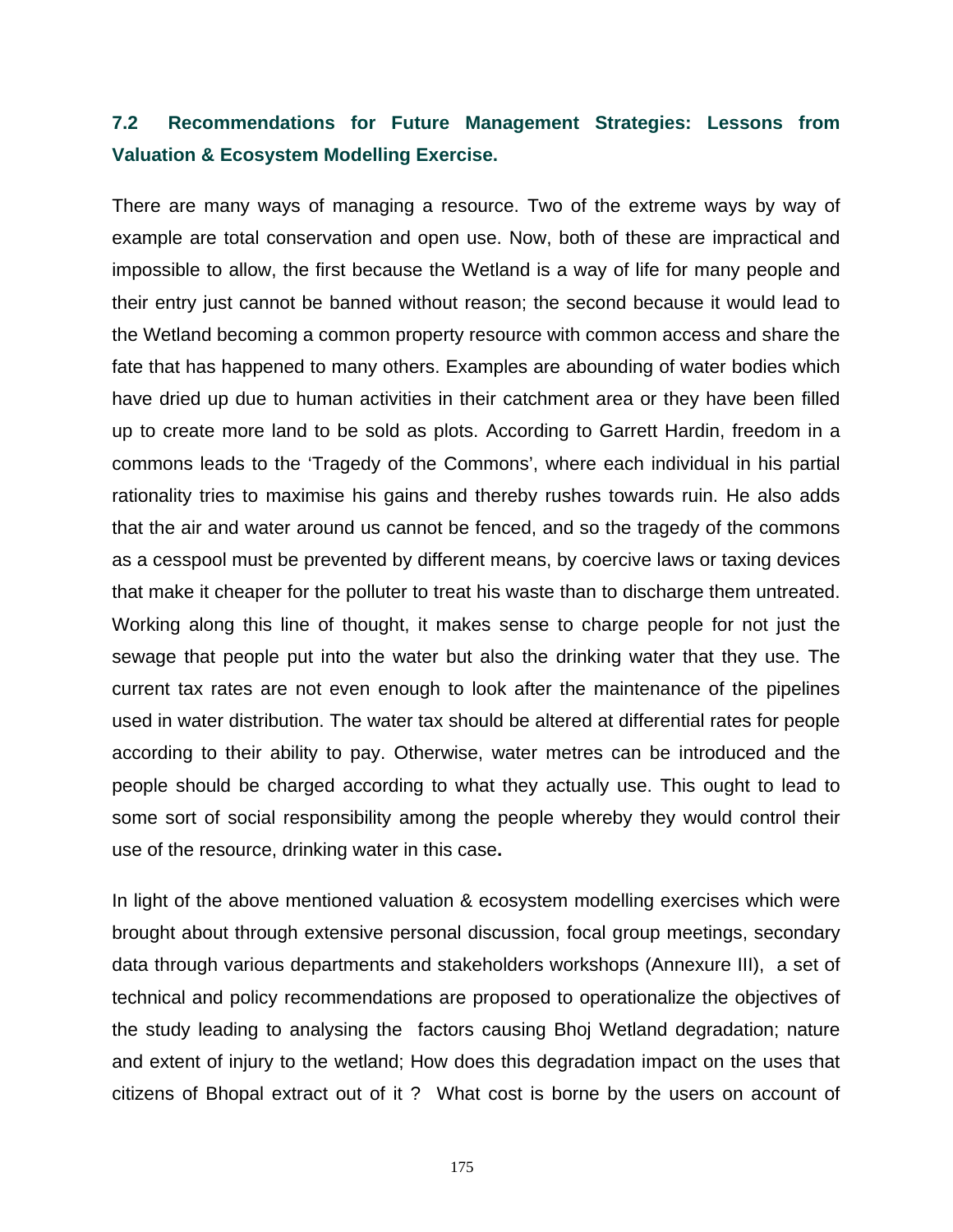### 7.2 Recommendations for Future Management Strategies: Lessons from Valuation & Ecosystem Modelling Exercise.

There are many ways of managing a resource. Two of the extreme ways by way of example are total conservation and open use. Now, both of these are impractical and impossible to allow, the first because the Wetland is a way of life for many people and their entry just cannot be banned without reason; the second because it would lead to the Wetland becoming a common property resource with common access and share the fate that has happened to many others. Examples are abounding of water bodies which have dried up due to human activities in their catchment area or they have been filled up to create more land to be sold as plots. According to Garrett Hardin, freedom in a commons leads to the 'Tragedy of the Commons', where each individual in his partial rationality tries to maximise his gains and thereby rushes towards ruin. He also adds that the air and water around us cannot be fenced, and so the tragedy of the commons as a cesspool must be prevented by different means, by coercive laws or taxing devices that make it cheaper for the polluter to treat his waste than to discharge them untreated. Working along this line of thought, it makes sense to charge people for not just the sewage that people put into the water but also the drinking water that they use. The current tax rates are not even enough to look after the maintenance of the pipelines used in water distribution. The water tax should be altered at differential rates for people according to their ability to pay. Otherwise, water metres can be introduced and the people should be charged according to what they actually use. This ought to lead to some sort of social responsibility among the people whereby they would control their use of the resource, drinking water in this case**.**

In light of the above mentioned valuation & ecosystem modelling exercises which were brought about through extensive personal discussion, focal group meetings, secondary data through various departments and stakeholders workshops (Annexure III), a set of technical and policy recommendations are proposed to operationalize the objectives of the study leading to analysing the factors causing Bhoj Wetland degradation; nature and extent of injury to the wetland; How does this degradation impact on the uses that citizens of Bhopal extract out of it ? What cost is borne by the users on account of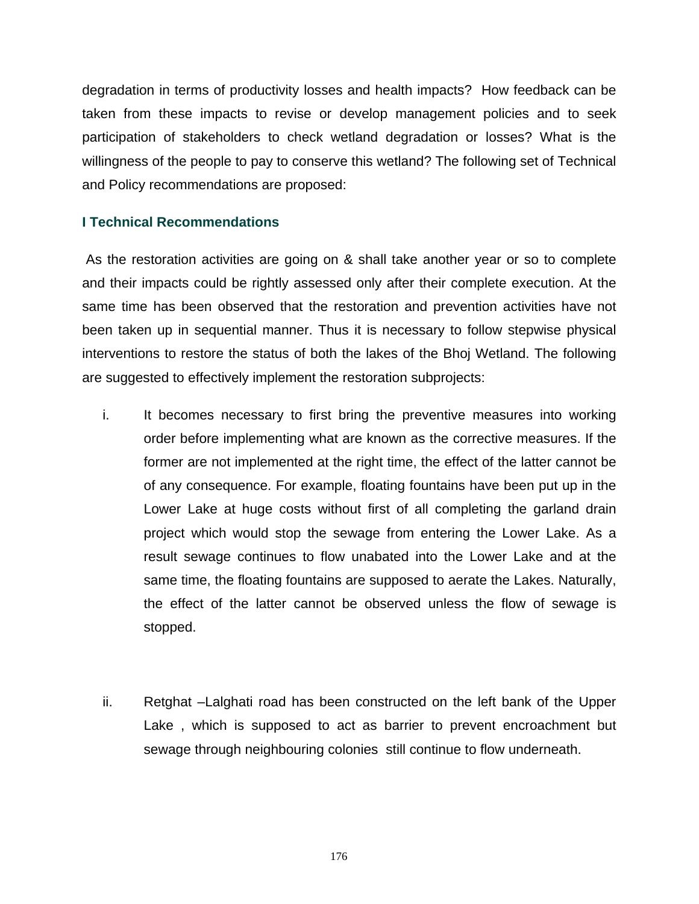degradation in terms of productivity losses and health impacts? How feedback can be taken from these impacts to revise or develop management policies and to seek participation of stakeholders to check wetland degradation or losses? What is the willingness of the people to pay to conserve this wetland? The following set of Technical and Policy recommendations are proposed:

### I Technical Recommendations

As the restoration activities are going on & shall take another year or so to complete and their impacts could be rightly assessed only after their complete execution. At the same time has been observed that the restoration and prevention activities have not been taken up in sequential manner. Thus it is necessary to follow stepwise physical interventions to restore the status of both the lakes of the Bhoj Wetland. The following are suggested to effectively implement the restoration subprojects:

i. It becomes necessary to first bring the preventive measures into working order before implementing what are known as the corrective measures. If the former are not implemented at the right time, the effect of the latter cannot be of any consequence. For example, floating fountains have been put up in the Lower Lake at huge costs without first of all completing the garland drain project which would stop the sewage from entering the Lower Lake. As a result sewage continues to flow unabated into the Lower Lake and at the same time, the floating fountains are supposed to aerate the Lakes. Naturally, the effect of the latter cannot be observed unless the flow of sewage is stopped.

ii. Retghat –Lalghati road has been constructed on the left bank of the Upper Lake , which is supposed to act as barrier to prevent encroachment but sewage through neighbouring colonies still continue to flow underneath.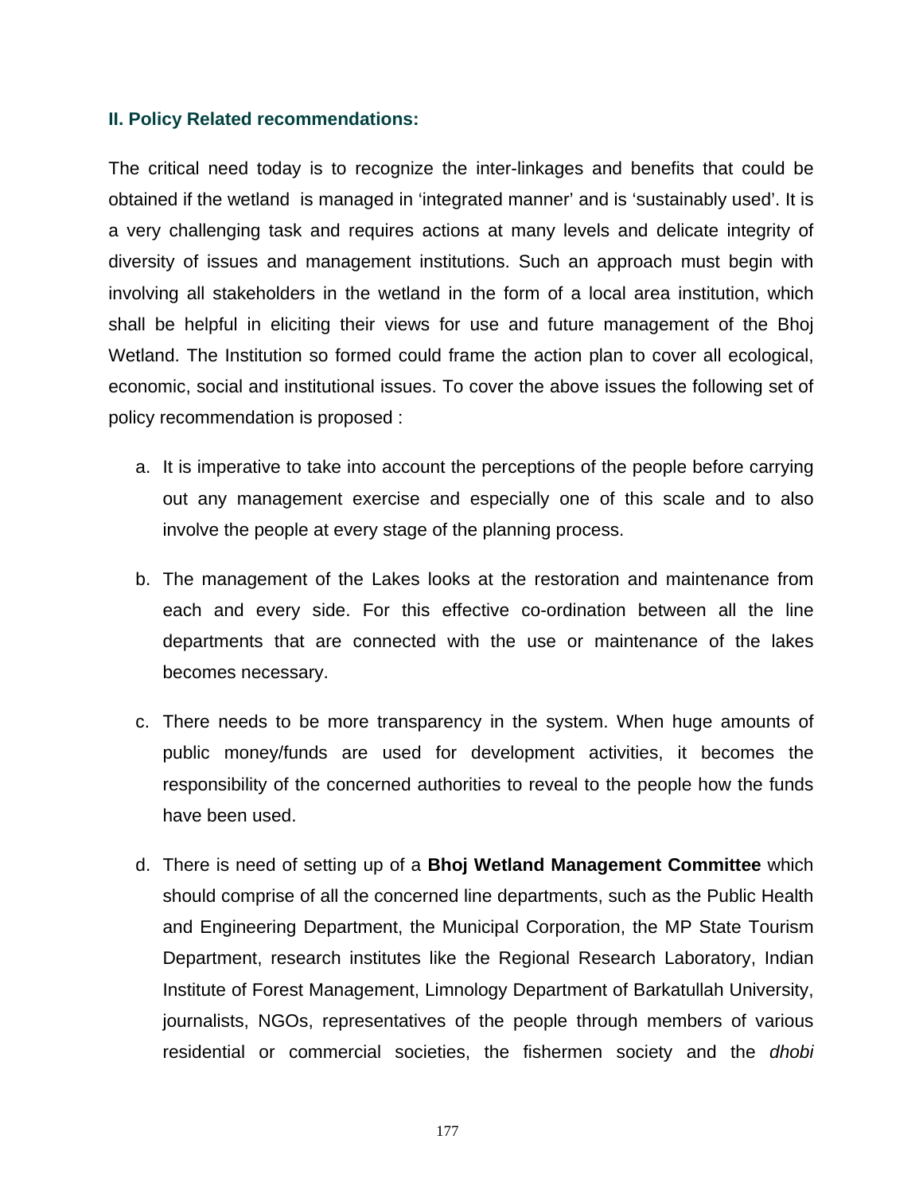### II. Policy Related recommendations:

The critical need today is to recognize the inter-linkages and benefits that could be obtained if the wetland is managed in 'integrated manner' and is 'sustainably used'. It is a very challenging task and requires actions at many levels and delicate integrity of diversity of issues and management institutions. Such an approach must begin with involving all stakeholders in the wetland in the form of a local area institution, which shall be helpful in eliciting their views for use and future management of the Bhoj Wetland. The Institution so formed could frame the action plan to cover all ecological, economic, social and institutional issues. To cover the above issues the following set of policy recommendation is proposed :

a. It is imperative to take into account the perceptions of the people before carrying out any management exercise and especially one of this scale and to also involve the people at every stage of the planning process.

b. The management of the Lakes looks at the restoration and maintenance from each and every side. For this effective co-ordination between all the line departments that are connected with the use or maintenance of the lakes becomes necessary.

c. There needs to be more transparency in the system. When huge amounts of public money/funds are used for development activities, it becomes the responsibility of the concerned authorities to reveal to the people how the funds have been used.

d. There is need of setting up of a **Bhoj Wetland Management Committee** which should comprise of all the concerned line departments, such as the Public Health and Engineering Department, the Municipal Corporation, the MP State Tourism Department, research institutes like the Regional Research Laboratory, Indian Institute of Forest Management, Limnology Department of Barkatullah University, journalists, NGOs, representatives of the people through members of various residential or commercial societies, the fishermen society and the *dhobi*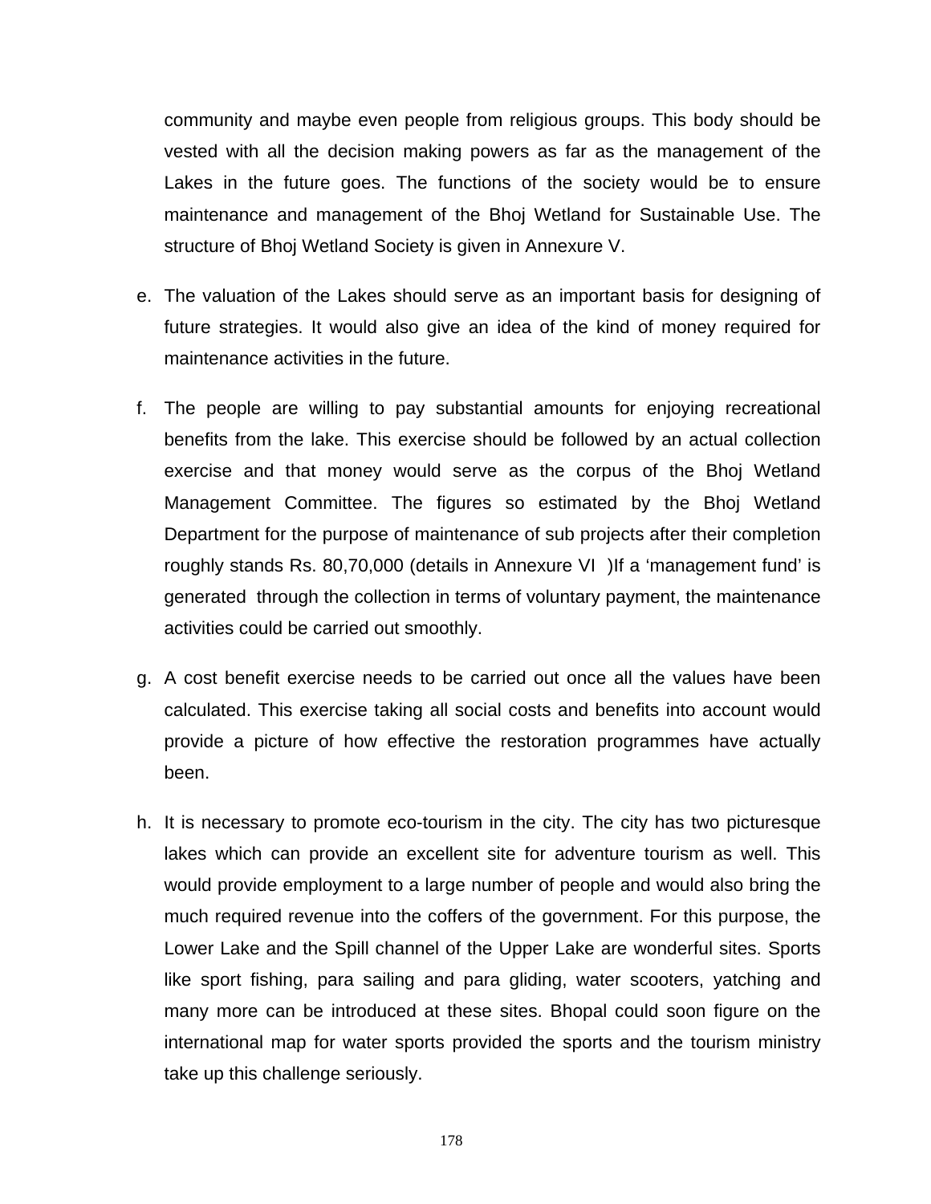community and maybe even people from religious groups. This body should be vested with all the decision making powers as far as the management of the Lakes in the future goes. The functions of the society would be to ensure maintenance and management of the Bhoj Wetland for Sustainable Use. The structure of Bhoj Wetland Society is given in Annexure V.

e. The valuation of the Lakes should serve as an important basis for designing of future strategies. It would also give an idea of the kind of money required for maintenance activities in the future.

f. The people are willing to pay substantial amounts for enjoying recreational benefits from the lake. This exercise should be followed by an actual collection exercise and that money would serve as the corpus of the Bhoj Wetland Management Committee. The figures so estimated by the Bhoj Wetland Department for the purpose of maintenance of sub projects after their completion roughly stands Rs. 80,70,000 (details in Annexure VI )If a 'management fund' is generated through the collection in terms of voluntary payment, the maintenance activities could be carried out smoothly.

g. A cost benefit exercise needs to be carried out once all the values have been calculated. This exercise taking all social costs and benefits into account would provide a picture of how effective the restoration programmes have actually been.

h. It is necessary to promote eco-tourism in the city. The city has two picturesque lakes which can provide an excellent site for adventure tourism as well. This would provide employment to a large number of people and would also bring the much required revenue into the coffers of the government. For this purpose, the Lower Lake and the Spill channel of the Upper Lake are wonderful sites. Sports like sport fishing, para sailing and para gliding, water scooters, yatching and many more can be introduced at these sites. Bhopal could soon figure on the international map for water sports provided the sports and the tourism ministry take up this challenge seriously.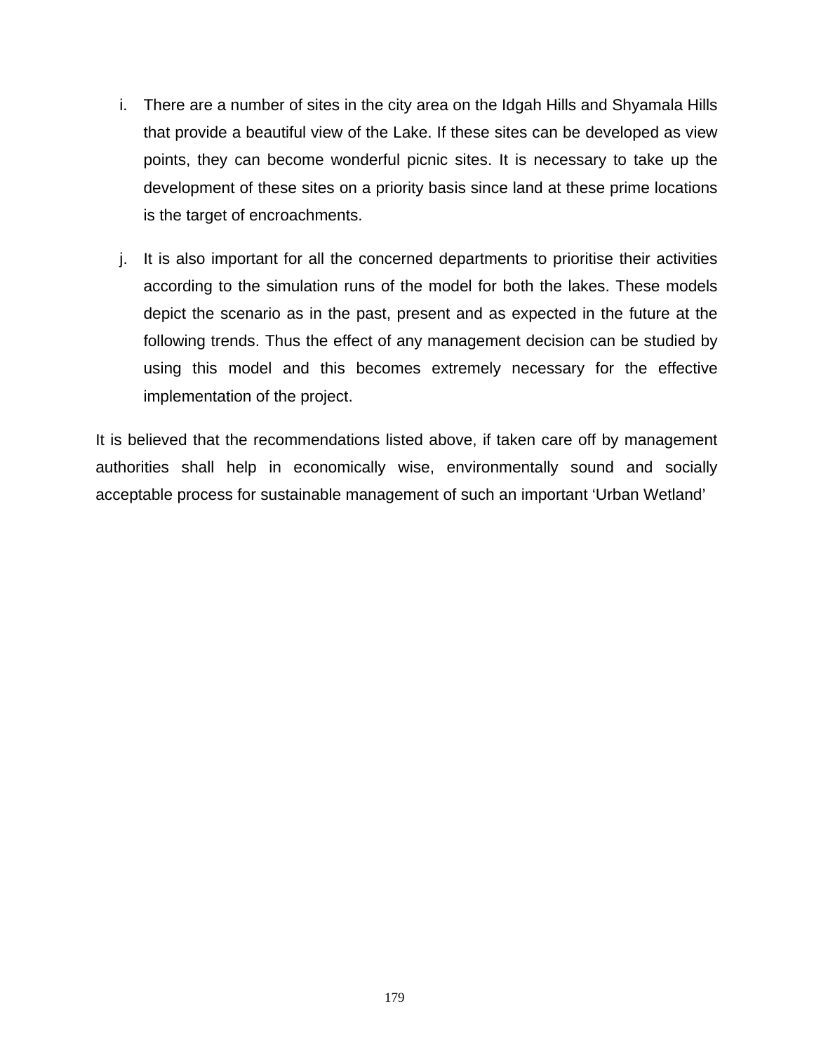i. There are a number of sites in the city area on the Idgah Hills and Shyamala Hills that provide a beautiful view of the Lake. If these sites can be developed as view points, they can become wonderful picnic sites. It is necessary to take up the development of these sites on a priority basis since land at these prime locations is the target of encroachments.

j. It is also important for all the concerned departments to prioritise their activities according to the simulation runs of the model for both the lakes. These models depict the scenario as in the past, present and as expected in the future at the following trends. Thus the effect of any management decision can be studied by using this model and this becomes extremely necessary for the effective implementation of the project.

It is believed that the recommendations listed above, if taken care off by management authorities shall help in economically wise, environmentally sound and socially acceptable process for sustainable management of such an important 'Urban Wetland'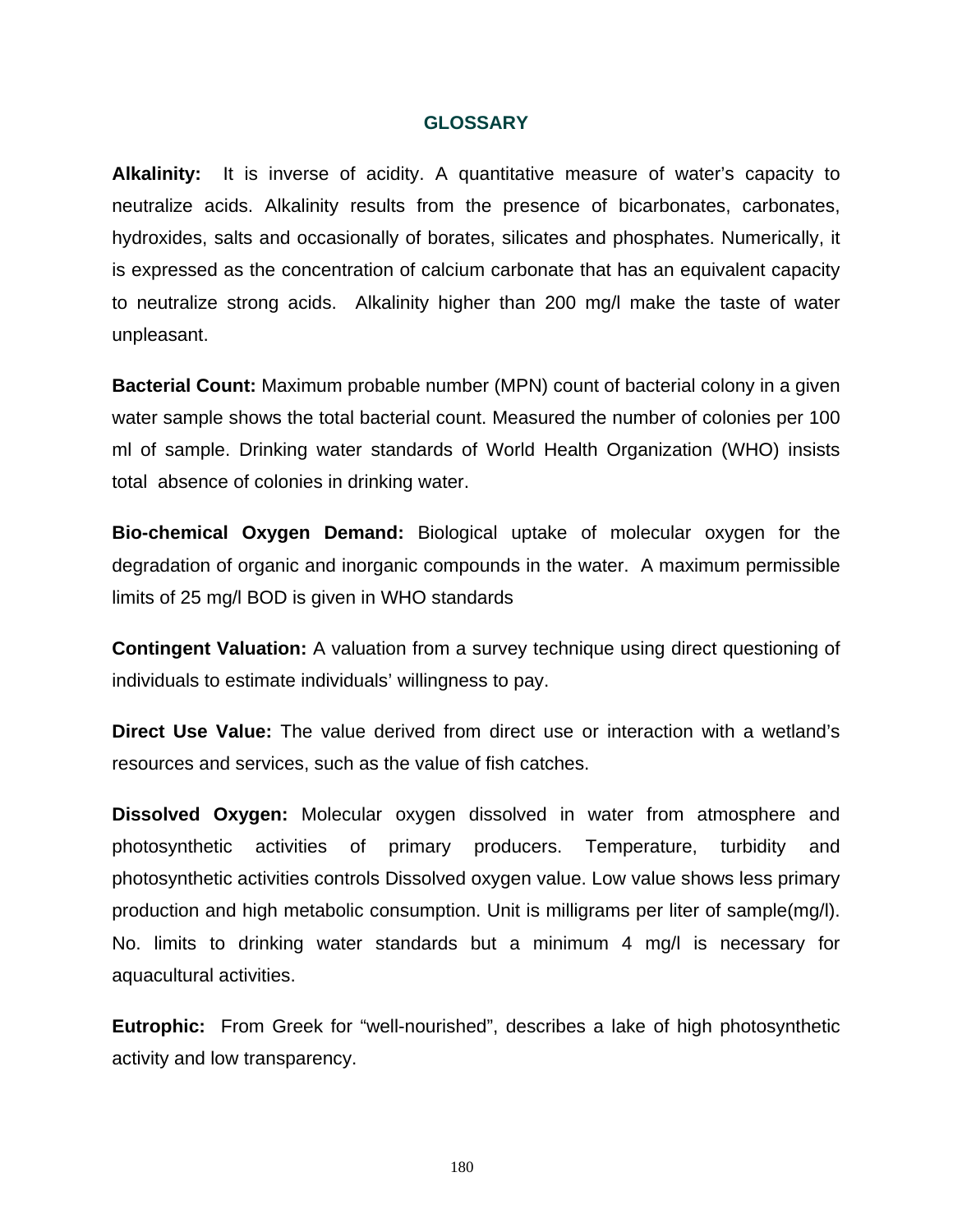# GLOSSARY

**Alkalinity:** It is inverse of acidity. A quantitative measure of water's capacity to neutralize acids. Alkalinity results from the presence of bicarbonates, carbonates, hydroxides, salts and occasionally of borates, silicates and phosphates. Numerically, it is expressed as the concentration of calcium carbonate that has an equivalent capacity to neutralize strong acids. Alkalinity higher than 200 mg/l make the taste of water unpleasant.

**Bacterial Count:** Maximum probable number (MPN) count of bacterial colony in a given water sample shows the total bacterial count. Measured the number of colonies per 100 ml of sample. Drinking water standards of World Health Organization (WHO) insists total absence of colonies in drinking water.

**Bio-chemical Oxygen Demand:** Biological uptake of molecular oxygen for the degradation of organic and inorganic compounds in the water. A maximum permissible limits of 25 mg/l BOD is given in WHO standards

**Contingent Valuation:** A valuation from a survey technique using direct questioning of individuals to estimate individuals' willingness to pay.

**Direct Use Value:** The value derived from direct use or interaction with a wetland's resources and services, such as the value of fish catches.

**Dissolved Oxygen:** Molecular oxygen dissolved in water from atmosphere and photosynthetic activities of primary producers. Temperature, turbidity and photosynthetic activities controls Dissolved oxygen value. Low value shows less primary production and high metabolic consumption. Unit is milligrams per liter of sample(mg/l). No. limits to drinking water standards but a minimum 4 mg/l is necessary for aquacultural activities.

**Eutrophic:** From Greek for "well-nourished", describes a lake of high photosynthetic activity and low transparency.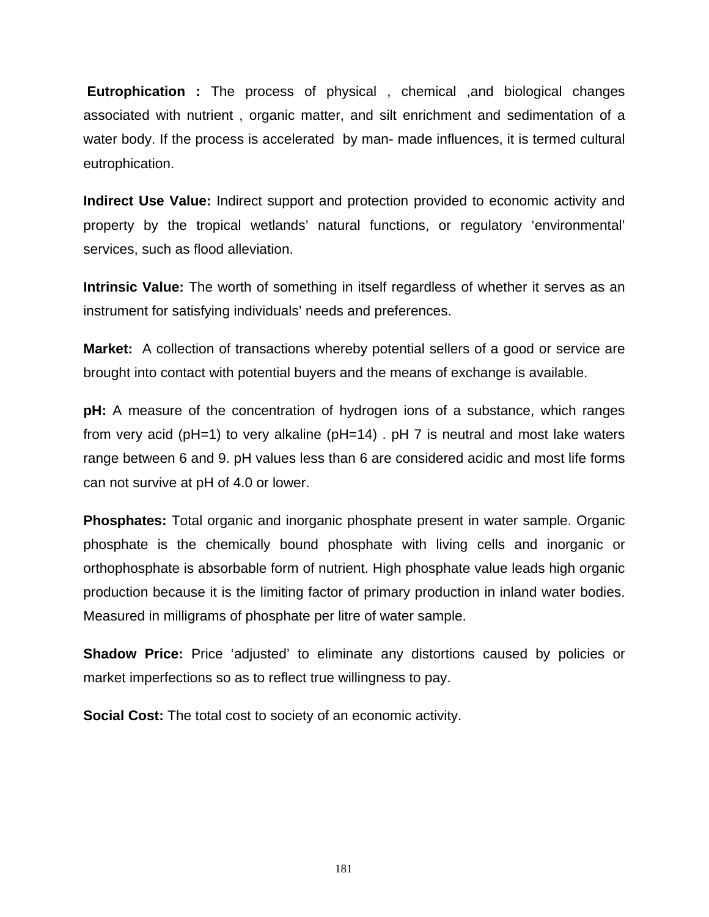**Eutrophication :** The process of physical , chemical ,and biological changes associated with nutrient , organic matter, and silt enrichment and sedimentation of a water body. If the process is accelerated by man- made influences, it is termed cultural eutrophication.

**Indirect Use Value:** Indirect support and protection provided to economic activity and property by the tropical wetlands' natural functions, or regulatory 'environmental' services, such as flood alleviation.

**Intrinsic Value:** The worth of something in itself regardless of whether it serves as an instrument for satisfying individuals' needs and preferences.

**Market:** A collection of transactions whereby potential sellers of a good or service are brought into contact with potential buyers and the means of exchange is available.

**pH:** A measure of the concentration of hydrogen ions of a substance, which ranges from very acid (pH=1) to very alkaline (pH=14) . pH 7 is neutral and most lake waters range between 6 and 9. pH values less than 6 are considered acidic and most life forms can not survive at pH of 4.0 or lower.

**Phosphates:** Total organic and inorganic phosphate present in water sample. Organic phosphate is the chemically bound phosphate with living cells and inorganic or orthophosphate is absorbable form of nutrient. High phosphate value leads high organic production because it is the limiting factor of primary production in inland water bodies. Measured in milligrams of phosphate per litre of water sample.

**Shadow Price:** Price 'adjusted' to eliminate any distortions caused by policies or market imperfections so as to reflect true willingness to pay.

**Social Cost:** The total cost to society of an economic activity.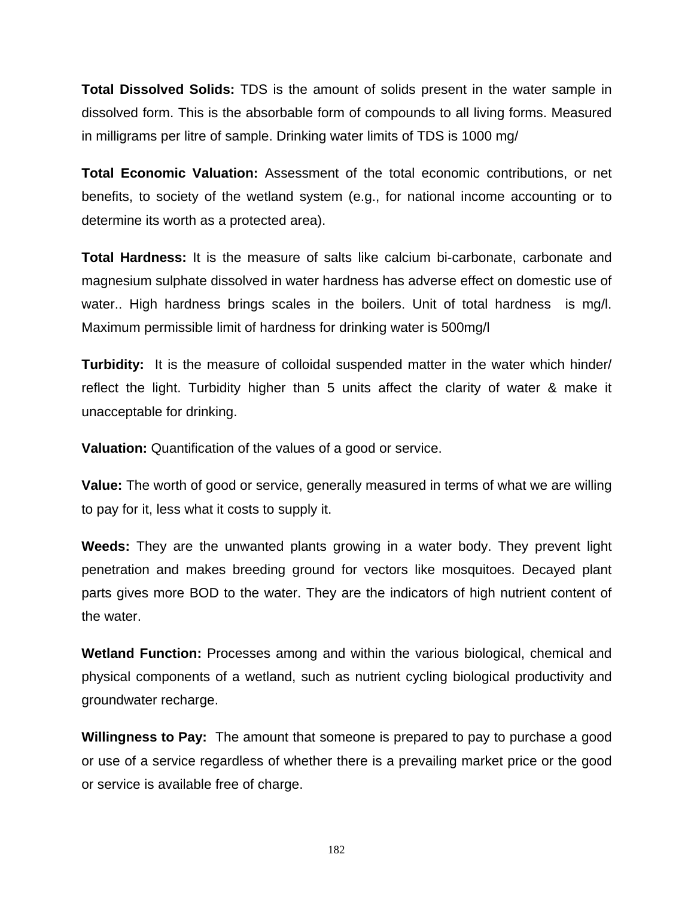**Total Dissolved Solids:** TDS is the amount of solids present in the water sample in dissolved form. This is the absorbable form of compounds to all living forms. Measured in milligrams per litre of sample. Drinking water limits of TDS is 1000 mg/

**Total Economic Valuation:** Assessment of the total economic contributions, or net benefits, to society of the wetland system (e.g., for national income accounting or to determine its worth as a protected area).

**Total Hardness:** It is the measure of salts like calcium bi-carbonate, carbonate and magnesium sulphate dissolved in water hardness has adverse effect on domestic use of water.. High hardness brings scales in the boilers. Unit of total hardness is mg/l. Maximum permissible limit of hardness for drinking water is 500mg/l

**Turbidity:** It is the measure of colloidal suspended matter in the water which hinder/ reflect the light. Turbidity higher than 5 units affect the clarity of water & make it unacceptable for drinking.

**Valuation:** Quantification of the values of a good or service.

**Value:** The worth of good or service, generally measured in terms of what we are willing to pay for it, less what it costs to supply it.

**Weeds:** They are the unwanted plants growing in a water body. They prevent light penetration and makes breeding ground for vectors like mosquitoes. Decayed plant parts gives more BOD to the water. They are the indicators of high nutrient content of the water.

**Wetland Function:** Processes among and within the various biological, chemical and physical components of a wetland, such as nutrient cycling biological productivity and groundwater recharge.

**Willingness to Pay:** The amount that someone is prepared to pay to purchase a good or use of a service regardless of whether there is a prevailing market price or the good or service is available free of charge.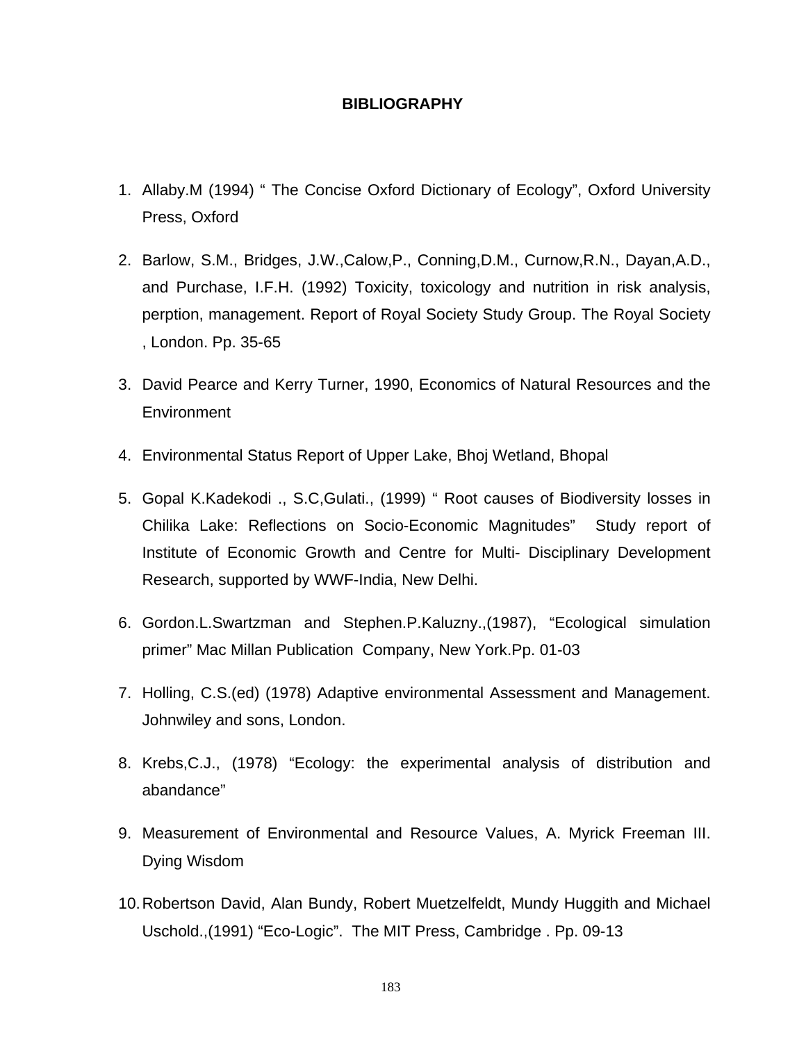# BIBLIOGRAPHY

1. Allaby.M (1994) " The Concise Oxford Dictionary of Ecology", Oxford University Press, Oxford
2. Barlow, S.M., Bridges, J.W.,Calow,P., Conning,D.M., Curnow,R.N., Dayan,A.D., and Purchase, I.F.H. (1992) Toxicity, toxicology and nutrition in risk analysis, perption, management. Report of Royal Society Study Group. The Royal Society , London. Pp. 35-65
3. David Pearce and Kerry Turner, 1990, Economics of Natural Resources and the Environment
4. Environmental Status Report of Upper Lake, Bhoj Wetland, Bhopal
5. Gopal K.Kadekodi ., S.C,Gulati., (1999) " Root causes of Biodiversity losses in Chilika Lake: Reflections on Socio-Economic Magnitudes" Study report of Institute of Economic Growth and Centre for Multi- Disciplinary Development Research, supported by WWF-India, New Delhi.
6. Gordon.L.Swartzman and Stephen.P.Kaluzny.,(1987), "Ecological simulation primer" Mac Millan Publication Company, New York.Pp. 01-03
7. Holling, C.S.(ed) (1978) Adaptive environmental Assessment and Management. Johnwiley and sons, London.
8. Krebs,C.J., (1978) "Ecology: the experimental analysis of distribution and abandance"
9. Measurement of Environmental and Resource Values, A. Myrick Freeman III. Dying Wisdom
10. Robertson David, Alan Bundy, Robert Muetzelfeldt, Mundy Huggith and Michael Uschold.,(1991) "Eco-Logic". The MIT Press, Cambridge . Pp. 09-13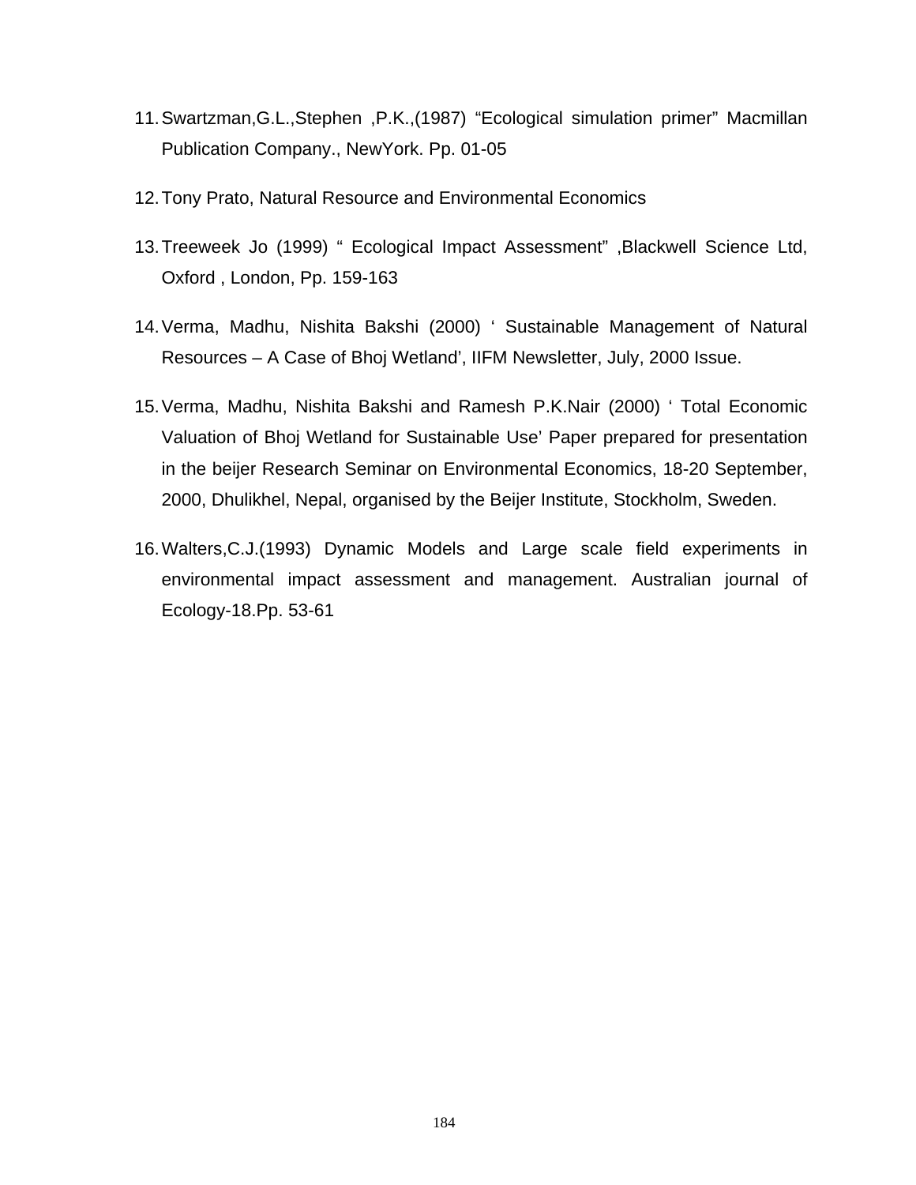11. Swartzman,G.L.,Stephen ,P.K.,(1987) “Ecological simulation primer” Macmillan Publication Company., NewYork. Pp. 01-05

12. Tony Prato, Natural Resource and Environmental Economics

13. Treeweek Jo (1999) “ Ecological Impact Assessment” ,Blackwell Science Ltd, Oxford , London, Pp. 159-163

14. Verma, Madhu, Nishita Bakshi (2000) ‘ Sustainable Management of Natural Resources – A Case of Bhoj Wetland’, IIFM Newsletter, July, 2000 Issue.

15. Verma, Madhu, Nishita Bakshi and Ramesh P.K.Nair (2000) ‘ Total Economic Valuation of Bhoj Wetland for Sustainable Use’ Paper prepared for presentation in the beijer Research Seminar on Environmental Economics, 18-20 September, 2000, Dhulikhel, Nepal, organised by the Beijer Institute, Stockholm, Sweden.

16. Walters,C.J.(1993) Dynamic Models and Large scale field experiments in environmental impact assessment and management. Australian journal of Ecology-18.Pp. 53-61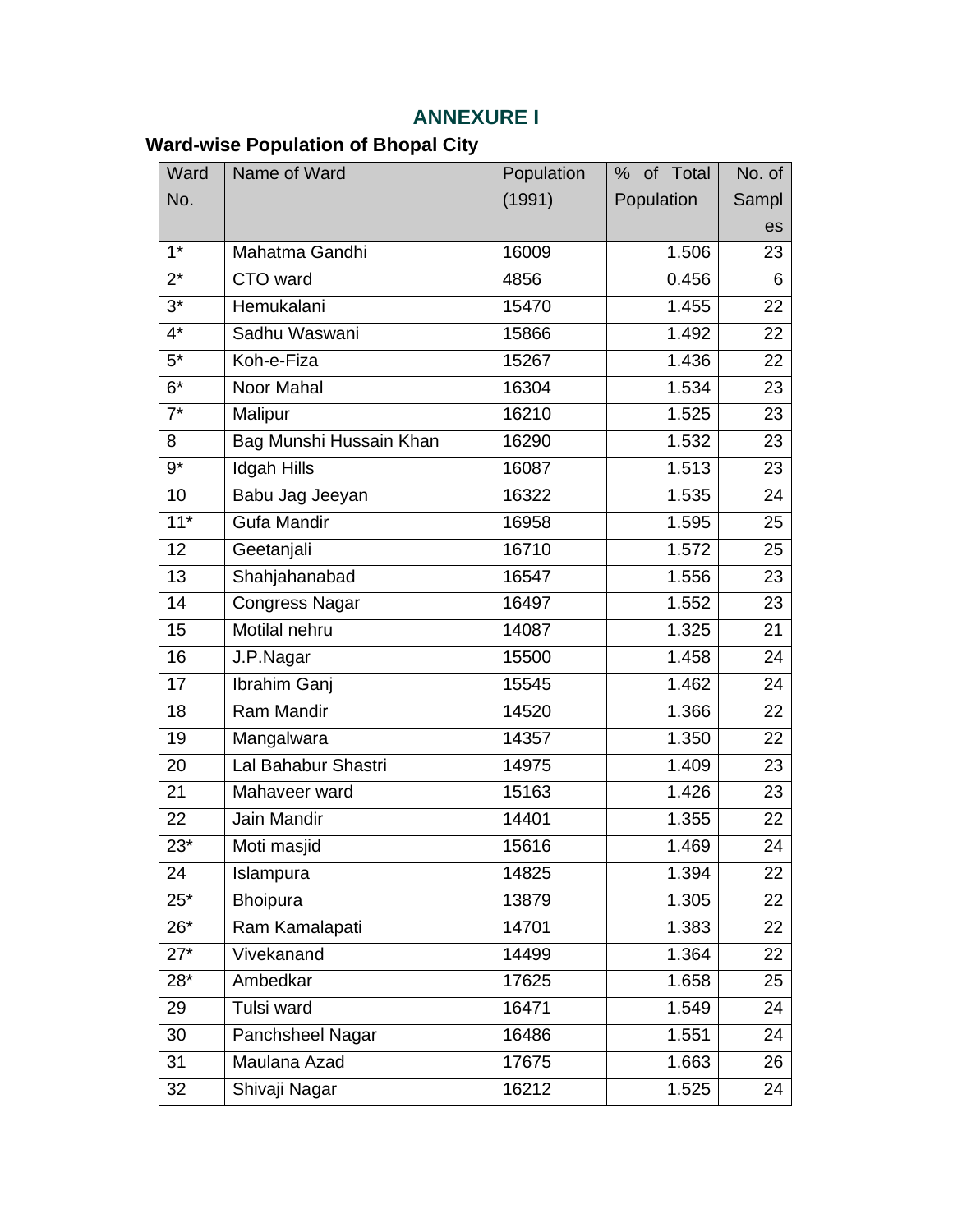# ANNEXURE I

## Ward-wise Population of Bhopal City

| Ward No. | Name of Ward | Population (1991) | % of Total Population | No. of Samples |
|---|---|---|---|---|
| 1* | Mahatma Gandhi | 16009 | 1.506 | 23 |
| 2* | CTO ward | 4856 | 0.456 | 6 |
| 3* | Hemukalani | 15470 | 1.455 | 22 |
| 4* | Sadhu Waswani | 15866 | 1.492 | 22 |
| 5* | Koh-e-Fiza | 15267 | 1.436 | 22 |
| 6* | Noor Mahal | 16304 | 1.534 | 23 |
| 7* | Malipur | 16210 | 1.525 | 23 |
| 8 | Bag Munshi Hussain Khan | 16290 | 1.532 | 23 |
| 9* | Idgah Hills | 16087 | 1.513 | 23 |
| 10 | Babu Jag Jeeyan | 16322 | 1.535 | 24 |
| 11* | Gufa Mandir | 16958 | 1.595 | 25 |
| 12 | Geetanjali | 16710 | 1.572 | 25 |
| 13 | Shahjahanabad | 16547 | 1.556 | 23 |
| 14 | Congress Nagar | 16497 | 1.552 | 23 |
| 15 | Motilal nehru | 14087 | 1.325 | 21 |
| 16 | J.P.Nagar | 15500 | 1.458 | 24 |
| 17 | Ibrahim Ganj | 15545 | 1.462 | 24 |
| 18 | Ram Mandir | 14520 | 1.366 | 22 |
| 19 | Mangalwara | 14357 | 1.350 | 22 |
| 20 | Lal Bahabur Shastri | 14975 | 1.409 | 23 |
| 21 | Mahaveer ward | 15163 | 1.426 | 23 |
| 22 | Jain Mandir | 14401 | 1.355 | 22 |
| 23* | Moti masjid | 15616 | 1.469 | 24 |
| 24 | Islampura | 14825 | 1.394 | 22 |
| 25* | Bhoipura | 13879 | 1.305 | 22 |
| 26* | Ram Kamalapati | 14701 | 1.383 | 22 |
| 27* | Vivekanand | 14499 | 1.364 | 22 |
| 28* | Ambedkar | 17625 | 1.658 | 25 |
| 29 | Tulsi ward | 16471 | 1.549 | 24 |
| 30 | Panchsheel Nagar | 16486 | 1.551 | 24 |
| 31 | Maulana Azad | 17675 | 1.663 | 26 |
| 32 | Shivaji Nagar | 16212 | 1.525 | 24 |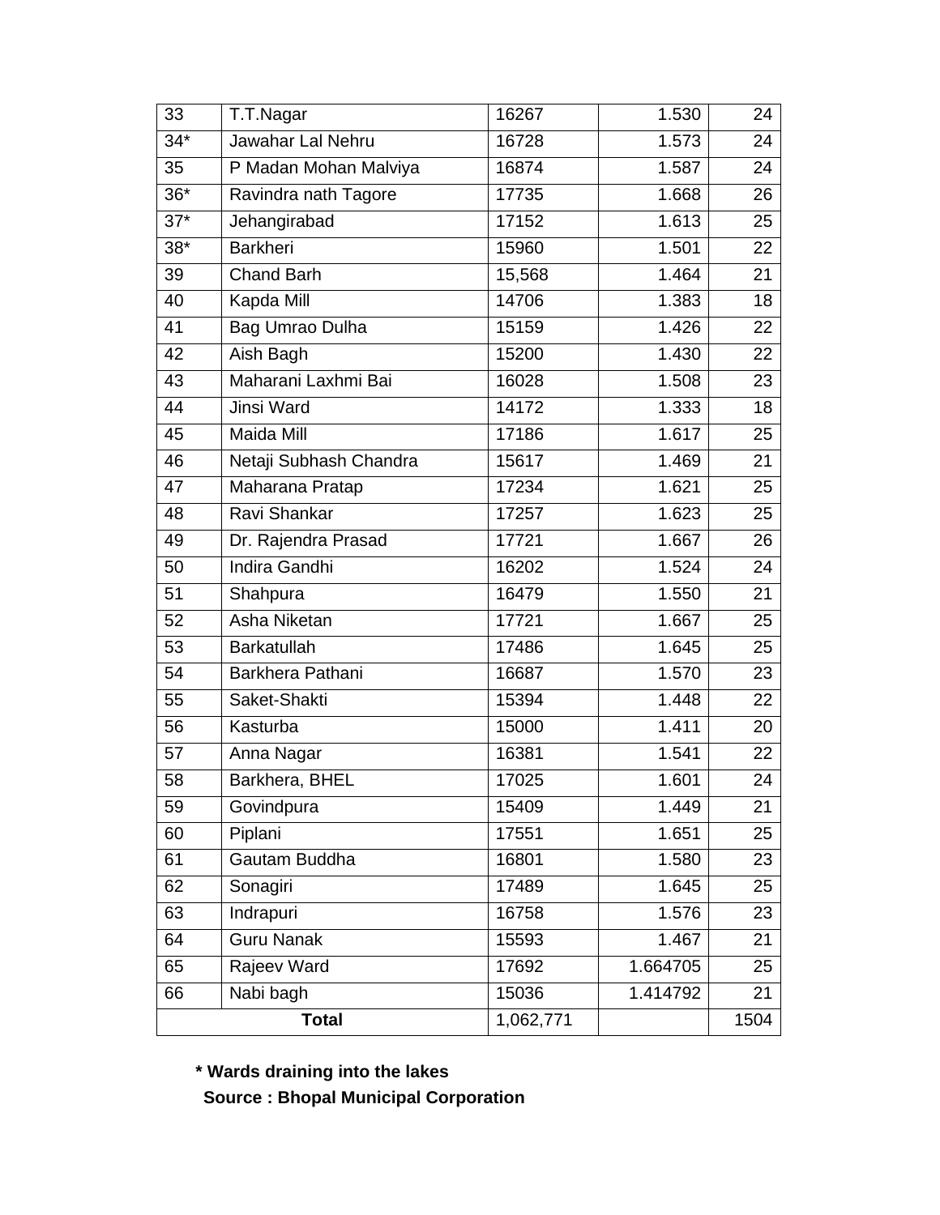| 33 | T.T.Nagar | 16267 | 1.530 | 24 |
|---|---|---|---|---|
| 34* | Jawahar Lal Nehru | 16728 | 1.573 | 24 |
| 35 | P Madan Mohan Malviya | 16874 | 1.587 | 24 |
| 36* | Ravindra nath Tagore | 17735 | 1.668 | 26 |
| 37* | Jehangirabad | 17152 | 1.613 | 25 |
| 38* | Barkheri | 15960 | 1.501 | 22 |
| 39 | Chand Barh | 15,568 | 1.464 | 21 |
| 40 | Kapda Mill | 14706 | 1.383 | 18 |
| 41 | Bag Umrao Dulha | 15159 | 1.426 | 22 |
| 42 | Aish Bagh | 15200 | 1.430 | 22 |
| 43 | Maharani Laxhmi Bai | 16028 | 1.508 | 23 |
| 44 | Jinsi Ward | 14172 | 1.333 | 18 |
| 45 | Maida Mill | 17186 | 1.617 | 25 |
| 46 | Netaji Subhash Chandra | 15617 | 1.469 | 21 |
| 47 | Maharana Pratap | 17234 | 1.621 | 25 |
| 48 | Ravi Shankar | 17257 | 1.623 | 25 |
| 49 | Dr. Rajendra Prasad | 17721 | 1.667 | 26 |
| 50 | Indira Gandhi | 16202 | 1.524 | 24 |
| 51 | Shahpura | 16479 | 1.550 | 21 |
| 52 | Asha Niketan | 17721 | 1.667 | 25 |
| 53 | Barkatullah | 17486 | 1.645 | 25 |
| 54 | Barkhera Pathani | 16687 | 1.570 | 23 |
| 55 | Saket-Shakti | 15394 | 1.448 | 22 |
| 56 | Kasturba | 15000 | 1.411 | 20 |
| 57 | Anna Nagar | 16381 | 1.541 | 22 |
| 58 | Barkhera, BHEL | 17025 | 1.601 | 24 |
| 59 | Govindpura | 15409 | 1.449 | 21 |
| 60 | Piplani | 17551 | 1.651 | 25 |
| 61 | Gautam Buddha | 16801 | 1.580 | 23 |
| 62 | Sonagiri | 17489 | 1.645 | 25 |
| 63 | Indrapuri | 16758 | 1.576 | 23 |
| 64 | Guru Nanak | 15593 | 1.467 | 21 |
| 65 | Rajeev Ward | 17692 | 1.664705 | 25 |
| 66 | Nabi bagh | 15036 | 1.414792 | 21 |
| **Total** | | 1,062,771 | | 1504 |

**\* Wards draining into the lakes**

**Source : Bhopal Municipal Corporation**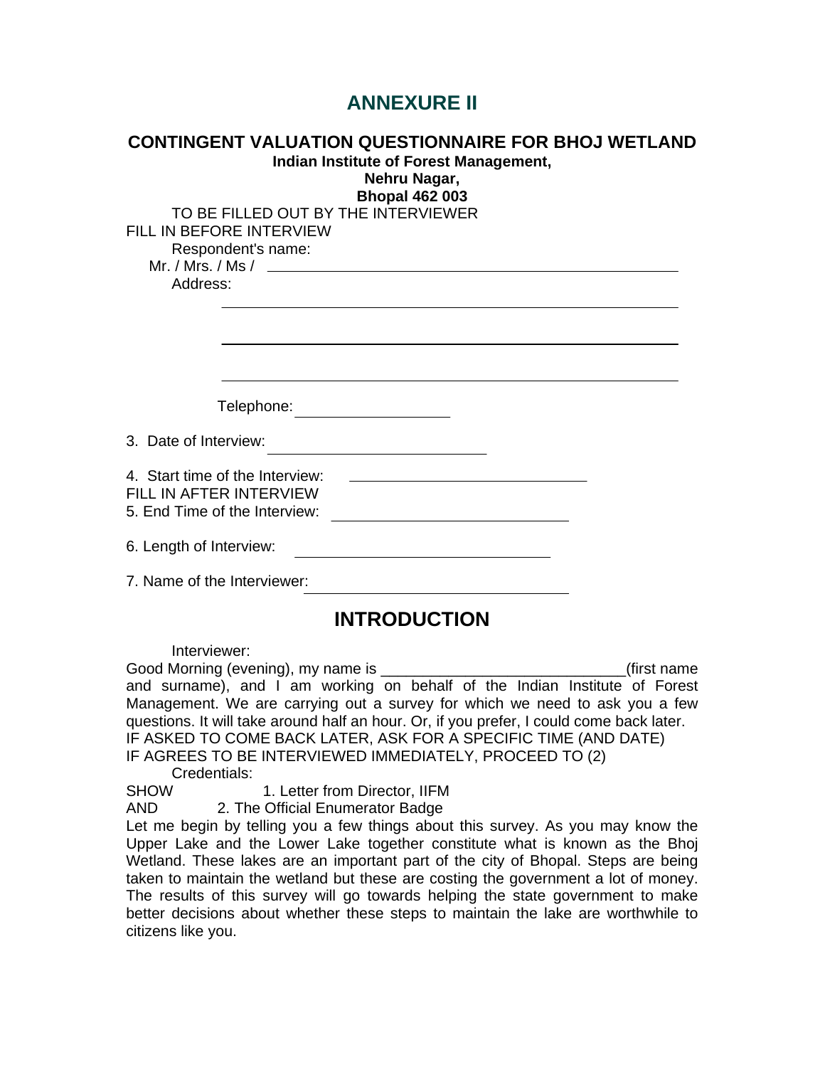# ANNEXURE II

## CONTINGENT VALUATION QUESTIONNAIRE FOR BHOJ WETLAND

**Indian Institute of Forest Management,**
**Nehru Nagar,**
**Bhopal 462 003**

TO BE FILLED OUT BY THE INTERVIEWER

FILL IN BEFORE INTERVIEW

Respondent's name:

Mr. / Mrs. / Ms / ____________________________________________

Address:

____________________________________________

____________________________________________

____________________________________________

Telephone: ________________

3. Date of Interview: ______________________

4. Start time of the Interview: ______________________

FILL IN AFTER INTERVIEW

5. End Time of the Interview: ______________________

6. Length of Interview: ______________________

7. Name of the Interviewer: ______________________

## INTRODUCTION

Interviewer:

Good Morning (evening), my name is ____________________________(first name and surname), and I am working on behalf of the Indian Institute of Forest Management. We are carrying out a survey for which we need to ask you a few questions. It will take around half an hour. Or, if you prefer, I could come back later.

IF ASKED TO COME BACK LATER, ASK FOR A SPECIFIC TIME (AND DATE)

IF AGREES TO BE INTERVIEWED IMMEDIATELY, PROCEED TO (2)

Credentials:

SHOW 1. Letter from Director, IIFM

AND 2. The Official Enumerator Badge

Let me begin by telling you a few things about this survey. As you may know the Upper Lake and the Lower Lake together constitute what is known as the Bhoj Wetland. These lakes are an important part of the city of Bhopal. Steps are being taken to maintain the wetland but these are costing the government a lot of money. The results of this survey will go towards helping the state government to make better decisions about whether these steps to maintain the lake are worthwhile to citizens like you.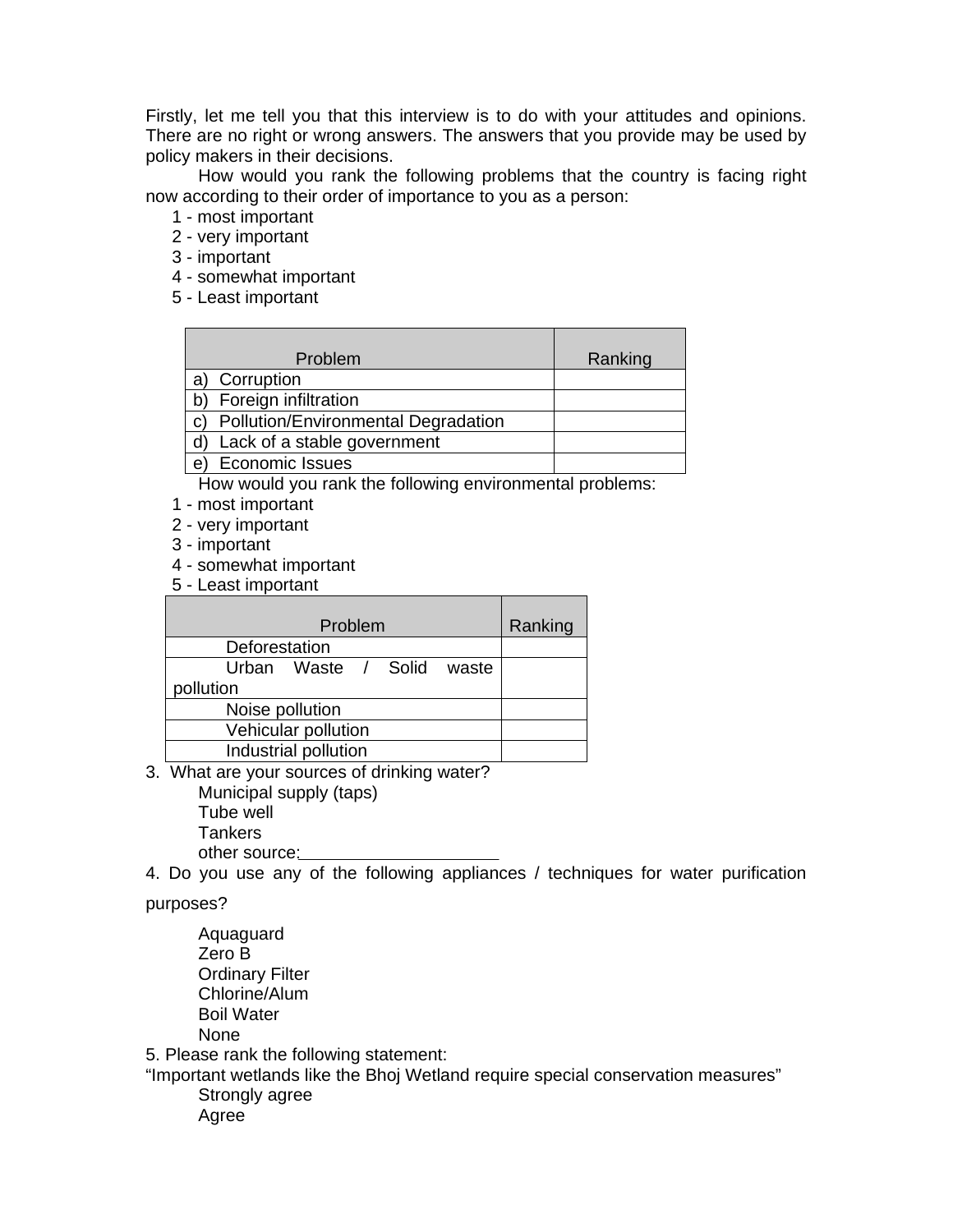Firstly, let me tell you that this interview is to do with your attitudes and opinions. There are no right or wrong answers. The answers that you provide may be used by policy makers in their decisions.

How would you rank the following problems that the country is facing right now according to their order of importance to you as a person:

1 - most important
2 - very important
3 - important
4 - somewhat important
5 - Least important

| Problem | Ranking |
|---|---|
| a) Corruption | |
| b) Foreign infiltration | |
| c) Pollution/Environmental Degradation | |
| d) Lack of a stable government | |
| e) Economic Issues | |

How would you rank the following environmental problems:

1 - most important
2 - very important
3 - important
4 - somewhat important
5 - Least important

| Problem | Ranking |
|---|---|
| Deforestation | |
| Urban Waste / Solid waste pollution | |
| Noise pollution | |
| Vehicular pollution | |
| Industrial pollution | |

3. What are your sources of drinking water?

Municipal supply (taps)
Tube well
Tankers
other source:____________________

4. Do you use any of the following appliances / techniques for water purification purposes?

Aquaguard
Zero B
Ordinary Filter
Chlorine/Alum
Boil Water
None

5. Please rank the following statement:
"Important wetlands like the Bhoj Wetland require special conservation measures"

Strongly agree
Agree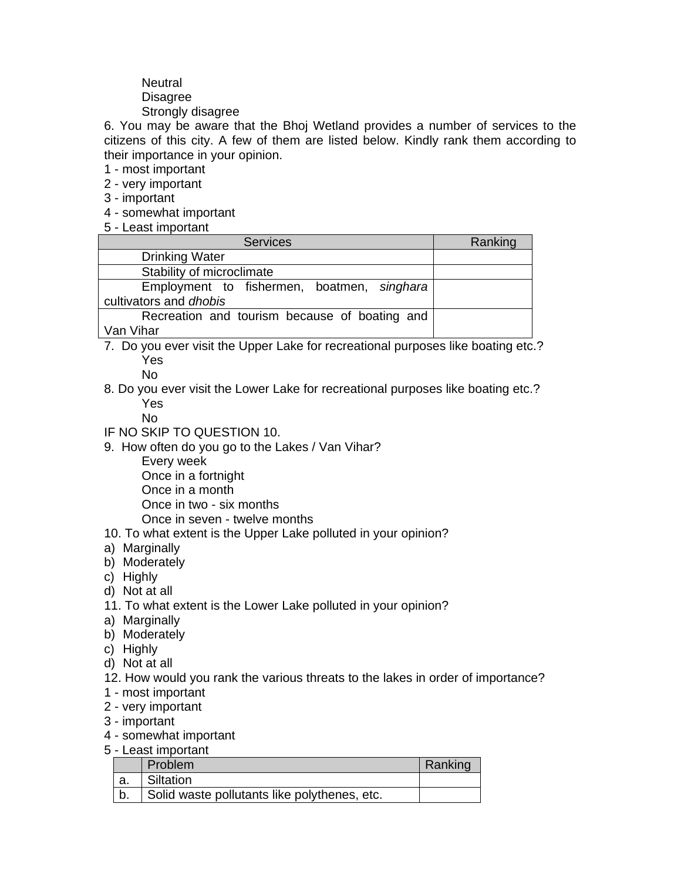Neutral
Disagree
Strongly disagree

6. You may be aware that the Bhoj Wetland provides a number of services to the citizens of this city. A few of them are listed below. Kindly rank them according to their importance in your opinion.

1 - most important
2 - very important
3 - important
4 - somewhat important
5 - Least important

| Services | Ranking |
|---|---|
| Drinking Water | |
| Stability of microclimate | |
| Employment to fishermen, boatmen, *singhara* cultivators and *dhobis* | |
| Recreation and tourism because of boating and Van Vihar | |

7. Do you ever visit the Upper Lake for recreational purposes like boating etc.?
Yes
No

8. Do you ever visit the Lower Lake for recreational purposes like boating etc.?
Yes
No

IF NO SKIP TO QUESTION 10.

9. How often do you go to the Lakes / Van Vihar?
Every week
Once in a fortnight
Once in a month
Once in two - six months
Once in seven - twelve months

10. To what extent is the Upper Lake polluted in your opinion?
a) Marginally
b) Moderately
c) Highly
d) Not at all

11. To what extent is the Lower Lake polluted in your opinion?
a) Marginally
b) Moderately
c) Highly
d) Not at all

12. How would you rank the various threats to the lakes in order of importance?

1 - most important
2 - very important
3 - important
4 - somewhat important
5 - Least important

| | Problem | Ranking |
|---|---|---|
| a. | Siltation | |
| b. | Solid waste pollutants like polythenes, etc. | |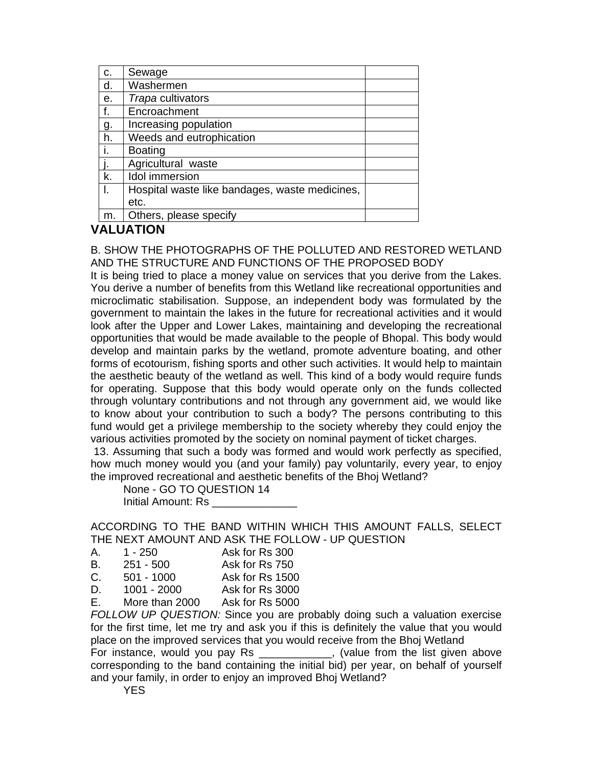| | | |
|---|---|---|
| c. | Sewage | |
| d. | Washermen | |
| e. | *Trapa* cultivators | |
| f. | Encroachment | |
| g. | Increasing population | |
| h. | Weeds and eutrophication | |
| i. | Boating | |
| j. | Agricultural waste | |
| k. | Idol immersion | |
| l. | Hospital waste like bandages, waste medicines, etc. | |
| m. | Others, please specify | |

## VALUATION

B. SHOW THE PHOTOGRAPHS OF THE POLLUTED AND RESTORED WETLAND AND THE STRUCTURE AND FUNCTIONS OF THE PROPOSED BODY

It is being tried to place a money value on services that you derive from the Lakes. You derive a number of benefits from this Wetland like recreational opportunities and microclimatic stabilisation. Suppose, an independent body was formulated by the government to maintain the lakes in the future for recreational activities and it would look after the Upper and Lower Lakes, maintaining and developing the recreational opportunities that would be made available to the people of Bhopal. This body would develop and maintain parks by the wetland, promote adventure boating, and other forms of ecotourism, fishing sports and other such activities. It would help to maintain the aesthetic beauty of the wetland as well. This kind of a body would require funds for operating. Suppose that this body would operate only on the funds collected through voluntary contributions and not through any government aid, we would like to know about your contribution to such a body? The persons contributing to this fund would get a privilege membership to the society whereby they could enjoy the various activities promoted by the society on nominal payment of ticket charges.

13. Assuming that such a body was formed and would work perfectly as specified, how much money would you (and your family) pay voluntarily, every year, to enjoy the improved recreational and aesthetic benefits of the Bhoj Wetland?

None - GO TO QUESTION 14

Initial Amount: Rs ______________

ACCORDING TO THE BAND WITHIN WHICH THIS AMOUNT FALLS, SELECT THE NEXT AMOUNT AND ASK THE FOLLOW - UP QUESTION

| | | |
|---|---|---|
| A. | 1 - 250 | Ask for Rs 300 |
| B. | 251 - 500 | Ask for Rs 750 |
| C. | 501 - 1000 | Ask for Rs 1500 |
| D. | 1001 - 2000 | Ask for Rs 3000 |
| E. | More than 2000 | Ask for Rs 5000 |

*FOLLOW UP QUESTION:* Since you are probably doing such a valuation exercise for the first time, let me try and ask you if this is definitely the value that you would place on the improved services that you would receive from the Bhoj Wetland

For instance, would you pay Rs ____________, (value from the list given above corresponding to the band containing the initial bid) per year, on behalf of yourself and your family, in order to enjoy an improved Bhoj Wetland?

YES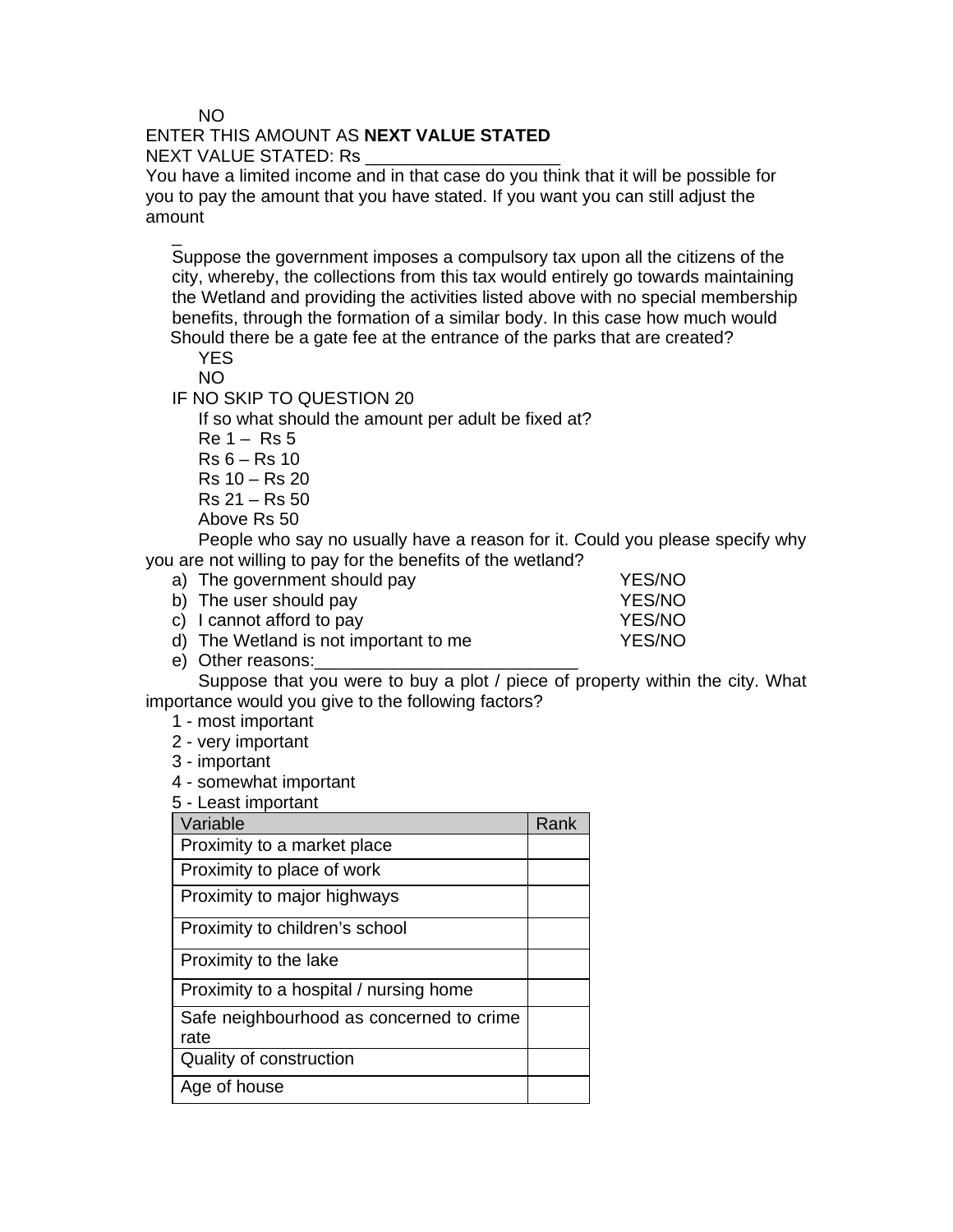NO

ENTER THIS AMOUNT AS **NEXT VALUE STATED**

NEXT VALUE STATED: Rs ____________________

You have a limited income and in that case do you think that it will be possible for you to pay the amount that you have stated. If you want you can still adjust the amount

_

Suppose the government imposes a compulsory tax upon all the citizens of the city, whereby, the collections from this tax would entirely go towards maintaining the Wetland and providing the activities listed above with no special membership benefits, through the formation of a similar body. In this case how much would Should there be a gate fee at the entrance of the parks that are created?

YES

NO

IF NO SKIP TO QUESTION 20

If so what should the amount per adult be fixed at?

Re 1 – Rs 5

Rs 6 – Rs 10

Rs 10 – Rs 20

Rs 21 – Rs 50

Above Rs 50

People who say no usually have a reason for it. Could you please specify why you are not willing to pay for the benefits of the wetland?

a) The government should pay YES/NO
b) The user should pay YES/NO
c) I cannot afford to pay YES/NO
d) The Wetland is not important to me YES/NO
e) Other reasons:___________________________

Suppose that you were to buy a plot / piece of property within the city. What importance would you give to the following factors?

1 - most important

2 - very important

3 - important

4 - somewhat important

5 - Least important

| Variable | Rank |
|---|---|
| Proximity to a market place | |
| Proximity to place of work | |
| Proximity to major highways | |
| Proximity to children's school | |
| Proximity to the lake | |
| Proximity to a hospital / nursing home | |
| Safe neighbourhood as concerned to crime rate | |
| Quality of construction | |
| Age of house | |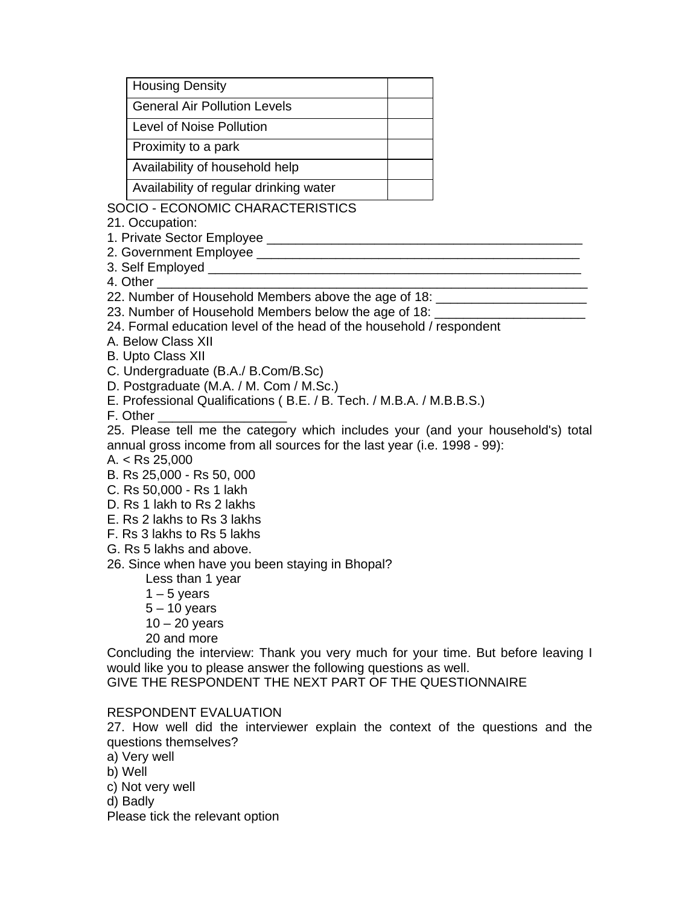| Housing Density | |
|---|---|
| General Air Pollution Levels | |
| Level of Noise Pollution | |
| Proximity to a park | |
| Availability of household help | |
| Availability of regular drinking water | |

SOCIO - ECONOMIC CHARACTERISTICS

21. Occupation:

1. Private Sector Employee _____________________________________________
2. Government Employee ________________________________________________
3. Self Employed _______________________________________________________
4. Other _______________________________________________________________

22. Number of Household Members above the age of 18: _____________________

23. Number of Household Members below the age of 18: _____________________

24. Formal education level of the head of the household / respondent

A. Below Class XII  
B. Upto Class XII  
C. Undergraduate (B.A./ B.Com/B.Sc)  
D. Postgraduate (M.A. / M. Com / M.Sc.)  
E. Professional Qualifications ( B.E. / B. Tech. / M.B.A. / M.B.B.S.)  
F. Other __________________

25. Please tell me the category which includes your (and your household's) total annual gross income from all sources for the last year (i.e. 1998 - 99):

A. < Rs 25,000  
B. Rs 25,000 - Rs 50, 000  
C. Rs 50,000 - Rs 1 lakh  
D. Rs 1 lakh to Rs 2 lakhs  
E. Rs 2 lakhs to Rs 3 lakhs  
F. Rs 3 lakhs to Rs 5 lakhs  
G. Rs 5 lakhs and above.

26. Since when have you been staying in Bhopal?

Less than 1 year  
1 – 5 years  
5 – 10 years  
10 – 20 years  
20 and more

Concluding the interview: Thank you very much for your time. But before leaving I would like you to please answer the following questions as well.

GIVE THE RESPONDENT THE NEXT PART OF THE QUESTIONNAIRE

RESPONDENT EVALUATION

27. How well did the interviewer explain the context of the questions and the questions themselves?

a) Very well  
b) Well  
c) Not very well  
d) Badly

Please tick the relevant option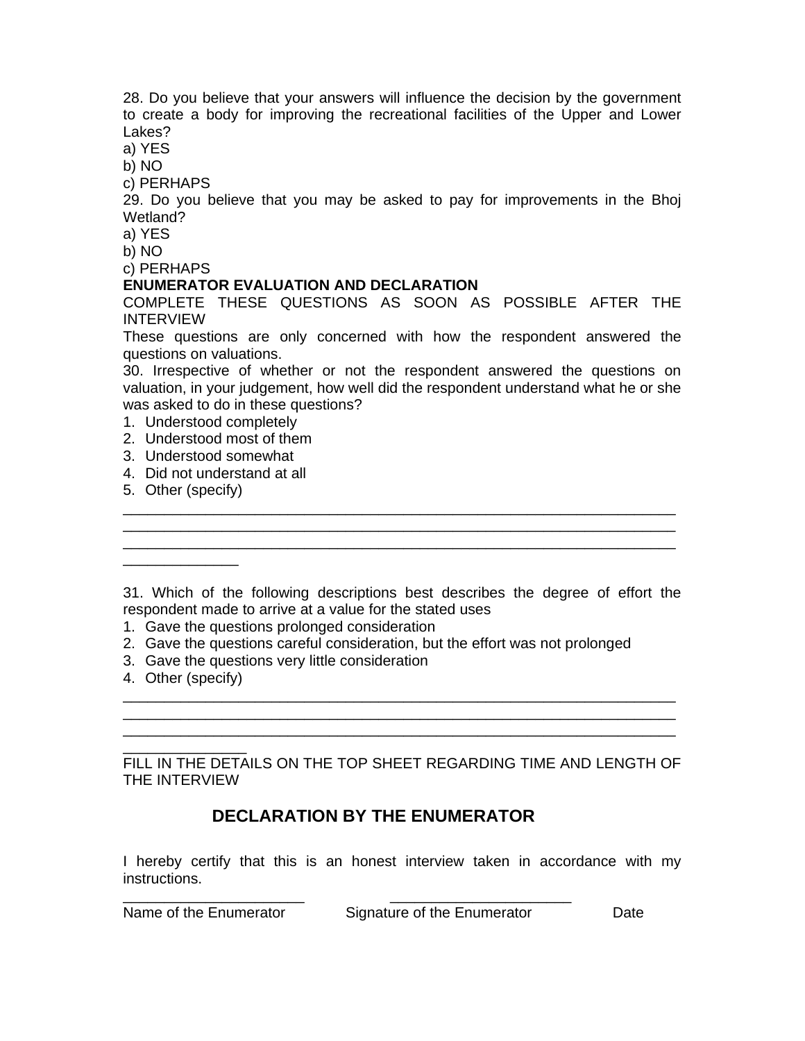28. Do you believe that your answers will influence the decision by the government to create a body for improving the recreational facilities of the Upper and Lower Lakes?

a) YES

b) NO

c) PERHAPS

29. Do you believe that you may be asked to pay for improvements in the Bhoj Wetland?

a) YES

b) NO

c) PERHAPS

**ENUMERATOR EVALUATION AND DECLARATION**

COMPLETE THESE QUESTIONS AS SOON AS POSSIBLE AFTER THE INTERVIEW

These questions are only concerned with how the respondent answered the questions on valuations.

30. Irrespective of whether or not the respondent answered the questions on valuation, in your judgement, how well did the respondent understand what he or she was asked to do in these questions?

1. Understood completely
2. Understood most of them
3. Understood somewhat
4. Did not understand at all
5. Other (specify)

_______________________________________________________________________
_______________________________________________________________________
_______________________________________________________________________
_______________

31. Which of the following descriptions best describes the degree of effort the respondent made to arrive at a value for the stated uses

1. Gave the questions prolonged consideration
2. Gave the questions careful consideration, but the effort was not prolonged
3. Gave the questions very little consideration
4. Other (specify)

_______________________________________________________________________
_______________________________________________________________________
_______________________________________________________________________
________________

FILL IN THE DETAILS ON THE TOP SHEET REGARDING TIME AND LENGTH OF THE INTERVIEW

## DECLARATION BY THE ENUMERATOR

I hereby certify that this is an honest interview taken in accordance with my instructions.

_______________________ _______________________

Name of the Enumerator Signature of the Enumerator Date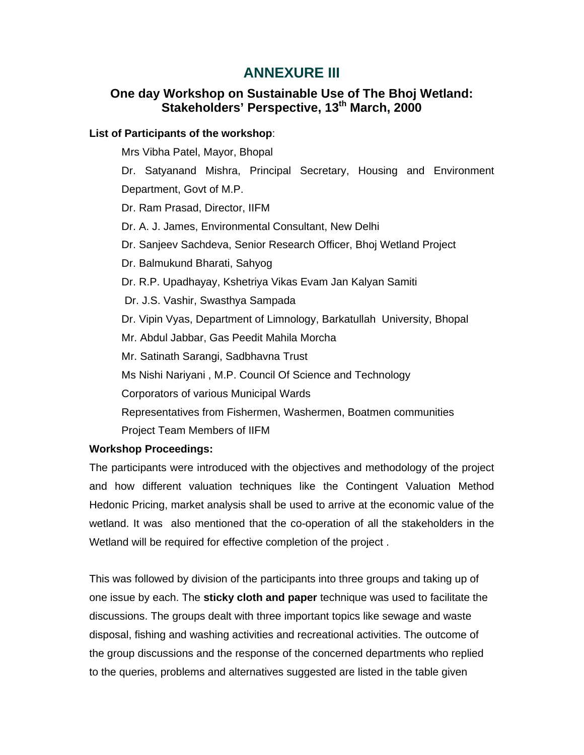# ANNEXURE III

## One day Workshop on Sustainable Use of The Bhoj Wetland: Stakeholders' Perspective, 13th March, 2000

**List of Participants of the workshop**:

Mrs Vibha Patel, Mayor, Bhopal

Dr. Satyanand Mishra, Principal Secretary, Housing and Environment Department, Govt of M.P.

Dr. Ram Prasad, Director, IIFM

Dr. A. J. James, Environmental Consultant, New Delhi

Dr. Sanjeev Sachdeva, Senior Research Officer, Bhoj Wetland Project

Dr. Balmukund Bharati, Sahyog

Dr. R.P. Upadhayay, Kshetriya Vikas Evam Jan Kalyan Samiti

Dr. J.S. Vashir, Swasthya Sampada

Dr. Vipin Vyas, Department of Limnology, Barkatullah University, Bhopal

Mr. Abdul Jabbar, Gas Peedit Mahila Morcha

Mr. Satinath Sarangi, Sadbhavna Trust

Ms Nishi Nariyani , M.P. Council Of Science and Technology

Corporators of various Municipal Wards

Representatives from Fishermen, Washermen, Boatmen communities

Project Team Members of IIFM

**Workshop Proceedings:**

The participants were introduced with the objectives and methodology of the project and how different valuation techniques like the Contingent Valuation Method Hedonic Pricing, market analysis shall be used to arrive at the economic value of the wetland. It was also mentioned that the co-operation of all the stakeholders in the Wetland will be required for effective completion of the project .

This was followed by division of the participants into three groups and taking up of one issue by each. The **sticky cloth and paper** technique was used to facilitate the discussions. The groups dealt with three important topics like sewage and waste disposal, fishing and washing activities and recreational activities. The outcome of the group discussions and the response of the concerned departments who replied to the queries, problems and alternatives suggested are listed in the table given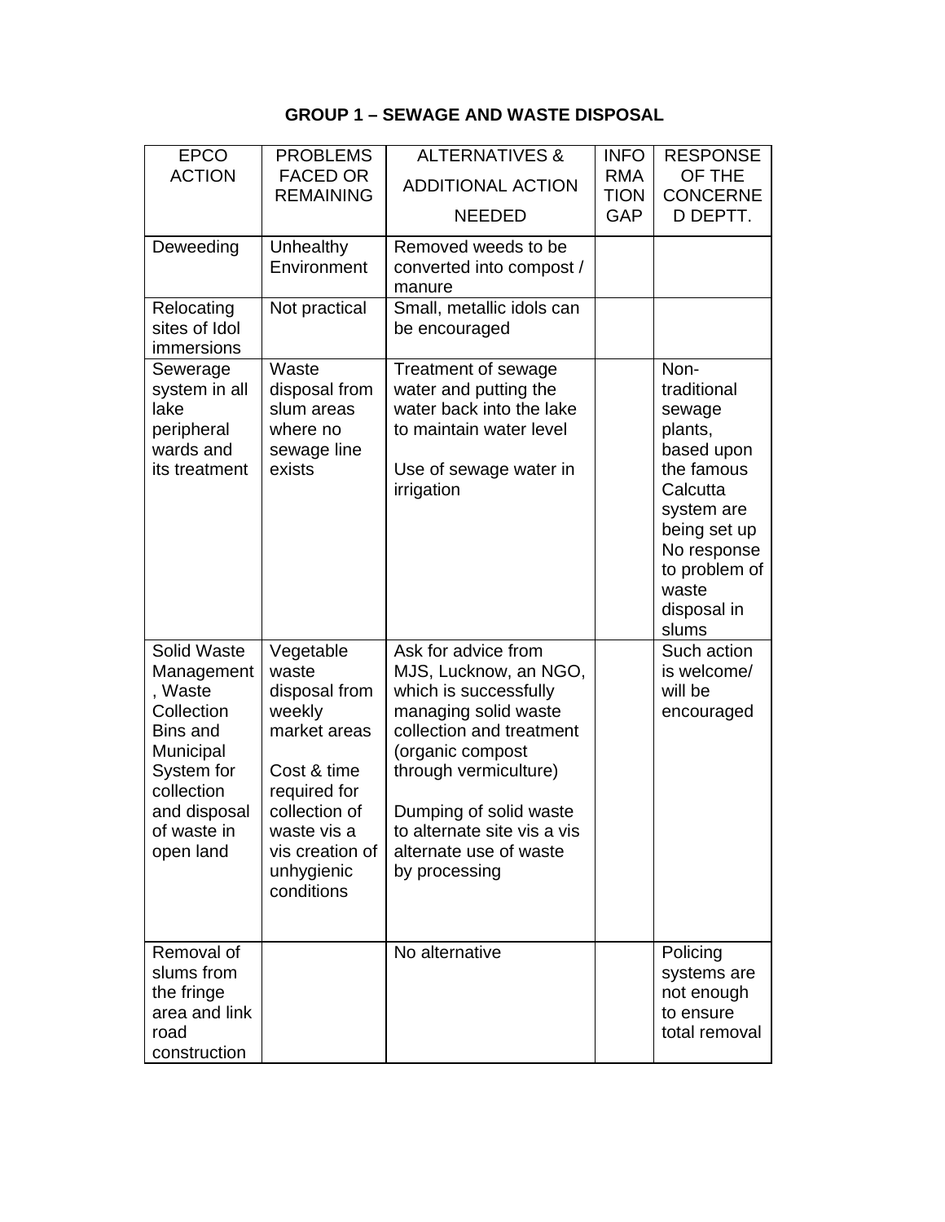**GROUP 1 – SEWAGE AND WASTE DISPOSAL**

| EPCO ACTION | PROBLEMS FACED OR REMAINING | ALTERNATIVES & ADDITIONAL ACTION NEEDED | INFORMATION GAP | RESPONSE OF THE CONCERNED DEPTT. |
|---|---|---|---|---|
| Deweeding | Unhealthy Environment | Removed weeds to be converted into compost / manure | | |
| Relocating sites of Idol immersions | Not practical | Small, metallic idols can be encouraged | | |
| Sewerage system in all lake peripheral wards and its treatment | Waste disposal from slum areas where no sewage line exists | Treatment of sewage water and putting the water back into the lake to maintain water level<br><br>Use of sewage water in irrigation | | Non-traditional sewage plants, based upon the famous Calcutta system are being set up No response to problem of waste disposal in slums |
| Solid Waste Management, Waste Collection Bins and Municipal System for collection and disposal of waste in open land | Vegetable waste disposal from weekly market areas<br><br>Cost & time required for collection of waste vis a vis creation of unhygienic conditions | Ask for advice from MJS, Lucknow, an NGO, which is successfully managing solid waste collection and treatment (organic compost through vermiculture)<br><br>Dumping of solid waste to alternate site vis a vis alternate use of waste by processing | | Such action is welcome/ will be encouraged |
| Removal of slums from the fringe area and link road construction | | No alternative | | Policing systems are not enough to ensure total removal |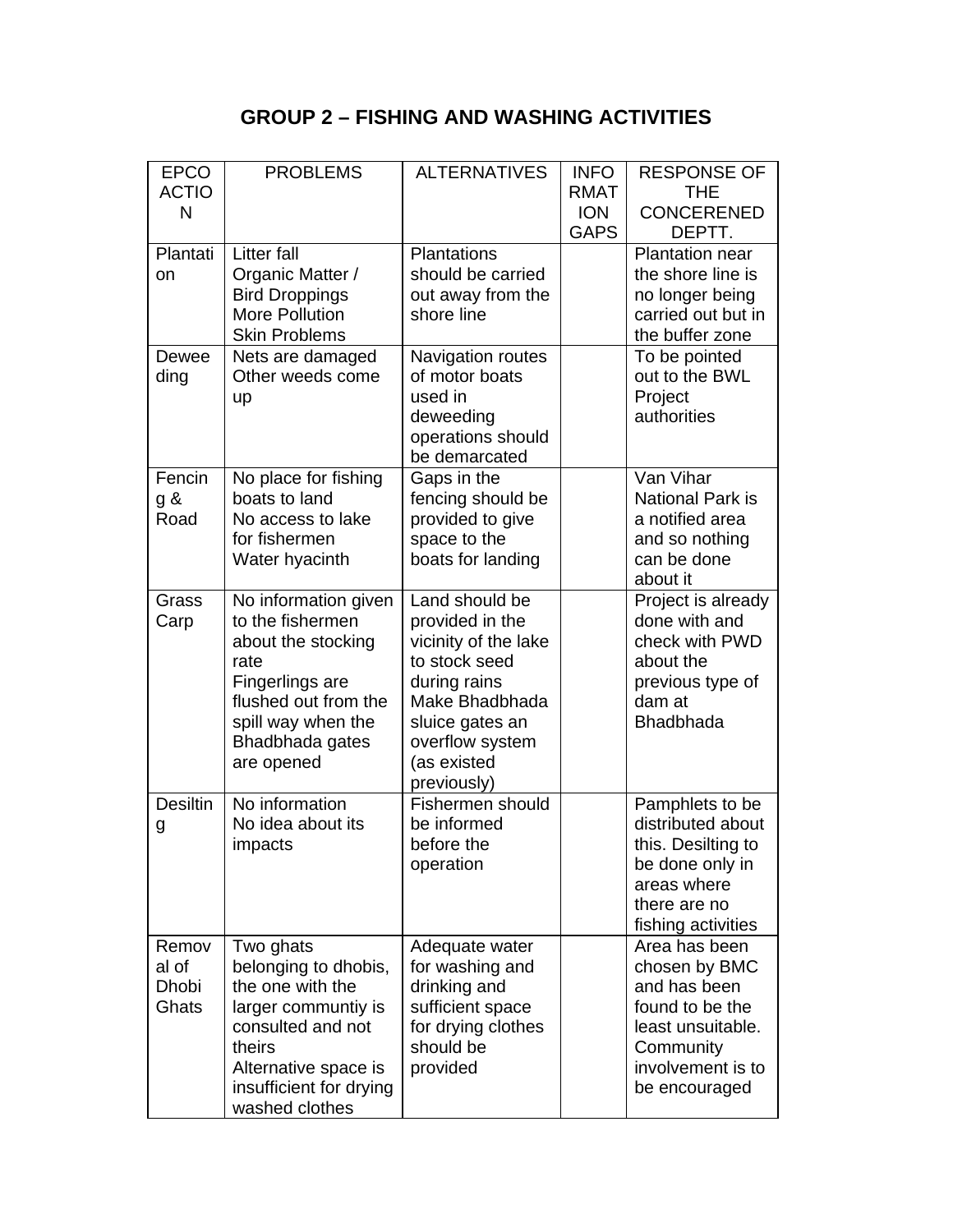## GROUP 2 – FISHING AND WASHING ACTIVITIES

| EPCO ACTION | PROBLEMS | ALTERNATIVES | INFORMATION GAPS | RESPONSE OF THE CONCERENED DEPTT. |
|---|---|---|---|---|
| Plantation | Litter fall<br>Organic Matter / Bird Droppings<br>More Pollution<br>Skin Problems | Plantations should be carried out away from the shore line | | Plantation near the shore line is no longer being carried out but in the buffer zone |
| Deweeding | Nets are damaged<br>Other weeds come up | Navigation routes of motor boats used in deweeding operations should be demarcated | | To be pointed out to the BWL Project authorities |
| Fencing & Road | No place for fishing boats to land<br>No access to lake for fishermen<br>Water hyacinth | Gaps in the fencing should be provided to give space to the boats for landing | | Van Vihar National Park is a notified area and so nothing can be done about it |
| Grass Carp | No information given to the fishermen about the stocking rate<br>Fingerlings are flushed out from the spill way when the Bhadbhada gates are opened | Land should be provided in the vicinity of the lake to stock seed during rains<br>Make Bhadbhada sluice gates an overflow system (as existed previously) | | Project is already done with and check with PWD about the previous type of dam at Bhadbhada |
| Desilting | No information<br>No idea about its impacts | Fishermen should be informed before the operation | | Pamphlets to be distributed about this. Desilting to be done only in areas where there are no fishing activities |
| Removal of Dhobi Ghats | Two ghats belonging to dhobis, the one with the larger communtiy is consulted and not theirs<br>Alternative space is insufficient for drying washed clothes | Adequate water for washing and drinking and sufficient space for drying clothes should be provided | | Area has been chosen by BMC and has been found to be the least unsuitable. Community involvement is to be encouraged |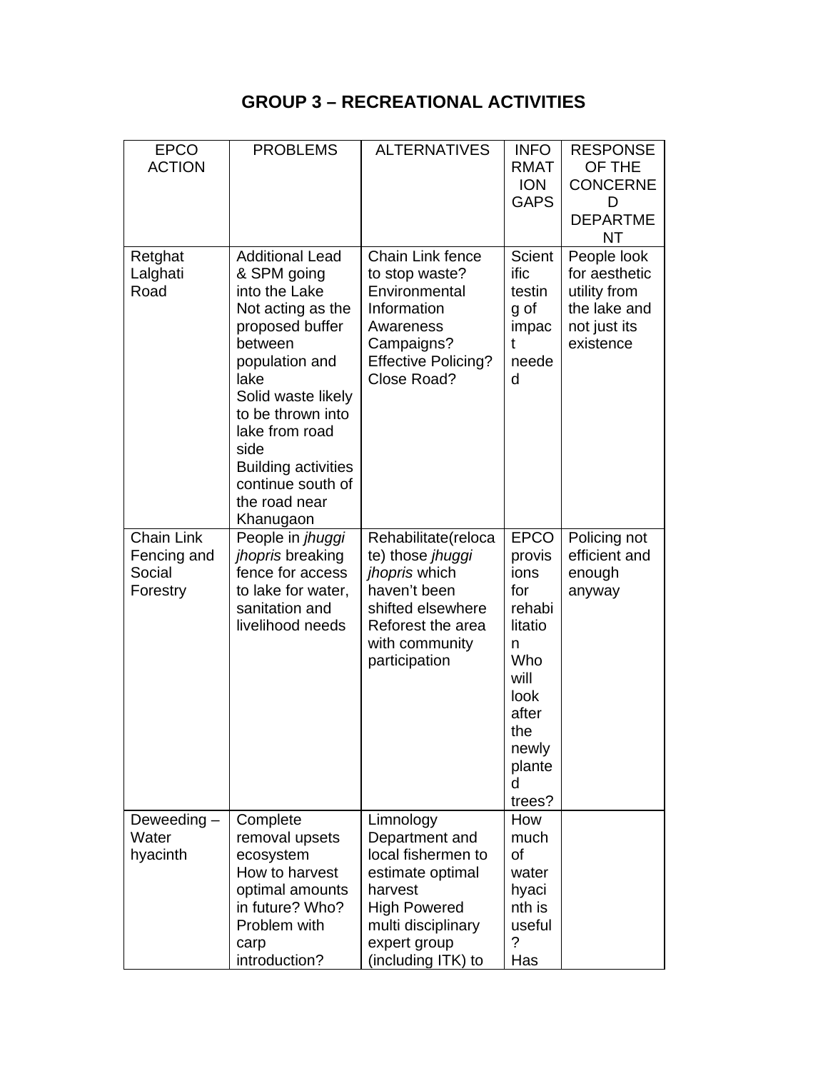# GROUP 3 – RECREATIONAL ACTIVITIES

| EPCO ACTION | PROBLEMS | ALTERNATIVES | INFORMATION GAPS | RESPONSE OF THE CONCERNED DEPARTMENT |
|---|---|---|---|---|
| Retghat Lalghati Road | Additional Lead & SPM going into the Lake<br>Not acting as the proposed buffer between population and lake<br>Solid waste likely to be thrown into lake from road side<br>Building activities continue south of the road near Khanugaon | Chain Link fence to stop waste?<br>Environmental Information Awareness Campaigns?<br>Effective Policing?<br>Close Road? | Scientific testing of impact needed | People look for aesthetic utility from the lake and not just its existence |
| Chain Link Fencing and Social Forestry | People in *jhuggi jhopris* breaking fence for access to lake for water, sanitation and livelihood needs | Rehabilitate(relocate) those *jhuggi jhopris* which haven't been shifted elsewhere<br>Reforest the area with community participation | EPCO provisions for rehabilitation<br>Who will look after the newly planted trees? | Policing not efficient and enough anyway |
| Deweeding – Water hyacinth | Complete removal upsets ecosystem<br>How to harvest optimal amounts in future? Who?<br>Problem with carp introduction? | Limnology Department and local fishermen to estimate optimal harvest<br>High Powered multi disciplinary expert group (including ITK) to | How much of water hyacinth is useful?<br>Has | |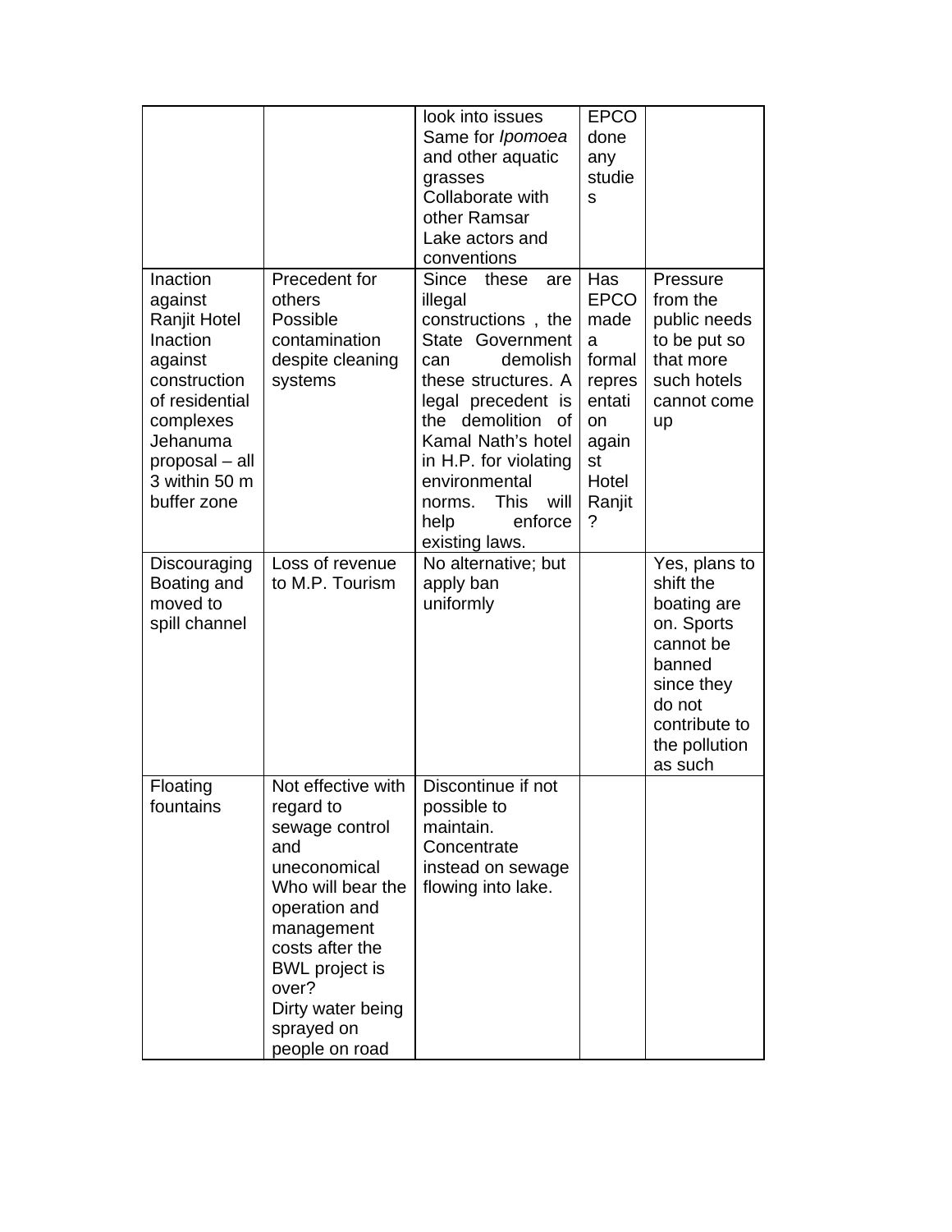| | | | | |
|---|---|---|---|---|
| | | look into issues Same for *Ipomoea* and other aquatic grasses Collaborate with other Ramsar Lake actors and conventions | EPCO done any studies | |
| Inaction against Ranjit Hotel Inaction against construction of residential complexes Jehanuma proposal – all 3 within 50 m buffer zone | Precedent for others Possible contamination despite cleaning systems | Since these are illegal constructions , the State Government can demolish these structures. A legal precedent is the demolition of Kamal Nath's hotel in H.P. for violating environmental norms. This will help enforce existing laws. | Has EPCO made a formal representation against Hotel Ranjit? | Pressure from the public needs to be put so that more such hotels cannot come up |
| Discouraging Boating and moved to spill channel | Loss of revenue to M.P. Tourism | No alternative; but apply ban uniformly | | Yes, plans to shift the boating are on. Sports cannot be banned since they do not contribute to the pollution as such |
| Floating fountains | Not effective with regard to sewage control and uneconomical Who will bear the operation and management costs after the BWL project is over? Dirty water being sprayed on people on road | Discontinue if not possible to maintain. Concentrate instead on sewage flowing into lake. | | |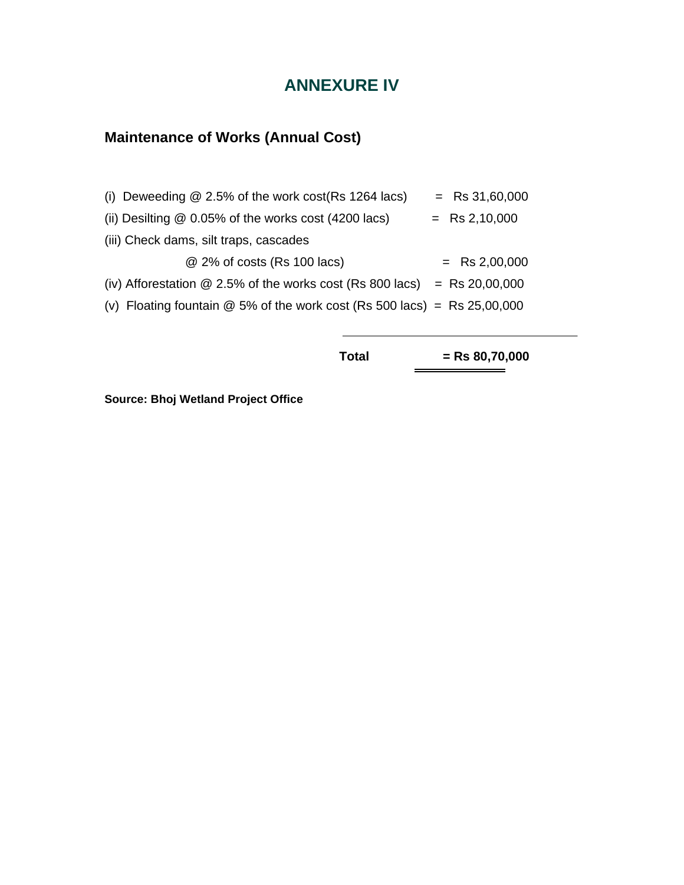# ANNEXURE IV

## Maintenance of Works (Annual Cost)

(i) Deweeding @ 2.5% of the work cost(Rs 1264 lacs) = Rs 31,60,000

(ii) Desilting @ 0.05% of the works cost (4200 lacs) = Rs 2,10,000

(iii) Check dams, silt traps, cascades
@ 2% of costs (Rs 100 lacs) = Rs 2,00,000

(iv) Afforestation @ 2.5% of the works cost (Rs 800 lacs) = Rs 20,00,000

(v) Floating fountain @ 5% of the work cost (Rs 500 lacs) = Rs 25,00,000

**Total = Rs 80,70,000**

**Source: Bhoj Wetland Project Office**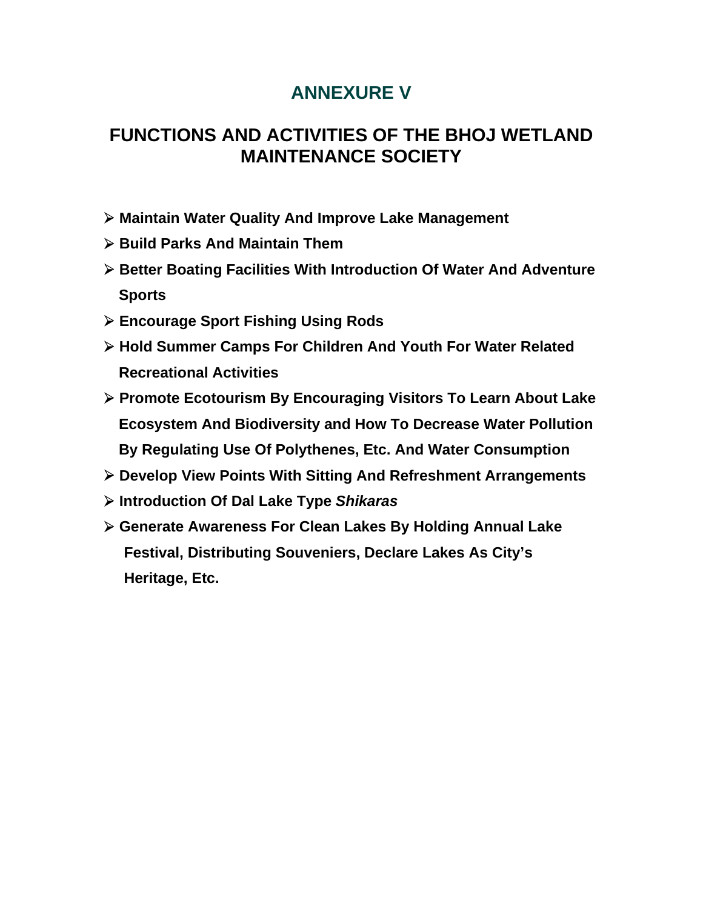# ANNEXURE V

## FUNCTIONS AND ACTIVITIES OF THE BHOJ WETLAND MAINTENANCE SOCIETY

- **Maintain Water Quality And Improve Lake Management**
- **Build Parks And Maintain Them**
- **Better Boating Facilities With Introduction Of Water And Adventure Sports**
- **Encourage Sport Fishing Using Rods**
- **Hold Summer Camps For Children And Youth For Water Related Recreational Activities**
- **Promote Ecotourism By Encouraging Visitors To Learn About Lake Ecosystem And Biodiversity and How To Decrease Water Pollution By Regulating Use Of Polythenes, Etc. And Water Consumption**
- **Develop View Points With Sitting And Refreshment Arrangements**
- **Introduction Of Dal Lake Type *Shikaras***
- **Generate Awareness For Clean Lakes By Holding Annual Lake Festival, Distributing Souveniers, Declare Lakes As City's Heritage, Etc.**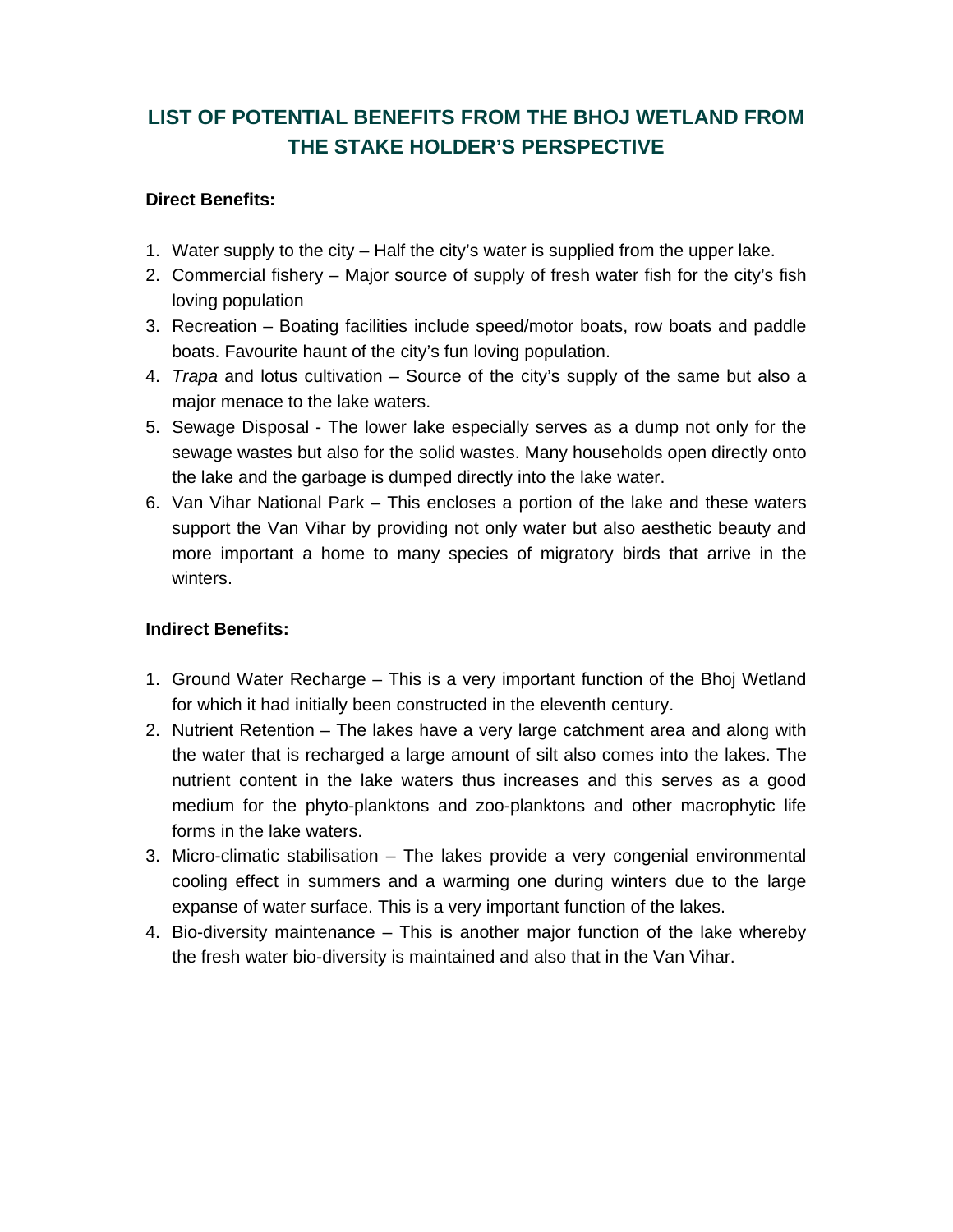## LIST OF POTENTIAL BENEFITS FROM THE BHOJ WETLAND FROM THE STAKE HOLDER'S PERSPECTIVE

**Direct Benefits:**

1. Water supply to the city – Half the city's water is supplied from the upper lake.
2. Commercial fishery – Major source of supply of fresh water fish for the city's fish loving population
3. Recreation – Boating facilities include speed/motor boats, row boats and paddle boats. Favourite haunt of the city's fun loving population.
4. *Trapa* and lotus cultivation – Source of the city's supply of the same but also a major menace to the lake waters.
5. Sewage Disposal - The lower lake especially serves as a dump not only for the sewage wastes but also for the solid wastes. Many households open directly onto the lake and the garbage is dumped directly into the lake water.
6. Van Vihar National Park – This encloses a portion of the lake and these waters support the Van Vihar by providing not only water but also aesthetic beauty and more important a home to many species of migratory birds that arrive in the winters.

**Indirect Benefits:**

1. Ground Water Recharge – This is a very important function of the Bhoj Wetland for which it had initially been constructed in the eleventh century.
2. Nutrient Retention – The lakes have a very large catchment area and along with the water that is recharged a large amount of silt also comes into the lakes. The nutrient content in the lake waters thus increases and this serves as a good medium for the phyto-planktons and zoo-planktons and other macrophytic life forms in the lake waters.
3. Micro-climatic stabilisation – The lakes provide a very congenial environmental cooling effect in summers and a warming one during winters due to the large expanse of water surface. This is a very important function of the lakes.
4. Bio-diversity maintenance – This is another major function of the lake whereby the fresh water bio-diversity is maintained and also that in the Van Vihar.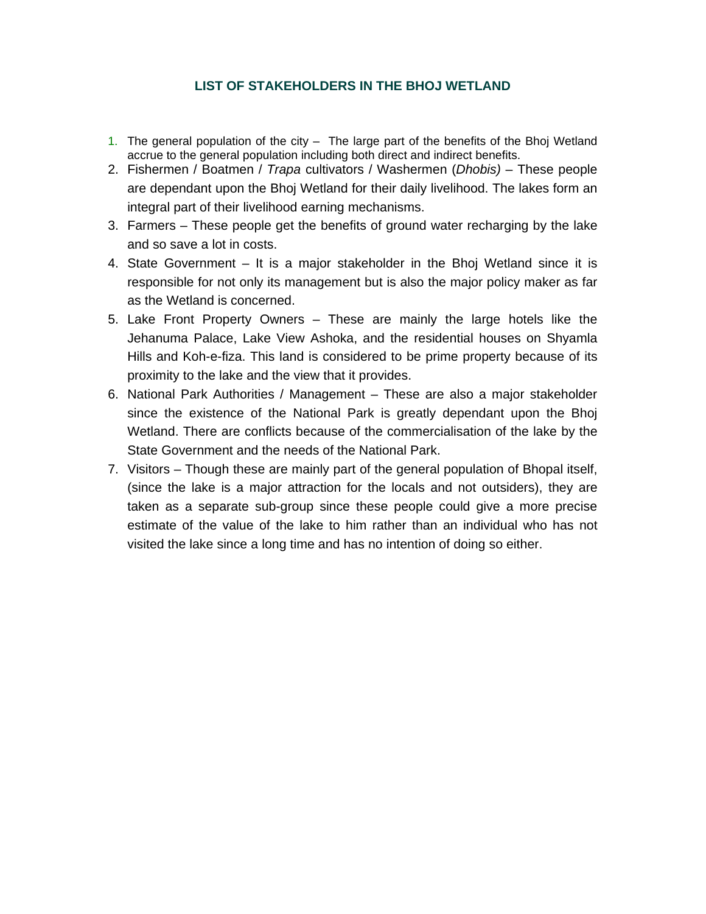## LIST OF STAKEHOLDERS IN THE BHOJ WETLAND

1. The general population of the city – The large part of the benefits of the Bhoj Wetland accrue to the general population including both direct and indirect benefits.
2. Fishermen / Boatmen / *Trapa* cultivators / Washermen (*Dhobis)* – These people are dependant upon the Bhoj Wetland for their daily livelihood. The lakes form an integral part of their livelihood earning mechanisms.
3. Farmers – These people get the benefits of ground water recharging by the lake and so save a lot in costs.
4. State Government – It is a major stakeholder in the Bhoj Wetland since it is responsible for not only its management but is also the major policy maker as far as the Wetland is concerned.
5. Lake Front Property Owners – These are mainly the large hotels like the Jehanuma Palace, Lake View Ashoka, and the residential houses on Shyamla Hills and Koh-e-fiza. This land is considered to be prime property because of its proximity to the lake and the view that it provides.
6. National Park Authorities / Management – These are also a major stakeholder since the existence of the National Park is greatly dependant upon the Bhoj Wetland. There are conflicts because of the commercialisation of the lake by the State Government and the needs of the National Park.
7. Visitors – Though these are mainly part of the general population of Bhopal itself, (since the lake is a major attraction for the locals and not outsiders), they are taken as a separate sub-group since these people could give a more precise estimate of the value of the lake to him rather than an individual who has not visited the lake since a long time and has no intention of doing so either.